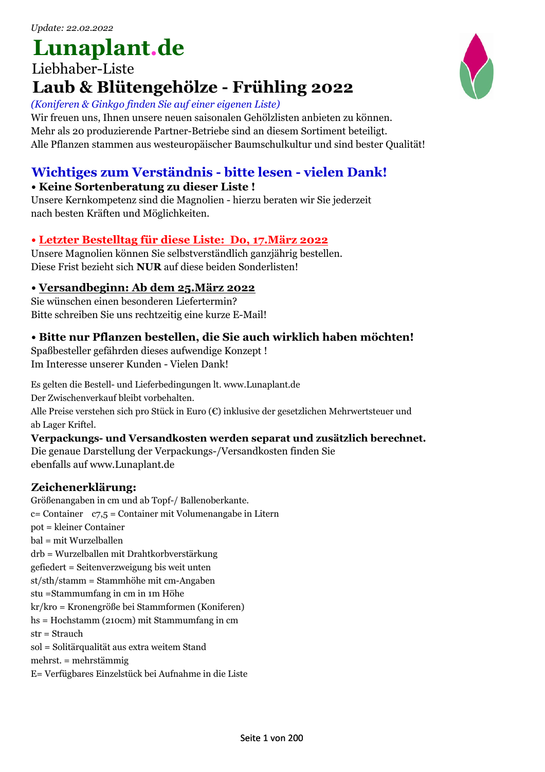*Update: 22.02.2022*

# Lunaplant.de

Liebhaber-Liste

## Laub & Blütengehölze - Frühling 2022

*(Koniferen & Ginkgo finden Sie auf einer eigenen Liste)*

Wir freuen uns, Ihnen unsere neuen saisonalen Gehölzlisten anbieten zu können.
Mehr als 20 produzierende Partner-Betriebe sind an diesem Sortiment beteiligt.
Alle Pflanzen stammen aus westeuropäischer Baumschulkultur und sind bester Qualität!

## Wichtiges zum Verständnis - bitte lesen - vielen Dank!

**• Keine Sortenberatung zu dieser Liste !**

Unsere Kernkompetenz sind die Magnolien - hierzu beraten wir Sie jederzeit
nach besten Kräften und Möglichkeiten.

**• Letzter Bestelltag für diese Liste: Do, 17.März 2022**

Unsere Magnolien können Sie selbstverständlich ganzjährig bestellen.
Diese Frist bezieht sich **NUR** auf diese beiden Sonderlisten!

**• Versandbeginn: Ab dem 25.März 2022**

Sie wünschen einen besonderen Liefertermin?
Bitte schreiben Sie uns rechtzeitig eine kurze E-Mail!

**• Bitte nur Pflanzen bestellen, die Sie auch wirklich haben möchten!**

Spaßbesteller gefährden dieses aufwendige Konzept !
Im Interesse unserer Kunden - Vielen Dank!

Es gelten die Bestell- und Lieferbedingungen lt. www.Lunaplant.de
Der Zwischenverkauf bleibt vorbehalten.
Alle Preise verstehen sich pro Stück in Euro (€) inklusive der gesetzlichen Mehrwertsteuer und
ab Lager Kriftel.

**Verpackungs- und Versandkosten werden separat und zusätzlich berechnet.**

Die genaue Darstellung der Verpackungs-/Versandkosten finden Sie
ebenfalls auf www.Lunaplant.de

### Zeichenerklärung:

Größenangaben in cm und ab Topf-/ Ballenoberkante.
c= Container c7,5 = Container mit Volumenangabe in Litern
pot = kleiner Container
bal = mit Wurzelballen
drb = Wurzelballen mit Drahtkorbverstärkung
gefiedert = Seitenverzweigung bis weit unten
st/sth/stamm = Stammhöhe mit cm-Angaben
stu =Stammumfang in cm in 1m Höhe
kr/kro = Kronengröße bei Stammformen (Koniferen)
hs = Hochstamm (210cm) mit Stammumfang in cm
str = Strauch
sol = Solitärqualität aus extra weitem Stand
mehrst. = mehrstämmig
E= Verfügbares Einzelstück bei Aufnahme in die Liste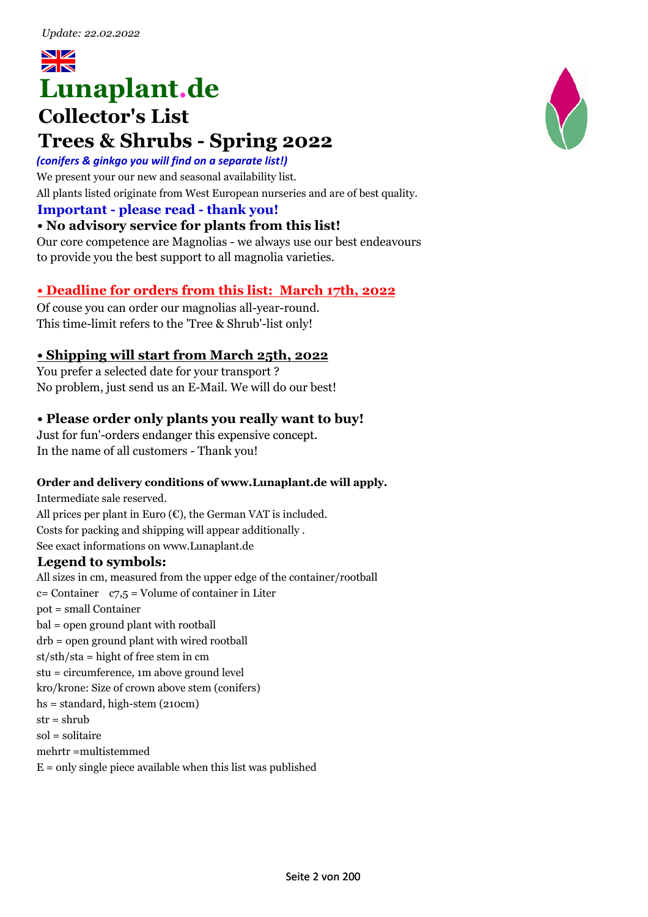*Update: 22.02.2022*

# Lunaplant.de

## Collector's List

## Trees & Shrubs - Spring 2022

***(conifers & ginkgo you will find on a separate list!)***

We present your our new and seasonal availability list.

All plants listed originate from West European nurseries and are of best quality.

### Important - please read - thank you!

**• No advisory service for plants from this list!**

Our core competence are Magnolias - we always use our best endeavours to provide you the best support to all magnolia varieties.

**• Deadline for orders from this list: March 17th, 2022**

Of couse you can order our magnolias all-year-round.
This time-limit refers to the 'Tree & Shrub'-list only!

**• Shipping will start from March 25th, 2022**

You prefer a selected date for your transport ?
No problem, just send us an E-Mail. We will do our best!

**• Please order only plants you really want to buy!**

Just for fun'-orders endanger this expensive concept.
In the name of all customers - Thank you!

**Order and delivery conditions of www.Lunaplant.de will apply.**

Intermediate sale reserved.
All prices per plant in Euro (€), the German VAT is included.
Costs for packing and shipping will appear additionally .
See exact informations on www.Lunaplant.de

### Legend to symbols:

All sizes in cm, measured from the upper edge of the container/rootball
c= Container  c7,5 = Volume of container in Liter
pot = small Container
bal = open ground plant with rootball
drb = open ground plant with wired rootball
st/sth/sta = hight of free stem in cm
stu = circumference, 1m above ground level
kro/krone: Size of crown above stem (conifers)
hs = standard, high-stem (210cm)
str = shrub
sol = solitaire
mehrtr =multistemmed
E = only single piece available when this list was published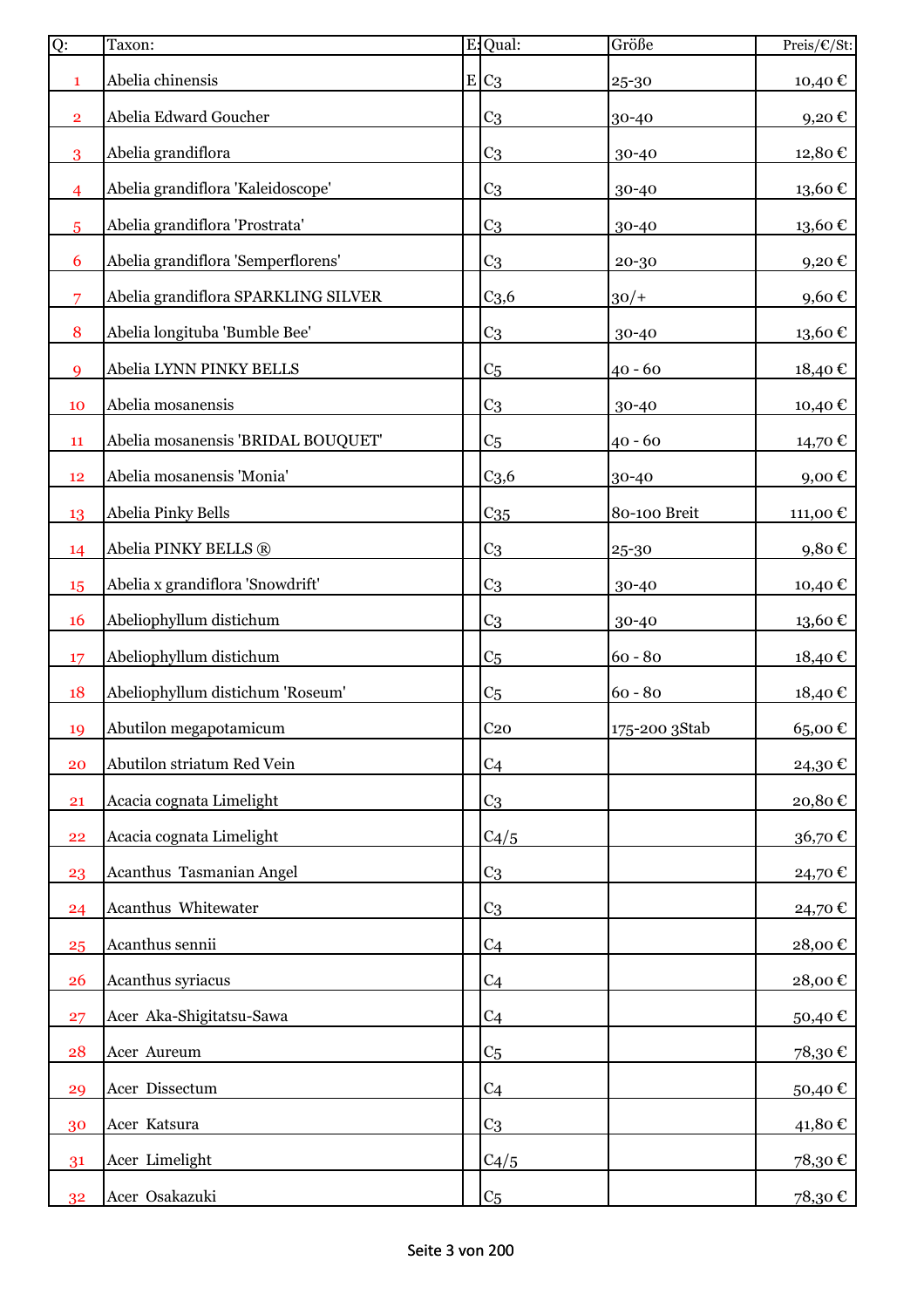| Q: | Taxon: | E: | Qual: | Größe | Preis/€/St: |
|---|---|---|---|---|---|
| 1 | Abelia chinensis | E | C3 | 25-30 | 10,40 € |
| 2 | Abelia Edward Goucher | | C3 | 30-40 | 9,20 € |
| 3 | Abelia grandiflora | | C3 | 30-40 | 12,80 € |
| 4 | Abelia grandiflora 'Kaleidoscope' | | C3 | 30-40 | 13,60 € |
| 5 | Abelia grandiflora 'Prostrata' | | C3 | 30-40 | 13,60 € |
| 6 | Abelia grandiflora 'Semperflorens' | | C3 | 20-30 | 9,20 € |
| 7 | Abelia grandiflora SPARKLING SILVER | | C3,6 | 30/+ | 9,60 € |
| 8 | Abelia longituba 'Bumble Bee' | | C3 | 30-40 | 13,60 € |
| 9 | Abelia LYNN PINKY BELLS | | C5 | 40 - 60 | 18,40 € |
| 10 | Abelia mosanensis | | C3 | 30-40 | 10,40 € |
| 11 | Abelia mosanensis 'BRIDAL BOUQUET' | | C5 | 40 - 60 | 14,70 € |
| 12 | Abelia mosanensis 'Monia' | | C3,6 | 30-40 | 9,00 € |
| 13 | Abelia Pinky Bells | | C35 | 80-100 Breit | 111,00 € |
| 14 | Abelia PINKY BELLS ® | | C3 | 25-30 | 9,80 € |
| 15 | Abelia x grandiflora 'Snowdrift' | | C3 | 30-40 | 10,40 € |
| 16 | Abeliophyllum distichum | | C3 | 30-40 | 13,60 € |
| 17 | Abeliophyllum distichum | | C5 | 60 - 80 | 18,40 € |
| 18 | Abeliophyllum distichum 'Roseum' | | C5 | 60 - 80 | 18,40 € |
| 19 | Abutilon megapotamicum | | C20 | 175-200 3Stab | 65,00 € |
| 20 | Abutilon striatum Red Vein | | C4 | | 24,30 € |
| 21 | Acacia cognata Limelight | | C3 | | 20,80 € |
| 22 | Acacia cognata Limelight | | C4/5 | | 36,70 € |
| 23 | Acanthus Tasmanian Angel | | C3 | | 24,70 € |
| 24 | Acanthus Whitewater | | C3 | | 24,70 € |
| 25 | Acanthus sennii | | C4 | | 28,00 € |
| 26 | Acanthus syriacus | | C4 | | 28,00 € |
| 27 | Acer Aka-Shigitatsu-Sawa | | C4 | | 50,40 € |
| 28 | Acer Aureum | | C5 | | 78,30 € |
| 29 | Acer Dissectum | | C4 | | 50,40 € |
| 30 | Acer Katsura | | C3 | | 41,80 € |
| 31 | Acer Limelight | | C4/5 | | 78,30 € |
| 32 | Acer Osakazuki | | C5 | | 78,30 € |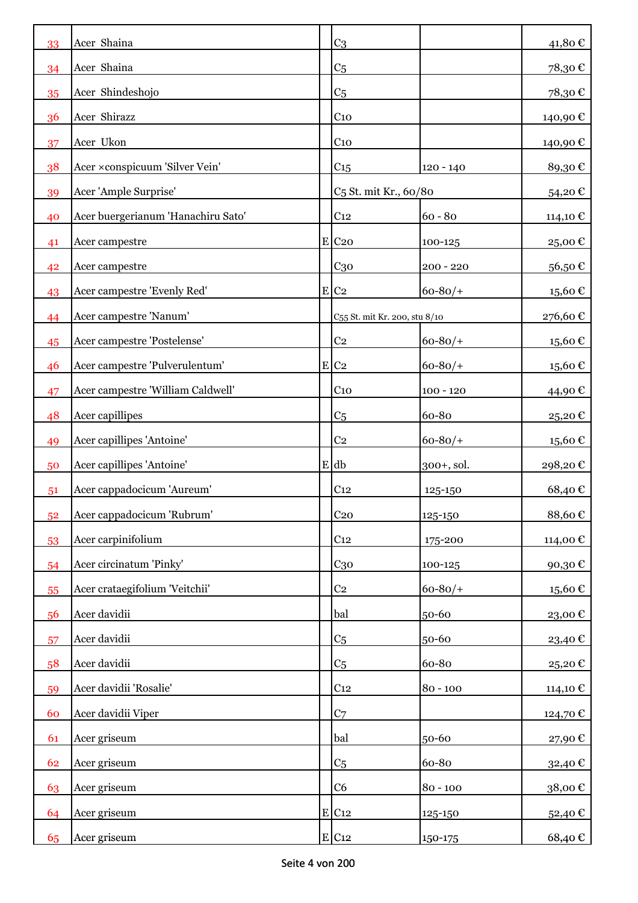| | | | | | |
|---|---|---|---|---|---|
| 33 | Acer Shaina | | C3 | | 41,80 € |
| 34 | Acer Shaina | | C5 | | 78,30 € |
| 35 | Acer Shindeshojo | | C5 | | 78,30 € |
| 36 | Acer Shirazz | | C10 | | 140,90 € |
| 37 | Acer Ukon | | C10 | | 140,90 € |
| 38 | Acer ×conspicuum 'Silver Vein' | | C15 | 120 - 140 | 89,30 € |
| 39 | Acer 'Ample Surprise' | | C5 St. mit Kr., 60/80 | | 54,20 € |
| 40 | Acer buergerianum 'Hanachiru Sato' | | C12 | 60 - 80 | 114,10 € |
| 41 | Acer campestre | E | C20 | 100-125 | 25,00 € |
| 42 | Acer campestre | | C30 | 200 - 220 | 56,50 € |
| 43 | Acer campestre 'Evenly Red' | E | C2 | 60-80/+ | 15,60 € |
| 44 | Acer campestre 'Nanum' | | C55 St. mit Kr. 200, stu 8/10 | | 276,60 € |
| 45 | Acer campestre 'Postelense' | | C2 | 60-80/+ | 15,60 € |
| 46 | Acer campestre 'Pulverulentum' | E | C2 | 60-80/+ | 15,60 € |
| 47 | Acer campestre 'William Caldwell' | | C10 | 100 - 120 | 44,90 € |
| 48 | Acer capillipes | | C5 | 60-80 | 25,20 € |
| 49 | Acer capillipes 'Antoine' | | C2 | 60-80/+ | 15,60 € |
| 50 | Acer capillipes 'Antoine' | E | db | 300+, sol. | 298,20 € |
| 51 | Acer cappadocicum 'Aureum' | | C12 | 125-150 | 68,40 € |
| 52 | Acer cappadocicum 'Rubrum' | | C20 | 125-150 | 88,60 € |
| 53 | Acer carpinifolium | | C12 | 175-200 | 114,00 € |
| 54 | Acer circinatum 'Pinky' | | C30 | 100-125 | 90,30 € |
| 55 | Acer crataegifolium 'Veitchii' | | C2 | 60-80/+ | 15,60 € |
| 56 | Acer davidii | | bal | 50-60 | 23,00 € |
| 57 | Acer davidii | | C5 | 50-60 | 23,40 € |
| 58 | Acer davidii | | C5 | 60-80 | 25,20 € |
| 59 | Acer davidii 'Rosalie' | | C12 | 80 - 100 | 114,10 € |
| 60 | Acer davidii Viper | | C7 | | 124,70 € |
| 61 | Acer griseum | | bal | 50-60 | 27,90 € |
| 62 | Acer griseum | | C5 | 60-80 | 32,40 € |
| 63 | Acer griseum | | C6 | 80 - 100 | 38,00 € |
| 64 | Acer griseum | E | C12 | 125-150 | 52,40 € |
| 65 | Acer griseum | E | C12 | 150-175 | 68,40 € |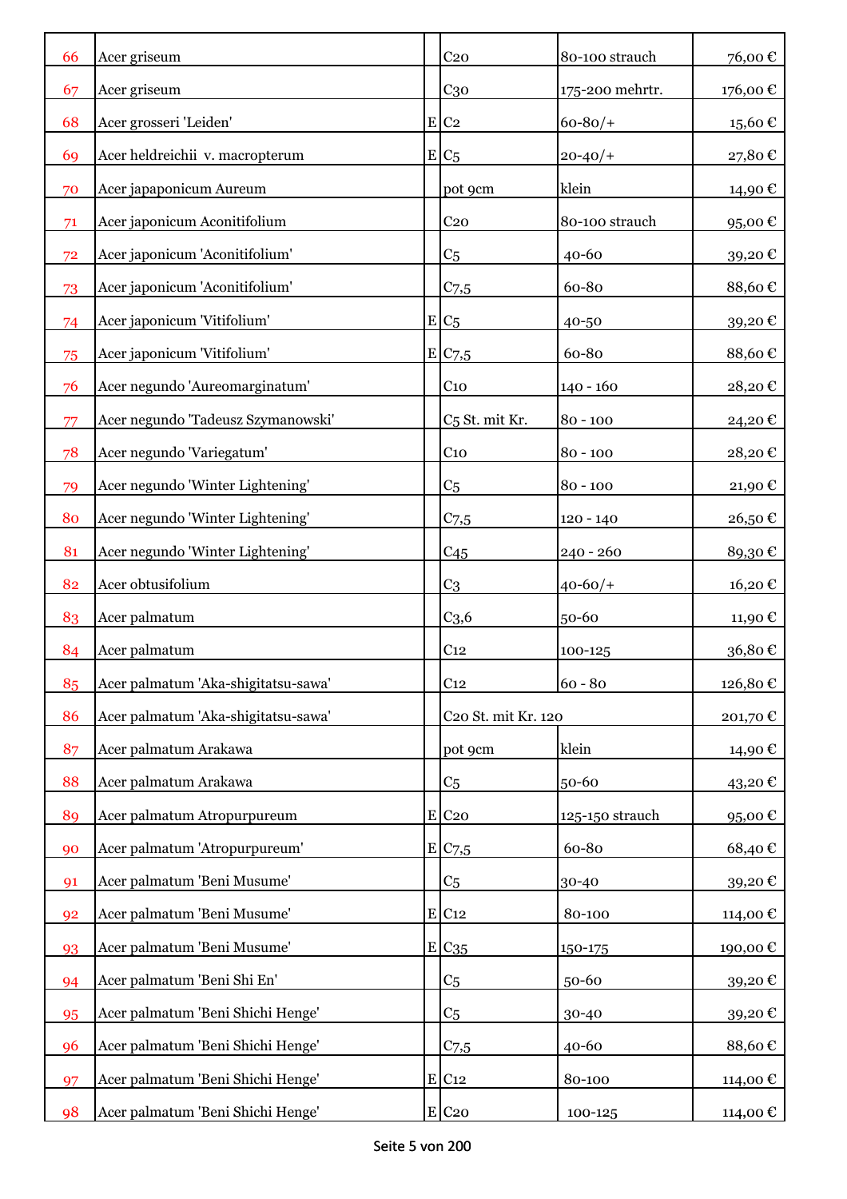| | | | | | |
|---|---|---|---|---|---|
| 66 | Acer griseum | | C20 | 80-100 strauch | 76,00 € |
| 67 | Acer griseum | | C30 | 175-200 mehrtr. | 176,00 € |
| 68 | Acer grosseri 'Leiden' | E | C2 | 60-80/+ | 15,60 € |
| 69 | Acer heldreichii v. macropterum | E | C5 | 20-40/+ | 27,80 € |
| 70 | Acer japaponicum Aureum | | pot 9cm | klein | 14,90 € |
| 71 | Acer japonicum Aconitifolium | | C20 | 80-100 strauch | 95,00 € |
| 72 | Acer japonicum 'Aconitifolium' | | C5 | 40-60 | 39,20 € |
| 73 | Acer japonicum 'Aconitifolium' | | C7,5 | 60-80 | 88,60 € |
| 74 | Acer japonicum 'Vitifolium' | E | C5 | 40-50 | 39,20 € |
| 75 | Acer japonicum 'Vitifolium' | E | C7,5 | 60-80 | 88,60 € |
| 76 | Acer negundo 'Aureomarginatum' | | C10 | 140 - 160 | 28,20 € |
| 77 | Acer negundo 'Tadeusz Szymanowski' | | C5 St. mit Kr. | 80 - 100 | 24,20 € |
| 78 | Acer negundo 'Variegatum' | | C10 | 80 - 100 | 28,20 € |
| 79 | Acer negundo 'Winter Lightening' | | C5 | 80 - 100 | 21,90 € |
| 80 | Acer negundo 'Winter Lightening' | | C7,5 | 120 - 140 | 26,50 € |
| 81 | Acer negundo 'Winter Lightening' | | C45 | 240 - 260 | 89,30 € |
| 82 | Acer obtusifolium | | C3 | 40-60/+ | 16,20 € |
| 83 | Acer palmatum | | C3,6 | 50-60 | 11,90 € |
| 84 | Acer palmatum | | C12 | 100-125 | 36,80 € |
| 85 | Acer palmatum 'Aka-shigitatsu-sawa' | | C12 | 60 - 80 | 126,80 € |
| 86 | Acer palmatum 'Aka-shigitatsu-sawa' | | C20 St. mit Kr. 120 | | 201,70 € |
| 87 | Acer palmatum Arakawa | | pot 9cm | klein | 14,90 € |
| 88 | Acer palmatum Arakawa | | C5 | 50-60 | 43,20 € |
| 89 | Acer palmatum Atropurpureum | E | C20 | 125-150 strauch | 95,00 € |
| 90 | Acer palmatum 'Atropurpureum' | E | C7,5 | 60-80 | 68,40 € |
| 91 | Acer palmatum 'Beni Musume' | | C5 | 30-40 | 39,20 € |
| 92 | Acer palmatum 'Beni Musume' | E | C12 | 80-100 | 114,00 € |
| 93 | Acer palmatum 'Beni Musume' | E | C35 | 150-175 | 190,00 € |
| 94 | Acer palmatum 'Beni Shi En' | | C5 | 50-60 | 39,20 € |
| 95 | Acer palmatum 'Beni Shichi Henge' | | C5 | 30-40 | 39,20 € |
| 96 | Acer palmatum 'Beni Shichi Henge' | | C7,5 | 40-60 | 88,60 € |
| 97 | Acer palmatum 'Beni Shichi Henge' | E | C12 | 80-100 | 114,00 € |
| 98 | Acer palmatum 'Beni Shichi Henge' | E | C20 | 100-125 | 114,00 € |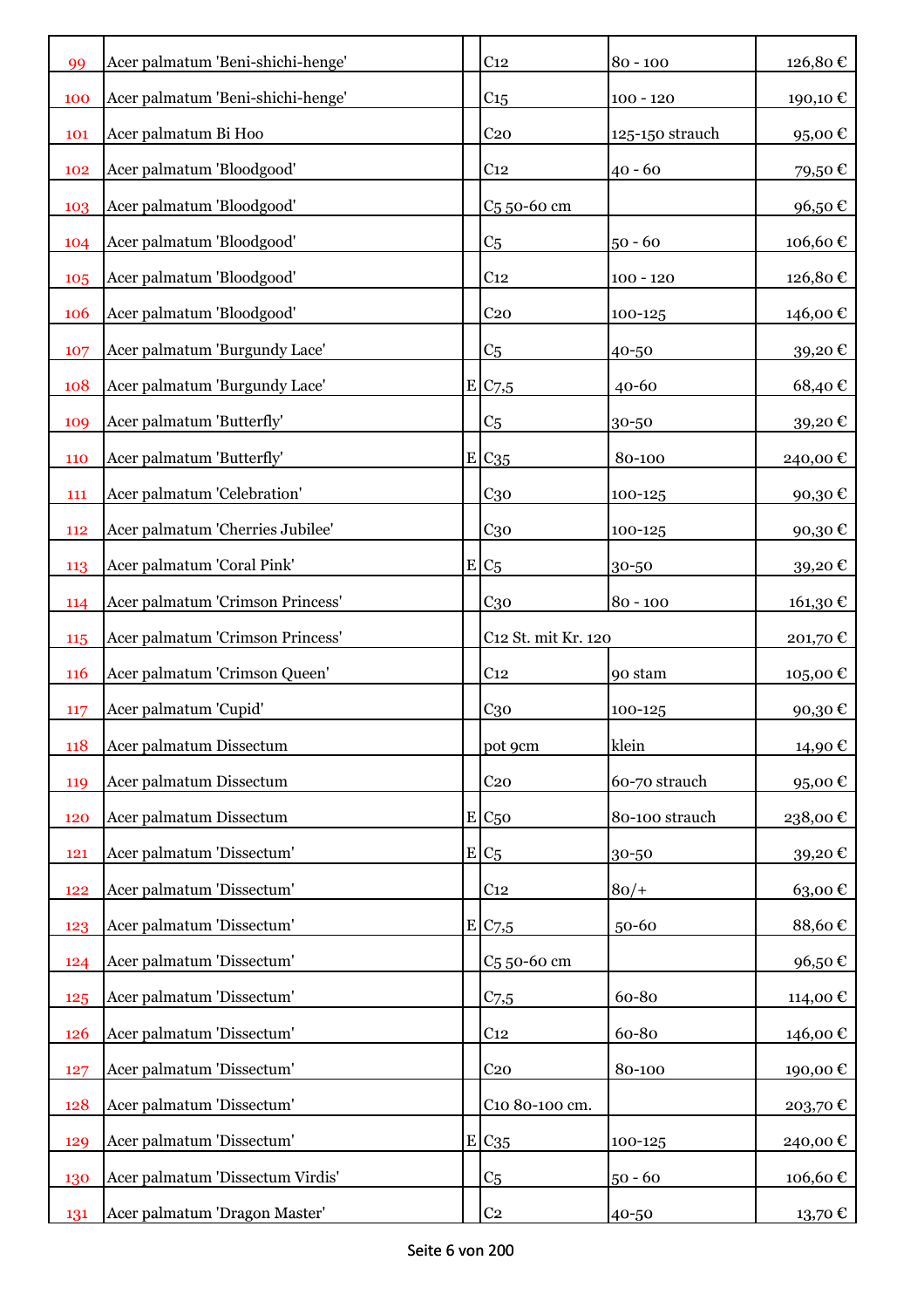| | | | | | |
|---|---|---|---|---|---|
| 99 | Acer palmatum 'Beni-shichi-henge' | | C12 | 80 - 100 | 126,80 € |
| 100 | Acer palmatum 'Beni-shichi-henge' | | C15 | 100 - 120 | 190,10 € |
| 101 | Acer palmatum Bi Hoo | | C20 | 125-150 strauch | 95,00 € |
| 102 | Acer palmatum 'Bloodgood' | | C12 | 40 - 60 | 79,50 € |
| 103 | Acer palmatum 'Bloodgood' | | C5 50-60 cm | | 96,50 € |
| 104 | Acer palmatum 'Bloodgood' | | C5 | 50 - 60 | 106,60 € |
| 105 | Acer palmatum 'Bloodgood' | | C12 | 100 - 120 | 126,80 € |
| 106 | Acer palmatum 'Bloodgood' | | C20 | 100-125 | 146,00 € |
| 107 | Acer palmatum 'Burgundy Lace' | | C5 | 40-50 | 39,20 € |
| 108 | Acer palmatum 'Burgundy Lace' | E | C7,5 | 40-60 | 68,40 € |
| 109 | Acer palmatum 'Butterfly' | | C5 | 30-50 | 39,20 € |
| 110 | Acer palmatum 'Butterfly' | E | C35 | 80-100 | 240,00 € |
| 111 | Acer palmatum 'Celebration' | | C30 | 100-125 | 90,30 € |
| 112 | Acer palmatum 'Cherries Jubilee' | | C30 | 100-125 | 90,30 € |
| 113 | Acer palmatum 'Coral Pink' | E | C5 | 30-50 | 39,20 € |
| 114 | Acer palmatum 'Crimson Princess' | | C30 | 80 - 100 | 161,30 € |
| 115 | Acer palmatum 'Crimson Princess' | | C12 St. mit Kr. 120 | | 201,70 € |
| 116 | Acer palmatum 'Crimson Queen' | | C12 | 90 stam | 105,00 € |
| 117 | Acer palmatum 'Cupid' | | C30 | 100-125 | 90,30 € |
| 118 | Acer palmatum Dissectum | | pot 9cm | klein | 14,90 € |
| 119 | Acer palmatum Dissectum | | C20 | 60-70 strauch | 95,00 € |
| 120 | Acer palmatum Dissectum | E | C50 | 80-100 strauch | 238,00 € |
| 121 | Acer palmatum 'Dissectum' | E | C5 | 30-50 | 39,20 € |
| 122 | Acer palmatum 'Dissectum' | | C12 | 80/+ | 63,00 € |
| 123 | Acer palmatum 'Dissectum' | E | C7,5 | 50-60 | 88,60 € |
| 124 | Acer palmatum 'Dissectum' | | C5 50-60 cm | | 96,50 € |
| 125 | Acer palmatum 'Dissectum' | | C7,5 | 60-80 | 114,00 € |
| 126 | Acer palmatum 'Dissectum' | | C12 | 60-80 | 146,00 € |
| 127 | Acer palmatum 'Dissectum' | | C20 | 80-100 | 190,00 € |
| 128 | Acer palmatum 'Dissectum' | | C10 80-100 cm. | | 203,70 € |
| 129 | Acer palmatum 'Dissectum' | E | C35 | 100-125 | 240,00 € |
| 130 | Acer palmatum 'Dissectum Virdis' | | C5 | 50 - 60 | 106,60 € |
| 131 | Acer palmatum 'Dragon Master' | | C2 | 40-50 | 13,70 € |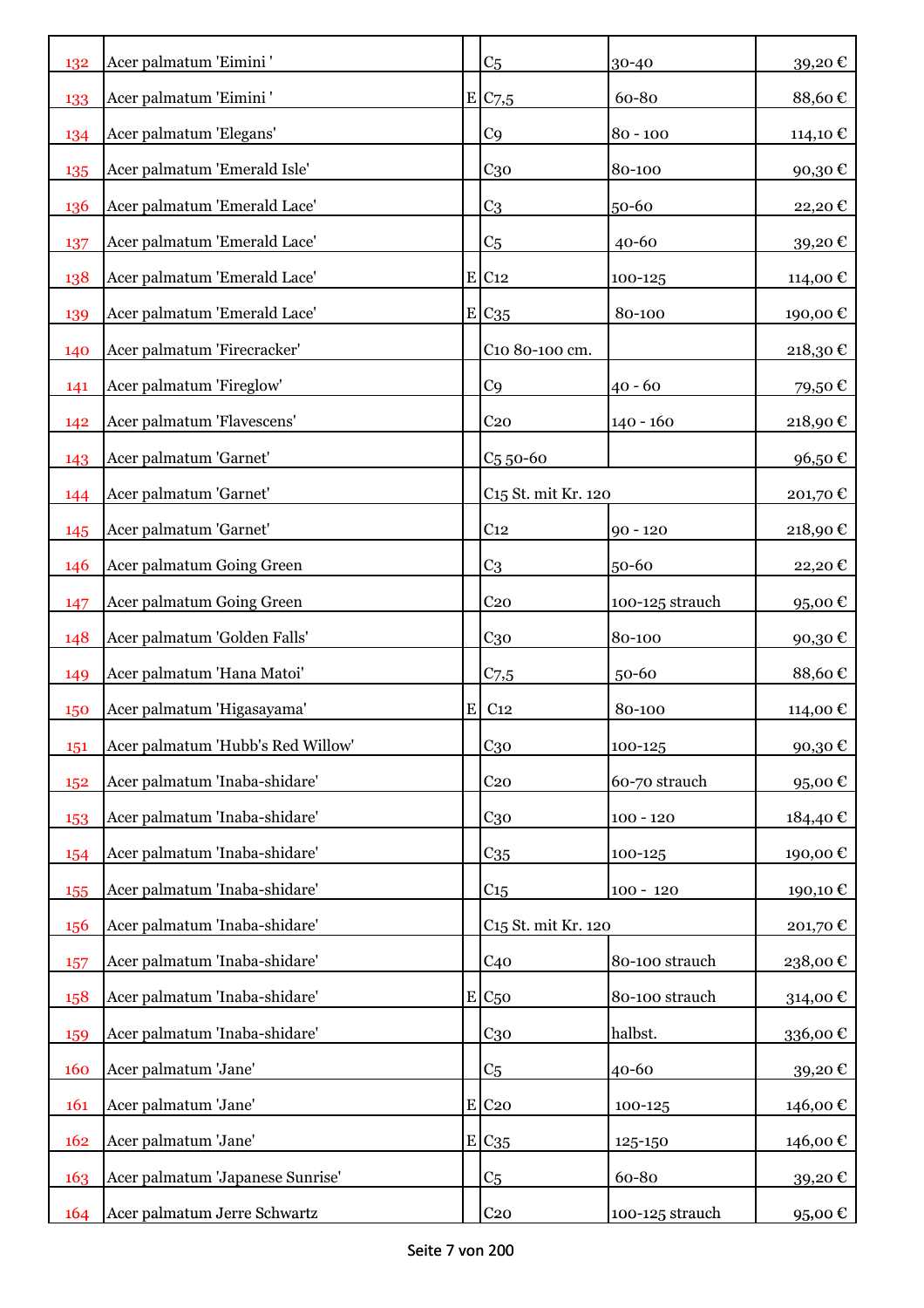| | | | | | |
|---|---|---|---|---|---|
| 132 | Acer palmatum 'Eimini ' | | C5 | 30-40 | 39,20 € |
| 133 | Acer palmatum 'Eimini ' | E | C7,5 | 60-80 | 88,60 € |
| 134 | Acer palmatum 'Elegans' | | C9 | 80 - 100 | 114,10 € |
| 135 | Acer palmatum 'Emerald Isle' | | C30 | 80-100 | 90,30 € |
| 136 | Acer palmatum 'Emerald Lace' | | C3 | 50-60 | 22,20 € |
| 137 | Acer palmatum 'Emerald Lace' | | C5 | 40-60 | 39,20 € |
| 138 | Acer palmatum 'Emerald Lace' | E | C12 | 100-125 | 114,00 € |
| 139 | Acer palmatum 'Emerald Lace' | E | C35 | 80-100 | 190,00 € |
| 140 | Acer palmatum 'Firecracker' | | C10 80-100 cm. | | 218,30 € |
| 141 | Acer palmatum 'Fireglow' | | C9 | 40 - 60 | 79,50 € |
| 142 | Acer palmatum 'Flavescens' | | C20 | 140 - 160 | 218,90 € |
| 143 | Acer palmatum 'Garnet' | | C5 50-60 | | 96,50 € |
| 144 | Acer palmatum 'Garnet' | | C15 St. mit Kr. 120 | | 201,70 € |
| 145 | Acer palmatum 'Garnet' | | C12 | 90 - 120 | 218,90 € |
| 146 | Acer palmatum Going Green | | C3 | 50-60 | 22,20 € |
| 147 | Acer palmatum Going Green | | C20 | 100-125 strauch | 95,00 € |
| 148 | Acer palmatum 'Golden Falls' | | C30 | 80-100 | 90,30 € |
| 149 | Acer palmatum 'Hana Matoi' | | C7,5 | 50-60 | 88,60 € |
| 150 | Acer palmatum 'Higasayama' | E | C12 | 80-100 | 114,00 € |
| 151 | Acer palmatum 'Hubb's Red Willow' | | C30 | 100-125 | 90,30 € |
| 152 | Acer palmatum 'Inaba-shidare' | | C20 | 60-70 strauch | 95,00 € |
| 153 | Acer palmatum 'Inaba-shidare' | | C30 | 100 - 120 | 184,40 € |
| 154 | Acer palmatum 'Inaba-shidare' | | C35 | 100-125 | 190,00 € |
| 155 | Acer palmatum 'Inaba-shidare' | | C15 | 100 - 120 | 190,10 € |
| 156 | Acer palmatum 'Inaba-shidare' | | C15 St. mit Kr. 120 | | 201,70 € |
| 157 | Acer palmatum 'Inaba-shidare' | | C40 | 80-100 strauch | 238,00 € |
| 158 | Acer palmatum 'Inaba-shidare' | E | C50 | 80-100 strauch | 314,00 € |
| 159 | Acer palmatum 'Inaba-shidare' | | C30 | halbst. | 336,00 € |
| 160 | Acer palmatum 'Jane' | | C5 | 40-60 | 39,20 € |
| 161 | Acer palmatum 'Jane' | E | C20 | 100-125 | 146,00 € |
| 162 | Acer palmatum 'Jane' | E | C35 | 125-150 | 146,00 € |
| 163 | Acer palmatum 'Japanese Sunrise' | | C5 | 60-80 | 39,20 € |
| 164 | Acer palmatum Jerre Schwartz | | C20 | 100-125 strauch | 95,00 € |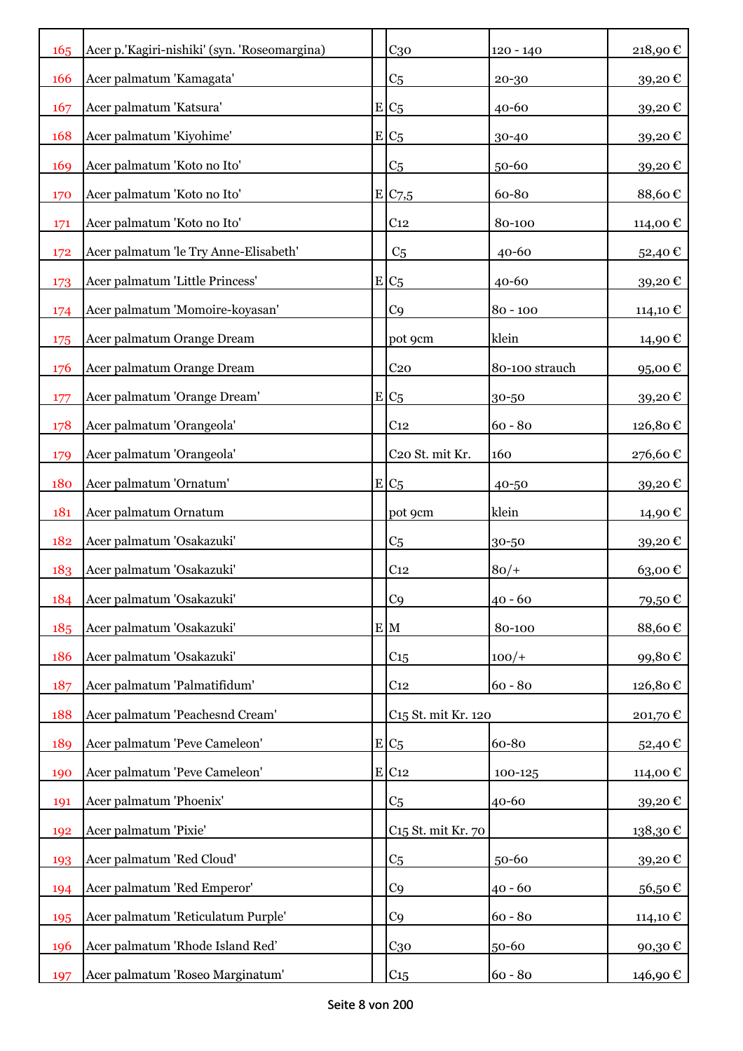| | | | | | |
|---|---|---|---|---|---|
| 165 | Acer p.'Kagiri-nishiki' (syn. 'Roseomargina) | | C30 | 120 - 140 | 218,90 € |
| 166 | Acer palmatum 'Kamagata' | | C5 | 20-30 | 39,20 € |
| 167 | Acer palmatum 'Katsura' | E | C5 | 40-60 | 39,20 € |
| 168 | Acer palmatum 'Kiyohime' | E | C5 | 30-40 | 39,20 € |
| 169 | Acer palmatum 'Koto no Ito' | | C5 | 50-60 | 39,20 € |
| 170 | Acer palmatum 'Koto no Ito' | E | C7,5 | 60-80 | 88,60 € |
| 171 | Acer palmatum 'Koto no Ito' | | C12 | 80-100 | 114,00 € |
| 172 | Acer palmatum 'le Try Anne-Elisabeth' | | C5 | 40-60 | 52,40 € |
| 173 | Acer palmatum 'Little Princess' | E | C5 | 40-60 | 39,20 € |
| 174 | Acer palmatum 'Momoire-koyasan' | | C9 | 80 - 100 | 114,10 € |
| 175 | Acer palmatum Orange Dream | | pot 9cm | klein | 14,90 € |
| 176 | Acer palmatum Orange Dream | | C20 | 80-100 strauch | 95,00 € |
| 177 | Acer palmatum 'Orange Dream' | E | C5 | 30-50 | 39,20 € |
| 178 | Acer palmatum 'Orangeola' | | C12 | 60 - 80 | 126,80 € |
| 179 | Acer palmatum 'Orangeola' | | C20 St. mit Kr. | 160 | 276,60 € |
| 180 | Acer palmatum 'Ornatum' | E | C5 | 40-50 | 39,20 € |
| 181 | Acer palmatum Ornatum | | pot 9cm | klein | 14,90 € |
| 182 | Acer palmatum 'Osakazuki' | | C5 | 30-50 | 39,20 € |
| 183 | Acer palmatum 'Osakazuki' | | C12 | 80/+ | 63,00 € |
| 184 | Acer palmatum 'Osakazuki' | | C9 | 40 - 60 | 79,50 € |
| 185 | Acer palmatum 'Osakazuki' | E | M | 80-100 | 88,60 € |
| 186 | Acer palmatum 'Osakazuki' | | C15 | 100/+ | 99,80 € |
| 187 | Acer palmatum 'Palmatifidum' | | C12 | 60 - 80 | 126,80 € |
| 188 | Acer palmatum 'Peachesnd Cream' | | C15 St. mit Kr. 120 | | 201,70 € |
| 189 | Acer palmatum 'Peve Cameleon' | E | C5 | 60-80 | 52,40 € |
| 190 | Acer palmatum 'Peve Cameleon' | E | C12 | 100-125 | 114,00 € |
| 191 | Acer palmatum 'Phoenix' | | C5 | 40-60 | 39,20 € |
| 192 | Acer palmatum 'Pixie' | | C15 St. mit Kr. 70 | | 138,30 € |
| 193 | Acer palmatum 'Red Cloud' | | C5 | 50-60 | 39,20 € |
| 194 | Acer palmatum 'Red Emperor' | | C9 | 40 - 60 | 56,50 € |
| 195 | Acer palmatum 'Reticulatum Purple' | | C9 | 60 - 80 | 114,10 € |
| 196 | Acer palmatum 'Rhode Island Red' | | C30 | 50-60 | 90,30 € |
| 197 | Acer palmatum 'Roseo Marginatum' | | C15 | 60 - 80 | 146,90 € |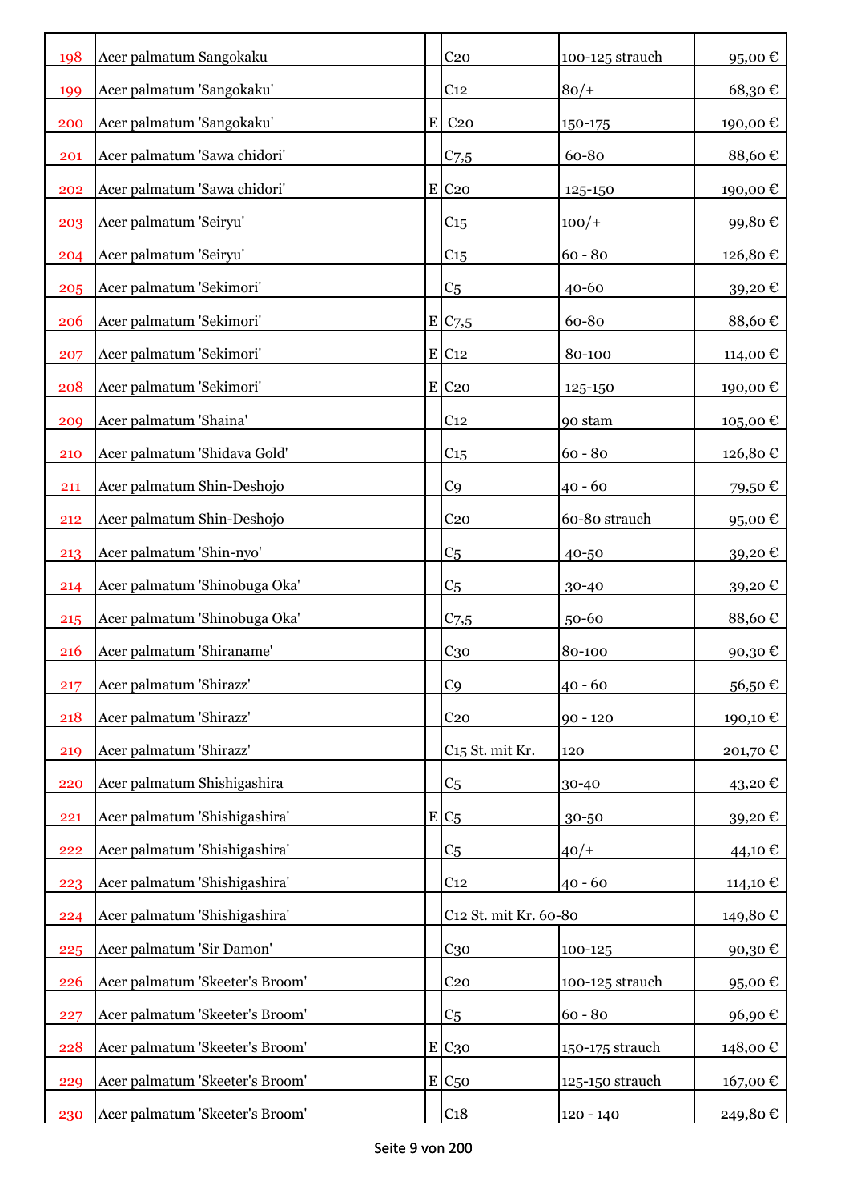| | | | | | |
|---|---|---|---|---|---|
| 198 | Acer palmatum Sangokaku | | C20 | 100-125 strauch | 95,00 € |
| 199 | Acer palmatum 'Sangokaku' | | C12 | 80/+ | 68,30 € |
| 200 | Acer palmatum 'Sangokaku' | E | C20 | 150-175 | 190,00 € |
| 201 | Acer palmatum 'Sawa chidori' | | C7,5 | 60-80 | 88,60 € |
| 202 | Acer palmatum 'Sawa chidori' | E | C20 | 125-150 | 190,00 € |
| 203 | Acer palmatum 'Seiryu' | | C15 | 100/+ | 99,80 € |
| 204 | Acer palmatum 'Seiryu' | | C15 | 60 - 80 | 126,80 € |
| 205 | Acer palmatum 'Sekimori' | | C5 | 40-60 | 39,20 € |
| 206 | Acer palmatum 'Sekimori' | E | C7,5 | 60-80 | 88,60 € |
| 207 | Acer palmatum 'Sekimori' | E | C12 | 80-100 | 114,00 € |
| 208 | Acer palmatum 'Sekimori' | E | C20 | 125-150 | 190,00 € |
| 209 | Acer palmatum 'Shaina' | | C12 | 90 stam | 105,00 € |
| 210 | Acer palmatum 'Shidava Gold' | | C15 | 60 - 80 | 126,80 € |
| 211 | Acer palmatum Shin-Deshojo | | C9 | 40 - 60 | 79,50 € |
| 212 | Acer palmatum Shin-Deshojo | | C20 | 60-80 strauch | 95,00 € |
| 213 | Acer palmatum 'Shin-nyo' | | C5 | 40-50 | 39,20 € |
| 214 | Acer palmatum 'Shinobuga Oka' | | C5 | 30-40 | 39,20 € |
| 215 | Acer palmatum 'Shinobuga Oka' | | C7,5 | 50-60 | 88,60 € |
| 216 | Acer palmatum 'Shiraname' | | C30 | 80-100 | 90,30 € |
| 217 | Acer palmatum 'Shirazz' | | C9 | 40 - 60 | 56,50 € |
| 218 | Acer palmatum 'Shirazz' | | C20 | 90 - 120 | 190,10 € |
| 219 | Acer palmatum 'Shirazz' | | C15 St. mit Kr. | 120 | 201,70 € |
| 220 | Acer palmatum Shishigashira | | C5 | 30-40 | 43,20 € |
| 221 | Acer palmatum 'Shishigashira' | E | C5 | 30-50 | 39,20 € |
| 222 | Acer palmatum 'Shishigashira' | | C5 | 40/+ | 44,10 € |
| 223 | Acer palmatum 'Shishigashira' | | C12 | 40 - 60 | 114,10 € |
| 224 | Acer palmatum 'Shishigashira' | | C12 St. mit Kr. 60-80 | | 149,80 € |
| 225 | Acer palmatum 'Sir Damon' | | C30 | 100-125 | 90,30 € |
| 226 | Acer palmatum 'Skeeter's Broom' | | C20 | 100-125 strauch | 95,00 € |
| 227 | Acer palmatum 'Skeeter's Broom' | | C5 | 60 - 80 | 96,90 € |
| 228 | Acer palmatum 'Skeeter's Broom' | E | C30 | 150-175 strauch | 148,00 € |
| 229 | Acer palmatum 'Skeeter's Broom' | E | C50 | 125-150 strauch | 167,00 € |
| 230 | Acer palmatum 'Skeeter's Broom' | | C18 | 120 - 140 | 249,80 € |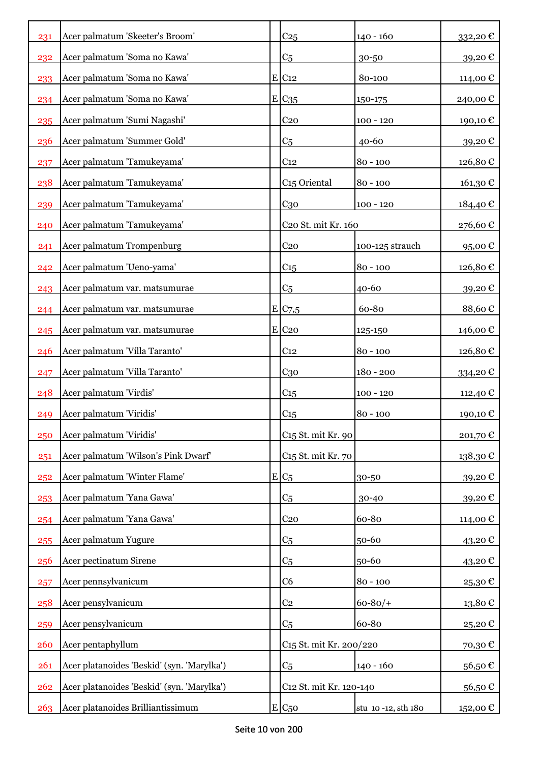| | | | | | |
|---|---|---|---|---|---|
| 231 | Acer palmatum 'Skeeter's Broom' | | C25 | 140 - 160 | 332,20 € |
| 232 | Acer palmatum 'Soma no Kawa' | | C5 | 30-50 | 39,20 € |
| 233 | Acer palmatum 'Soma no Kawa' | E | C12 | 80-100 | 114,00 € |
| 234 | Acer palmatum 'Soma no Kawa' | E | C35 | 150-175 | 240,00 € |
| 235 | Acer palmatum 'Sumi Nagashi' | | C20 | 100 - 120 | 190,10 € |
| 236 | Acer palmatum 'Summer Gold' | | C5 | 40-60 | 39,20 € |
| 237 | Acer palmatum 'Tamukeyama' | | C12 | 80 - 100 | 126,80 € |
| 238 | Acer palmatum 'Tamukeyama' | | C15 Oriental | 80 - 100 | 161,30 € |
| 239 | Acer palmatum 'Tamukeyama' | | C30 | 100 - 120 | 184,40 € |
| 240 | Acer palmatum 'Tamukeyama' | | C20 St. mit Kr. 160 | | 276,60 € |
| 241 | Acer palmatum Trompenburg | | C20 | 100-125 strauch | 95,00 € |
| 242 | Acer palmatum 'Ueno-yama' | | C15 | 80 - 100 | 126,80 € |
| 243 | Acer palmatum var. matsumurae | | C5 | 40-60 | 39,20 € |
| 244 | Acer palmatum var. matsumurae | E | C7,5 | 60-80 | 88,60 € |
| 245 | Acer palmatum var. matsumurae | E | C20 | 125-150 | 146,00 € |
| 246 | Acer palmatum 'Villa Taranto' | | C12 | 80 - 100 | 126,80 € |
| 247 | Acer palmatum 'Villa Taranto' | | C30 | 180 - 200 | 334,20 € |
| 248 | Acer palmatum 'Virdis' | | C15 | 100 - 120 | 112,40 € |
| 249 | Acer palmatum 'Viridis' | | C15 | 80 - 100 | 190,10 € |
| 250 | Acer palmatum 'Viridis' | | C15 St. mit Kr. 90 | | 201,70 € |
| 251 | Acer palmatum 'Wilson's Pink Dwarf' | | C15 St. mit Kr. 70 | | 138,30 € |
| 252 | Acer palmatum 'Winter Flame' | E | C5 | 30-50 | 39,20 € |
| 253 | Acer palmatum 'Yana Gawa' | | C5 | 30-40 | 39,20 € |
| 254 | Acer palmatum 'Yana Gawa' | | C20 | 60-80 | 114,00 € |
| 255 | Acer palmatum Yugure | | C5 | 50-60 | 43,20 € |
| 256 | Acer pectinatum Sirene | | C5 | 50-60 | 43,20 € |
| 257 | Acer pennsylvanicum | | C6 | 80 - 100 | 25,30 € |
| 258 | Acer pensylvanicum | | C2 | 60-80/+ | 13,80 € |
| 259 | Acer pensylvanicum | | C5 | 60-80 | 25,20 € |
| 260 | Acer pentaphyllum | | C15 St. mit Kr. 200/220 | | 70,30 € |
| 261 | Acer platanoides 'Beskid' (syn. 'Marylka') | | C5 | 140 - 160 | 56,50 € |
| 262 | Acer platanoides 'Beskid' (syn. 'Marylka') | | C12 St. mit Kr. 120-140 | | 56,50 € |
| 263 | Acer platanoides Brilliantissimum | E | C50 | stu 10 -12, sth 180 | 152,00 € |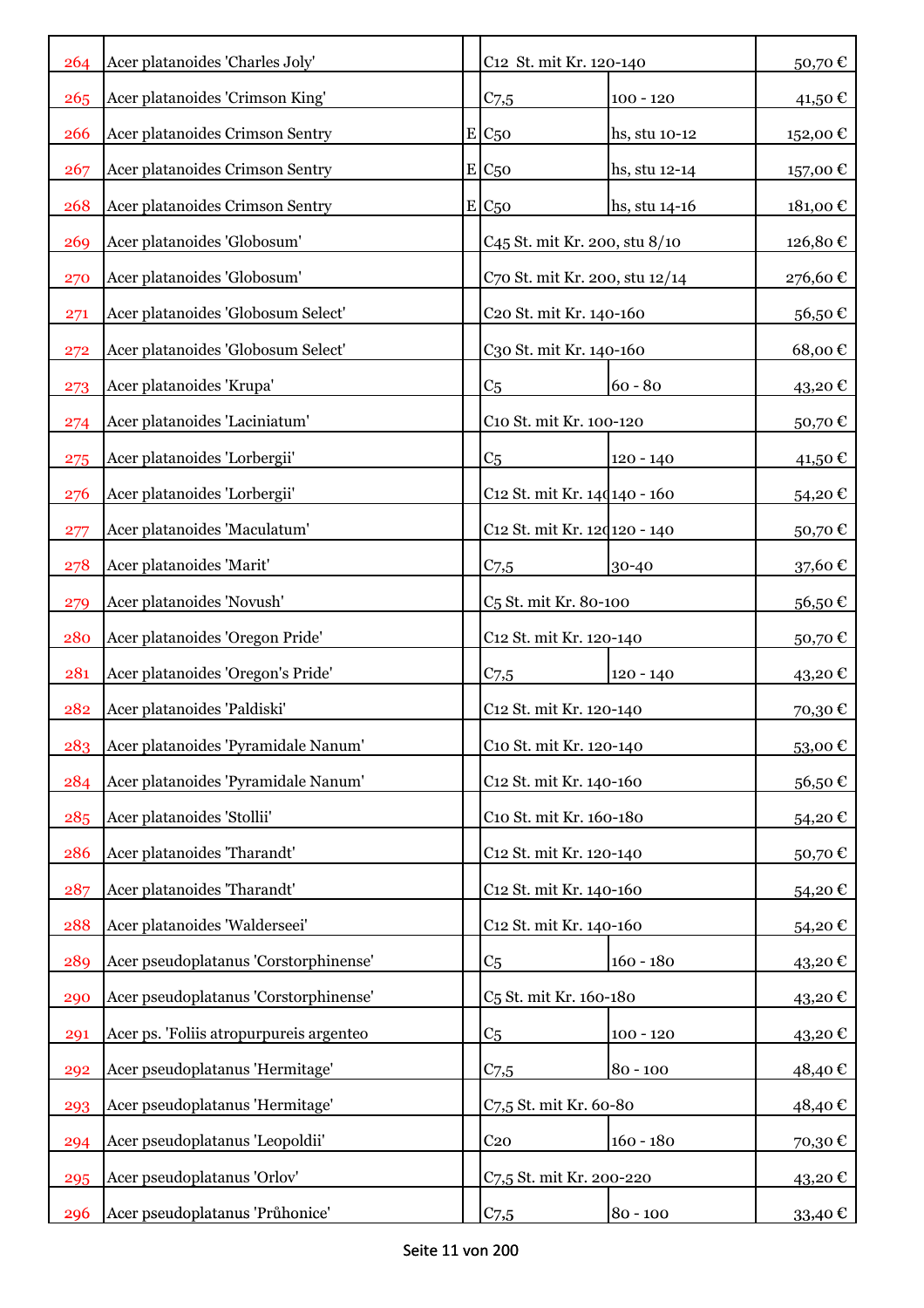| | | | | | |
|---|---|---|---|---|---|
| 264 | Acer platanoides 'Charles Joly' | | C12 St. mit Kr. 120-140 | | 50,70 € |
| 265 | Acer platanoides 'Crimson King' | | C7,5 | 100 - 120 | 41,50 € |
| 266 | Acer platanoides Crimson Sentry | E | C50 | hs, stu 10-12 | 152,00 € |
| 267 | Acer platanoides Crimson Sentry | E | C50 | hs, stu 12-14 | 157,00 € |
| 268 | Acer platanoides Crimson Sentry | E | C50 | hs, stu 14-16 | 181,00 € |
| 269 | Acer platanoides 'Globosum' | | C45 St. mit Kr. 200, stu 8/10 | | 126,80 € |
| 270 | Acer platanoides 'Globosum' | | C70 St. mit Kr. 200, stu 12/14 | | 276,60 € |
| 271 | Acer platanoides 'Globosum Select' | | C20 St. mit Kr. 140-160 | | 56,50 € |
| 272 | Acer platanoides 'Globosum Select' | | C30 St. mit Kr. 140-160 | | 68,00 € |
| 273 | Acer platanoides 'Krupa' | | C5 | 60 - 80 | 43,20 € |
| 274 | Acer platanoides 'Laciniatum' | | C10 St. mit Kr. 100-120 | | 50,70 € |
| 275 | Acer platanoides 'Lorbergii' | | C5 | 120 - 140 | 41,50 € |
| 276 | Acer platanoides 'Lorbergii' | | C12 St. mit Kr. 140 | 140 - 160 | 54,20 € |
| 277 | Acer platanoides 'Maculatum' | | C12 St. mit Kr. 120 | 120 - 140 | 50,70 € |
| 278 | Acer platanoides 'Marit' | | C7,5 | 30-40 | 37,60 € |
| 279 | Acer platanoides 'Novush' | | C5 St. mit Kr. 80-100 | | 56,50 € |
| 280 | Acer platanoides 'Oregon Pride' | | C12 St. mit Kr. 120-140 | | 50,70 € |
| 281 | Acer platanoides 'Oregon's Pride' | | C7,5 | 120 - 140 | 43,20 € |
| 282 | Acer platanoides 'Paldiski' | | C12 St. mit Kr. 120-140 | | 70,30 € |
| 283 | Acer platanoides 'Pyramidale Nanum' | | C10 St. mit Kr. 120-140 | | 53,00 € |
| 284 | Acer platanoides 'Pyramidale Nanum' | | C12 St. mit Kr. 140-160 | | 56,50 € |
| 285 | Acer platanoides 'Stollii' | | C10 St. mit Kr. 160-180 | | 54,20 € |
| 286 | Acer platanoides 'Tharandt' | | C12 St. mit Kr. 120-140 | | 50,70 € |
| 287 | Acer platanoides 'Tharandt' | | C12 St. mit Kr. 140-160 | | 54,20 € |
| 288 | Acer platanoides 'Walderseei' | | C12 St. mit Kr. 140-160 | | 54,20 € |
| 289 | Acer pseudoplatanus 'Corstorphinense' | | C5 | 160 - 180 | 43,20 € |
| 290 | Acer pseudoplatanus 'Corstorphinense' | | C5 St. mit Kr. 160-180 | | 43,20 € |
| 291 | Acer ps. 'Foliis atropurpureis argenteo | | C5 | 100 - 120 | 43,20 € |
| 292 | Acer pseudoplatanus 'Hermitage' | | C7,5 | 80 - 100 | 48,40 € |
| 293 | Acer pseudoplatanus 'Hermitage' | | C7,5 St. mit Kr. 60-80 | | 48,40 € |
| 294 | Acer pseudoplatanus 'Leopoldii' | | C20 | 160 - 180 | 70,30 € |
| 295 | Acer pseudoplatanus 'Orlov' | | C7,5 St. mit Kr. 200-220 | | 43,20 € |
| 296 | Acer pseudoplatanus 'Průhonice' | | C7,5 | 80 - 100 | 33,40 € |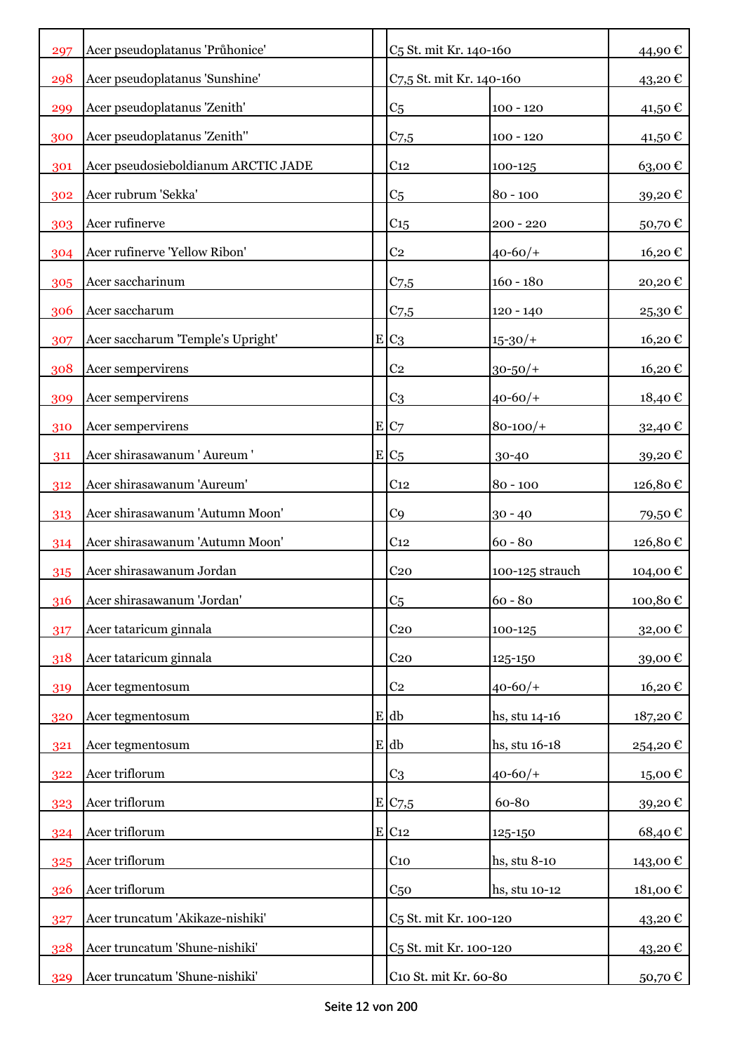| | | | | | |
|---|---|---|---|---|---|
| 297 | Acer pseudoplatanus 'Průhonice' | | C5 St. mit Kr. 140-160 | | 44,90 € |
| 298 | Acer pseudoplatanus 'Sunshine' | | C7,5 St. mit Kr. 140-160 | | 43,20 € |
| 299 | Acer pseudoplatanus 'Zenith' | | C5 | 100 - 120 | 41,50 € |
| 300 | Acer pseudoplatanus 'Zenith'' | | C7,5 | 100 - 120 | 41,50 € |
| 301 | Acer pseudosieboldianum ARCTIC JADE | | C12 | 100-125 | 63,00 € |
| 302 | Acer rubrum 'Sekka' | | C5 | 80 - 100 | 39,20 € |
| 303 | Acer rufinerve | | C15 | 200 - 220 | 50,70 € |
| 304 | Acer rufinerve 'Yellow Ribon' | | C2 | 40-60/+ | 16,20 € |
| 305 | Acer saccharinum | | C7,5 | 160 - 180 | 20,20 € |
| 306 | Acer saccharum | | C7,5 | 120 - 140 | 25,30 € |
| 307 | Acer saccharum 'Temple's Upright' | E | C3 | 15-30/+ | 16,20 € |
| 308 | Acer sempervirens | | C2 | 30-50/+ | 16,20 € |
| 309 | Acer sempervirens | | C3 | 40-60/+ | 18,40 € |
| 310 | Acer sempervirens | E | C7 | 80-100/+ | 32,40 € |
| 311 | Acer shirasawanum ' Aureum ' | E | C5 | 30-40 | 39,20 € |
| 312 | Acer shirasawanum 'Aureum' | | C12 | 80 - 100 | 126,80 € |
| 313 | Acer shirasawanum 'Autumn Moon' | | C9 | 30 - 40 | 79,50 € |
| 314 | Acer shirasawanum 'Autumn Moon' | | C12 | 60 - 80 | 126,80 € |
| 315 | Acer shirasawanum Jordan | | C20 | 100-125 strauch | 104,00 € |
| 316 | Acer shirasawanum 'Jordan' | | C5 | 60 - 80 | 100,80 € |
| 317 | Acer tataricum ginnala | | C20 | 100-125 | 32,00 € |
| 318 | Acer tataricum ginnala | | C20 | 125-150 | 39,00 € |
| 319 | Acer tegmentosum | | C2 | 40-60/+ | 16,20 € |
| 320 | Acer tegmentosum | E | db | hs, stu 14-16 | 187,20 € |
| 321 | Acer tegmentosum | E | db | hs, stu 16-18 | 254,20 € |
| 322 | Acer triflorum | | C3 | 40-60/+ | 15,00 € |
| 323 | Acer triflorum | E | C7,5 | 60-80 | 39,20 € |
| 324 | Acer triflorum | E | C12 | 125-150 | 68,40 € |
| 325 | Acer triflorum | | C10 | hs, stu 8-10 | 143,00 € |
| 326 | Acer triflorum | | C50 | hs, stu 10-12 | 181,00 € |
| 327 | Acer truncatum 'Akikaze-nishiki' | | C5 St. mit Kr. 100-120 | | 43,20 € |
| 328 | Acer truncatum 'Shune-nishiki' | | C5 St. mit Kr. 100-120 | | 43,20 € |
| 329 | Acer truncatum 'Shune-nishiki' | | C10 St. mit Kr. 60-80 | | 50,70 € |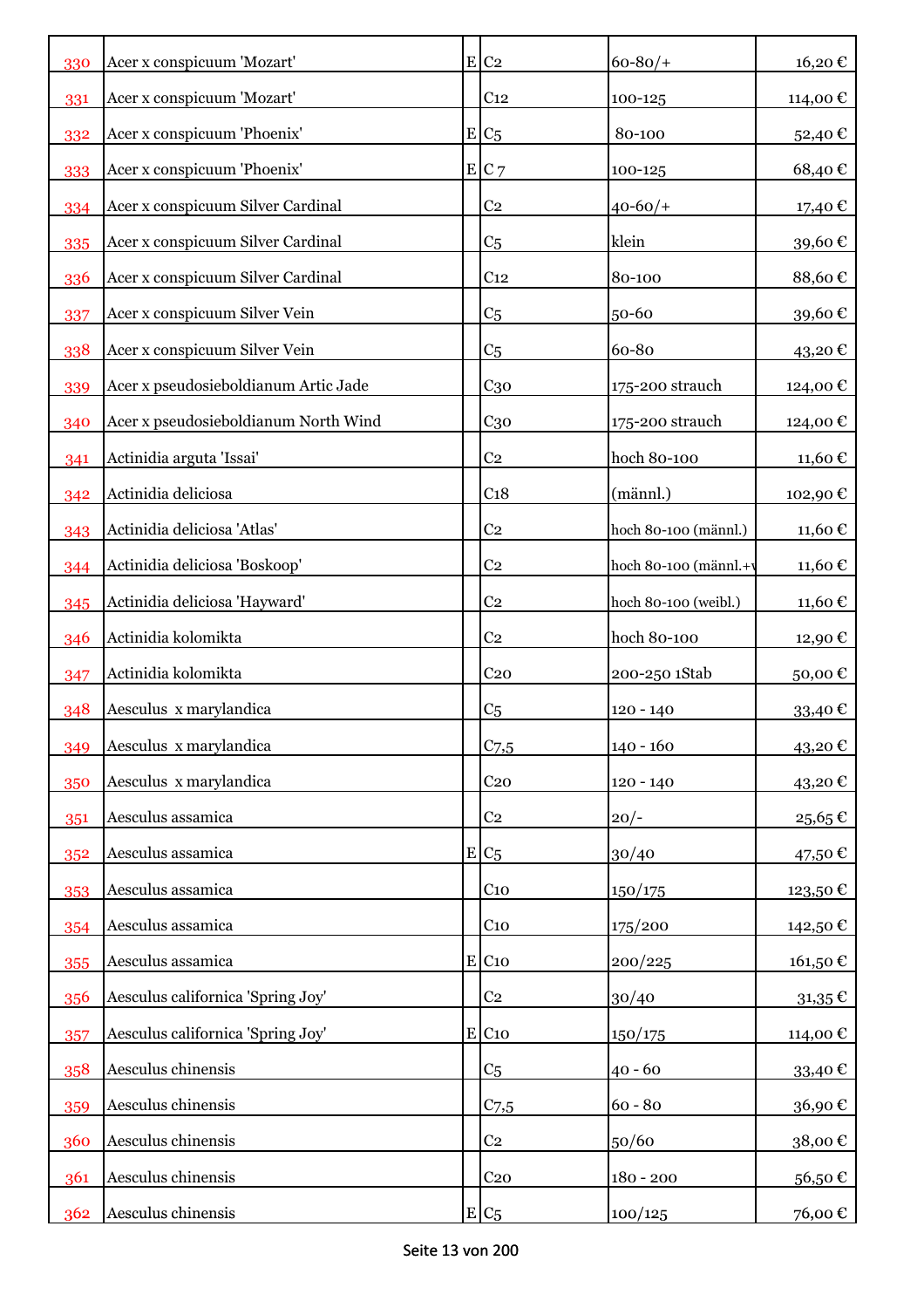| | | | | | |
|---|---|---|---|---|---|
| 330 | Acer x conspicuum 'Mozart' | E | C2 | 60-80/+ | 16,20 € |
| 331 | Acer x conspicuum 'Mozart' | | C12 | 100-125 | 114,00 € |
| 332 | Acer x conspicuum 'Phoenix' | E | C5 | 80-100 | 52,40 € |
| 333 | Acer x conspicuum 'Phoenix' | E | C 7 | 100-125 | 68,40 € |
| 334 | Acer x conspicuum Silver Cardinal | | C2 | 40-60/+ | 17,40 € |
| 335 | Acer x conspicuum Silver Cardinal | | C5 | klein | 39,60 € |
| 336 | Acer x conspicuum Silver Cardinal | | C12 | 80-100 | 88,60 € |
| 337 | Acer x conspicuum Silver Vein | | C5 | 50-60 | 39,60 € |
| 338 | Acer x conspicuum Silver Vein | | C5 | 60-80 | 43,20 € |
| 339 | Acer x pseudosieboldianum Artic Jade | | C30 | 175-200 strauch | 124,00 € |
| 340 | Acer x pseudosieboldianum North Wind | | C30 | 175-200 strauch | 124,00 € |
| 341 | Actinidia arguta 'Issai' | | C2 | hoch 80-100 | 11,60 € |
| 342 | Actinidia deliciosa | | C18 | (männl.) | 102,90 € |
| 343 | Actinidia deliciosa 'Atlas' | | C2 | hoch 80-100 (männl.) | 11,60 € |
| 344 | Actinidia deliciosa 'Boskoop' | | C2 | hoch 80-100 (männl.+v | 11,60 € |
| 345 | Actinidia deliciosa 'Hayward' | | C2 | hoch 80-100 (weibl.) | 11,60 € |
| 346 | Actinidia kolomikta | | C2 | hoch 80-100 | 12,90 € |
| 347 | Actinidia kolomikta | | C20 | 200-250 1Stab | 50,00 € |
| 348 | Aesculus x marylandica | | C5 | 120 - 140 | 33,40 € |
| 349 | Aesculus x marylandica | | C7,5 | 140 - 160 | 43,20 € |
| 350 | Aesculus x marylandica | | C20 | 120 - 140 | 43,20 € |
| 351 | Aesculus assamica | | C2 | 20/- | 25,65 € |
| 352 | Aesculus assamica | E | C5 | 30/40 | 47,50 € |
| 353 | Aesculus assamica | | C10 | 150/175 | 123,50 € |
| 354 | Aesculus assamica | | C10 | 175/200 | 142,50 € |
| 355 | Aesculus assamica | E | C10 | 200/225 | 161,50 € |
| 356 | Aesculus californica 'Spring Joy' | | C2 | 30/40 | 31,35 € |
| 357 | Aesculus californica 'Spring Joy' | E | C10 | 150/175 | 114,00 € |
| 358 | Aesculus chinensis | | C5 | 40 - 60 | 33,40 € |
| 359 | Aesculus chinensis | | C7,5 | 60 - 80 | 36,90 € |
| 360 | Aesculus chinensis | | C2 | 50/60 | 38,00 € |
| 361 | Aesculus chinensis | | C20 | 180 - 200 | 56,50 € |
| 362 | Aesculus chinensis | E | C5 | 100/125 | 76,00 € |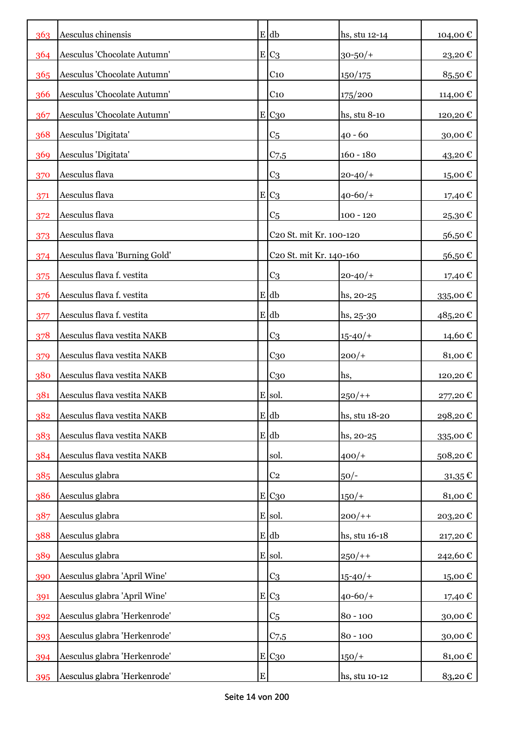| | | | | | |
|---|---|---|---|---|---|
| 363 | Aesculus chinensis | E | db | hs, stu 12-14 | 104,00 € |
| 364 | Aesculus 'Chocolate Autumn' | E | C3 | 30-50/+ | 23,20 € |
| 365 | Aesculus 'Chocolate Autumn' | | C10 | 150/175 | 85,50 € |
| 366 | Aesculus 'Chocolate Autumn' | | C10 | 175/200 | 114,00 € |
| 367 | Aesculus 'Chocolate Autumn' | E | C30 | hs, stu 8-10 | 120,20 € |
| 368 | Aesculus 'Digitata' | | C5 | 40 - 60 | 30,00 € |
| 369 | Aesculus 'Digitata' | | C7,5 | 160 - 180 | 43,20 € |
| 370 | Aesculus flava | | C3 | 20-40/+ | 15,00 € |
| 371 | Aesculus flava | E | C3 | 40-60/+ | 17,40 € |
| 372 | Aesculus flava | | C5 | 100 - 120 | 25,30 € |
| 373 | Aesculus flava | | C20 St. mit Kr. 100-120 | | 56,50 € |
| 374 | Aesculus flava 'Burning Gold' | | C20 St. mit Kr. 140-160 | | 56,50 € |
| 375 | Aesculus flava f. vestita | | C3 | 20-40/+ | 17,40 € |
| 376 | Aesculus flava f. vestita | E | db | hs, 20-25 | 335,00 € |
| 377 | Aesculus flava f. vestita | E | db | hs, 25-30 | 485,20 € |
| 378 | Aesculus flava vestita NAKB | | C3 | 15-40/+ | 14,60 € |
| 379 | Aesculus flava vestita NAKB | | C30 | 200/+ | 81,00 € |
| 380 | Aesculus flava vestita NAKB | | C30 | hs, | 120,20 € |
| 381 | Aesculus flava vestita NAKB | E | sol. | 250/++ | 277,20 € |
| 382 | Aesculus flava vestita NAKB | E | db | hs, stu 18-20 | 298,20 € |
| 383 | Aesculus flava vestita NAKB | E | db | hs, 20-25 | 335,00 € |
| 384 | Aesculus flava vestita NAKB | | sol. | 400/+ | 508,20 € |
| 385 | Aesculus glabra | | C2 | 50/- | 31,35 € |
| 386 | Aesculus glabra | E | C30 | 150/+ | 81,00 € |
| 387 | Aesculus glabra | E | sol. | 200/++ | 203,20 € |
| 388 | Aesculus glabra | E | db | hs, stu 16-18 | 217,20 € |
| 389 | Aesculus glabra | E | sol. | 250/++ | 242,60 € |
| 390 | Aesculus glabra 'April Wine' | | C3 | 15-40/+ | 15,00 € |
| 391 | Aesculus glabra 'April Wine' | E | C3 | 40-60/+ | 17,40 € |
| 392 | Aesculus glabra 'Herkenrode' | | C5 | 80 - 100 | 30,00 € |
| 393 | Aesculus glabra 'Herkenrode' | | C7,5 | 80 - 100 | 30,00 € |
| 394 | Aesculus glabra 'Herkenrode' | E | C30 | 150/+ | 81,00 € |
| 395 | Aesculus glabra 'Herkenrode' | E | | hs, stu 10-12 | 83,20 € |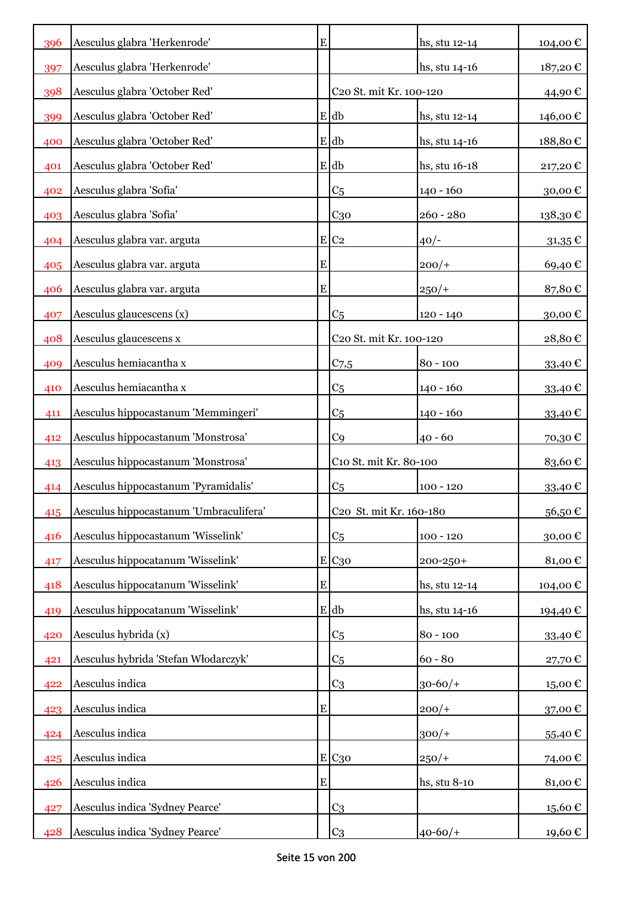| | | | | | |
|---|---|---|---|---|---|
| 396 | Aesculus glabra 'Herkenrode' | E | | hs, stu 12-14 | 104,00 € |
| 397 | Aesculus glabra 'Herkenrode' | | | hs, stu 14-16 | 187,20 € |
| 398 | Aesculus glabra 'October Red' | | C20 St. mit Kr. 100-120 | | 44,90 € |
| 399 | Aesculus glabra 'October Red' | E | db | hs, stu 12-14 | 146,00 € |
| 400 | Aesculus glabra 'October Red' | E | db | hs, stu 14-16 | 188,80 € |
| 401 | Aesculus glabra 'October Red' | E | db | hs, stu 16-18 | 217,20 € |
| 402 | Aesculus glabra 'Sofia' | | C5 | 140 - 160 | 30,00 € |
| 403 | Aesculus glabra 'Sofia' | | C30 | 260 - 280 | 138,30 € |
| 404 | Aesculus glabra var. arguta | E | C2 | 40/- | 31,35 € |
| 405 | Aesculus glabra var. arguta | E | | 200/+ | 69,40 € |
| 406 | Aesculus glabra var. arguta | E | | 250/+ | 87,80 € |
| 407 | Aesculus glaucescens (x) | | C5 | 120 - 140 | 30,00 € |
| 408 | Aesculus glaucescens x | | C20 St. mit Kr. 100-120 | | 28,80 € |
| 409 | Aesculus hemiacantha x | | C7,5 | 80 - 100 | 33,40 € |
| 410 | Aesculus hemiacantha x | | C5 | 140 - 160 | 33,40 € |
| 411 | Aesculus hippocastanum 'Memmingeri' | | C5 | 140 - 160 | 33,40 € |
| 412 | Aesculus hippocastanum 'Monstrosa' | | C9 | 40 - 60 | 70,30 € |
| 413 | Aesculus hippocastanum 'Monstrosa' | | C10 St. mit Kr. 80-100 | | 83,60 € |
| 414 | Aesculus hippocastanum 'Pyramidalis' | | C5 | 100 - 120 | 33,40 € |
| 415 | Aesculus hippocastanum 'Umbraculifera' | | C20 St. mit Kr. 160-180 | | 56,50 € |
| 416 | Aesculus hippocastanum 'Wisselink' | | C5 | 100 - 120 | 30,00 € |
| 417 | Aesculus hippocatanum 'Wisselink' | E | C30 | 200-250+ | 81,00 € |
| 418 | Aesculus hippocatanum 'Wisselink' | E | | hs, stu 12-14 | 104,00 € |
| 419 | Aesculus hippocatanum 'Wisselink' | E | db | hs, stu 14-16 | 194,40 € |
| 420 | Aesculus hybrida (x) | | C5 | 80 - 100 | 33,40 € |
| 421 | Aesculus hybrida 'Stefan Włodarczyk' | | C5 | 60 - 80 | 27,70 € |
| 422 | Aesculus indica | | C3 | 30-60/+ | 15,00 € |
| 423 | Aesculus indica | E | | 200/+ | 37,00 € |
| 424 | Aesculus indica | | | 300/+ | 55,40 € |
| 425 | Aesculus indica | E | C30 | 250/+ | 74,00 € |
| 426 | Aesculus indica | E | | hs, stu 8-10 | 81,00 € |
| 427 | Aesculus indica 'Sydney Pearce' | | C3 | | 15,60 € |
| 428 | Aesculus indica 'Sydney Pearce' | | C3 | 40-60/+ | 19,60 € |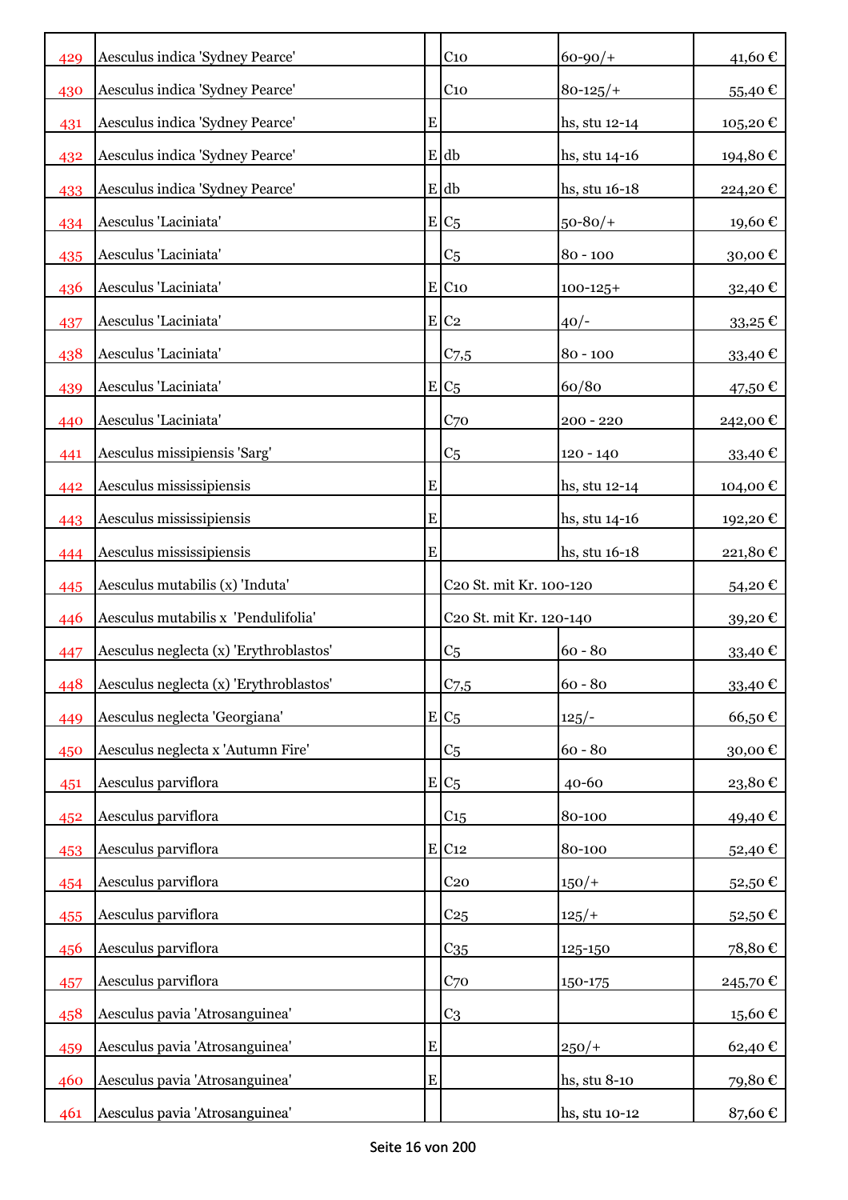| | | | | | |
|---|---|---|---|---|---|
| 429 | Aesculus indica 'Sydney Pearce' | | C10 | 60-90/+ | 41,60 € |
| 430 | Aesculus indica 'Sydney Pearce' | | C10 | 80-125/+ | 55,40 € |
| 431 | Aesculus indica 'Sydney Pearce' | E | | hs, stu 12-14 | 105,20 € |
| 432 | Aesculus indica 'Sydney Pearce' | E | db | hs, stu 14-16 | 194,80 € |
| 433 | Aesculus indica 'Sydney Pearce' | E | db | hs, stu 16-18 | 224,20 € |
| 434 | Aesculus 'Laciniata' | E | C5 | 50-80/+ | 19,60 € |
| 435 | Aesculus 'Laciniata' | | C5 | 80 - 100 | 30,00 € |
| 436 | Aesculus 'Laciniata' | E | C10 | 100-125+ | 32,40 € |
| 437 | Aesculus 'Laciniata' | E | C2 | 40/- | 33,25 € |
| 438 | Aesculus 'Laciniata' | | C7,5 | 80 - 100 | 33,40 € |
| 439 | Aesculus 'Laciniata' | E | C5 | 60/80 | 47,50 € |
| 440 | Aesculus 'Laciniata' | | C70 | 200 - 220 | 242,00 € |
| 441 | Aesculus missipiensis 'Sarg' | | C5 | 120 - 140 | 33,40 € |
| 442 | Aesculus mississipiensis | E | | hs, stu 12-14 | 104,00 € |
| 443 | Aesculus mississipiensis | E | | hs, stu 14-16 | 192,20 € |
| 444 | Aesculus mississipiensis | E | | hs, stu 16-18 | 221,80 € |
| 445 | Aesculus mutabilis (x) 'Induta' | | C20 St. mit Kr. 100-120 | | 54,20 € |
| 446 | Aesculus mutabilis x 'Pendulifolia' | | C20 St. mit Kr. 120-140 | | 39,20 € |
| 447 | Aesculus neglecta (x) 'Erythroblastos' | | C5 | 60 - 80 | 33,40 € |
| 448 | Aesculus neglecta (x) 'Erythroblastos' | | C7,5 | 60 - 80 | 33,40 € |
| 449 | Aesculus neglecta 'Georgiana' | E | C5 | 125/- | 66,50 € |
| 450 | Aesculus neglecta x 'Autumn Fire' | | C5 | 60 - 80 | 30,00 € |
| 451 | Aesculus parviflora | E | C5 | 40-60 | 23,80 € |
| 452 | Aesculus parviflora | | C15 | 80-100 | 49,40 € |
| 453 | Aesculus parviflora | E | C12 | 80-100 | 52,40 € |
| 454 | Aesculus parviflora | | C20 | 150/+ | 52,50 € |
| 455 | Aesculus parviflora | | C25 | 125/+ | 52,50 € |
| 456 | Aesculus parviflora | | C35 | 125-150 | 78,80 € |
| 457 | Aesculus parviflora | | C70 | 150-175 | 245,70 € |
| 458 | Aesculus pavia 'Atrosanguinea' | | C3 | | 15,60 € |
| 459 | Aesculus pavia 'Atrosanguinea' | E | | 250/+ | 62,40 € |
| 460 | Aesculus pavia 'Atrosanguinea' | E | | hs, stu 8-10 | 79,80 € |
| 461 | Aesculus pavia 'Atrosanguinea' | | | hs, stu 10-12 | 87,60 € |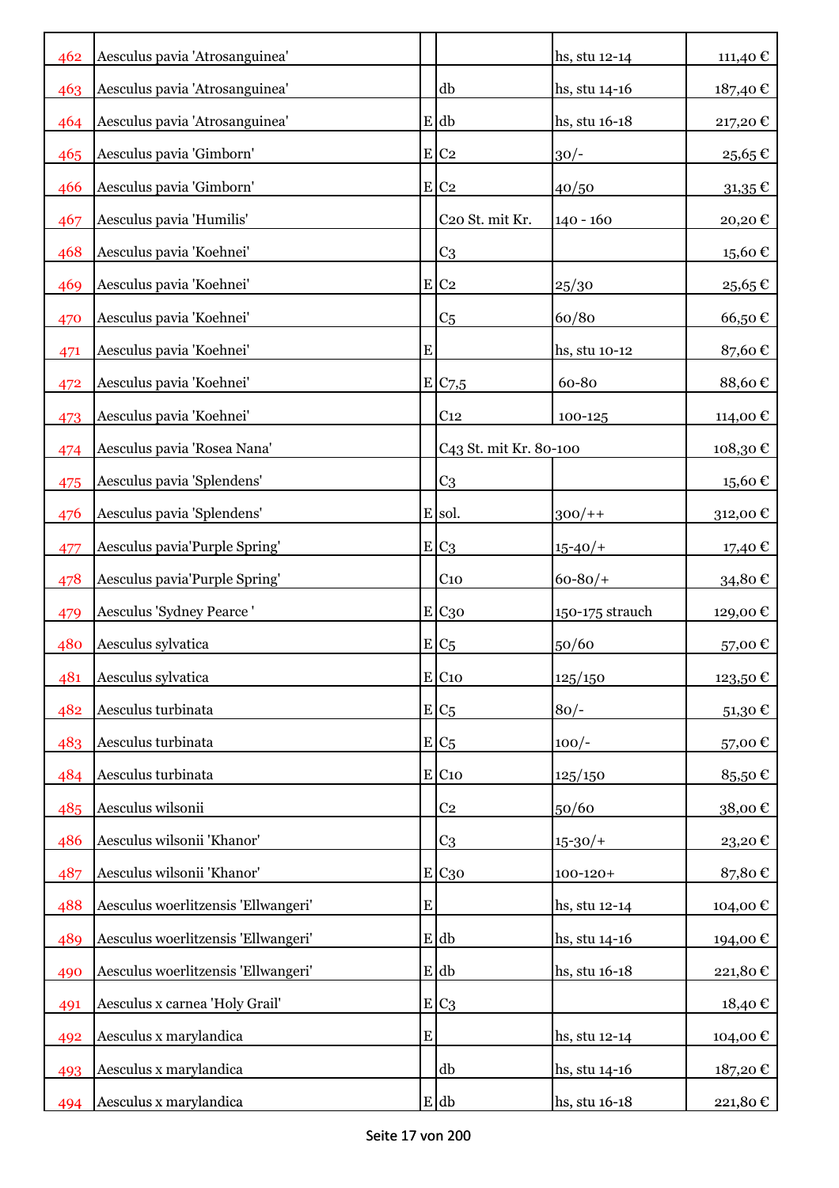| | | | | | |
|---|---|---|---|---|---|
| 462 | Aesculus pavia 'Atrosanguinea' | | | hs, stu 12-14 | 111,40 € |
| 463 | Aesculus pavia 'Atrosanguinea' | | db | hs, stu 14-16 | 187,40 € |
| 464 | Aesculus pavia 'Atrosanguinea' | E | db | hs, stu 16-18 | 217,20 € |
| 465 | Aesculus pavia 'Gimborn' | E | C2 | 30/- | 25,65 € |
| 466 | Aesculus pavia 'Gimborn' | E | C2 | 40/50 | 31,35 € |
| 467 | Aesculus pavia 'Humilis' | | C20 St. mit Kr. | 140 - 160 | 20,20 € |
| 468 | Aesculus pavia 'Koehnei' | | C3 | | 15,60 € |
| 469 | Aesculus pavia 'Koehnei' | E | C2 | 25/30 | 25,65 € |
| 470 | Aesculus pavia 'Koehnei' | | C5 | 60/80 | 66,50 € |
| 471 | Aesculus pavia 'Koehnei' | E | | hs, stu 10-12 | 87,60 € |
| 472 | Aesculus pavia 'Koehnei' | E | C7,5 | 60-80 | 88,60 € |
| 473 | Aesculus pavia 'Koehnei' | | C12 | 100-125 | 114,00 € |
| 474 | Aesculus pavia 'Rosea Nana' | | C43 St. mit Kr. 80-100 | | 108,30 € |
| 475 | Aesculus pavia 'Splendens' | | C3 | | 15,60 € |
| 476 | Aesculus pavia 'Splendens' | E | sol. | 300/++ | 312,00 € |
| 477 | Aesculus pavia'Purple Spring' | E | C3 | 15-40/+ | 17,40 € |
| 478 | Aesculus pavia'Purple Spring' | | C10 | 60-80/+ | 34,80 € |
| 479 | Aesculus 'Sydney Pearce ' | E | C30 | 150-175 strauch | 129,00 € |
| 480 | Aesculus sylvatica | E | C5 | 50/60 | 57,00 € |
| 481 | Aesculus sylvatica | E | C10 | 125/150 | 123,50 € |
| 482 | Aesculus turbinata | E | C5 | 80/- | 51,30 € |
| 483 | Aesculus turbinata | E | C5 | 100/- | 57,00 € |
| 484 | Aesculus turbinata | E | C10 | 125/150 | 85,50 € |
| 485 | Aesculus wilsonii | | C2 | 50/60 | 38,00 € |
| 486 | Aesculus wilsonii 'Khanor' | | C3 | 15-30/+ | 23,20 € |
| 487 | Aesculus wilsonii 'Khanor' | E | C30 | 100-120+ | 87,80 € |
| 488 | Aesculus woerlitzensis 'Ellwangeri' | E | | hs, stu 12-14 | 104,00 € |
| 489 | Aesculus woerlitzensis 'Ellwangeri' | E | db | hs, stu 14-16 | 194,00 € |
| 490 | Aesculus woerlitzensis 'Ellwangeri' | E | db | hs, stu 16-18 | 221,80 € |
| 491 | Aesculus x carnea 'Holy Grail' | E | C3 | | 18,40 € |
| 492 | Aesculus x marylandica | E | | hs, stu 12-14 | 104,00 € |
| 493 | Aesculus x marylandica | | db | hs, stu 14-16 | 187,20 € |
| 494 | Aesculus x marylandica | E | db | hs, stu 16-18 | 221,80 € |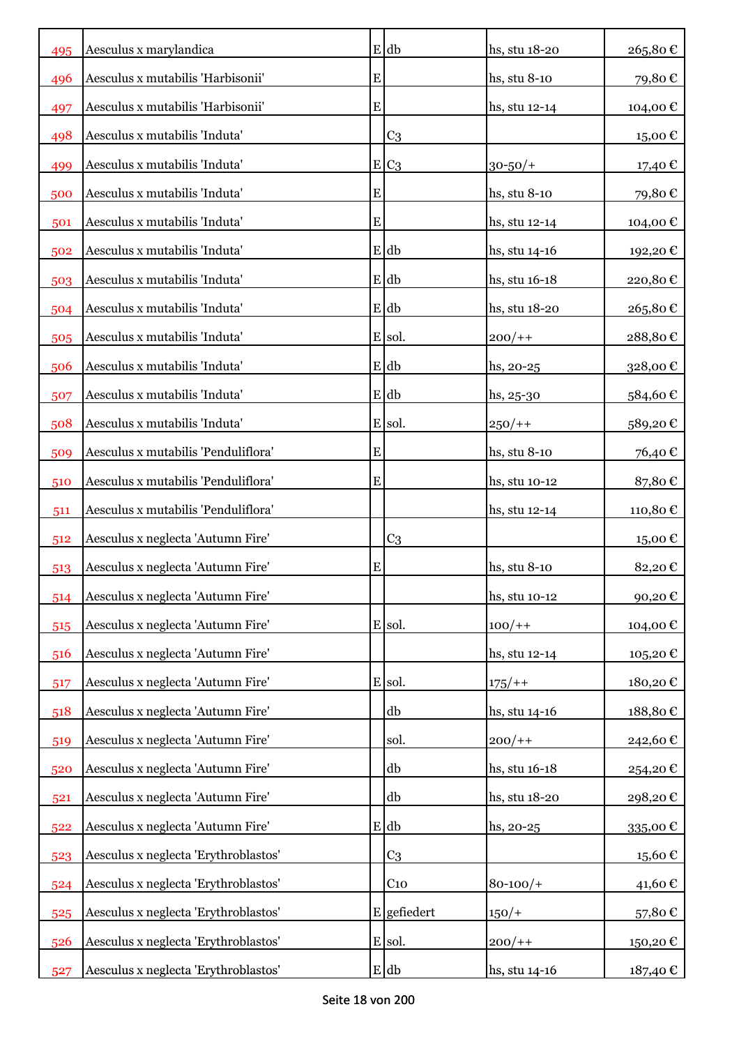| | | | | | |
|---|---|---|---|---|---|
| 495 | Aesculus x marylandica | E | db | hs, stu 18-20 | 265,80 € |
| 496 | Aesculus x mutabilis 'Harbisonii' | E | | hs, stu 8-10 | 79,80 € |
| 497 | Aesculus x mutabilis 'Harbisonii' | E | | hs, stu 12-14 | 104,00 € |
| 498 | Aesculus x mutabilis 'Induta' | | C3 | | 15,00 € |
| 499 | Aesculus x mutabilis 'Induta' | E | C3 | 30-50/+ | 17,40 € |
| 500 | Aesculus x mutabilis 'Induta' | E | | hs, stu 8-10 | 79,80 € |
| 501 | Aesculus x mutabilis 'Induta' | E | | hs, stu 12-14 | 104,00 € |
| 502 | Aesculus x mutabilis 'Induta' | E | db | hs, stu 14-16 | 192,20 € |
| 503 | Aesculus x mutabilis 'Induta' | E | db | hs, stu 16-18 | 220,80 € |
| 504 | Aesculus x mutabilis 'Induta' | E | db | hs, stu 18-20 | 265,80 € |
| 505 | Aesculus x mutabilis 'Induta' | E | sol. | 200/++ | 288,80 € |
| 506 | Aesculus x mutabilis 'Induta' | E | db | hs, 20-25 | 328,00 € |
| 507 | Aesculus x mutabilis 'Induta' | E | db | hs, 25-30 | 584,60 € |
| 508 | Aesculus x mutabilis 'Induta' | E | sol. | 250/++ | 589,20 € |
| 509 | Aesculus x mutabilis 'Penduliflora' | E | | hs, stu 8-10 | 76,40 € |
| 510 | Aesculus x mutabilis 'Penduliflora' | E | | hs, stu 10-12 | 87,80 € |
| 511 | Aesculus x mutabilis 'Penduliflora' | | | hs, stu 12-14 | 110,80 € |
| 512 | Aesculus x neglecta 'Autumn Fire' | | C3 | | 15,00 € |
| 513 | Aesculus x neglecta 'Autumn Fire' | E | | hs, stu 8-10 | 82,20 € |
| 514 | Aesculus x neglecta 'Autumn Fire' | | | hs, stu 10-12 | 90,20 € |
| 515 | Aesculus x neglecta 'Autumn Fire' | E | sol. | 100/++ | 104,00 € |
| 516 | Aesculus x neglecta 'Autumn Fire' | | | hs, stu 12-14 | 105,20 € |
| 517 | Aesculus x neglecta 'Autumn Fire' | E | sol. | 175/++ | 180,20 € |
| 518 | Aesculus x neglecta 'Autumn Fire' | | db | hs, stu 14-16 | 188,80 € |
| 519 | Aesculus x neglecta 'Autumn Fire' | | sol. | 200/++ | 242,60 € |
| 520 | Aesculus x neglecta 'Autumn Fire' | | db | hs, stu 16-18 | 254,20 € |
| 521 | Aesculus x neglecta 'Autumn Fire' | | db | hs, stu 18-20 | 298,20 € |
| 522 | Aesculus x neglecta 'Autumn Fire' | E | db | hs, 20-25 | 335,00 € |
| 523 | Aesculus x neglecta 'Erythroblastos' | | C3 | | 15,60 € |
| 524 | Aesculus x neglecta 'Erythroblastos' | | C10 | 80-100/+ | 41,60 € |
| 525 | Aesculus x neglecta 'Erythroblastos' | E | gefiedert | 150/+ | 57,80 € |
| 526 | Aesculus x neglecta 'Erythroblastos' | E | sol. | 200/++ | 150,20 € |
| 527 | Aesculus x neglecta 'Erythroblastos' | E | db | hs, stu 14-16 | 187,40 € |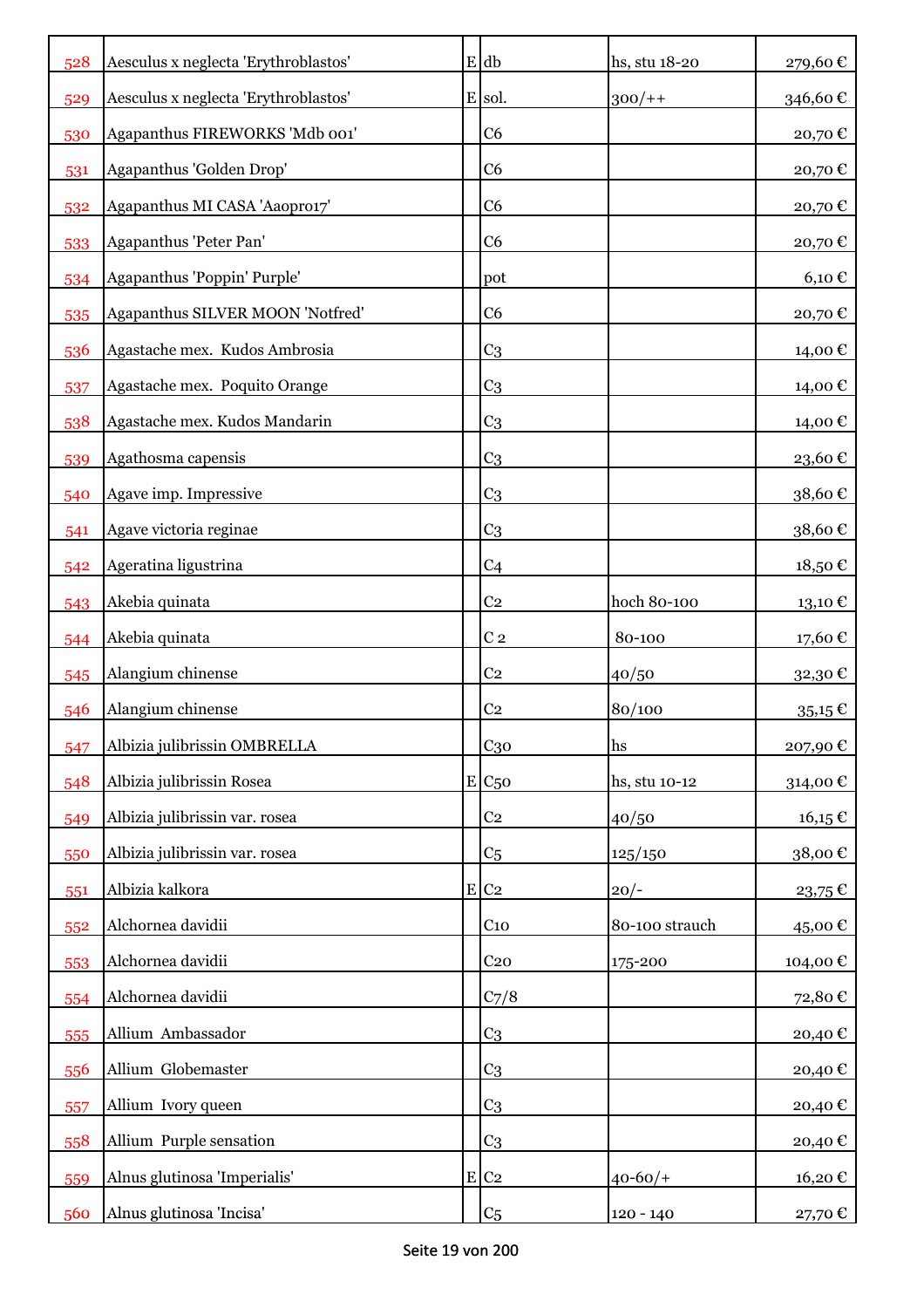| | | | | | |
|---|---|---|---|---|---|
| 528 | Aesculus x neglecta 'Erythroblastos' | E | db | hs, stu 18-20 | 279,60 € |
| 529 | Aesculus x neglecta 'Erythroblastos' | E | sol. | 300/++ | 346,60 € |
| 530 | Agapanthus FIREWORKS 'Mdb 001' | | C6 | | 20,70 € |
| 531 | Agapanthus 'Golden Drop' | | C6 | | 20,70 € |
| 532 | Agapanthus MI CASA 'Aaopro17' | | C6 | | 20,70 € |
| 533 | Agapanthus 'Peter Pan' | | C6 | | 20,70 € |
| 534 | Agapanthus 'Poppin' Purple' | | pot | | 6,10 € |
| 535 | Agapanthus SILVER MOON 'Notfred' | | C6 | | 20,70 € |
| 536 | Agastache mex. Kudos Ambrosia | | C3 | | 14,00 € |
| 537 | Agastache mex. Poquito Orange | | C3 | | 14,00 € |
| 538 | Agastache mex. Kudos Mandarin | | C3 | | 14,00 € |
| 539 | Agathosma capensis | | C3 | | 23,60 € |
| 540 | Agave imp. Impressive | | C3 | | 38,60 € |
| 541 | Agave victoria reginae | | C3 | | 38,60 € |
| 542 | Ageratina ligustrina | | C4 | | 18,50 € |
| 543 | Akebia quinata | | C2 | hoch 80-100 | 13,10 € |
| 544 | Akebia quinata | | C 2 | 80-100 | 17,60 € |
| 545 | Alangium chinense | | C2 | 40/50 | 32,30 € |
| 546 | Alangium chinense | | C2 | 80/100 | 35,15 € |
| 547 | Albizia julibrissin OMBRELLA | | C30 | hs | 207,90 € |
| 548 | Albizia julibrissin Rosea | E | C50 | hs, stu 10-12 | 314,00 € |
| 549 | Albizia julibrissin var. rosea | | C2 | 40/50 | 16,15 € |
| 550 | Albizia julibrissin var. rosea | | C5 | 125/150 | 38,00 € |
| 551 | Albizia kalkora | E | C2 | 20/- | 23,75 € |
| 552 | Alchornea davidii | | C10 | 80-100 strauch | 45,00 € |
| 553 | Alchornea davidii | | C20 | 175-200 | 104,00 € |
| 554 | Alchornea davidii | | C7/8 | | 72,80 € |
| 555 | Allium Ambassador | | C3 | | 20,40 € |
| 556 | Allium Globemaster | | C3 | | 20,40 € |
| 557 | Allium Ivory queen | | C3 | | 20,40 € |
| 558 | Allium Purple sensation | | C3 | | 20,40 € |
| 559 | Alnus glutinosa 'Imperialis' | E | C2 | 40-60/+ | 16,20 € |
| 560 | Alnus glutinosa 'Incisa' | | C5 | 120 - 140 | 27,70 € |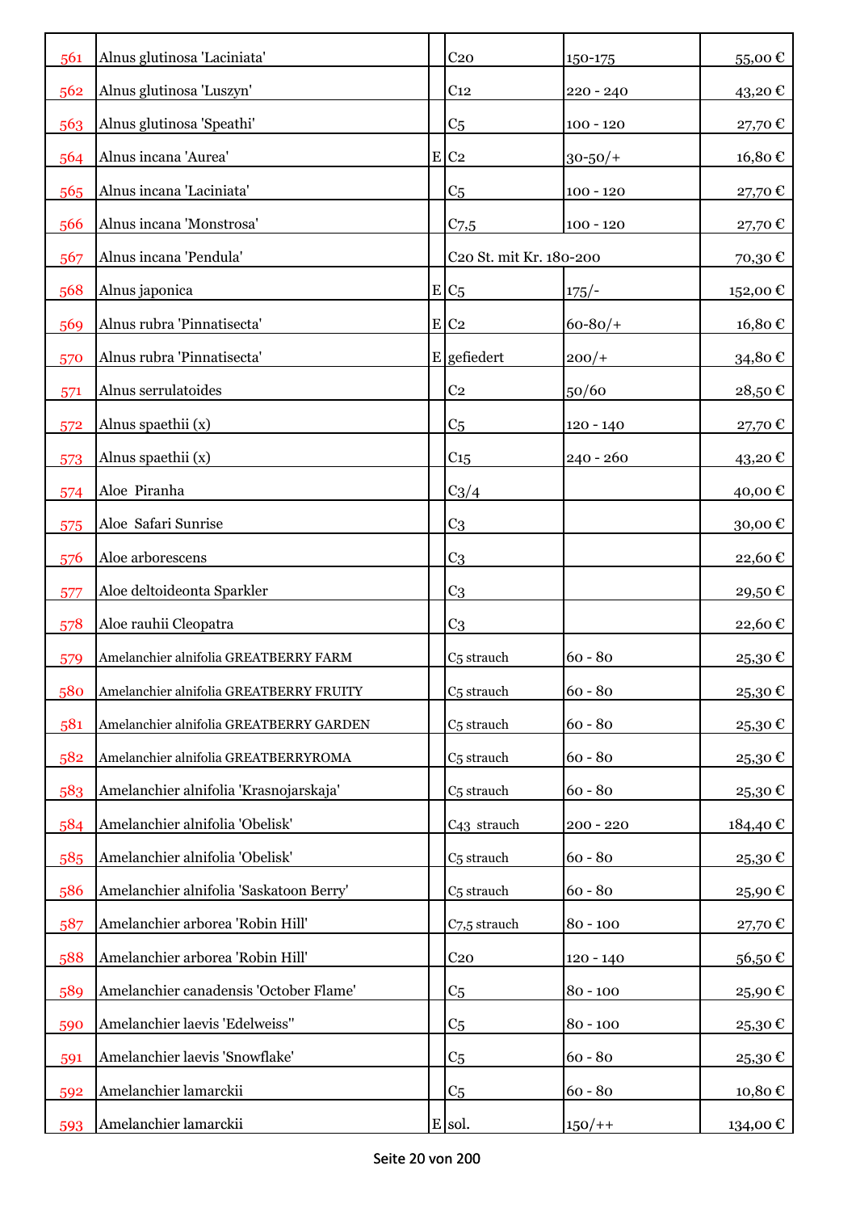| | | | | | |
|---|---|---|---|---|---|
| 561 | Alnus glutinosa 'Laciniata' | | C20 | 150-175 | 55,00 € |
| 562 | Alnus glutinosa 'Luszyn' | | C12 | 220 - 240 | 43,20 € |
| 563 | Alnus glutinosa 'Speathi' | | C5 | 100 - 120 | 27,70 € |
| 564 | Alnus incana 'Aurea' | E | C2 | 30-50/+ | 16,80 € |
| 565 | Alnus incana 'Laciniata' | | C5 | 100 - 120 | 27,70 € |
| 566 | Alnus incana 'Monstrosa' | | C7,5 | 100 - 120 | 27,70 € |
| 567 | Alnus incana 'Pendula' | | C20 St. mit Kr. 180-200 | | 70,30 € |
| 568 | Alnus japonica | E | C5 | 175/- | 152,00 € |
| 569 | Alnus rubra 'Pinnatisecta' | E | C2 | 60-80/+ | 16,80 € |
| 570 | Alnus rubra 'Pinnatisecta' | E | gefiedert | 200/+ | 34,80 € |
| 571 | Alnus serrulatoides | | C2 | 50/60 | 28,50 € |
| 572 | Alnus spaethii (x) | | C5 | 120 - 140 | 27,70 € |
| 573 | Alnus spaethii (x) | | C15 | 240 - 260 | 43,20 € |
| 574 | Aloe Piranha | | C3/4 | | 40,00 € |
| 575 | Aloe Safari Sunrise | | C3 | | 30,00 € |
| 576 | Aloe arborescens | | C3 | | 22,60 € |
| 577 | Aloe deltoideonta Sparkler | | C3 | | 29,50 € |
| 578 | Aloe rauhii Cleopatra | | C3 | | 22,60 € |
| 579 | Amelanchier alnifolia GREATBERRY FARM | | C5 strauch | 60 - 80 | 25,30 € |
| 580 | Amelanchier alnifolia GREATBERRY FRUITY | | C5 strauch | 60 - 80 | 25,30 € |
| 581 | Amelanchier alnifolia GREATBERRY GARDEN | | C5 strauch | 60 - 80 | 25,30 € |
| 582 | Amelanchier alnifolia GREATBERRYROMA | | C5 strauch | 60 - 80 | 25,30 € |
| 583 | Amelanchier alnifolia 'Krasnojarskaja' | | C5 strauch | 60 - 80 | 25,30 € |
| 584 | Amelanchier alnifolia 'Obelisk' | | C43 strauch | 200 - 220 | 184,40 € |
| 585 | Amelanchier alnifolia 'Obelisk' | | C5 strauch | 60 - 80 | 25,30 € |
| 586 | Amelanchier alnifolia 'Saskatoon Berry' | | C5 strauch | 60 - 80 | 25,90 € |
| 587 | Amelanchier arborea 'Robin Hill' | | C7,5 strauch | 80 - 100 | 27,70 € |
| 588 | Amelanchier arborea 'Robin Hill' | | C20 | 120 - 140 | 56,50 € |
| 589 | Amelanchier canadensis 'October Flame' | | C5 | 80 - 100 | 25,90 € |
| 590 | Amelanchier laevis 'Edelweiss'' | | C5 | 80 - 100 | 25,30 € |
| 591 | Amelanchier laevis 'Snowflake' | | C5 | 60 - 80 | 25,30 € |
| 592 | Amelanchier lamarckii | | C5 | 60 - 80 | 10,80 € |
| 593 | Amelanchier lamarckii | E | sol. | 150/++ | 134,00 € |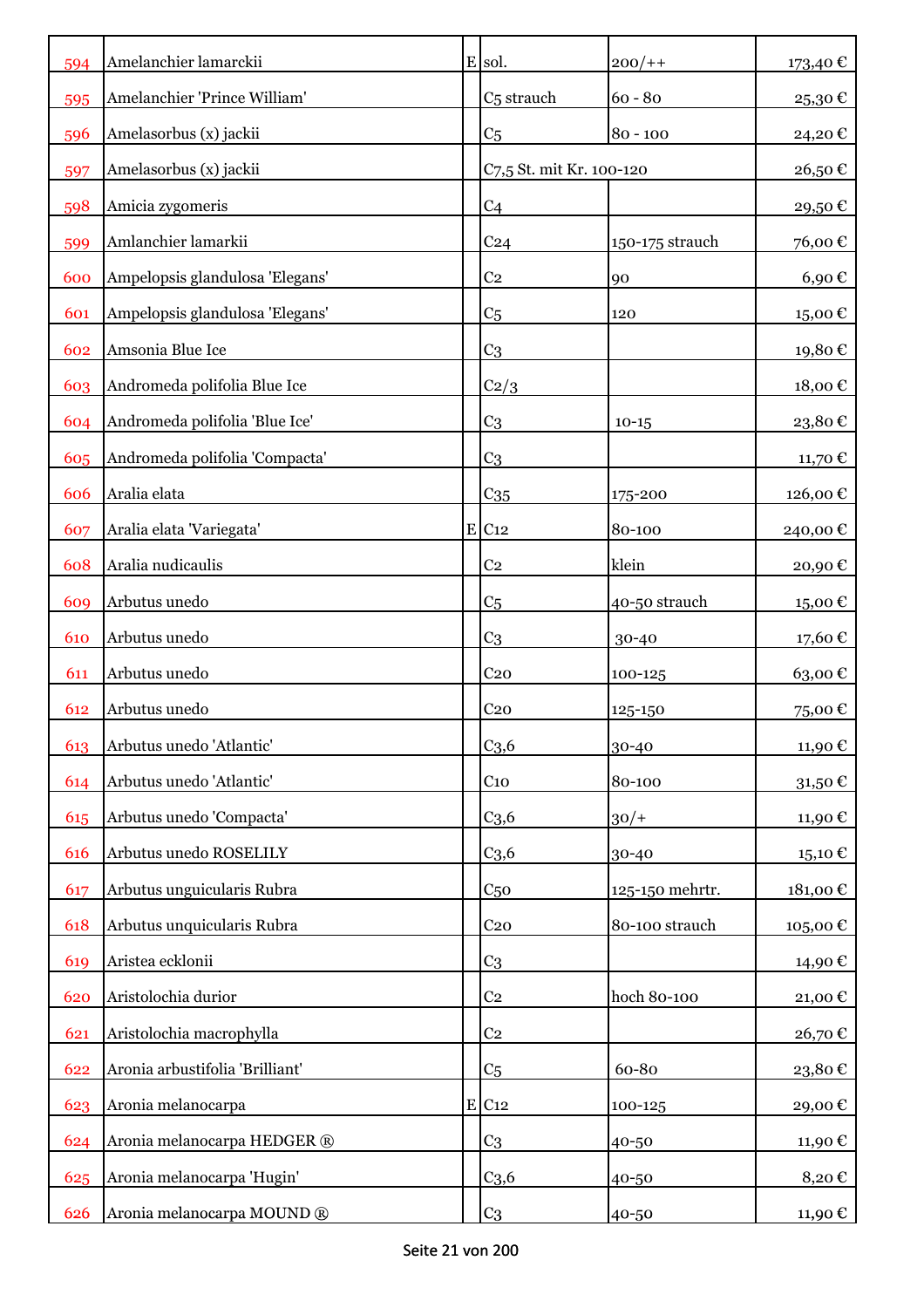| | | | | | |
|---|---|---|---|---|---|
| 594 | Amelanchier lamarckii | E | sol. | 200/++ | 173,40 € |
| 595 | Amelanchier 'Prince William' | | C5 strauch | 60 - 80 | 25,30 € |
| 596 | Amelasorbus (x) jackii | | C5 | 80 - 100 | 24,20 € |
| 597 | Amelasorbus (x) jackii | | C7,5 St. mit Kr. 100-120 | | 26,50 € |
| 598 | Amicia zygomeris | | C4 | | 29,50 € |
| 599 | Amlanchier lamarkii | | C24 | 150-175 strauch | 76,00 € |
| 600 | Ampelopsis glandulosa 'Elegans' | | C2 | 90 | 6,90 € |
| 601 | Ampelopsis glandulosa 'Elegans' | | C5 | 120 | 15,00 € |
| 602 | Amsonia Blue Ice | | C3 | | 19,80 € |
| 603 | Andromeda polifolia Blue Ice | | C2/3 | | 18,00 € |
| 604 | Andromeda polifolia 'Blue Ice' | | C3 | 10-15 | 23,80 € |
| 605 | Andromeda polifolia 'Compacta' | | C3 | | 11,70 € |
| 606 | Aralia elata | | C35 | 175-200 | 126,00 € |
| 607 | Aralia elata 'Variegata' | E | C12 | 80-100 | 240,00 € |
| 608 | Aralia nudicaulis | | C2 | klein | 20,90 € |
| 609 | Arbutus unedo | | C5 | 40-50 strauch | 15,00 € |
| 610 | Arbutus unedo | | C3 | 30-40 | 17,60 € |
| 611 | Arbutus unedo | | C20 | 100-125 | 63,00 € |
| 612 | Arbutus unedo | | C20 | 125-150 | 75,00 € |
| 613 | Arbutus unedo 'Atlantic' | | C3,6 | 30-40 | 11,90 € |
| 614 | Arbutus unedo 'Atlantic' | | C10 | 80-100 | 31,50 € |
| 615 | Arbutus unedo 'Compacta' | | C3,6 | 30/+ | 11,90 € |
| 616 | Arbutus unedo ROSELILY | | C3,6 | 30-40 | 15,10 € |
| 617 | Arbutus unguicularis Rubra | | C50 | 125-150 mehrtr. | 181,00 € |
| 618 | Arbutus unquicularis Rubra | | C20 | 80-100 strauch | 105,00 € |
| 619 | Aristea ecklonii | | C3 | | 14,90 € |
| 620 | Aristolochia durior | | C2 | hoch 80-100 | 21,00 € |
| 621 | Aristolochia macrophylla | | C2 | | 26,70 € |
| 622 | Aronia arbustifolia 'Brilliant' | | C5 | 60-80 | 23,80 € |
| 623 | Aronia melanocarpa | E | C12 | 100-125 | 29,00 € |
| 624 | Aronia melanocarpa HEDGER ® | | C3 | 40-50 | 11,90 € |
| 625 | Aronia melanocarpa 'Hugin' | | C3,6 | 40-50 | 8,20 € |
| 626 | Aronia melanocarpa MOUND ® | | C3 | 40-50 | 11,90 € |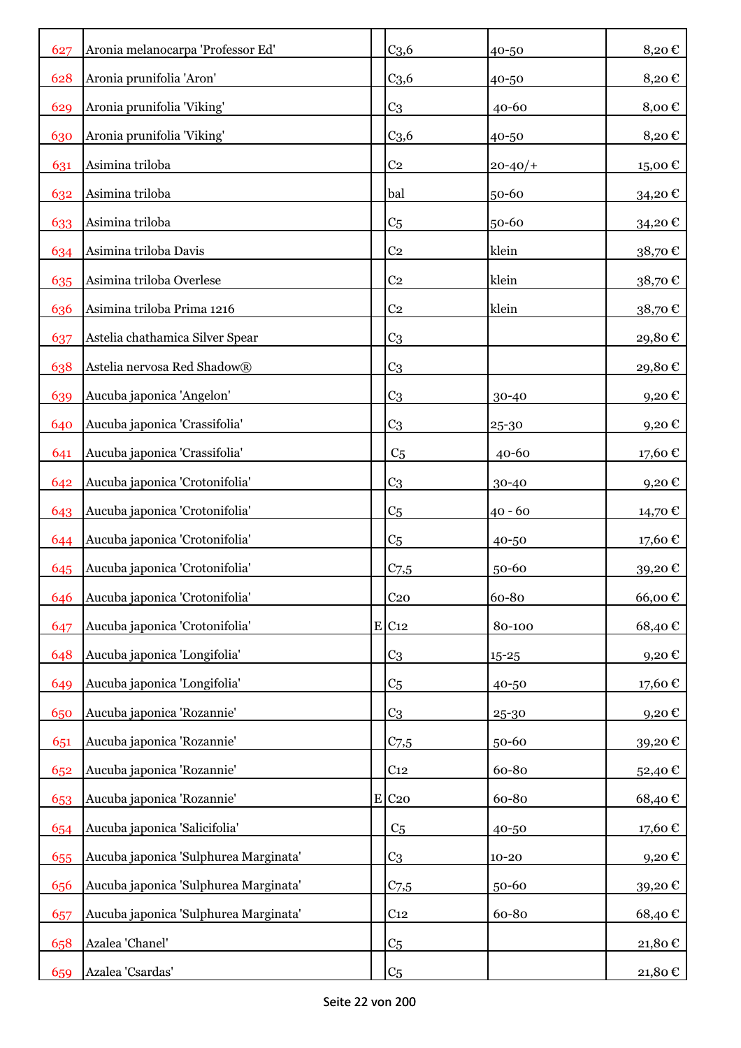| | | | | | |
|---|---|---|---|---|---|
| 627 | Aronia melanocarpa 'Professor Ed' | | C3,6 | 40-50 | 8,20 € |
| 628 | Aronia prunifolia 'Aron' | | C3,6 | 40-50 | 8,20 € |
| 629 | Aronia prunifolia 'Viking' | | C3 | 40-60 | 8,00 € |
| 630 | Aronia prunifolia 'Viking' | | C3,6 | 40-50 | 8,20 € |
| 631 | Asimina triloba | | C2 | 20-40/+ | 15,00 € |
| 632 | Asimina triloba | | bal | 50-60 | 34,20 € |
| 633 | Asimina triloba | | C5 | 50-60 | 34,20 € |
| 634 | Asimina triloba Davis | | C2 | klein | 38,70 € |
| 635 | Asimina triloba Overlese | | C2 | klein | 38,70 € |
| 636 | Asimina triloba Prima 1216 | | C2 | klein | 38,70 € |
| 637 | Astelia chathamica Silver Spear | | C3 | | 29,80 € |
| 638 | Astelia nervosa Red Shadow® | | C3 | | 29,80 € |
| 639 | Aucuba japonica 'Angelon' | | C3 | 30-40 | 9,20 € |
| 640 | Aucuba japonica 'Crassifolia' | | C3 | 25-30 | 9,20 € |
| 641 | Aucuba japonica 'Crassifolia' | | C5 | 40-60 | 17,60 € |
| 642 | Aucuba japonica 'Crotonifolia' | | C3 | 30-40 | 9,20 € |
| 643 | Aucuba japonica 'Crotonifolia' | | C5 | 40 - 60 | 14,70 € |
| 644 | Aucuba japonica 'Crotonifolia' | | C5 | 40-50 | 17,60 € |
| 645 | Aucuba japonica 'Crotonifolia' | | C7,5 | 50-60 | 39,20 € |
| 646 | Aucuba japonica 'Crotonifolia' | | C20 | 60-80 | 66,00 € |
| 647 | Aucuba japonica 'Crotonifolia' | E | C12 | 80-100 | 68,40 € |
| 648 | Aucuba japonica 'Longifolia' | | C3 | 15-25 | 9,20 € |
| 649 | Aucuba japonica 'Longifolia' | | C5 | 40-50 | 17,60 € |
| 650 | Aucuba japonica 'Rozannie' | | C3 | 25-30 | 9,20 € |
| 651 | Aucuba japonica 'Rozannie' | | C7,5 | 50-60 | 39,20 € |
| 652 | Aucuba japonica 'Rozannie' | | C12 | 60-80 | 52,40 € |
| 653 | Aucuba japonica 'Rozannie' | E | C20 | 60-80 | 68,40 € |
| 654 | Aucuba japonica 'Salicifolia' | | C5 | 40-50 | 17,60 € |
| 655 | Aucuba japonica 'Sulphurea Marginata' | | C3 | 10-20 | 9,20 € |
| 656 | Aucuba japonica 'Sulphurea Marginata' | | C7,5 | 50-60 | 39,20 € |
| 657 | Aucuba japonica 'Sulphurea Marginata' | | C12 | 60-80 | 68,40 € |
| 658 | Azalea 'Chanel' | | C5 | | 21,80 € |
| 659 | Azalea 'Csardas' | | C5 | | 21,80 € |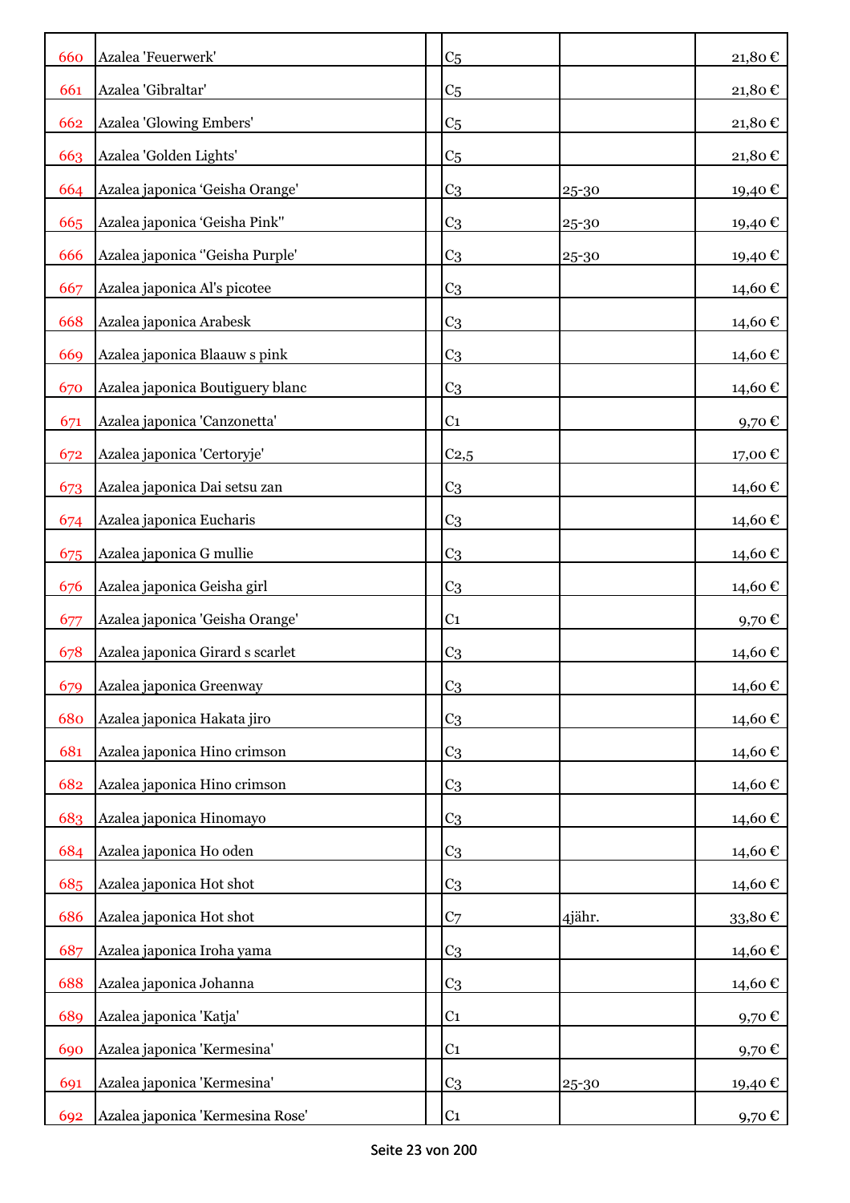| | | | | | |
|---|---|---|---|---|---|
| 660 | Azalea 'Feuerwerk' | | C5 | | 21,80 € |
| 661 | Azalea 'Gibraltar' | | C5 | | 21,80 € |
| 662 | Azalea 'Glowing Embers' | | C5 | | 21,80 € |
| 663 | Azalea 'Golden Lights' | | C5 | | 21,80 € |
| 664 | Azalea japonica ‘Geisha Orange' | | C3 | 25-30 | 19,40 € |
| 665 | Azalea japonica ‘Geisha Pink'' | | C3 | 25-30 | 19,40 € |
| 666 | Azalea japonica ‘'Geisha Purple' | | C3 | 25-30 | 19,40 € |
| 667 | Azalea japonica Al's picotee | | C3 | | 14,60 € |
| 668 | Azalea japonica Arabesk | | C3 | | 14,60 € |
| 669 | Azalea japonica Blaauw s pink | | C3 | | 14,60 € |
| 670 | Azalea japonica Boutiguery blanc | | C3 | | 14,60 € |
| 671 | Azalea japonica 'Canzonetta' | | C1 | | 9,70 € |
| 672 | Azalea japonica 'Certoryje' | | C2,5 | | 17,00 € |
| 673 | Azalea japonica Dai setsu zan | | C3 | | 14,60 € |
| 674 | Azalea japonica Eucharis | | C3 | | 14,60 € |
| 675 | Azalea japonica G mullie | | C3 | | 14,60 € |
| 676 | Azalea japonica Geisha girl | | C3 | | 14,60 € |
| 677 | Azalea japonica 'Geisha Orange' | | C1 | | 9,70 € |
| 678 | Azalea japonica Girard s scarlet | | C3 | | 14,60 € |
| 679 | Azalea japonica Greenway | | C3 | | 14,60 € |
| 680 | Azalea japonica Hakata jiro | | C3 | | 14,60 € |
| 681 | Azalea japonica Hino crimson | | C3 | | 14,60 € |
| 682 | Azalea japonica Hino crimson | | C3 | | 14,60 € |
| 683 | Azalea japonica Hinomayo | | C3 | | 14,60 € |
| 684 | Azalea japonica Ho oden | | C3 | | 14,60 € |
| 685 | Azalea japonica Hot shot | | C3 | | 14,60 € |
| 686 | Azalea japonica Hot shot | | C7 | 4jähr. | 33,80 € |
| 687 | Azalea japonica Iroha yama | | C3 | | 14,60 € |
| 688 | Azalea japonica Johanna | | C3 | | 14,60 € |
| 689 | Azalea japonica 'Katja' | | C1 | | 9,70 € |
| 690 | Azalea japonica 'Kermesina' | | C1 | | 9,70 € |
| 691 | Azalea japonica 'Kermesina' | | C3 | 25-30 | 19,40 € |
| 692 | Azalea japonica 'Kermesina Rose' | | C1 | | 9,70 € |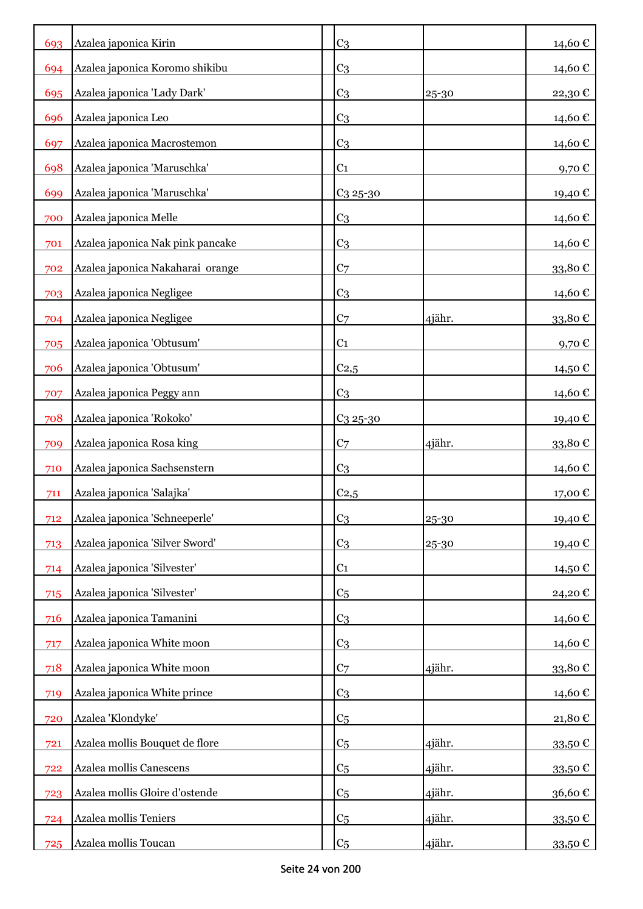| | | | | | |
|---|---|---|---|---|---|
| 693 | Azalea japonica Kirin | | C3 | | 14,60 € |
| 694 | Azalea japonica Koromo shikibu | | C3 | | 14,60 € |
| 695 | Azalea japonica 'Lady Dark' | | C3 | 25-30 | 22,30 € |
| 696 | Azalea japonica Leo | | C3 | | 14,60 € |
| 697 | Azalea japonica Macrostemon | | C3 | | 14,60 € |
| 698 | Azalea japonica 'Maruschka' | | C1 | | 9,70 € |
| 699 | Azalea japonica 'Maruschka' | | C3 25-30 | | 19,40 € |
| 700 | Azalea japonica Melle | | C3 | | 14,60 € |
| 701 | Azalea japonica Nak pink pancake | | C3 | | 14,60 € |
| 702 | Azalea japonica Nakaharai orange | | C7 | | 33,80 € |
| 703 | Azalea japonica Negligee | | C3 | | 14,60 € |
| 704 | Azalea japonica Negligee | | C7 | 4jähr. | 33,80 € |
| 705 | Azalea japonica 'Obtusum' | | C1 | | 9,70 € |
| 706 | Azalea japonica 'Obtusum' | | C2,5 | | 14,50 € |
| 707 | Azalea japonica Peggy ann | | C3 | | 14,60 € |
| 708 | Azalea japonica 'Rokoko' | | C3 25-30 | | 19,40 € |
| 709 | Azalea japonica Rosa king | | C7 | 4jähr. | 33,80 € |
| 710 | Azalea japonica Sachsenstern | | C3 | | 14,60 € |
| 711 | Azalea japonica 'Salajka' | | C2,5 | | 17,00 € |
| 712 | Azalea japonica 'Schneeperle' | | C3 | 25-30 | 19,40 € |
| 713 | Azalea japonica 'Silver Sword' | | C3 | 25-30 | 19,40 € |
| 714 | Azalea japonica 'Silvester' | | C1 | | 14,50 € |
| 715 | Azalea japonica 'Silvester' | | C5 | | 24,20 € |
| 716 | Azalea japonica Tamanini | | C3 | | 14,60 € |
| 717 | Azalea japonica White moon | | C3 | | 14,60 € |
| 718 | Azalea japonica White moon | | C7 | 4jähr. | 33,80 € |
| 719 | Azalea japonica White prince | | C3 | | 14,60 € |
| 720 | Azalea 'Klondyke' | | C5 | | 21,80 € |
| 721 | Azalea mollis Bouquet de flore | | C5 | 4jähr. | 33,50 € |
| 722 | Azalea mollis Canescens | | C5 | 4jähr. | 33,50 € |
| 723 | Azalea mollis Gloire d'ostende | | C5 | 4jähr. | 36,60 € |
| 724 | Azalea mollis Teniers | | C5 | 4jähr. | 33,50 € |
| 725 | Azalea mollis Toucan | | C5 | 4jähr. | 33,50 € |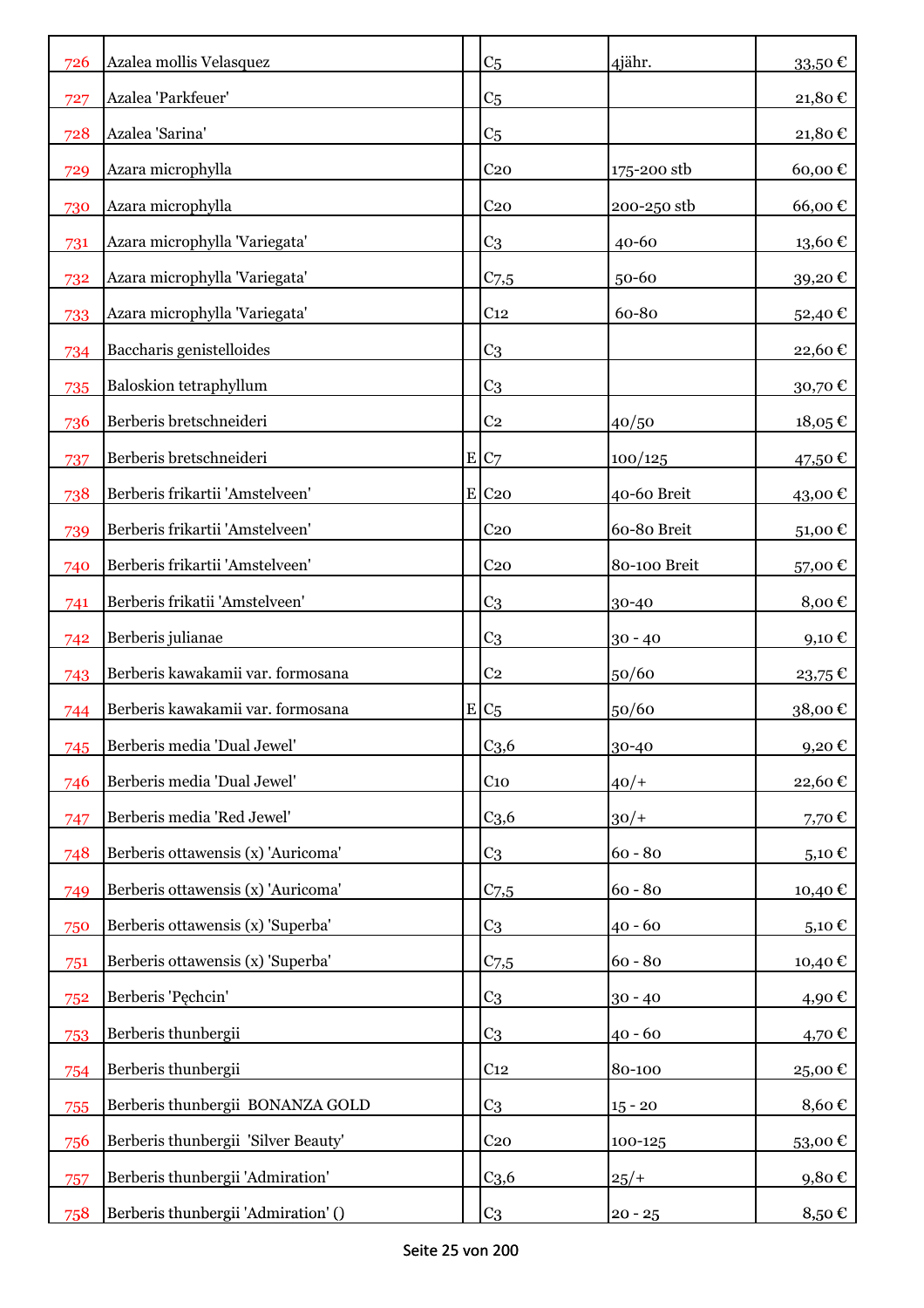| 726 | Azalea mollis Velasquez | | C5 | 4jähr. | 33,50 € |
|---|---|---|---|---|---|
| 727 | Azalea 'Parkfeuer' | | C5 | | 21,80 € |
| 728 | Azalea 'Sarina' | | C5 | | 21,80 € |
| 729 | Azara microphylla | | C20 | 175-200 stb | 60,00 € |
| 730 | Azara microphylla | | C20 | 200-250 stb | 66,00 € |
| 731 | Azara microphylla 'Variegata' | | C3 | 40-60 | 13,60 € |
| 732 | Azara microphylla 'Variegata' | | C7,5 | 50-60 | 39,20 € |
| 733 | Azara microphylla 'Variegata' | | C12 | 60-80 | 52,40 € |
| 734 | Baccharis genistelloides | | C3 | | 22,60 € |
| 735 | Baloskion tetraphyllum | | C3 | | 30,70 € |
| 736 | Berberis bretschneideri | | C2 | 40/50 | 18,05 € |
| 737 | Berberis bretschneideri | E | C7 | 100/125 | 47,50 € |
| 738 | Berberis frikartii 'Amstelveen' | E | C20 | 40-60 Breit | 43,00 € |
| 739 | Berberis frikartii 'Amstelveen' | | C20 | 60-80 Breit | 51,00 € |
| 740 | Berberis frikartii 'Amstelveen' | | C20 | 80-100 Breit | 57,00 € |
| 741 | Berberis frikatii 'Amstelveen' | | C3 | 30-40 | 8,00 € |
| 742 | Berberis julianae | | C3 | 30 - 40 | 9,10 € |
| 743 | Berberis kawakamii var. formosana | | C2 | 50/60 | 23,75 € |
| 744 | Berberis kawakamii var. formosana | E | C5 | 50/60 | 38,00 € |
| 745 | Berberis media 'Dual Jewel' | | C3,6 | 30-40 | 9,20 € |
| 746 | Berberis media 'Dual Jewel' | | C10 | 40/+ | 22,60 € |
| 747 | Berberis media 'Red Jewel' | | C3,6 | 30/+ | 7,70 € |
| 748 | Berberis ottawensis (x) 'Auricoma' | | C3 | 60 - 80 | 5,10 € |
| 749 | Berberis ottawensis (x) 'Auricoma' | | C7,5 | 60 - 80 | 10,40 € |
| 750 | Berberis ottawensis (x) 'Superba' | | C3 | 40 - 60 | 5,10 € |
| 751 | Berberis ottawensis (x) 'Superba' | | C7,5 | 60 - 80 | 10,40 € |
| 752 | Berberis 'Pęchcin' | | C3 | 30 - 40 | 4,90 € |
| 753 | Berberis thunbergii | | C3 | 40 - 60 | 4,70 € |
| 754 | Berberis thunbergii | | C12 | 80-100 | 25,00 € |
| 755 | Berberis thunbergii BONANZA GOLD | | C3 | 15 - 20 | 8,60 € |
| 756 | Berberis thunbergii 'Silver Beauty' | | C20 | 100-125 | 53,00 € |
| 757 | Berberis thunbergii 'Admiration' | | C3,6 | 25/+ | 9,80 € |
| 758 | Berberis thunbergii 'Admiration' () | | C3 | 20 - 25 | 8,50 € |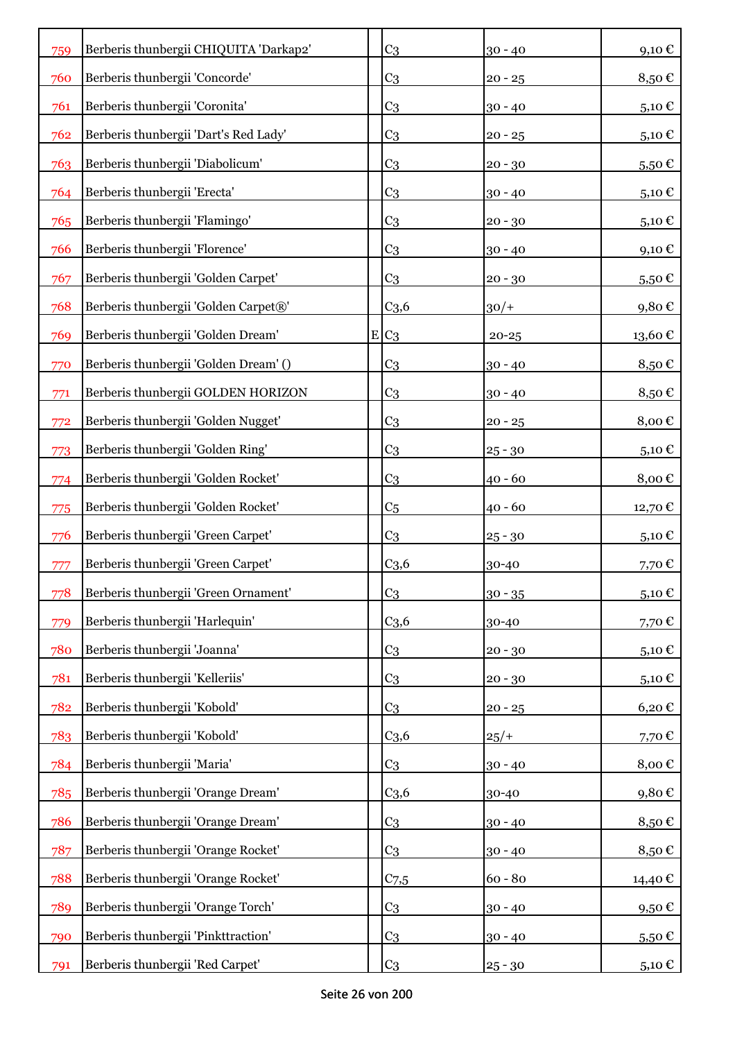| | | | | | |
|---|---|---|---|---|---|
| 759 | Berberis thunbergii CHIQUITA 'Darkap2' | | C3 | 30 - 40 | 9,10 € |
| 760 | Berberis thunbergii 'Concorde' | | C3 | 20 - 25 | 8,50 € |
| 761 | Berberis thunbergii 'Coronita' | | C3 | 30 - 40 | 5,10 € |
| 762 | Berberis thunbergii 'Dart's Red Lady' | | C3 | 20 - 25 | 5,10 € |
| 763 | Berberis thunbergii 'Diabolicum' | | C3 | 20 - 30 | 5,50 € |
| 764 | Berberis thunbergii 'Erecta' | | C3 | 30 - 40 | 5,10 € |
| 765 | Berberis thunbergii 'Flamingo' | | C3 | 20 - 30 | 5,10 € |
| 766 | Berberis thunbergii 'Florence' | | C3 | 30 - 40 | 9,10 € |
| 767 | Berberis thunbergii 'Golden Carpet' | | C3 | 20 - 30 | 5,50 € |
| 768 | Berberis thunbergii 'Golden Carpet®' | | C3,6 | 30/+ | 9,80 € |
| 769 | Berberis thunbergii 'Golden Dream' | E | C3 | 20-25 | 13,60 € |
| 770 | Berberis thunbergii 'Golden Dream' () | | C3 | 30 - 40 | 8,50 € |
| 771 | Berberis thunbergii GOLDEN HORIZON | | C3 | 30 - 40 | 8,50 € |
| 772 | Berberis thunbergii 'Golden Nugget' | | C3 | 20 - 25 | 8,00 € |
| 773 | Berberis thunbergii 'Golden Ring' | | C3 | 25 - 30 | 5,10 € |
| 774 | Berberis thunbergii 'Golden Rocket' | | C3 | 40 - 60 | 8,00 € |
| 775 | Berberis thunbergii 'Golden Rocket' | | C5 | 40 - 60 | 12,70 € |
| 776 | Berberis thunbergii 'Green Carpet' | | C3 | 25 - 30 | 5,10 € |
| 777 | Berberis thunbergii 'Green Carpet' | | C3,6 | 30-40 | 7,70 € |
| 778 | Berberis thunbergii 'Green Ornament' | | C3 | 30 - 35 | 5,10 € |
| 779 | Berberis thunbergii 'Harlequin' | | C3,6 | 30-40 | 7,70 € |
| 780 | Berberis thunbergii 'Joanna' | | C3 | 20 - 30 | 5,10 € |
| 781 | Berberis thunbergii 'Kelleriis' | | C3 | 20 - 30 | 5,10 € |
| 782 | Berberis thunbergii 'Kobold' | | C3 | 20 - 25 | 6,20 € |
| 783 | Berberis thunbergii 'Kobold' | | C3,6 | 25/+ | 7,70 € |
| 784 | Berberis thunbergii 'Maria' | | C3 | 30 - 40 | 8,00 € |
| 785 | Berberis thunbergii 'Orange Dream' | | C3,6 | 30-40 | 9,80 € |
| 786 | Berberis thunbergii 'Orange Dream' | | C3 | 30 - 40 | 8,50 € |
| 787 | Berberis thunbergii 'Orange Rocket' | | C3 | 30 - 40 | 8,50 € |
| 788 | Berberis thunbergii 'Orange Rocket' | | C7,5 | 60 - 80 | 14,40 € |
| 789 | Berberis thunbergii 'Orange Torch' | | C3 | 30 - 40 | 9,50 € |
| 790 | Berberis thunbergii 'Pinkttraction' | | C3 | 30 - 40 | 5,50 € |
| 791 | Berberis thunbergii 'Red Carpet' | | C3 | 25 - 30 | 5,10 € |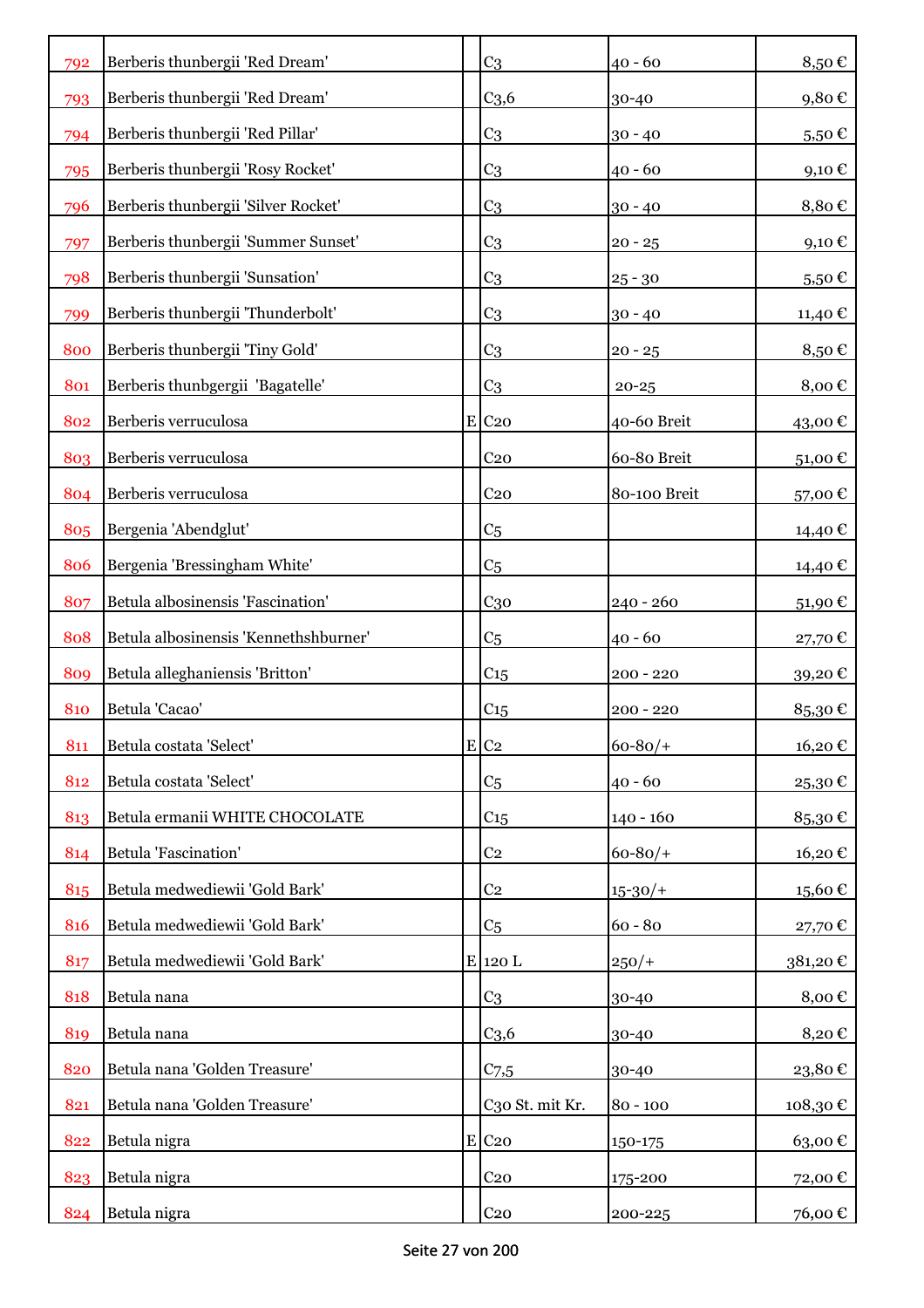| | | | | | |
|---|---|---|---|---|---|
| 792 | Berberis thunbergii 'Red Dream' | | C3 | 40 - 60 | 8,50 € |
| 793 | Berberis thunbergii 'Red Dream' | | C3,6 | 30-40 | 9,80 € |
| 794 | Berberis thunbergii 'Red Pillar' | | C3 | 30 - 40 | 5,50 € |
| 795 | Berberis thunbergii 'Rosy Rocket' | | C3 | 40 - 60 | 9,10 € |
| 796 | Berberis thunbergii 'Silver Rocket' | | C3 | 30 - 40 | 8,80 € |
| 797 | Berberis thunbergii 'Summer Sunset' | | C3 | 20 - 25 | 9,10 € |
| 798 | Berberis thunbergii 'Sunsation' | | C3 | 25 - 30 | 5,50 € |
| 799 | Berberis thunbergii 'Thunderbolt' | | C3 | 30 - 40 | 11,40 € |
| 800 | Berberis thunbergii 'Tiny Gold' | | C3 | 20 - 25 | 8,50 € |
| 801 | Berberis thunbgergii 'Bagatelle' | | C3 | 20-25 | 8,00 € |
| 802 | Berberis verruculosa | E | C20 | 40-60 Breit | 43,00 € |
| 803 | Berberis verruculosa | | C20 | 60-80 Breit | 51,00 € |
| 804 | Berberis verruculosa | | C20 | 80-100 Breit | 57,00 € |
| 805 | Bergenia 'Abendglut' | | C5 | | 14,40 € |
| 806 | Bergenia 'Bressingham White' | | C5 | | 14,40 € |
| 807 | Betula albosinensis 'Fascination' | | C30 | 240 - 260 | 51,90 € |
| 808 | Betula albosinensis 'Kennethshburner' | | C5 | 40 - 60 | 27,70 € |
| 809 | Betula alleghaniensis 'Britton' | | C15 | 200 - 220 | 39,20 € |
| 810 | Betula 'Cacao' | | C15 | 200 - 220 | 85,30 € |
| 811 | Betula costata 'Select' | E | C2 | 60-80/+ | 16,20 € |
| 812 | Betula costata 'Select' | | C5 | 40 - 60 | 25,30 € |
| 813 | Betula ermanii WHITE CHOCOLATE | | C15 | 140 - 160 | 85,30 € |
| 814 | Betula 'Fascination' | | C2 | 60-80/+ | 16,20 € |
| 815 | Betula medwediewii 'Gold Bark' | | C2 | 15-30/+ | 15,60 € |
| 816 | Betula medwediewii 'Gold Bark' | | C5 | 60 - 80 | 27,70 € |
| 817 | Betula medwediewii 'Gold Bark' | E | 120 L | 250/+ | 381,20 € |
| 818 | Betula nana | | C3 | 30-40 | 8,00 € |
| 819 | Betula nana | | C3,6 | 30-40 | 8,20 € |
| 820 | Betula nana 'Golden Treasure' | | C7,5 | 30-40 | 23,80 € |
| 821 | Betula nana 'Golden Treasure' | | C30 St. mit Kr. | 80 - 100 | 108,30 € |
| 822 | Betula nigra | E | C20 | 150-175 | 63,00 € |
| 823 | Betula nigra | | C20 | 175-200 | 72,00 € |
| 824 | Betula nigra | | C20 | 200-225 | 76,00 € |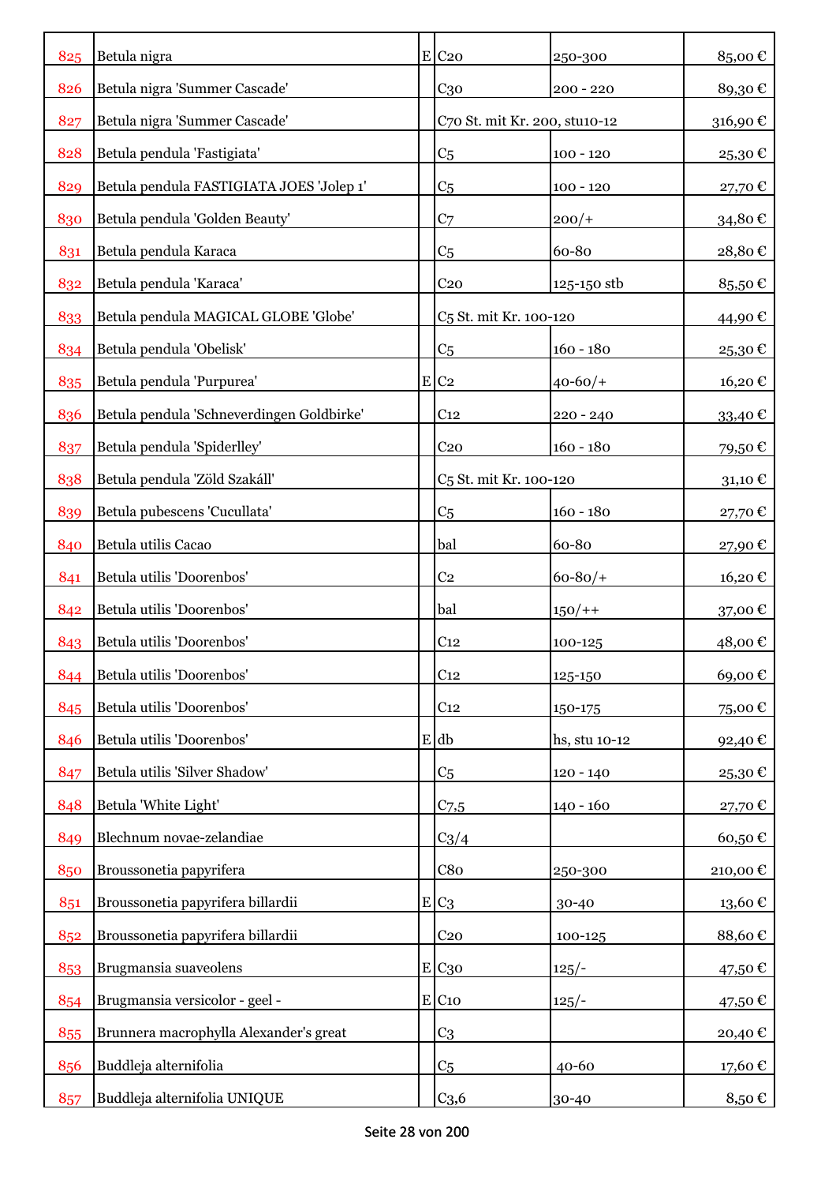| | | | | | |
|---|---|---|---|---|---|
| 825 | Betula nigra | E | C20 | 250-300 | 85,00 € |
| 826 | Betula nigra 'Summer Cascade' | | C30 | 200 - 220 | 89,30 € |
| 827 | Betula nigra 'Summer Cascade' | | C70 St. mit Kr. 200, stu10-12 | | 316,90 € |
| 828 | Betula pendula 'Fastigiata' | | C5 | 100 - 120 | 25,30 € |
| 829 | Betula pendula FASTIGIATA JOES 'Jolep 1' | | C5 | 100 - 120 | 27,70 € |
| 830 | Betula pendula 'Golden Beauty' | | C7 | 200/+ | 34,80 € |
| 831 | Betula pendula Karaca | | C5 | 60-80 | 28,80 € |
| 832 | Betula pendula 'Karaca' | | C20 | 125-150 stb | 85,50 € |
| 833 | Betula pendula MAGICAL GLOBE 'Globe' | | C5 St. mit Kr. 100-120 | | 44,90 € |
| 834 | Betula pendula 'Obelisk' | | C5 | 160 - 180 | 25,30 € |
| 835 | Betula pendula 'Purpurea' | E | C2 | 40-60/+ | 16,20 € |
| 836 | Betula pendula 'Schneverdingen Goldbirke' | | C12 | 220 - 240 | 33,40 € |
| 837 | Betula pendula 'Spiderlley' | | C20 | 160 - 180 | 79,50 € |
| 838 | Betula pendula 'Zöld Szakáll' | | C5 St. mit Kr. 100-120 | | 31,10 € |
| 839 | Betula pubescens 'Cucullata' | | C5 | 160 - 180 | 27,70 € |
| 840 | Betula utilis Cacao | | bal | 60-80 | 27,90 € |
| 841 | Betula utilis 'Doorenbos' | | C2 | 60-80/+ | 16,20 € |
| 842 | Betula utilis 'Doorenbos' | | bal | 150/++ | 37,00 € |
| 843 | Betula utilis 'Doorenbos' | | C12 | 100-125 | 48,00 € |
| 844 | Betula utilis 'Doorenbos' | | C12 | 125-150 | 69,00 € |
| 845 | Betula utilis 'Doorenbos' | | C12 | 150-175 | 75,00 € |
| 846 | Betula utilis 'Doorenbos' | E | db | hs, stu 10-12 | 92,40 € |
| 847 | Betula utilis 'Silver Shadow' | | C5 | 120 - 140 | 25,30 € |
| 848 | Betula 'White Light' | | C7,5 | 140 - 160 | 27,70 € |
| 849 | Blechnum novae-zelandiae | | C3/4 | | 60,50 € |
| 850 | Broussonetia papyrifera | | C80 | 250-300 | 210,00 € |
| 851 | Broussonetia papyrifera billardii | E | C3 | 30-40 | 13,60 € |
| 852 | Broussonetia papyrifera billardii | | C20 | 100-125 | 88,60 € |
| 853 | Brugmansia suaveolens | E | C30 | 125/- | 47,50 € |
| 854 | Brugmansia versicolor - geel - | E | C10 | 125/- | 47,50 € |
| 855 | Brunnera macrophylla Alexander's great | | C3 | | 20,40 € |
| 856 | Buddleja alternifolia | | C5 | 40-60 | 17,60 € |
| 857 | Buddleja alternifolia UNIQUE | | C3,6 | 30-40 | 8,50 € |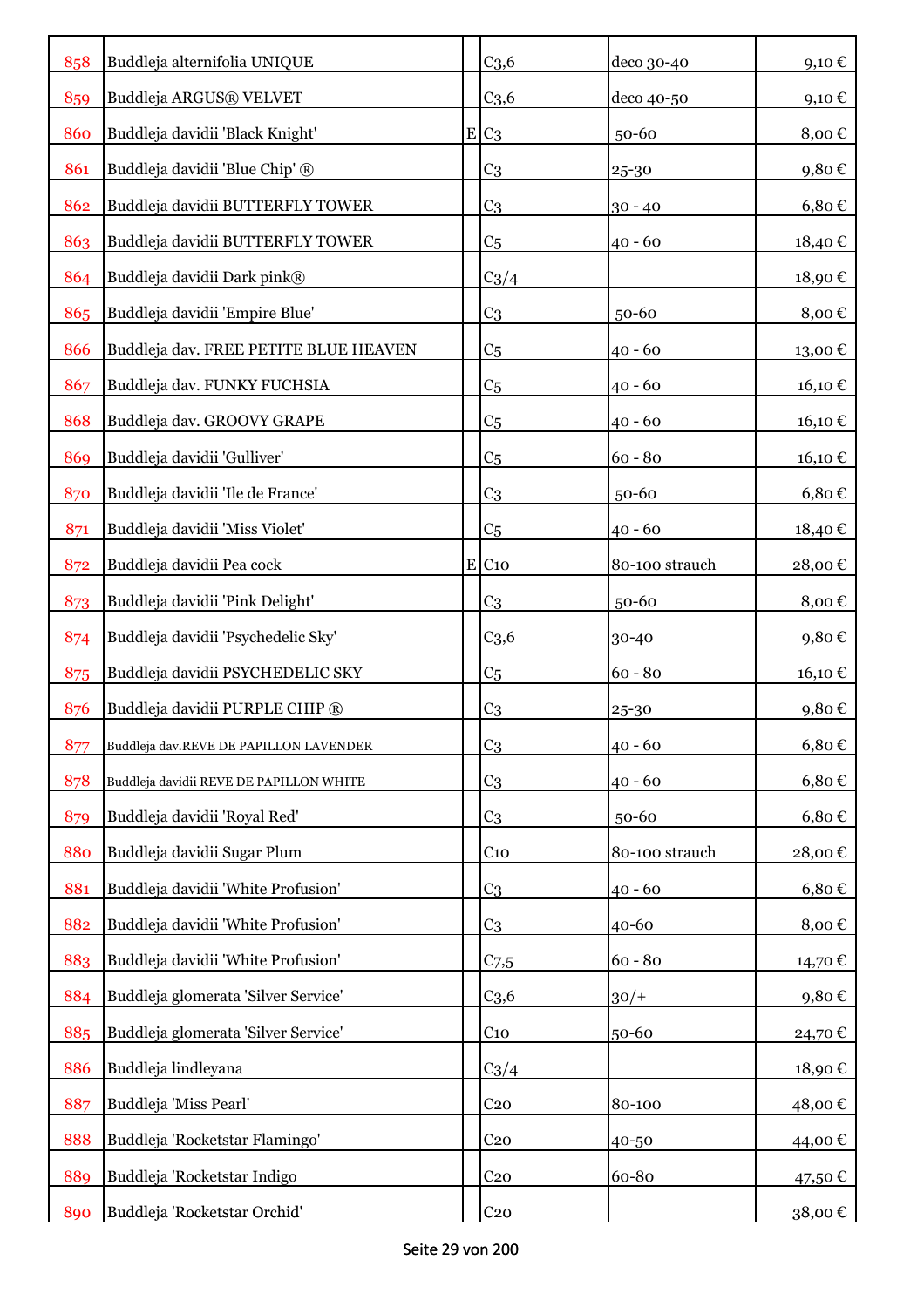| | | | | | |
|---|---|---|---|---|---|
| 858 | Buddleja alternifolia UNIQUE | | C3,6 | deco 30-40 | 9,10 € |
| 859 | Buddleja ARGUS® VELVET | | C3,6 | deco 40-50 | 9,10 € |
| 860 | Buddleja davidii 'Black Knight' | E | C3 | 50-60 | 8,00 € |
| 861 | Buddleja davidii 'Blue Chip' ® | | C3 | 25-30 | 9,80 € |
| 862 | Buddleja davidii BUTTERFLY TOWER | | C3 | 30 - 40 | 6,80 € |
| 863 | Buddleja davidii BUTTERFLY TOWER | | C5 | 40 - 60 | 18,40 € |
| 864 | Buddleja davidii Dark pink® | | C3/4 | | 18,90 € |
| 865 | Buddleja davidii 'Empire Blue' | | C3 | 50-60 | 8,00 € |
| 866 | Buddleja dav. FREE PETITE BLUE HEAVEN | | C5 | 40 - 60 | 13,00 € |
| 867 | Buddleja dav. FUNKY FUCHSIA | | C5 | 40 - 60 | 16,10 € |
| 868 | Buddleja dav. GROOVY GRAPE | | C5 | 40 - 60 | 16,10 € |
| 869 | Buddleja davidii 'Gulliver' | | C5 | 60 - 80 | 16,10 € |
| 870 | Buddleja davidii 'Ile de France' | | C3 | 50-60 | 6,80 € |
| 871 | Buddleja davidii 'Miss Violet' | | C5 | 40 - 60 | 18,40 € |
| 872 | Buddleja davidii Pea cock | E | C10 | 80-100 strauch | 28,00 € |
| 873 | Buddleja davidii 'Pink Delight' | | C3 | 50-60 | 8,00 € |
| 874 | Buddleja davidii 'Psychedelic Sky' | | C3,6 | 30-40 | 9,80 € |
| 875 | Buddleja davidii PSYCHEDELIC SKY | | C5 | 60 - 80 | 16,10 € |
| 876 | Buddleja davidii PURPLE CHIP ® | | C3 | 25-30 | 9,80 € |
| 877 | Buddleja dav.REVE DE PAPILLON LAVENDER | | C3 | 40 - 60 | 6,80 € |
| 878 | Buddleja davidii REVE DE PAPILLON WHITE | | C3 | 40 - 60 | 6,80 € |
| 879 | Buddleja davidii 'Royal Red' | | C3 | 50-60 | 6,80 € |
| 880 | Buddleja davidii Sugar Plum | | C10 | 80-100 strauch | 28,00 € |
| 881 | Buddleja davidii 'White Profusion' | | C3 | 40 - 60 | 6,80 € |
| 882 | Buddleja davidii 'White Profusion' | | C3 | 40-60 | 8,00 € |
| 883 | Buddleja davidii 'White Profusion' | | C7,5 | 60 - 80 | 14,70 € |
| 884 | Buddleja glomerata 'Silver Service' | | C3,6 | 30/+ | 9,80 € |
| 885 | Buddleja glomerata 'Silver Service' | | C10 | 50-60 | 24,70 € |
| 886 | Buddleja lindleyana | | C3/4 | | 18,90 € |
| 887 | Buddleja 'Miss Pearl' | | C20 | 80-100 | 48,00 € |
| 888 | Buddleja 'Rocketstar Flamingo' | | C20 | 40-50 | 44,00 € |
| 889 | Buddleja 'Rocketstar Indigo | | C20 | 60-80 | 47,50 € |
| 890 | Buddleja 'Rocketstar Orchid' | | C20 | | 38,00 € |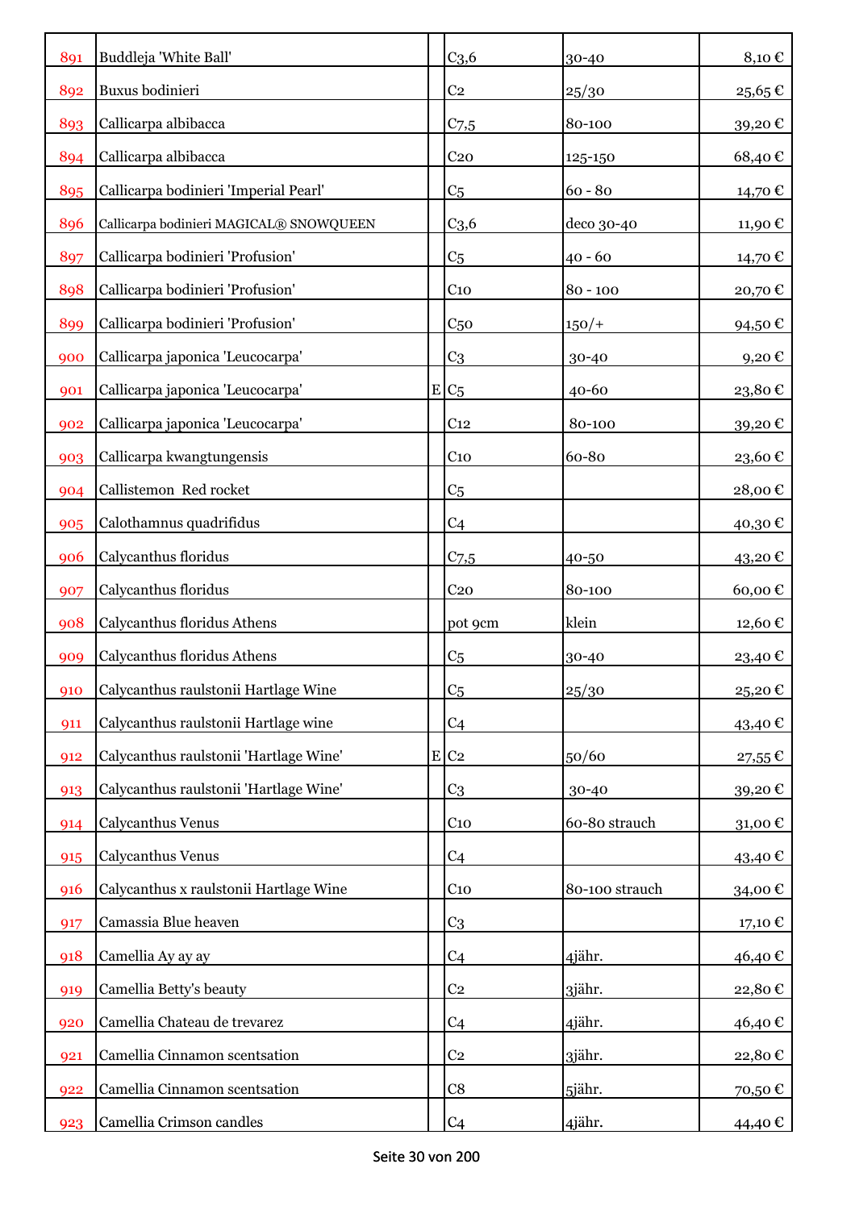| | | | | | |
|---|---|---|---|---|---|
| 891 | Buddleja 'White Ball' | | C3,6 | 30-40 | 8,10 € |
| 892 | Buxus bodinieri | | C2 | 25/30 | 25,65 € |
| 893 | Callicarpa albibacca | | C7,5 | 80-100 | 39,20 € |
| 894 | Callicarpa albibacca | | C20 | 125-150 | 68,40 € |
| 895 | Callicarpa bodinieri 'Imperial Pearl' | | C5 | 60 - 80 | 14,70 € |
| 896 | Callicarpa bodinieri MAGICAL® SNOWQUEEN | | C3,6 | deco 30-40 | 11,90 € |
| 897 | Callicarpa bodinieri 'Profusion' | | C5 | 40 - 60 | 14,70 € |
| 898 | Callicarpa bodinieri 'Profusion' | | C10 | 80 - 100 | 20,70 € |
| 899 | Callicarpa bodinieri 'Profusion' | | C50 | 150/+ | 94,50 € |
| 900 | Callicarpa japonica 'Leucocarpa' | | C3 | 30-40 | 9,20 € |
| 901 | Callicarpa japonica 'Leucocarpa' | E | C5 | 40-60 | 23,80 € |
| 902 | Callicarpa japonica 'Leucocarpa' | | C12 | 80-100 | 39,20 € |
| 903 | Callicarpa kwangtungensis | | C10 | 60-80 | 23,60 € |
| 904 | Callistemon Red rocket | | C5 | | 28,00 € |
| 905 | Calothamnus quadrifidus | | C4 | | 40,30 € |
| 906 | Calycanthus floridus | | C7,5 | 40-50 | 43,20 € |
| 907 | Calycanthus floridus | | C20 | 80-100 | 60,00 € |
| 908 | Calycanthus floridus Athens | | pot 9cm | klein | 12,60 € |
| 909 | Calycanthus floridus Athens | | C5 | 30-40 | 23,40 € |
| 910 | Calycanthus raulstonii Hartlage Wine | | C5 | 25/30 | 25,20 € |
| 911 | Calycanthus raulstonii Hartlage wine | | C4 | | 43,40 € |
| 912 | Calycanthus raulstonii 'Hartlage Wine' | E | C2 | 50/60 | 27,55 € |
| 913 | Calycanthus raulstonii 'Hartlage Wine' | | C3 | 30-40 | 39,20 € |
| 914 | Calycanthus Venus | | C10 | 60-80 strauch | 31,00 € |
| 915 | Calycanthus Venus | | C4 | | 43,40 € |
| 916 | Calycanthus x raulstonii Hartlage Wine | | C10 | 80-100 strauch | 34,00 € |
| 917 | Camassia Blue heaven | | C3 | | 17,10 € |
| 918 | Camellia Ay ay ay | | C4 | 4jähr. | 46,40 € |
| 919 | Camellia Betty's beauty | | C2 | 3jähr. | 22,80 € |
| 920 | Camellia Chateau de trevarez | | C4 | 4jähr. | 46,40 € |
| 921 | Camellia Cinnamon scentsation | | C2 | 3jähr. | 22,80 € |
| 922 | Camellia Cinnamon scentsation | | C8 | 5jähr. | 70,50 € |
| 923 | Camellia Crimson candles | | C4 | 4jähr. | 44,40 € |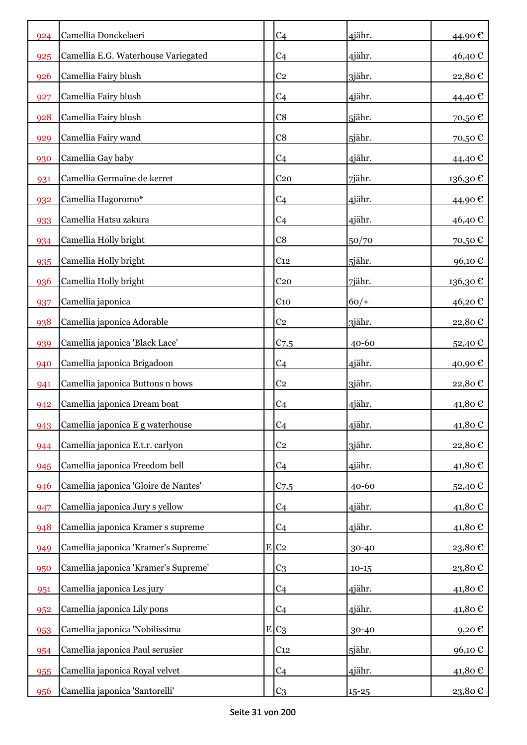| | | | | | |
|---|---|---|---|---|---|
| 924 | Camellia Donckelaeri | | C4 | 4jähr. | 44,90 € |
| 925 | Camellia E.G. Waterhouse Variegated | | C4 | 4jähr. | 46,40 € |
| 926 | Camellia Fairy blush | | C2 | 3jähr. | 22,80 € |
| 927 | Camellia Fairy blush | | C4 | 4jähr. | 44,40 € |
| 928 | Camellia Fairy blush | | C8 | 5jähr. | 70,50 € |
| 929 | Camellia Fairy wand | | C8 | 5jähr. | 70,50 € |
| 930 | Camellia Gay baby | | C4 | 4jähr. | 44,40 € |
| 931 | Camellia Germaine de kerret | | C20 | 7jähr. | 136,30 € |
| 932 | Camellia Hagoromo* | | C4 | 4jähr. | 44,90 € |
| 933 | Camellia Hatsu zakura | | C4 | 4jähr. | 46,40 € |
| 934 | Camellia Holly bright | | C8 | 50/70 | 70,50 € |
| 935 | Camellia Holly bright | | C12 | 5jähr. | 96,10 € |
| 936 | Camellia Holly bright | | C20 | 7jähr. | 136,30 € |
| 937 | Camellia japonica | | C10 | 60/+ | 46,20 € |
| 938 | Camellia japonica Adorable | | C2 | 3jähr. | 22,80 € |
| 939 | Camellia japonica 'Black Lace' | | C7,5 | 40-60 | 52,40 € |
| 940 | Camellia japonica Brigadoon | | C4 | 4jähr. | 40,90 € |
| 941 | Camellia japonica Buttons n bows | | C2 | 3jähr. | 22,80 € |
| 942 | Camellia japonica Dream boat | | C4 | 4jähr. | 41,80 € |
| 943 | Camellia japonica E g waterhouse | | C4 | 4jähr. | 41,80 € |
| 944 | Camellia japonica E.t.r. carlyon | | C2 | 3jähr. | 22,80 € |
| 945 | Camellia japonica Freedom bell | | C4 | 4jähr. | 41,80 € |
| 946 | Camellia japonica 'Gloire de Nantes' | | C7,5 | 40-60 | 52,40 € |
| 947 | Camellia japonica Jury s yellow | | C4 | 4jähr. | 41,80 € |
| 948 | Camellia japonica Kramer s supreme | | C4 | 4jähr. | 41,80 € |
| 949 | Camellia japonica 'Kramer's Supreme' | E | C2 | 30-40 | 23,80 € |
| 950 | Camellia japonica 'Kramer's Supreme' | | C3 | 10-15 | 23,80 € |
| 951 | Camellia japonica Les jury | | C4 | 4jähr. | 41,80 € |
| 952 | Camellia japonica Lily pons | | C4 | 4jähr. | 41,80 € |
| 953 | Camellia japonica 'Nobilissima | E | C3 | 30-40 | 9,20 € |
| 954 | Camellia japonica Paul serusier | | C12 | 5jähr. | 96,10 € |
| 955 | Camellia japonica Royal velvet | | C4 | 4jähr. | 41,80 € |
| 956 | Camellia japonica 'Santorelli' | | C3 | 15-25 | 23,80 € |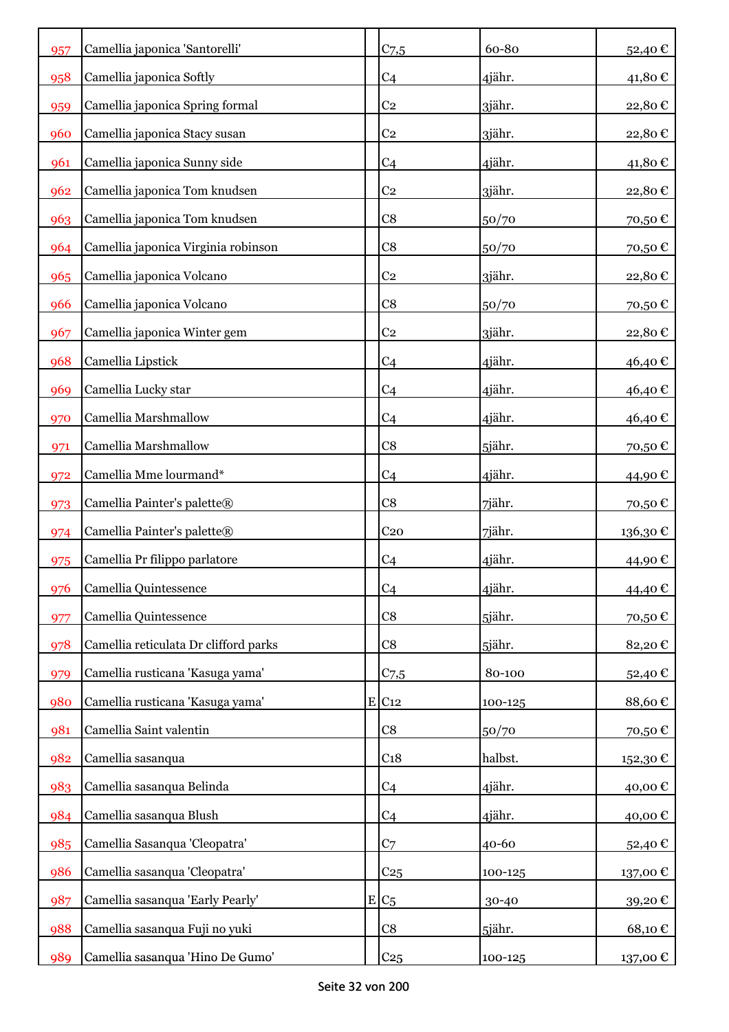| | | | | | |
|---|---|---|---|---|---|
| 957 | Camellia japonica 'Santorelli' | | C7,5 | 60-80 | 52,40 € |
| 958 | Camellia japonica Softly | | C4 | 4jähr. | 41,80 € |
| 959 | Camellia japonica Spring formal | | C2 | 3jähr. | 22,80 € |
| 960 | Camellia japonica Stacy susan | | C2 | 3jähr. | 22,80 € |
| 961 | Camellia japonica Sunny side | | C4 | 4jähr. | 41,80 € |
| 962 | Camellia japonica Tom knudsen | | C2 | 3jähr. | 22,80 € |
| 963 | Camellia japonica Tom knudsen | | C8 | 50/70 | 70,50 € |
| 964 | Camellia japonica Virginia robinson | | C8 | 50/70 | 70,50 € |
| 965 | Camellia japonica Volcano | | C2 | 3jähr. | 22,80 € |
| 966 | Camellia japonica Volcano | | C8 | 50/70 | 70,50 € |
| 967 | Camellia japonica Winter gem | | C2 | 3jähr. | 22,80 € |
| 968 | Camellia Lipstick | | C4 | 4jähr. | 46,40 € |
| 969 | Camellia Lucky star | | C4 | 4jähr. | 46,40 € |
| 970 | Camellia Marshmallow | | C4 | 4jähr. | 46,40 € |
| 971 | Camellia Marshmallow | | C8 | 5jähr. | 70,50 € |
| 972 | Camellia Mme lourmand* | | C4 | 4jähr. | 44,90 € |
| 973 | Camellia Painter's palette® | | C8 | 7jähr. | 70,50 € |
| 974 | Camellia Painter's palette® | | C20 | 7jähr. | 136,30 € |
| 975 | Camellia Pr filippo parlatore | | C4 | 4jähr. | 44,90 € |
| 976 | Camellia Quintessence | | C4 | 4jähr. | 44,40 € |
| 977 | Camellia Quintessence | | C8 | 5jähr. | 70,50 € |
| 978 | Camellia reticulata Dr clifford parks | | C8 | 5jähr. | 82,20 € |
| 979 | Camellia rusticana 'Kasuga yama' | | C7,5 | 80-100 | 52,40 € |
| 980 | Camellia rusticana 'Kasuga yama' | E | C12 | 100-125 | 88,60 € |
| 981 | Camellia Saint valentin | | C8 | 50/70 | 70,50 € |
| 982 | Camellia sasanqua | | C18 | halbst. | 152,30 € |
| 983 | Camellia sasanqua Belinda | | C4 | 4jähr. | 40,00 € |
| 984 | Camellia sasanqua Blush | | C4 | 4jähr. | 40,00 € |
| 985 | Camellia Sasanqua 'Cleopatra' | | C7 | 40-60 | 52,40 € |
| 986 | Camellia sasanqua 'Cleopatra' | | C25 | 100-125 | 137,00 € |
| 987 | Camellia sasanqua 'Early Pearly' | E | C5 | 30-40 | 39,20 € |
| 988 | Camellia sasanqua Fuji no yuki | | C8 | 5jähr. | 68,10 € |
| 989 | Camellia sasanqua 'Hino De Gumo' | | C25 | 100-125 | 137,00 € |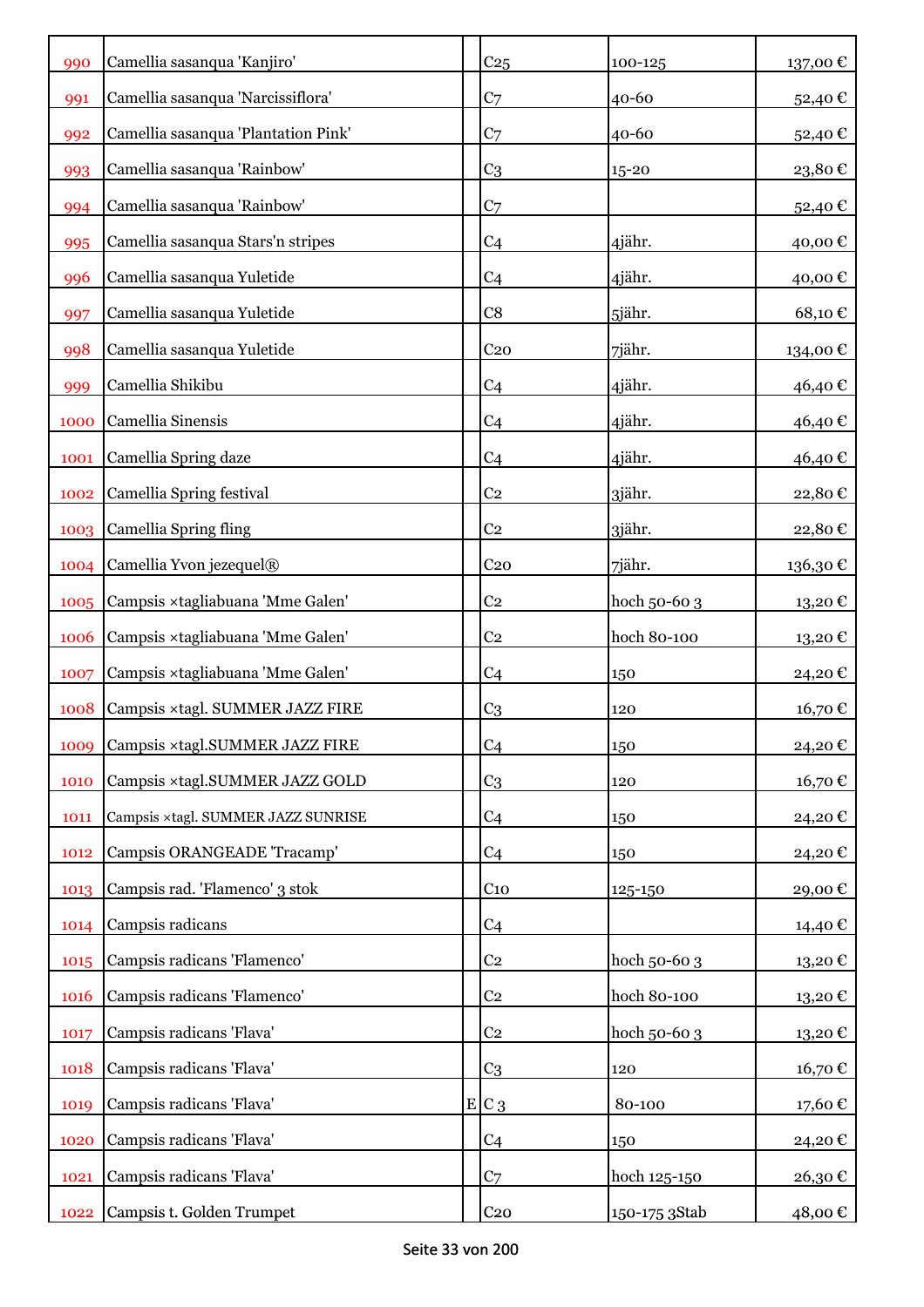| | | | | | |
|---|---|---|---|---|---|
| 990 | Camellia sasanqua 'Kanjiro' | | C25 | 100-125 | 137,00 € |
| 991 | Camellia sasanqua 'Narcissiflora' | | C7 | 40-60 | 52,40 € |
| 992 | Camellia sasanqua 'Plantation Pink' | | C7 | 40-60 | 52,40 € |
| 993 | Camellia sasanqua 'Rainbow' | | C3 | 15-20 | 23,80 € |
| 994 | Camellia sasanqua 'Rainbow' | | C7 | | 52,40 € |
| 995 | Camellia sasanqua Stars'n stripes | | C4 | 4jähr. | 40,00 € |
| 996 | Camellia sasanqua Yuletide | | C4 | 4jähr. | 40,00 € |
| 997 | Camellia sasanqua Yuletide | | C8 | 5jähr. | 68,10 € |
| 998 | Camellia sasanqua Yuletide | | C20 | 7jähr. | 134,00 € |
| 999 | Camellia Shikibu | | C4 | 4jähr. | 46,40 € |
| 1000 | Camellia Sinensis | | C4 | 4jähr. | 46,40 € |
| 1001 | Camellia Spring daze | | C4 | 4jähr. | 46,40 € |
| 1002 | Camellia Spring festival | | C2 | 3jähr. | 22,80 € |
| 1003 | Camellia Spring fling | | C2 | 3jähr. | 22,80 € |
| 1004 | Camellia Yvon jezequel® | | C20 | 7jähr. | 136,30 € |
| 1005 | Campsis ×tagliabuana 'Mme Galen' | | C2 | hoch 50-60 3 | 13,20 € |
| 1006 | Campsis ×tagliabuana 'Mme Galen' | | C2 | hoch 80-100 | 13,20 € |
| 1007 | Campsis ×tagliabuana 'Mme Galen' | | C4 | 150 | 24,20 € |
| 1008 | Campsis ×tagl. SUMMER JAZZ FIRE | | C3 | 120 | 16,70 € |
| 1009 | Campsis ×tagl.SUMMER JAZZ FIRE | | C4 | 150 | 24,20 € |
| 1010 | Campsis ×tagl.SUMMER JAZZ GOLD | | C3 | 120 | 16,70 € |
| 1011 | Campsis ×tagl. SUMMER JAZZ SUNRISE | | C4 | 150 | 24,20 € |
| 1012 | Campsis ORANGEADE 'Tracamp' | | C4 | 150 | 24,20 € |
| 1013 | Campsis rad. 'Flamenco' 3 stok | | C10 | 125-150 | 29,00 € |
| 1014 | Campsis radicans | | C4 | | 14,40 € |
| 1015 | Campsis radicans 'Flamenco' | | C2 | hoch 50-60 3 | 13,20 € |
| 1016 | Campsis radicans 'Flamenco' | | C2 | hoch 80-100 | 13,20 € |
| 1017 | Campsis radicans 'Flava' | | C2 | hoch 50-60 3 | 13,20 € |
| 1018 | Campsis radicans 'Flava' | | C3 | 120 | 16,70 € |
| 1019 | Campsis radicans 'Flava' | E | C 3 | 80-100 | 17,60 € |
| 1020 | Campsis radicans 'Flava' | | C4 | 150 | 24,20 € |
| 1021 | Campsis radicans 'Flava' | | C7 | hoch 125-150 | 26,30 € |
| 1022 | Campsis t. Golden Trumpet | | C20 | 150-175 3Stab | 48,00 € |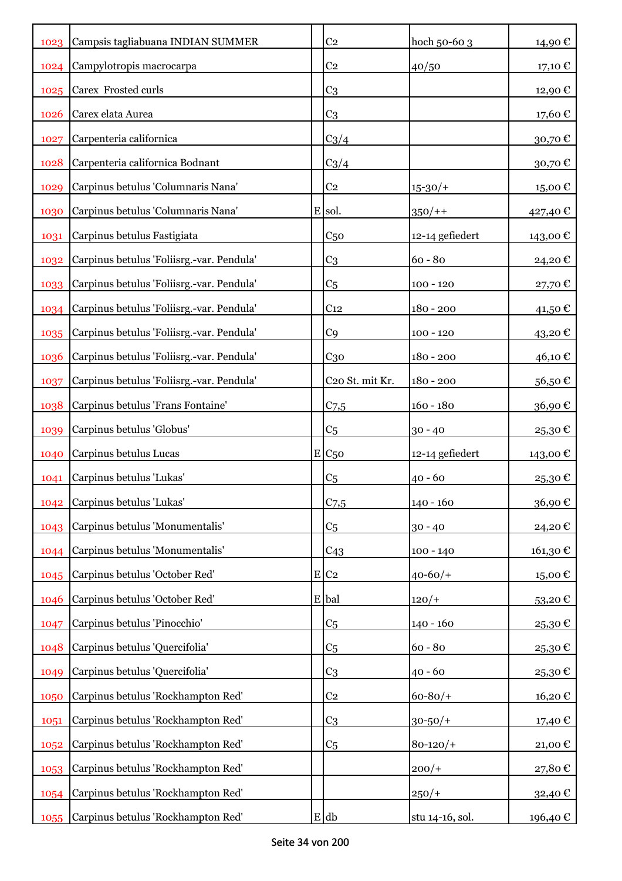| | | | | | |
|---|---|---|---|---|---|
| 1023 | Campsis tagliabuana INDIAN SUMMER | | C2 | hoch 50-60 3 | 14,90 € |
| 1024 | Campylotropis macrocarpa | | C2 | 40/50 | 17,10 € |
| 1025 | Carex Frosted curls | | C3 | | 12,90 € |
| 1026 | Carex elata Aurea | | C3 | | 17,60 € |
| 1027 | Carpenteria californica | | C3/4 | | 30,70 € |
| 1028 | Carpenteria californica Bodnant | | C3/4 | | 30,70 € |
| 1029 | Carpinus betulus 'Columnaris Nana' | | C2 | 15-30/+ | 15,00 € |
| 1030 | Carpinus betulus 'Columnaris Nana' | E | sol. | 350/++ | 427,40 € |
| 1031 | Carpinus betulus Fastigiata | | C50 | 12-14 gefiedert | 143,00 € |
| 1032 | Carpinus betulus 'Foliisrg.-var. Pendula' | | C3 | 60 - 80 | 24,20 € |
| 1033 | Carpinus betulus 'Foliisrg.-var. Pendula' | | C5 | 100 - 120 | 27,70 € |
| 1034 | Carpinus betulus 'Foliisrg.-var. Pendula' | | C12 | 180 - 200 | 41,50 € |
| 1035 | Carpinus betulus 'Foliisrg.-var. Pendula' | | C9 | 100 - 120 | 43,20 € |
| 1036 | Carpinus betulus 'Foliisrg.-var. Pendula' | | C30 | 180 - 200 | 46,10 € |
| 1037 | Carpinus betulus 'Foliisrg.-var. Pendula' | | C20 St. mit Kr. | 180 - 200 | 56,50 € |
| 1038 | Carpinus betulus 'Frans Fontaine' | | C7,5 | 160 - 180 | 36,90 € |
| 1039 | Carpinus betulus 'Globus' | | C5 | 30 - 40 | 25,30 € |
| 1040 | Carpinus betulus Lucas | E | C50 | 12-14 gefiedert | 143,00 € |
| 1041 | Carpinus betulus 'Lukas' | | C5 | 40 - 60 | 25,30 € |
| 1042 | Carpinus betulus 'Lukas' | | C7,5 | 140 - 160 | 36,90 € |
| 1043 | Carpinus betulus 'Monumentalis' | | C5 | 30 - 40 | 24,20 € |
| 1044 | Carpinus betulus 'Monumentalis' | | C43 | 100 - 140 | 161,30 € |
| 1045 | Carpinus betulus 'October Red' | E | C2 | 40-60/+ | 15,00 € |
| 1046 | Carpinus betulus 'October Red' | E | bal | 120/+ | 53,20 € |
| 1047 | Carpinus betulus 'Pinocchio' | | C5 | 140 - 160 | 25,30 € |
| 1048 | Carpinus betulus 'Quercifolia' | | C5 | 60 - 80 | 25,30 € |
| 1049 | Carpinus betulus 'Quercifolia' | | C3 | 40 - 60 | 25,30 € |
| 1050 | Carpinus betulus 'Rockhampton Red' | | C2 | 60-80/+ | 16,20 € |
| 1051 | Carpinus betulus 'Rockhampton Red' | | C3 | 30-50/+ | 17,40 € |
| 1052 | Carpinus betulus 'Rockhampton Red' | | C5 | 80-120/+ | 21,00 € |
| 1053 | Carpinus betulus 'Rockhampton Red' | | | 200/+ | 27,80 € |
| 1054 | Carpinus betulus 'Rockhampton Red' | | | 250/+ | 32,40 € |
| 1055 | Carpinus betulus 'Rockhampton Red' | E | db | stu 14-16, sol. | 196,40 € |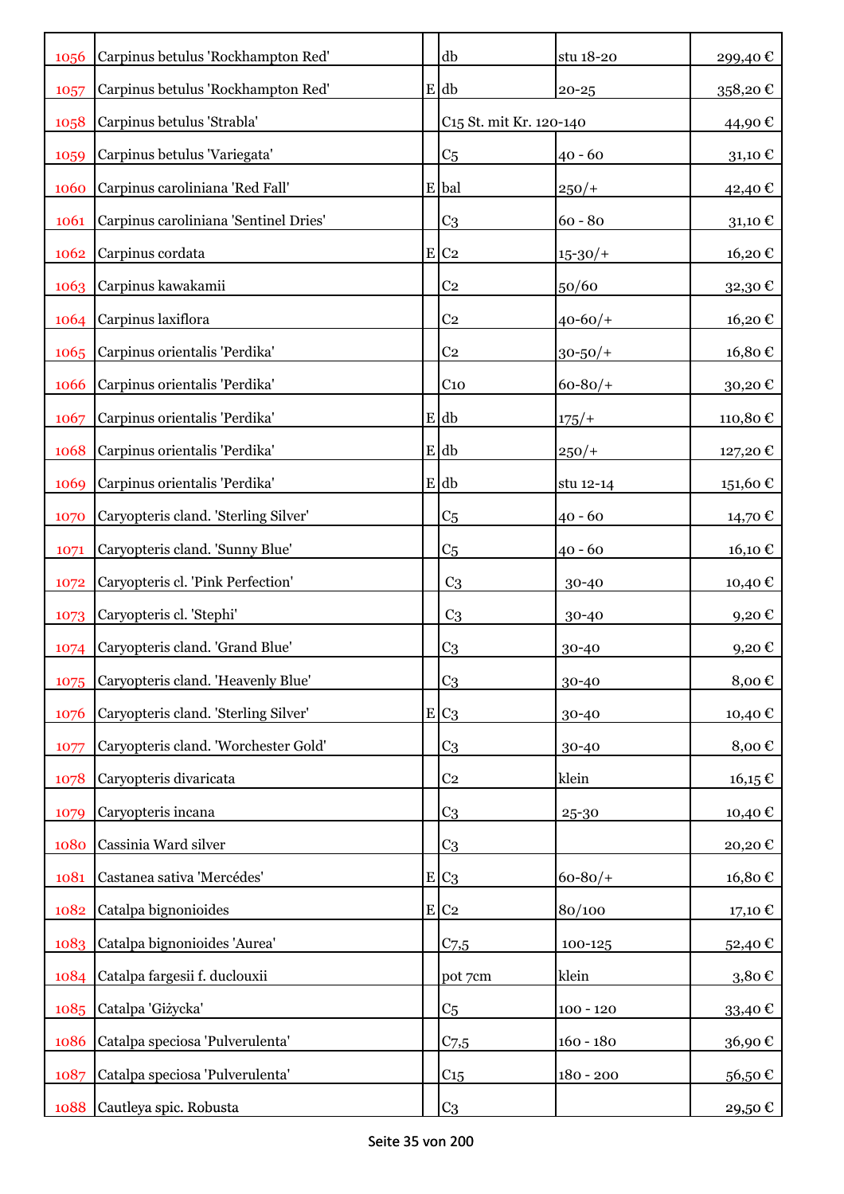| | | | | | |
|---|---|---|---|---|---|
| 1056 | Carpinus betulus 'Rockhampton Red' | | db | stu 18-20 | 299,40 € |
| 1057 | Carpinus betulus 'Rockhampton Red' | E | db | 20-25 | 358,20 € |
| 1058 | Carpinus betulus 'Strabla' | | C15 St. mit Kr. 120-140 | | 44,90 € |
| 1059 | Carpinus betulus 'Variegata' | | C5 | 40 - 60 | 31,10 € |
| 1060 | Carpinus caroliniana 'Red Fall' | E | bal | 250/+ | 42,40 € |
| 1061 | Carpinus caroliniana 'Sentinel Dries' | | C3 | 60 - 80 | 31,10 € |
| 1062 | Carpinus cordata | E | C2 | 15-30/+ | 16,20 € |
| 1063 | Carpinus kawakamii | | C2 | 50/60 | 32,30 € |
| 1064 | Carpinus laxiflora | | C2 | 40-60/+ | 16,20 € |
| 1065 | Carpinus orientalis 'Perdika' | | C2 | 30-50/+ | 16,80 € |
| 1066 | Carpinus orientalis 'Perdika' | | C10 | 60-80/+ | 30,20 € |
| 1067 | Carpinus orientalis 'Perdika' | E | db | 175/+ | 110,80 € |
| 1068 | Carpinus orientalis 'Perdika' | E | db | 250/+ | 127,20 € |
| 1069 | Carpinus orientalis 'Perdika' | E | db | stu 12-14 | 151,60 € |
| 1070 | Caryopteris cland. 'Sterling Silver' | | C5 | 40 - 60 | 14,70 € |
| 1071 | Caryopteris cland. 'Sunny Blue' | | C5 | 40 - 60 | 16,10 € |
| 1072 | Caryopteris cl. 'Pink Perfection' | | C3 | 30-40 | 10,40 € |
| 1073 | Caryopteris cl. 'Stephi' | | C3 | 30-40 | 9,20 € |
| 1074 | Caryopteris cland. 'Grand Blue' | | C3 | 30-40 | 9,20 € |
| 1075 | Caryopteris cland. 'Heavenly Blue' | | C3 | 30-40 | 8,00 € |
| 1076 | Caryopteris cland. 'Sterling Silver' | E | C3 | 30-40 | 10,40 € |
| 1077 | Caryopteris cland. 'Worchester Gold' | | C3 | 30-40 | 8,00 € |
| 1078 | Caryopteris divaricata | | C2 | klein | 16,15 € |
| 1079 | Caryopteris incana | | C3 | 25-30 | 10,40 € |
| 1080 | Cassinia Ward silver | | C3 | | 20,20 € |
| 1081 | Castanea sativa 'Mercédes' | E | C3 | 60-80/+ | 16,80 € |
| 1082 | Catalpa bignonioides | E | C2 | 80/100 | 17,10 € |
| 1083 | Catalpa bignonioides 'Aurea' | | C7,5 | 100-125 | 52,40 € |
| 1084 | Catalpa fargesii f. duclouxii | | pot 7cm | klein | 3,80 € |
| 1085 | Catalpa 'Giżycka' | | C5 | 100 - 120 | 33,40 € |
| 1086 | Catalpa speciosa 'Pulverulenta' | | C7,5 | 160 - 180 | 36,90 € |
| 1087 | Catalpa speciosa 'Pulverulenta' | | C15 | 180 - 200 | 56,50 € |
| 1088 | Cautleya spic. Robusta | | C3 | | 29,50 € |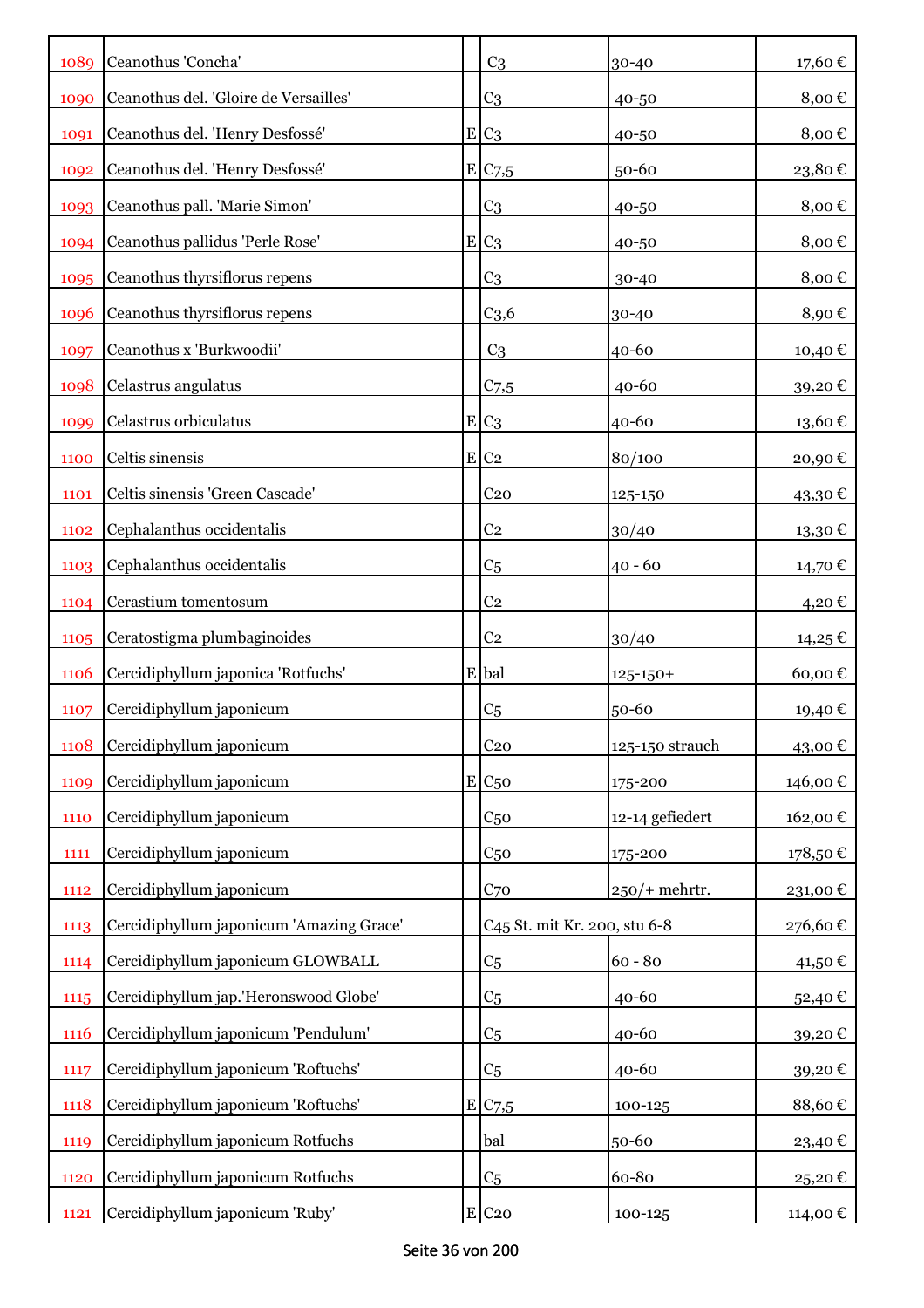| 1089 | Ceanothus 'Concha' | | C3 | 30-40 | 17,60 € |
|---|---|---|---|---|---|
| 1090 | Ceanothus del. 'Gloire de Versailles' | | C3 | 40-50 | 8,00 € |
| 1091 | Ceanothus del. 'Henry Desfossé' | E | C3 | 40-50 | 8,00 € |
| 1092 | Ceanothus del. 'Henry Desfossé' | E | C7,5 | 50-60 | 23,80 € |
| 1093 | Ceanothus pall. 'Marie Simon' | | C3 | 40-50 | 8,00 € |
| 1094 | Ceanothus pallidus 'Perle Rose' | E | C3 | 40-50 | 8,00 € |
| 1095 | Ceanothus thyrsiflorus repens | | C3 | 30-40 | 8,00 € |
| 1096 | Ceanothus thyrsiflorus repens | | C3,6 | 30-40 | 8,90 € |
| 1097 | Ceanothus x 'Burkwoodii' | | C3 | 40-60 | 10,40 € |
| 1098 | Celastrus angulatus | | C7,5 | 40-60 | 39,20 € |
| 1099 | Celastrus orbiculatus | E | C3 | 40-60 | 13,60 € |
| 1100 | Celtis sinensis | E | C2 | 80/100 | 20,90 € |
| 1101 | Celtis sinensis 'Green Cascade' | | C20 | 125-150 | 43,30 € |
| 1102 | Cephalanthus occidentalis | | C2 | 30/40 | 13,30 € |
| 1103 | Cephalanthus occidentalis | | C5 | 40 - 60 | 14,70 € |
| 1104 | Cerastium tomentosum | | C2 | | 4,20 € |
| 1105 | Ceratostigma plumbaginoides | | C2 | 30/40 | 14,25 € |
| 1106 | Cercidiphyllum japonica 'Rotfuchs' | E | bal | 125-150+ | 60,00 € |
| 1107 | Cercidiphyllum japonicum | | C5 | 50-60 | 19,40 € |
| 1108 | Cercidiphyllum japonicum | | C20 | 125-150 strauch | 43,00 € |
| 1109 | Cercidiphyllum japonicum | E | C50 | 175-200 | 146,00 € |
| 1110 | Cercidiphyllum japonicum | | C50 | 12-14 gefiedert | 162,00 € |
| 1111 | Cercidiphyllum japonicum | | C50 | 175-200 | 178,50 € |
| 1112 | Cercidiphyllum japonicum | | C70 | 250/+ mehrtr. | 231,00 € |
| 1113 | Cercidiphyllum japonicum 'Amazing Grace' | | C45 St. mit Kr. 200, stu 6-8 | | 276,60 € |
| 1114 | Cercidiphyllum japonicum GLOWBALL | | C5 | 60 - 80 | 41,50 € |
| 1115 | Cercidiphyllum jap.'Heronswood Globe' | | C5 | 40-60 | 52,40 € |
| 1116 | Cercidiphyllum japonicum 'Pendulum' | | C5 | 40-60 | 39,20 € |
| 1117 | Cercidiphyllum japonicum 'Roftuchs' | | C5 | 40-60 | 39,20 € |
| 1118 | Cercidiphyllum japonicum 'Roftuchs' | E | C7,5 | 100-125 | 88,60 € |
| 1119 | Cercidiphyllum japonicum Rotfuchs | | bal | 50-60 | 23,40 € |
| 1120 | Cercidiphyllum japonicum Rotfuchs | | C5 | 60-80 | 25,20 € |
| 1121 | Cercidiphyllum japonicum 'Ruby' | E | C20 | 100-125 | 114,00 € |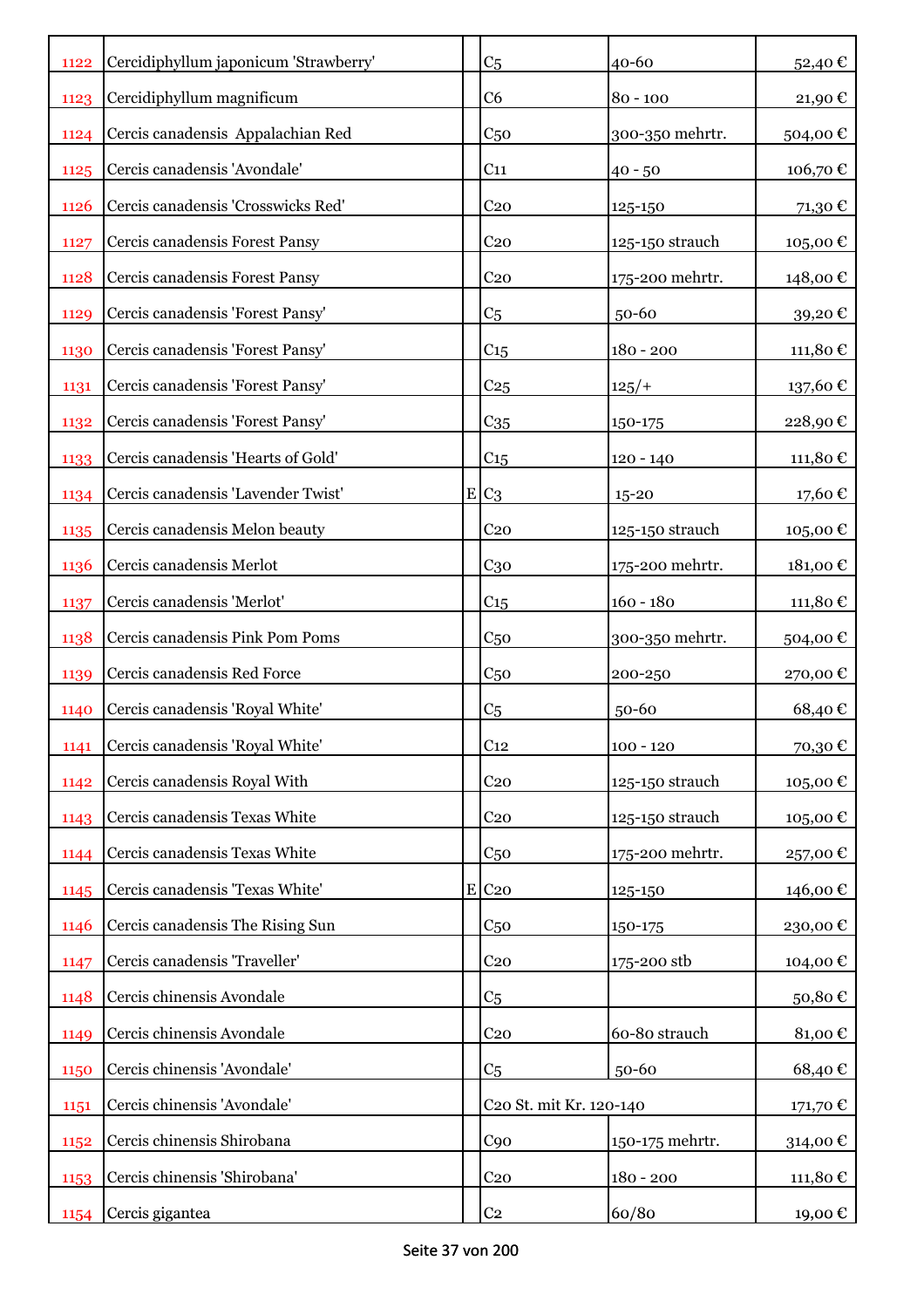| | | | | | |
|---|---|---|---|---|---|
| 1122 | Cercidiphyllum japonicum 'Strawberry' | | C5 | 40-60 | 52,40 € |
| 1123 | Cercidiphyllum magnificum | | C6 | 80 - 100 | 21,90 € |
| 1124 | Cercis canadensis  Appalachian Red | | C50 | 300-350 mehrtr. | 504,00 € |
| 1125 | Cercis canadensis 'Avondale' | | C11 | 40 - 50 | 106,70 € |
| 1126 | Cercis canadensis 'Crosswicks Red' | | C20 | 125-150 | 71,30 € |
| 1127 | Cercis canadensis Forest Pansy | | C20 | 125-150 strauch | 105,00 € |
| 1128 | Cercis canadensis Forest Pansy | | C20 | 175-200 mehrtr. | 148,00 € |
| 1129 | Cercis canadensis 'Forest Pansy' | | C5 | 50-60 | 39,20 € |
| 1130 | Cercis canadensis 'Forest Pansy' | | C15 | 180 - 200 | 111,80 € |
| 1131 | Cercis canadensis 'Forest Pansy' | | C25 | 125/+ | 137,60 € |
| 1132 | Cercis canadensis 'Forest Pansy' | | C35 | 150-175 | 228,90 € |
| 1133 | Cercis canadensis 'Hearts of Gold' | | C15 | 120 - 140 | 111,80 € |
| 1134 | Cercis canadensis 'Lavender Twist' | E | C3 | 15-20 | 17,60 € |
| 1135 | Cercis canadensis Melon beauty | | C20 | 125-150 strauch | 105,00 € |
| 1136 | Cercis canadensis Merlot | | C30 | 175-200 mehrtr. | 181,00 € |
| 1137 | Cercis canadensis 'Merlot' | | C15 | 160 - 180 | 111,80 € |
| 1138 | Cercis canadensis Pink Pom Poms | | C50 | 300-350 mehrtr. | 504,00 € |
| 1139 | Cercis canadensis Red Force | | C50 | 200-250 | 270,00 € |
| 1140 | Cercis canadensis 'Royal White' | | C5 | 50-60 | 68,40 € |
| 1141 | Cercis canadensis 'Royal White' | | C12 | 100 - 120 | 70,30 € |
| 1142 | Cercis canadensis Royal With | | C20 | 125-150 strauch | 105,00 € |
| 1143 | Cercis canadensis Texas White | | C20 | 125-150 strauch | 105,00 € |
| 1144 | Cercis canadensis Texas White | | C50 | 175-200 mehrtr. | 257,00 € |
| 1145 | Cercis canadensis 'Texas White' | E | C20 | 125-150 | 146,00 € |
| 1146 | Cercis canadensis The Rising Sun | | C50 | 150-175 | 230,00 € |
| 1147 | Cercis canadensis 'Traveller' | | C20 | 175-200 stb | 104,00 € |
| 1148 | Cercis chinensis Avondale | | C5 | | 50,80 € |
| 1149 | Cercis chinensis Avondale | | C20 | 60-80 strauch | 81,00 € |
| 1150 | Cercis chinensis 'Avondale' | | C5 | 50-60 | 68,40 € |
| 1151 | Cercis chinensis 'Avondale' | | C20 St. mit Kr. 120-140 | | 171,70 € |
| 1152 | Cercis chinensis Shirobana | | C90 | 150-175 mehrtr. | 314,00 € |
| 1153 | Cercis chinensis 'Shirobana' | | C20 | 180 - 200 | 111,80 € |
| 1154 | Cercis gigantea | | C2 | 60/80 | 19,00 € |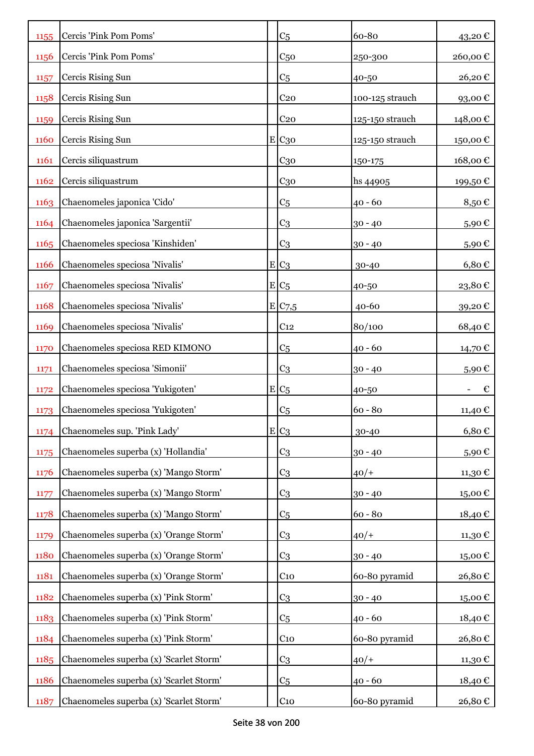| | | | | | |
|---|---|---|---|---|---|
| 1155 | Cercis 'Pink Pom Poms' | | C5 | 60-80 | 43,20 € |
| 1156 | Cercis 'Pink Pom Poms' | | C50 | 250-300 | 260,00 € |
| 1157 | Cercis Rising Sun | | C5 | 40-50 | 26,20 € |
| 1158 | Cercis Rising Sun | | C20 | 100-125 strauch | 93,00 € |
| 1159 | Cercis Rising Sun | | C20 | 125-150 strauch | 148,00 € |
| 1160 | Cercis Rising Sun | E | C30 | 125-150 strauch | 150,00 € |
| 1161 | Cercis siliquastrum | | C30 | 150-175 | 168,00 € |
| 1162 | Cercis siliquastrum | | C30 | hs 44905 | 199,50 € |
| 1163 | Chaenomeles japonica 'Cido' | | C5 | 40 - 60 | 8,50 € |
| 1164 | Chaenomeles japonica 'Sargentii' | | C3 | 30 - 40 | 5,90 € |
| 1165 | Chaenomeles speciosa 'Kinshiden' | | C3 | 30 - 40 | 5,90 € |
| 1166 | Chaenomeles speciosa 'Nivalis' | E | C3 | 30-40 | 6,80 € |
| 1167 | Chaenomeles speciosa 'Nivalis' | E | C5 | 40-50 | 23,80 € |
| 1168 | Chaenomeles speciosa 'Nivalis' | E | C7,5 | 40-60 | 39,20 € |
| 1169 | Chaenomeles speciosa 'Nivalis' | | C12 | 80/100 | 68,40 € |
| 1170 | Chaenomeles speciosa RED KIMONO | | C5 | 40 - 60 | 14,70 € |
| 1171 | Chaenomeles speciosa 'Simonii' | | C3 | 30 - 40 | 5,90 € |
| 1172 | Chaenomeles speciosa 'Yukigoten' | E | C5 | 40-50 | - € |
| 1173 | Chaenomeles speciosa 'Yukigoten' | | C5 | 60 - 80 | 11,40 € |
| 1174 | Chaenomeles sup. 'Pink Lady' | E | C3 | 30-40 | 6,80 € |
| 1175 | Chaenomeles superba (x) 'Hollandia' | | C3 | 30 - 40 | 5,90 € |
| 1176 | Chaenomeles superba (x) 'Mango Storm' | | C3 | 40/+ | 11,30 € |
| 1177 | Chaenomeles superba (x) 'Mango Storm' | | C3 | 30 - 40 | 15,00 € |
| 1178 | Chaenomeles superba (x) 'Mango Storm' | | C5 | 60 - 80 | 18,40 € |
| 1179 | Chaenomeles superba (x) 'Orange Storm' | | C3 | 40/+ | 11,30 € |
| 1180 | Chaenomeles superba (x) 'Orange Storm' | | C3 | 30 - 40 | 15,00 € |
| 1181 | Chaenomeles superba (x) 'Orange Storm' | | C10 | 60-80 pyramid | 26,80 € |
| 1182 | Chaenomeles superba (x) 'Pink Storm' | | C3 | 30 - 40 | 15,00 € |
| 1183 | Chaenomeles superba (x) 'Pink Storm' | | C5 | 40 - 60 | 18,40 € |
| 1184 | Chaenomeles superba (x) 'Pink Storm' | | C10 | 60-80 pyramid | 26,80 € |
| 1185 | Chaenomeles superba (x) 'Scarlet Storm' | | C3 | 40/+ | 11,30 € |
| 1186 | Chaenomeles superba (x) 'Scarlet Storm' | | C5 | 40 - 60 | 18,40 € |
| 1187 | Chaenomeles superba (x) 'Scarlet Storm' | | C10 | 60-80 pyramid | 26,80 € |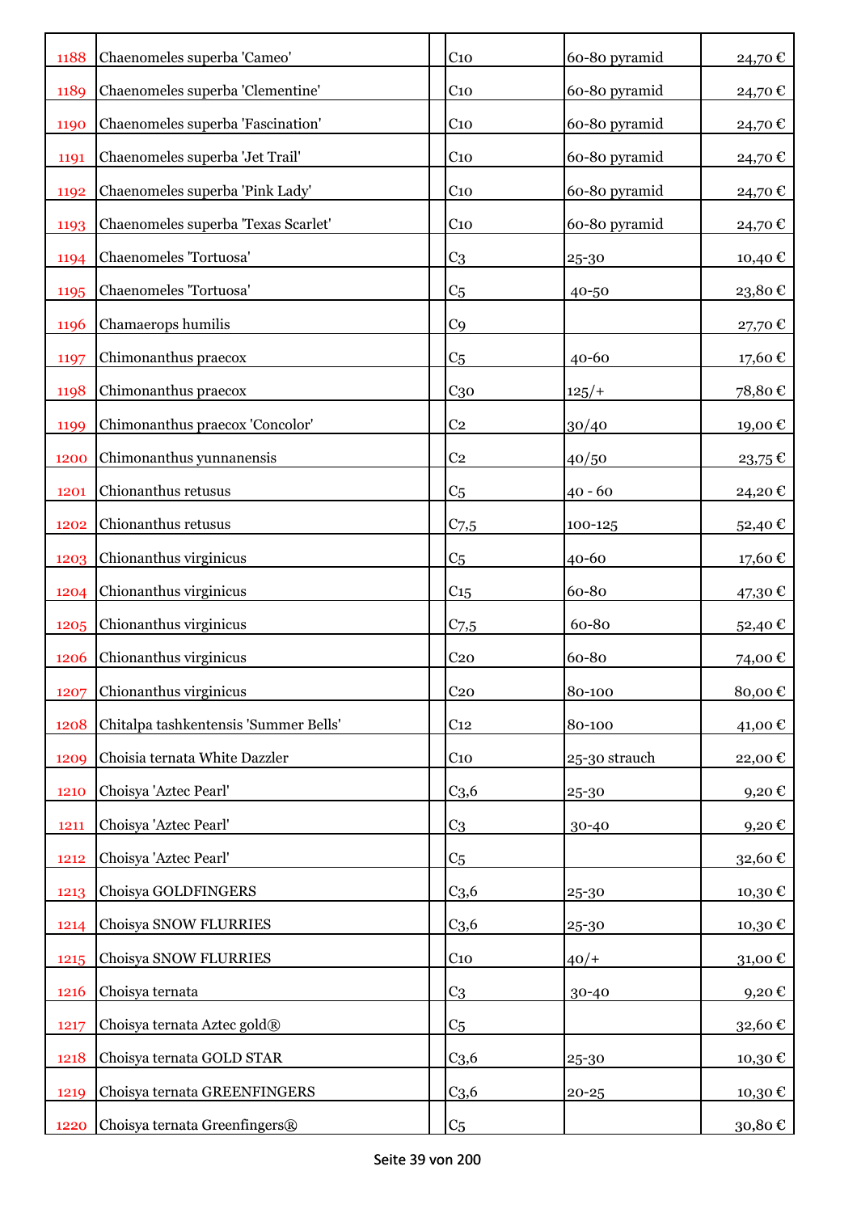| | | | | | |
|---|---|---|---|---|---|
| 1188 | Chaenomeles superba 'Cameo' | | C10 | 60-80 pyramid | 24,70 € |
| 1189 | Chaenomeles superba 'Clementine' | | C10 | 60-80 pyramid | 24,70 € |
| 1190 | Chaenomeles superba 'Fascination' | | C10 | 60-80 pyramid | 24,70 € |
| 1191 | Chaenomeles superba 'Jet Trail' | | C10 | 60-80 pyramid | 24,70 € |
| 1192 | Chaenomeles superba 'Pink Lady' | | C10 | 60-80 pyramid | 24,70 € |
| 1193 | Chaenomeles superba 'Texas Scarlet' | | C10 | 60-80 pyramid | 24,70 € |
| 1194 | Chaenomeles 'Tortuosa' | | C3 | 25-30 | 10,40 € |
| 1195 | Chaenomeles 'Tortuosa' | | C5 | 40-50 | 23,80 € |
| 1196 | Chamaerops humilis | | C9 | | 27,70 € |
| 1197 | Chimonanthus praecox | | C5 | 40-60 | 17,60 € |
| 1198 | Chimonanthus praecox | | C30 | 125/+ | 78,80 € |
| 1199 | Chimonanthus praecox 'Concolor' | | C2 | 30/40 | 19,00 € |
| 1200 | Chimonanthus yunnanensis | | C2 | 40/50 | 23,75 € |
| 1201 | Chionanthus retusus | | C5 | 40 - 60 | 24,20 € |
| 1202 | Chionanthus retusus | | C7,5 | 100-125 | 52,40 € |
| 1203 | Chionanthus virginicus | | C5 | 40-60 | 17,60 € |
| 1204 | Chionanthus virginicus | | C15 | 60-80 | 47,30 € |
| 1205 | Chionanthus virginicus | | C7,5 | 60-80 | 52,40 € |
| 1206 | Chionanthus virginicus | | C20 | 60-80 | 74,00 € |
| 1207 | Chionanthus virginicus | | C20 | 80-100 | 80,00 € |
| 1208 | Chitalpa tashkentensis 'Summer Bells' | | C12 | 80-100 | 41,00 € |
| 1209 | Choisia ternata White Dazzler | | C10 | 25-30 strauch | 22,00 € |
| 1210 | Choisya 'Aztec Pearl' | | C3,6 | 25-30 | 9,20 € |
| 1211 | Choisya 'Aztec Pearl' | | C3 | 30-40 | 9,20 € |
| 1212 | Choisya 'Aztec Pearl' | | C5 | | 32,60 € |
| 1213 | Choisya GOLDFINGERS | | C3,6 | 25-30 | 10,30 € |
| 1214 | Choisya SNOW FLURRIES | | C3,6 | 25-30 | 10,30 € |
| 1215 | Choisya SNOW FLURRIES | | C10 | 40/+ | 31,00 € |
| 1216 | Choisya ternata | | C3 | 30-40 | 9,20 € |
| 1217 | Choisya ternata Aztec gold® | | C5 | | 32,60 € |
| 1218 | Choisya ternata GOLD STAR | | C3,6 | 25-30 | 10,30 € |
| 1219 | Choisya ternata GREENFINGERS | | C3,6 | 20-25 | 10,30 € |
| 1220 | Choisya ternata Greenfingers® | | C5 | | 30,80 € |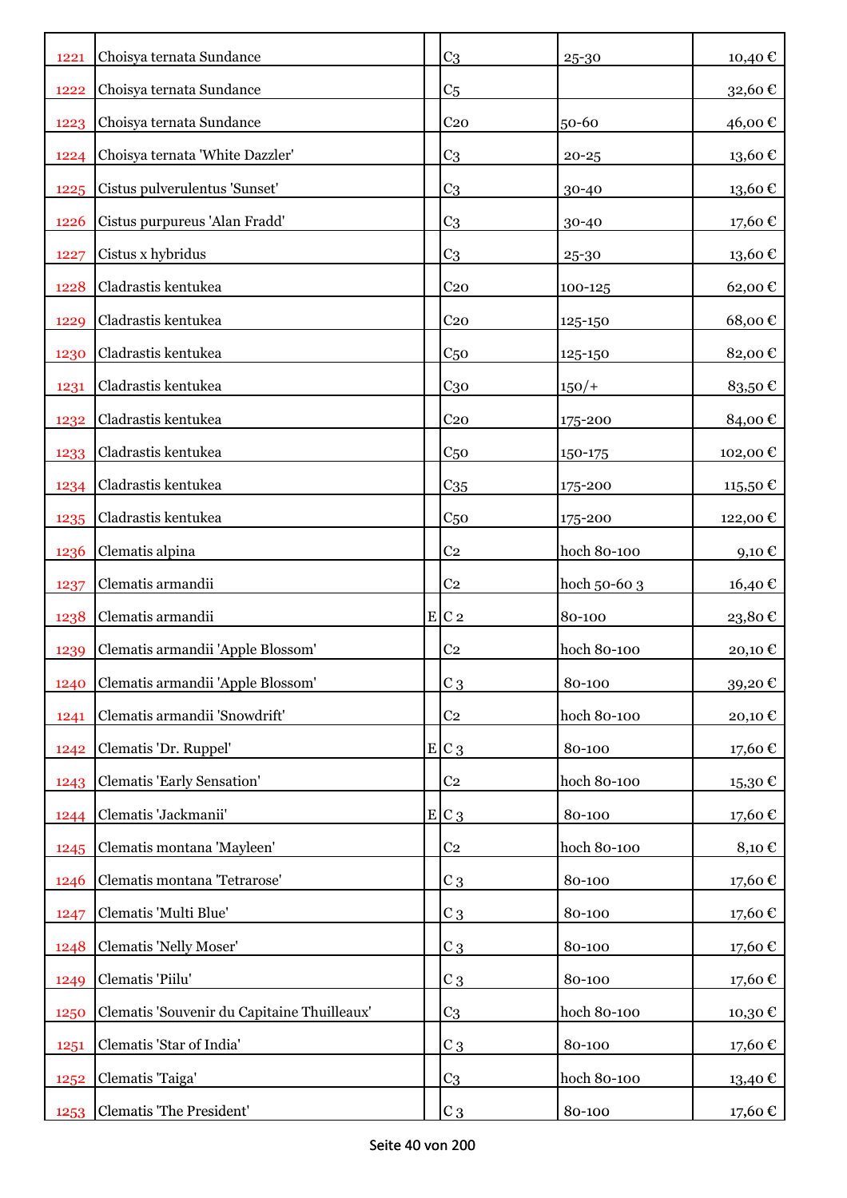| | | | | | |
|---|---|---|---|---|---|
| 1221 | Choisya ternata Sundance | | C3 | 25-30 | 10,40 € |
| 1222 | Choisya ternata Sundance | | C5 | | 32,60 € |
| 1223 | Choisya ternata Sundance | | C20 | 50-60 | 46,00 € |
| 1224 | Choisya ternata 'White Dazzler' | | C3 | 20-25 | 13,60 € |
| 1225 | Cistus pulverulentus 'Sunset' | | C3 | 30-40 | 13,60 € |
| 1226 | Cistus purpureus 'Alan Fradd' | | C3 | 30-40 | 17,60 € |
| 1227 | Cistus x hybridus | | C3 | 25-30 | 13,60 € |
| 1228 | Cladrastis kentukea | | C20 | 100-125 | 62,00 € |
| 1229 | Cladrastis kentukea | | C20 | 125-150 | 68,00 € |
| 1230 | Cladrastis kentukea | | C50 | 125-150 | 82,00 € |
| 1231 | Cladrastis kentukea | | C30 | 150/+ | 83,50 € |
| 1232 | Cladrastis kentukea | | C20 | 175-200 | 84,00 € |
| 1233 | Cladrastis kentukea | | C50 | 150-175 | 102,00 € |
| 1234 | Cladrastis kentukea | | C35 | 175-200 | 115,50 € |
| 1235 | Cladrastis kentukea | | C50 | 175-200 | 122,00 € |
| 1236 | Clematis alpina | | C2 | hoch 80-100 | 9,10 € |
| 1237 | Clematis armandii | | C2 | hoch 50-60 3 | 16,40 € |
| 1238 | Clematis armandii | E | C 2 | 80-100 | 23,80 € |
| 1239 | Clematis armandii 'Apple Blossom' | | C2 | hoch 80-100 | 20,10 € |
| 1240 | Clematis armandii 'Apple Blossom' | | C 3 | 80-100 | 39,20 € |
| 1241 | Clematis armandii 'Snowdrift' | | C2 | hoch 80-100 | 20,10 € |
| 1242 | Clematis 'Dr. Ruppel' | E | C 3 | 80-100 | 17,60 € |
| 1243 | Clematis 'Early Sensation' | | C2 | hoch 80-100 | 15,30 € |
| 1244 | Clematis 'Jackmanii' | E | C 3 | 80-100 | 17,60 € |
| 1245 | Clematis montana 'Mayleen' | | C2 | hoch 80-100 | 8,10 € |
| 1246 | Clematis montana 'Tetrarose' | | C 3 | 80-100 | 17,60 € |
| 1247 | Clematis 'Multi Blue' | | C 3 | 80-100 | 17,60 € |
| 1248 | Clematis 'Nelly Moser' | | C 3 | 80-100 | 17,60 € |
| 1249 | Clematis 'Piilu' | | C 3 | 80-100 | 17,60 € |
| 1250 | Clematis 'Souvenir du Capitaine Thuilleaux' | | C3 | hoch 80-100 | 10,30 € |
| 1251 | Clematis 'Star of India' | | C 3 | 80-100 | 17,60 € |
| 1252 | Clematis 'Taiga' | | C3 | hoch 80-100 | 13,40 € |
| 1253 | Clematis 'The President' | | C 3 | 80-100 | 17,60 € |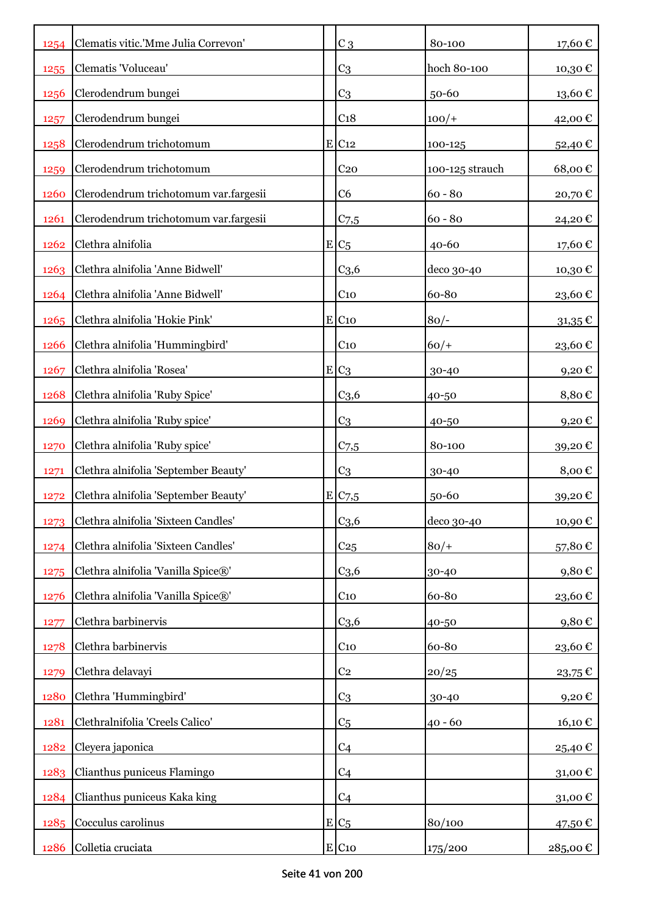| | | | | | |
|---|---|---|---|---|---|
| 1254 | Clematis vitic.'Mme Julia Correvon' | | C 3 | 80-100 | 17,60 € |
| 1255 | Clematis 'Voluceau' | | C3 | hoch 80-100 | 10,30 € |
| 1256 | Clerodendrum bungei | | C3 | 50-60 | 13,60 € |
| 1257 | Clerodendrum bungei | | C18 | 100/+ | 42,00 € |
| 1258 | Clerodendrum trichotomum | E | C12 | 100-125 | 52,40 € |
| 1259 | Clerodendrum trichotomum | | C20 | 100-125 strauch | 68,00 € |
| 1260 | Clerodendrum trichotomum var.fargesii | | C6 | 60 - 80 | 20,70 € |
| 1261 | Clerodendrum trichotomum var.fargesii | | C7,5 | 60 - 80 | 24,20 € |
| 1262 | Clethra alnifolia | E | C5 | 40-60 | 17,60 € |
| 1263 | Clethra alnifolia 'Anne Bidwell' | | C3,6 | deco 30-40 | 10,30 € |
| 1264 | Clethra alnifolia 'Anne Bidwell' | | C10 | 60-80 | 23,60 € |
| 1265 | Clethra alnifolia 'Hokie Pink' | E | C10 | 80/- | 31,35 € |
| 1266 | Clethra alnifolia 'Hummingbird' | | C10 | 60/+ | 23,60 € |
| 1267 | Clethra alnifolia 'Rosea' | E | C3 | 30-40 | 9,20 € |
| 1268 | Clethra alnifolia 'Ruby Spice' | | C3,6 | 40-50 | 8,80 € |
| 1269 | Clethra alnifolia 'Ruby spice' | | C3 | 40-50 | 9,20 € |
| 1270 | Clethra alnifolia 'Ruby spice' | | C7,5 | 80-100 | 39,20 € |
| 1271 | Clethra alnifolia 'September Beauty' | | C3 | 30-40 | 8,00 € |
| 1272 | Clethra alnifolia 'September Beauty' | E | C7,5 | 50-60 | 39,20 € |
| 1273 | Clethra alnifolia 'Sixteen Candles' | | C3,6 | deco 30-40 | 10,90 € |
| 1274 | Clethra alnifolia 'Sixteen Candles' | | C25 | 80/+ | 57,80 € |
| 1275 | Clethra alnifolia 'Vanilla Spice®' | | C3,6 | 30-40 | 9,80 € |
| 1276 | Clethra alnifolia 'Vanilla Spice®' | | C10 | 60-80 | 23,60 € |
| 1277 | Clethra barbinervis | | C3,6 | 40-50 | 9,80 € |
| 1278 | Clethra barbinervis | | C10 | 60-80 | 23,60 € |
| 1279 | Clethra delavayi | | C2 | 20/25 | 23,75 € |
| 1280 | Clethra 'Hummingbird' | | C3 | 30-40 | 9,20 € |
| 1281 | Clethralnifolia 'Creels Calico' | | C5 | 40 - 60 | 16,10 € |
| 1282 | Cleyera japonica | | C4 | | 25,40 € |
| 1283 | Clianthus puniceus Flamingo | | C4 | | 31,00 € |
| 1284 | Clianthus puniceus Kaka king | | C4 | | 31,00 € |
| 1285 | Cocculus carolinus | E | C5 | 80/100 | 47,50 € |
| 1286 | Colletia cruciata | E | C10 | 175/200 | 285,00 € |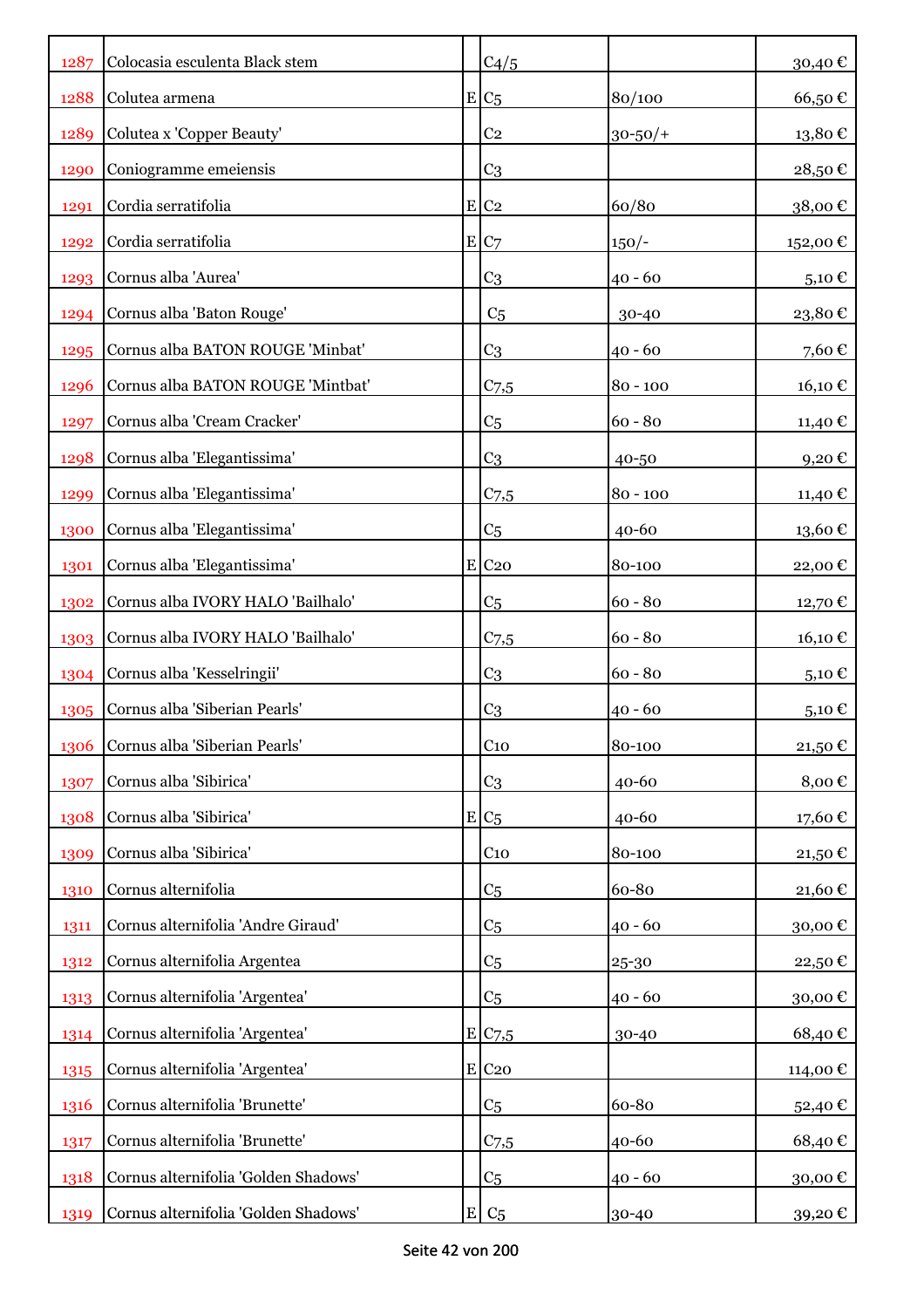| | | | | | |
|---|---|---|---|---|---|
| 1287 | Colocasia esculenta Black stem | | C4/5 | | 30,40 € |
| 1288 | Colutea armena | E | C5 | 80/100 | 66,50 € |
| 1289 | Colutea x 'Copper Beauty' | | C2 | 30-50/+ | 13,80 € |
| 1290 | Coniogramme emeiensis | | C3 | | 28,50 € |
| 1291 | Cordia serratifolia | E | C2 | 60/80 | 38,00 € |
| 1292 | Cordia serratifolia | E | C7 | 150/- | 152,00 € |
| 1293 | Cornus alba 'Aurea' | | C3 | 40 - 60 | 5,10 € |
| 1294 | Cornus alba 'Baton Rouge' | | C5 | 30-40 | 23,80 € |
| 1295 | Cornus alba BATON ROUGE 'Minbat' | | C3 | 40 - 60 | 7,60 € |
| 1296 | Cornus alba BATON ROUGE 'Mintbat' | | C7,5 | 80 - 100 | 16,10 € |
| 1297 | Cornus alba 'Cream Cracker' | | C5 | 60 - 80 | 11,40 € |
| 1298 | Cornus alba 'Elegantissima' | | C3 | 40-50 | 9,20 € |
| 1299 | Cornus alba 'Elegantissima' | | C7,5 | 80 - 100 | 11,40 € |
| 1300 | Cornus alba 'Elegantissima' | | C5 | 40-60 | 13,60 € |
| 1301 | Cornus alba 'Elegantissima' | E | C20 | 80-100 | 22,00 € |
| 1302 | Cornus alba IVORY HALO 'Bailhalo' | | C5 | 60 - 80 | 12,70 € |
| 1303 | Cornus alba IVORY HALO 'Bailhalo' | | C7,5 | 60 - 80 | 16,10 € |
| 1304 | Cornus alba 'Kesselringii' | | C3 | 60 - 80 | 5,10 € |
| 1305 | Cornus alba 'Siberian Pearls' | | C3 | 40 - 60 | 5,10 € |
| 1306 | Cornus alba 'Siberian Pearls' | | C10 | 80-100 | 21,50 € |
| 1307 | Cornus alba 'Sibirica' | | C3 | 40-60 | 8,00 € |
| 1308 | Cornus alba 'Sibirica' | E | C5 | 40-60 | 17,60 € |
| 1309 | Cornus alba 'Sibirica' | | C10 | 80-100 | 21,50 € |
| 1310 | Cornus alternifolia | | C5 | 60-80 | 21,60 € |
| 1311 | Cornus alternifolia 'Andre Giraud' | | C5 | 40 - 60 | 30,00 € |
| 1312 | Cornus alternifolia Argentea | | C5 | 25-30 | 22,50 € |
| 1313 | Cornus alternifolia 'Argentea' | | C5 | 40 - 60 | 30,00 € |
| 1314 | Cornus alternifolia 'Argentea' | E | C7,5 | 30-40 | 68,40 € |
| 1315 | Cornus alternifolia 'Argentea' | E | C20 | | 114,00 € |
| 1316 | Cornus alternifolia 'Brunette' | | C5 | 60-80 | 52,40 € |
| 1317 | Cornus alternifolia 'Brunette' | | C7,5 | 40-60 | 68,40 € |
| 1318 | Cornus alternifolia 'Golden Shadows' | | C5 | 40 - 60 | 30,00 € |
| 1319 | Cornus alternifolia 'Golden Shadows' | E | C5 | 30-40 | 39,20 € |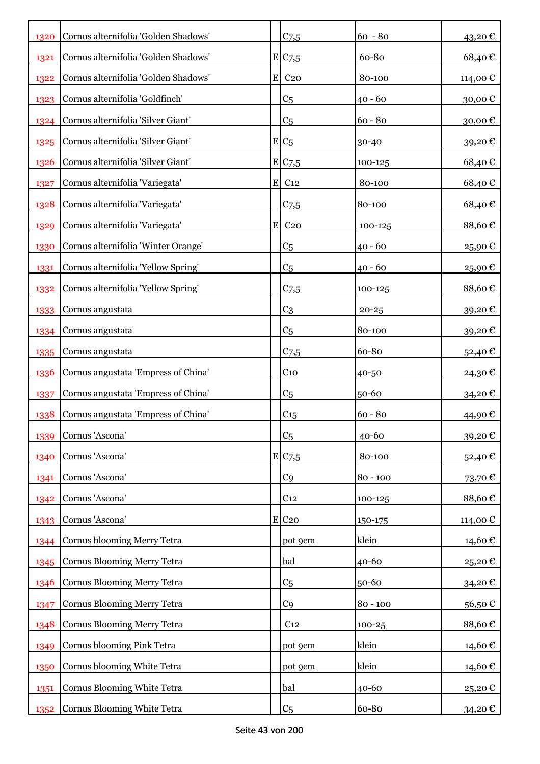| | | | | | |
|---|---|---|---|---|---|
| 1320 | Cornus alternifolia 'Golden Shadows' | | C7,5 | 60 - 80 | 43,20 € |
| 1321 | Cornus alternifolia 'Golden Shadows' | E | C7,5 | 60-80 | 68,40 € |
| 1322 | Cornus alternifolia 'Golden Shadows' | E | C20 | 80-100 | 114,00 € |
| 1323 | Cornus alternifolia 'Goldfinch' | | C5 | 40 - 60 | 30,00 € |
| 1324 | Cornus alternifolia 'Silver Giant' | | C5 | 60 - 80 | 30,00 € |
| 1325 | Cornus alternifolia 'Silver Giant' | E | C5 | 30-40 | 39,20 € |
| 1326 | Cornus alternifolia 'Silver Giant' | E | C7,5 | 100-125 | 68,40 € |
| 1327 | Cornus alternifolia 'Variegata' | E | C12 | 80-100 | 68,40 € |
| 1328 | Cornus alternifolia 'Variegata' | | C7,5 | 80-100 | 68,40 € |
| 1329 | Cornus alternifolia 'Variegata' | E | C20 | 100-125 | 88,60 € |
| 1330 | Cornus alternifolia 'Winter Orange' | | C5 | 40 - 60 | 25,90 € |
| 1331 | Cornus alternifolia 'Yellow Spring' | | C5 | 40 - 60 | 25,90 € |
| 1332 | Cornus alternifolia 'Yellow Spring' | | C7,5 | 100-125 | 88,60 € |
| 1333 | Cornus angustata | | C3 | 20-25 | 39,20 € |
| 1334 | Cornus angustata | | C5 | 80-100 | 39,20 € |
| 1335 | Cornus angustata | | C7,5 | 60-80 | 52,40 € |
| 1336 | Cornus angustata 'Empress of China' | | C10 | 40-50 | 24,30 € |
| 1337 | Cornus angustata 'Empress of China' | | C5 | 50-60 | 34,20 € |
| 1338 | Cornus angustata 'Empress of China' | | C15 | 60 - 80 | 44,90 € |
| 1339 | Cornus 'Ascona' | | C5 | 40-60 | 39,20 € |
| 1340 | Cornus 'Ascona' | E | C7,5 | 80-100 | 52,40 € |
| 1341 | Cornus 'Ascona' | | C9 | 80 - 100 | 73,70 € |
| 1342 | Cornus 'Ascona' | | C12 | 100-125 | 88,60 € |
| 1343 | Cornus 'Ascona' | E | C20 | 150-175 | 114,00 € |
| 1344 | Cornus blooming Merry Tetra | | pot 9cm | klein | 14,60 € |
| 1345 | Cornus Blooming Merry Tetra | | bal | 40-60 | 25,20 € |
| 1346 | Cornus Blooming Merry Tetra | | C5 | 50-60 | 34,20 € |
| 1347 | Cornus Blooming Merry Tetra | | C9 | 80 - 100 | 56,50 € |
| 1348 | Cornus Blooming Merry Tetra | | C12 | 100-25 | 88,60 € |
| 1349 | Cornus blooming Pink Tetra | | pot 9cm | klein | 14,60 € |
| 1350 | Cornus blooming White Tetra | | pot 9cm | klein | 14,60 € |
| 1351 | Cornus Blooming White Tetra | | bal | 40-60 | 25,20 € |
| 1352 | Cornus Blooming White Tetra | | C5 | 60-80 | 34,20 € |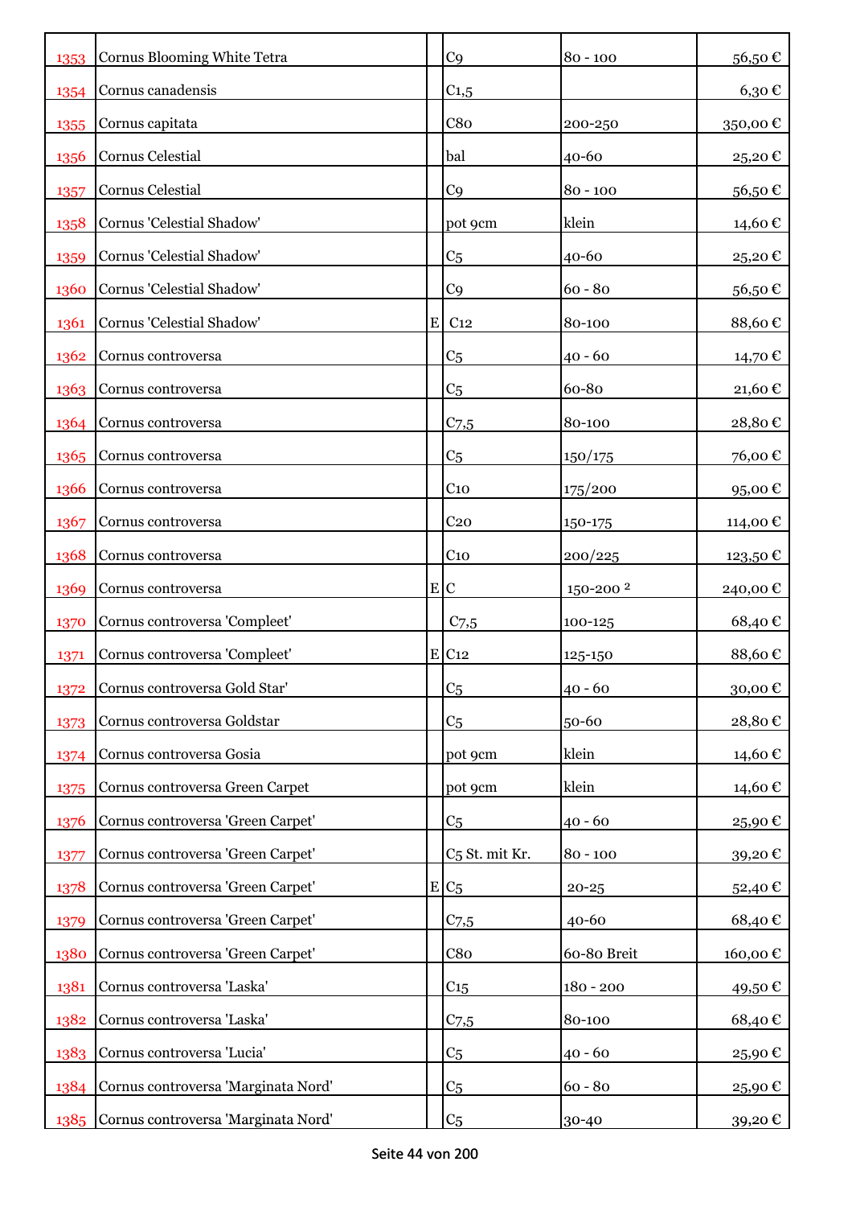| | | | | | |
|---|---|---|---|---|---|
| 1353 | Cornus Blooming White Tetra | | C9 | 80 - 100 | 56,50 € |
| 1354 | Cornus canadensis | | C1,5 | | 6,30 € |
| 1355 | Cornus capitata | | C80 | 200-250 | 350,00 € |
| 1356 | Cornus Celestial | | bal | 40-60 | 25,20 € |
| 1357 | Cornus Celestial | | C9 | 80 - 100 | 56,50 € |
| 1358 | Cornus 'Celestial Shadow' | | pot 9cm | klein | 14,60 € |
| 1359 | Cornus 'Celestial Shadow' | | C5 | 40-60 | 25,20 € |
| 1360 | Cornus 'Celestial Shadow' | | C9 | 60 - 80 | 56,50 € |
| 1361 | Cornus 'Celestial Shadow' | E | C12 | 80-100 | 88,60 € |
| 1362 | Cornus controversa | | C5 | 40 - 60 | 14,70 € |
| 1363 | Cornus controversa | | C5 | 60-80 | 21,60 € |
| 1364 | Cornus controversa | | C7,5 | 80-100 | 28,80 € |
| 1365 | Cornus controversa | | C5 | 150/175 | 76,00 € |
| 1366 | Cornus controversa | | C10 | 175/200 | 95,00 € |
| 1367 | Cornus controversa | | C20 | 150-175 | 114,00 € |
| 1368 | Cornus controversa | | C10 | 200/225 | 123,50 € |
| 1369 | Cornus controversa | E | C | 150-200 ² | 240,00 € |
| 1370 | Cornus controversa 'Compleet' | | C7,5 | 100-125 | 68,40 € |
| 1371 | Cornus controversa 'Compleet' | E | C12 | 125-150 | 88,60 € |
| 1372 | Cornus controversa Gold Star' | | C5 | 40 - 60 | 30,00 € |
| 1373 | Cornus controversa Goldstar | | C5 | 50-60 | 28,80 € |
| 1374 | Cornus controversa Gosia | | pot 9cm | klein | 14,60 € |
| 1375 | Cornus controversa Green Carpet | | pot 9cm | klein | 14,60 € |
| 1376 | Cornus controversa 'Green Carpet' | | C5 | 40 - 60 | 25,90 € |
| 1377 | Cornus controversa 'Green Carpet' | | C5 St. mit Kr. | 80 - 100 | 39,20 € |
| 1378 | Cornus controversa 'Green Carpet' | E | C5 | 20-25 | 52,40 € |
| 1379 | Cornus controversa 'Green Carpet' | | C7,5 | 40-60 | 68,40 € |
| 1380 | Cornus controversa 'Green Carpet' | | C80 | 60-80 Breit | 160,00 € |
| 1381 | Cornus controversa 'Laska' | | C15 | 180 - 200 | 49,50 € |
| 1382 | Cornus controversa 'Laska' | | C7,5 | 80-100 | 68,40 € |
| 1383 | Cornus controversa 'Lucia' | | C5 | 40 - 60 | 25,90 € |
| 1384 | Cornus controversa 'Marginata Nord' | | C5 | 60 - 80 | 25,90 € |
| 1385 | Cornus controversa 'Marginata Nord' | | C5 | 30-40 | 39,20 € |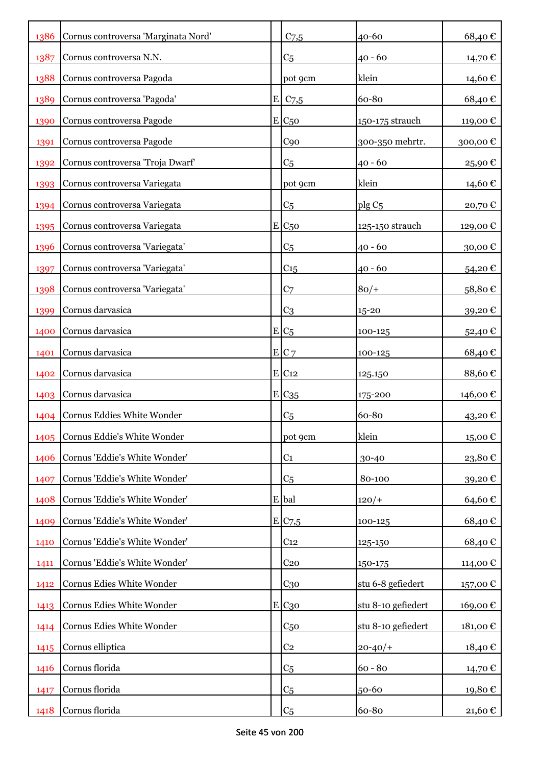| | | | | | |
|---|---|---|---|---|---|
| 1386 | Cornus controversa 'Marginata Nord' | | C7,5 | 40-60 | 68,40 € |
| 1387 | Cornus controversa N.N. | | C5 | 40 - 60 | 14,70 € |
| 1388 | Cornus controversa Pagoda | | pot 9cm | klein | 14,60 € |
| 1389 | Cornus controversa 'Pagoda' | E | C7,5 | 60-80 | 68,40 € |
| 1390 | Cornus controversa Pagode | E | C50 | 150-175 strauch | 119,00 € |
| 1391 | Cornus controversa Pagode | | C90 | 300-350 mehrtr. | 300,00 € |
| 1392 | Cornus controversa 'Troja Dwarf' | | C5 | 40 - 60 | 25,90 € |
| 1393 | Cornus controversa Variegata | | pot 9cm | klein | 14,60 € |
| 1394 | Cornus controversa Variegata | | C5 | plg C5 | 20,70 € |
| 1395 | Cornus controversa Variegata | E | C50 | 125-150 strauch | 129,00 € |
| 1396 | Cornus controversa 'Variegata' | | C5 | 40 - 60 | 30,00 € |
| 1397 | Cornus controversa 'Variegata' | | C15 | 40 - 60 | 54,20 € |
| 1398 | Cornus controversa 'Variegata' | | C7 | 80/+ | 58,80 € |
| 1399 | Cornus darvasica | | C3 | 15-20 | 39,20 € |
| 1400 | Cornus darvasica | E | C5 | 100-125 | 52,40 € |
| 1401 | Cornus darvasica | E | C 7 | 100-125 | 68,40 € |
| 1402 | Cornus darvasica | E | C12 | 125.150 | 88,60 € |
| 1403 | Cornus darvasica | E | C35 | 175-200 | 146,00 € |
| 1404 | Cornus Eddies White Wonder | | C5 | 60-80 | 43,20 € |
| 1405 | Cornus Eddie's White Wonder | | pot 9cm | klein | 15,00 € |
| 1406 | Cornus 'Eddie's White Wonder' | | C1 | 30-40 | 23,80 € |
| 1407 | Cornus 'Eddie's White Wonder' | | C5 | 80-100 | 39,20 € |
| 1408 | Cornus 'Eddie's White Wonder' | E | bal | 120/+ | 64,60 € |
| 1409 | Cornus 'Eddie's White Wonder' | E | C7,5 | 100-125 | 68,40 € |
| 1410 | Cornus 'Eddie's White Wonder' | | C12 | 125-150 | 68,40 € |
| 1411 | Cornus 'Eddie's White Wonder' | | C20 | 150-175 | 114,00 € |
| 1412 | Cornus Edies White Wonder | | C30 | stu 6-8 gefiedert | 157,00 € |
| 1413 | Cornus Edies White Wonder | E | C30 | stu 8-10 gefiedert | 169,00 € |
| 1414 | Cornus Edies White Wonder | | C50 | stu 8-10 gefiedert | 181,00 € |
| 1415 | Cornus elliptica | | C2 | 20-40/+ | 18,40 € |
| 1416 | Cornus florida | | C5 | 60 - 80 | 14,70 € |
| 1417 | Cornus florida | | C5 | 50-60 | 19,80 € |
| 1418 | Cornus florida | | C5 | 60-80 | 21,60 € |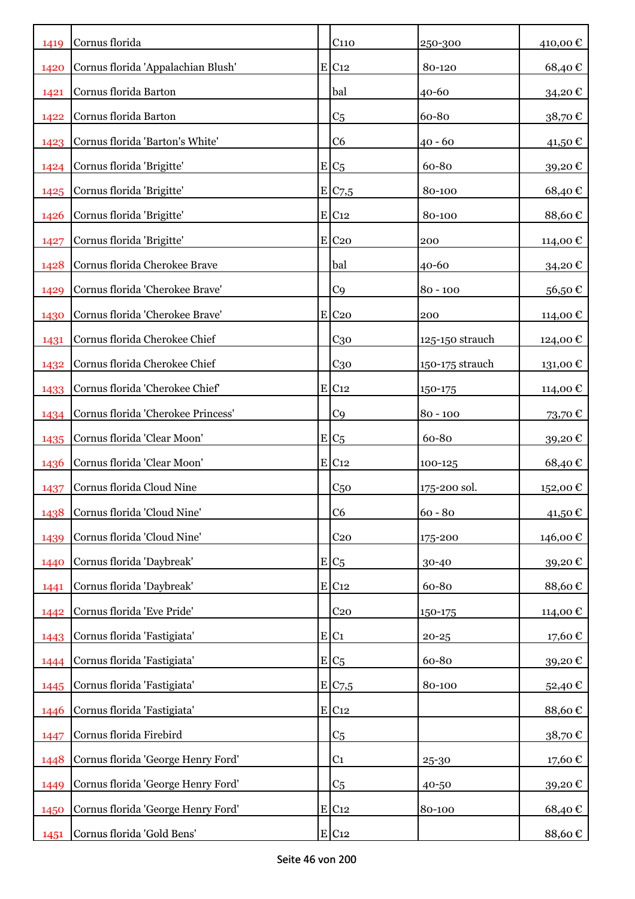| | | | | | |
|---|---|---|---|---|---|
| 1419 | Cornus florida | | C110 | 250-300 | 410,00 € |
| 1420 | Cornus florida 'Appalachian Blush' | E | C12 | 80-120 | 68,40 € |
| 1421 | Cornus florida Barton | | bal | 40-60 | 34,20 € |
| 1422 | Cornus florida Barton | | C5 | 60-80 | 38,70 € |
| 1423 | Cornus florida 'Barton's White' | | C6 | 40 - 60 | 41,50 € |
| 1424 | Cornus florida 'Brigitte' | E | C5 | 60-80 | 39,20 € |
| 1425 | Cornus florida 'Brigitte' | E | C7,5 | 80-100 | 68,40 € |
| 1426 | Cornus florida 'Brigitte' | E | C12 | 80-100 | 88,60 € |
| 1427 | Cornus florida 'Brigitte' | E | C20 | 200 | 114,00 € |
| 1428 | Cornus florida Cherokee Brave | | bal | 40-60 | 34,20 € |
| 1429 | Cornus florida 'Cherokee Brave' | | C9 | 80 - 100 | 56,50 € |
| 1430 | Cornus florida 'Cherokee Brave' | E | C20 | 200 | 114,00 € |
| 1431 | Cornus florida Cherokee Chief | | C30 | 125-150 strauch | 124,00 € |
| 1432 | Cornus florida Cherokee Chief | | C30 | 150-175 strauch | 131,00 € |
| 1433 | Cornus florida 'Cherokee Chief' | E | C12 | 150-175 | 114,00 € |
| 1434 | Cornus florida 'Cherokee Princess' | | C9 | 80 - 100 | 73,70 € |
| 1435 | Cornus florida 'Clear Moon' | E | C5 | 60-80 | 39,20 € |
| 1436 | Cornus florida 'Clear Moon' | E | C12 | 100-125 | 68,40 € |
| 1437 | Cornus florida Cloud Nine | | C50 | 175-200 sol. | 152,00 € |
| 1438 | Cornus florida 'Cloud Nine' | | C6 | 60 - 80 | 41,50 € |
| 1439 | Cornus florida 'Cloud Nine' | | C20 | 175-200 | 146,00 € |
| 1440 | Cornus florida 'Daybreak' | E | C5 | 30-40 | 39,20 € |
| 1441 | Cornus florida 'Daybreak' | E | C12 | 60-80 | 88,60 € |
| 1442 | Cornus florida 'Eve Pride' | | C20 | 150-175 | 114,00 € |
| 1443 | Cornus florida 'Fastigiata' | E | C1 | 20-25 | 17,60 € |
| 1444 | Cornus florida 'Fastigiata' | E | C5 | 60-80 | 39,20 € |
| 1445 | Cornus florida 'Fastigiata' | E | C7,5 | 80-100 | 52,40 € |
| 1446 | Cornus florida 'Fastigiata' | E | C12 | | 88,60 € |
| 1447 | Cornus florida Firebird | | C5 | | 38,70 € |
| 1448 | Cornus florida 'George Henry Ford' | | C1 | 25-30 | 17,60 € |
| 1449 | Cornus florida 'George Henry Ford' | | C5 | 40-50 | 39,20 € |
| 1450 | Cornus florida 'George Henry Ford' | E | C12 | 80-100 | 68,40 € |
| 1451 | Cornus florida 'Gold Bens' | E | C12 | | 88,60 € |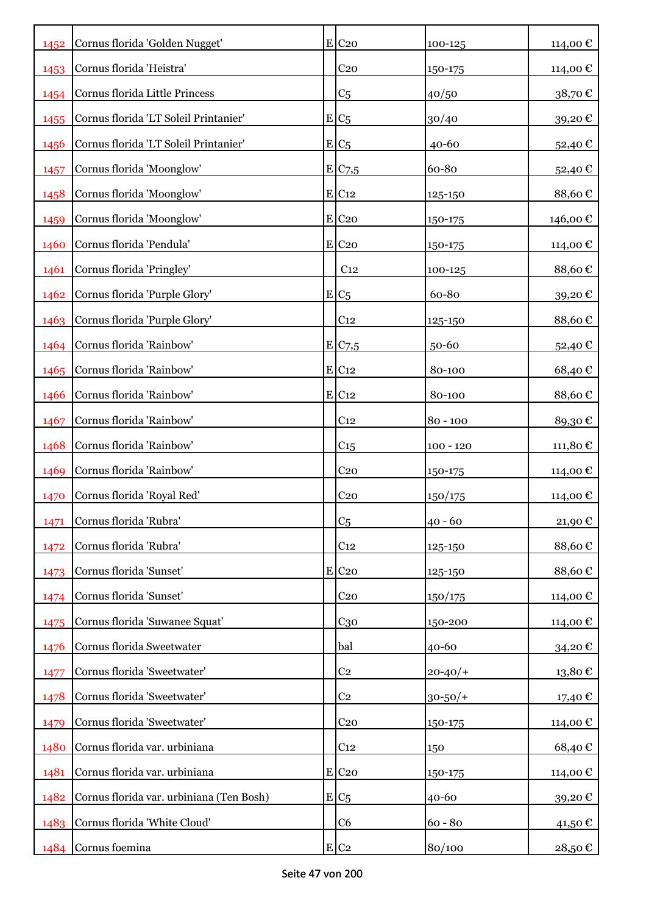| | | | | | |
|---|---|---|---|---|---|
| 1452 | Cornus florida 'Golden Nugget' | E | C20 | 100-125 | 114,00 € |
| 1453 | Cornus florida 'Heistra' | | C20 | 150-175 | 114,00 € |
| 1454 | Cornus florida Little Princess | | C5 | 40/50 | 38,70 € |
| 1455 | Cornus florida 'LT Soleil Printanier' | E | C5 | 30/40 | 39,20 € |
| 1456 | Cornus florida 'LT Soleil Printanier' | E | C5 | 40-60 | 52,40 € |
| 1457 | Cornus florida 'Moonglow' | E | C7,5 | 60-80 | 52,40 € |
| 1458 | Cornus florida 'Moonglow' | E | C12 | 125-150 | 88,60 € |
| 1459 | Cornus florida 'Moonglow' | E | C20 | 150-175 | 146,00 € |
| 1460 | Cornus florida 'Pendula' | E | C20 | 150-175 | 114,00 € |
| 1461 | Cornus florida 'Pringley' | | C12 | 100-125 | 88,60 € |
| 1462 | Cornus florida 'Purple Glory' | E | C5 | 60-80 | 39,20 € |
| 1463 | Cornus florida 'Purple Glory' | | C12 | 125-150 | 88,60 € |
| 1464 | Cornus florida 'Rainbow' | E | C7,5 | 50-60 | 52,40 € |
| 1465 | Cornus florida 'Rainbow' | E | C12 | 80-100 | 68,40 € |
| 1466 | Cornus florida 'Rainbow' | E | C12 | 80-100 | 88,60 € |
| 1467 | Cornus florida 'Rainbow' | | C12 | 80 - 100 | 89,30 € |
| 1468 | Cornus florida 'Rainbow' | | C15 | 100 - 120 | 111,80 € |
| 1469 | Cornus florida 'Rainbow' | | C20 | 150-175 | 114,00 € |
| 1470 | Cornus florida 'Royal Red' | | C20 | 150/175 | 114,00 € |
| 1471 | Cornus florida 'Rubra' | | C5 | 40 - 60 | 21,90 € |
| 1472 | Cornus florida 'Rubra' | | C12 | 125-150 | 88,60 € |
| 1473 | Cornus florida 'Sunset' | E | C20 | 125-150 | 88,60 € |
| 1474 | Cornus florida 'Sunset' | | C20 | 150/175 | 114,00 € |
| 1475 | Cornus florida 'Suwanee Squat' | | C30 | 150-200 | 114,00 € |
| 1476 | Cornus florida Sweetwater | | bal | 40-60 | 34,20 € |
| 1477 | Cornus florida 'Sweetwater' | | C2 | 20-40/+ | 13,80 € |
| 1478 | Cornus florida 'Sweetwater' | | C2 | 30-50/+ | 17,40 € |
| 1479 | Cornus florida 'Sweetwater' | | C20 | 150-175 | 114,00 € |
| 1480 | Cornus florida var. urbiniana | | C12 | 150 | 68,40 € |
| 1481 | Cornus florida var. urbiniana | E | C20 | 150-175 | 114,00 € |
| 1482 | Cornus florida var. urbiniana (Ten Bosh) | E | C5 | 40-60 | 39,20 € |
| 1483 | Cornus florida 'White Cloud' | | C6 | 60 - 80 | 41,50 € |
| 1484 | Cornus foemina | E | C2 | 80/100 | 28,50 € |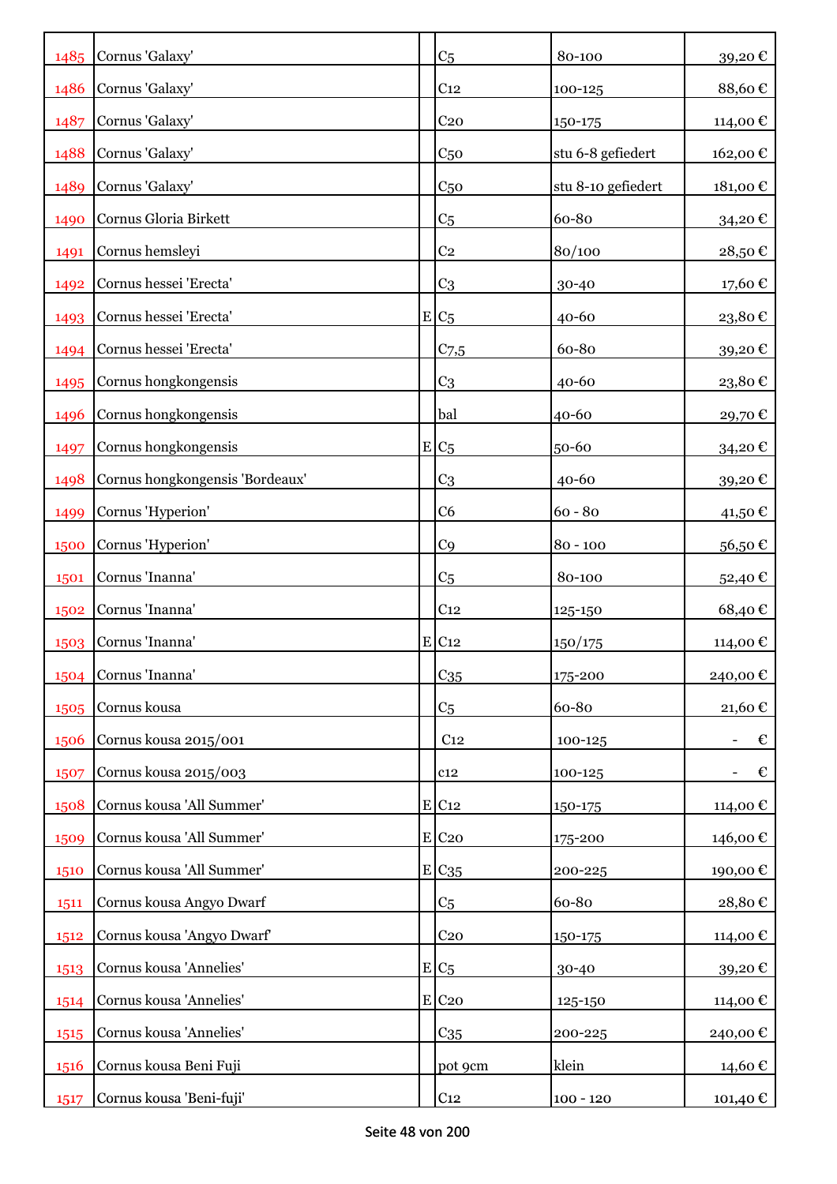| | | | | | |
|---|---|---|---|---|---|
| 1485 | Cornus 'Galaxy' | | C5 | 80-100 | 39,20 € |
| 1486 | Cornus 'Galaxy' | | C12 | 100-125 | 88,60 € |
| 1487 | Cornus 'Galaxy' | | C20 | 150-175 | 114,00 € |
| 1488 | Cornus 'Galaxy' | | C50 | stu 6-8 gefiedert | 162,00 € |
| 1489 | Cornus 'Galaxy' | | C50 | stu 8-10 gefiedert | 181,00 € |
| 1490 | Cornus Gloria Birkett | | C5 | 60-80 | 34,20 € |
| 1491 | Cornus hemsleyi | | C2 | 80/100 | 28,50 € |
| 1492 | Cornus hessei 'Erecta' | | C3 | 30-40 | 17,60 € |
| 1493 | Cornus hessei 'Erecta' | E | C5 | 40-60 | 23,80 € |
| 1494 | Cornus hessei 'Erecta' | | C7,5 | 60-80 | 39,20 € |
| 1495 | Cornus hongkongensis | | C3 | 40-60 | 23,80 € |
| 1496 | Cornus hongkongensis | | bal | 40-60 | 29,70 € |
| 1497 | Cornus hongkongensis | E | C5 | 50-60 | 34,20 € |
| 1498 | Cornus hongkongensis 'Bordeaux' | | C3 | 40-60 | 39,20 € |
| 1499 | Cornus 'Hyperion' | | C6 | 60 - 80 | 41,50 € |
| 1500 | Cornus 'Hyperion' | | C9 | 80 - 100 | 56,50 € |
| 1501 | Cornus 'Inanna' | | C5 | 80-100 | 52,40 € |
| 1502 | Cornus 'Inanna' | | C12 | 125-150 | 68,40 € |
| 1503 | Cornus 'Inanna' | E | C12 | 150/175 | 114,00 € |
| 1504 | Cornus 'Inanna' | | C35 | 175-200 | 240,00 € |
| 1505 | Cornus kousa | | C5 | 60-80 | 21,60 € |
| 1506 | Cornus kousa 2015/001 | | C12 | 100-125 | - € |
| 1507 | Cornus kousa 2015/003 | | c12 | 100-125 | - € |
| 1508 | Cornus kousa 'All Summer' | E | C12 | 150-175 | 114,00 € |
| 1509 | Cornus kousa 'All Summer' | E | C20 | 175-200 | 146,00 € |
| 1510 | Cornus kousa 'All Summer' | E | C35 | 200-225 | 190,00 € |
| 1511 | Cornus kousa Angyo Dwarf | | C5 | 60-80 | 28,80 € |
| 1512 | Cornus kousa 'Angyo Dwarf' | | C20 | 150-175 | 114,00 € |
| 1513 | Cornus kousa 'Annelies' | E | C5 | 30-40 | 39,20 € |
| 1514 | Cornus kousa 'Annelies' | E | C20 | 125-150 | 114,00 € |
| 1515 | Cornus kousa 'Annelies' | | C35 | 200-225 | 240,00 € |
| 1516 | Cornus kousa Beni Fuji | | pot 9cm | klein | 14,60 € |
| 1517 | Cornus kousa 'Beni-fuji' | | C12 | 100 - 120 | 101,40 € |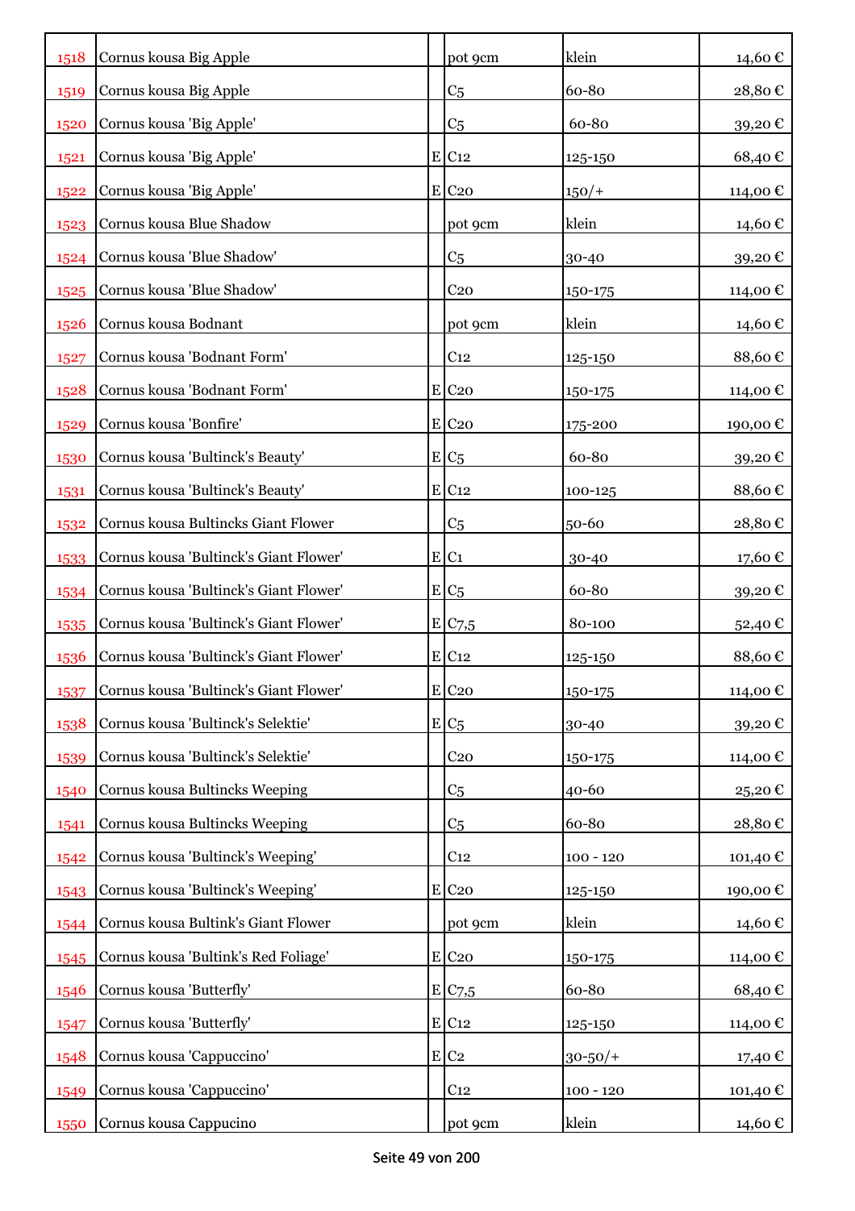| | | | | | |
|---|---|---|---|---|---|
| 1518 | Cornus kousa Big Apple | | pot 9cm | klein | 14,60 € |
| 1519 | Cornus kousa Big Apple | | C5 | 60-80 | 28,80 € |
| 1520 | Cornus kousa 'Big Apple' | | C5 | 60-80 | 39,20 € |
| 1521 | Cornus kousa 'Big Apple' | E | C12 | 125-150 | 68,40 € |
| 1522 | Cornus kousa 'Big Apple' | E | C20 | 150/+ | 114,00 € |
| 1523 | Cornus kousa Blue Shadow | | pot 9cm | klein | 14,60 € |
| 1524 | Cornus kousa 'Blue Shadow' | | C5 | 30-40 | 39,20 € |
| 1525 | Cornus kousa 'Blue Shadow' | | C20 | 150-175 | 114,00 € |
| 1526 | Cornus kousa Bodnant | | pot 9cm | klein | 14,60 € |
| 1527 | Cornus kousa 'Bodnant Form' | | C12 | 125-150 | 88,60 € |
| 1528 | Cornus kousa 'Bodnant Form' | E | C20 | 150-175 | 114,00 € |
| 1529 | Cornus kousa 'Bonfire' | E | C20 | 175-200 | 190,00 € |
| 1530 | Cornus kousa 'Bultinck's Beauty' | E | C5 | 60-80 | 39,20 € |
| 1531 | Cornus kousa 'Bultinck's Beauty' | E | C12 | 100-125 | 88,60 € |
| 1532 | Cornus kousa Bultincks Giant Flower | | C5 | 50-60 | 28,80 € |
| 1533 | Cornus kousa 'Bultinck's Giant Flower' | E | C1 | 30-40 | 17,60 € |
| 1534 | Cornus kousa 'Bultinck's Giant Flower' | E | C5 | 60-80 | 39,20 € |
| 1535 | Cornus kousa 'Bultinck's Giant Flower' | E | C7,5 | 80-100 | 52,40 € |
| 1536 | Cornus kousa 'Bultinck's Giant Flower' | E | C12 | 125-150 | 88,60 € |
| 1537 | Cornus kousa 'Bultinck's Giant Flower' | E | C20 | 150-175 | 114,00 € |
| 1538 | Cornus kousa 'Bultinck's Selektie' | E | C5 | 30-40 | 39,20 € |
| 1539 | Cornus kousa 'Bultinck's Selektie' | | C20 | 150-175 | 114,00 € |
| 1540 | Cornus kousa Bultincks Weeping | | C5 | 40-60 | 25,20 € |
| 1541 | Cornus kousa Bultincks Weeping | | C5 | 60-80 | 28,80 € |
| 1542 | Cornus kousa 'Bultinck's Weeping' | | C12 | 100 - 120 | 101,40 € |
| 1543 | Cornus kousa 'Bultinck's Weeping' | E | C20 | 125-150 | 190,00 € |
| 1544 | Cornus kousa Bultink's Giant Flower | | pot 9cm | klein | 14,60 € |
| 1545 | Cornus kousa 'Bultink's Red Foliage' | E | C20 | 150-175 | 114,00 € |
| 1546 | Cornus kousa 'Butterfly' | E | C7,5 | 60-80 | 68,40 € |
| 1547 | Cornus kousa 'Butterfly' | E | C12 | 125-150 | 114,00 € |
| 1548 | Cornus kousa 'Cappuccino' | E | C2 | 30-50/+ | 17,40 € |
| 1549 | Cornus kousa 'Cappuccino' | | C12 | 100 - 120 | 101,40 € |
| 1550 | Cornus kousa Cappucino | | pot 9cm | klein | 14,60 € |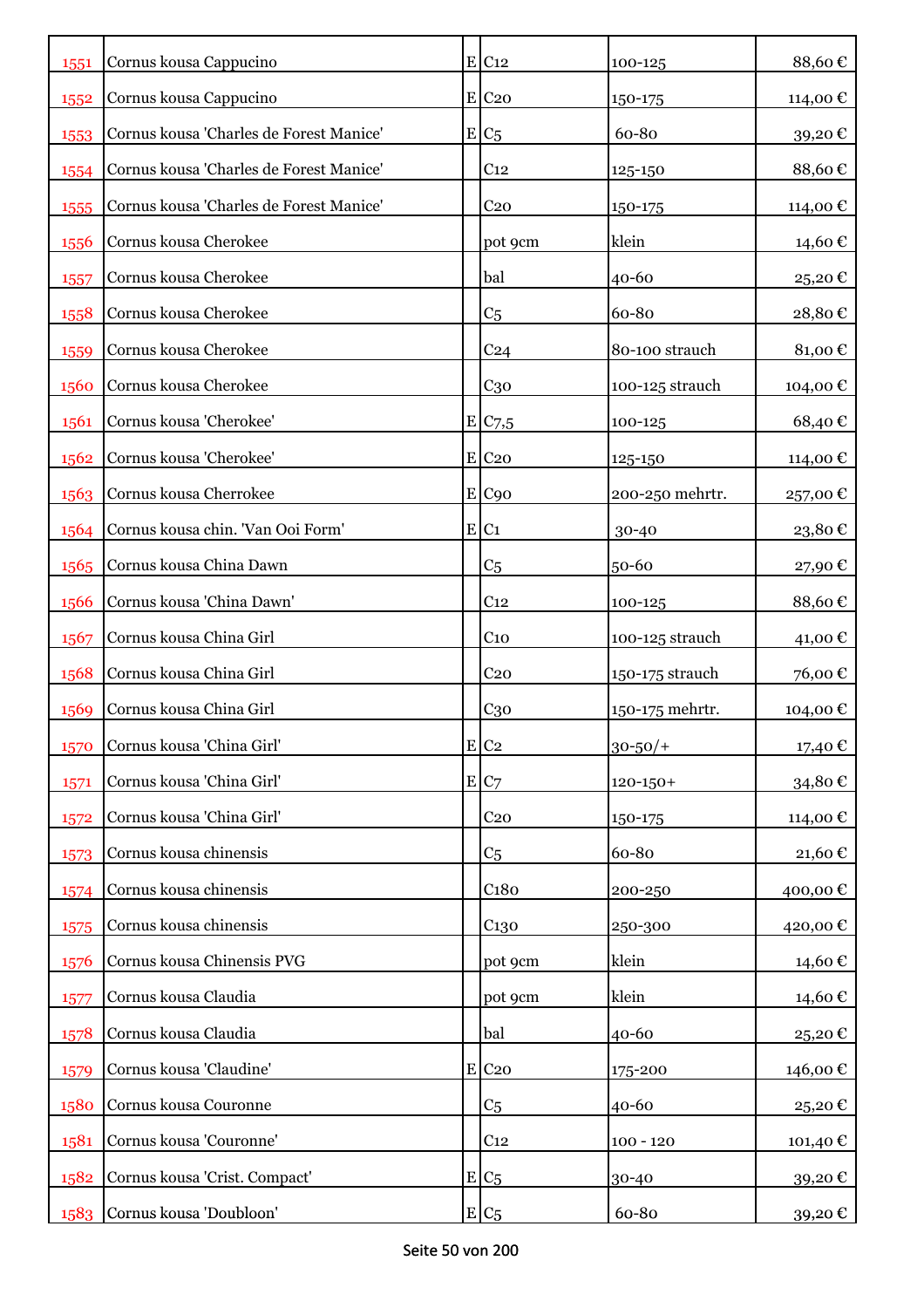| 1551 | Cornus kousa Cappucino | E | C12 | 100-125 | 88,60 € |
|---|---|---|---|---|---|
| 1552 | Cornus kousa Cappucino | E | C20 | 150-175 | 114,00 € |
| 1553 | Cornus kousa 'Charles de Forest Manice' | E | C5 | 60-80 | 39,20 € |
| 1554 | Cornus kousa 'Charles de Forest Manice' | | C12 | 125-150 | 88,60 € |
| 1555 | Cornus kousa 'Charles de Forest Manice' | | C20 | 150-175 | 114,00 € |
| 1556 | Cornus kousa Cherokee | | pot 9cm | klein | 14,60 € |
| 1557 | Cornus kousa Cherokee | | bal | 40-60 | 25,20 € |
| 1558 | Cornus kousa Cherokee | | C5 | 60-80 | 28,80 € |
| 1559 | Cornus kousa Cherokee | | C24 | 80-100 strauch | 81,00 € |
| 1560 | Cornus kousa Cherokee | | C30 | 100-125 strauch | 104,00 € |
| 1561 | Cornus kousa 'Cherokee' | E | C7,5 | 100-125 | 68,40 € |
| 1562 | Cornus kousa 'Cherokee' | E | C20 | 125-150 | 114,00 € |
| 1563 | Cornus kousa Cherrokee | E | C90 | 200-250 mehrtr. | 257,00 € |
| 1564 | Cornus kousa chin. 'Van Ooi Form' | E | C1 | 30-40 | 23,80 € |
| 1565 | Cornus kousa China Dawn | | C5 | 50-60 | 27,90 € |
| 1566 | Cornus kousa 'China Dawn' | | C12 | 100-125 | 88,60 € |
| 1567 | Cornus kousa China Girl | | C10 | 100-125 strauch | 41,00 € |
| 1568 | Cornus kousa China Girl | | C20 | 150-175 strauch | 76,00 € |
| 1569 | Cornus kousa China Girl | | C30 | 150-175 mehrtr. | 104,00 € |
| 1570 | Cornus kousa 'China Girl' | E | C2 | 30-50/+ | 17,40 € |
| 1571 | Cornus kousa 'China Girl' | E | C7 | 120-150+ | 34,80 € |
| 1572 | Cornus kousa 'China Girl' | | C20 | 150-175 | 114,00 € |
| 1573 | Cornus kousa chinensis | | C5 | 60-80 | 21,60 € |
| 1574 | Cornus kousa chinensis | | C180 | 200-250 | 400,00 € |
| 1575 | Cornus kousa chinensis | | C130 | 250-300 | 420,00 € |
| 1576 | Cornus kousa Chinensis PVG | | pot 9cm | klein | 14,60 € |
| 1577 | Cornus kousa Claudia | | pot 9cm | klein | 14,60 € |
| 1578 | Cornus kousa Claudia | | bal | 40-60 | 25,20 € |
| 1579 | Cornus kousa 'Claudine' | E | C20 | 175-200 | 146,00 € |
| 1580 | Cornus kousa Couronne | | C5 | 40-60 | 25,20 € |
| 1581 | Cornus kousa 'Couronne' | | C12 | 100 - 120 | 101,40 € |
| 1582 | Cornus kousa 'Crist. Compact' | E | C5 | 30-40 | 39,20 € |
| 1583 | Cornus kousa 'Doubloon' | E | C5 | 60-80 | 39,20 € |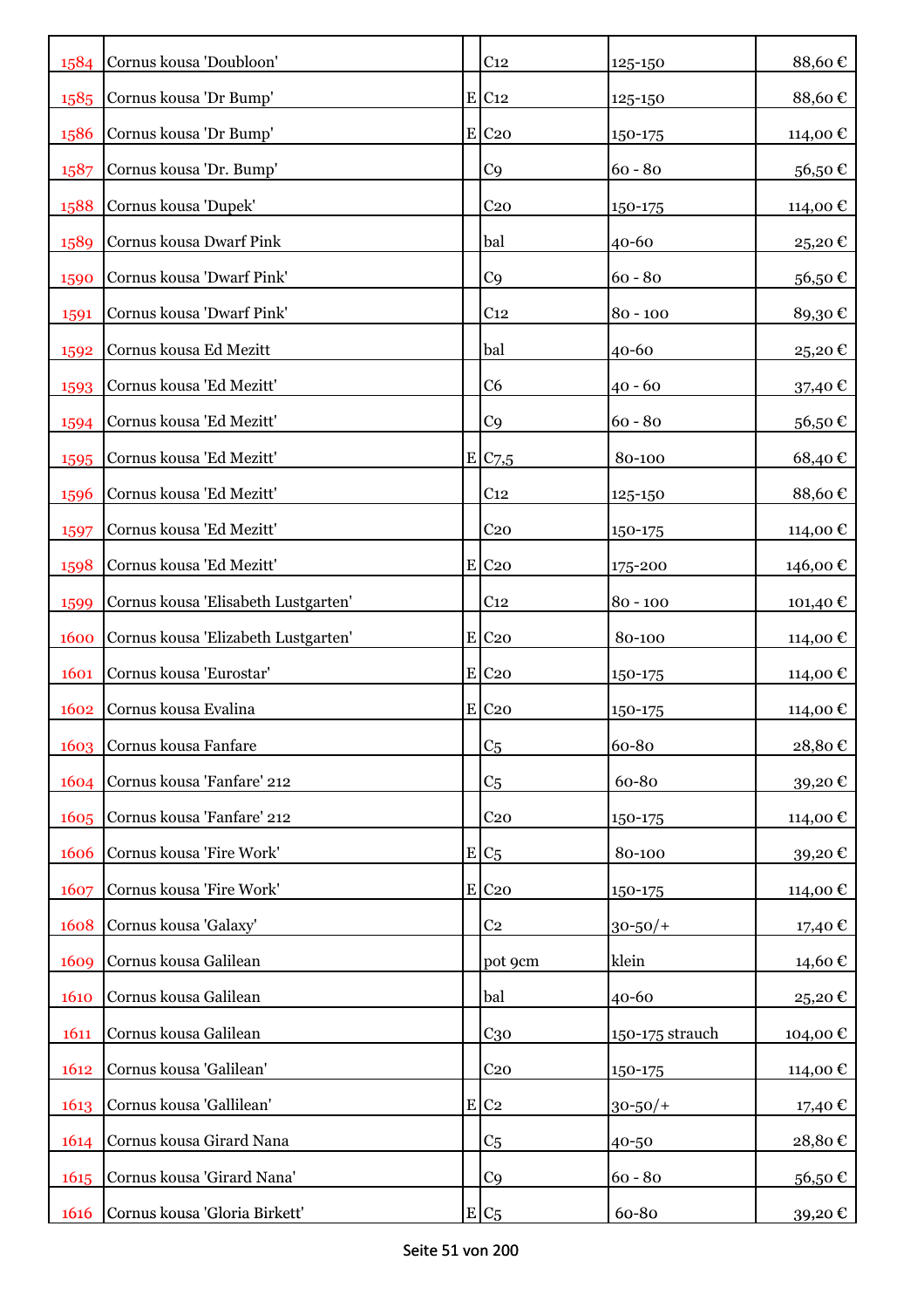| | | | | | |
|---|---|---|---|---|---|
| 1584 | Cornus kousa 'Doubloon' | | C12 | 125-150 | 88,60 € |
| 1585 | Cornus kousa 'Dr Bump' | E | C12 | 125-150 | 88,60 € |
| 1586 | Cornus kousa 'Dr Bump' | E | C20 | 150-175 | 114,00 € |
| 1587 | Cornus kousa 'Dr. Bump' | | C9 | 60 - 80 | 56,50 € |
| 1588 | Cornus kousa 'Dupek' | | C20 | 150-175 | 114,00 € |
| 1589 | Cornus kousa Dwarf Pink | | bal | 40-60 | 25,20 € |
| 1590 | Cornus kousa 'Dwarf Pink' | | C9 | 60 - 80 | 56,50 € |
| 1591 | Cornus kousa 'Dwarf Pink' | | C12 | 80 - 100 | 89,30 € |
| 1592 | Cornus kousa Ed Mezitt | | bal | 40-60 | 25,20 € |
| 1593 | Cornus kousa 'Ed Mezitt' | | C6 | 40 - 60 | 37,40 € |
| 1594 | Cornus kousa 'Ed Mezitt' | | C9 | 60 - 80 | 56,50 € |
| 1595 | Cornus kousa 'Ed Mezitt' | E | C7,5 | 80-100 | 68,40 € |
| 1596 | Cornus kousa 'Ed Mezitt' | | C12 | 125-150 | 88,60 € |
| 1597 | Cornus kousa 'Ed Mezitt' | | C20 | 150-175 | 114,00 € |
| 1598 | Cornus kousa 'Ed Mezitt' | E | C20 | 175-200 | 146,00 € |
| 1599 | Cornus kousa 'Elisabeth Lustgarten' | | C12 | 80 - 100 | 101,40 € |
| 1600 | Cornus kousa 'Elizabeth Lustgarten' | E | C20 | 80-100 | 114,00 € |
| 1601 | Cornus kousa 'Eurostar' | E | C20 | 150-175 | 114,00 € |
| 1602 | Cornus kousa Evalina | E | C20 | 150-175 | 114,00 € |
| 1603 | Cornus kousa Fanfare | | C5 | 60-80 | 28,80 € |
| 1604 | Cornus kousa 'Fanfare' 212 | | C5 | 60-80 | 39,20 € |
| 1605 | Cornus kousa 'Fanfare' 212 | | C20 | 150-175 | 114,00 € |
| 1606 | Cornus kousa 'Fire Work' | E | C5 | 80-100 | 39,20 € |
| 1607 | Cornus kousa 'Fire Work' | E | C20 | 150-175 | 114,00 € |
| 1608 | Cornus kousa 'Galaxy' | | C2 | 30-50/+ | 17,40 € |
| 1609 | Cornus kousa Galilean | | pot 9cm | klein | 14,60 € |
| 1610 | Cornus kousa Galilean | | bal | 40-60 | 25,20 € |
| 1611 | Cornus kousa Galilean | | C30 | 150-175 strauch | 104,00 € |
| 1612 | Cornus kousa 'Galilean' | | C20 | 150-175 | 114,00 € |
| 1613 | Cornus kousa 'Gallilean' | E | C2 | 30-50/+ | 17,40 € |
| 1614 | Cornus kousa Girard Nana | | C5 | 40-50 | 28,80 € |
| 1615 | Cornus kousa 'Girard Nana' | | C9 | 60 - 80 | 56,50 € |
| 1616 | Cornus kousa 'Gloria Birkett' | E | C5 | 60-80 | 39,20 € |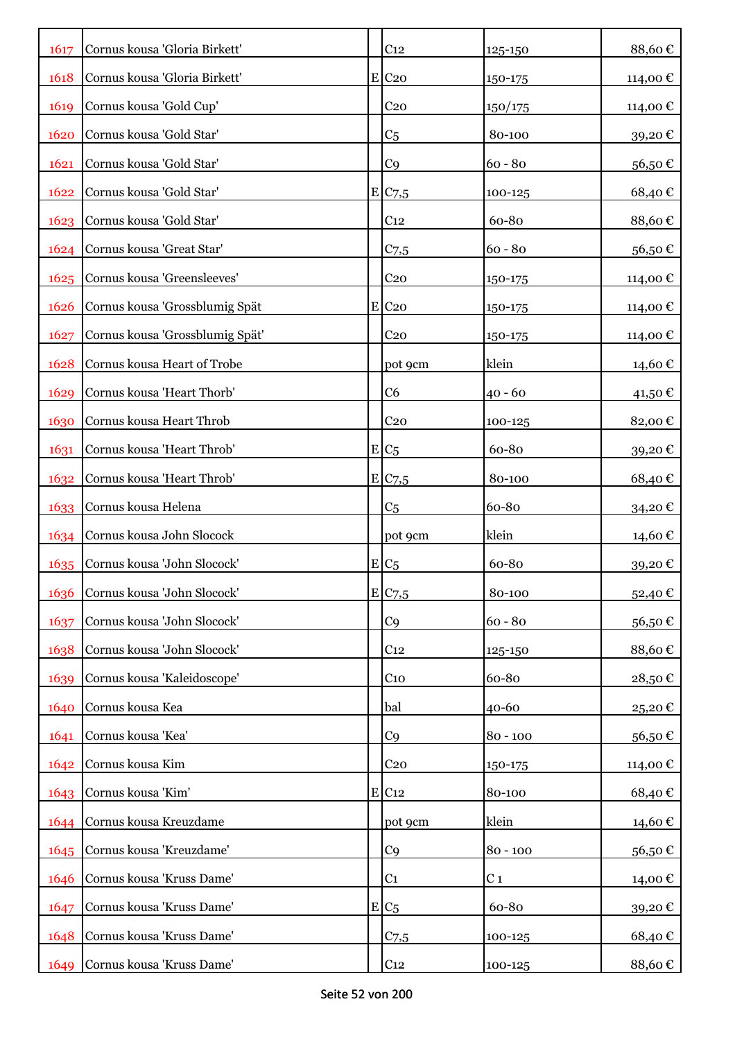| | | | | | |
|---|---|---|---|---|---|
| 1617 | Cornus kousa 'Gloria Birkett' | | C12 | 125-150 | 88,60 € |
| 1618 | Cornus kousa 'Gloria Birkett' | E | C20 | 150-175 | 114,00 € |
| 1619 | Cornus kousa 'Gold Cup' | | C20 | 150/175 | 114,00 € |
| 1620 | Cornus kousa 'Gold Star' | | C5 | 80-100 | 39,20 € |
| 1621 | Cornus kousa 'Gold Star' | | C9 | 60 - 80 | 56,50 € |
| 1622 | Cornus kousa 'Gold Star' | E | C7,5 | 100-125 | 68,40 € |
| 1623 | Cornus kousa 'Gold Star' | | C12 | 60-80 | 88,60 € |
| 1624 | Cornus kousa 'Great Star' | | C7,5 | 60 - 80 | 56,50 € |
| 1625 | Cornus kousa 'Greensleeves' | | C20 | 150-175 | 114,00 € |
| 1626 | Cornus kousa 'Grossblumig Spät | E | C20 | 150-175 | 114,00 € |
| 1627 | Cornus kousa 'Grossblumig Spät' | | C20 | 150-175 | 114,00 € |
| 1628 | Cornus kousa Heart of Trobe | | pot 9cm | klein | 14,60 € |
| 1629 | Cornus kousa 'Heart Thorb' | | C6 | 40 - 60 | 41,50 € |
| 1630 | Cornus kousa Heart Throb | | C20 | 100-125 | 82,00 € |
| 1631 | Cornus kousa 'Heart Throb' | E | C5 | 60-80 | 39,20 € |
| 1632 | Cornus kousa 'Heart Throb' | E | C7,5 | 80-100 | 68,40 € |
| 1633 | Cornus kousa Helena | | C5 | 60-80 | 34,20 € |
| 1634 | Cornus kousa John Slocock | | pot 9cm | klein | 14,60 € |
| 1635 | Cornus kousa 'John Slocock' | E | C5 | 60-80 | 39,20 € |
| 1636 | Cornus kousa 'John Slocock' | E | C7,5 | 80-100 | 52,40 € |
| 1637 | Cornus kousa 'John Slocock' | | C9 | 60 - 80 | 56,50 € |
| 1638 | Cornus kousa 'John Slocock' | | C12 | 125-150 | 88,60 € |
| 1639 | Cornus kousa 'Kaleidoscope' | | C10 | 60-80 | 28,50 € |
| 1640 | Cornus kousa Kea | | bal | 40-60 | 25,20 € |
| 1641 | Cornus kousa 'Kea' | | C9 | 80 - 100 | 56,50 € |
| 1642 | Cornus kousa Kim | | C20 | 150-175 | 114,00 € |
| 1643 | Cornus kousa 'Kim' | E | C12 | 80-100 | 68,40 € |
| 1644 | Cornus kousa Kreuzdame | | pot 9cm | klein | 14,60 € |
| 1645 | Cornus kousa 'Kreuzdame' | | C9 | 80 - 100 | 56,50 € |
| 1646 | Cornus kousa 'Kruss Dame' | | C1 | C 1 | 14,00 € |
| 1647 | Cornus kousa 'Kruss Dame' | E | C5 | 60-80 | 39,20 € |
| 1648 | Cornus kousa 'Kruss Dame' | | C7,5 | 100-125 | 68,40 € |
| 1649 | Cornus kousa 'Kruss Dame' | | C12 | 100-125 | 88,60 € |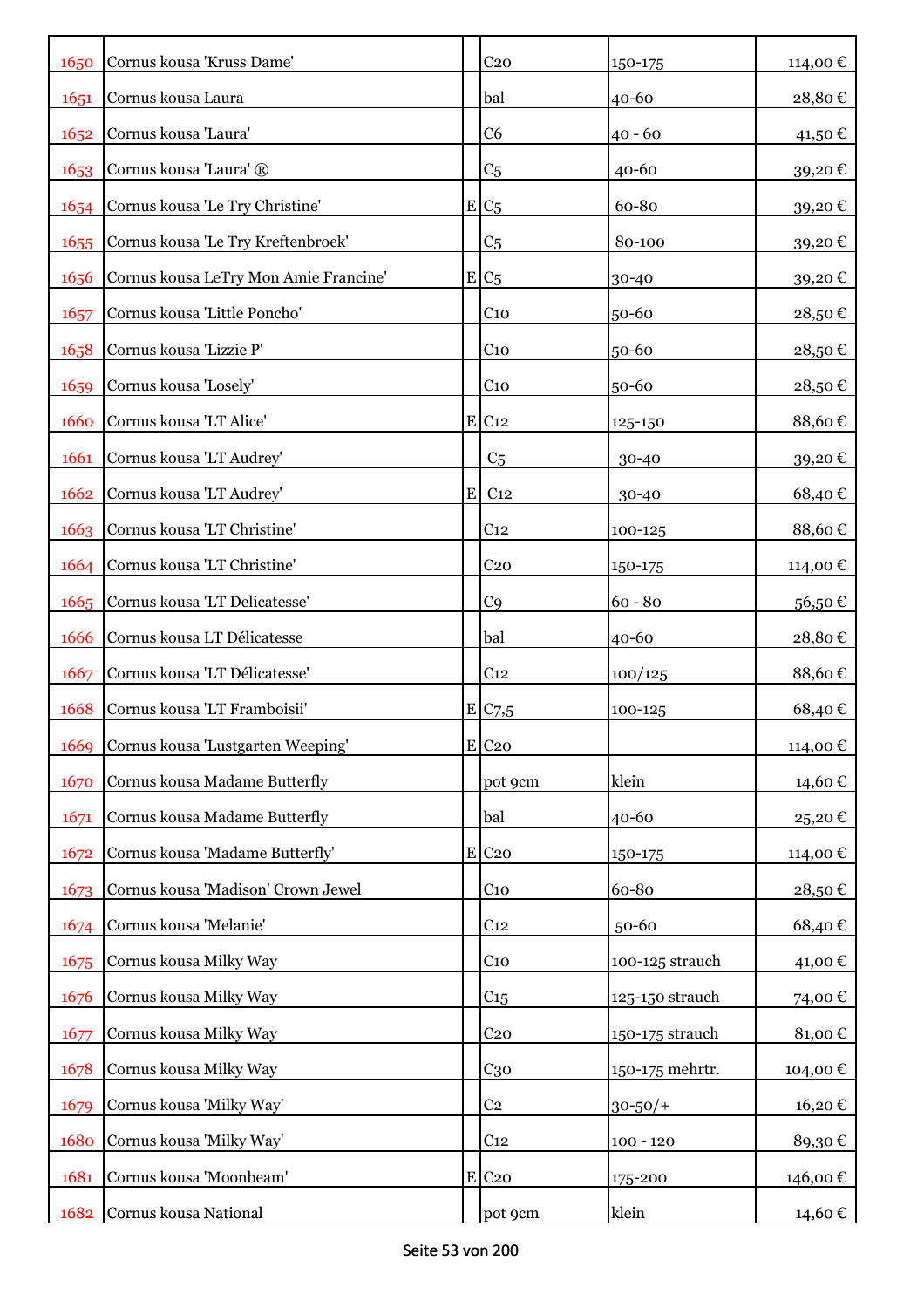| | | | | | |
|---|---|---|---|---|---|
| 1650 | Cornus kousa 'Kruss Dame' | | C20 | 150-175 | 114,00 € |
| 1651 | Cornus kousa Laura | | bal | 40-60 | 28,80 € |
| 1652 | Cornus kousa 'Laura' | | C6 | 40 - 60 | 41,50 € |
| 1653 | Cornus kousa 'Laura' ® | | C5 | 40-60 | 39,20 € |
| 1654 | Cornus kousa 'Le Try Christine' | E | C5 | 60-80 | 39,20 € |
| 1655 | Cornus kousa 'Le Try Kreftenbroek' | | C5 | 80-100 | 39,20 € |
| 1656 | Cornus kousa LeTry Mon Amie Francine' | E | C5 | 30-40 | 39,20 € |
| 1657 | Cornus kousa 'Little Poncho' | | C10 | 50-60 | 28,50 € |
| 1658 | Cornus kousa 'Lizzie P' | | C10 | 50-60 | 28,50 € |
| 1659 | Cornus kousa 'Losely' | | C10 | 50-60 | 28,50 € |
| 1660 | Cornus kousa 'LT Alice' | E | C12 | 125-150 | 88,60 € |
| 1661 | Cornus kousa 'LT Audrey' | | C5 | 30-40 | 39,20 € |
| 1662 | Cornus kousa 'LT Audrey' | E | C12 | 30-40 | 68,40 € |
| 1663 | Cornus kousa 'LT Christine' | | C12 | 100-125 | 88,60 € |
| 1664 | Cornus kousa 'LT Christine' | | C20 | 150-175 | 114,00 € |
| 1665 | Cornus kousa 'LT Delicatesse' | | C9 | 60 - 80 | 56,50 € |
| 1666 | Cornus kousa LT Délicatesse | | bal | 40-60 | 28,80 € |
| 1667 | Cornus kousa 'LT Délicatesse' | | C12 | 100/125 | 88,60 € |
| 1668 | Cornus kousa 'LT Framboisii' | E | C7,5 | 100-125 | 68,40 € |
| 1669 | Cornus kousa 'Lustgarten Weeping' | E | C20 | | 114,00 € |
| 1670 | Cornus kousa Madame Butterfly | | pot 9cm | klein | 14,60 € |
| 1671 | Cornus kousa Madame Butterfly | | bal | 40-60 | 25,20 € |
| 1672 | Cornus kousa 'Madame Butterfly' | E | C20 | 150-175 | 114,00 € |
| 1673 | Cornus kousa 'Madison' Crown Jewel | | C10 | 60-80 | 28,50 € |
| 1674 | Cornus kousa 'Melanie' | | C12 | 50-60 | 68,40 € |
| 1675 | Cornus kousa Milky Way | | C10 | 100-125 strauch | 41,00 € |
| 1676 | Cornus kousa Milky Way | | C15 | 125-150 strauch | 74,00 € |
| 1677 | Cornus kousa Milky Way | | C20 | 150-175 strauch | 81,00 € |
| 1678 | Cornus kousa Milky Way | | C30 | 150-175 mehrtr. | 104,00 € |
| 1679 | Cornus kousa 'Milky Way' | | C2 | 30-50/+ | 16,20 € |
| 1680 | Cornus kousa 'Milky Way' | | C12 | 100 - 120 | 89,30 € |
| 1681 | Cornus kousa 'Moonbeam' | E | C20 | 175-200 | 146,00 € |
| 1682 | Cornus kousa National | | pot 9cm | klein | 14,60 € |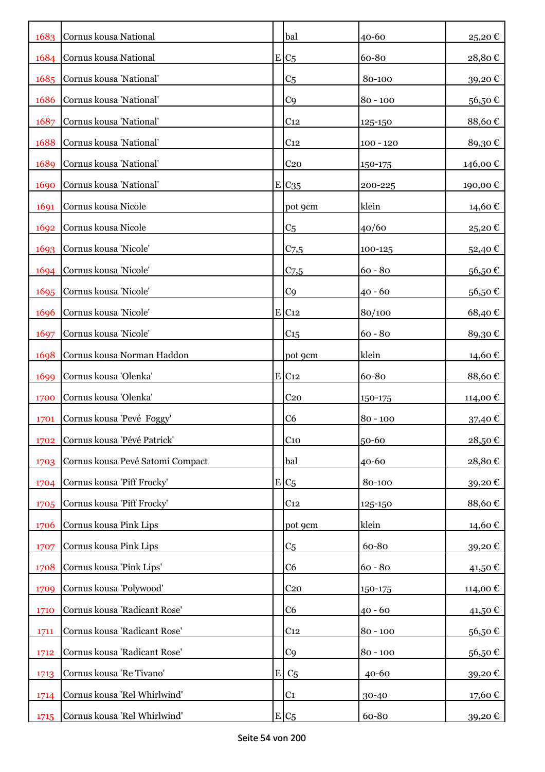| | | | | | |
|---|---|---|---|---|---|
| 1683 | Cornus kousa National | | bal | 40-60 | 25,20 € |
| 1684 | Cornus kousa National | E | C5 | 60-80 | 28,80 € |
| 1685 | Cornus kousa 'National' | | C5 | 80-100 | 39,20 € |
| 1686 | Cornus kousa 'National' | | C9 | 80 - 100 | 56,50 € |
| 1687 | Cornus kousa 'National' | | C12 | 125-150 | 88,60 € |
| 1688 | Cornus kousa 'National' | | C12 | 100 - 120 | 89,30 € |
| 1689 | Cornus kousa 'National' | | C20 | 150-175 | 146,00 € |
| 1690 | Cornus kousa 'National' | E | C35 | 200-225 | 190,00 € |
| 1691 | Cornus kousa Nicole | | pot 9cm | klein | 14,60 € |
| 1692 | Cornus kousa Nicole | | C5 | 40/60 | 25,20 € |
| 1693 | Cornus kousa 'Nicole' | | C7,5 | 100-125 | 52,40 € |
| 1694 | Cornus kousa 'Nicole' | | C7,5 | 60 - 80 | 56,50 € |
| 1695 | Cornus kousa 'Nicole' | | C9 | 40 - 60 | 56,50 € |
| 1696 | Cornus kousa 'Nicole' | E | C12 | 80/100 | 68,40 € |
| 1697 | Cornus kousa 'Nicole' | | C15 | 60 - 80 | 89,30 € |
| 1698 | Cornus kousa Norman Haddon | | pot 9cm | klein | 14,60 € |
| 1699 | Cornus kousa 'Olenka' | E | C12 | 60-80 | 88,60 € |
| 1700 | Cornus kousa 'Olenka' | | C20 | 150-175 | 114,00 € |
| 1701 | Cornus kousa 'Pevé  Foggy' | | C6 | 80 - 100 | 37,40 € |
| 1702 | Cornus kousa 'Pévé Patrick' | | C10 | 50-60 | 28,50 € |
| 1703 | Cornus kousa Pevé Satomi Compact | | bal | 40-60 | 28,80 € |
| 1704 | Cornus kousa 'Piff Frocky' | E | C5 | 80-100 | 39,20 € |
| 1705 | Cornus kousa 'Piff Frocky' | | C12 | 125-150 | 88,60 € |
| 1706 | Cornus kousa Pink Lips | | pot 9cm | klein | 14,60 € |
| 1707 | Cornus kousa Pink Lips | | C5 | 60-80 | 39,20 € |
| 1708 | Cornus kousa 'Pink Lips' | | C6 | 60 - 80 | 41,50 € |
| 1709 | Cornus kousa 'Polywood' | | C20 | 150-175 | 114,00 € |
| 1710 | Cornus kousa 'Radicant Rose' | | C6 | 40 - 60 | 41,50 € |
| 1711 | Cornus kousa 'Radicant Rose' | | C12 | 80 - 100 | 56,50 € |
| 1712 | Cornus kousa 'Radicant Rose' | | C9 | 80 - 100 | 56,50 € |
| 1713 | Cornus kousa 'Re Tivano' | E | C5 | 40-60 | 39,20 € |
| 1714 | Cornus kousa 'Rel Whirlwind' | | C1 | 30-40 | 17,60 € |
| 1715 | Cornus kousa 'Rel Whirlwind' | E | C5 | 60-80 | 39,20 € |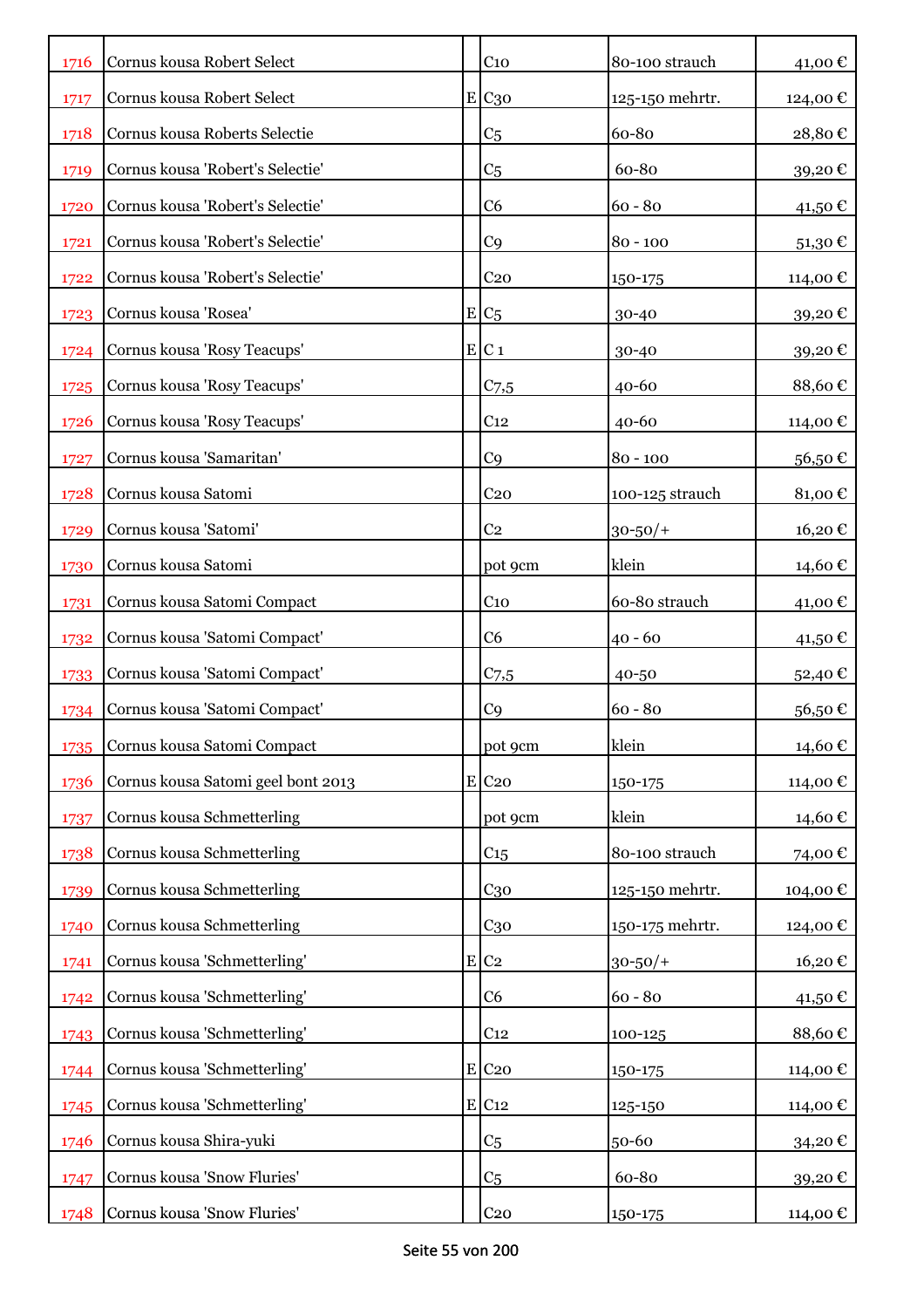| | | | | | |
|---|---|---|---|---|---|
| 1716 | Cornus kousa Robert Select | | C10 | 80-100 strauch | 41,00 € |
| 1717 | Cornus kousa Robert Select | E | C30 | 125-150 mehrtr. | 124,00 € |
| 1718 | Cornus kousa Roberts Selectie | | C5 | 60-80 | 28,80 € |
| 1719 | Cornus kousa 'Robert's Selectie' | | C5 | 60-80 | 39,20 € |
| 1720 | Cornus kousa 'Robert's Selectie' | | C6 | 60 - 80 | 41,50 € |
| 1721 | Cornus kousa 'Robert's Selectie' | | C9 | 80 - 100 | 51,30 € |
| 1722 | Cornus kousa 'Robert's Selectie' | | C20 | 150-175 | 114,00 € |
| 1723 | Cornus kousa 'Rosea' | E | C5 | 30-40 | 39,20 € |
| 1724 | Cornus kousa 'Rosy Teacups' | E | C 1 | 30-40 | 39,20 € |
| 1725 | Cornus kousa 'Rosy Teacups' | | C7,5 | 40-60 | 88,60 € |
| 1726 | Cornus kousa 'Rosy Teacups' | | C12 | 40-60 | 114,00 € |
| 1727 | Cornus kousa 'Samaritan' | | C9 | 80 - 100 | 56,50 € |
| 1728 | Cornus kousa Satomi | | C20 | 100-125 strauch | 81,00 € |
| 1729 | Cornus kousa 'Satomi' | | C2 | 30-50/+ | 16,20 € |
| 1730 | Cornus kousa Satomi | | pot 9cm | klein | 14,60 € |
| 1731 | Cornus kousa Satomi Compact | | C10 | 60-80 strauch | 41,00 € |
| 1732 | Cornus kousa 'Satomi Compact' | | C6 | 40 - 60 | 41,50 € |
| 1733 | Cornus kousa 'Satomi Compact' | | C7,5 | 40-50 | 52,40 € |
| 1734 | Cornus kousa 'Satomi Compact' | | C9 | 60 - 80 | 56,50 € |
| 1735 | Cornus kousa Satomi Compact | | pot 9cm | klein | 14,60 € |
| 1736 | Cornus kousa Satomi geel bont 2013 | E | C20 | 150-175 | 114,00 € |
| 1737 | Cornus kousa Schmetterling | | pot 9cm | klein | 14,60 € |
| 1738 | Cornus kousa Schmetterling | | C15 | 80-100 strauch | 74,00 € |
| 1739 | Cornus kousa Schmetterling | | C30 | 125-150 mehrtr. | 104,00 € |
| 1740 | Cornus kousa Schmetterling | | C30 | 150-175 mehrtr. | 124,00 € |
| 1741 | Cornus kousa 'Schmetterling' | E | C2 | 30-50/+ | 16,20 € |
| 1742 | Cornus kousa 'Schmetterling' | | C6 | 60 - 80 | 41,50 € |
| 1743 | Cornus kousa 'Schmetterling' | | C12 | 100-125 | 88,60 € |
| 1744 | Cornus kousa 'Schmetterling' | E | C20 | 150-175 | 114,00 € |
| 1745 | Cornus kousa 'Schmetterling' | E | C12 | 125-150 | 114,00 € |
| 1746 | Cornus kousa Shira-yuki | | C5 | 50-60 | 34,20 € |
| 1747 | Cornus kousa 'Snow Fluries' | | C5 | 60-80 | 39,20 € |
| 1748 | Cornus kousa 'Snow Fluries' | | C20 | 150-175 | 114,00 € |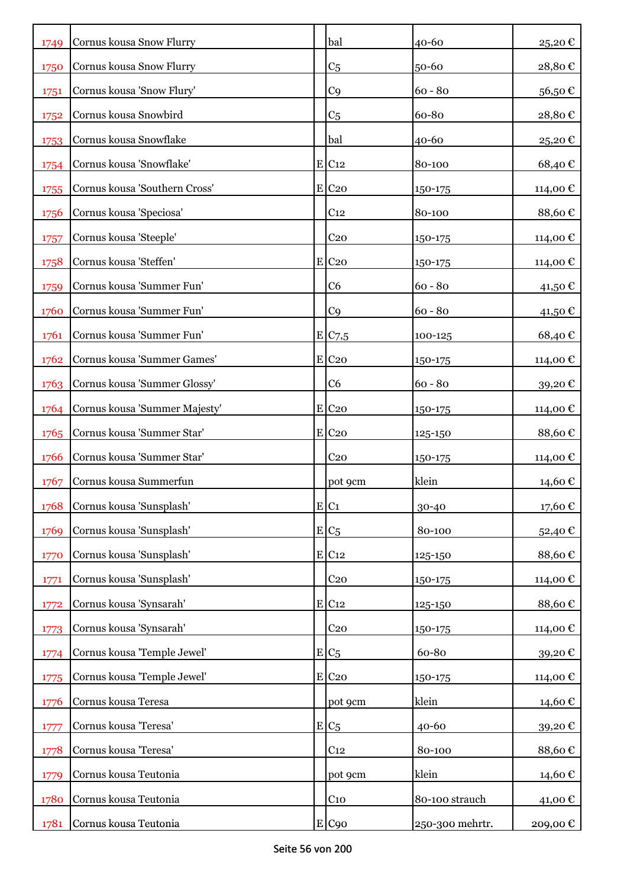| | | | | | |
|---|---|---|---|---|---|
| 1749 | Cornus kousa Snow Flurry | | bal | 40-60 | 25,20 € |
| 1750 | Cornus kousa Snow Flurry | | C5 | 50-60 | 28,80 € |
| 1751 | Cornus kousa 'Snow Flury' | | C9 | 60 - 80 | 56,50 € |
| 1752 | Cornus kousa Snowbird | | C5 | 60-80 | 28,80 € |
| 1753 | Cornus kousa Snowflake | | bal | 40-60 | 25,20 € |
| 1754 | Cornus kousa 'Snowflake' | E | C12 | 80-100 | 68,40 € |
| 1755 | Cornus kousa 'Southern Cross' | E | C20 | 150-175 | 114,00 € |
| 1756 | Cornus kousa 'Speciosa' | | C12 | 80-100 | 88,60 € |
| 1757 | Cornus kousa 'Steeple' | | C20 | 150-175 | 114,00 € |
| 1758 | Cornus kousa 'Steffen' | E | C20 | 150-175 | 114,00 € |
| 1759 | Cornus kousa 'Summer Fun' | | C6 | 60 - 80 | 41,50 € |
| 1760 | Cornus kousa 'Summer Fun' | | C9 | 60 - 80 | 41,50 € |
| 1761 | Cornus kousa 'Summer Fun' | E | C7,5 | 100-125 | 68,40 € |
| 1762 | Cornus kousa 'Summer Games' | E | C20 | 150-175 | 114,00 € |
| 1763 | Cornus kousa 'Summer Glossy' | | C6 | 60 - 80 | 39,20 € |
| 1764 | Cornus kousa 'Summer Majesty' | E | C20 | 150-175 | 114,00 € |
| 1765 | Cornus kousa 'Summer Star' | E | C20 | 125-150 | 88,60 € |
| 1766 | Cornus kousa 'Summer Star' | | C20 | 150-175 | 114,00 € |
| 1767 | Cornus kousa Summerfun | | pot 9cm | klein | 14,60 € |
| 1768 | Cornus kousa 'Sunsplash' | E | C1 | 30-40 | 17,60 € |
| 1769 | Cornus kousa 'Sunsplash' | E | C5 | 80-100 | 52,40 € |
| 1770 | Cornus kousa 'Sunsplash' | E | C12 | 125-150 | 88,60 € |
| 1771 | Cornus kousa 'Sunsplash' | | C20 | 150-175 | 114,00 € |
| 1772 | Cornus kousa 'Synsarah' | E | C12 | 125-150 | 88,60 € |
| 1773 | Cornus kousa 'Synsarah' | | C20 | 150-175 | 114,00 € |
| 1774 | Cornus kousa 'Temple Jewel' | E | C5 | 60-80 | 39,20 € |
| 1775 | Cornus kousa 'Temple Jewel' | E | C20 | 150-175 | 114,00 € |
| 1776 | Cornus kousa Teresa | | pot 9cm | klein | 14,60 € |
| 1777 | Cornus kousa 'Teresa' | E | C5 | 40-60 | 39,20 € |
| 1778 | Cornus kousa 'Teresa' | | C12 | 80-100 | 88,60 € |
| 1779 | Cornus kousa Teutonia | | pot 9cm | klein | 14,60 € |
| 1780 | Cornus kousa Teutonia | | C10 | 80-100 strauch | 41,00 € |
| 1781 | Cornus kousa Teutonia | E | C90 | 250-300 mehrtr. | 209,00 € |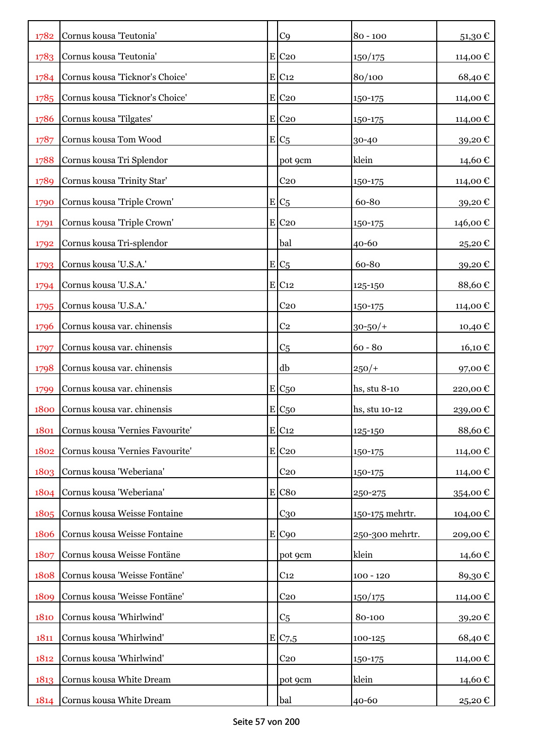| | | | | | |
|---|---|---|---|---|---|
| 1782 | Cornus kousa 'Teutonia' | | C9 | 80 - 100 | 51,30 € |
| 1783 | Cornus kousa 'Teutonia' | E | C20 | 150/175 | 114,00 € |
| 1784 | Cornus kousa 'Ticknor's Choice' | E | C12 | 80/100 | 68,40 € |
| 1785 | Cornus kousa 'Ticknor's Choice' | E | C20 | 150-175 | 114,00 € |
| 1786 | Cornus kousa 'Tilgates' | E | C20 | 150-175 | 114,00 € |
| 1787 | Cornus kousa Tom Wood | E | C5 | 30-40 | 39,20 € |
| 1788 | Cornus kousa Tri Splendor | | pot 9cm | klein | 14,60 € |
| 1789 | Cornus kousa 'Trinity Star' | | C20 | 150-175 | 114,00 € |
| 1790 | Cornus kousa 'Triple Crown' | E | C5 | 60-80 | 39,20 € |
| 1791 | Cornus kousa 'Triple Crown' | E | C20 | 150-175 | 146,00 € |
| 1792 | Cornus kousa Tri-splendor | | bal | 40-60 | 25,20 € |
| 1793 | Cornus kousa 'U.S.A.' | E | C5 | 60-80 | 39,20 € |
| 1794 | Cornus kousa 'U.S.A.' | E | C12 | 125-150 | 88,60 € |
| 1795 | Cornus kousa 'U.S.A.' | | C20 | 150-175 | 114,00 € |
| 1796 | Cornus kousa var. chinensis | | C2 | 30-50/+ | 10,40 € |
| 1797 | Cornus kousa var. chinensis | | C5 | 60 - 80 | 16,10 € |
| 1798 | Cornus kousa var. chinensis | | db | 250/+ | 97,00 € |
| 1799 | Cornus kousa var. chinensis | E | C50 | hs, stu 8-10 | 220,00 € |
| 1800 | Cornus kousa var. chinensis | E | C50 | hs, stu 10-12 | 239,00 € |
| 1801 | Cornus kousa 'Vernies Favourite' | E | C12 | 125-150 | 88,60 € |
| 1802 | Cornus kousa 'Vernies Favourite' | E | C20 | 150-175 | 114,00 € |
| 1803 | Cornus kousa 'Weberiana' | | C20 | 150-175 | 114,00 € |
| 1804 | Cornus kousa 'Weberiana' | E | C80 | 250-275 | 354,00 € |
| 1805 | Cornus kousa Weisse Fontaine | | C30 | 150-175 mehrtr. | 104,00 € |
| 1806 | Cornus kousa Weisse Fontaine | E | C90 | 250-300 mehrtr. | 209,00 € |
| 1807 | Cornus kousa Weisse Fontäne | | pot 9cm | klein | 14,60 € |
| 1808 | Cornus kousa 'Weisse Fontäne' | | C12 | 100 - 120 | 89,30 € |
| 1809 | Cornus kousa 'Weisse Fontäne' | | C20 | 150/175 | 114,00 € |
| 1810 | Cornus kousa 'Whirlwind' | | C5 | 80-100 | 39,20 € |
| 1811 | Cornus kousa 'Whirlwind' | E | C7,5 | 100-125 | 68,40 € |
| 1812 | Cornus kousa 'Whirlwind' | | C20 | 150-175 | 114,00 € |
| 1813 | Cornus kousa White Dream | | pot 9cm | klein | 14,60 € |
| 1814 | Cornus kousa White Dream | | bal | 40-60 | 25,20 € |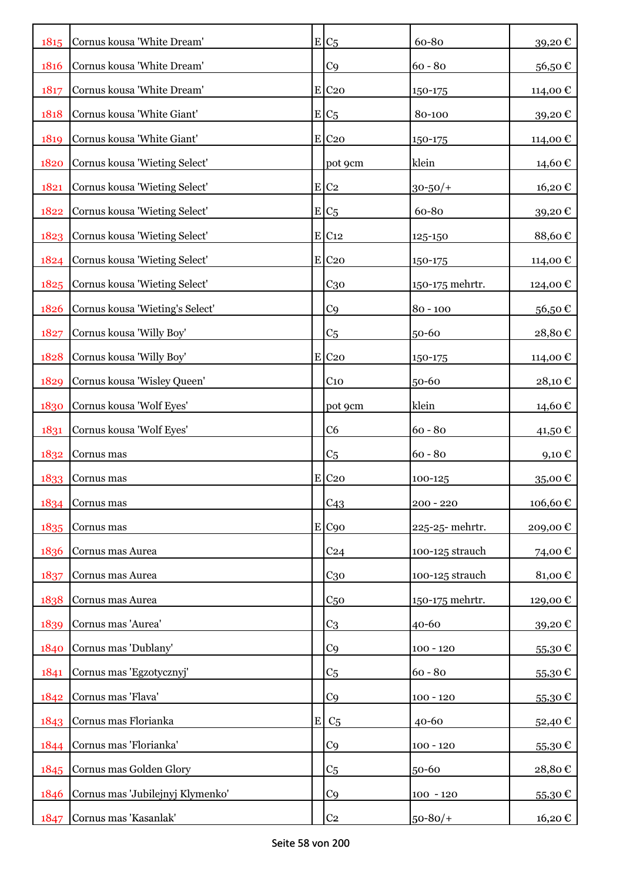| | | | | | |
|---|---|---|---|---|---|
| 1815 | Cornus kousa 'White Dream' | E | C5 | 60-80 | 39,20 € |
| 1816 | Cornus kousa 'White Dream' | | C9 | 60 - 80 | 56,50 € |
| 1817 | Cornus kousa 'White Dream' | E | C20 | 150-175 | 114,00 € |
| 1818 | Cornus kousa 'White Giant' | E | C5 | 80-100 | 39,20 € |
| 1819 | Cornus kousa 'White Giant' | E | C20 | 150-175 | 114,00 € |
| 1820 | Cornus kousa 'Wieting Select' | | pot 9cm | klein | 14,60 € |
| 1821 | Cornus kousa 'Wieting Select' | E | C2 | 30-50/+ | 16,20 € |
| 1822 | Cornus kousa 'Wieting Select' | E | C5 | 60-80 | 39,20 € |
| 1823 | Cornus kousa 'Wieting Select' | E | C12 | 125-150 | 88,60 € |
| 1824 | Cornus kousa 'Wieting Select' | E | C20 | 150-175 | 114,00 € |
| 1825 | Cornus kousa 'Wieting Select' | | C30 | 150-175 mehrtr. | 124,00 € |
| 1826 | Cornus kousa 'Wieting's Select' | | C9 | 80 - 100 | 56,50 € |
| 1827 | Cornus kousa 'Willy Boy' | | C5 | 50-60 | 28,80 € |
| 1828 | Cornus kousa 'Willy Boy' | E | C20 | 150-175 | 114,00 € |
| 1829 | Cornus kousa 'Wisley Queen' | | C10 | 50-60 | 28,10 € |
| 1830 | Cornus kousa 'Wolf Eyes' | | pot 9cm | klein | 14,60 € |
| 1831 | Cornus kousa 'Wolf Eyes' | | C6 | 60 - 80 | 41,50 € |
| 1832 | Cornus mas | | C5 | 60 - 80 | 9,10 € |
| 1833 | Cornus mas | E | C20 | 100-125 | 35,00 € |
| 1834 | Cornus mas | | C43 | 200 - 220 | 106,60 € |
| 1835 | Cornus mas | E | C90 | 225-25- mehrtr. | 209,00 € |
| 1836 | Cornus mas Aurea | | C24 | 100-125 strauch | 74,00 € |
| 1837 | Cornus mas Aurea | | C30 | 100-125 strauch | 81,00 € |
| 1838 | Cornus mas Aurea | | C50 | 150-175 mehrtr. | 129,00 € |
| 1839 | Cornus mas 'Aurea' | | C3 | 40-60 | 39,20 € |
| 1840 | Cornus mas 'Dublany' | | C9 | 100 - 120 | 55,30 € |
| 1841 | Cornus mas 'Egzotycznyj' | | C5 | 60 - 80 | 55,30 € |
| 1842 | Cornus mas 'Flava' | | C9 | 100 - 120 | 55,30 € |
| 1843 | Cornus mas Florianka | E | C5 | 40-60 | 52,40 € |
| 1844 | Cornus mas 'Florianka' | | C9 | 100 - 120 | 55,30 € |
| 1845 | Cornus mas Golden Glory | | C5 | 50-60 | 28,80 € |
| 1846 | Cornus mas 'Jubilejnyj Klymenko' | | C9 | 100 - 120 | 55,30 € |
| 1847 | Cornus mas 'Kasanlak' | | C2 | 50-80/+ | 16,20 € |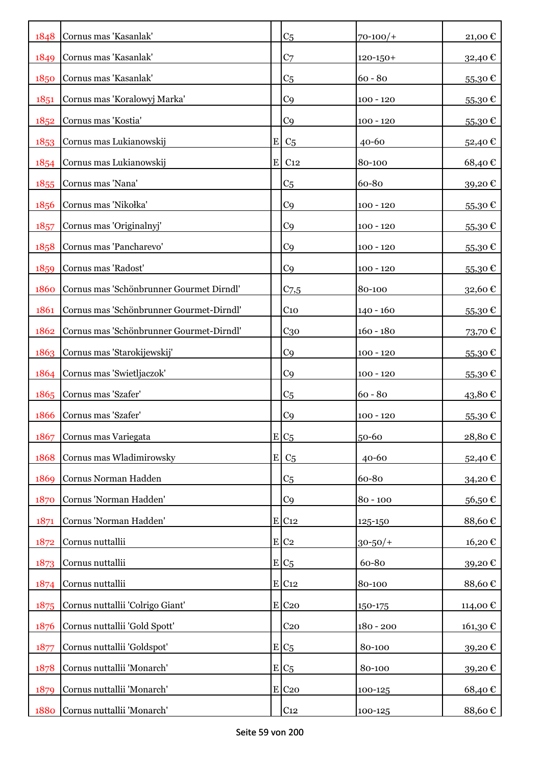| | | | | | |
|---|---|---|---|---|---|
| 1848 | Cornus mas 'Kasanlak' | | C5 | 70-100/+ | 21,00 € |
| 1849 | Cornus mas 'Kasanlak' | | C7 | 120-150+ | 32,40 € |
| 1850 | Cornus mas 'Kasanlak' | | C5 | 60 - 80 | 55,30 € |
| 1851 | Cornus mas 'Koralowyj Marka' | | C9 | 100 - 120 | 55,30 € |
| 1852 | Cornus mas 'Kostia' | | C9 | 100 - 120 | 55,30 € |
| 1853 | Cornus mas Lukianowskij | E | C5 | 40-60 | 52,40 € |
| 1854 | Cornus mas Lukianowskij | E | C12 | 80-100 | 68,40 € |
| 1855 | Cornus mas 'Nana' | | C5 | 60-80 | 39,20 € |
| 1856 | Cornus mas 'Nikołka' | | C9 | 100 - 120 | 55,30 € |
| 1857 | Cornus mas 'Originalnyj' | | C9 | 100 - 120 | 55,30 € |
| 1858 | Cornus mas 'Pancharevo' | | C9 | 100 - 120 | 55,30 € |
| 1859 | Cornus mas 'Radost' | | C9 | 100 - 120 | 55,30 € |
| 1860 | Cornus mas 'Schönbrunner Gourmet Dirndl' | | C7,5 | 80-100 | 32,60 € |
| 1861 | Cornus mas 'Schönbrunner Gourmet-Dirndl' | | C10 | 140 - 160 | 55,30 € |
| 1862 | Cornus mas 'Schönbrunner Gourmet-Dirndl' | | C30 | 160 - 180 | 73,70 € |
| 1863 | Cornus mas 'Starokijewskij' | | C9 | 100 - 120 | 55,30 € |
| 1864 | Cornus mas 'Swietljaczok' | | C9 | 100 - 120 | 55,30 € |
| 1865 | Cornus mas 'Szafer' | | C5 | 60 - 80 | 43,80 € |
| 1866 | Cornus mas 'Szafer' | | C9 | 100 - 120 | 55,30 € |
| 1867 | Cornus mas Variegata | E | C5 | 50-60 | 28,80 € |
| 1868 | Cornus mas Wladimirowsky | E | C5 | 40-60 | 52,40 € |
| 1869 | Cornus Norman Hadden | | C5 | 60-80 | 34,20 € |
| 1870 | Cornus 'Norman Hadden' | | C9 | 80 - 100 | 56,50 € |
| 1871 | Cornus 'Norman Hadden' | E | C12 | 125-150 | 88,60 € |
| 1872 | Cornus nuttallii | E | C2 | 30-50/+ | 16,20 € |
| 1873 | Cornus nuttallii | E | C5 | 60-80 | 39,20 € |
| 1874 | Cornus nuttallii | E | C12 | 80-100 | 88,60 € |
| 1875 | Cornus nuttallii 'Colrigo Giant' | E | C20 | 150-175 | 114,00 € |
| 1876 | Cornus nuttallii 'Gold Spott' | | C20 | 180 - 200 | 161,30 € |
| 1877 | Cornus nuttallii 'Goldspot' | E | C5 | 80-100 | 39,20 € |
| 1878 | Cornus nuttallii 'Monarch' | E | C5 | 80-100 | 39,20 € |
| 1879 | Cornus nuttallii 'Monarch' | E | C20 | 100-125 | 68,40 € |
| 1880 | Cornus nuttallii 'Monarch' | | C12 | 100-125 | 88,60 € |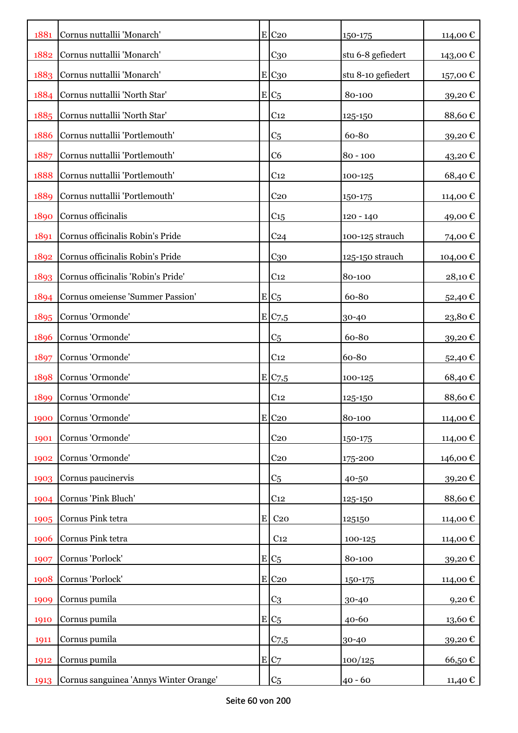| | | | | | |
|---|---|---|---|---|---|
| 1881 | Cornus nuttallii 'Monarch' | E | C20 | 150-175 | 114,00 € |
| 1882 | Cornus nuttallii 'Monarch' | | C30 | stu 6-8 gefiedert | 143,00 € |
| 1883 | Cornus nuttallii 'Monarch' | E | C30 | stu 8-10 gefiedert | 157,00 € |
| 1884 | Cornus nuttallii 'North Star' | E | C5 | 80-100 | 39,20 € |
| 1885 | Cornus nuttallii 'North Star' | | C12 | 125-150 | 88,60 € |
| 1886 | Cornus nuttallii 'Portlemouth' | | C5 | 60-80 | 39,20 € |
| 1887 | Cornus nuttallii 'Portlemouth' | | C6 | 80 - 100 | 43,20 € |
| 1888 | Cornus nuttallii 'Portlemouth' | | C12 | 100-125 | 68,40 € |
| 1889 | Cornus nuttallii 'Portlemouth' | | C20 | 150-175 | 114,00 € |
| 1890 | Cornus officinalis | | C15 | 120 - 140 | 49,00 € |
| 1891 | Cornus officinalis Robin's Pride | | C24 | 100-125 strauch | 74,00 € |
| 1892 | Cornus officinalis Robin's Pride | | C30 | 125-150 strauch | 104,00 € |
| 1893 | Cornus officinalis 'Robin's Pride' | | C12 | 80-100 | 28,10 € |
| 1894 | Cornus omeiense 'Summer Passion' | E | C5 | 60-80 | 52,40 € |
| 1895 | Cornus 'Ormonde' | E | C7,5 | 30-40 | 23,80 € |
| 1896 | Cornus 'Ormonde' | | C5 | 60-80 | 39,20 € |
| 1897 | Cornus 'Ormonde' | | C12 | 60-80 | 52,40 € |
| 1898 | Cornus 'Ormonde' | E | C7,5 | 100-125 | 68,40 € |
| 1899 | Cornus 'Ormonde' | | C12 | 125-150 | 88,60 € |
| 1900 | Cornus 'Ormonde' | E | C20 | 80-100 | 114,00 € |
| 1901 | Cornus 'Ormonde' | | C20 | 150-175 | 114,00 € |
| 1902 | Cornus 'Ormonde' | | C20 | 175-200 | 146,00 € |
| 1903 | Cornus paucinervis | | C5 | 40-50 | 39,20 € |
| 1904 | Cornus 'Pink Bluch' | | C12 | 125-150 | 88,60 € |
| 1905 | Cornus Pink tetra | E | C20 | 125150 | 114,00 € |
| 1906 | Cornus Pink tetra | | C12 | 100-125 | 114,00 € |
| 1907 | Cornus 'Porlock' | E | C5 | 80-100 | 39,20 € |
| 1908 | Cornus 'Porlock' | E | C20 | 150-175 | 114,00 € |
| 1909 | Cornus pumila | | C3 | 30-40 | 9,20 € |
| 1910 | Cornus pumila | E | C5 | 40-60 | 13,60 € |
| 1911 | Cornus pumila | | C7,5 | 30-40 | 39,20 € |
| 1912 | Cornus pumila | E | C7 | 100/125 | 66,50 € |
| 1913 | Cornus sanguinea 'Annys Winter Orange' | | C5 | 40 - 60 | 11,40 € |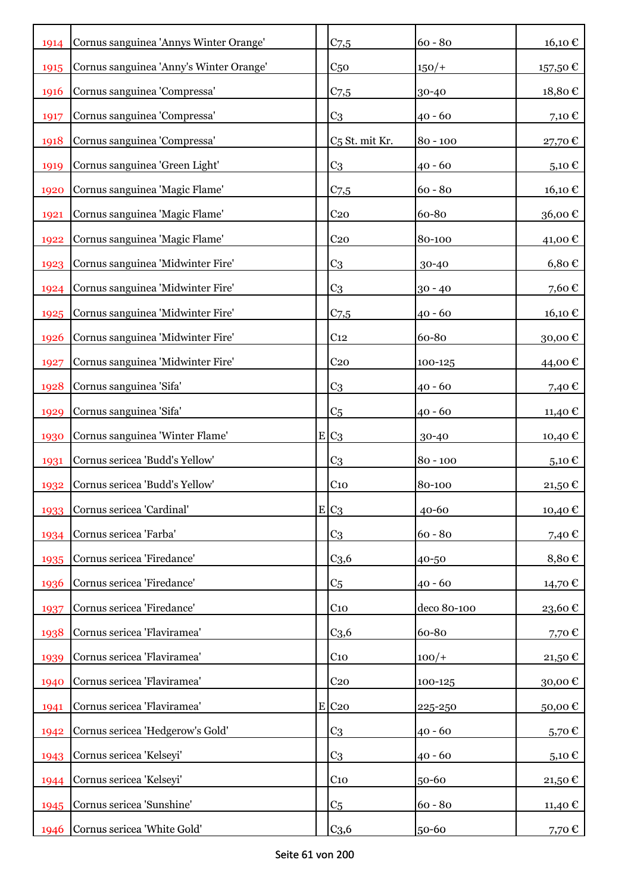| | | | | | |
|---|---|---|---|---|---|
| 1914 | Cornus sanguinea 'Annys Winter Orange' | | C7,5 | 60 - 80 | 16,10 € |
| 1915 | Cornus sanguinea 'Anny's Winter Orange' | | C50 | 150/+ | 157,50 € |
| 1916 | Cornus sanguinea 'Compressa' | | C7,5 | 30-40 | 18,80 € |
| 1917 | Cornus sanguinea 'Compressa' | | C3 | 40 - 60 | 7,10 € |
| 1918 | Cornus sanguinea 'Compressa' | | C5 St. mit Kr. | 80 - 100 | 27,70 € |
| 1919 | Cornus sanguinea 'Green Light' | | C3 | 40 - 60 | 5,10 € |
| 1920 | Cornus sanguinea 'Magic Flame' | | C7,5 | 60 - 80 | 16,10 € |
| 1921 | Cornus sanguinea 'Magic Flame' | | C20 | 60-80 | 36,00 € |
| 1922 | Cornus sanguinea 'Magic Flame' | | C20 | 80-100 | 41,00 € |
| 1923 | Cornus sanguinea 'Midwinter Fire' | | C3 | 30-40 | 6,80 € |
| 1924 | Cornus sanguinea 'Midwinter Fire' | | C3 | 30 - 40 | 7,60 € |
| 1925 | Cornus sanguinea 'Midwinter Fire' | | C7,5 | 40 - 60 | 16,10 € |
| 1926 | Cornus sanguinea 'Midwinter Fire' | | C12 | 60-80 | 30,00 € |
| 1927 | Cornus sanguinea 'Midwinter Fire' | | C20 | 100-125 | 44,00 € |
| 1928 | Cornus sanguinea 'Sifa' | | C3 | 40 - 60 | 7,40 € |
| 1929 | Cornus sanguinea 'Sifa' | | C5 | 40 - 60 | 11,40 € |
| 1930 | Cornus sanguinea 'Winter Flame' | E | C3 | 30-40 | 10,40 € |
| 1931 | Cornus sericea 'Budd's Yellow' | | C3 | 80 - 100 | 5,10 € |
| 1932 | Cornus sericea 'Budd's Yellow' | | C10 | 80-100 | 21,50 € |
| 1933 | Cornus sericea 'Cardinal' | E | C3 | 40-60 | 10,40 € |
| 1934 | Cornus sericea 'Farba' | | C3 | 60 - 80 | 7,40 € |
| 1935 | Cornus sericea 'Firedance' | | C3,6 | 40-50 | 8,80 € |
| 1936 | Cornus sericea 'Firedance' | | C5 | 40 - 60 | 14,70 € |
| 1937 | Cornus sericea 'Firedance' | | C10 | deco 80-100 | 23,60 € |
| 1938 | Cornus sericea 'Flaviramea' | | C3,6 | 60-80 | 7,70 € |
| 1939 | Cornus sericea 'Flaviramea' | | C10 | 100/+ | 21,50 € |
| 1940 | Cornus sericea 'Flaviramea' | | C20 | 100-125 | 30,00 € |
| 1941 | Cornus sericea 'Flaviramea' | E | C20 | 225-250 | 50,00 € |
| 1942 | Cornus sericea 'Hedgerow's Gold' | | C3 | 40 - 60 | 5,70 € |
| 1943 | Cornus sericea 'Kelseyi' | | C3 | 40 - 60 | 5,10 € |
| 1944 | Cornus sericea 'Kelseyi' | | C10 | 50-60 | 21,50 € |
| 1945 | Cornus sericea 'Sunshine' | | C5 | 60 - 80 | 11,40 € |
| 1946 | Cornus sericea 'White Gold' | | C3,6 | 50-60 | 7,70 € |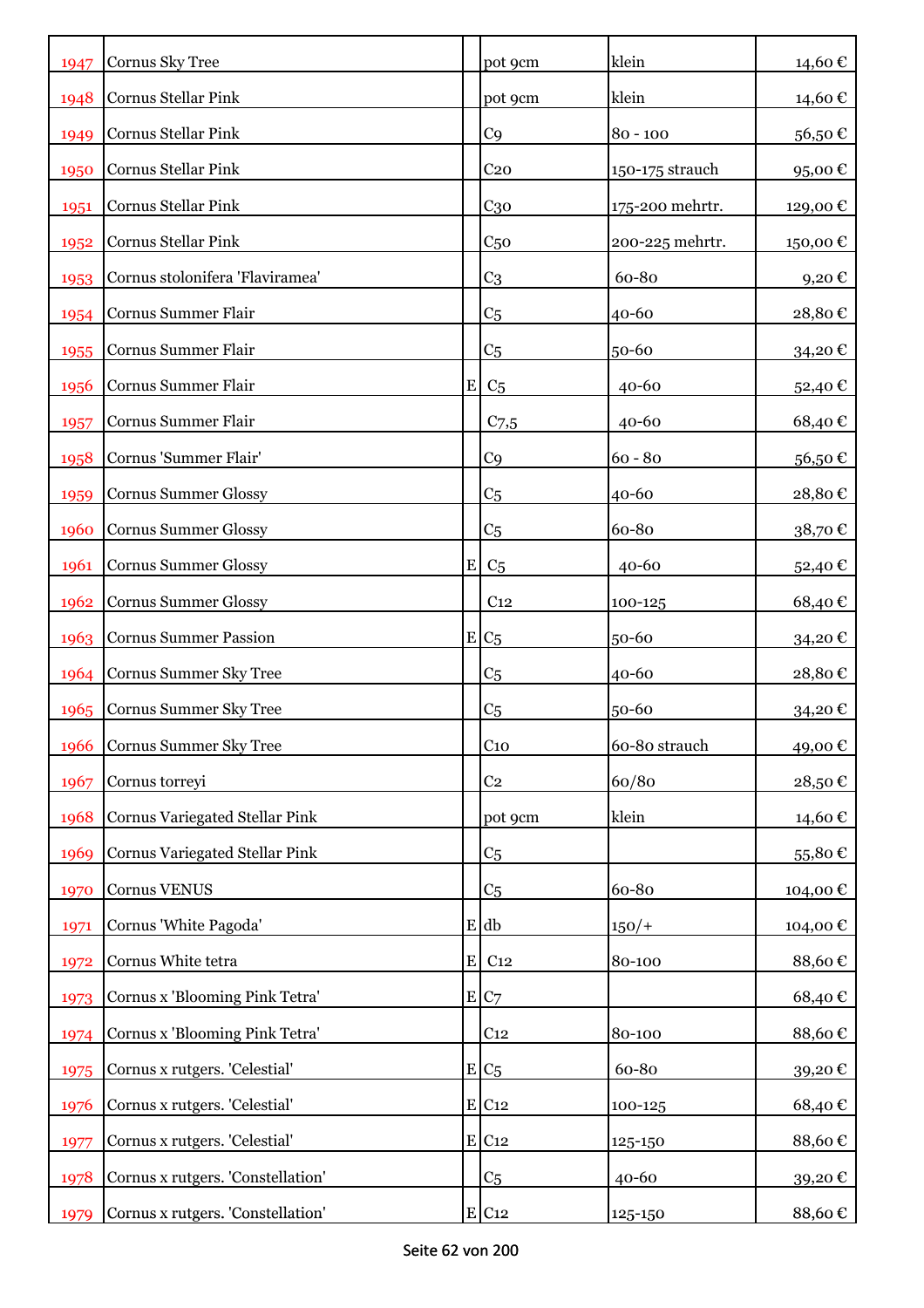| | | | | | |
|---|---|---|---|---|---|
| 1947 | Cornus Sky Tree | | pot 9cm | klein | 14,60 € |
| 1948 | Cornus Stellar Pink | | pot 9cm | klein | 14,60 € |
| 1949 | Cornus Stellar Pink | | C9 | 80 - 100 | 56,50 € |
| 1950 | Cornus Stellar Pink | | C20 | 150-175 strauch | 95,00 € |
| 1951 | Cornus Stellar Pink | | C30 | 175-200 mehrtr. | 129,00 € |
| 1952 | Cornus Stellar Pink | | C50 | 200-225 mehrtr. | 150,00 € |
| 1953 | Cornus stolonifera 'Flaviramea' | | C3 | 60-80 | 9,20 € |
| 1954 | Cornus Summer Flair | | C5 | 40-60 | 28,80 € |
| 1955 | Cornus Summer Flair | | C5 | 50-60 | 34,20 € |
| 1956 | Cornus Summer Flair | E | C5 | 40-60 | 52,40 € |
| 1957 | Cornus Summer Flair | | C7,5 | 40-60 | 68,40 € |
| 1958 | Cornus 'Summer Flair' | | C9 | 60 - 80 | 56,50 € |
| 1959 | Cornus Summer Glossy | | C5 | 40-60 | 28,80 € |
| 1960 | Cornus Summer Glossy | | C5 | 60-80 | 38,70 € |
| 1961 | Cornus Summer Glossy | E | C5 | 40-60 | 52,40 € |
| 1962 | Cornus Summer Glossy | | C12 | 100-125 | 68,40 € |
| 1963 | Cornus Summer Passion | E | C5 | 50-60 | 34,20 € |
| 1964 | Cornus Summer Sky Tree | | C5 | 40-60 | 28,80 € |
| 1965 | Cornus Summer Sky Tree | | C5 | 50-60 | 34,20 € |
| 1966 | Cornus Summer Sky Tree | | C10 | 60-80 strauch | 49,00 € |
| 1967 | Cornus torreyi | | C2 | 60/80 | 28,50 € |
| 1968 | Cornus Variegated Stellar Pink | | pot 9cm | klein | 14,60 € |
| 1969 | Cornus Variegated Stellar Pink | | C5 | | 55,80 € |
| 1970 | Cornus VENUS | | C5 | 60-80 | 104,00 € |
| 1971 | Cornus 'White Pagoda' | E | db | 150/+ | 104,00 € |
| 1972 | Cornus White tetra | E | C12 | 80-100 | 88,60 € |
| 1973 | Cornus x 'Blooming Pink Tetra' | E | C7 | | 68,40 € |
| 1974 | Cornus x 'Blooming Pink Tetra' | | C12 | 80-100 | 88,60 € |
| 1975 | Cornus x rutgers. 'Celestial' | E | C5 | 60-80 | 39,20 € |
| 1976 | Cornus x rutgers. 'Celestial' | E | C12 | 100-125 | 68,40 € |
| 1977 | Cornus x rutgers. 'Celestial' | E | C12 | 125-150 | 88,60 € |
| 1978 | Cornus x rutgers. 'Constellation' | | C5 | 40-60 | 39,20 € |
| 1979 | Cornus x rutgers. 'Constellation' | E | C12 | 125-150 | 88,60 € |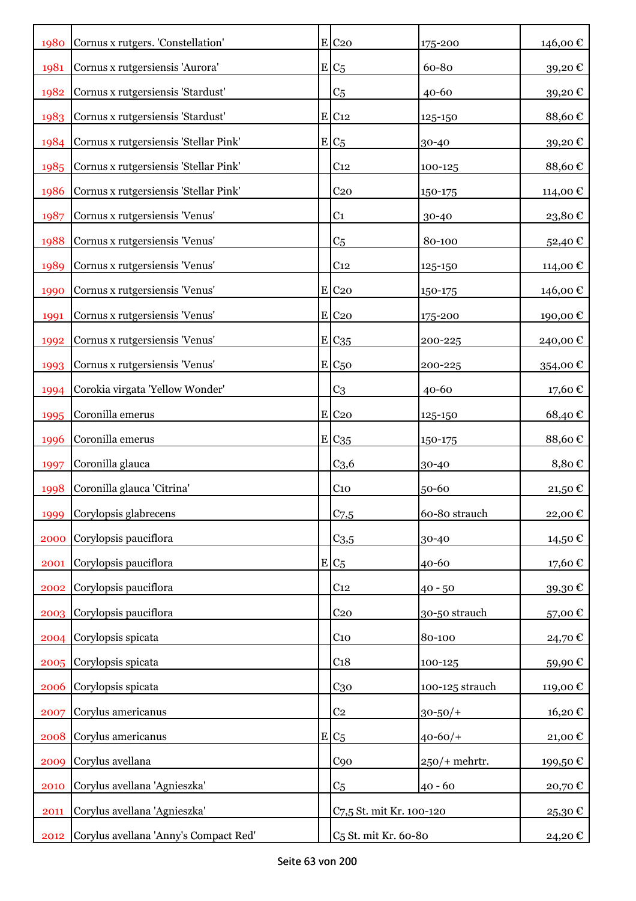| | | | | | |
|---|---|---|---|---|---|
| 1980 | Cornus x rutgers. 'Constellation' | E | C20 | 175-200 | 146,00 € |
| 1981 | Cornus x rutgersiensis 'Aurora' | E | C5 | 60-80 | 39,20 € |
| 1982 | Cornus x rutgersiensis 'Stardust' | | C5 | 40-60 | 39,20 € |
| 1983 | Cornus x rutgersiensis 'Stardust' | E | C12 | 125-150 | 88,60 € |
| 1984 | Cornus x rutgersiensis 'Stellar Pink' | E | C5 | 30-40 | 39,20 € |
| 1985 | Cornus x rutgersiensis 'Stellar Pink' | | C12 | 100-125 | 88,60 € |
| 1986 | Cornus x rutgersiensis 'Stellar Pink' | | C20 | 150-175 | 114,00 € |
| 1987 | Cornus x rutgersiensis 'Venus' | | C1 | 30-40 | 23,80 € |
| 1988 | Cornus x rutgersiensis 'Venus' | | C5 | 80-100 | 52,40 € |
| 1989 | Cornus x rutgersiensis 'Venus' | | C12 | 125-150 | 114,00 € |
| 1990 | Cornus x rutgersiensis 'Venus' | E | C20 | 150-175 | 146,00 € |
| 1991 | Cornus x rutgersiensis 'Venus' | E | C20 | 175-200 | 190,00 € |
| 1992 | Cornus x rutgersiensis 'Venus' | E | C35 | 200-225 | 240,00 € |
| 1993 | Cornus x rutgersiensis 'Venus' | E | C50 | 200-225 | 354,00 € |
| 1994 | Corokia virgata 'Yellow Wonder' | | C3 | 40-60 | 17,60 € |
| 1995 | Coronilla emerus | E | C20 | 125-150 | 68,40 € |
| 1996 | Coronilla emerus | E | C35 | 150-175 | 88,60 € |
| 1997 | Coronilla glauca | | C3,6 | 30-40 | 8,80 € |
| 1998 | Coronilla glauca 'Citrina' | | C10 | 50-60 | 21,50 € |
| 1999 | Corylopsis glabrecens | | C7,5 | 60-80 strauch | 22,00 € |
| 2000 | Corylopsis pauciflora | | C3,5 | 30-40 | 14,50 € |
| 2001 | Corylopsis pauciflora | E | C5 | 40-60 | 17,60 € |
| 2002 | Corylopsis pauciflora | | C12 | 40 - 50 | 39,30 € |
| 2003 | Corylopsis pauciflora | | C20 | 30-50 strauch | 57,00 € |
| 2004 | Corylopsis spicata | | C10 | 80-100 | 24,70 € |
| 2005 | Corylopsis spicata | | C18 | 100-125 | 59,90 € |
| 2006 | Corylopsis spicata | | C30 | 100-125 strauch | 119,00 € |
| 2007 | Corylus americanus | | C2 | 30-50/+ | 16,20 € |
| 2008 | Corylus americanus | E | C5 | 40-60/+ | 21,00 € |
| 2009 | Corylus avellana | | C90 | 250/+ mehrtr. | 199,50 € |
| 2010 | Corylus avellana 'Agnieszka' | | C5 | 40 - 60 | 20,70 € |
| 2011 | Corylus avellana 'Agnieszka' | | C7,5 St. mit Kr. 100-120 | | 25,30 € |
| 2012 | Corylus avellana 'Anny's Compact Red' | | C5 St. mit Kr. 60-80 | | 24,20 € |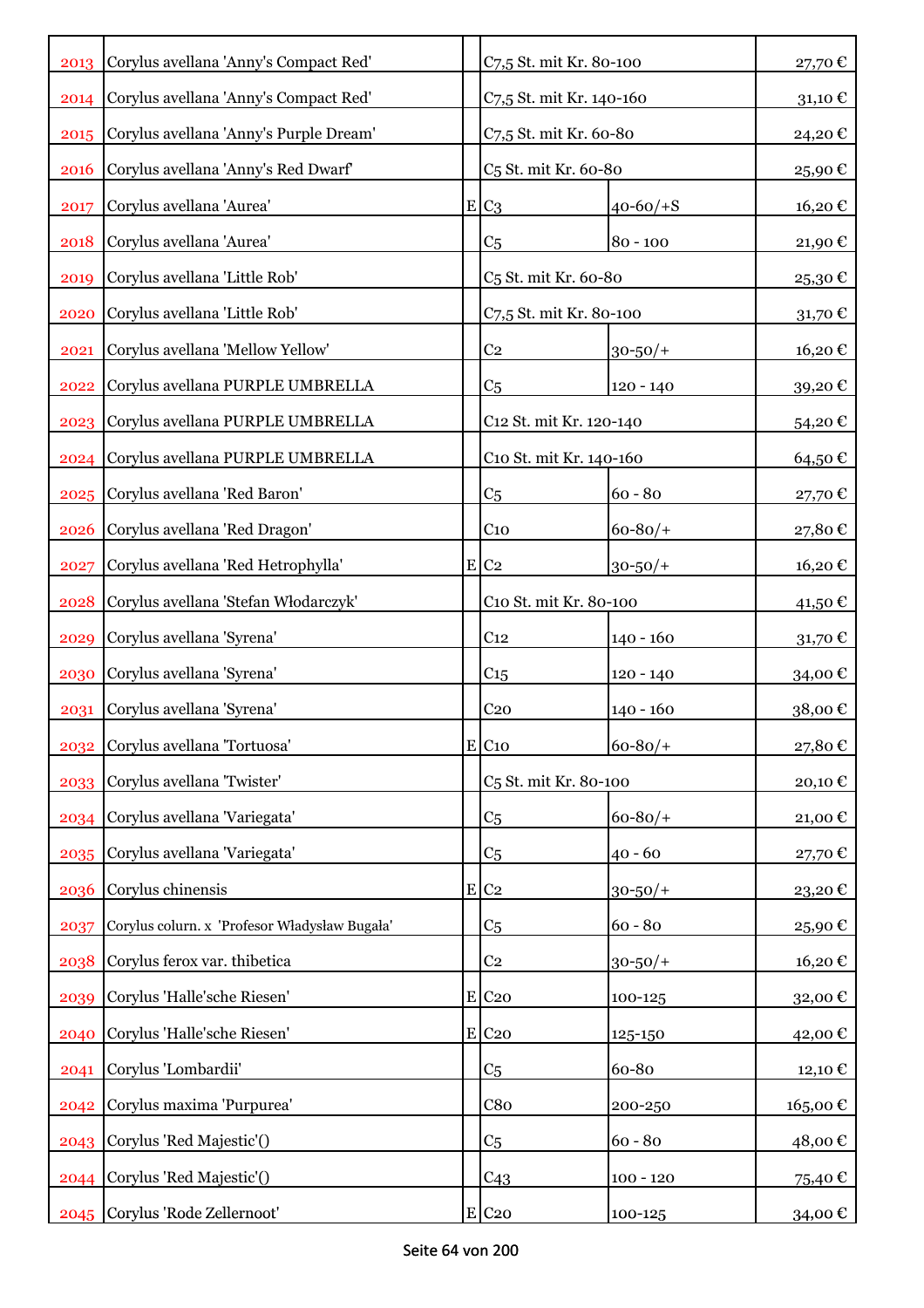| | | | | | |
|---|---|---|---|---|---|
| 2013 | Corylus avellana 'Anny's Compact Red' | | C7,5 St. mit Kr. 80-100 | | 27,70 € |
| 2014 | Corylus avellana 'Anny's Compact Red' | | C7,5 St. mit Kr. 140-160 | | 31,10 € |
| 2015 | Corylus avellana 'Anny's Purple Dream' | | C7,5 St. mit Kr. 60-80 | | 24,20 € |
| 2016 | Corylus avellana 'Anny's Red Dwarf' | | C5 St. mit Kr. 60-80 | | 25,90 € |
| 2017 | Corylus avellana 'Aurea' | E | C3 | 40-60/+S | 16,20 € |
| 2018 | Corylus avellana 'Aurea' | | C5 | 80 - 100 | 21,90 € |
| 2019 | Corylus avellana 'Little Rob' | | C5 St. mit Kr. 60-80 | | 25,30 € |
| 2020 | Corylus avellana 'Little Rob' | | C7,5 St. mit Kr. 80-100 | | 31,70 € |
| 2021 | Corylus avellana 'Mellow Yellow' | | C2 | 30-50/+ | 16,20 € |
| 2022 | Corylus avellana PURPLE UMBRELLA | | C5 | 120 - 140 | 39,20 € |
| 2023 | Corylus avellana PURPLE UMBRELLA | | C12 St. mit Kr. 120-140 | | 54,20 € |
| 2024 | Corylus avellana PURPLE UMBRELLA | | C10 St. mit Kr. 140-160 | | 64,50 € |
| 2025 | Corylus avellana 'Red Baron' | | C5 | 60 - 80 | 27,70 € |
| 2026 | Corylus avellana 'Red Dragon' | | C10 | 60-80/+ | 27,80 € |
| 2027 | Corylus avellana 'Red Hetrophylla' | E | C2 | 30-50/+ | 16,20 € |
| 2028 | Corylus avellana 'Stefan Włodarczyk' | | C10 St. mit Kr. 80-100 | | 41,50 € |
| 2029 | Corylus avellana 'Syrena' | | C12 | 140 - 160 | 31,70 € |
| 2030 | Corylus avellana 'Syrena' | | C15 | 120 - 140 | 34,00 € |
| 2031 | Corylus avellana 'Syrena' | | C20 | 140 - 160 | 38,00 € |
| 2032 | Corylus avellana 'Tortuosa' | E | C10 | 60-80/+ | 27,80 € |
| 2033 | Corylus avellana 'Twister' | | C5 St. mit Kr. 80-100 | | 20,10 € |
| 2034 | Corylus avellana 'Variegata' | | C5 | 60-80/+ | 21,00 € |
| 2035 | Corylus avellana 'Variegata' | | C5 | 40 - 60 | 27,70 € |
| 2036 | Corylus chinensis | E | C2 | 30-50/+ | 23,20 € |
| 2037 | Corylus colurn. x 'Profesor Władysław Bugała' | | C5 | 60 - 80 | 25,90 € |
| 2038 | Corylus ferox var. thibetica | | C2 | 30-50/+ | 16,20 € |
| 2039 | Corylus 'Halle'sche Riesen' | E | C20 | 100-125 | 32,00 € |
| 2040 | Corylus 'Halle'sche Riesen' | E | C20 | 125-150 | 42,00 € |
| 2041 | Corylus 'Lombardii' | | C5 | 60-80 | 12,10 € |
| 2042 | Corylus maxima 'Purpurea' | | C80 | 200-250 | 165,00 € |
| 2043 | Corylus 'Red Majestic'() | | C5 | 60 - 80 | 48,00 € |
| 2044 | Corylus 'Red Majestic'() | | C43 | 100 - 120 | 75,40 € |
| 2045 | Corylus 'Rode Zellernoot' | E | C20 | 100-125 | 34,00 € |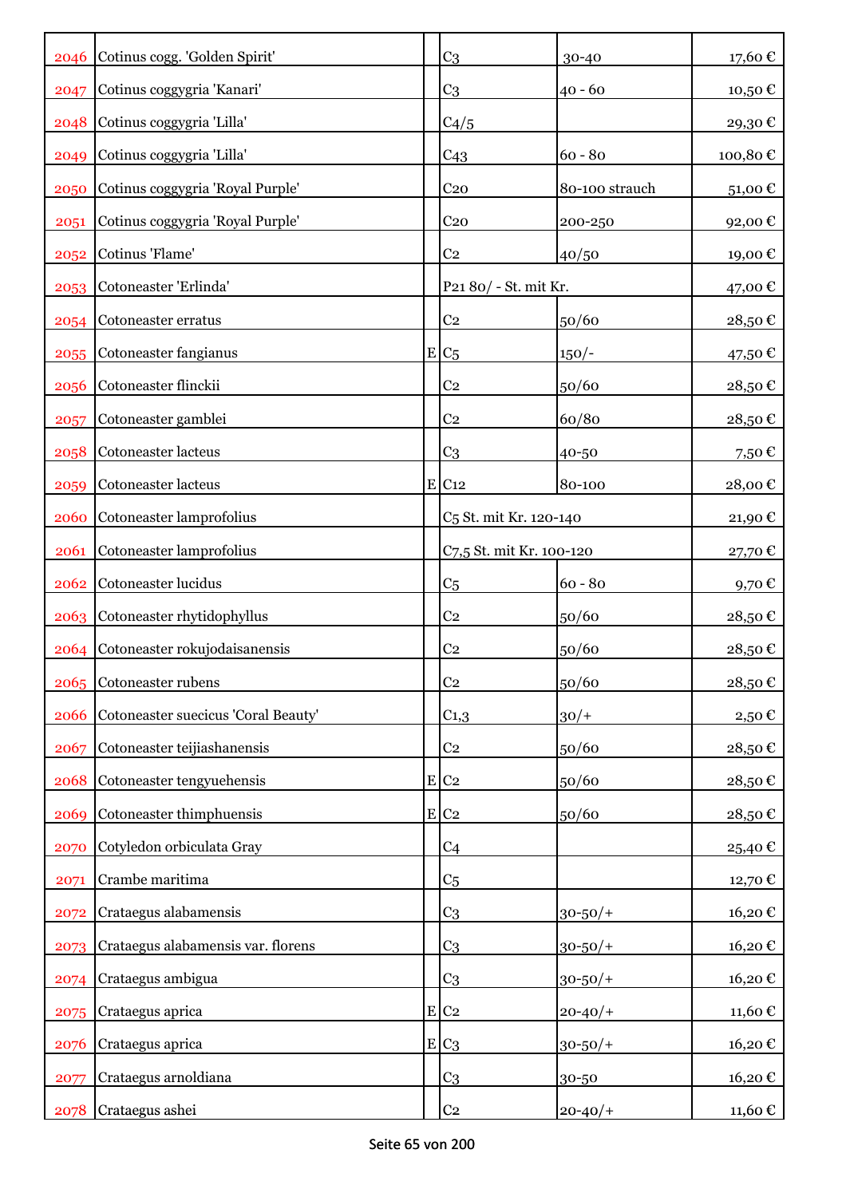| | | | | | |
|---|---|---|---|---|---|
| 2046 | Cotinus cogg. 'Golden Spirit' | | C3 | 30-40 | 17,60 € |
| 2047 | Cotinus coggygria 'Kanari' | | C3 | 40 - 60 | 10,50 € |
| 2048 | Cotinus coggygria 'Lilla' | | C4/5 | | 29,30 € |
| 2049 | Cotinus coggygria 'Lilla' | | C43 | 60 - 80 | 100,80 € |
| 2050 | Cotinus coggygria 'Royal Purple' | | C20 | 80-100 strauch | 51,00 € |
| 2051 | Cotinus coggygria 'Royal Purple' | | C20 | 200-250 | 92,00 € |
| 2052 | Cotinus 'Flame' | | C2 | 40/50 | 19,00 € |
| 2053 | Cotoneaster 'Erlinda' | | P21 80/ - St. mit Kr. | | 47,00 € |
| 2054 | Cotoneaster erratus | | C2 | 50/60 | 28,50 € |
| 2055 | Cotoneaster fangianus | E | C5 | 150/- | 47,50 € |
| 2056 | Cotoneaster flinckii | | C2 | 50/60 | 28,50 € |
| 2057 | Cotoneaster gamblei | | C2 | 60/80 | 28,50 € |
| 2058 | Cotoneaster lacteus | | C3 | 40-50 | 7,50 € |
| 2059 | Cotoneaster lacteus | E | C12 | 80-100 | 28,00 € |
| 2060 | Cotoneaster lamprofolius | | C5 St. mit Kr. 120-140 | | 21,90 € |
| 2061 | Cotoneaster lamprofolius | | C7,5 St. mit Kr. 100-120 | | 27,70 € |
| 2062 | Cotoneaster lucidus | | C5 | 60 - 80 | 9,70 € |
| 2063 | Cotoneaster rhytidophyllus | | C2 | 50/60 | 28,50 € |
| 2064 | Cotoneaster rokujodaisanensis | | C2 | 50/60 | 28,50 € |
| 2065 | Cotoneaster rubens | | C2 | 50/60 | 28,50 € |
| 2066 | Cotoneaster suecicus 'Coral Beauty' | | C1,3 | 30/+ | 2,50 € |
| 2067 | Cotoneaster teijiashanensis | | C2 | 50/60 | 28,50 € |
| 2068 | Cotoneaster tengyuehensis | E | C2 | 50/60 | 28,50 € |
| 2069 | Cotoneaster thimphuensis | E | C2 | 50/60 | 28,50 € |
| 2070 | Cotyledon orbiculata Gray | | C4 | | 25,40 € |
| 2071 | Crambe maritima | | C5 | | 12,70 € |
| 2072 | Crataegus alabamensis | | C3 | 30-50/+ | 16,20 € |
| 2073 | Crataegus alabamensis var. florens | | C3 | 30-50/+ | 16,20 € |
| 2074 | Crataegus ambigua | | C3 | 30-50/+ | 16,20 € |
| 2075 | Crataegus aprica | E | C2 | 20-40/+ | 11,60 € |
| 2076 | Crataegus aprica | E | C3 | 30-50/+ | 16,20 € |
| 2077 | Crataegus arnoldiana | | C3 | 30-50 | 16,20 € |
| 2078 | Crataegus ashei | | C2 | 20-40/+ | 11,60 € |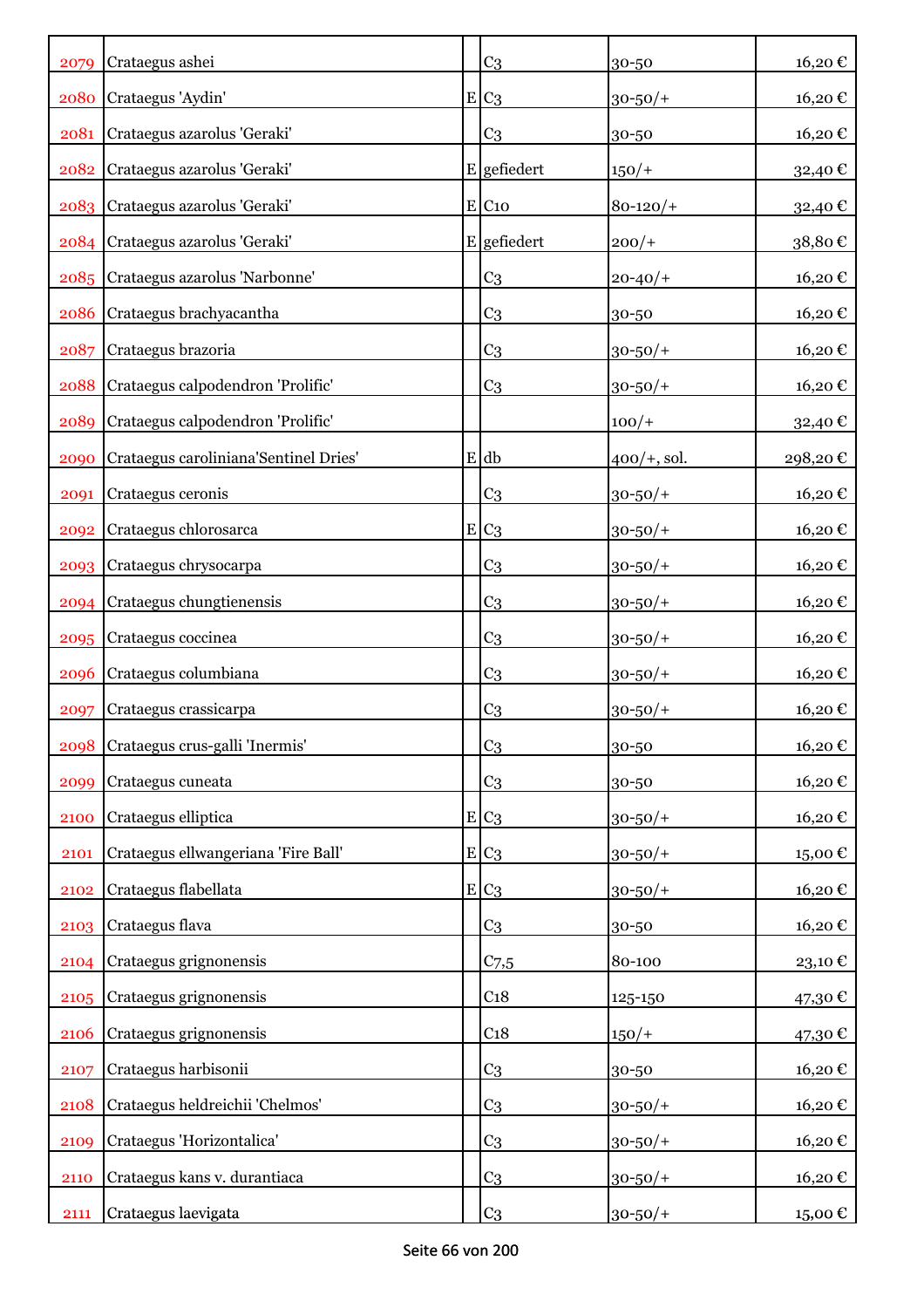| | | | | | |
|---|---|---|---|---|---|
| 2079 | Crataegus ashei | | C3 | 30-50 | 16,20 € |
| 2080 | Crataegus 'Aydin' | E | C3 | 30-50/+ | 16,20 € |
| 2081 | Crataegus azarolus 'Geraki' | | C3 | 30-50 | 16,20 € |
| 2082 | Crataegus azarolus 'Geraki' | E | gefiedert | 150/+ | 32,40 € |
| 2083 | Crataegus azarolus 'Geraki' | E | C10 | 80-120/+ | 32,40 € |
| 2084 | Crataegus azarolus 'Geraki' | E | gefiedert | 200/+ | 38,80 € |
| 2085 | Crataegus azarolus 'Narbonne' | | C3 | 20-40/+ | 16,20 € |
| 2086 | Crataegus brachyacantha | | C3 | 30-50 | 16,20 € |
| 2087 | Crataegus brazoria | | C3 | 30-50/+ | 16,20 € |
| 2088 | Crataegus calpodendron 'Prolific' | | C3 | 30-50/+ | 16,20 € |
| 2089 | Crataegus calpodendron 'Prolific' | | | 100/+ | 32,40 € |
| 2090 | Crataegus caroliniana'Sentinel Dries' | E | db | 400/+, sol. | 298,20 € |
| 2091 | Crataegus ceronis | | C3 | 30-50/+ | 16,20 € |
| 2092 | Crataegus chlorosarca | E | C3 | 30-50/+ | 16,20 € |
| 2093 | Crataegus chrysocarpa | | C3 | 30-50/+ | 16,20 € |
| 2094 | Crataegus chungtienensis | | C3 | 30-50/+ | 16,20 € |
| 2095 | Crataegus coccinea | | C3 | 30-50/+ | 16,20 € |
| 2096 | Crataegus columbiana | | C3 | 30-50/+ | 16,20 € |
| 2097 | Crataegus crassicarpa | | C3 | 30-50/+ | 16,20 € |
| 2098 | Crataegus crus-galli 'Inermis' | | C3 | 30-50 | 16,20 € |
| 2099 | Crataegus cuneata | | C3 | 30-50 | 16,20 € |
| 2100 | Crataegus elliptica | E | C3 | 30-50/+ | 16,20 € |
| 2101 | Crataegus ellwangeriana 'Fire Ball' | E | C3 | 30-50/+ | 15,00 € |
| 2102 | Crataegus flabellata | E | C3 | 30-50/+ | 16,20 € |
| 2103 | Crataegus flava | | C3 | 30-50 | 16,20 € |
| 2104 | Crataegus grignonensis | | C7,5 | 80-100 | 23,10 € |
| 2105 | Crataegus grignonensis | | C18 | 125-150 | 47,30 € |
| 2106 | Crataegus grignonensis | | C18 | 150/+ | 47,30 € |
| 2107 | Crataegus harbisonii | | C3 | 30-50 | 16,20 € |
| 2108 | Crataegus heldreichii 'Chelmos' | | C3 | 30-50/+ | 16,20 € |
| 2109 | Crataegus 'Horizontalica' | | C3 | 30-50/+ | 16,20 € |
| 2110 | Crataegus kans v. durantiaca | | C3 | 30-50/+ | 16,20 € |
| 2111 | Crataegus laevigata | | C3 | 30-50/+ | 15,00 € |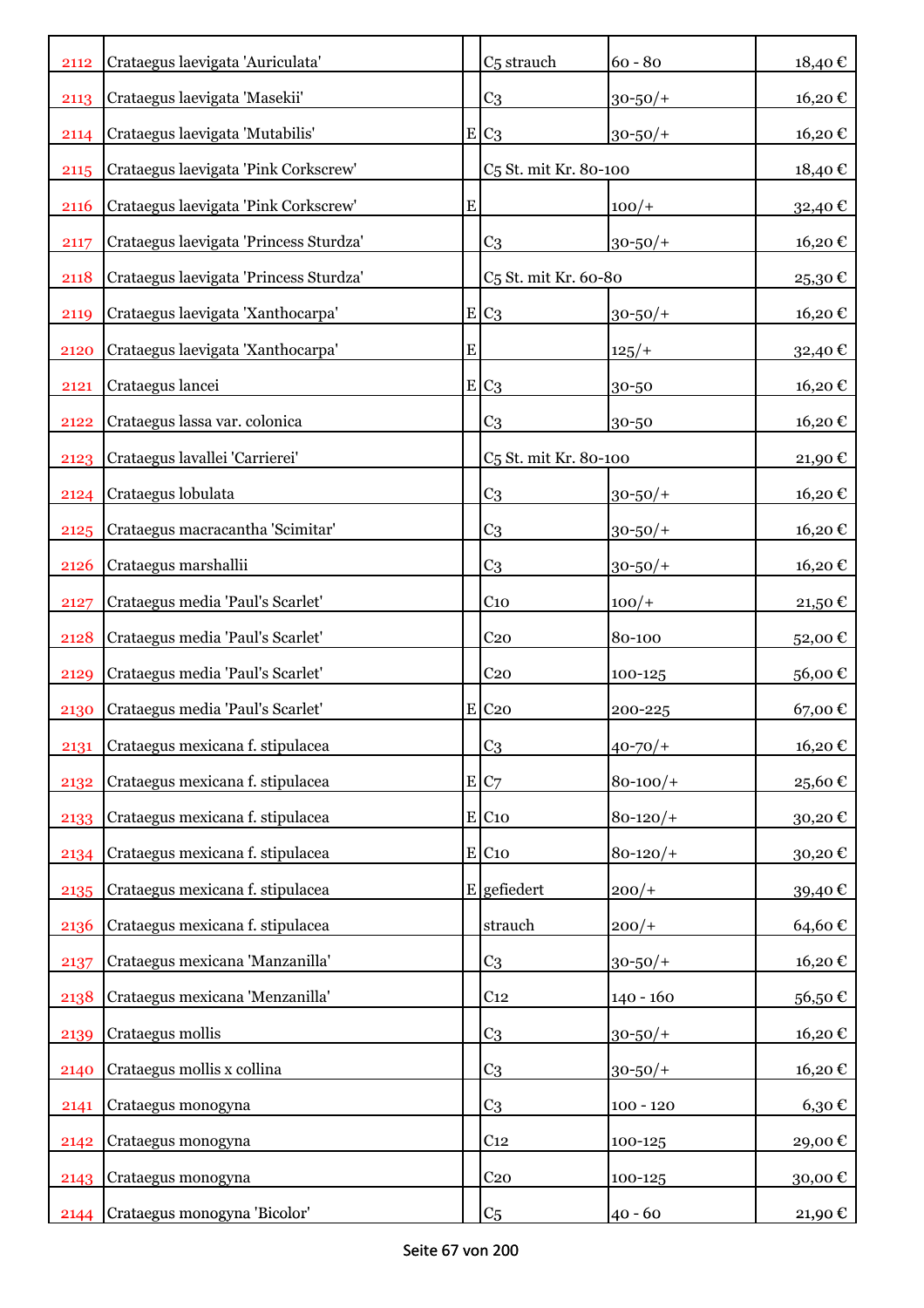| | | | | | |
|---|---|---|---|---|---|
| 2112 | Crataegus laevigata 'Auriculata' | | C5 strauch | 60 - 80 | 18,40 € |
| 2113 | Crataegus laevigata 'Masekii' | | C3 | 30-50/+ | 16,20 € |
| 2114 | Crataegus laevigata 'Mutabilis' | E | C3 | 30-50/+ | 16,20 € |
| 2115 | Crataegus laevigata 'Pink Corkscrew' | | C5 St. mit Kr. 80-100 | | 18,40 € |
| 2116 | Crataegus laevigata 'Pink Corkscrew' | E | | 100/+ | 32,40 € |
| 2117 | Crataegus laevigata 'Princess Sturdza' | | C3 | 30-50/+ | 16,20 € |
| 2118 | Crataegus laevigata 'Princess Sturdza' | | C5 St. mit Kr. 60-80 | | 25,30 € |
| 2119 | Crataegus laevigata 'Xanthocarpa' | E | C3 | 30-50/+ | 16,20 € |
| 2120 | Crataegus laevigata 'Xanthocarpa' | E | | 125/+ | 32,40 € |
| 2121 | Crataegus lancei | E | C3 | 30-50 | 16,20 € |
| 2122 | Crataegus lassa var. colonica | | C3 | 30-50 | 16,20 € |
| 2123 | Crataegus lavallei 'Carrierei' | | C5 St. mit Kr. 80-100 | | 21,90 € |
| 2124 | Crataegus lobulata | | C3 | 30-50/+ | 16,20 € |
| 2125 | Crataegus macracantha 'Scimitar' | | C3 | 30-50/+ | 16,20 € |
| 2126 | Crataegus marshallii | | C3 | 30-50/+ | 16,20 € |
| 2127 | Crataegus media 'Paul's Scarlet' | | C10 | 100/+ | 21,50 € |
| 2128 | Crataegus media 'Paul's Scarlet' | | C20 | 80-100 | 52,00 € |
| 2129 | Crataegus media 'Paul's Scarlet' | | C20 | 100-125 | 56,00 € |
| 2130 | Crataegus media 'Paul's Scarlet' | E | C20 | 200-225 | 67,00 € |
| 2131 | Crataegus mexicana f. stipulacea | | C3 | 40-70/+ | 16,20 € |
| 2132 | Crataegus mexicana f. stipulacea | E | C7 | 80-100/+ | 25,60 € |
| 2133 | Crataegus mexicana f. stipulacea | E | C10 | 80-120/+ | 30,20 € |
| 2134 | Crataegus mexicana f. stipulacea | E | C10 | 80-120/+ | 30,20 € |
| 2135 | Crataegus mexicana f. stipulacea | E | gefiedert | 200/+ | 39,40 € |
| 2136 | Crataegus mexicana f. stipulacea | | strauch | 200/+ | 64,60 € |
| 2137 | Crataegus mexicana 'Manzanilla' | | C3 | 30-50/+ | 16,20 € |
| 2138 | Crataegus mexicana 'Menzanilla' | | C12 | 140 - 160 | 56,50 € |
| 2139 | Crataegus mollis | | C3 | 30-50/+ | 16,20 € |
| 2140 | Crataegus mollis x collina | | C3 | 30-50/+ | 16,20 € |
| 2141 | Crataegus monogyna | | C3 | 100 - 120 | 6,30 € |
| 2142 | Crataegus monogyna | | C12 | 100-125 | 29,00 € |
| 2143 | Crataegus monogyna | | C20 | 100-125 | 30,00 € |
| 2144 | Crataegus monogyna 'Bicolor' | | C5 | 40 - 60 | 21,90 € |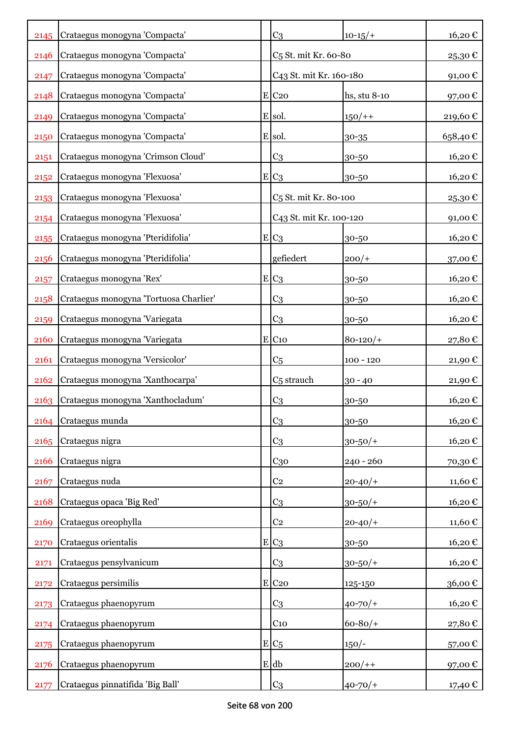| | | | | | |
|---|---|---|---|---|---|
| 2145 | Crataegus monogyna 'Compacta' | | C3 | 10-15/+ | 16,20 € |
| 2146 | Crataegus monogyna 'Compacta' | | C5 St. mit Kr. 60-80 | | 25,30 € |
| 2147 | Crataegus monogyna 'Compacta' | | C43 St. mit Kr. 160-180 | | 91,00 € |
| 2148 | Crataegus monogyna 'Compacta' | E | C20 | hs, stu 8-10 | 97,00 € |
| 2149 | Crataegus monogyna 'Compacta' | E | sol. | 150/++ | 219,60 € |
| 2150 | Crataegus monogyna 'Compacta' | E | sol. | 30-35 | 658,40 € |
| 2151 | Crataegus monogyna 'Crimson Cloud' | | C3 | 30-50 | 16,20 € |
| 2152 | Crataegus monogyna 'Flexuosa' | E | C3 | 30-50 | 16,20 € |
| 2153 | Crataegus monogyna 'Flexuosa' | | C5 St. mit Kr. 80-100 | | 25,30 € |
| 2154 | Crataegus monogyna 'Flexuosa' | | C43 St. mit Kr. 100-120 | | 91,00 € |
| 2155 | Crataegus monogyna 'Pteridifolia' | E | C3 | 30-50 | 16,20 € |
| 2156 | Crataegus monogyna 'Pteridifolia' | | gefiedert | 200/+ | 37,00 € |
| 2157 | Crataegus monogyna 'Rex' | E | C3 | 30-50 | 16,20 € |
| 2158 | Crataegus monogyna 'Tortuosa Charlier' | | C3 | 30-50 | 16,20 € |
| 2159 | Crataegus monogyna 'Variegata | | C3 | 30-50 | 16,20 € |
| 2160 | Crataegus monogyna 'Variegata | E | C10 | 80-120/+ | 27,80 € |
| 2161 | Crataegus monogyna 'Versicolor' | | C5 | 100 - 120 | 21,90 € |
| 2162 | Crataegus monogyna 'Xanthocarpa' | | C5 strauch | 30 - 40 | 21,90 € |
| 2163 | Crataegus monogyna 'Xanthocladum' | | C3 | 30-50 | 16,20 € |
| 2164 | Crataegus munda | | C3 | 30-50 | 16,20 € |
| 2165 | Crataegus nigra | | C3 | 30-50/+ | 16,20 € |
| 2166 | Crataegus nigra | | C30 | 240 - 260 | 70,30 € |
| 2167 | Crataegus nuda | | C2 | 20-40/+ | 11,60 € |
| 2168 | Crataegus opaca 'Big Red' | | C3 | 30-50/+ | 16,20 € |
| 2169 | Crataegus oreophylla | | C2 | 20-40/+ | 11,60 € |
| 2170 | Crataegus orientalis | E | C3 | 30-50 | 16,20 € |
| 2171 | Crataegus pensylvanicum | | C3 | 30-50/+ | 16,20 € |
| 2172 | Crataegus persimilis | E | C20 | 125-150 | 36,00 € |
| 2173 | Crataegus phaenopyrum | | C3 | 40-70/+ | 16,20 € |
| 2174 | Crataegus phaenopyrum | | C10 | 60-80/+ | 27,80 € |
| 2175 | Crataegus phaenopyrum | E | C5 | 150/- | 57,00 € |
| 2176 | Crataegus phaenopyrum | E | db | 200/++ | 97,00 € |
| 2177 | Crataegus pinnatifida 'Big Ball' | | C3 | 40-70/+ | 17,40 € |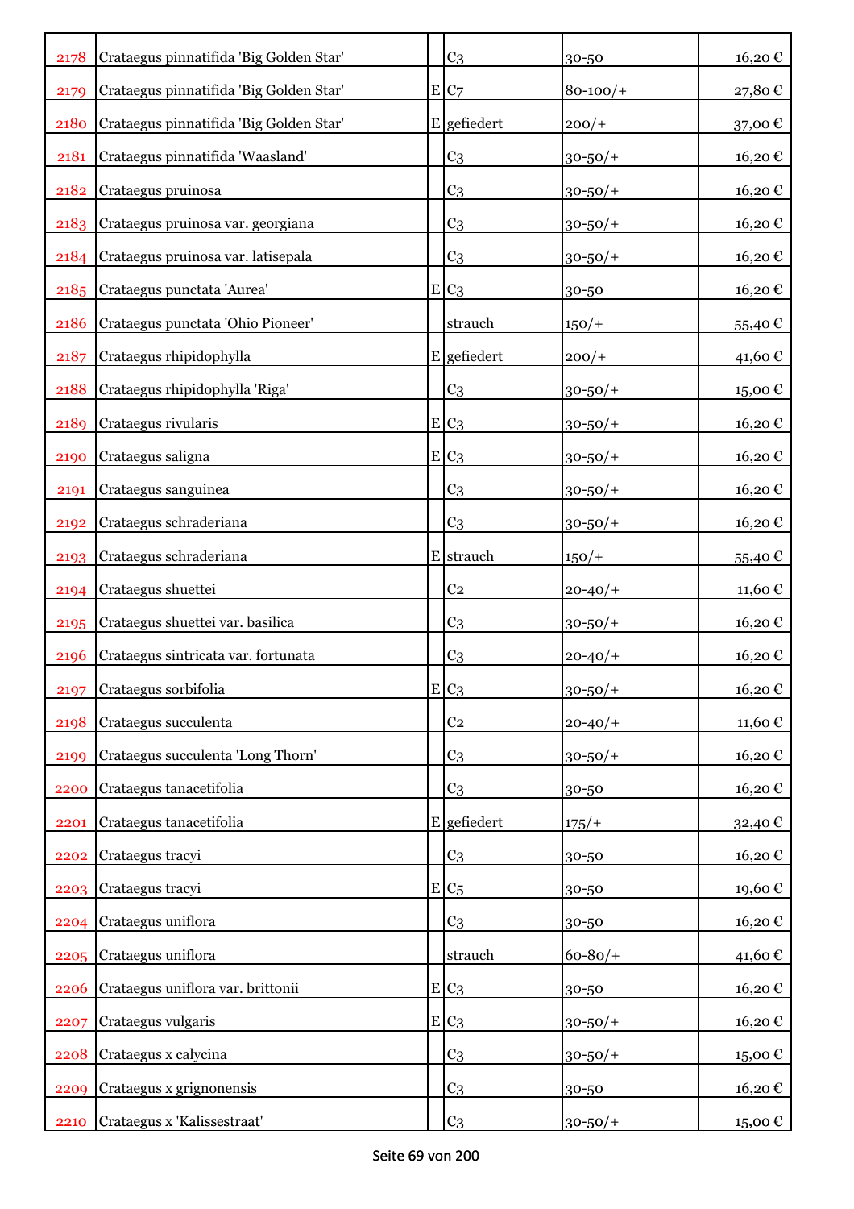| | | | | | |
|---|---|---|---|---|---|
| 2178 | Crataegus pinnatifida 'Big Golden Star' | | C3 | 30-50 | 16,20 € |
| 2179 | Crataegus pinnatifida 'Big Golden Star' | E | C7 | 80-100/+ | 27,80 € |
| 2180 | Crataegus pinnatifida 'Big Golden Star' | E | gefiedert | 200/+ | 37,00 € |
| 2181 | Crataegus pinnatifida 'Waasland' | | C3 | 30-50/+ | 16,20 € |
| 2182 | Crataegus pruinosa | | C3 | 30-50/+ | 16,20 € |
| 2183 | Crataegus pruinosa var. georgiana | | C3 | 30-50/+ | 16,20 € |
| 2184 | Crataegus pruinosa var. latisepala | | C3 | 30-50/+ | 16,20 € |
| 2185 | Crataegus punctata 'Aurea' | E | C3 | 30-50 | 16,20 € |
| 2186 | Crataegus punctata 'Ohio Pioneer' | | strauch | 150/+ | 55,40 € |
| 2187 | Crataegus rhipidophylla | E | gefiedert | 200/+ | 41,60 € |
| 2188 | Crataegus rhipidophylla 'Riga' | | C3 | 30-50/+ | 15,00 € |
| 2189 | Crataegus rivularis | E | C3 | 30-50/+ | 16,20 € |
| 2190 | Crataegus saligna | E | C3 | 30-50/+ | 16,20 € |
| 2191 | Crataegus sanguinea | | C3 | 30-50/+ | 16,20 € |
| 2192 | Crataegus schraderiana | | C3 | 30-50/+ | 16,20 € |
| 2193 | Crataegus schraderiana | E | strauch | 150/+ | 55,40 € |
| 2194 | Crataegus shuettei | | C2 | 20-40/+ | 11,60 € |
| 2195 | Crataegus shuettei var. basilica | | C3 | 30-50/+ | 16,20 € |
| 2196 | Crataegus sintricata var. fortunata | | C3 | 20-40/+ | 16,20 € |
| 2197 | Crataegus sorbifolia | E | C3 | 30-50/+ | 16,20 € |
| 2198 | Crataegus succulenta | | C2 | 20-40/+ | 11,60 € |
| 2199 | Crataegus succulenta 'Long Thorn' | | C3 | 30-50/+ | 16,20 € |
| 2200 | Crataegus tanacetifolia | | C3 | 30-50 | 16,20 € |
| 2201 | Crataegus tanacetifolia | E | gefiedert | 175/+ | 32,40 € |
| 2202 | Crataegus tracyi | | C3 | 30-50 | 16,20 € |
| 2203 | Crataegus tracyi | E | C5 | 30-50 | 19,60 € |
| 2204 | Crataegus uniflora | | C3 | 30-50 | 16,20 € |
| 2205 | Crataegus uniflora | | strauch | 60-80/+ | 41,60 € |
| 2206 | Crataegus uniflora var. brittonii | E | C3 | 30-50 | 16,20 € |
| 2207 | Crataegus vulgaris | E | C3 | 30-50/+ | 16,20 € |
| 2208 | Crataegus x calycina | | C3 | 30-50/+ | 15,00 € |
| 2209 | Crataegus x grignonensis | | C3 | 30-50 | 16,20 € |
| 2210 | Crataegus x 'Kalissestraat' | | C3 | 30-50/+ | 15,00 € |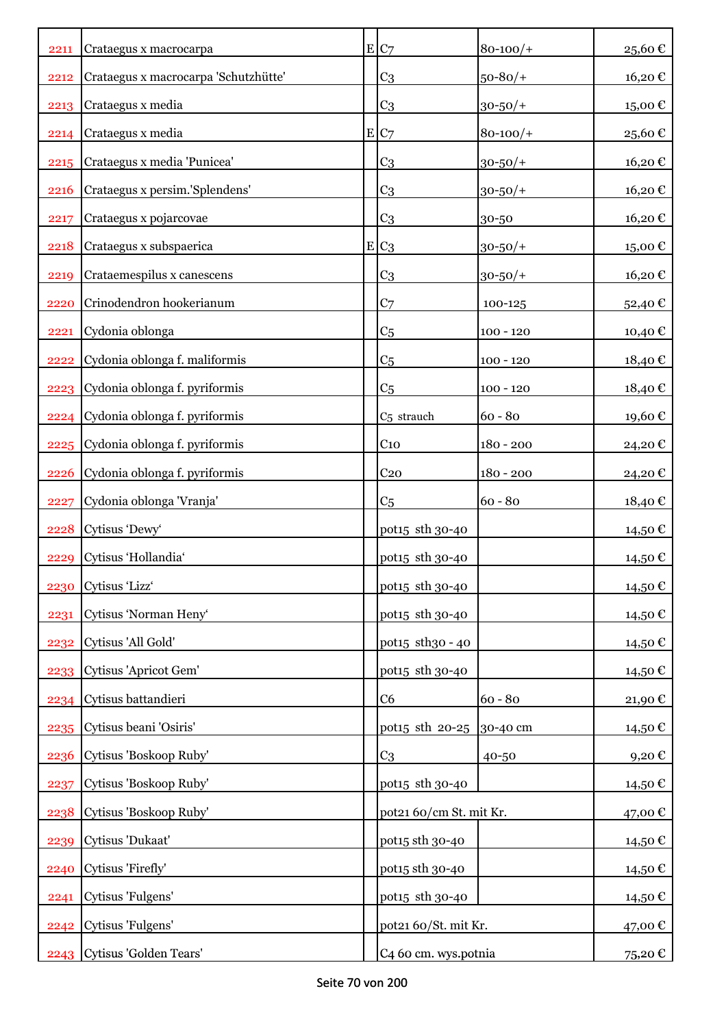| | | | | | |
|---|---|---|---|---|---|
| 2211 | Crataegus x macrocarpa | E | C7 | 80-100/+ | 25,60 € |
| 2212 | Crataegus x macrocarpa 'Schutzhütte' | | C3 | 50-80/+ | 16,20 € |
| 2213 | Crataegus x media | | C3 | 30-50/+ | 15,00 € |
| 2214 | Crataegus x media | E | C7 | 80-100/+ | 25,60 € |
| 2215 | Crataegus x media 'Punicea' | | C3 | 30-50/+ | 16,20 € |
| 2216 | Crataegus x persim.'Splendens' | | C3 | 30-50/+ | 16,20 € |
| 2217 | Crataegus x pojarcovae | | C3 | 30-50 | 16,20 € |
| 2218 | Crataegus x subspaerica | E | C3 | 30-50/+ | 15,00 € |
| 2219 | Crataemespilus x canescens | | C3 | 30-50/+ | 16,20 € |
| 2220 | Crinodendron hookerianum | | C7 | 100-125 | 52,40 € |
| 2221 | Cydonia oblonga | | C5 | 100 - 120 | 10,40 € |
| 2222 | Cydonia oblonga f. maliformis | | C5 | 100 - 120 | 18,40 € |
| 2223 | Cydonia oblonga f. pyriformis | | C5 | 100 - 120 | 18,40 € |
| 2224 | Cydonia oblonga f. pyriformis | | C5 strauch | 60 - 80 | 19,60 € |
| 2225 | Cydonia oblonga f. pyriformis | | C10 | 180 - 200 | 24,20 € |
| 2226 | Cydonia oblonga f. pyriformis | | C20 | 180 - 200 | 24,20 € |
| 2227 | Cydonia oblonga 'Vranja' | | C5 | 60 - 80 | 18,40 € |
| 2228 | Cytisus ‘Dewy‘ | | pot15 sth 30-40 | | 14,50 € |
| 2229 | Cytisus ‘Hollandia‘ | | pot15 sth 30-40 | | 14,50 € |
| 2230 | Cytisus ‘Lizz‘ | | pot15 sth 30-40 | | 14,50 € |
| 2231 | Cytisus ‘Norman Heny‘ | | pot15 sth 30-40 | | 14,50 € |
| 2232 | Cytisus 'All Gold' | | pot15 sth30 - 40 | | 14,50 € |
| 2233 | Cytisus 'Apricot Gem' | | pot15 sth 30-40 | | 14,50 € |
| 2234 | Cytisus battandieri | | C6 | 60 - 80 | 21,90 € |
| 2235 | Cytisus beani 'Osiris' | | pot15 sth 20-25 | 30-40 cm | 14,50 € |
| 2236 | Cytisus 'Boskoop Ruby' | | C3 | 40-50 | 9,20 € |
| 2237 | Cytisus 'Boskoop Ruby' | | pot15 sth 30-40 | | 14,50 € |
| 2238 | Cytisus 'Boskoop Ruby' | | pot21 60/cm St. mit Kr. | | 47,00 € |
| 2239 | Cytisus 'Dukaat' | | pot15 sth 30-40 | | 14,50 € |
| 2240 | Cytisus 'Firefly' | | pot15 sth 30-40 | | 14,50 € |
| 2241 | Cytisus 'Fulgens' | | pot15 sth 30-40 | | 14,50 € |
| 2242 | Cytisus 'Fulgens' | | pot21 60/St. mit Kr. | | 47,00 € |
| 2243 | Cytisus 'Golden Tears' | | C4 60 cm. wys.potnia | | 75,20 € |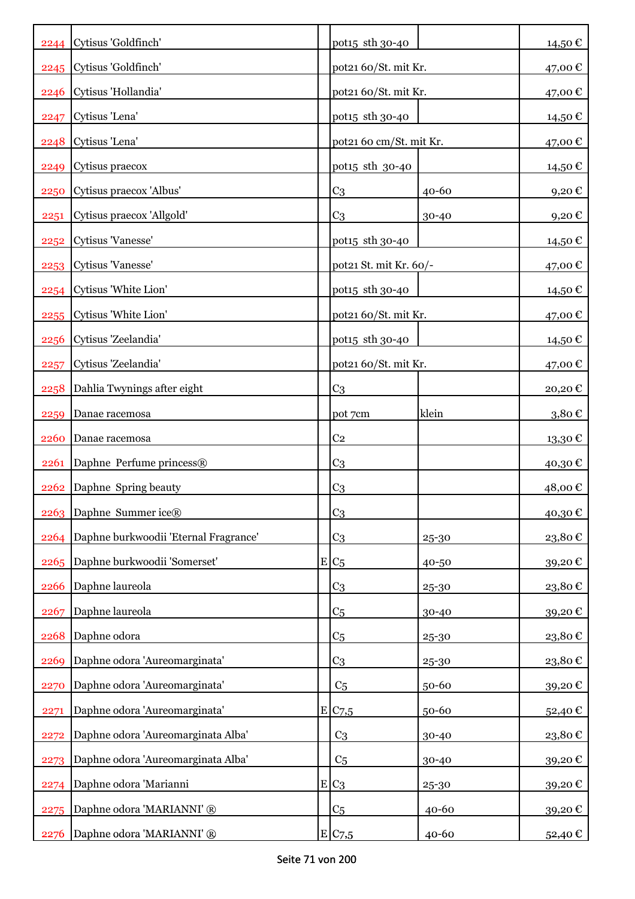| | | | | | |
|---|---|---|---|---|---|
| 2244 | Cytisus 'Goldfinch' | | pot15 sth 30-40 | | 14,50 € |
| 2245 | Cytisus 'Goldfinch' | | pot21 60/St. mit Kr. | | 47,00 € |
| 2246 | Cytisus 'Hollandia' | | pot21 60/St. mit Kr. | | 47,00 € |
| 2247 | Cytisus 'Lena' | | pot15 sth 30-40 | | 14,50 € |
| 2248 | Cytisus 'Lena' | | pot21 60 cm/St. mit Kr. | | 47,00 € |
| 2249 | Cytisus praecox | | pot15 sth 30-40 | | 14,50 € |
| 2250 | Cytisus praecox 'Albus' | | C3 | 40-60 | 9,20 € |
| 2251 | Cytisus praecox 'Allgold' | | C3 | 30-40 | 9,20 € |
| 2252 | Cytisus 'Vanesse' | | pot15 sth 30-40 | | 14,50 € |
| 2253 | Cytisus 'Vanesse' | | pot21 St. mit Kr. 60/- | | 47,00 € |
| 2254 | Cytisus 'White Lion' | | pot15 sth 30-40 | | 14,50 € |
| 2255 | Cytisus 'White Lion' | | pot21 60/St. mit Kr. | | 47,00 € |
| 2256 | Cytisus 'Zeelandia' | | pot15 sth 30-40 | | 14,50 € |
| 2257 | Cytisus 'Zeelandia' | | pot21 60/St. mit Kr. | | 47,00 € |
| 2258 | Dahlia Twynings after eight | | C3 | | 20,20 € |
| 2259 | Danae racemosa | | pot 7cm | klein | 3,80 € |
| 2260 | Danae racemosa | | C2 | | 13,30 € |
| 2261 | Daphne Perfume princess® | | C3 | | 40,30 € |
| 2262 | Daphne Spring beauty | | C3 | | 48,00 € |
| 2263 | Daphne Summer ice® | | C3 | | 40,30 € |
| 2264 | Daphne burkwoodii 'Eternal Fragrance' | | C3 | 25-30 | 23,80 € |
| 2265 | Daphne burkwoodii 'Somerset' | E | C5 | 40-50 | 39,20 € |
| 2266 | Daphne laureola | | C3 | 25-30 | 23,80 € |
| 2267 | Daphne laureola | | C5 | 30-40 | 39,20 € |
| 2268 | Daphne odora | | C5 | 25-30 | 23,80 € |
| 2269 | Daphne odora 'Aureomarginata' | | C3 | 25-30 | 23,80 € |
| 2270 | Daphne odora 'Aureomarginata' | | C5 | 50-60 | 39,20 € |
| 2271 | Daphne odora 'Aureomarginata' | E | C7,5 | 50-60 | 52,40 € |
| 2272 | Daphne odora 'Aureomarginata Alba' | | C3 | 30-40 | 23,80 € |
| 2273 | Daphne odora 'Aureomarginata Alba' | | C5 | 30-40 | 39,20 € |
| 2274 | Daphne odora 'Marianni | E | C3 | 25-30 | 39,20 € |
| 2275 | Daphne odora 'MARIANNI' ® | | C5 | 40-60 | 39,20 € |
| 2276 | Daphne odora 'MARIANNI' ® | E | C7,5 | 40-60 | 52,40 € |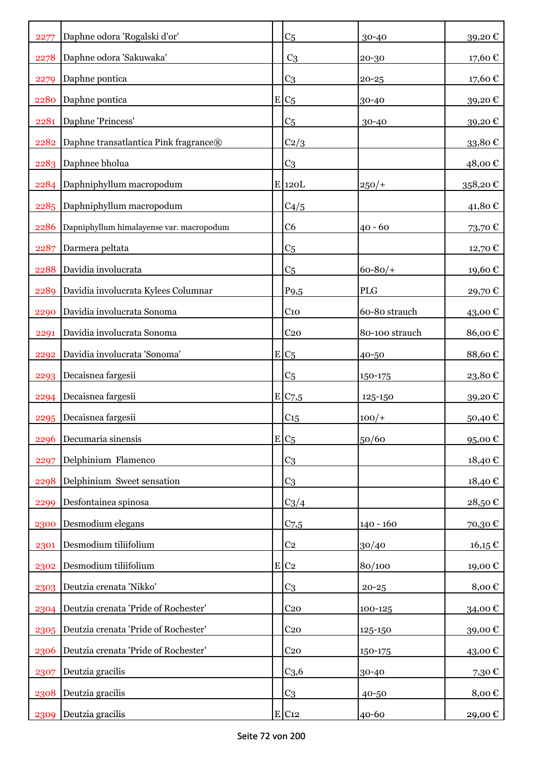| | | | | | |
|---|---|---|---|---|---|
| 2277 | Daphne odora 'Rogalski d'or' | | C5 | 30-40 | 39,20 € |
| 2278 | Daphne odora 'Sakuwaka' | | C3 | 20-30 | 17,60 € |
| 2279 | Daphne pontica | | C3 | 20-25 | 17,60 € |
| 2280 | Daphne pontica | E | C5 | 30-40 | 39,20 € |
| 2281 | Daphne 'Princess' | | C5 | 30-40 | 39,20 € |
| 2282 | Daphne transatlantica Pink fragrance® | | C2/3 | | 33,80 € |
| 2283 | Daphnee bholua | | C3 | | 48,00 € |
| 2284 | Daphniphyllum macropodum | E | 120L | 250/+ | 358,20 € |
| 2285 | Daphniphyllum macropodum | | C4/5 | | 41,80 € |
| 2286 | Dapniphyllum himalayense var. macropodum | | C6 | 40 - 60 | 73,70 € |
| 2287 | Darmera peltata | | C5 | | 12,70 € |
| 2288 | Davidia involucrata | | C5 | 60-80/+ | 19,60 € |
| 2289 | Davidia involucrata Kylees Columnar | | P9,5 | PLG | 29,70 € |
| 2290 | Davidia involucrata Sonoma | | C10 | 60-80 strauch | 43,00 € |
| 2291 | Davidia involucrata Sonoma | | C20 | 80-100 strauch | 86,00 € |
| 2292 | Davidia involucrata 'Sonoma' | E | C5 | 40-50 | 88,60 € |
| 2293 | Decaisnea fargesii | | C5 | 150-175 | 23,80 € |
| 2294 | Decaisnea fargesii | E | C7,5 | 125-150 | 39,20 € |
| 2295 | Decaisnea fargesii | | C15 | 100/+ | 50,40 € |
| 2296 | Decumaria sinensis | E | C5 | 50/60 | 95,00 € |
| 2297 | Delphinium Flamenco | | C3 | | 18,40 € |
| 2298 | Delphinium Sweet sensation | | C3 | | 18,40 € |
| 2299 | Desfontainea spinosa | | C3/4 | | 28,50 € |
| 2300 | Desmodium elegans | | C7,5 | 140 - 160 | 70,30 € |
| 2301 | Desmodium tiliifolium | | C2 | 30/40 | 16,15 € |
| 2302 | Desmodium tiliifolium | E | C2 | 80/100 | 19,00 € |
| 2303 | Deutzia crenata 'Nikko' | | C3 | 20-25 | 8,00 € |
| 2304 | Deutzia crenata 'Pride of Rochester' | | C20 | 100-125 | 34,00 € |
| 2305 | Deutzia crenata 'Pride of Rochester' | | C20 | 125-150 | 39,00 € |
| 2306 | Deutzia crenata 'Pride of Rochester' | | C20 | 150-175 | 43,00 € |
| 2307 | Deutzia gracilis | | C3,6 | 30-40 | 7,30 € |
| 2308 | Deutzia gracilis | | C3 | 40-50 | 8,00 € |
| 2309 | Deutzia gracilis | E | C12 | 40-60 | 29,00 € |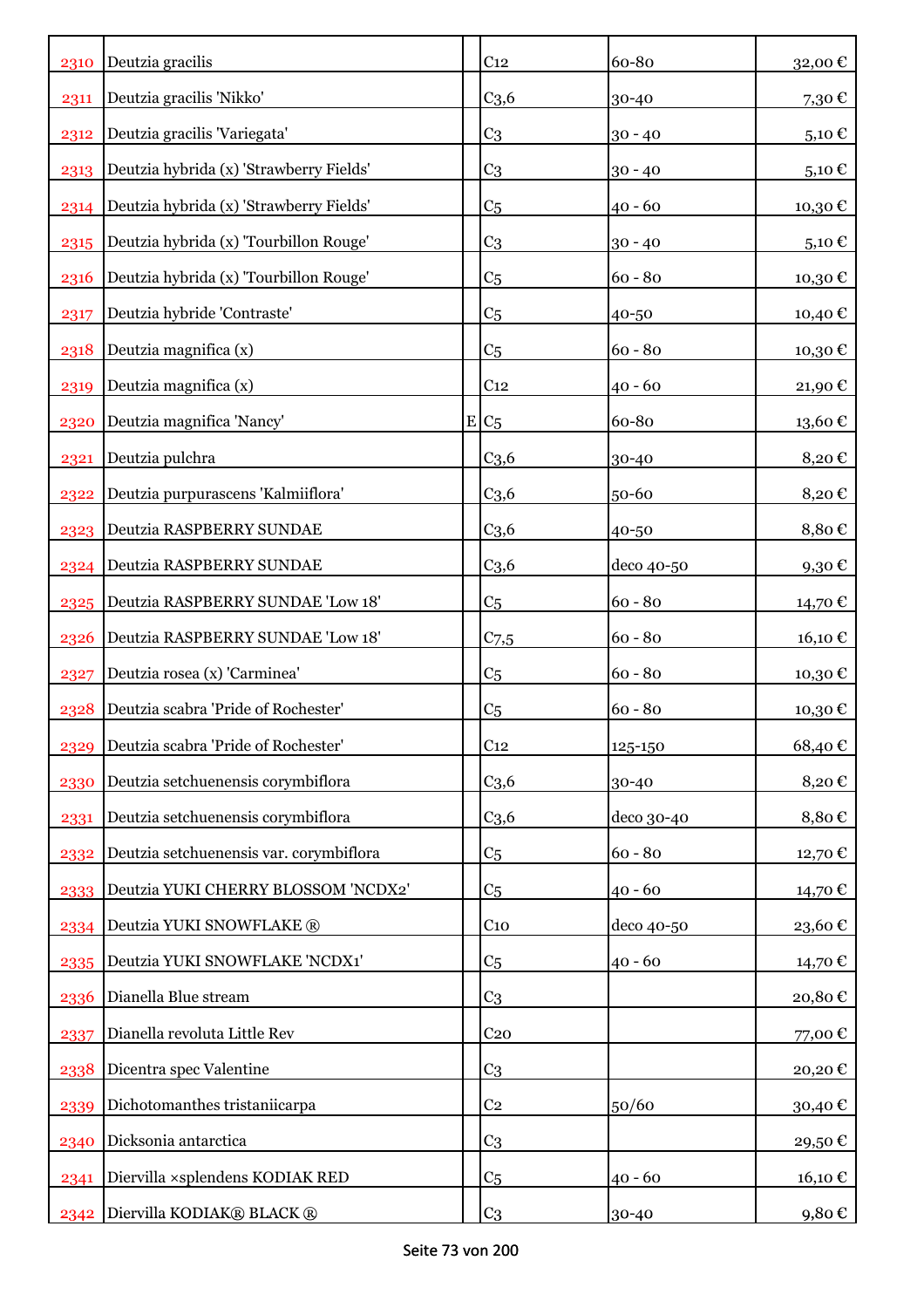| | | | | | |
|---|---|---|---|---|---|
| 2310 | Deutzia gracilis | | C12 | 60-80 | 32,00 € |
| 2311 | Deutzia gracilis 'Nikko' | | C3,6 | 30-40 | 7,30 € |
| 2312 | Deutzia gracilis 'Variegata' | | C3 | 30 - 40 | 5,10 € |
| 2313 | Deutzia hybrida (x) 'Strawberry Fields' | | C3 | 30 - 40 | 5,10 € |
| 2314 | Deutzia hybrida (x) 'Strawberry Fields' | | C5 | 40 - 60 | 10,30 € |
| 2315 | Deutzia hybrida (x) 'Tourbillon Rouge' | | C3 | 30 - 40 | 5,10 € |
| 2316 | Deutzia hybrida (x) 'Tourbillon Rouge' | | C5 | 60 - 80 | 10,30 € |
| 2317 | Deutzia hybride 'Contraste' | | C5 | 40-50 | 10,40 € |
| 2318 | Deutzia magnifica (x) | | C5 | 60 - 80 | 10,30 € |
| 2319 | Deutzia magnifica (x) | | C12 | 40 - 60 | 21,90 € |
| 2320 | Deutzia magnifica 'Nancy' | E | C5 | 60-80 | 13,60 € |
| 2321 | Deutzia pulchra | | C3,6 | 30-40 | 8,20 € |
| 2322 | Deutzia purpurascens 'Kalmiiflora' | | C3,6 | 50-60 | 8,20 € |
| 2323 | Deutzia RASPBERRY SUNDAE | | C3,6 | 40-50 | 8,80 € |
| 2324 | Deutzia RASPBERRY SUNDAE | | C3,6 | deco 40-50 | 9,30 € |
| 2325 | Deutzia RASPBERRY SUNDAE 'Low 18' | | C5 | 60 - 80 | 14,70 € |
| 2326 | Deutzia RASPBERRY SUNDAE 'Low 18' | | C7,5 | 60 - 80 | 16,10 € |
| 2327 | Deutzia rosea (x) 'Carminea' | | C5 | 60 - 80 | 10,30 € |
| 2328 | Deutzia scabra 'Pride of Rochester' | | C5 | 60 - 80 | 10,30 € |
| 2329 | Deutzia scabra 'Pride of Rochester' | | C12 | 125-150 | 68,40 € |
| 2330 | Deutzia setchuenensis corymbiflora | | C3,6 | 30-40 | 8,20 € |
| 2331 | Deutzia setchuenensis corymbiflora | | C3,6 | deco 30-40 | 8,80 € |
| 2332 | Deutzia setchuenensis var. corymbiflora | | C5 | 60 - 80 | 12,70 € |
| 2333 | Deutzia YUKI CHERRY BLOSSOM 'NCDX2' | | C5 | 40 - 60 | 14,70 € |
| 2334 | Deutzia YUKI SNOWFLAKE ® | | C10 | deco 40-50 | 23,60 € |
| 2335 | Deutzia YUKI SNOWFLAKE 'NCDX1' | | C5 | 40 - 60 | 14,70 € |
| 2336 | Dianella Blue stream | | C3 | | 20,80 € |
| 2337 | Dianella revoluta Little Rev | | C20 | | 77,00 € |
| 2338 | Dicentra spec Valentine | | C3 | | 20,20 € |
| 2339 | Dichotomanthes tristaniicarpa | | C2 | 50/60 | 30,40 € |
| 2340 | Dicksonia antarctica | | C3 | | 29,50 € |
| 2341 | Diervilla ×splendens KODIAK RED | | C5 | 40 - 60 | 16,10 € |
| 2342 | Diervilla KODIAK® BLACK ® | | C3 | 30-40 | 9,80 € |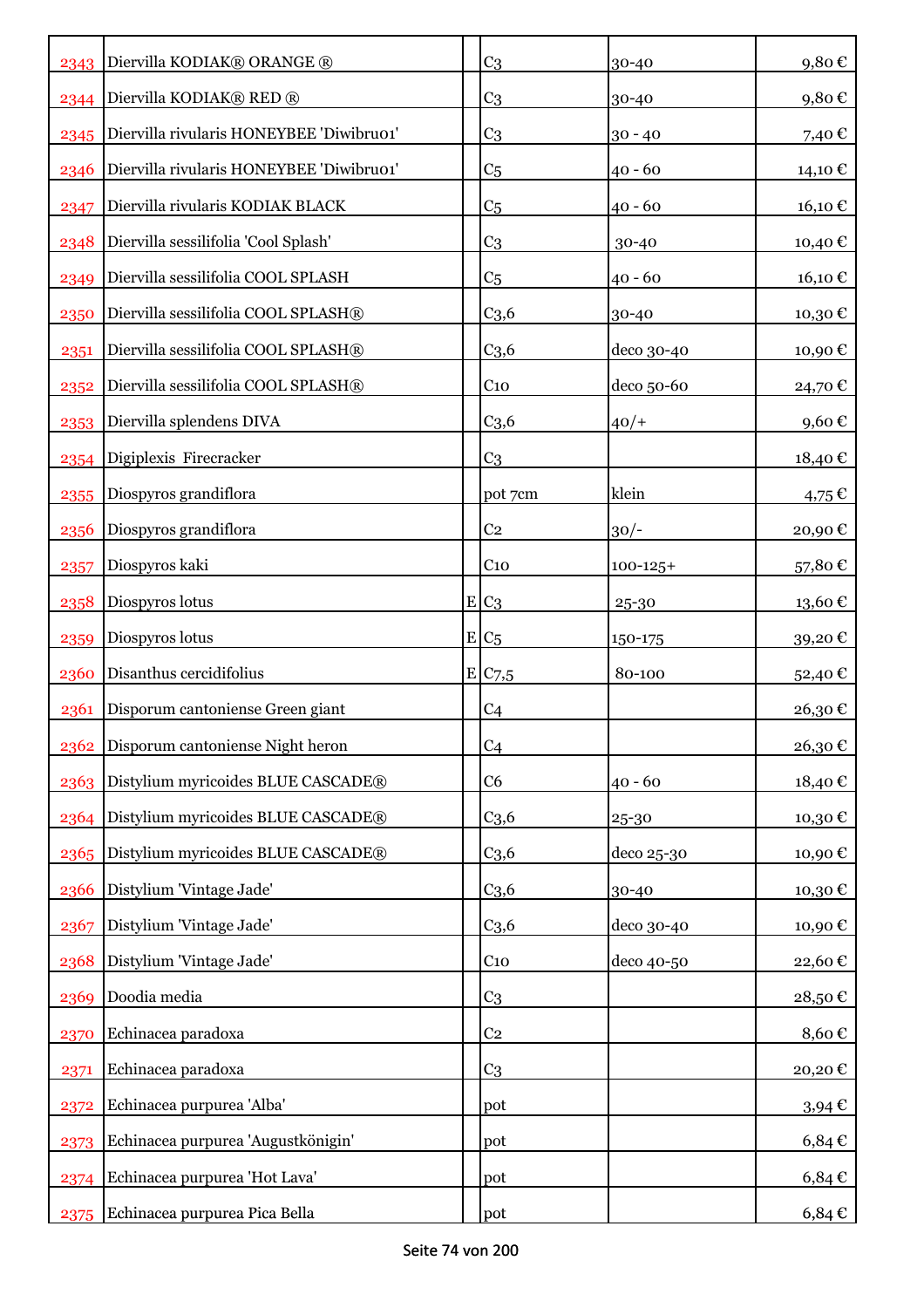| | | | | | |
|---|---|---|---|---|---|
| 2343 | Diervilla KODIAK® ORANGE ® | | C3 | 30-40 | 9,80 € |
| 2344 | Diervilla KODIAK® RED ® | | C3 | 30-40 | 9,80 € |
| 2345 | Diervilla rivularis HONEYBEE 'Diwibru01' | | C3 | 30 - 40 | 7,40 € |
| 2346 | Diervilla rivularis HONEYBEE 'Diwibru01' | | C5 | 40 - 60 | 14,10 € |
| 2347 | Diervilla rivularis KODIAK BLACK | | C5 | 40 - 60 | 16,10 € |
| 2348 | Diervilla sessilifolia 'Cool Splash' | | C3 | 30-40 | 10,40 € |
| 2349 | Diervilla sessilifolia COOL SPLASH | | C5 | 40 - 60 | 16,10 € |
| 2350 | Diervilla sessilifolia COOL SPLASH® | | C3,6 | 30-40 | 10,30 € |
| 2351 | Diervilla sessilifolia COOL SPLASH® | | C3,6 | deco 30-40 | 10,90 € |
| 2352 | Diervilla sessilifolia COOL SPLASH® | | C10 | deco 50-60 | 24,70 € |
| 2353 | Diervilla splendens DIVA | | C3,6 | 40/+ | 9,60 € |
| 2354 | Digiplexis Firecracker | | C3 | | 18,40 € |
| 2355 | Diospyros grandiflora | | pot 7cm | klein | 4,75 € |
| 2356 | Diospyros grandiflora | | C2 | 30/- | 20,90 € |
| 2357 | Diospyros kaki | | C10 | 100-125+ | 57,80 € |
| 2358 | Diospyros lotus | E | C3 | 25-30 | 13,60 € |
| 2359 | Diospyros lotus | E | C5 | 150-175 | 39,20 € |
| 2360 | Disanthus cercidifolius | E | C7,5 | 80-100 | 52,40 € |
| 2361 | Disporum cantoniense Green giant | | C4 | | 26,30 € |
| 2362 | Disporum cantoniense Night heron | | C4 | | 26,30 € |
| 2363 | Distylium myricoides BLUE CASCADE® | | C6 | 40 - 60 | 18,40 € |
| 2364 | Distylium myricoides BLUE CASCADE® | | C3,6 | 25-30 | 10,30 € |
| 2365 | Distylium myricoides BLUE CASCADE® | | C3,6 | deco 25-30 | 10,90 € |
| 2366 | Distylium 'Vintage Jade' | | C3,6 | 30-40 | 10,30 € |
| 2367 | Distylium 'Vintage Jade' | | C3,6 | deco 30-40 | 10,90 € |
| 2368 | Distylium 'Vintage Jade' | | C10 | deco 40-50 | 22,60 € |
| 2369 | Doodia media | | C3 | | 28,50 € |
| 2370 | Echinacea paradoxa | | C2 | | 8,60 € |
| 2371 | Echinacea paradoxa | | C3 | | 20,20 € |
| 2372 | Echinacea purpurea 'Alba' | | pot | | 3,94 € |
| 2373 | Echinacea purpurea 'Augustkönigin' | | pot | | 6,84 € |
| 2374 | Echinacea purpurea 'Hot Lava' | | pot | | 6,84 € |
| 2375 | Echinacea purpurea Pica Bella | | pot | | 6,84 € |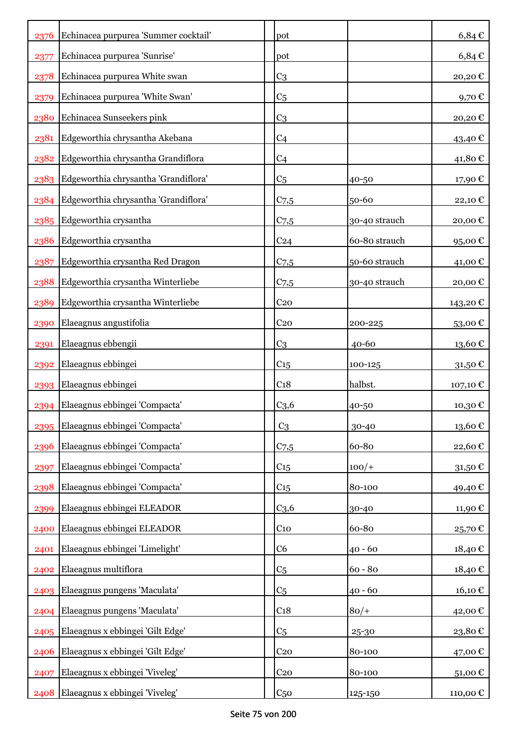| | | | | | |
|---|---|---|---|---|---|
| 2376 | Echinacea purpurea 'Summer cocktail' | | pot | | 6,84 € |
| 2377 | Echinacea purpurea 'Sunrise' | | pot | | 6,84 € |
| 2378 | Echinacea purpurea White swan | | C3 | | 20,20 € |
| 2379 | Echinacea purpurea 'White Swan' | | C5 | | 9,70 € |
| 2380 | Echinacea Sunseekers pink | | C3 | | 20,20 € |
| 2381 | Edgeworthia chrysantha Akebana | | C4 | | 43,40 € |
| 2382 | Edgeworthia chrysantha Grandiflora | | C4 | | 41,80 € |
| 2383 | Edgeworthia chrysantha 'Grandiflora' | | C5 | 40-50 | 17,90 € |
| 2384 | Edgeworthia chrysantha 'Grandiflora' | | C7,5 | 50-60 | 22,10 € |
| 2385 | Edgeworthia crysantha | | C7,5 | 30-40 strauch | 20,00 € |
| 2386 | Edgeworthia crysantha | | C24 | 60-80 strauch | 95,00 € |
| 2387 | Edgeworthia crysantha Red Dragon | | C7,5 | 50-60 strauch | 41,00 € |
| 2388 | Edgeworthia crysantha Winterliebe | | C7,5 | 30-40 strauch | 20,00 € |
| 2389 | Edgeworthia crysantha Winterliebe | | C20 | | 143,20 € |
| 2390 | Elaeagnus angustifolia | | C20 | 200-225 | 53,00 € |
| 2391 | Elaeagnus ebbengii | | C3 | 40-60 | 13,60 € |
| 2392 | Elaeagnus ebbingei | | C15 | 100-125 | 31,50 € |
| 2393 | Elaeagnus ebbingei | | C18 | halbst. | 107,10 € |
| 2394 | Elaeagnus ebbingei 'Compacta' | | C3,6 | 40-50 | 10,30 € |
| 2395 | Elaeagnus ebbingei 'Compacta' | | C3 | 30-40 | 13,60 € |
| 2396 | Elaeagnus ebbingei 'Compacta' | | C7,5 | 60-80 | 22,60 € |
| 2397 | Elaeagnus ebbingei 'Compacta' | | C15 | 100/+ | 31,50 € |
| 2398 | Elaeagnus ebbingei 'Compacta' | | C15 | 80-100 | 49,40 € |
| 2399 | Elaeagnus ebbingei ELEADOR | | C3,6 | 30-40 | 11,90 € |
| 2400 | Elaeagnus ebbingei ELEADOR | | C10 | 60-80 | 25,70 € |
| 2401 | Elaeagnus ebbingei 'Limelight' | | C6 | 40 - 60 | 18,40 € |
| 2402 | Elaeagnus multiflora | | C5 | 60 - 80 | 18,40 € |
| 2403 | Elaeagnus pungens 'Maculata' | | C5 | 40 - 60 | 16,10 € |
| 2404 | Elaeagnus pungens 'Maculata' | | C18 | 80/+ | 42,00 € |
| 2405 | Elaeagnus x ebbingei 'Gilt Edge' | | C5 | 25-30 | 23,80 € |
| 2406 | Elaeagnus x ebbingei 'Gilt Edge' | | C20 | 80-100 | 47,00 € |
| 2407 | Elaeagnus x ebbingei 'Viveleg' | | C20 | 80-100 | 51,00 € |
| 2408 | Elaeagnus x ebbingei 'Viveleg' | | C50 | 125-150 | 110,00 € |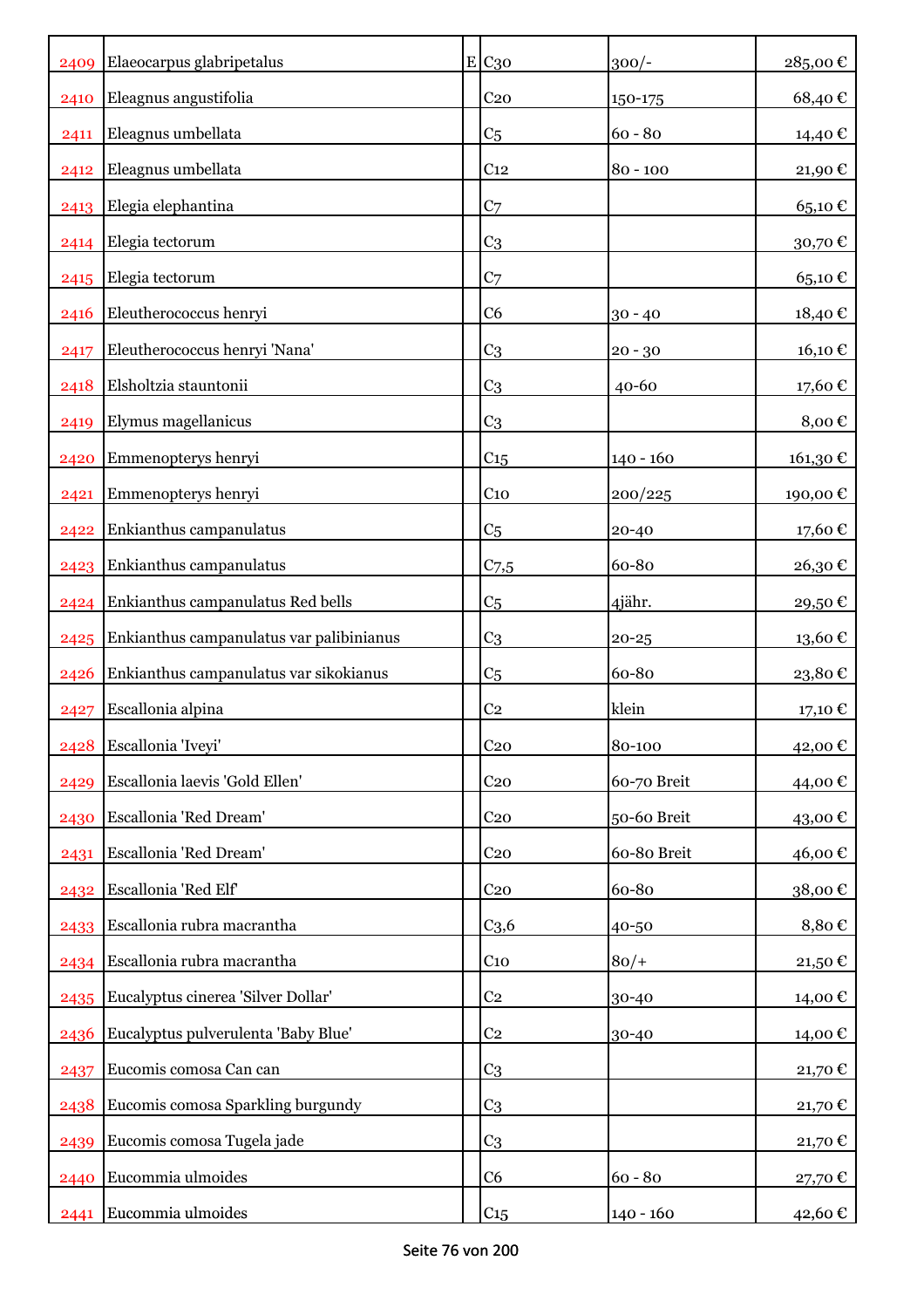| | | | | | |
|---|---|---|---|---|---|
| 2409 | Elaeocarpus glabripetalus | E | C30 | 300/- | 285,00 € |
| 2410 | Eleagnus angustifolia | | C20 | 150-175 | 68,40 € |
| 2411 | Eleagnus umbellata | | C5 | 60 - 80 | 14,40 € |
| 2412 | Eleagnus umbellata | | C12 | 80 - 100 | 21,90 € |
| 2413 | Elegia elephantina | | C7 | | 65,10 € |
| 2414 | Elegia tectorum | | C3 | | 30,70 € |
| 2415 | Elegia tectorum | | C7 | | 65,10 € |
| 2416 | Eleutherococcus henryi | | C6 | 30 - 40 | 18,40 € |
| 2417 | Eleutherococcus henryi 'Nana' | | C3 | 20 - 30 | 16,10 € |
| 2418 | Elsholtzia stauntonii | | C3 | 40-60 | 17,60 € |
| 2419 | Elymus magellanicus | | C3 | | 8,00 € |
| 2420 | Emmenopterys henryi | | C15 | 140 - 160 | 161,30 € |
| 2421 | Emmenopterys henryi | | C10 | 200/225 | 190,00 € |
| 2422 | Enkianthus campanulatus | | C5 | 20-40 | 17,60 € |
| 2423 | Enkianthus campanulatus | | C7,5 | 60-80 | 26,30 € |
| 2424 | Enkianthus campanulatus Red bells | | C5 | 4jähr. | 29,50 € |
| 2425 | Enkianthus campanulatus var palibinianus | | C3 | 20-25 | 13,60 € |
| 2426 | Enkianthus campanulatus var sikokianus | | C5 | 60-80 | 23,80 € |
| 2427 | Escallonia alpina | | C2 | klein | 17,10 € |
| 2428 | Escallonia 'Iveyi' | | C20 | 80-100 | 42,00 € |
| 2429 | Escallonia laevis 'Gold Ellen' | | C20 | 60-70 Breit | 44,00 € |
| 2430 | Escallonia 'Red Dream' | | C20 | 50-60 Breit | 43,00 € |
| 2431 | Escallonia 'Red Dream' | | C20 | 60-80 Breit | 46,00 € |
| 2432 | Escallonia 'Red Elf' | | C20 | 60-80 | 38,00 € |
| 2433 | Escallonia rubra macrantha | | C3,6 | 40-50 | 8,80 € |
| 2434 | Escallonia rubra macrantha | | C10 | 80/+ | 21,50 € |
| 2435 | Eucalyptus cinerea 'Silver Dollar' | | C2 | 30-40 | 14,00 € |
| 2436 | Eucalyptus pulverulenta 'Baby Blue' | | C2 | 30-40 | 14,00 € |
| 2437 | Eucomis comosa Can can | | C3 | | 21,70 € |
| 2438 | Eucomis comosa Sparkling burgundy | | C3 | | 21,70 € |
| 2439 | Eucomis comosa Tugela jade | | C3 | | 21,70 € |
| 2440 | Eucommia ulmoides | | C6 | 60 - 80 | 27,70 € |
| 2441 | Eucommia ulmoides | | C15 | 140 - 160 | 42,60 € |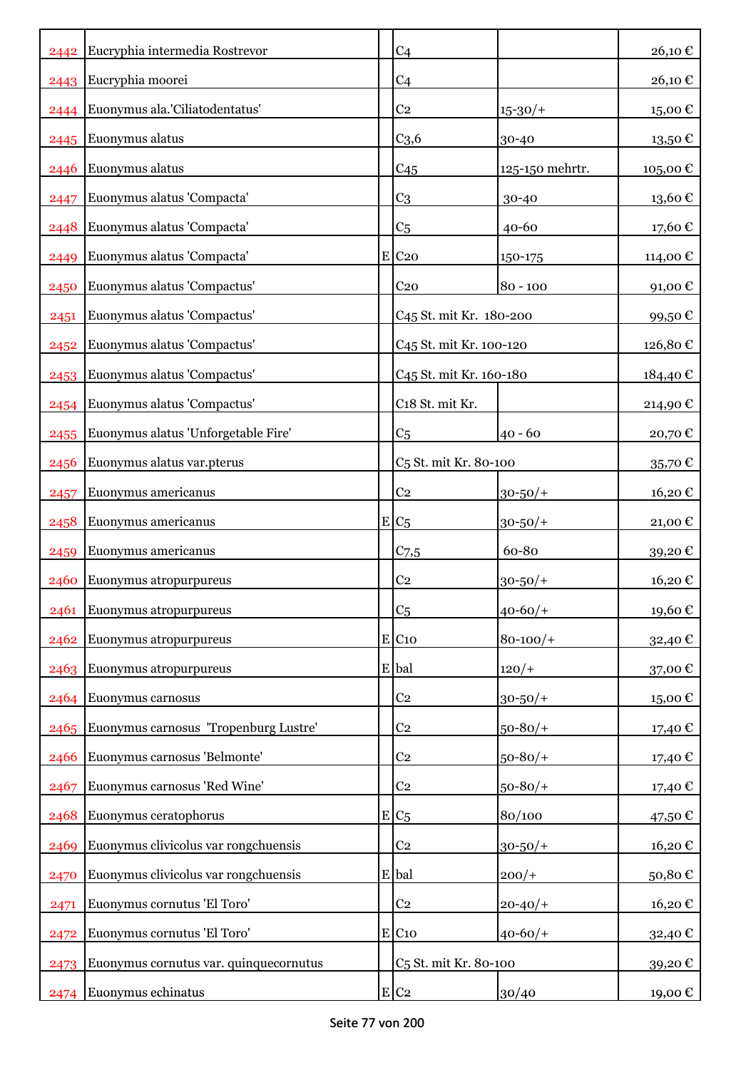| | | | | | |
|---|---|---|---|---|---|
| 2442 | Eucryphia intermedia Rostrevor | | C4 | | 26,10 € |
| 2443 | Eucryphia moorei | | C4 | | 26,10 € |
| 2444 | Euonymus ala.'Ciliatodentatus' | | C2 | 15-30/+ | 15,00 € |
| 2445 | Euonymus alatus | | C3,6 | 30-40 | 13,50 € |
| 2446 | Euonymus alatus | | C45 | 125-150 mehrtr. | 105,00 € |
| 2447 | Euonymus alatus 'Compacta' | | C3 | 30-40 | 13,60 € |
| 2448 | Euonymus alatus 'Compacta' | | C5 | 40-60 | 17,60 € |
| 2449 | Euonymus alatus 'Compacta' | E | C20 | 150-175 | 114,00 € |
| 2450 | Euonymus alatus 'Compactus' | | C20 | 80 - 100 | 91,00 € |
| 2451 | Euonymus alatus 'Compactus' | | C45 St. mit Kr. 180-200 | | 99,50 € |
| 2452 | Euonymus alatus 'Compactus' | | C45 St. mit Kr. 100-120 | | 126,80 € |
| 2453 | Euonymus alatus 'Compactus' | | C45 St. mit Kr. 160-180 | | 184,40 € |
| 2454 | Euonymus alatus 'Compactus' | | C18 St. mit Kr. | | 214,90 € |
| 2455 | Euonymus alatus 'Unforgetable Fire' | | C5 | 40 - 60 | 20,70 € |
| 2456 | Euonymus alatus var.pterus | | C5 St. mit Kr. 80-100 | | 35,70 € |
| 2457 | Euonymus americanus | | C2 | 30-50/+ | 16,20 € |
| 2458 | Euonymus americanus | E | C5 | 30-50/+ | 21,00 € |
| 2459 | Euonymus americanus | | C7,5 | 60-80 | 39,20 € |
| 2460 | Euonymus atropurpureus | | C2 | 30-50/+ | 16,20 € |
| 2461 | Euonymus atropurpureus | | C5 | 40-60/+ | 19,60 € |
| 2462 | Euonymus atropurpureus | E | C10 | 80-100/+ | 32,40 € |
| 2463 | Euonymus atropurpureus | E | bal | 120/+ | 37,00 € |
| 2464 | Euonymus carnosus | | C2 | 30-50/+ | 15,00 € |
| 2465 | Euonymus carnosus 'Tropenburg Lustre' | | C2 | 50-80/+ | 17,40 € |
| 2466 | Euonymus carnosus 'Belmonte' | | C2 | 50-80/+ | 17,40 € |
| 2467 | Euonymus carnosus 'Red Wine' | | C2 | 50-80/+ | 17,40 € |
| 2468 | Euonymus ceratophorus | E | C5 | 80/100 | 47,50 € |
| 2469 | Euonymus clivicolus var rongchuensis | | C2 | 30-50/+ | 16,20 € |
| 2470 | Euonymus clivicolus var rongchuensis | E | bal | 200/+ | 50,80 € |
| 2471 | Euonymus cornutus 'El Toro' | | C2 | 20-40/+ | 16,20 € |
| 2472 | Euonymus cornutus 'El Toro' | E | C10 | 40-60/+ | 32,40 € |
| 2473 | Euonymus cornutus var. quinquecornutus | | C5 St. mit Kr. 80-100 | | 39,20 € |
| 2474 | Euonymus echinatus | E | C2 | 30/40 | 19,00 € |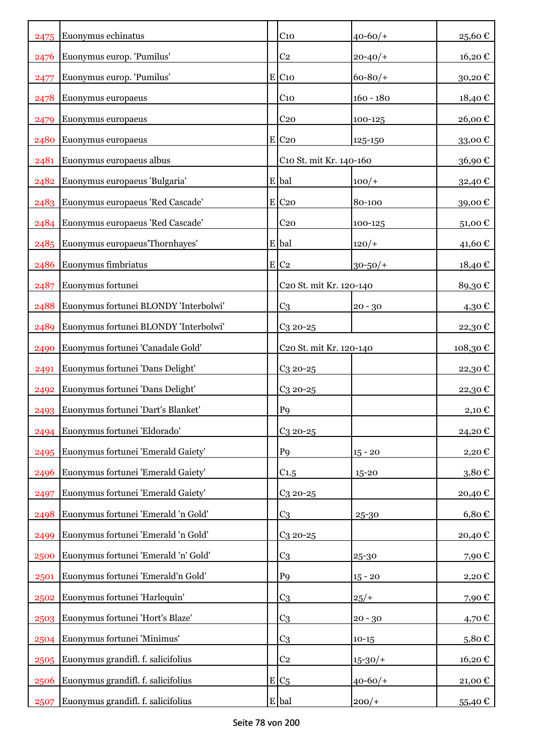| | | | | | |
|---|---|---|---|---|---|
| 2475 | Euonymus echinatus | | C10 | 40-60/+ | 25,60 € |
| 2476 | Euonymus europ. 'Pumilus' | | C2 | 20-40/+ | 16,20 € |
| 2477 | Euonymus europ. 'Pumilus' | E | C10 | 60-80/+ | 30,20 € |
| 2478 | Euonymus europaeus | | C10 | 160 - 180 | 18,40 € |
| 2479 | Euonymus europaeus | | C20 | 100-125 | 26,00 € |
| 2480 | Euonymus europaeus | E | C20 | 125-150 | 33,00 € |
| 2481 | Euonymus europaeus albus | | C10 St. mit Kr. 140-160 | | 36,90 € |
| 2482 | Euonymus europaeus 'Bulgaria' | E | bal | 100/+ | 32,40 € |
| 2483 | Euonymus europaeus 'Red Cascade' | E | C20 | 80-100 | 39,00 € |
| 2484 | Euonymus europaeus 'Red Cascade' | | C20 | 100-125 | 51,00 € |
| 2485 | Euonymus europaeus'Thornhayes' | E | bal | 120/+ | 41,60 € |
| 2486 | Euonymus fimbriatus | E | C2 | 30-50/+ | 18,40 € |
| 2487 | Euonymus fortunei | | C20 St. mit Kr. 120-140 | | 89,30 € |
| 2488 | Euonymus fortunei BLONDY 'Interbolwi' | | C3 | 20 - 30 | 4,30 € |
| 2489 | Euonymus fortunei BLONDY 'Interbolwi' | | C3 20-25 | | 22,30 € |
| 2490 | Euonymus fortunei 'Canadale Gold' | | C20 St. mit Kr. 120-140 | | 108,30 € |
| 2491 | Euonymus fortunei 'Dans Delight' | | C3 20-25 | | 22,30 € |
| 2492 | Euonymus fortunei 'Dans Delight' | | C3 20-25 | | 22,30 € |
| 2493 | Euonymus fortunei 'Dart's Blanket' | | P9 | | 2,10 € |
| 2494 | Euonymus fortunei 'Eldorado' | | C3 20-25 | | 24,20 € |
| 2495 | Euonymus fortunei 'Emerald Gaiety' | | P9 | 15 - 20 | 2,20 € |
| 2496 | Euonymus fortunei 'Emerald Gaiety' | | C1.5 | 15-20 | 3,80 € |
| 2497 | Euonymus fortunei 'Emerald Gaiety' | | C3 20-25 | | 20,40 € |
| 2498 | Euonymus fortunei 'Emerald 'n Gold' | | C3 | 25-30 | 6,80 € |
| 2499 | Euonymus fortunei 'Emerald 'n Gold' | | C3 20-25 | | 20,40 € |
| 2500 | Euonymus fortunei 'Emerald 'n' Gold' | | C3 | 25-30 | 7,90 € |
| 2501 | Euonymus fortunei 'Emerald'n Gold' | | P9 | 15 - 20 | 2,20 € |
| 2502 | Euonymus fortunei 'Harlequin' | | C3 | 25/+ | 7,90 € |
| 2503 | Euonymus fortunei 'Hort's Blaze' | | C3 | 20 - 30 | 4,70 € |
| 2504 | Euonymus fortunei 'Minimus' | | C3 | 10-15 | 5,80 € |
| 2505 | Euonymus grandifl. f. salicifolius | | C2 | 15-30/+ | 16,20 € |
| 2506 | Euonymus grandifl. f. salicifolius | E | C5 | 40-60/+ | 21,00 € |
| 2507 | Euonymus grandifl. f. salicifolius | E | bal | 200/+ | 55,40 € |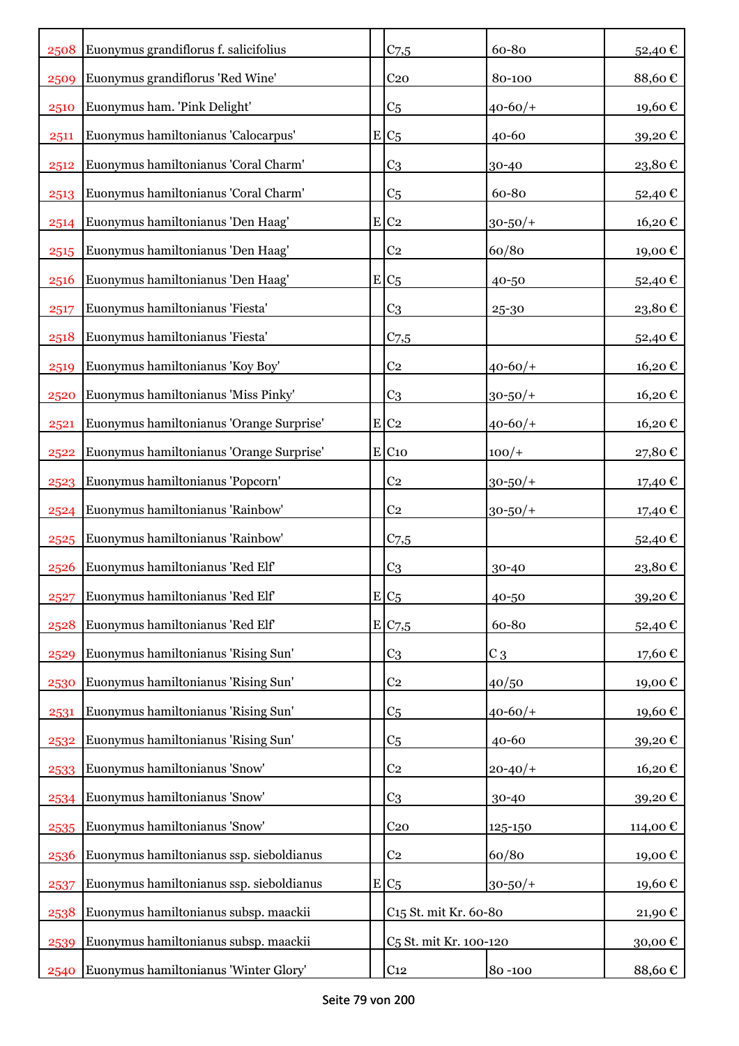| | | | | | |
|---|---|---|---|---|---|
| 2508 | Euonymus grandiflorus f. salicifolius | | C7,5 | 60-80 | 52,40 € |
| 2509 | Euonymus grandiflorus 'Red Wine' | | C20 | 80-100 | 88,60 € |
| 2510 | Euonymus ham. 'Pink Delight' | | C5 | 40-60/+ | 19,60 € |
| 2511 | Euonymus hamiltonianus 'Calocarpus' | E | C5 | 40-60 | 39,20 € |
| 2512 | Euonymus hamiltonianus 'Coral Charm' | | C3 | 30-40 | 23,80 € |
| 2513 | Euonymus hamiltonianus 'Coral Charm' | | C5 | 60-80 | 52,40 € |
| 2514 | Euonymus hamiltonianus 'Den Haag' | E | C2 | 30-50/+ | 16,20 € |
| 2515 | Euonymus hamiltonianus 'Den Haag' | | C2 | 60/80 | 19,00 € |
| 2516 | Euonymus hamiltonianus 'Den Haag' | E | C5 | 40-50 | 52,40 € |
| 2517 | Euonymus hamiltonianus 'Fiesta' | | C3 | 25-30 | 23,80 € |
| 2518 | Euonymus hamiltonianus 'Fiesta' | | C7,5 | | 52,40 € |
| 2519 | Euonymus hamiltonianus 'Koy Boy' | | C2 | 40-60/+ | 16,20 € |
| 2520 | Euonymus hamiltonianus 'Miss Pinky' | | C3 | 30-50/+ | 16,20 € |
| 2521 | Euonymus hamiltonianus 'Orange Surprise' | E | C2 | 40-60/+ | 16,20 € |
| 2522 | Euonymus hamiltonianus 'Orange Surprise' | E | C10 | 100/+ | 27,80 € |
| 2523 | Euonymus hamiltonianus 'Popcorn' | | C2 | 30-50/+ | 17,40 € |
| 2524 | Euonymus hamiltonianus 'Rainbow' | | C2 | 30-50/+ | 17,40 € |
| 2525 | Euonymus hamiltonianus 'Rainbow' | | C7,5 | | 52,40 € |
| 2526 | Euonymus hamiltonianus 'Red Elf' | | C3 | 30-40 | 23,80 € |
| 2527 | Euonymus hamiltonianus 'Red Elf' | E | C5 | 40-50 | 39,20 € |
| 2528 | Euonymus hamiltonianus 'Red Elf' | E | C7,5 | 60-80 | 52,40 € |
| 2529 | Euonymus hamiltonianus 'Rising Sun' | | C3 | C 3 | 17,60 € |
| 2530 | Euonymus hamiltonianus 'Rising Sun' | | C2 | 40/50 | 19,00 € |
| 2531 | Euonymus hamiltonianus 'Rising Sun' | | C5 | 40-60/+ | 19,60 € |
| 2532 | Euonymus hamiltonianus 'Rising Sun' | | C5 | 40-60 | 39,20 € |
| 2533 | Euonymus hamiltonianus 'Snow' | | C2 | 20-40/+ | 16,20 € |
| 2534 | Euonymus hamiltonianus 'Snow' | | C3 | 30-40 | 39,20 € |
| 2535 | Euonymus hamiltonianus 'Snow' | | C20 | 125-150 | 114,00 € |
| 2536 | Euonymus hamiltonianus ssp. sieboldianus | | C2 | 60/80 | 19,00 € |
| 2537 | Euonymus hamiltonianus ssp. sieboldianus | E | C5 | 30-50/+ | 19,60 € |
| 2538 | Euonymus hamiltonianus subsp. maackii | | C15 St. mit Kr. 60-80 | | 21,90 € |
| 2539 | Euonymus hamiltonianus subsp. maackii | | C5 St. mit Kr. 100-120 | | 30,00 € |
| 2540 | Euonymus hamiltonianus 'Winter Glory' | | C12 | 80 -100 | 88,60 € |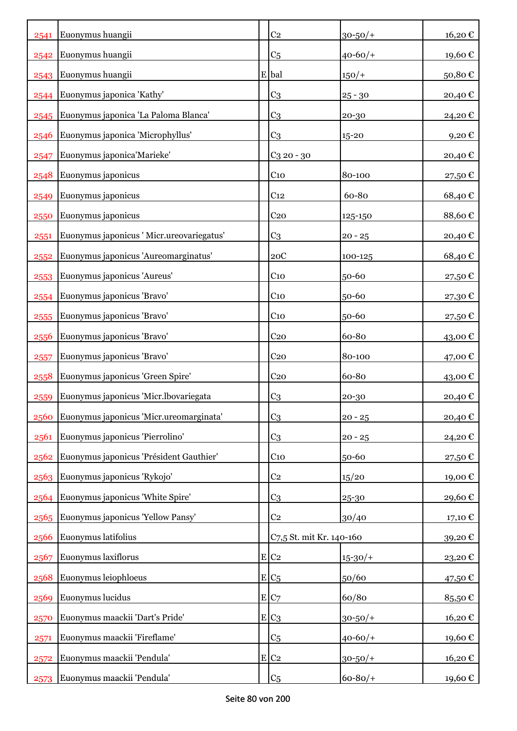| | | | | | |
|---|---|---|---|---|---|
| 2541 | Euonymus huangii | | C2 | 30-50/+ | 16,20 € |
| 2542 | Euonymus huangii | | C5 | 40-60/+ | 19,60 € |
| 2543 | Euonymus huangii | E | bal | 150/+ | 50,80 € |
| 2544 | Euonymus japonica 'Kathy' | | C3 | 25 - 30 | 20,40 € |
| 2545 | Euonymus japonica 'La Paloma Blanca' | | C3 | 20-30 | 24,20 € |
| 2546 | Euonymus japonica 'Microphyllus' | | C3 | 15-20 | 9,20 € |
| 2547 | Euonymus japonica'Marieke' | | C3 20 - 30 | | 20,40 € |
| 2548 | Euonymus japonicus | | C10 | 80-100 | 27,50 € |
| 2549 | Euonymus japonicus | | C12 | 60-80 | 68,40 € |
| 2550 | Euonymus japonicus | | C20 | 125-150 | 88,60 € |
| 2551 | Euonymus japonicus ' Micr.ureovariegatus' | | C3 | 20 - 25 | 20,40 € |
| 2552 | Euonymus japonicus 'Aureomarginatus' | | 20C | 100-125 | 68,40 € |
| 2553 | Euonymus japonicus 'Aureus' | | C10 | 50-60 | 27,50 € |
| 2554 | Euonymus japonicus 'Bravo' | | C10 | 50-60 | 27,30 € |
| 2555 | Euonymus japonicus 'Bravo' | | C10 | 50-60 | 27,50 € |
| 2556 | Euonymus japonicus 'Bravo' | | C20 | 60-80 | 43,00 € |
| 2557 | Euonymus japonicus 'Bravo' | | C20 | 80-100 | 47,00 € |
| 2558 | Euonymus japonicus 'Green Spire' | | C20 | 60-80 | 43,00 € |
| 2559 | Euonymus japonicus 'Micr.lbovariegata | | C3 | 20-30 | 20,40 € |
| 2560 | Euonymus japonicus 'Micr.ureomarginata' | | C3 | 20 - 25 | 20,40 € |
| 2561 | Euonymus japonicus 'Pierrolino' | | C3 | 20 - 25 | 24,20 € |
| 2562 | Euonymus japonicus 'Président Gauthier' | | C10 | 50-60 | 27,50 € |
| 2563 | Euonymus japonicus 'Rykojo' | | C2 | 15/20 | 19,00 € |
| 2564 | Euonymus japonicus 'White Spire' | | C3 | 25-30 | 29,60 € |
| 2565 | Euonymus japonicus 'Yellow Pansy' | | C2 | 30/40 | 17,10 € |
| 2566 | Euonymus latifolius | | C7,5 St. mit Kr. 140-160 | | 39,20 € |
| 2567 | Euonymus laxiflorus | E | C2 | 15-30/+ | 23,20 € |
| 2568 | Euonymus leiophloeus | E | C5 | 50/60 | 47,50 € |
| 2569 | Euonymus lucidus | E | C7 | 60/80 | 85,50 € |
| 2570 | Euonymus maackii 'Dart's Pride' | E | C3 | 30-50/+ | 16,20 € |
| 2571 | Euonymus maackii 'Fireflame' | | C5 | 40-60/+ | 19,60 € |
| 2572 | Euonymus maackii 'Pendula' | E | C2 | 30-50/+ | 16,20 € |
| 2573 | Euonymus maackii 'Pendula' | | C5 | 60-80/+ | 19,60 € |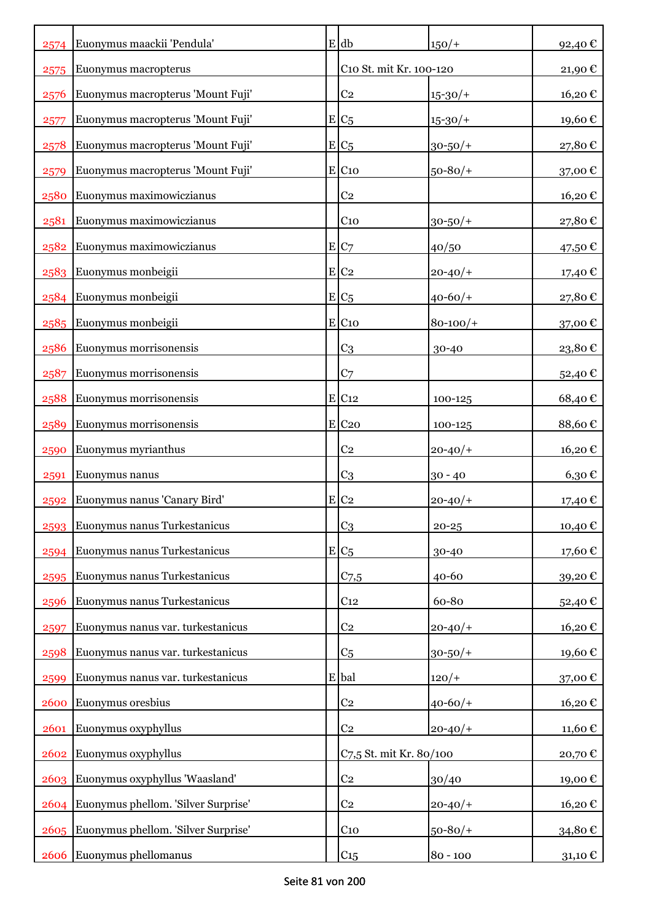| | | | | | |
|---|---|---|---|---|---|
| 2574 | Euonymus maackii 'Pendula' | E | db | 150/+ | 92,40 € |
| 2575 | Euonymus macropterus | | C10 St. mit Kr. 100-120 | | 21,90 € |
| 2576 | Euonymus macropterus 'Mount Fuji' | | C2 | 15-30/+ | 16,20 € |
| 2577 | Euonymus macropterus 'Mount Fuji' | E | C5 | 15-30/+ | 19,60 € |
| 2578 | Euonymus macropterus 'Mount Fuji' | E | C5 | 30-50/+ | 27,80 € |
| 2579 | Euonymus macropterus 'Mount Fuji' | E | C10 | 50-80/+ | 37,00 € |
| 2580 | Euonymus maximowiczianus | | C2 | | 16,20 € |
| 2581 | Euonymus maximowiczianus | | C10 | 30-50/+ | 27,80 € |
| 2582 | Euonymus maximowiczianus | E | C7 | 40/50 | 47,50 € |
| 2583 | Euonymus monbeigii | E | C2 | 20-40/+ | 17,40 € |
| 2584 | Euonymus monbeigii | E | C5 | 40-60/+ | 27,80 € |
| 2585 | Euonymus monbeigii | E | C10 | 80-100/+ | 37,00 € |
| 2586 | Euonymus morrisonensis | | C3 | 30-40 | 23,80 € |
| 2587 | Euonymus morrisonensis | | C7 | | 52,40 € |
| 2588 | Euonymus morrisonensis | E | C12 | 100-125 | 68,40 € |
| 2589 | Euonymus morrisonensis | E | C20 | 100-125 | 88,60 € |
| 2590 | Euonymus myrianthus | | C2 | 20-40/+ | 16,20 € |
| 2591 | Euonymus nanus | | C3 | 30 - 40 | 6,30 € |
| 2592 | Euonymus nanus 'Canary Bird' | E | C2 | 20-40/+ | 17,40 € |
| 2593 | Euonymus nanus Turkestanicus | | C3 | 20-25 | 10,40 € |
| 2594 | Euonymus nanus Turkestanicus | E | C5 | 30-40 | 17,60 € |
| 2595 | Euonymus nanus Turkestanicus | | C7,5 | 40-60 | 39,20 € |
| 2596 | Euonymus nanus Turkestanicus | | C12 | 60-80 | 52,40 € |
| 2597 | Euonymus nanus var. turkestanicus | | C2 | 20-40/+ | 16,20 € |
| 2598 | Euonymus nanus var. turkestanicus | | C5 | 30-50/+ | 19,60 € |
| 2599 | Euonymus nanus var. turkestanicus | E | bal | 120/+ | 37,00 € |
| 2600 | Euonymus oresbius | | C2 | 40-60/+ | 16,20 € |
| 2601 | Euonymus oxyphyllus | | C2 | 20-40/+ | 11,60 € |
| 2602 | Euonymus oxyphyllus | | C7,5 St. mit Kr. 80/100 | | 20,70 € |
| 2603 | Euonymus oxyphyllus 'Waasland' | | C2 | 30/40 | 19,00 € |
| 2604 | Euonymus phellom. 'Silver Surprise' | | C2 | 20-40/+ | 16,20 € |
| 2605 | Euonymus phellom. 'Silver Surprise' | | C10 | 50-80/+ | 34,80 € |
| 2606 | Euonymus phellomanus | | C15 | 80 - 100 | 31,10 € |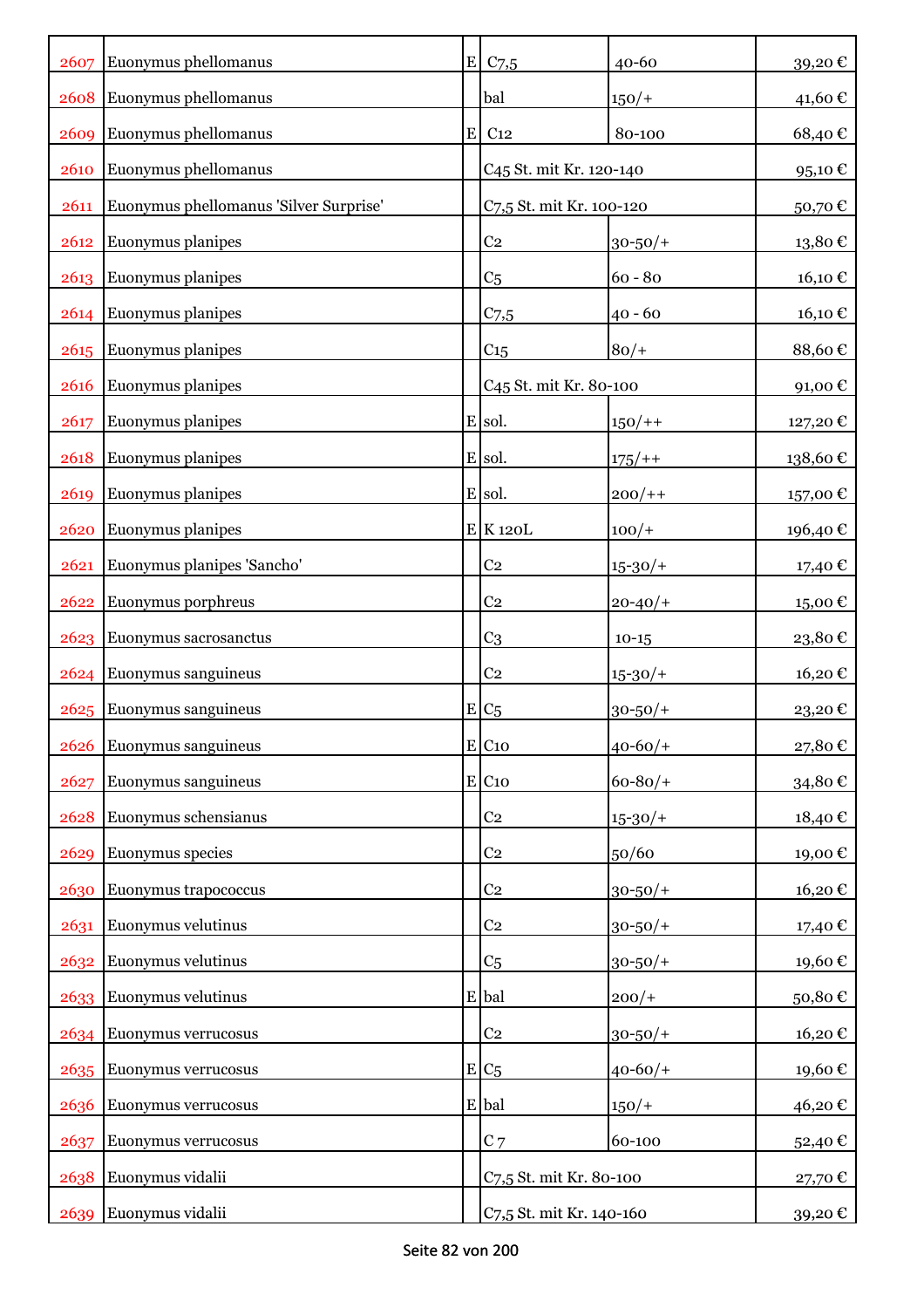| | | | | | |
|---|---|---|---|---|---|
| 2607 | Euonymus phellomanus | E | C7,5 | 40-60 | 39,20 € |
| 2608 | Euonymus phellomanus | | bal | 150/+ | 41,60 € |
| 2609 | Euonymus phellomanus | E | C12 | 80-100 | 68,40 € |
| 2610 | Euonymus phellomanus | | C45 St. mit Kr. 120-140 | | 95,10 € |
| 2611 | Euonymus phellomanus 'Silver Surprise' | | C7,5 St. mit Kr. 100-120 | | 50,70 € |
| 2612 | Euonymus planipes | | C2 | 30-50/+ | 13,80 € |
| 2613 | Euonymus planipes | | C5 | 60 - 80 | 16,10 € |
| 2614 | Euonymus planipes | | C7,5 | 40 - 60 | 16,10 € |
| 2615 | Euonymus planipes | | C15 | 80/+ | 88,60 € |
| 2616 | Euonymus planipes | | C45 St. mit Kr. 80-100 | | 91,00 € |
| 2617 | Euonymus planipes | E | sol. | 150/++ | 127,20 € |
| 2618 | Euonymus planipes | E | sol. | 175/++ | 138,60 € |
| 2619 | Euonymus planipes | E | sol. | 200/++ | 157,00 € |
| 2620 | Euonymus planipes | E | K 120L | 100/+ | 196,40 € |
| 2621 | Euonymus planipes 'Sancho' | | C2 | 15-30/+ | 17,40 € |
| 2622 | Euonymus porphreus | | C2 | 20-40/+ | 15,00 € |
| 2623 | Euonymus sacrosanctus | | C3 | 10-15 | 23,80 € |
| 2624 | Euonymus sanguineus | | C2 | 15-30/+ | 16,20 € |
| 2625 | Euonymus sanguineus | E | C5 | 30-50/+ | 23,20 € |
| 2626 | Euonymus sanguineus | E | C10 | 40-60/+ | 27,80 € |
| 2627 | Euonymus sanguineus | E | C10 | 60-80/+ | 34,80 € |
| 2628 | Euonymus schensianus | | C2 | 15-30/+ | 18,40 € |
| 2629 | Euonymus species | | C2 | 50/60 | 19,00 € |
| 2630 | Euonymus trapococcus | | C2 | 30-50/+ | 16,20 € |
| 2631 | Euonymus velutinus | | C2 | 30-50/+ | 17,40 € |
| 2632 | Euonymus velutinus | | C5 | 30-50/+ | 19,60 € |
| 2633 | Euonymus velutinus | E | bal | 200/+ | 50,80 € |
| 2634 | Euonymus verrucosus | | C2 | 30-50/+ | 16,20 € |
| 2635 | Euonymus verrucosus | E | C5 | 40-60/+ | 19,60 € |
| 2636 | Euonymus verrucosus | E | bal | 150/+ | 46,20 € |
| 2637 | Euonymus verrucosus | | C 7 | 60-100 | 52,40 € |
| 2638 | Euonymus vidalii | | C7,5 St. mit Kr. 80-100 | | 27,70 € |
| 2639 | Euonymus vidalii | | C7,5 St. mit Kr. 140-160 | | 39,20 € |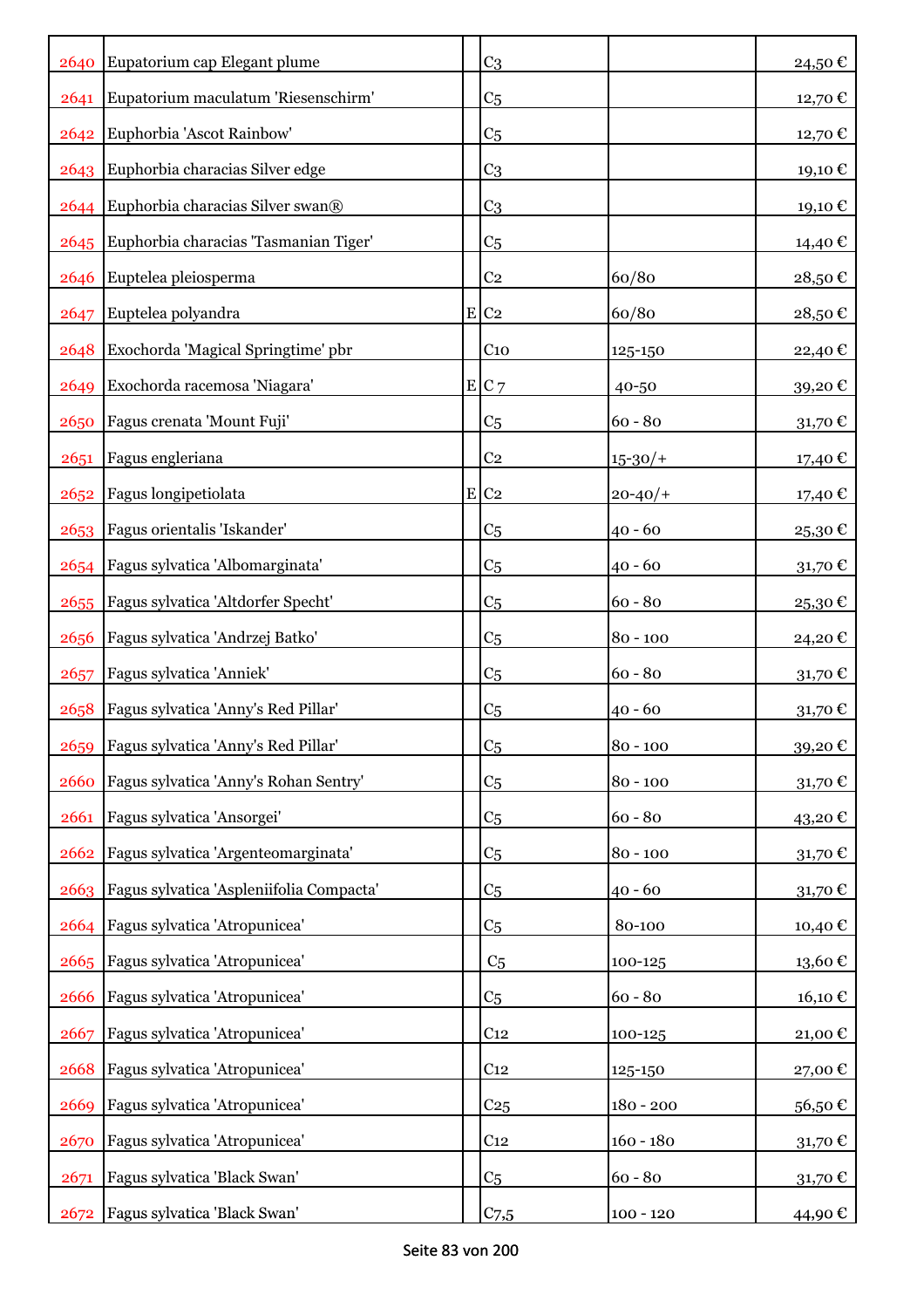| | | | | | |
|---|---|---|---|---|---|
| 2640 | Eupatorium cap Elegant plume | | C3 | | 24,50 € |
| 2641 | Eupatorium maculatum 'Riesenschirm' | | C5 | | 12,70 € |
| 2642 | Euphorbia 'Ascot Rainbow' | | C5 | | 12,70 € |
| 2643 | Euphorbia characias Silver edge | | C3 | | 19,10 € |
| 2644 | Euphorbia characias Silver swan® | | C3 | | 19,10 € |
| 2645 | Euphorbia characias 'Tasmanian Tiger' | | C5 | | 14,40 € |
| 2646 | Euptelea pleiosperma | | C2 | 60/80 | 28,50 € |
| 2647 | Euptelea polyandra | E | C2 | 60/80 | 28,50 € |
| 2648 | Exochorda 'Magical Springtime' pbr | | C10 | 125-150 | 22,40 € |
| 2649 | Exochorda racemosa 'Niagara' | E | C 7 | 40-50 | 39,20 € |
| 2650 | Fagus crenata 'Mount Fuji' | | C5 | 60 - 80 | 31,70 € |
| 2651 | Fagus engleriana | | C2 | 15-30/+ | 17,40 € |
| 2652 | Fagus longipetiolata | E | C2 | 20-40/+ | 17,40 € |
| 2653 | Fagus orientalis 'Iskander' | | C5 | 40 - 60 | 25,30 € |
| 2654 | Fagus sylvatica 'Albomarginata' | | C5 | 40 - 60 | 31,70 € |
| 2655 | Fagus sylvatica 'Altdorfer Specht' | | C5 | 60 - 80 | 25,30 € |
| 2656 | Fagus sylvatica 'Andrzej Batko' | | C5 | 80 - 100 | 24,20 € |
| 2657 | Fagus sylvatica 'Anniek' | | C5 | 60 - 80 | 31,70 € |
| 2658 | Fagus sylvatica 'Anny's Red Pillar' | | C5 | 40 - 60 | 31,70 € |
| 2659 | Fagus sylvatica 'Anny's Red Pillar' | | C5 | 80 - 100 | 39,20 € |
| 2660 | Fagus sylvatica 'Anny's Rohan Sentry' | | C5 | 80 - 100 | 31,70 € |
| 2661 | Fagus sylvatica 'Ansorgei' | | C5 | 60 - 80 | 43,20 € |
| 2662 | Fagus sylvatica 'Argenteomarginata' | | C5 | 80 - 100 | 31,70 € |
| 2663 | Fagus sylvatica 'Aspleniifolia Compacta' | | C5 | 40 - 60 | 31,70 € |
| 2664 | Fagus sylvatica 'Atropunicea' | | C5 | 80-100 | 10,40 € |
| 2665 | Fagus sylvatica 'Atropunicea' | | C5 | 100-125 | 13,60 € |
| 2666 | Fagus sylvatica 'Atropunicea' | | C5 | 60 - 80 | 16,10 € |
| 2667 | Fagus sylvatica 'Atropunicea' | | C12 | 100-125 | 21,00 € |
| 2668 | Fagus sylvatica 'Atropunicea' | | C12 | 125-150 | 27,00 € |
| 2669 | Fagus sylvatica 'Atropunicea' | | C25 | 180 - 200 | 56,50 € |
| 2670 | Fagus sylvatica 'Atropunicea' | | C12 | 160 - 180 | 31,70 € |
| 2671 | Fagus sylvatica 'Black Swan' | | C5 | 60 - 80 | 31,70 € |
| 2672 | Fagus sylvatica 'Black Swan' | | C7,5 | 100 - 120 | 44,90 € |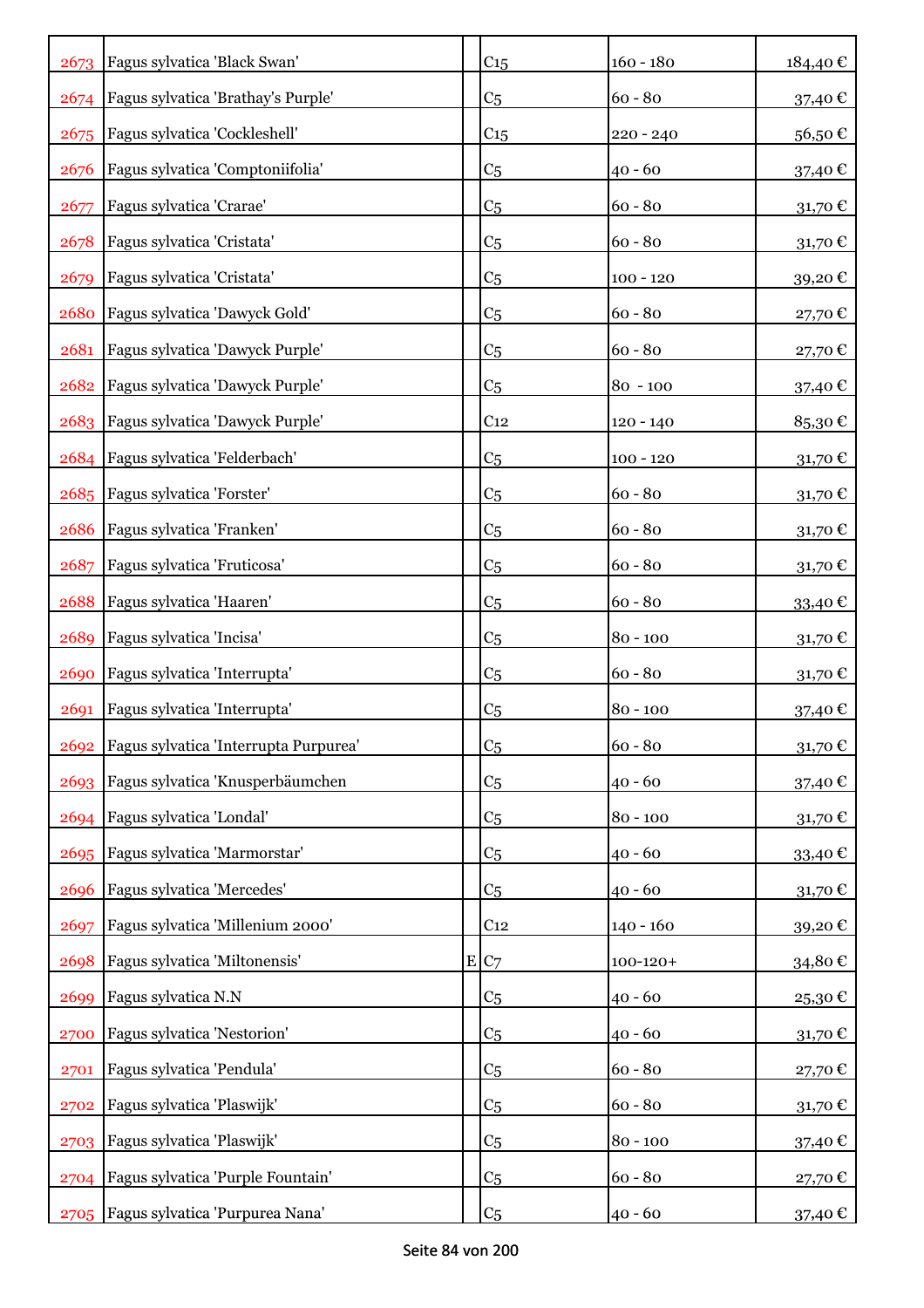| | | | | | |
|---|---|---|---|---|---|
| 2673 | Fagus sylvatica 'Black Swan' | | C15 | 160 - 180 | 184,40 € |
| 2674 | Fagus sylvatica 'Brathay's Purple' | | C5 | 60 - 80 | 37,40 € |
| 2675 | Fagus sylvatica 'Cockleshell' | | C15 | 220 - 240 | 56,50 € |
| 2676 | Fagus sylvatica 'Comptoniifolia' | | C5 | 40 - 60 | 37,40 € |
| 2677 | Fagus sylvatica 'Crarae' | | C5 | 60 - 80 | 31,70 € |
| 2678 | Fagus sylvatica 'Cristata' | | C5 | 60 - 80 | 31,70 € |
| 2679 | Fagus sylvatica 'Cristata' | | C5 | 100 - 120 | 39,20 € |
| 2680 | Fagus sylvatica 'Dawyck Gold' | | C5 | 60 - 80 | 27,70 € |
| 2681 | Fagus sylvatica 'Dawyck Purple' | | C5 | 60 - 80 | 27,70 € |
| 2682 | Fagus sylvatica 'Dawyck Purple' | | C5 | 80 - 100 | 37,40 € |
| 2683 | Fagus sylvatica 'Dawyck Purple' | | C12 | 120 - 140 | 85,30 € |
| 2684 | Fagus sylvatica 'Felderbach' | | C5 | 100 - 120 | 31,70 € |
| 2685 | Fagus sylvatica 'Forster' | | C5 | 60 - 80 | 31,70 € |
| 2686 | Fagus sylvatica 'Franken' | | C5 | 60 - 80 | 31,70 € |
| 2687 | Fagus sylvatica 'Fruticosa' | | C5 | 60 - 80 | 31,70 € |
| 2688 | Fagus sylvatica 'Haaren' | | C5 | 60 - 80 | 33,40 € |
| 2689 | Fagus sylvatica 'Incisa' | | C5 | 80 - 100 | 31,70 € |
| 2690 | Fagus sylvatica 'Interrupta' | | C5 | 60 - 80 | 31,70 € |
| 2691 | Fagus sylvatica 'Interrupta' | | C5 | 80 - 100 | 37,40 € |
| 2692 | Fagus sylvatica 'Interrupta Purpurea' | | C5 | 60 - 80 | 31,70 € |
| 2693 | Fagus sylvatica 'Knusperbäumchen | | C5 | 40 - 60 | 37,40 € |
| 2694 | Fagus sylvatica 'Londal' | | C5 | 80 - 100 | 31,70 € |
| 2695 | Fagus sylvatica 'Marmorstar' | | C5 | 40 - 60 | 33,40 € |
| 2696 | Fagus sylvatica 'Mercedes' | | C5 | 40 - 60 | 31,70 € |
| 2697 | Fagus sylvatica 'Millenium 2000' | | C12 | 140 - 160 | 39,20 € |
| 2698 | Fagus sylvatica 'Miltonensis' | E | C7 | 100-120+ | 34,80 € |
| 2699 | Fagus sylvatica N.N | | C5 | 40 - 60 | 25,30 € |
| 2700 | Fagus sylvatica 'Nestorion' | | C5 | 40 - 60 | 31,70 € |
| 2701 | Fagus sylvatica 'Pendula' | | C5 | 60 - 80 | 27,70 € |
| 2702 | Fagus sylvatica 'Plaswijk' | | C5 | 60 - 80 | 31,70 € |
| 2703 | Fagus sylvatica 'Plaswijk' | | C5 | 80 - 100 | 37,40 € |
| 2704 | Fagus sylvatica 'Purple Fountain' | | C5 | 60 - 80 | 27,70 € |
| 2705 | Fagus sylvatica 'Purpurea Nana' | | C5 | 40 - 60 | 37,40 € |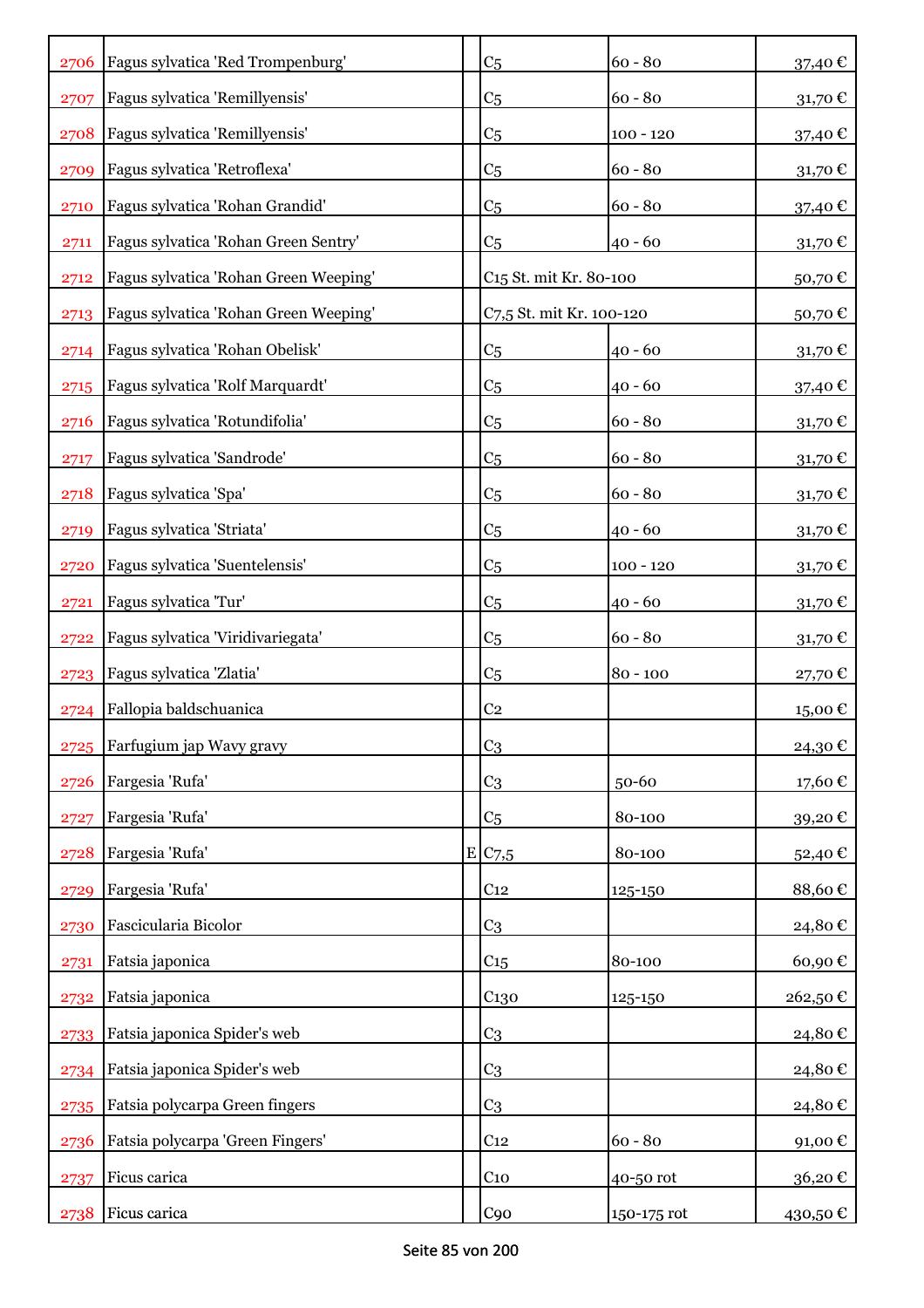| | | | | | |
|---|---|---|---|---|---|
| 2706 | Fagus sylvatica 'Red Trompenburg' | | C5 | 60 - 80 | 37,40 € |
| 2707 | Fagus sylvatica 'Remillyensis' | | C5 | 60 - 80 | 31,70 € |
| 2708 | Fagus sylvatica 'Remillyensis' | | C5 | 100 - 120 | 37,40 € |
| 2709 | Fagus sylvatica 'Retroflexa' | | C5 | 60 - 80 | 31,70 € |
| 2710 | Fagus sylvatica 'Rohan Grandid' | | C5 | 60 - 80 | 37,40 € |
| 2711 | Fagus sylvatica 'Rohan Green Sentry' | | C5 | 40 - 60 | 31,70 € |
| 2712 | Fagus sylvatica 'Rohan Green Weeping' | | C15 St. mit Kr. 80-100 | | 50,70 € |
| 2713 | Fagus sylvatica 'Rohan Green Weeping' | | C7,5 St. mit Kr. 100-120 | | 50,70 € |
| 2714 | Fagus sylvatica 'Rohan Obelisk' | | C5 | 40 - 60 | 31,70 € |
| 2715 | Fagus sylvatica 'Rolf Marquardt' | | C5 | 40 - 60 | 37,40 € |
| 2716 | Fagus sylvatica 'Rotundifolia' | | C5 | 60 - 80 | 31,70 € |
| 2717 | Fagus sylvatica 'Sandrode' | | C5 | 60 - 80 | 31,70 € |
| 2718 | Fagus sylvatica 'Spa' | | C5 | 60 - 80 | 31,70 € |
| 2719 | Fagus sylvatica 'Striata' | | C5 | 40 - 60 | 31,70 € |
| 2720 | Fagus sylvatica 'Suentelensis' | | C5 | 100 - 120 | 31,70 € |
| 2721 | Fagus sylvatica 'Tur' | | C5 | 40 - 60 | 31,70 € |
| 2722 | Fagus sylvatica 'Viridivariegata' | | C5 | 60 - 80 | 31,70 € |
| 2723 | Fagus sylvatica 'Zlatia' | | C5 | 80 - 100 | 27,70 € |
| 2724 | Fallopia baldschuanica | | C2 | | 15,00 € |
| 2725 | Farfugium jap Wavy gravy | | C3 | | 24,30 € |
| 2726 | Fargesia 'Rufa' | | C3 | 50-60 | 17,60 € |
| 2727 | Fargesia 'Rufa' | | C5 | 80-100 | 39,20 € |
| 2728 | Fargesia 'Rufa' | E | C7,5 | 80-100 | 52,40 € |
| 2729 | Fargesia 'Rufa' | | C12 | 125-150 | 88,60 € |
| 2730 | Fascicularia Bicolor | | C3 | | 24,80 € |
| 2731 | Fatsia japonica | | C15 | 80-100 | 60,90 € |
| 2732 | Fatsia japonica | | C130 | 125-150 | 262,50 € |
| 2733 | Fatsia japonica Spider's web | | C3 | | 24,80 € |
| 2734 | Fatsia japonica Spider's web | | C3 | | 24,80 € |
| 2735 | Fatsia polycarpa Green fingers | | C3 | | 24,80 € |
| 2736 | Fatsia polycarpa 'Green Fingers' | | C12 | 60 - 80 | 91,00 € |
| 2737 | Ficus carica | | C10 | 40-50 rot | 36,20 € |
| 2738 | Ficus carica | | C90 | 150-175 rot | 430,50 € |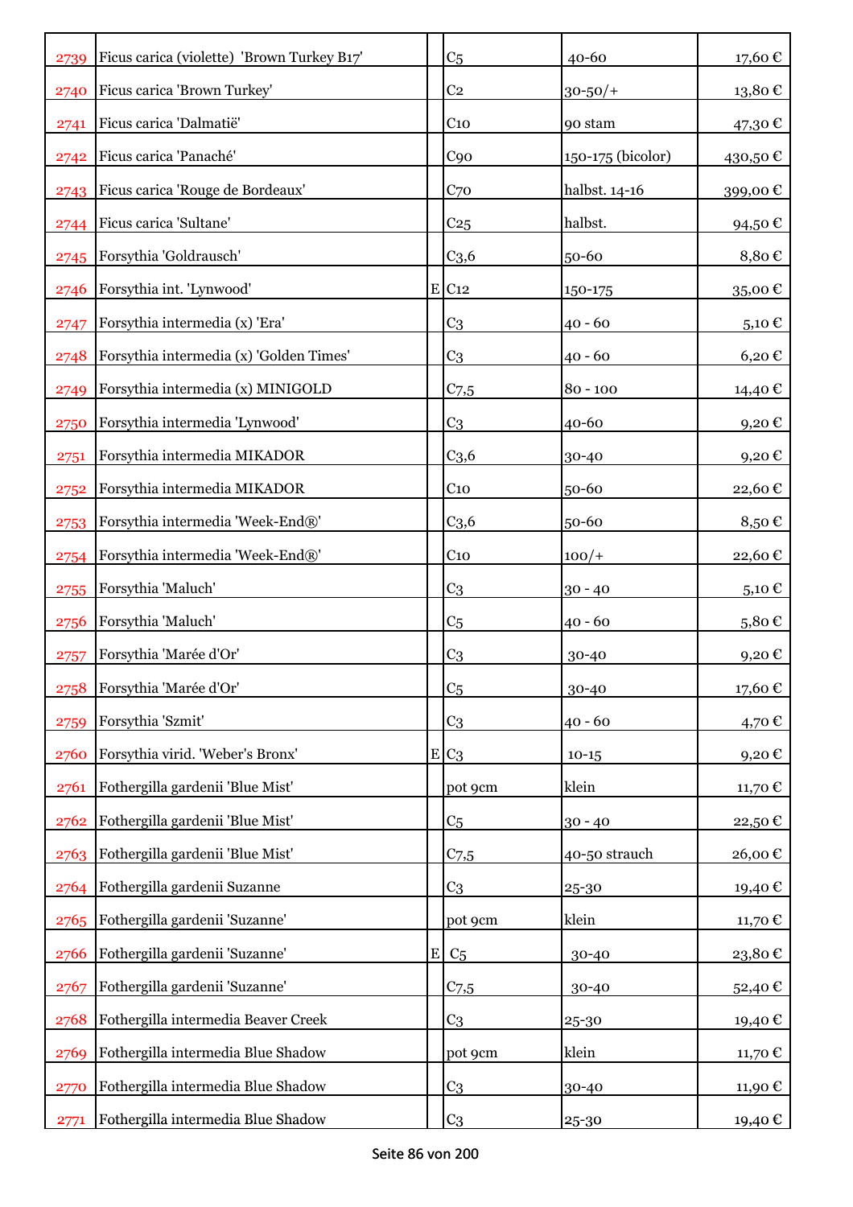| | | | | | |
|---|---|---|---|---|---|
| 2739 | Ficus carica (violette) 'Brown Turkey B17' | | C5 | 40-60 | 17,60 € |
| 2740 | Ficus carica 'Brown Turkey' | | C2 | 30-50/+ | 13,80 € |
| 2741 | Ficus carica 'Dalmatië' | | C10 | 90 stam | 47,30 € |
| 2742 | Ficus carica 'Panaché' | | C90 | 150-175 (bicolor) | 430,50 € |
| 2743 | Ficus carica 'Rouge de Bordeaux' | | C70 | halbst. 14-16 | 399,00 € |
| 2744 | Ficus carica 'Sultane' | | C25 | halbst. | 94,50 € |
| 2745 | Forsythia 'Goldrausch' | | C3,6 | 50-60 | 8,80 € |
| 2746 | Forsythia int. 'Lynwood' | E | C12 | 150-175 | 35,00 € |
| 2747 | Forsythia intermedia (x) 'Era' | | C3 | 40 - 60 | 5,10 € |
| 2748 | Forsythia intermedia (x) 'Golden Times' | | C3 | 40 - 60 | 6,20 € |
| 2749 | Forsythia intermedia (x) MINIGOLD | | C7,5 | 80 - 100 | 14,40 € |
| 2750 | Forsythia intermedia 'Lynwood' | | C3 | 40-60 | 9,20 € |
| 2751 | Forsythia intermedia MIKADOR | | C3,6 | 30-40 | 9,20 € |
| 2752 | Forsythia intermedia MIKADOR | | C10 | 50-60 | 22,60 € |
| 2753 | Forsythia intermedia 'Week-End®' | | C3,6 | 50-60 | 8,50 € |
| 2754 | Forsythia intermedia 'Week-End®' | | C10 | 100/+ | 22,60 € |
| 2755 | Forsythia 'Maluch' | | C3 | 30 - 40 | 5,10 € |
| 2756 | Forsythia 'Maluch' | | C5 | 40 - 60 | 5,80 € |
| 2757 | Forsythia 'Marée d'Or' | | C3 | 30-40 | 9,20 € |
| 2758 | Forsythia 'Marée d'Or' | | C5 | 30-40 | 17,60 € |
| 2759 | Forsythia 'Szmit' | | C3 | 40 - 60 | 4,70 € |
| 2760 | Forsythia virid. 'Weber's Bronx' | E | C3 | 10-15 | 9,20 € |
| 2761 | Fothergilla gardenii 'Blue Mist' | | pot 9cm | klein | 11,70 € |
| 2762 | Fothergilla gardenii 'Blue Mist' | | C5 | 30 - 40 | 22,50 € |
| 2763 | Fothergilla gardenii 'Blue Mist' | | C7,5 | 40-50 strauch | 26,00 € |
| 2764 | Fothergilla gardenii Suzanne | | C3 | 25-30 | 19,40 € |
| 2765 | Fothergilla gardenii 'Suzanne' | | pot 9cm | klein | 11,70 € |
| 2766 | Fothergilla gardenii 'Suzanne' | E | C5 | 30-40 | 23,80 € |
| 2767 | Fothergilla gardenii 'Suzanne' | | C7,5 | 30-40 | 52,40 € |
| 2768 | Fothergilla intermedia Beaver Creek | | C3 | 25-30 | 19,40 € |
| 2769 | Fothergilla intermedia Blue Shadow | | pot 9cm | klein | 11,70 € |
| 2770 | Fothergilla intermedia Blue Shadow | | C3 | 30-40 | 11,90 € |
| 2771 | Fothergilla intermedia Blue Shadow | | C3 | 25-30 | 19,40 € |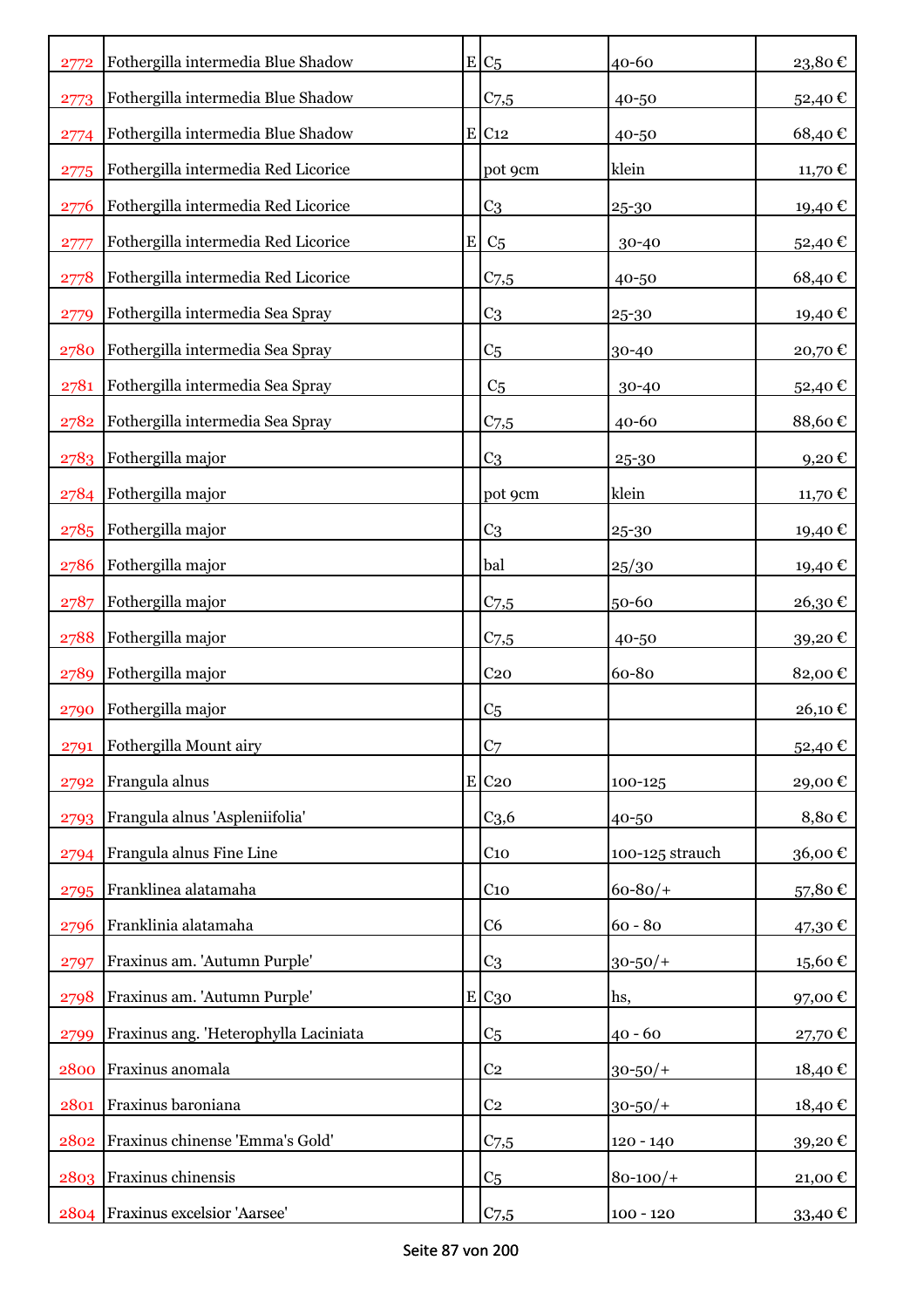| | | | | | |
|---|---|---|---|---|---|
| 2772 | Fothergilla intermedia Blue Shadow | E | C5 | 40-60 | 23,80 € |
| 2773 | Fothergilla intermedia Blue Shadow | | C7,5 | 40-50 | 52,40 € |
| 2774 | Fothergilla intermedia Blue Shadow | E | C12 | 40-50 | 68,40 € |
| 2775 | Fothergilla intermedia Red Licorice | | pot 9cm | klein | 11,70 € |
| 2776 | Fothergilla intermedia Red Licorice | | C3 | 25-30 | 19,40 € |
| 2777 | Fothergilla intermedia Red Licorice | E | C5 | 30-40 | 52,40 € |
| 2778 | Fothergilla intermedia Red Licorice | | C7,5 | 40-50 | 68,40 € |
| 2779 | Fothergilla intermedia Sea Spray | | C3 | 25-30 | 19,40 € |
| 2780 | Fothergilla intermedia Sea Spray | | C5 | 30-40 | 20,70 € |
| 2781 | Fothergilla intermedia Sea Spray | | C5 | 30-40 | 52,40 € |
| 2782 | Fothergilla intermedia Sea Spray | | C7,5 | 40-60 | 88,60 € |
| 2783 | Fothergilla major | | C3 | 25-30 | 9,20 € |
| 2784 | Fothergilla major | | pot 9cm | klein | 11,70 € |
| 2785 | Fothergilla major | | C3 | 25-30 | 19,40 € |
| 2786 | Fothergilla major | | bal | 25/30 | 19,40 € |
| 2787 | Fothergilla major | | C7,5 | 50-60 | 26,30 € |
| 2788 | Fothergilla major | | C7,5 | 40-50 | 39,20 € |
| 2789 | Fothergilla major | | C20 | 60-80 | 82,00 € |
| 2790 | Fothergilla major | | C5 | | 26,10 € |
| 2791 | Fothergilla Mount airy | | C7 | | 52,40 € |
| 2792 | Frangula alnus | E | C20 | 100-125 | 29,00 € |
| 2793 | Frangula alnus 'Aspleniifolia' | | C3,6 | 40-50 | 8,80 € |
| 2794 | Frangula alnus Fine Line | | C10 | 100-125 strauch | 36,00 € |
| 2795 | Franklinea alatamaha | | C10 | 60-80/+ | 57,80 € |
| 2796 | Franklinia alatamaha | | C6 | 60 - 80 | 47,30 € |
| 2797 | Fraxinus am. 'Autumn Purple' | | C3 | 30-50/+ | 15,60 € |
| 2798 | Fraxinus am. 'Autumn Purple' | E | C30 | hs, | 97,00 € |
| 2799 | Fraxinus ang. 'Heterophylla Laciniata | | C5 | 40 - 60 | 27,70 € |
| 2800 | Fraxinus anomala | | C2 | 30-50/+ | 18,40 € |
| 2801 | Fraxinus baroniana | | C2 | 30-50/+ | 18,40 € |
| 2802 | Fraxinus chinense 'Emma's Gold' | | C7,5 | 120 - 140 | 39,20 € |
| 2803 | Fraxinus chinensis | | C5 | 80-100/+ | 21,00 € |
| 2804 | Fraxinus excelsior 'Aarsee' | | C7,5 | 100 - 120 | 33,40 € |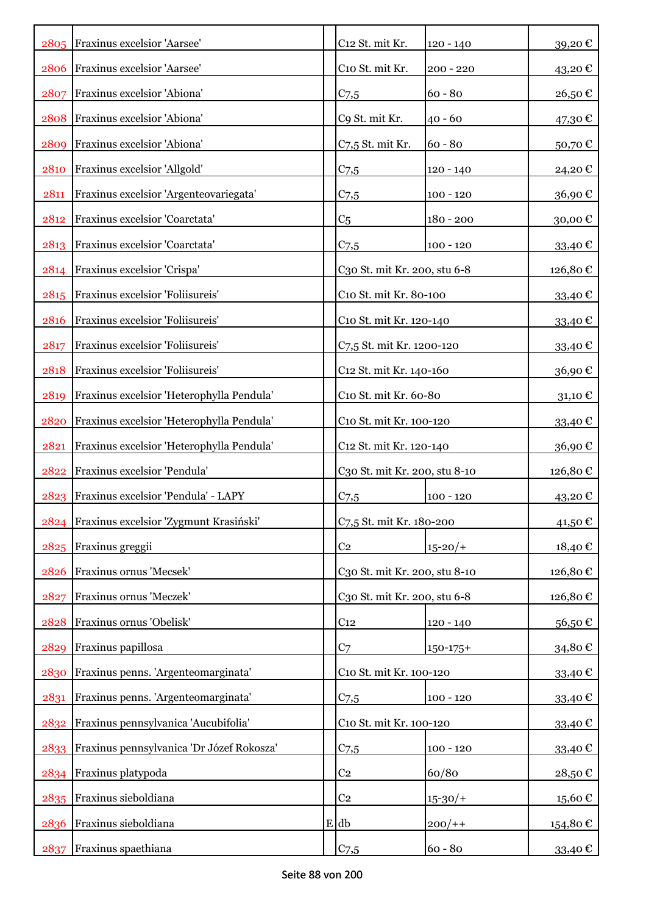| | | | | | |
|---|---|---|---|---|---|
| 2805 | Fraxinus excelsior 'Aarsee' | | C12 St. mit Kr. | 120 - 140 | 39,20 € |
| 2806 | Fraxinus excelsior 'Aarsee' | | C10 St. mit Kr. | 200 - 220 | 43,20 € |
| 2807 | Fraxinus excelsior 'Abiona' | | C7,5 | 60 - 80 | 26,50 € |
| 2808 | Fraxinus excelsior 'Abiona' | | C9 St. mit Kr. | 40 - 60 | 47,30 € |
| 2809 | Fraxinus excelsior 'Abiona' | | C7,5 St. mit Kr. | 60 - 80 | 50,70 € |
| 2810 | Fraxinus excelsior 'Allgold' | | C7,5 | 120 - 140 | 24,20 € |
| 2811 | Fraxinus excelsior 'Argenteovariegata' | | C7,5 | 100 - 120 | 36,90 € |
| 2812 | Fraxinus excelsior 'Coarctata' | | C5 | 180 - 200 | 30,00 € |
| 2813 | Fraxinus excelsior 'Coarctata' | | C7,5 | 100 - 120 | 33,40 € |
| 2814 | Fraxinus excelsior 'Crispa' | | C30 St. mit Kr. 200, stu 6-8 | | 126,80 € |
| 2815 | Fraxinus excelsior 'Foliisureis' | | C10 St. mit Kr. 80-100 | | 33,40 € |
| 2816 | Fraxinus excelsior 'Foliisureis' | | C10 St. mit Kr. 120-140 | | 33,40 € |
| 2817 | Fraxinus excelsior 'Foliisureis' | | C7,5 St. mit Kr. 1200-120 | | 33,40 € |
| 2818 | Fraxinus excelsior 'Foliisureis' | | C12 St. mit Kr. 140-160 | | 36,90 € |
| 2819 | Fraxinus excelsior 'Heterophylla Pendula' | | C10 St. mit Kr. 60-80 | | 31,10 € |
| 2820 | Fraxinus excelsior 'Heterophylla Pendula' | | C10 St. mit Kr. 100-120 | | 33,40 € |
| 2821 | Fraxinus excelsior 'Heterophylla Pendula' | | C12 St. mit Kr. 120-140 | | 36,90 € |
| 2822 | Fraxinus excelsior 'Pendula' | | C30 St. mit Kr. 200, stu 8-10 | | 126,80 € |
| 2823 | Fraxinus excelsior 'Pendula' - LAPY | | C7,5 | 100 - 120 | 43,20 € |
| 2824 | Fraxinus excelsior 'Zygmunt Krasiński' | | C7,5 St. mit Kr. 180-200 | | 41,50 € |
| 2825 | Fraxinus greggii | | C2 | 15-20/+ | 18,40 € |
| 2826 | Fraxinus ornus 'Mecsek' | | C30 St. mit Kr. 200, stu 8-10 | | 126,80 € |
| 2827 | Fraxinus ornus 'Meczek' | | C30 St. mit Kr. 200, stu 6-8 | | 126,80 € |
| 2828 | Fraxinus ornus 'Obelisk' | | C12 | 120 - 140 | 56,50 € |
| 2829 | Fraxinus papillosa | | C7 | 150-175+ | 34,80 € |
| 2830 | Fraxinus penns. 'Argenteomarginata' | | C10 St. mit Kr. 100-120 | | 33,40 € |
| 2831 | Fraxinus penns. 'Argenteomarginata' | | C7,5 | 100 - 120 | 33,40 € |
| 2832 | Fraxinus pennsylvanica 'Aucubifolia' | | C10 St. mit Kr. 100-120 | | 33,40 € |
| 2833 | Fraxinus pennsylvanica 'Dr Józef Rokosza' | | C7,5 | 100 - 120 | 33,40 € |
| 2834 | Fraxinus platypoda | | C2 | 60/80 | 28,50 € |
| 2835 | Fraxinus sieboldiana | | C2 | 15-30/+ | 15,60 € |
| 2836 | Fraxinus sieboldiana | E | db | 200/++ | 154,80 € |
| 2837 | Fraxinus spaethiana | | C7,5 | 60 - 80 | 33,40 € |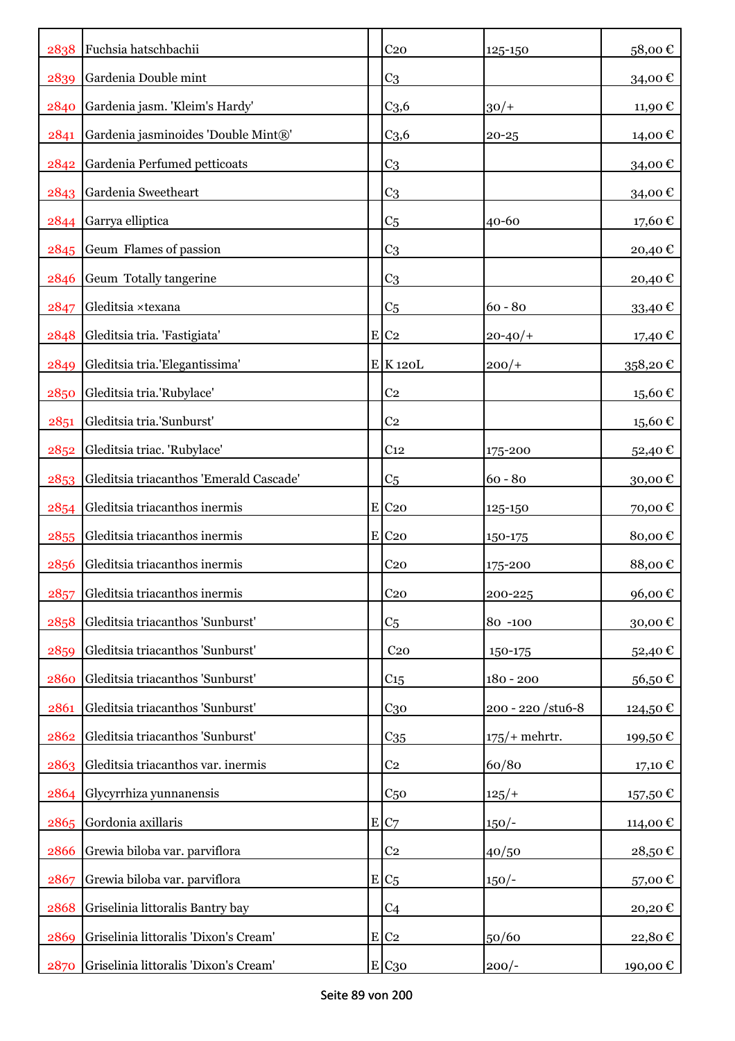| | | | | | |
|---|---|---|---|---|---|
| 2838 | Fuchsia hatschbachii | | C20 | 125-150 | 58,00 € |
| 2839 | Gardenia Double mint | | C3 | | 34,00 € |
| 2840 | Gardenia jasm. 'Kleim's Hardy' | | C3,6 | 30/+ | 11,90 € |
| 2841 | Gardenia jasminoides 'Double Mint®' | | C3,6 | 20-25 | 14,00 € |
| 2842 | Gardenia Perfumed petticoats | | C3 | | 34,00 € |
| 2843 | Gardenia Sweetheart | | C3 | | 34,00 € |
| 2844 | Garrya elliptica | | C5 | 40-60 | 17,60 € |
| 2845 | Geum Flames of passion | | C3 | | 20,40 € |
| 2846 | Geum Totally tangerine | | C3 | | 20,40 € |
| 2847 | Gleditsia ×texana | | C5 | 60 - 80 | 33,40 € |
| 2848 | Gleditsia tria. 'Fastigiata' | E | C2 | 20-40/+ | 17,40 € |
| 2849 | Gleditsia tria.'Elegantissima' | E | K 120L | 200/+ | 358,20 € |
| 2850 | Gleditsia tria.'Rubylace' | | C2 | | 15,60 € |
| 2851 | Gleditsia tria.'Sunburst' | | C2 | | 15,60 € |
| 2852 | Gleditsia triac. 'Rubylace' | | C12 | 175-200 | 52,40 € |
| 2853 | Gleditsia triacanthos 'Emerald Cascade' | | C5 | 60 - 80 | 30,00 € |
| 2854 | Gleditsia triacanthos inermis | E | C20 | 125-150 | 70,00 € |
| 2855 | Gleditsia triacanthos inermis | E | C20 | 150-175 | 80,00 € |
| 2856 | Gleditsia triacanthos inermis | | C20 | 175-200 | 88,00 € |
| 2857 | Gleditsia triacanthos inermis | | C20 | 200-225 | 96,00 € |
| 2858 | Gleditsia triacanthos 'Sunburst' | | C5 | 80 -100 | 30,00 € |
| 2859 | Gleditsia triacanthos 'Sunburst' | | C20 | 150-175 | 52,40 € |
| 2860 | Gleditsia triacanthos 'Sunburst' | | C15 | 180 - 200 | 56,50 € |
| 2861 | Gleditsia triacanthos 'Sunburst' | | C30 | 200 - 220 /stu6-8 | 124,50 € |
| 2862 | Gleditsia triacanthos 'Sunburst' | | C35 | 175/+ mehrtr. | 199,50 € |
| 2863 | Gleditsia triacanthos var. inermis | | C2 | 60/80 | 17,10 € |
| 2864 | Glycyrrhiza yunnanensis | | C50 | 125/+ | 157,50 € |
| 2865 | Gordonia axillaris | E | C7 | 150/- | 114,00 € |
| 2866 | Grewia biloba var. parviflora | | C2 | 40/50 | 28,50 € |
| 2867 | Grewia biloba var. parviflora | E | C5 | 150/- | 57,00 € |
| 2868 | Griselinia littoralis Bantry bay | | C4 | | 20,20 € |
| 2869 | Griselinia littoralis 'Dixon's Cream' | E | C2 | 50/60 | 22,80 € |
| 2870 | Griselinia littoralis 'Dixon's Cream' | E | C30 | 200/- | 190,00 € |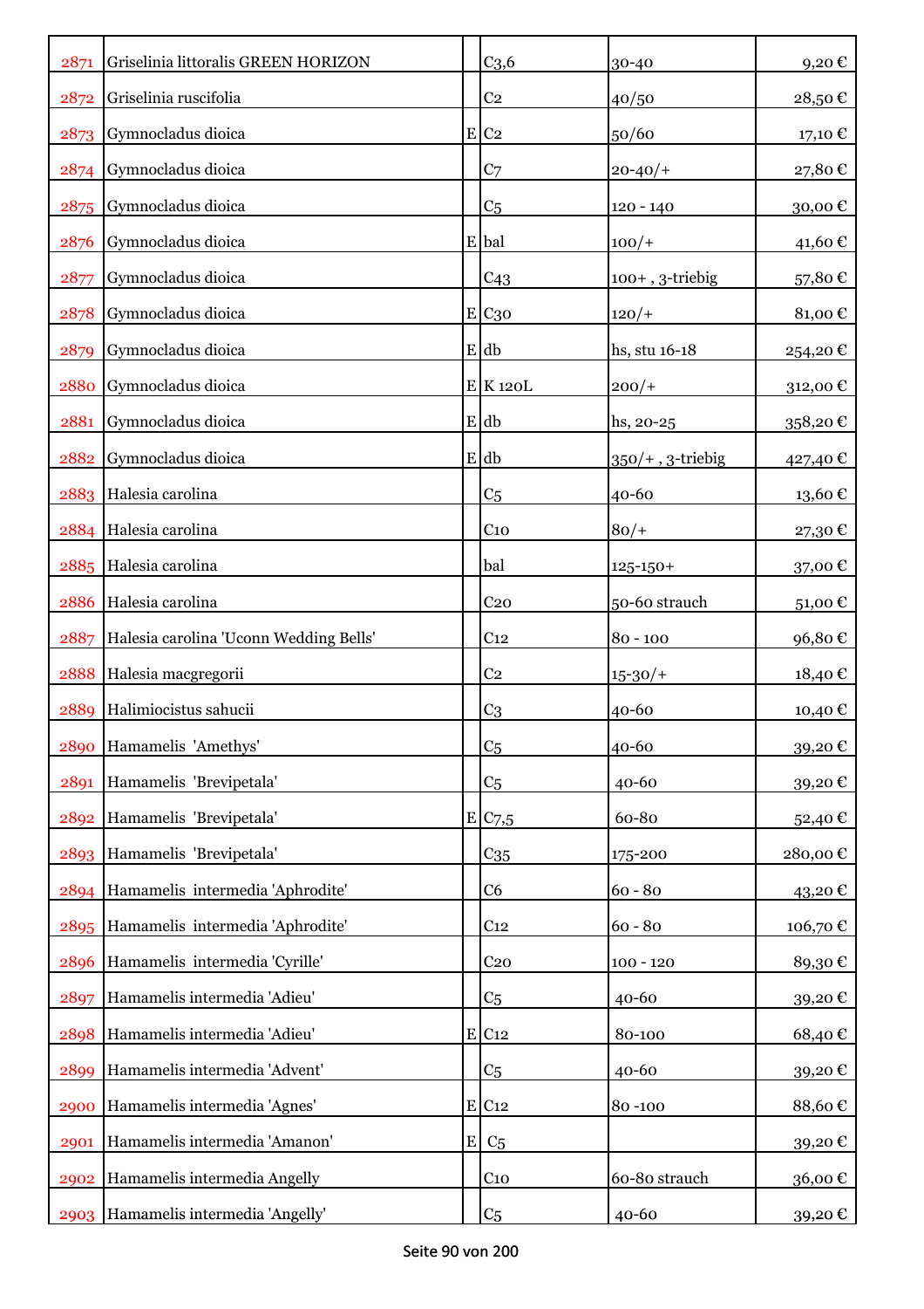| | | | | | |
|---|---|---|---|---|---|
| 2871 | Griselinia littoralis GREEN HORIZON | | C3,6 | 30-40 | 9,20 € |
| 2872 | Griselinia ruscifolia | | C2 | 40/50 | 28,50 € |
| 2873 | Gymnocladus dioica | E | C2 | 50/60 | 17,10 € |
| 2874 | Gymnocladus dioica | | C7 | 20-40/+ | 27,80 € |
| 2875 | Gymnocladus dioica | | C5 | 120 - 140 | 30,00 € |
| 2876 | Gymnocladus dioica | E | bal | 100/+ | 41,60 € |
| 2877 | Gymnocladus dioica | | C43 | 100+ , 3-triebig | 57,80 € |
| 2878 | Gymnocladus dioica | E | C30 | 120/+ | 81,00 € |
| 2879 | Gymnocladus dioica | E | db | hs, stu 16-18 | 254,20 € |
| 2880 | Gymnocladus dioica | E | K 120L | 200/+ | 312,00 € |
| 2881 | Gymnocladus dioica | E | db | hs, 20-25 | 358,20 € |
| 2882 | Gymnocladus dioica | E | db | 350/+ , 3-triebig | 427,40 € |
| 2883 | Halesia carolina | | C5 | 40-60 | 13,60 € |
| 2884 | Halesia carolina | | C10 | 80/+ | 27,30 € |
| 2885 | Halesia carolina | | bal | 125-150+ | 37,00 € |
| 2886 | Halesia carolina | | C20 | 50-60 strauch | 51,00 € |
| 2887 | Halesia carolina 'Uconn Wedding Bells' | | C12 | 80 - 100 | 96,80 € |
| 2888 | Halesia macgregorii | | C2 | 15-30/+ | 18,40 € |
| 2889 | Halimiocistus sahucii | | C3 | 40-60 | 10,40 € |
| 2890 | Hamamelis 'Amethys' | | C5 | 40-60 | 39,20 € |
| 2891 | Hamamelis 'Brevipetala' | | C5 | 40-60 | 39,20 € |
| 2892 | Hamamelis 'Brevipetala' | E | C7,5 | 60-80 | 52,40 € |
| 2893 | Hamamelis 'Brevipetala' | | C35 | 175-200 | 280,00 € |
| 2894 | Hamamelis intermedia 'Aphrodite' | | C6 | 60 - 80 | 43,20 € |
| 2895 | Hamamelis intermedia 'Aphrodite' | | C12 | 60 - 80 | 106,70 € |
| 2896 | Hamamelis intermedia 'Cyrille' | | C20 | 100 - 120 | 89,30 € |
| 2897 | Hamamelis intermedia 'Adieu' | | C5 | 40-60 | 39,20 € |
| 2898 | Hamamelis intermedia 'Adieu' | E | C12 | 80-100 | 68,40 € |
| 2899 | Hamamelis intermedia 'Advent' | | C5 | 40-60 | 39,20 € |
| 2900 | Hamamelis intermedia 'Agnes' | E | C12 | 80 -100 | 88,60 € |
| 2901 | Hamamelis intermedia 'Amanon' | E | C5 | | 39,20 € |
| 2902 | Hamamelis intermedia Angelly | | C10 | 60-80 strauch | 36,00 € |
| 2903 | Hamamelis intermedia 'Angelly' | | C5 | 40-60 | 39,20 € |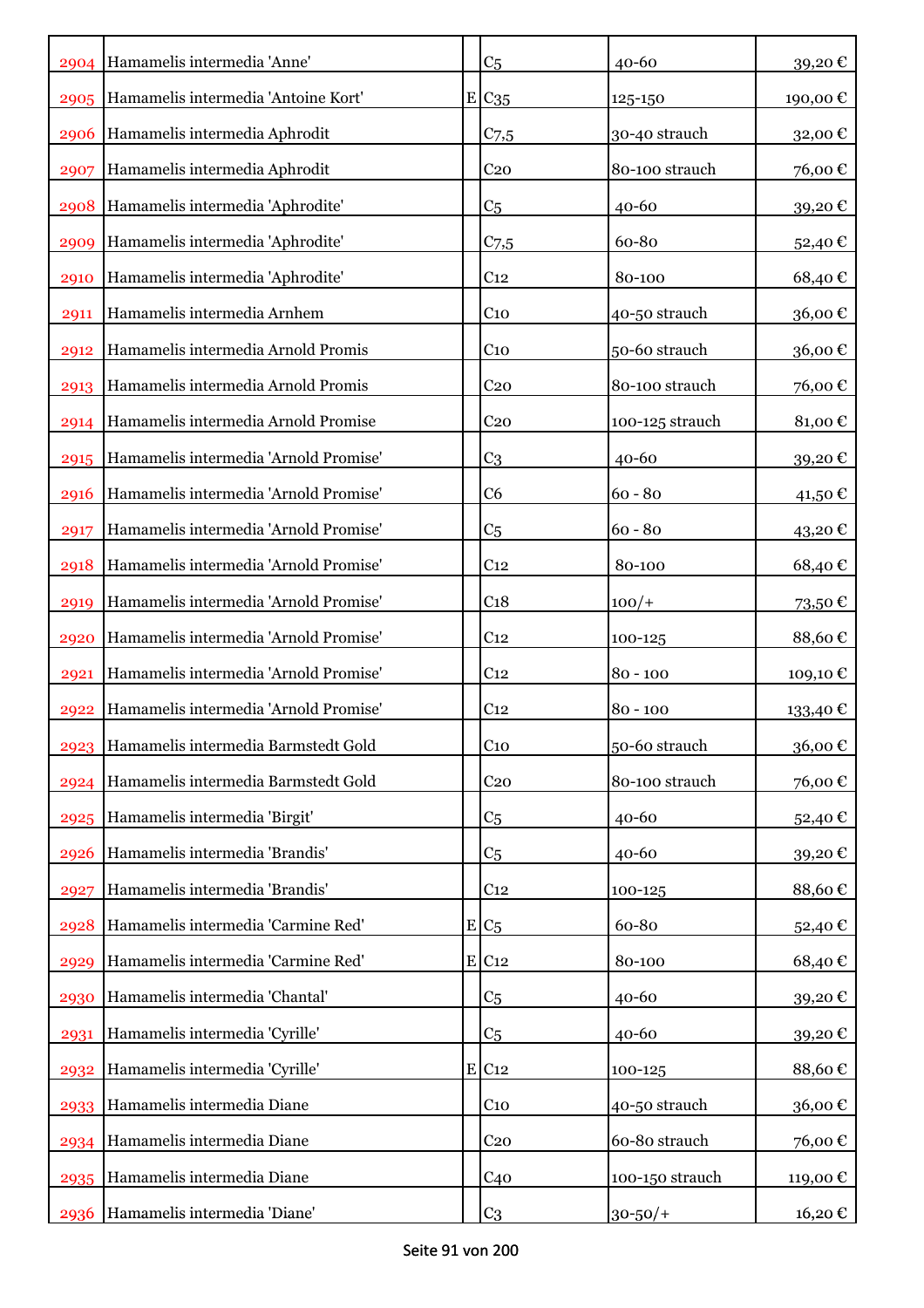| | | | | | |
|---|---|---|---|---|---|
| 2904 | Hamamelis intermedia 'Anne' | | C5 | 40-60 | 39,20 € |
| 2905 | Hamamelis intermedia 'Antoine Kort' | E | C35 | 125-150 | 190,00 € |
| 2906 | Hamamelis intermedia Aphrodit | | C7,5 | 30-40 strauch | 32,00 € |
| 2907 | Hamamelis intermedia Aphrodit | | C20 | 80-100 strauch | 76,00 € |
| 2908 | Hamamelis intermedia 'Aphrodite' | | C5 | 40-60 | 39,20 € |
| 2909 | Hamamelis intermedia 'Aphrodite' | | C7,5 | 60-80 | 52,40 € |
| 2910 | Hamamelis intermedia 'Aphrodite' | | C12 | 80-100 | 68,40 € |
| 2911 | Hamamelis intermedia Arnhem | | C10 | 40-50 strauch | 36,00 € |
| 2912 | Hamamelis intermedia Arnold Promis | | C10 | 50-60 strauch | 36,00 € |
| 2913 | Hamamelis intermedia Arnold Promis | | C20 | 80-100 strauch | 76,00 € |
| 2914 | Hamamelis intermedia Arnold Promise | | C20 | 100-125 strauch | 81,00 € |
| 2915 | Hamamelis intermedia 'Arnold Promise' | | C3 | 40-60 | 39,20 € |
| 2916 | Hamamelis intermedia 'Arnold Promise' | | C6 | 60 - 80 | 41,50 € |
| 2917 | Hamamelis intermedia 'Arnold Promise' | | C5 | 60 - 80 | 43,20 € |
| 2918 | Hamamelis intermedia 'Arnold Promise' | | C12 | 80-100 | 68,40 € |
| 2919 | Hamamelis intermedia 'Arnold Promise' | | C18 | 100/+ | 73,50 € |
| 2920 | Hamamelis intermedia 'Arnold Promise' | | C12 | 100-125 | 88,60 € |
| 2921 | Hamamelis intermedia 'Arnold Promise' | | C12 | 80 - 100 | 109,10 € |
| 2922 | Hamamelis intermedia 'Arnold Promise' | | C12 | 80 - 100 | 133,40 € |
| 2923 | Hamamelis intermedia Barmstedt Gold | | C10 | 50-60 strauch | 36,00 € |
| 2924 | Hamamelis intermedia Barmstedt Gold | | C20 | 80-100 strauch | 76,00 € |
| 2925 | Hamamelis intermedia 'Birgit' | | C5 | 40-60 | 52,40 € |
| 2926 | Hamamelis intermedia 'Brandis' | | C5 | 40-60 | 39,20 € |
| 2927 | Hamamelis intermedia 'Brandis' | | C12 | 100-125 | 88,60 € |
| 2928 | Hamamelis intermedia 'Carmine Red' | E | C5 | 60-80 | 52,40 € |
| 2929 | Hamamelis intermedia 'Carmine Red' | E | C12 | 80-100 | 68,40 € |
| 2930 | Hamamelis intermedia 'Chantal' | | C5 | 40-60 | 39,20 € |
| 2931 | Hamamelis intermedia 'Cyrille' | | C5 | 40-60 | 39,20 € |
| 2932 | Hamamelis intermedia 'Cyrille' | E | C12 | 100-125 | 88,60 € |
| 2933 | Hamamelis intermedia Diane | | C10 | 40-50 strauch | 36,00 € |
| 2934 | Hamamelis intermedia Diane | | C20 | 60-80 strauch | 76,00 € |
| 2935 | Hamamelis intermedia Diane | | C40 | 100-150 strauch | 119,00 € |
| 2936 | Hamamelis intermedia 'Diane' | | C3 | 30-50/+ | 16,20 € |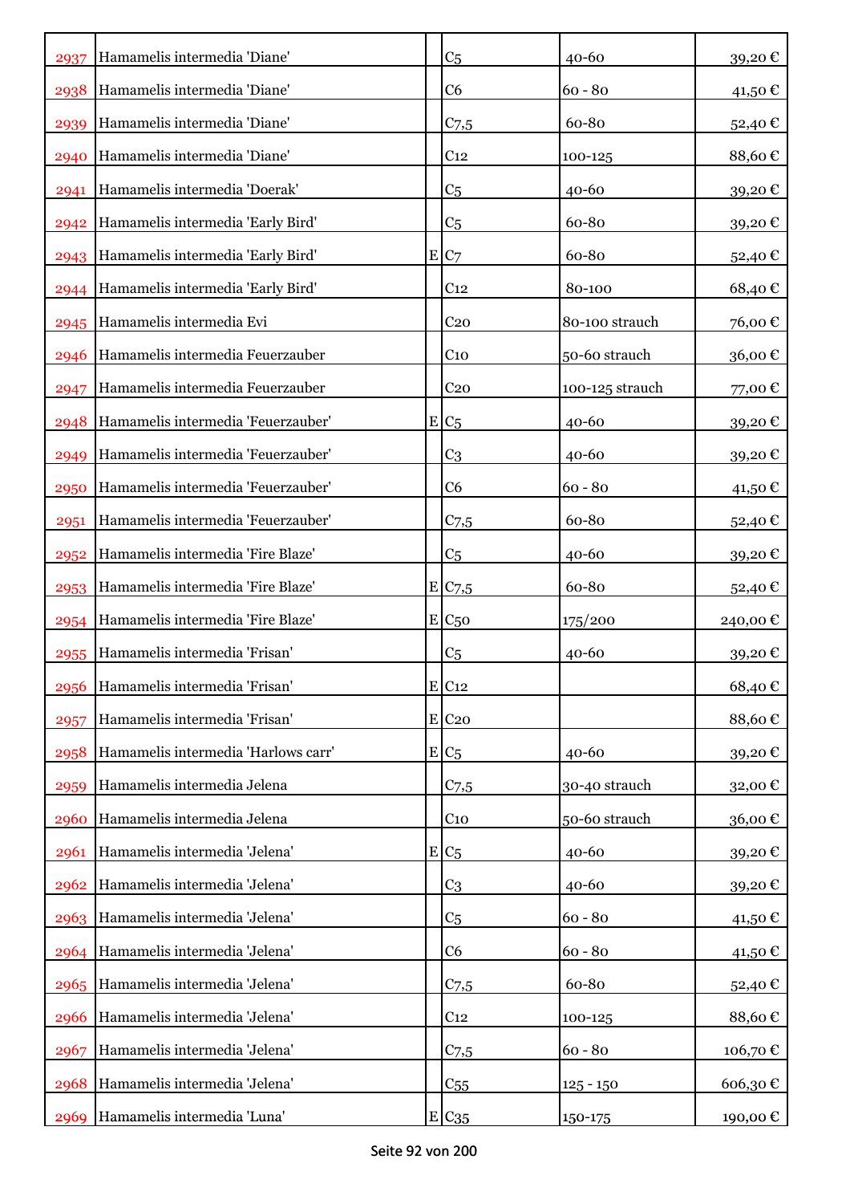| | | | | | |
|---|---|---|---|---|---|
| 2937 | Hamamelis intermedia 'Diane' | | C5 | 40-60 | 39,20 € |
| 2938 | Hamamelis intermedia 'Diane' | | C6 | 60 - 80 | 41,50 € |
| 2939 | Hamamelis intermedia 'Diane' | | C7,5 | 60-80 | 52,40 € |
| 2940 | Hamamelis intermedia 'Diane' | | C12 | 100-125 | 88,60 € |
| 2941 | Hamamelis intermedia 'Doerak' | | C5 | 40-60 | 39,20 € |
| 2942 | Hamamelis intermedia 'Early Bird' | | C5 | 60-80 | 39,20 € |
| 2943 | Hamamelis intermedia 'Early Bird' | E | C7 | 60-80 | 52,40 € |
| 2944 | Hamamelis intermedia 'Early Bird' | | C12 | 80-100 | 68,40 € |
| 2945 | Hamamelis intermedia Evi | | C20 | 80-100 strauch | 76,00 € |
| 2946 | Hamamelis intermedia Feuerzauber | | C10 | 50-60 strauch | 36,00 € |
| 2947 | Hamamelis intermedia Feuerzauber | | C20 | 100-125 strauch | 77,00 € |
| 2948 | Hamamelis intermedia 'Feuerzauber' | E | C5 | 40-60 | 39,20 € |
| 2949 | Hamamelis intermedia 'Feuerzauber' | | C3 | 40-60 | 39,20 € |
| 2950 | Hamamelis intermedia 'Feuerzauber' | | C6 | 60 - 80 | 41,50 € |
| 2951 | Hamamelis intermedia 'Feuerzauber' | | C7,5 | 60-80 | 52,40 € |
| 2952 | Hamamelis intermedia 'Fire Blaze' | | C5 | 40-60 | 39,20 € |
| 2953 | Hamamelis intermedia 'Fire Blaze' | E | C7,5 | 60-80 | 52,40 € |
| 2954 | Hamamelis intermedia 'Fire Blaze' | E | C50 | 175/200 | 240,00 € |
| 2955 | Hamamelis intermedia 'Frisan' | | C5 | 40-60 | 39,20 € |
| 2956 | Hamamelis intermedia 'Frisan' | E | C12 | | 68,40 € |
| 2957 | Hamamelis intermedia 'Frisan' | E | C20 | | 88,60 € |
| 2958 | Hamamelis intermedia 'Harlows carr' | E | C5 | 40-60 | 39,20 € |
| 2959 | Hamamelis intermedia Jelena | | C7,5 | 30-40 strauch | 32,00 € |
| 2960 | Hamamelis intermedia Jelena | | C10 | 50-60 strauch | 36,00 € |
| 2961 | Hamamelis intermedia 'Jelena' | E | C5 | 40-60 | 39,20 € |
| 2962 | Hamamelis intermedia 'Jelena' | | C3 | 40-60 | 39,20 € |
| 2963 | Hamamelis intermedia 'Jelena' | | C5 | 60 - 80 | 41,50 € |
| 2964 | Hamamelis intermedia 'Jelena' | | C6 | 60 - 80 | 41,50 € |
| 2965 | Hamamelis intermedia 'Jelena' | | C7,5 | 60-80 | 52,40 € |
| 2966 | Hamamelis intermedia 'Jelena' | | C12 | 100-125 | 88,60 € |
| 2967 | Hamamelis intermedia 'Jelena' | | C7,5 | 60 - 80 | 106,70 € |
| 2968 | Hamamelis intermedia 'Jelena' | | C55 | 125 - 150 | 606,30 € |
| 2969 | Hamamelis intermedia 'Luna' | E | C35 | 150-175 | 190,00 € |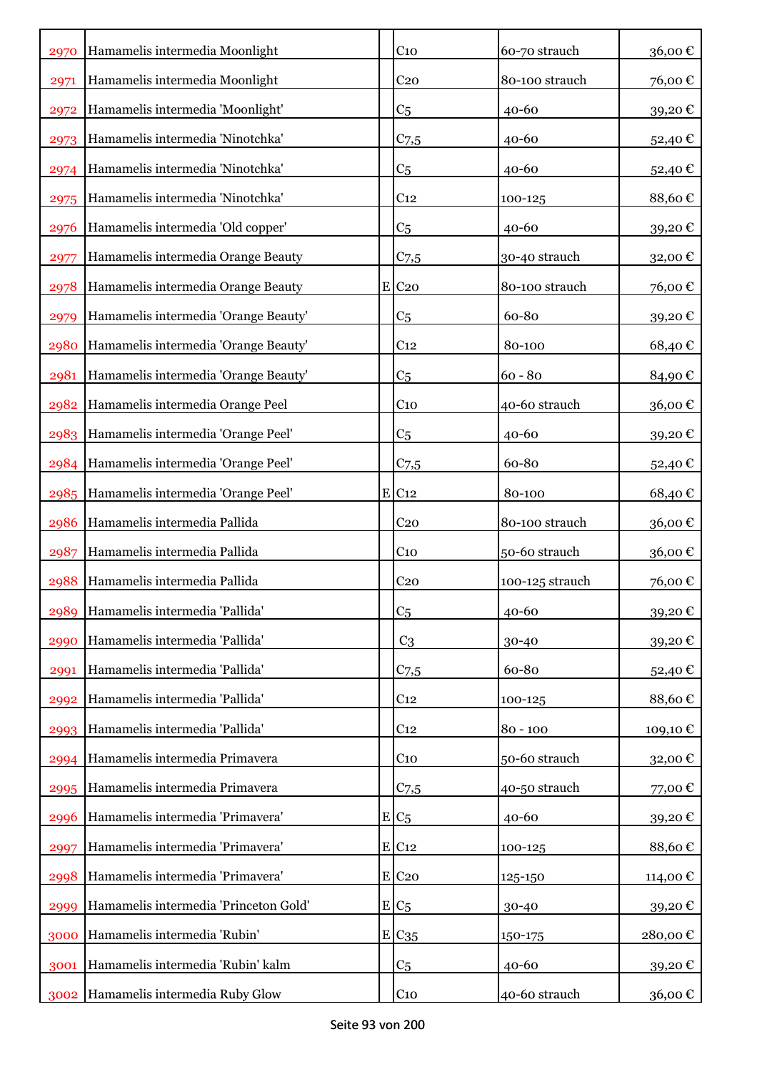| | | | | | |
|---|---|---|---|---|---|
| 2970 | Hamamelis intermedia Moonlight | | C10 | 60-70 strauch | 36,00 € |
| 2971 | Hamamelis intermedia Moonlight | | C20 | 80-100 strauch | 76,00 € |
| 2972 | Hamamelis intermedia 'Moonlight' | | C5 | 40-60 | 39,20 € |
| 2973 | Hamamelis intermedia 'Ninotchka' | | C7,5 | 40-60 | 52,40 € |
| 2974 | Hamamelis intermedia 'Ninotchka' | | C5 | 40-60 | 52,40 € |
| 2975 | Hamamelis intermedia 'Ninotchka' | | C12 | 100-125 | 88,60 € |
| 2976 | Hamamelis intermedia 'Old copper' | | C5 | 40-60 | 39,20 € |
| 2977 | Hamamelis intermedia Orange Beauty | | C7,5 | 30-40 strauch | 32,00 € |
| 2978 | Hamamelis intermedia Orange Beauty | E | C20 | 80-100 strauch | 76,00 € |
| 2979 | Hamamelis intermedia 'Orange Beauty' | | C5 | 60-80 | 39,20 € |
| 2980 | Hamamelis intermedia 'Orange Beauty' | | C12 | 80-100 | 68,40 € |
| 2981 | Hamamelis intermedia 'Orange Beauty' | | C5 | 60 - 80 | 84,90 € |
| 2982 | Hamamelis intermedia Orange Peel | | C10 | 40-60 strauch | 36,00 € |
| 2983 | Hamamelis intermedia 'Orange Peel' | | C5 | 40-60 | 39,20 € |
| 2984 | Hamamelis intermedia 'Orange Peel' | | C7,5 | 60-80 | 52,40 € |
| 2985 | Hamamelis intermedia 'Orange Peel' | E | C12 | 80-100 | 68,40 € |
| 2986 | Hamamelis intermedia Pallida | | C20 | 80-100 strauch | 36,00 € |
| 2987 | Hamamelis intermedia Pallida | | C10 | 50-60 strauch | 36,00 € |
| 2988 | Hamamelis intermedia Pallida | | C20 | 100-125 strauch | 76,00 € |
| 2989 | Hamamelis intermedia 'Pallida' | | C5 | 40-60 | 39,20 € |
| 2990 | Hamamelis intermedia 'Pallida' | | C3 | 30-40 | 39,20 € |
| 2991 | Hamamelis intermedia 'Pallida' | | C7,5 | 60-80 | 52,40 € |
| 2992 | Hamamelis intermedia 'Pallida' | | C12 | 100-125 | 88,60 € |
| 2993 | Hamamelis intermedia 'Pallida' | | C12 | 80 - 100 | 109,10 € |
| 2994 | Hamamelis intermedia Primavera | | C10 | 50-60 strauch | 32,00 € |
| 2995 | Hamamelis intermedia Primavera | | C7,5 | 40-50 strauch | 77,00 € |
| 2996 | Hamamelis intermedia 'Primavera' | E | C5 | 40-60 | 39,20 € |
| 2997 | Hamamelis intermedia 'Primavera' | E | C12 | 100-125 | 88,60 € |
| 2998 | Hamamelis intermedia 'Primavera' | E | C20 | 125-150 | 114,00 € |
| 2999 | Hamamelis intermedia 'Princeton Gold' | E | C5 | 30-40 | 39,20 € |
| 3000 | Hamamelis intermedia 'Rubin' | E | C35 | 150-175 | 280,00 € |
| 3001 | Hamamelis intermedia 'Rubin' kalm | | C5 | 40-60 | 39,20 € |
| 3002 | Hamamelis intermedia Ruby Glow | | C10 | 40-60 strauch | 36,00 € |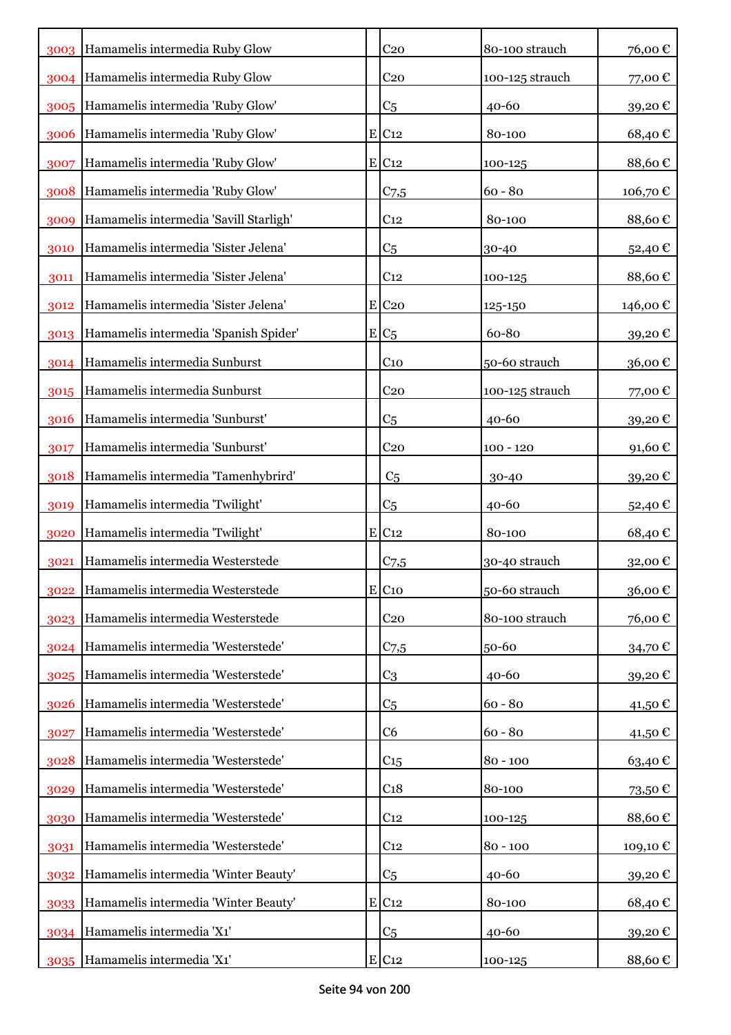| | | | | | |
|---|---|---|---|---|---|
| 3003 | Hamamelis intermedia Ruby Glow | | C20 | 80-100 strauch | 76,00 € |
| 3004 | Hamamelis intermedia Ruby Glow | | C20 | 100-125 strauch | 77,00 € |
| 3005 | Hamamelis intermedia 'Ruby Glow' | | C5 | 40-60 | 39,20 € |
| 3006 | Hamamelis intermedia 'Ruby Glow' | E | C12 | 80-100 | 68,40 € |
| 3007 | Hamamelis intermedia 'Ruby Glow' | E | C12 | 100-125 | 88,60 € |
| 3008 | Hamamelis intermedia 'Ruby Glow' | | C7,5 | 60 - 80 | 106,70 € |
| 3009 | Hamamelis intermedia 'Savill Starligh' | | C12 | 80-100 | 88,60 € |
| 3010 | Hamamelis intermedia 'Sister Jelena' | | C5 | 30-40 | 52,40 € |
| 3011 | Hamamelis intermedia 'Sister Jelena' | | C12 | 100-125 | 88,60 € |
| 3012 | Hamamelis intermedia 'Sister Jelena' | E | C20 | 125-150 | 146,00 € |
| 3013 | Hamamelis intermedia 'Spanish Spider' | E | C5 | 60-80 | 39,20 € |
| 3014 | Hamamelis intermedia Sunburst | | C10 | 50-60 strauch | 36,00 € |
| 3015 | Hamamelis intermedia Sunburst | | C20 | 100-125 strauch | 77,00 € |
| 3016 | Hamamelis intermedia 'Sunburst' | | C5 | 40-60 | 39,20 € |
| 3017 | Hamamelis intermedia 'Sunburst' | | C20 | 100 - 120 | 91,60 € |
| 3018 | Hamamelis intermedia 'Tamenhybrird' | | C5 | 30-40 | 39,20 € |
| 3019 | Hamamelis intermedia 'Twilight' | | C5 | 40-60 | 52,40 € |
| 3020 | Hamamelis intermedia 'Twilight' | E | C12 | 80-100 | 68,40 € |
| 3021 | Hamamelis intermedia Westerstede | | C7,5 | 30-40 strauch | 32,00 € |
| 3022 | Hamamelis intermedia Westerstede | E | C10 | 50-60 strauch | 36,00 € |
| 3023 | Hamamelis intermedia Westerstede | | C20 | 80-100 strauch | 76,00 € |
| 3024 | Hamamelis intermedia 'Westerstede' | | C7,5 | 50-60 | 34,70 € |
| 3025 | Hamamelis intermedia 'Westerstede' | | C3 | 40-60 | 39,20 € |
| 3026 | Hamamelis intermedia 'Westerstede' | | C5 | 60 - 80 | 41,50 € |
| 3027 | Hamamelis intermedia 'Westerstede' | | C6 | 60 - 80 | 41,50 € |
| 3028 | Hamamelis intermedia 'Westerstede' | | C15 | 80 - 100 | 63,40 € |
| 3029 | Hamamelis intermedia 'Westerstede' | | C18 | 80-100 | 73,50 € |
| 3030 | Hamamelis intermedia 'Westerstede' | | C12 | 100-125 | 88,60 € |
| 3031 | Hamamelis intermedia 'Westerstede' | | C12 | 80 - 100 | 109,10 € |
| 3032 | Hamamelis intermedia 'Winter Beauty' | | C5 | 40-60 | 39,20 € |
| 3033 | Hamamelis intermedia 'Winter Beauty' | E | C12 | 80-100 | 68,40 € |
| 3034 | Hamamelis intermedia 'X1' | | C5 | 40-60 | 39,20 € |
| 3035 | Hamamelis intermedia 'X1' | E | C12 | 100-125 | 88,60 € |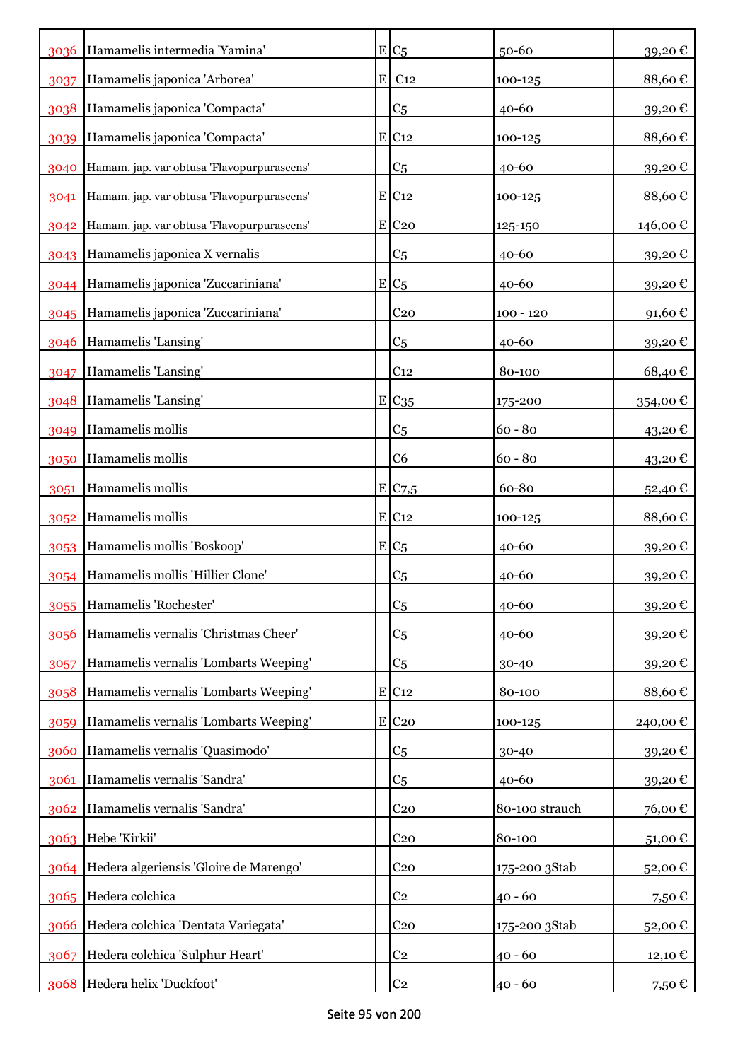| | | | | | |
|---|---|---|---|---|---|
| 3036 | Hamamelis intermedia 'Yamina' | E | C5 | 50-60 | 39,20 € |
| 3037 | Hamamelis japonica 'Arborea' | E | C12 | 100-125 | 88,60 € |
| 3038 | Hamamelis japonica 'Compacta' | | C5 | 40-60 | 39,20 € |
| 3039 | Hamamelis japonica 'Compacta' | E | C12 | 100-125 | 88,60 € |
| 3040 | Hamam. jap. var obtusa 'Flavopurpurascens' | | C5 | 40-60 | 39,20 € |
| 3041 | Hamam. jap. var obtusa 'Flavopurpurascens' | E | C12 | 100-125 | 88,60 € |
| 3042 | Hamam. jap. var obtusa 'Flavopurpurascens' | E | C20 | 125-150 | 146,00 € |
| 3043 | Hamamelis japonica X vernalis | | C5 | 40-60 | 39,20 € |
| 3044 | Hamamelis japonica 'Zuccariniana' | E | C5 | 40-60 | 39,20 € |
| 3045 | Hamamelis japonica 'Zuccariniana' | | C20 | 100 - 120 | 91,60 € |
| 3046 | Hamamelis 'Lansing' | | C5 | 40-60 | 39,20 € |
| 3047 | Hamamelis 'Lansing' | | C12 | 80-100 | 68,40 € |
| 3048 | Hamamelis 'Lansing' | E | C35 | 175-200 | 354,00 € |
| 3049 | Hamamelis mollis | | C5 | 60 - 80 | 43,20 € |
| 3050 | Hamamelis mollis | | C6 | 60 - 80 | 43,20 € |
| 3051 | Hamamelis mollis | E | C7,5 | 60-80 | 52,40 € |
| 3052 | Hamamelis mollis | E | C12 | 100-125 | 88,60 € |
| 3053 | Hamamelis mollis 'Boskoop' | E | C5 | 40-60 | 39,20 € |
| 3054 | Hamamelis mollis 'Hillier Clone' | | C5 | 40-60 | 39,20 € |
| 3055 | Hamamelis 'Rochester' | | C5 | 40-60 | 39,20 € |
| 3056 | Hamamelis vernalis 'Christmas Cheer' | | C5 | 40-60 | 39,20 € |
| 3057 | Hamamelis vernalis 'Lombarts Weeping' | | C5 | 30-40 | 39,20 € |
| 3058 | Hamamelis vernalis 'Lombarts Weeping' | E | C12 | 80-100 | 88,60 € |
| 3059 | Hamamelis vernalis 'Lombarts Weeping' | E | C20 | 100-125 | 240,00 € |
| 3060 | Hamamelis vernalis 'Quasimodo' | | C5 | 30-40 | 39,20 € |
| 3061 | Hamamelis vernalis 'Sandra' | | C5 | 40-60 | 39,20 € |
| 3062 | Hamamelis vernalis 'Sandra' | | C20 | 80-100 strauch | 76,00 € |
| 3063 | Hebe 'Kirkii' | | C20 | 80-100 | 51,00 € |
| 3064 | Hedera algeriensis 'Gloire de Marengo' | | C20 | 175-200 3Stab | 52,00 € |
| 3065 | Hedera colchica | | C2 | 40 - 60 | 7,50 € |
| 3066 | Hedera colchica 'Dentata Variegata' | | C20 | 175-200 3Stab | 52,00 € |
| 3067 | Hedera colchica 'Sulphur Heart' | | C2 | 40 - 60 | 12,10 € |
| 3068 | Hedera helix 'Duckfoot' | | C2 | 40 - 60 | 7,50 € |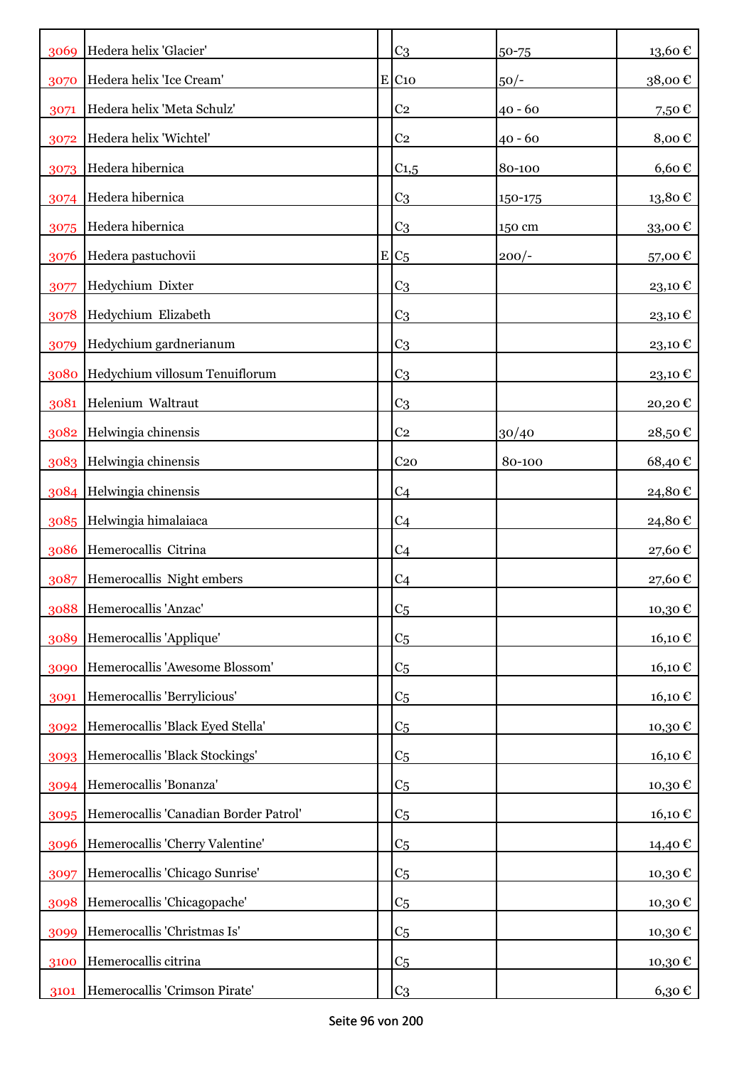| | | | | | |
|---|---|---|---|---|---|
| 3069 | Hedera helix 'Glacier' | | C3 | 50-75 | 13,60 € |
| 3070 | Hedera helix 'Ice Cream' | E | C10 | 50/- | 38,00 € |
| 3071 | Hedera helix 'Meta Schulz' | | C2 | 40 - 60 | 7,50 € |
| 3072 | Hedera helix 'Wichtel' | | C2 | 40 - 60 | 8,00 € |
| 3073 | Hedera hibernica | | C1,5 | 80-100 | 6,60 € |
| 3074 | Hedera hibernica | | C3 | 150-175 | 13,80 € |
| 3075 | Hedera hibernica | | C3 | 150 cm | 33,00 € |
| 3076 | Hedera pastuchovii | E | C5 | 200/- | 57,00 € |
| 3077 | Hedychium Dixter | | C3 | | 23,10 € |
| 3078 | Hedychium Elizabeth | | C3 | | 23,10 € |
| 3079 | Hedychium gardnerianum | | C3 | | 23,10 € |
| 3080 | Hedychium villosum Tenuiflorum | | C3 | | 23,10 € |
| 3081 | Helenium Waltraut | | C3 | | 20,20 € |
| 3082 | Helwingia chinensis | | C2 | 30/40 | 28,50 € |
| 3083 | Helwingia chinensis | | C20 | 80-100 | 68,40 € |
| 3084 | Helwingia chinensis | | C4 | | 24,80 € |
| 3085 | Helwingia himalaiaca | | C4 | | 24,80 € |
| 3086 | Hemerocallis Citrina | | C4 | | 27,60 € |
| 3087 | Hemerocallis Night embers | | C4 | | 27,60 € |
| 3088 | Hemerocallis 'Anzac' | | C5 | | 10,30 € |
| 3089 | Hemerocallis 'Applique' | | C5 | | 16,10 € |
| 3090 | Hemerocallis 'Awesome Blossom' | | C5 | | 16,10 € |
| 3091 | Hemerocallis 'Berrylicious' | | C5 | | 16,10 € |
| 3092 | Hemerocallis 'Black Eyed Stella' | | C5 | | 10,30 € |
| 3093 | Hemerocallis 'Black Stockings' | | C5 | | 16,10 € |
| 3094 | Hemerocallis 'Bonanza' | | C5 | | 10,30 € |
| 3095 | Hemerocallis 'Canadian Border Patrol' | | C5 | | 16,10 € |
| 3096 | Hemerocallis 'Cherry Valentine' | | C5 | | 14,40 € |
| 3097 | Hemerocallis 'Chicago Sunrise' | | C5 | | 10,30 € |
| 3098 | Hemerocallis 'Chicagopache' | | C5 | | 10,30 € |
| 3099 | Hemerocallis 'Christmas Is' | | C5 | | 10,30 € |
| 3100 | Hemerocallis citrina | | C5 | | 10,30 € |
| 3101 | Hemerocallis 'Crimson Pirate' | | C3 | | 6,30 € |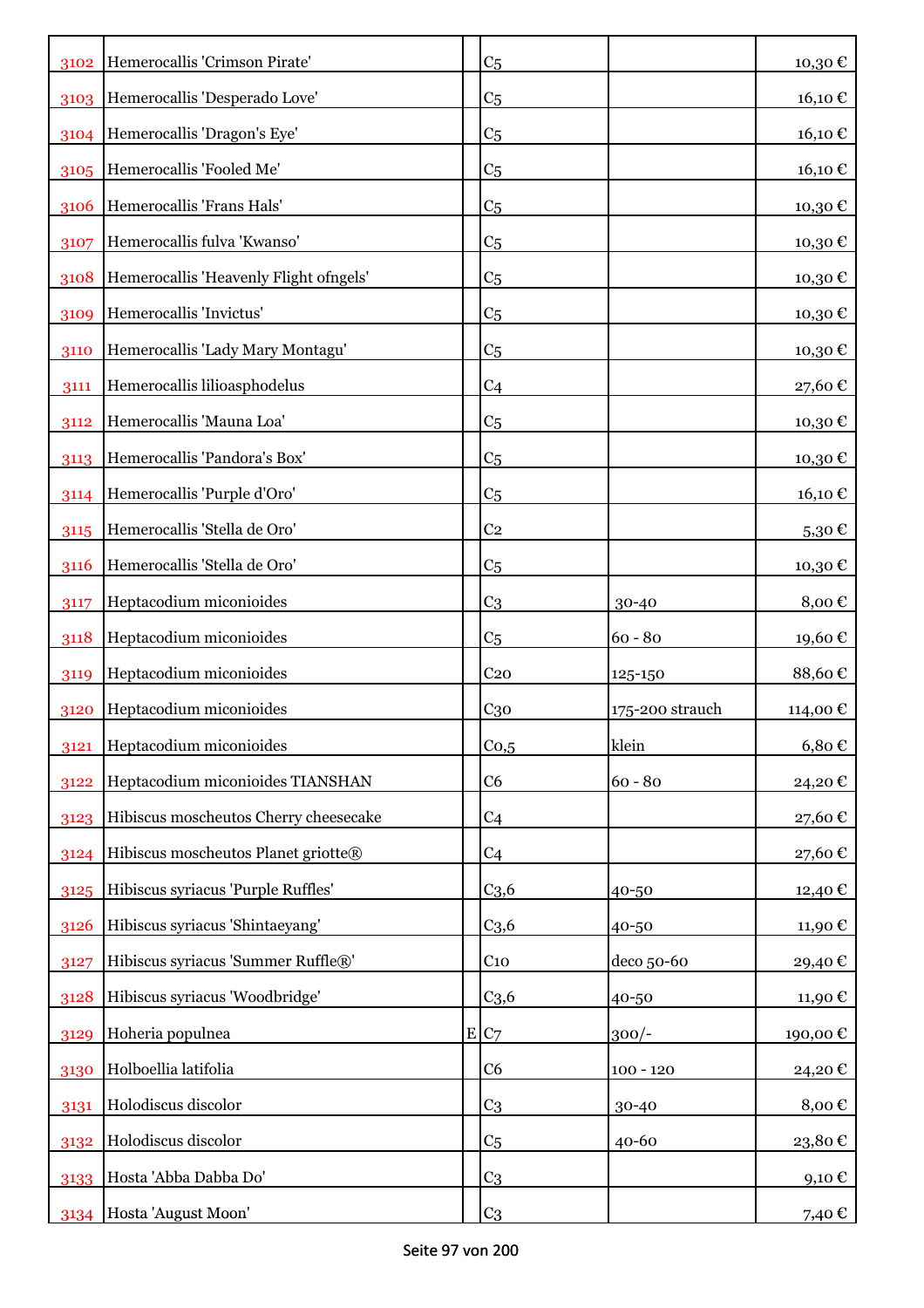| | | | | | |
|---|---|---|---|---|---|
| 3102 | Hemerocallis 'Crimson Pirate' | | C5 | | 10,30 € |
| 3103 | Hemerocallis 'Desperado Love' | | C5 | | 16,10 € |
| 3104 | Hemerocallis 'Dragon's Eye' | | C5 | | 16,10 € |
| 3105 | Hemerocallis 'Fooled Me' | | C5 | | 16,10 € |
| 3106 | Hemerocallis 'Frans Hals' | | C5 | | 10,30 € |
| 3107 | Hemerocallis fulva 'Kwanso' | | C5 | | 10,30 € |
| 3108 | Hemerocallis 'Heavenly Flight ofngels' | | C5 | | 10,30 € |
| 3109 | Hemerocallis 'Invictus' | | C5 | | 10,30 € |
| 3110 | Hemerocallis 'Lady Mary Montagu' | | C5 | | 10,30 € |
| 3111 | Hemerocallis lilioasphodelus | | C4 | | 27,60 € |
| 3112 | Hemerocallis 'Mauna Loa' | | C5 | | 10,30 € |
| 3113 | Hemerocallis 'Pandora's Box' | | C5 | | 10,30 € |
| 3114 | Hemerocallis 'Purple d'Oro' | | C5 | | 16,10 € |
| 3115 | Hemerocallis 'Stella de Oro' | | C2 | | 5,30 € |
| 3116 | Hemerocallis 'Stella de Oro' | | C5 | | 10,30 € |
| 3117 | Heptacodium miconioides | | C3 | 30-40 | 8,00 € |
| 3118 | Heptacodium miconioides | | C5 | 60 - 80 | 19,60 € |
| 3119 | Heptacodium miconioides | | C20 | 125-150 | 88,60 € |
| 3120 | Heptacodium miconioides | | C30 | 175-200 strauch | 114,00 € |
| 3121 | Heptacodium miconioides | | C0,5 | klein | 6,80 € |
| 3122 | Heptacodium miconioides TIANSHAN | | C6 | 60 - 80 | 24,20 € |
| 3123 | Hibiscus moscheutos Cherry cheesecake | | C4 | | 27,60 € |
| 3124 | Hibiscus moscheutos Planet griotte® | | C4 | | 27,60 € |
| 3125 | Hibiscus syriacus 'Purple Ruffles' | | C3,6 | 40-50 | 12,40 € |
| 3126 | Hibiscus syriacus 'Shintaeyang' | | C3,6 | 40-50 | 11,90 € |
| 3127 | Hibiscus syriacus 'Summer Ruffle®' | | C10 | deco 50-60 | 29,40 € |
| 3128 | Hibiscus syriacus 'Woodbridge' | | C3,6 | 40-50 | 11,90 € |
| 3129 | Hoheria populnea | E | C7 | 300/- | 190,00 € |
| 3130 | Holboellia latifolia | | C6 | 100 - 120 | 24,20 € |
| 3131 | Holodiscus discolor | | C3 | 30-40 | 8,00 € |
| 3132 | Holodiscus discolor | | C5 | 40-60 | 23,80 € |
| 3133 | Hosta 'Abba Dabba Do' | | C3 | | 9,10 € |
| 3134 | Hosta 'August Moon' | | C3 | | 7,40 € |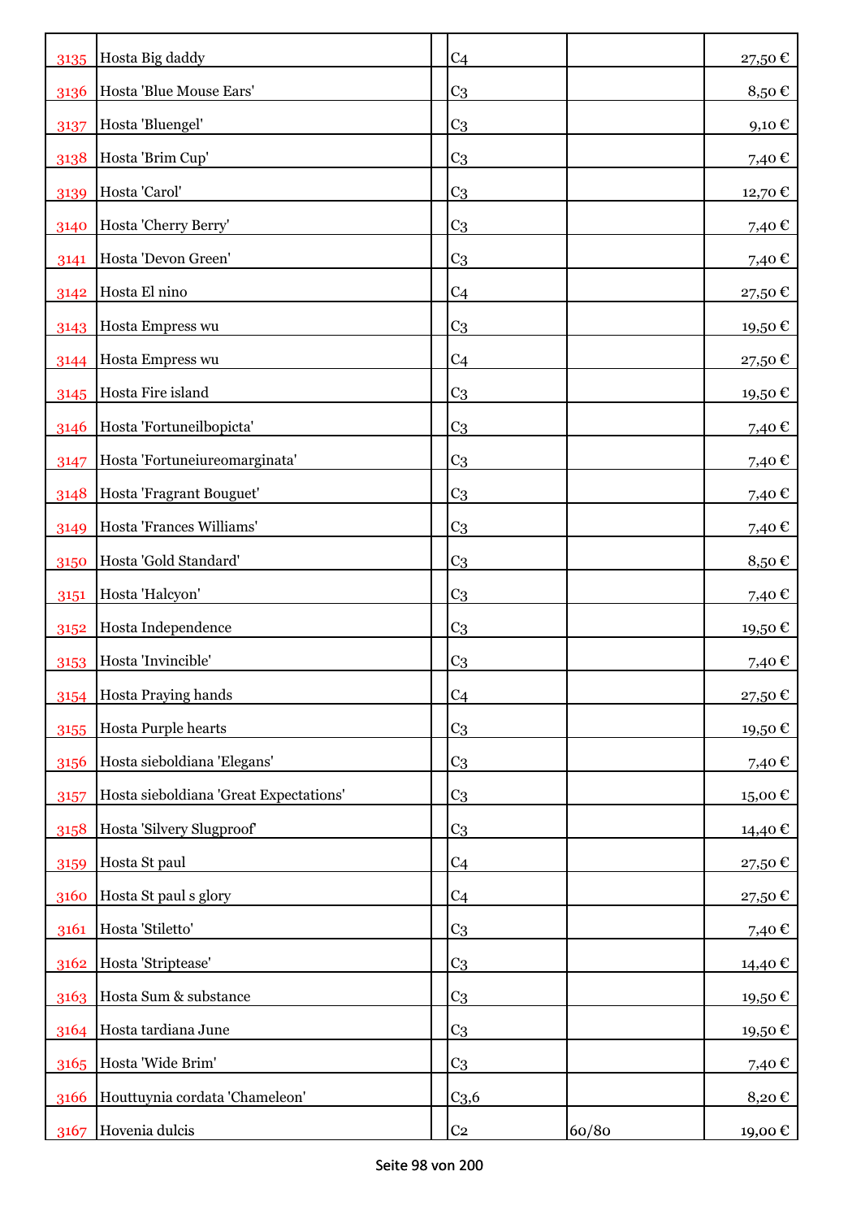| | | | | | |
|---|---|---|---|---|---|
| 3135 | Hosta Big daddy | | C4 | | 27,50 € |
| 3136 | Hosta 'Blue Mouse Ears' | | C3 | | 8,50 € |
| 3137 | Hosta 'Bluengel' | | C3 | | 9,10 € |
| 3138 | Hosta 'Brim Cup' | | C3 | | 7,40 € |
| 3139 | Hosta 'Carol' | | C3 | | 12,70 € |
| 3140 | Hosta 'Cherry Berry' | | C3 | | 7,40 € |
| 3141 | Hosta 'Devon Green' | | C3 | | 7,40 € |
| 3142 | Hosta El nino | | C4 | | 27,50 € |
| 3143 | Hosta Empress wu | | C3 | | 19,50 € |
| 3144 | Hosta Empress wu | | C4 | | 27,50 € |
| 3145 | Hosta Fire island | | C3 | | 19,50 € |
| 3146 | Hosta 'Fortuneilbopicta' | | C3 | | 7,40 € |
| 3147 | Hosta 'Fortuneiureomarginata' | | C3 | | 7,40 € |
| 3148 | Hosta 'Fragrant Bouguet' | | C3 | | 7,40 € |
| 3149 | Hosta 'Frances Williams' | | C3 | | 7,40 € |
| 3150 | Hosta 'Gold Standard' | | C3 | | 8,50 € |
| 3151 | Hosta 'Halcyon' | | C3 | | 7,40 € |
| 3152 | Hosta Independence | | C3 | | 19,50 € |
| 3153 | Hosta 'Invincible' | | C3 | | 7,40 € |
| 3154 | Hosta Praying hands | | C4 | | 27,50 € |
| 3155 | Hosta Purple hearts | | C3 | | 19,50 € |
| 3156 | Hosta sieboldiana 'Elegans' | | C3 | | 7,40 € |
| 3157 | Hosta sieboldiana 'Great Expectations' | | C3 | | 15,00 € |
| 3158 | Hosta 'Silvery Slugproof' | | C3 | | 14,40 € |
| 3159 | Hosta St paul | | C4 | | 27,50 € |
| 3160 | Hosta St paul s glory | | C4 | | 27,50 € |
| 3161 | Hosta 'Stiletto' | | C3 | | 7,40 € |
| 3162 | Hosta 'Striptease' | | C3 | | 14,40 € |
| 3163 | Hosta Sum & substance | | C3 | | 19,50 € |
| 3164 | Hosta tardiana June | | C3 | | 19,50 € |
| 3165 | Hosta 'Wide Brim' | | C3 | | 7,40 € |
| 3166 | Houttuynia cordata 'Chameleon' | | C3,6 | | 8,20 € |
| 3167 | Hovenia dulcis | | C2 | 60/80 | 19,00 € |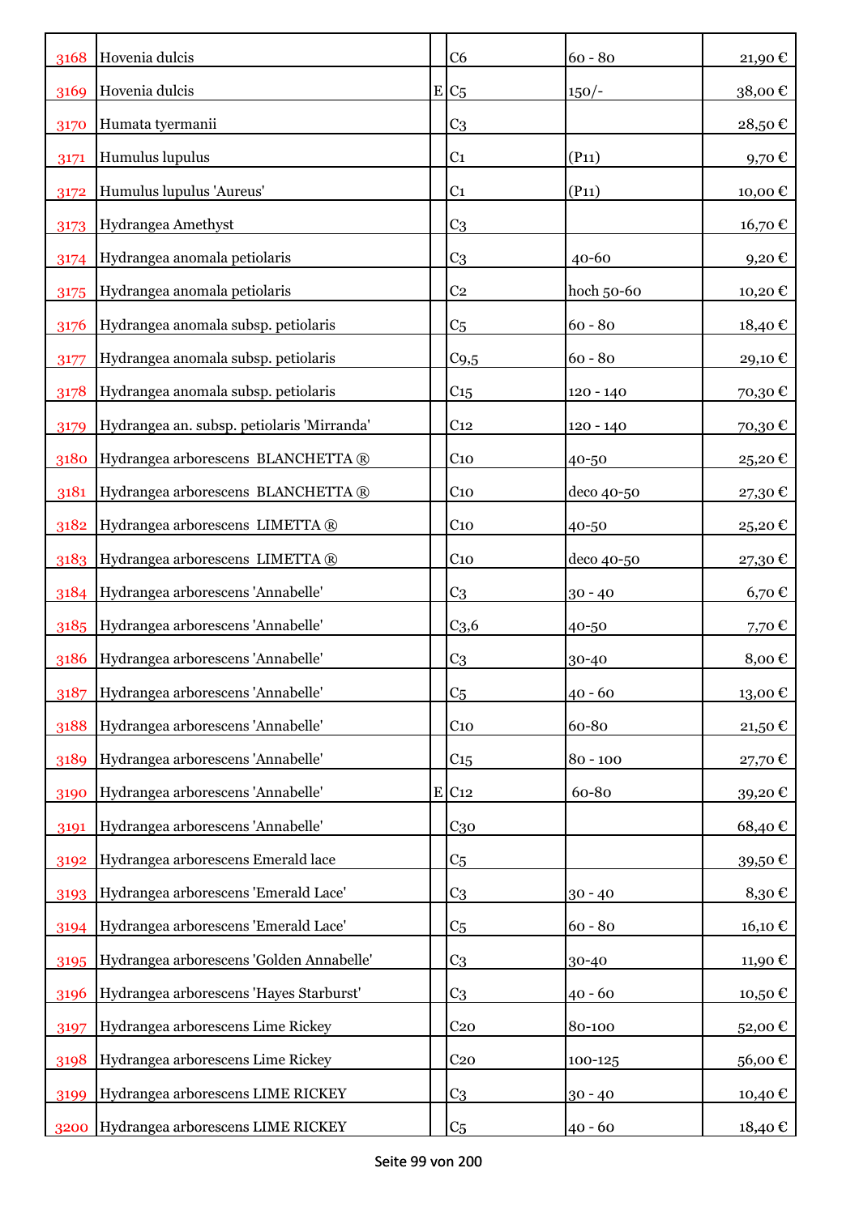| | | | | | |
|---|---|---|---|---|---|
| 3168 | Hovenia dulcis | | C6 | 60 - 80 | 21,90 € |
| 3169 | Hovenia dulcis | E | C5 | 150/- | 38,00 € |
| 3170 | Humata tyermanii | | C3 | | 28,50 € |
| 3171 | Humulus lupulus | | C1 | (P11) | 9,70 € |
| 3172 | Humulus lupulus 'Aureus' | | C1 | (P11) | 10,00 € |
| 3173 | Hydrangea Amethyst | | C3 | | 16,70 € |
| 3174 | Hydrangea anomala petiolaris | | C3 | 40-60 | 9,20 € |
| 3175 | Hydrangea anomala petiolaris | | C2 | hoch 50-60 | 10,20 € |
| 3176 | Hydrangea anomala subsp. petiolaris | | C5 | 60 - 80 | 18,40 € |
| 3177 | Hydrangea anomala subsp. petiolaris | | C9,5 | 60 - 80 | 29,10 € |
| 3178 | Hydrangea anomala subsp. petiolaris | | C15 | 120 - 140 | 70,30 € |
| 3179 | Hydrangea an. subsp. petiolaris 'Mirranda' | | C12 | 120 - 140 | 70,30 € |
| 3180 | Hydrangea arborescens BLANCHETTA ® | | C10 | 40-50 | 25,20 € |
| 3181 | Hydrangea arborescens BLANCHETTA ® | | C10 | deco 40-50 | 27,30 € |
| 3182 | Hydrangea arborescens LIMETTA ® | | C10 | 40-50 | 25,20 € |
| 3183 | Hydrangea arborescens LIMETTA ® | | C10 | deco 40-50 | 27,30 € |
| 3184 | Hydrangea arborescens 'Annabelle' | | C3 | 30 - 40 | 6,70 € |
| 3185 | Hydrangea arborescens 'Annabelle' | | C3,6 | 40-50 | 7,70 € |
| 3186 | Hydrangea arborescens 'Annabelle' | | C3 | 30-40 | 8,00 € |
| 3187 | Hydrangea arborescens 'Annabelle' | | C5 | 40 - 60 | 13,00 € |
| 3188 | Hydrangea arborescens 'Annabelle' | | C10 | 60-80 | 21,50 € |
| 3189 | Hydrangea arborescens 'Annabelle' | | C15 | 80 - 100 | 27,70 € |
| 3190 | Hydrangea arborescens 'Annabelle' | E | C12 | 60-80 | 39,20 € |
| 3191 | Hydrangea arborescens 'Annabelle' | | C30 | | 68,40 € |
| 3192 | Hydrangea arborescens Emerald lace | | C5 | | 39,50 € |
| 3193 | Hydrangea arborescens 'Emerald Lace' | | C3 | 30 - 40 | 8,30 € |
| 3194 | Hydrangea arborescens 'Emerald Lace' | | C5 | 60 - 80 | 16,10 € |
| 3195 | Hydrangea arborescens 'Golden Annabelle' | | C3 | 30-40 | 11,90 € |
| 3196 | Hydrangea arborescens 'Hayes Starburst' | | C3 | 40 - 60 | 10,50 € |
| 3197 | Hydrangea arborescens Lime Rickey | | C20 | 80-100 | 52,00 € |
| 3198 | Hydrangea arborescens Lime Rickey | | C20 | 100-125 | 56,00 € |
| 3199 | Hydrangea arborescens LIME RICKEY | | C3 | 30 - 40 | 10,40 € |
| 3200 | Hydrangea arborescens LIME RICKEY | | C5 | 40 - 60 | 18,40 € |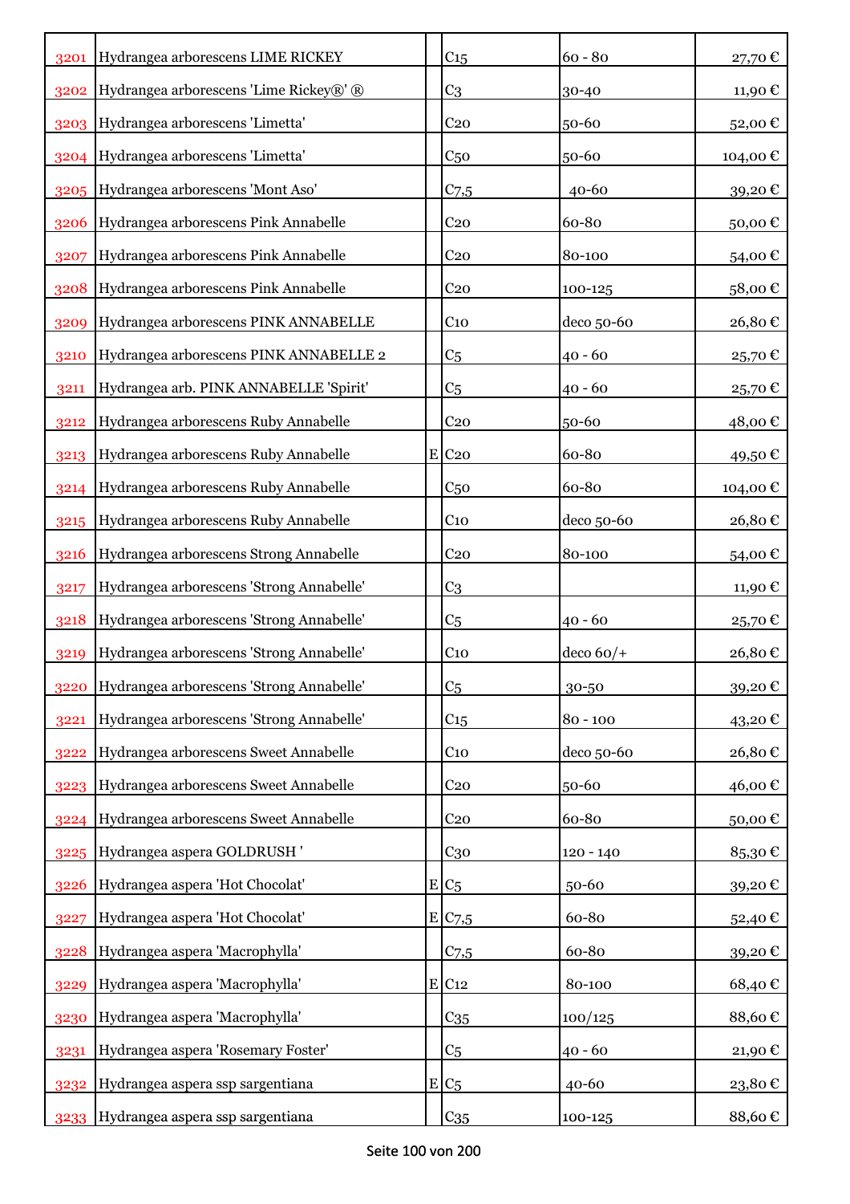| | | | | | |
|---|---|---|---|---|---|
| 3201 | Hydrangea arborescens LIME RICKEY | | C15 | 60 - 80 | 27,70 € |
| 3202 | Hydrangea arborescens 'Lime Rickey®' ® | | C3 | 30-40 | 11,90 € |
| 3203 | Hydrangea arborescens 'Limetta' | | C20 | 50-60 | 52,00 € |
| 3204 | Hydrangea arborescens 'Limetta' | | C50 | 50-60 | 104,00 € |
| 3205 | Hydrangea arborescens 'Mont Aso' | | C7,5 | 40-60 | 39,20 € |
| 3206 | Hydrangea arborescens Pink Annabelle | | C20 | 60-80 | 50,00 € |
| 3207 | Hydrangea arborescens Pink Annabelle | | C20 | 80-100 | 54,00 € |
| 3208 | Hydrangea arborescens Pink Annabelle | | C20 | 100-125 | 58,00 € |
| 3209 | Hydrangea arborescens PINK ANNABELLE | | C10 | deco 50-60 | 26,80 € |
| 3210 | Hydrangea arborescens PINK ANNABELLE 2 | | C5 | 40 - 60 | 25,70 € |
| 3211 | Hydrangea arb. PINK ANNABELLE 'Spirit' | | C5 | 40 - 60 | 25,70 € |
| 3212 | Hydrangea arborescens Ruby Annabelle | | C20 | 50-60 | 48,00 € |
| 3213 | Hydrangea arborescens Ruby Annabelle | E | C20 | 60-80 | 49,50 € |
| 3214 | Hydrangea arborescens Ruby Annabelle | | C50 | 60-80 | 104,00 € |
| 3215 | Hydrangea arborescens Ruby Annabelle | | C10 | deco 50-60 | 26,80 € |
| 3216 | Hydrangea arborescens Strong Annabelle | | C20 | 80-100 | 54,00 € |
| 3217 | Hydrangea arborescens 'Strong Annabelle' | | C3 | | 11,90 € |
| 3218 | Hydrangea arborescens 'Strong Annabelle' | | C5 | 40 - 60 | 25,70 € |
| 3219 | Hydrangea arborescens 'Strong Annabelle' | | C10 | deco 60/+ | 26,80 € |
| 3220 | Hydrangea arborescens 'Strong Annabelle' | | C5 | 30-50 | 39,20 € |
| 3221 | Hydrangea arborescens 'Strong Annabelle' | | C15 | 80 - 100 | 43,20 € |
| 3222 | Hydrangea arborescens Sweet Annabelle | | C10 | deco 50-60 | 26,80 € |
| 3223 | Hydrangea arborescens Sweet Annabelle | | C20 | 50-60 | 46,00 € |
| 3224 | Hydrangea arborescens Sweet Annabelle | | C20 | 60-80 | 50,00 € |
| 3225 | Hydrangea aspera GOLDRUSH ' | | C30 | 120 - 140 | 85,30 € |
| 3226 | Hydrangea aspera 'Hot Chocolat' | E | C5 | 50-60 | 39,20 € |
| 3227 | Hydrangea aspera 'Hot Chocolat' | E | C7,5 | 60-80 | 52,40 € |
| 3228 | Hydrangea aspera 'Macrophylla' | | C7,5 | 60-80 | 39,20 € |
| 3229 | Hydrangea aspera 'Macrophylla' | E | C12 | 80-100 | 68,40 € |
| 3230 | Hydrangea aspera 'Macrophylla' | | C35 | 100/125 | 88,60 € |
| 3231 | Hydrangea aspera 'Rosemary Foster' | | C5 | 40 - 60 | 21,90 € |
| 3232 | Hydrangea aspera ssp sargentiana | E | C5 | 40-60 | 23,80 € |
| 3233 | Hydrangea aspera ssp sargentiana | | C35 | 100-125 | 88,60 € |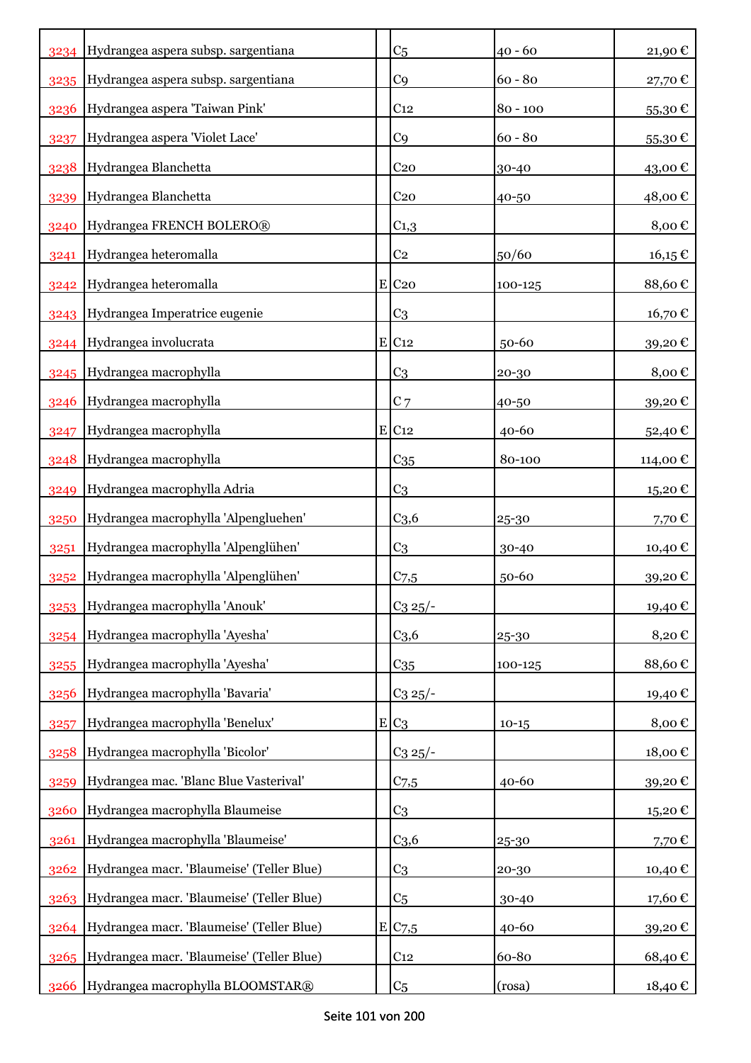| | | | | | |
|---|---|---|---|---|---|
| 3234 | Hydrangea aspera subsp. sargentiana | | C5 | 40 - 60 | 21,90 € |
| 3235 | Hydrangea aspera subsp. sargentiana | | C9 | 60 - 80 | 27,70 € |
| 3236 | Hydrangea aspera 'Taiwan Pink' | | C12 | 80 - 100 | 55,30 € |
| 3237 | Hydrangea aspera 'Violet Lace' | | C9 | 60 - 80 | 55,30 € |
| 3238 | Hydrangea Blanchetta | | C20 | 30-40 | 43,00 € |
| 3239 | Hydrangea Blanchetta | | C20 | 40-50 | 48,00 € |
| 3240 | Hydrangea FRENCH BOLERO® | | C1,3 | | 8,00 € |
| 3241 | Hydrangea heteromalla | | C2 | 50/60 | 16,15 € |
| 3242 | Hydrangea heteromalla | E | C20 | 100-125 | 88,60 € |
| 3243 | Hydrangea Imperatrice eugenie | | C3 | | 16,70 € |
| 3244 | Hydrangea involucrata | E | C12 | 50-60 | 39,20 € |
| 3245 | Hydrangea macrophylla | | C3 | 20-30 | 8,00 € |
| 3246 | Hydrangea macrophylla | | C 7 | 40-50 | 39,20 € |
| 3247 | Hydrangea macrophylla | E | C12 | 40-60 | 52,40 € |
| 3248 | Hydrangea macrophylla | | C35 | 80-100 | 114,00 € |
| 3249 | Hydrangea macrophylla Adria | | C3 | | 15,20 € |
| 3250 | Hydrangea macrophylla 'Alpengluehen' | | C3,6 | 25-30 | 7,70 € |
| 3251 | Hydrangea macrophylla 'Alpenglühen' | | C3 | 30-40 | 10,40 € |
| 3252 | Hydrangea macrophylla 'Alpenglühen' | | C7,5 | 50-60 | 39,20 € |
| 3253 | Hydrangea macrophylla 'Anouk' | | C3 25/- | | 19,40 € |
| 3254 | Hydrangea macrophylla 'Ayesha' | | C3,6 | 25-30 | 8,20 € |
| 3255 | Hydrangea macrophylla 'Ayesha' | | C35 | 100-125 | 88,60 € |
| 3256 | Hydrangea macrophylla 'Bavaria' | | C3 25/- | | 19,40 € |
| 3257 | Hydrangea macrophylla 'Benelux' | E | C3 | 10-15 | 8,00 € |
| 3258 | Hydrangea macrophylla 'Bicolor' | | C3 25/- | | 18,00 € |
| 3259 | Hydrangea mac. 'Blanc Blue Vasterival' | | C7,5 | 40-60 | 39,20 € |
| 3260 | Hydrangea macrophylla Blaumeise | | C3 | | 15,20 € |
| 3261 | Hydrangea macrophylla 'Blaumeise' | | C3,6 | 25-30 | 7,70 € |
| 3262 | Hydrangea macr. 'Blaumeise' (Teller Blue) | | C3 | 20-30 | 10,40 € |
| 3263 | Hydrangea macr. 'Blaumeise' (Teller Blue) | | C5 | 30-40 | 17,60 € |
| 3264 | Hydrangea macr. 'Blaumeise' (Teller Blue) | E | C7,5 | 40-60 | 39,20 € |
| 3265 | Hydrangea macr. 'Blaumeise' (Teller Blue) | | C12 | 60-80 | 68,40 € |
| 3266 | Hydrangea macrophylla BLOOMSTAR® | | C5 | (rosa) | 18,40 € |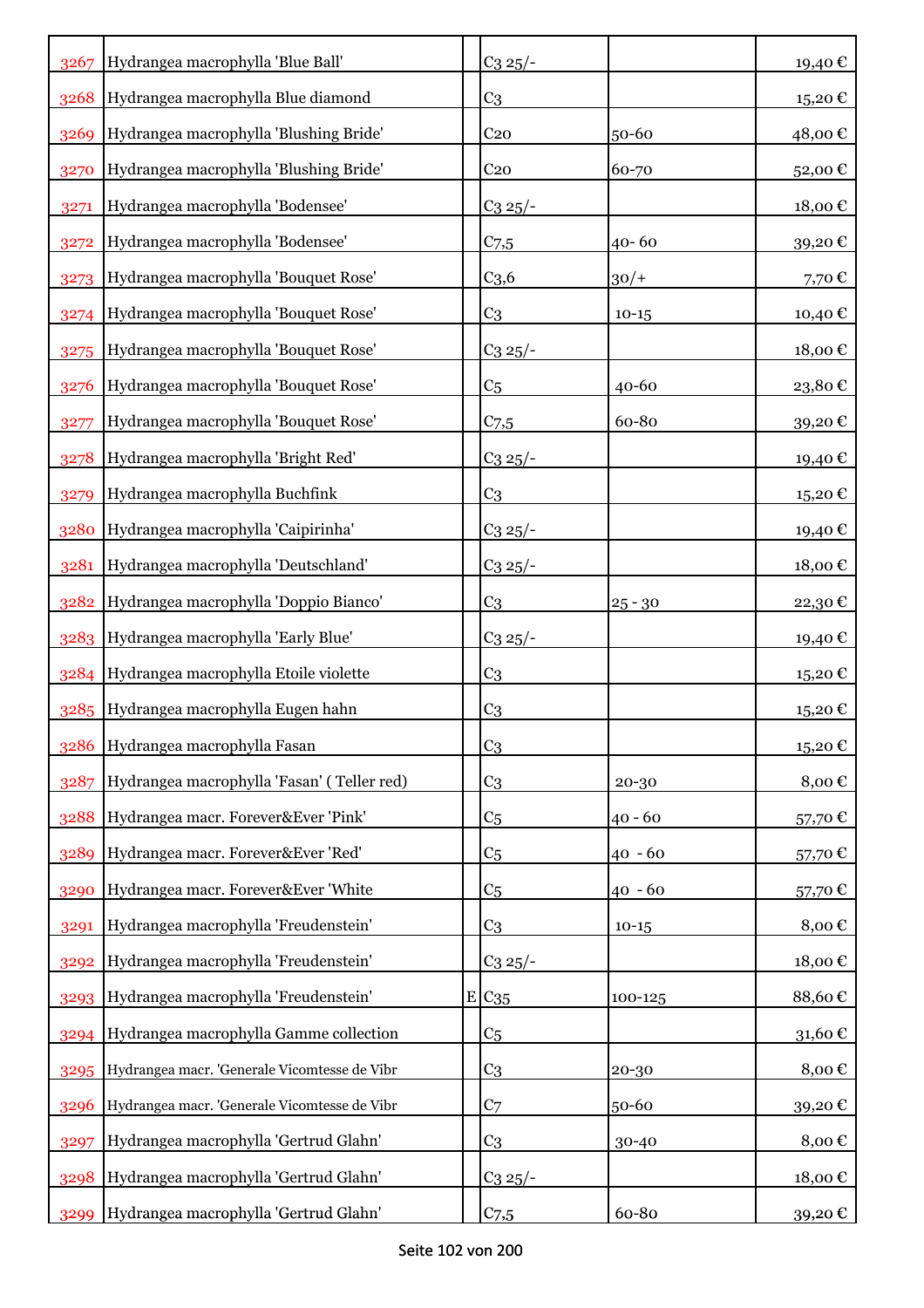| | | | | | |
|---|---|---|---|---|---|
| 3267 | Hydrangea macrophylla 'Blue Ball' | | C3 25/- | | 19,40 € |
| 3268 | Hydrangea macrophylla Blue diamond | | C3 | | 15,20 € |
| 3269 | Hydrangea macrophylla 'Blushing Bride' | | C20 | 50-60 | 48,00 € |
| 3270 | Hydrangea macrophylla 'Blushing Bride' | | C20 | 60-70 | 52,00 € |
| 3271 | Hydrangea macrophylla 'Bodensee' | | C3 25/- | | 18,00 € |
| 3272 | Hydrangea macrophylla 'Bodensee' | | C7,5 | 40- 60 | 39,20 € |
| 3273 | Hydrangea macrophylla 'Bouquet Rose' | | C3,6 | 30/+ | 7,70 € |
| 3274 | Hydrangea macrophylla 'Bouquet Rose' | | C3 | 10-15 | 10,40 € |
| 3275 | Hydrangea macrophylla 'Bouquet Rose' | | C3 25/- | | 18,00 € |
| 3276 | Hydrangea macrophylla 'Bouquet Rose' | | C5 | 40-60 | 23,80 € |
| 3277 | Hydrangea macrophylla 'Bouquet Rose' | | C7,5 | 60-80 | 39,20 € |
| 3278 | Hydrangea macrophylla 'Bright Red' | | C3 25/- | | 19,40 € |
| 3279 | Hydrangea macrophylla Buchfink | | C3 | | 15,20 € |
| 3280 | Hydrangea macrophylla 'Caipirinha' | | C3 25/- | | 19,40 € |
| 3281 | Hydrangea macrophylla 'Deutschland' | | C3 25/- | | 18,00 € |
| 3282 | Hydrangea macrophylla 'Doppio Bianco' | | C3 | 25 - 30 | 22,30 € |
| 3283 | Hydrangea macrophylla 'Early Blue' | | C3 25/- | | 19,40 € |
| 3284 | Hydrangea macrophylla Etoile violette | | C3 | | 15,20 € |
| 3285 | Hydrangea macrophylla Eugen hahn | | C3 | | 15,20 € |
| 3286 | Hydrangea macrophylla Fasan | | C3 | | 15,20 € |
| 3287 | Hydrangea macrophylla 'Fasan' ( Teller red) | | C3 | 20-30 | 8,00 € |
| 3288 | Hydrangea macr. Forever&Ever 'Pink' | | C5 | 40 - 60 | 57,70 € |
| 3289 | Hydrangea macr. Forever&Ever 'Red' | | C5 | 40 - 60 | 57,70 € |
| 3290 | Hydrangea macr. Forever&Ever 'White | | C5 | 40 - 60 | 57,70 € |
| 3291 | Hydrangea macrophylla 'Freudenstein' | | C3 | 10-15 | 8,00 € |
| 3292 | Hydrangea macrophylla 'Freudenstein' | | C3 25/- | | 18,00 € |
| 3293 | Hydrangea macrophylla 'Freudenstein' | E | C35 | 100-125 | 88,60 € |
| 3294 | Hydrangea macrophylla Gamme collection | | C5 | | 31,60 € |
| 3295 | Hydrangea macr. 'Generale Vicomtesse de Vibr | | C3 | 20-30 | 8,00 € |
| 3296 | Hydrangea macr. 'Generale Vicomtesse de Vibr | | C7 | 50-60 | 39,20 € |
| 3297 | Hydrangea macrophylla 'Gertrud Glahn' | | C3 | 30-40 | 8,00 € |
| 3298 | Hydrangea macrophylla 'Gertrud Glahn' | | C3 25/- | | 18,00 € |
| 3299 | Hydrangea macrophylla 'Gertrud Glahn' | | C7,5 | 60-80 | 39,20 € |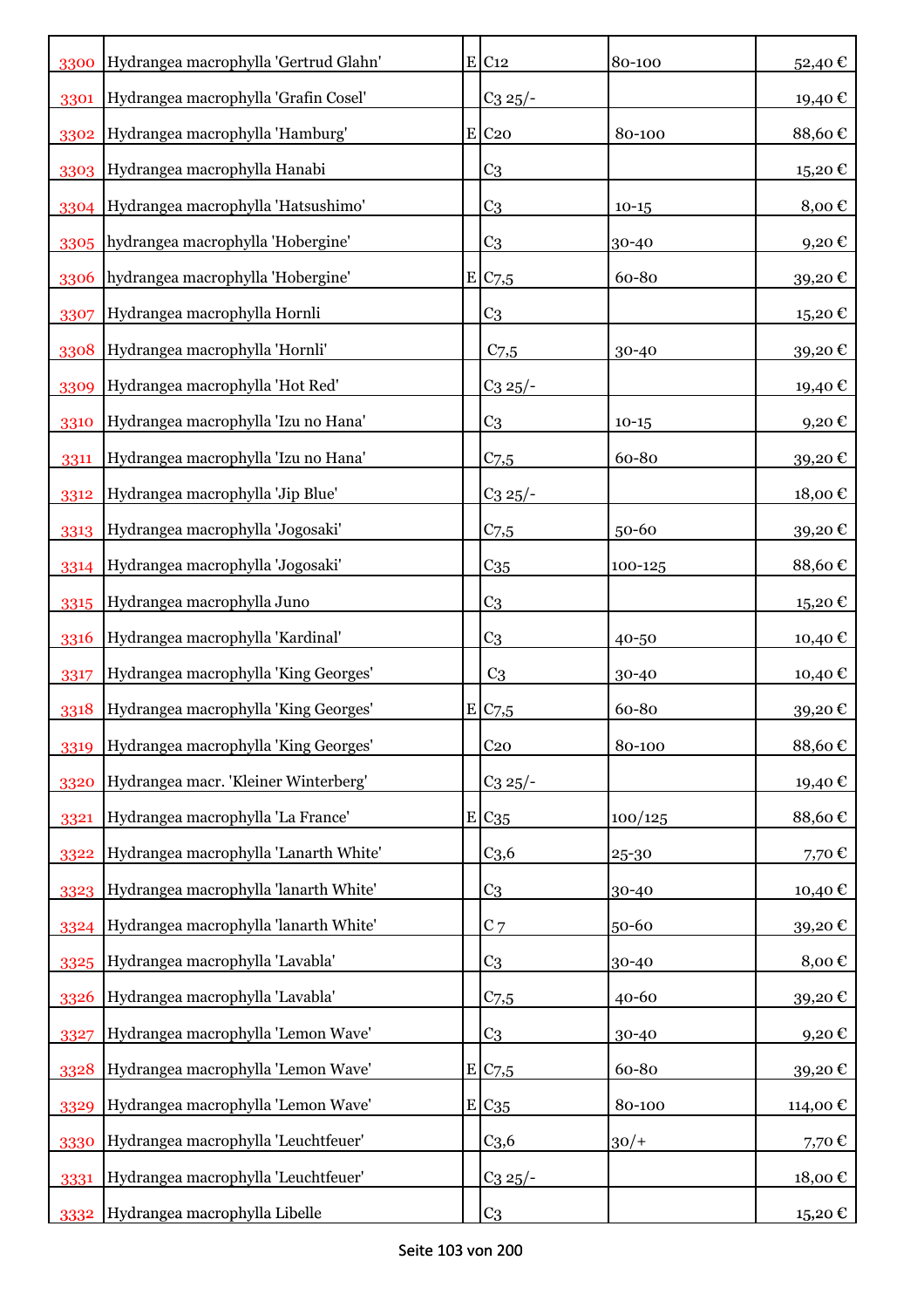| | | | | | |
|---|---|---|---|---|---|
| 3300 | Hydrangea macrophylla 'Gertrud Glahn' | E | C12 | 80-100 | 52,40 € |
| 3301 | Hydrangea macrophylla 'Grafin Cosel' | | C3 25/- | | 19,40 € |
| 3302 | Hydrangea macrophylla 'Hamburg' | E | C20 | 80-100 | 88,60 € |
| 3303 | Hydrangea macrophylla Hanabi | | C3 | | 15,20 € |
| 3304 | Hydrangea macrophylla 'Hatsushimo' | | C3 | 10-15 | 8,00 € |
| 3305 | hydrangea macrophylla 'Hobergine' | | C3 | 30-40 | 9,20 € |
| 3306 | hydrangea macrophylla 'Hobergine' | E | C7,5 | 60-80 | 39,20 € |
| 3307 | Hydrangea macrophylla Hornli | | C3 | | 15,20 € |
| 3308 | Hydrangea macrophylla 'Hornli' | | C7,5 | 30-40 | 39,20 € |
| 3309 | Hydrangea macrophylla 'Hot Red' | | C3 25/- | | 19,40 € |
| 3310 | Hydrangea macrophylla 'Izu no Hana' | | C3 | 10-15 | 9,20 € |
| 3311 | Hydrangea macrophylla 'Izu no Hana' | | C7,5 | 60-80 | 39,20 € |
| 3312 | Hydrangea macrophylla 'Jip Blue' | | C3 25/- | | 18,00 € |
| 3313 | Hydrangea macrophylla 'Jogosaki' | | C7,5 | 50-60 | 39,20 € |
| 3314 | Hydrangea macrophylla 'Jogosaki' | | C35 | 100-125 | 88,60 € |
| 3315 | Hydrangea macrophylla Juno | | C3 | | 15,20 € |
| 3316 | Hydrangea macrophylla 'Kardinal' | | C3 | 40-50 | 10,40 € |
| 3317 | Hydrangea macrophylla 'King Georges' | | C3 | 30-40 | 10,40 € |
| 3318 | Hydrangea macrophylla 'King Georges' | E | C7,5 | 60-80 | 39,20 € |
| 3319 | Hydrangea macrophylla 'King Georges' | | C20 | 80-100 | 88,60 € |
| 3320 | Hydrangea macr. 'Kleiner Winterberg' | | C3 25/- | | 19,40 € |
| 3321 | Hydrangea macrophylla 'La France' | E | C35 | 100/125 | 88,60 € |
| 3322 | Hydrangea macrophylla 'Lanarth White' | | C3,6 | 25-30 | 7,70 € |
| 3323 | Hydrangea macrophylla 'lanarth White' | | C3 | 30-40 | 10,40 € |
| 3324 | Hydrangea macrophylla 'lanarth White' | | C 7 | 50-60 | 39,20 € |
| 3325 | Hydrangea macrophylla 'Lavabla' | | C3 | 30-40 | 8,00 € |
| 3326 | Hydrangea macrophylla 'Lavabla' | | C7,5 | 40-60 | 39,20 € |
| 3327 | Hydrangea macrophylla 'Lemon Wave' | | C3 | 30-40 | 9,20 € |
| 3328 | Hydrangea macrophylla 'Lemon Wave' | E | C7,5 | 60-80 | 39,20 € |
| 3329 | Hydrangea macrophylla 'Lemon Wave' | E | C35 | 80-100 | 114,00 € |
| 3330 | Hydrangea macrophylla 'Leuchtfeuer' | | C3,6 | 30/+ | 7,70 € |
| 3331 | Hydrangea macrophylla 'Leuchtfeuer' | | C3 25/- | | 18,00 € |
| 3332 | Hydrangea macrophylla Libelle | | C3 | | 15,20 € |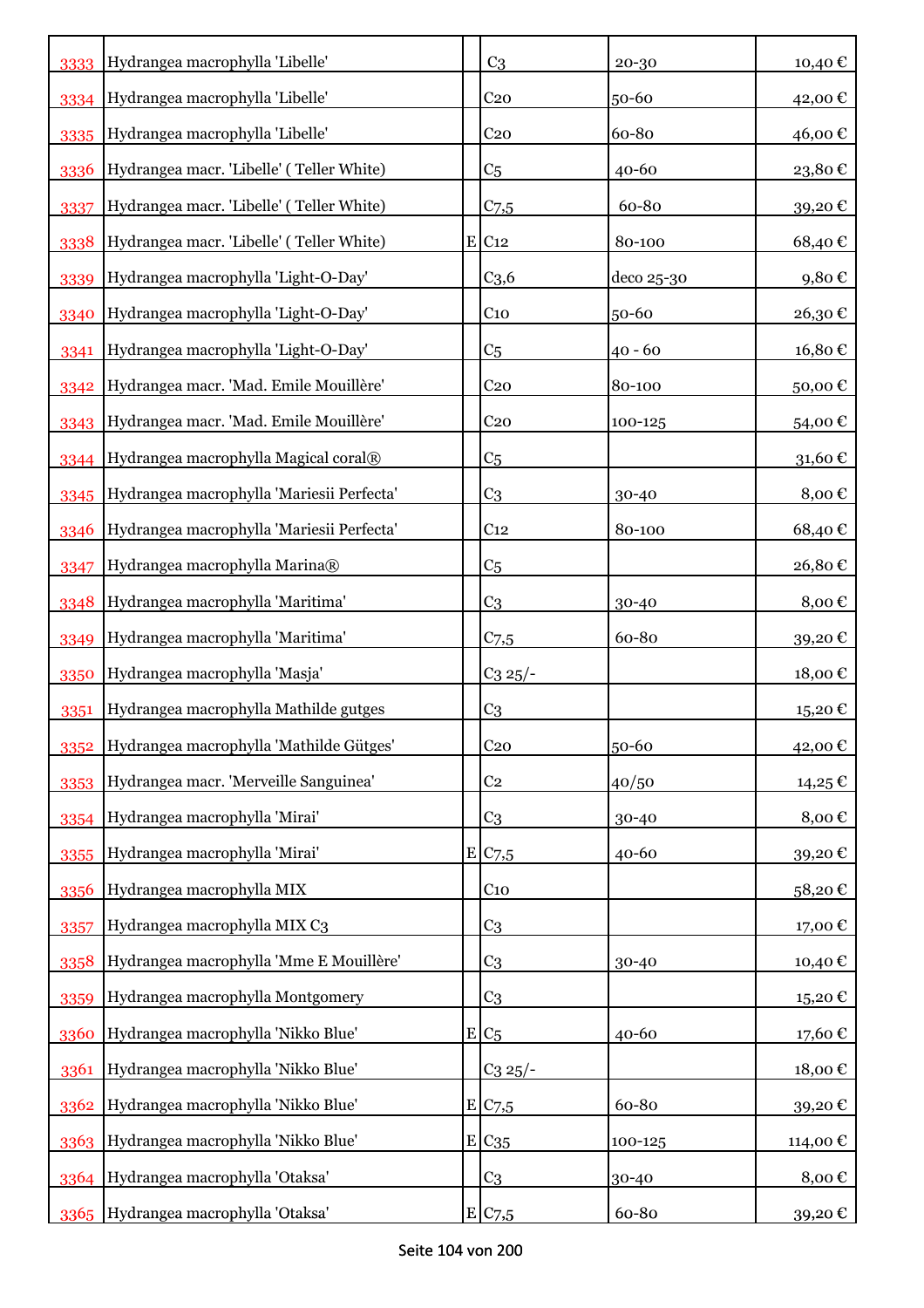| | | | | | |
|---|---|---|---|---|---|
| 3333 | Hydrangea macrophylla 'Libelle' | | C3 | 20-30 | 10,40 € |
| 3334 | Hydrangea macrophylla 'Libelle' | | C20 | 50-60 | 42,00 € |
| 3335 | Hydrangea macrophylla 'Libelle' | | C20 | 60-80 | 46,00 € |
| 3336 | Hydrangea macr. 'Libelle' ( Teller White) | | C5 | 40-60 | 23,80 € |
| 3337 | Hydrangea macr. 'Libelle' ( Teller White) | | C7,5 | 60-80 | 39,20 € |
| 3338 | Hydrangea macr. 'Libelle' ( Teller White) | E | C12 | 80-100 | 68,40 € |
| 3339 | Hydrangea macrophylla 'Light-O-Day' | | C3,6 | deco 25-30 | 9,80 € |
| 3340 | Hydrangea macrophylla 'Light-O-Day' | | C10 | 50-60 | 26,30 € |
| 3341 | Hydrangea macrophylla 'Light-O-Day' | | C5 | 40 - 60 | 16,80 € |
| 3342 | Hydrangea macr. 'Mad. Emile Mouillère' | | C20 | 80-100 | 50,00 € |
| 3343 | Hydrangea macr. 'Mad. Emile Mouillère' | | C20 | 100-125 | 54,00 € |
| 3344 | Hydrangea macrophylla Magical coral® | | C5 | | 31,60 € |
| 3345 | Hydrangea macrophylla 'Mariesii Perfecta' | | C3 | 30-40 | 8,00 € |
| 3346 | Hydrangea macrophylla 'Mariesii Perfecta' | | C12 | 80-100 | 68,40 € |
| 3347 | Hydrangea macrophylla Marina® | | C5 | | 26,80 € |
| 3348 | Hydrangea macrophylla 'Maritima' | | C3 | 30-40 | 8,00 € |
| 3349 | Hydrangea macrophylla 'Maritima' | | C7,5 | 60-80 | 39,20 € |
| 3350 | Hydrangea macrophylla 'Masja' | | C3 25/- | | 18,00 € |
| 3351 | Hydrangea macrophylla Mathilde gutges | | C3 | | 15,20 € |
| 3352 | Hydrangea macrophylla 'Mathilde Gütges' | | C20 | 50-60 | 42,00 € |
| 3353 | Hydrangea macr. 'Merveille Sanguinea' | | C2 | 40/50 | 14,25 € |
| 3354 | Hydrangea macrophylla 'Mirai' | | C3 | 30-40 | 8,00 € |
| 3355 | Hydrangea macrophylla 'Mirai' | E | C7,5 | 40-60 | 39,20 € |
| 3356 | Hydrangea macrophylla MIX | | C10 | | 58,20 € |
| 3357 | Hydrangea macrophylla MIX C3 | | C3 | | 17,00 € |
| 3358 | Hydrangea macrophylla 'Mme E Mouillère' | | C3 | 30-40 | 10,40 € |
| 3359 | Hydrangea macrophylla Montgomery | | C3 | | 15,20 € |
| 3360 | Hydrangea macrophylla 'Nikko Blue' | E | C5 | 40-60 | 17,60 € |
| 3361 | Hydrangea macrophylla 'Nikko Blue' | | C3 25/- | | 18,00 € |
| 3362 | Hydrangea macrophylla 'Nikko Blue' | E | C7,5 | 60-80 | 39,20 € |
| 3363 | Hydrangea macrophylla 'Nikko Blue' | E | C35 | 100-125 | 114,00 € |
| 3364 | Hydrangea macrophylla 'Otaksa' | | C3 | 30-40 | 8,00 € |
| 3365 | Hydrangea macrophylla 'Otaksa' | E | C7,5 | 60-80 | 39,20 € |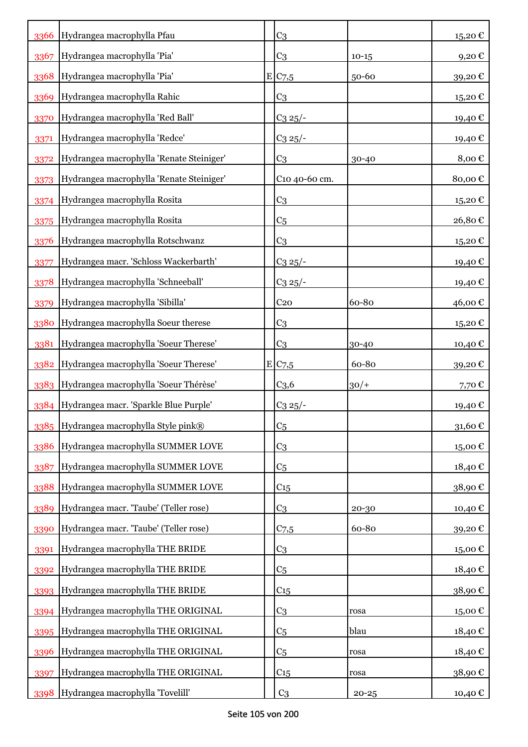| | | | | | |
|---|---|---|---|---|---|
| 3366 | Hydrangea macrophylla Pfau | | C3 | | 15,20 € |
| 3367 | Hydrangea macrophylla 'Pia' | | C3 | 10-15 | 9,20 € |
| 3368 | Hydrangea macrophylla 'Pia' | E | C7,5 | 50-60 | 39,20 € |
| 3369 | Hydrangea macrophylla Rahic | | C3 | | 15,20 € |
| 3370 | Hydrangea macrophylla 'Red Ball' | | C3 25/- | | 19,40 € |
| 3371 | Hydrangea macrophylla 'Redce' | | C3 25/- | | 19,40 € |
| 3372 | Hydrangea macrophylla 'Renate Steiniger' | | C3 | 30-40 | 8,00 € |
| 3373 | Hydrangea macrophylla 'Renate Steiniger' | | C10 40-60 cm. | | 80,00 € |
| 3374 | Hydrangea macrophylla Rosita | | C3 | | 15,20 € |
| 3375 | Hydrangea macrophylla Rosita | | C5 | | 26,80 € |
| 3376 | Hydrangea macrophylla Rotschwanz | | C3 | | 15,20 € |
| 3377 | Hydrangea macr. 'Schloss Wackerbarth' | | C3 25/- | | 19,40 € |
| 3378 | Hydrangea macrophylla 'Schneeball' | | C3 25/- | | 19,40 € |
| 3379 | Hydrangea macrophylla 'Sibilla' | | C20 | 60-80 | 46,00 € |
| 3380 | Hydrangea macrophylla Soeur therese | | C3 | | 15,20 € |
| 3381 | Hydrangea macrophylla 'Soeur Therese' | | C3 | 30-40 | 10,40 € |
| 3382 | Hydrangea macrophylla 'Soeur Therese' | E | C7,5 | 60-80 | 39,20 € |
| 3383 | Hydrangea macrophylla 'Soeur Thérèse' | | C3,6 | 30/+ | 7,70 € |
| 3384 | Hydrangea macr. 'Sparkle Blue Purple' | | C3 25/- | | 19,40 € |
| 3385 | Hydrangea macrophylla Style pink® | | C5 | | 31,60 € |
| 3386 | Hydrangea macrophylla SUMMER LOVE | | C3 | | 15,00 € |
| 3387 | Hydrangea macrophylla SUMMER LOVE | | C5 | | 18,40 € |
| 3388 | Hydrangea macrophylla SUMMER LOVE | | C15 | | 38,90 € |
| 3389 | Hydrangea macr. 'Taube' (Teller rose) | | C3 | 20-30 | 10,40 € |
| 3390 | Hydrangea macr. 'Taube' (Teller rose) | | C7,5 | 60-80 | 39,20 € |
| 3391 | Hydrangea macrophylla THE BRIDE | | C3 | | 15,00 € |
| 3392 | Hydrangea macrophylla THE BRIDE | | C5 | | 18,40 € |
| 3393 | Hydrangea macrophylla THE BRIDE | | C15 | | 38,90 € |
| 3394 | Hydrangea macrophylla THE ORIGINAL | | C3 | rosa | 15,00 € |
| 3395 | Hydrangea macrophylla THE ORIGINAL | | C5 | blau | 18,40 € |
| 3396 | Hydrangea macrophylla THE ORIGINAL | | C5 | rosa | 18,40 € |
| 3397 | Hydrangea macrophylla THE ORIGINAL | | C15 | rosa | 38,90 € |
| 3398 | Hydrangea macrophylla 'Tovelill' | | C3 | 20-25 | 10,40 € |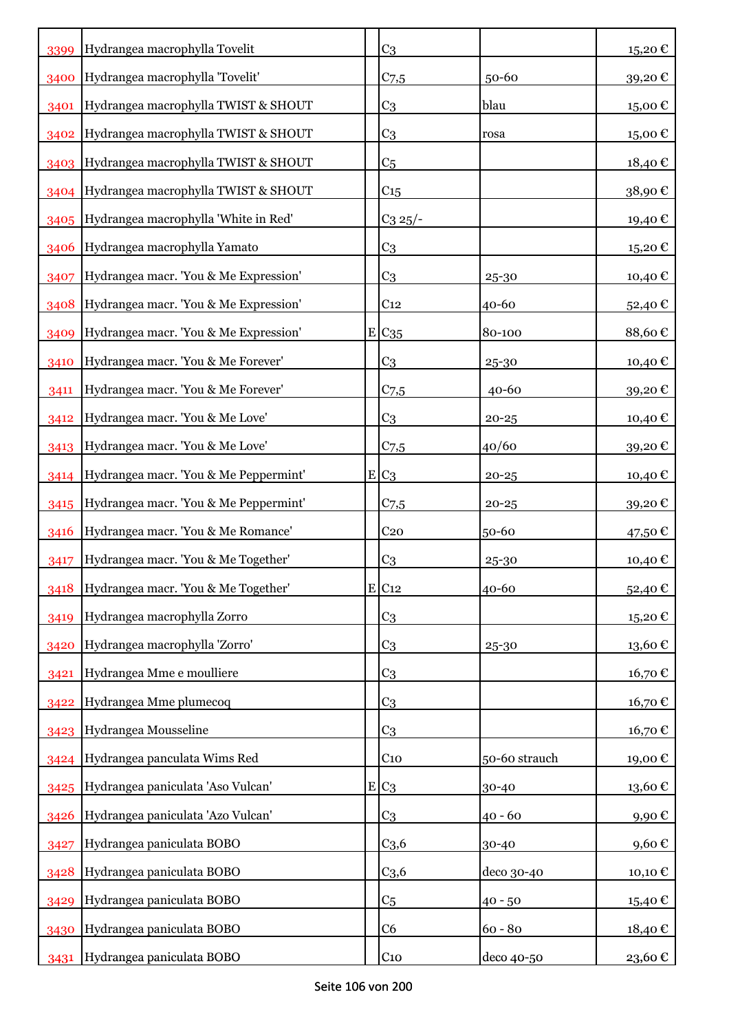| | | | | | |
|---|---|---|---|---|---|
| 3399 | Hydrangea macrophylla Tovelit | | C3 | | 15,20 € |
| 3400 | Hydrangea macrophylla 'Tovelit' | | C7,5 | 50-60 | 39,20 € |
| 3401 | Hydrangea macrophylla TWIST & SHOUT | | C3 | blau | 15,00 € |
| 3402 | Hydrangea macrophylla TWIST & SHOUT | | C3 | rosa | 15,00 € |
| 3403 | Hydrangea macrophylla TWIST & SHOUT | | C5 | | 18,40 € |
| 3404 | Hydrangea macrophylla TWIST & SHOUT | | C15 | | 38,90 € |
| 3405 | Hydrangea macrophylla 'White in Red' | | C3 25/- | | 19,40 € |
| 3406 | Hydrangea macrophylla Yamato | | C3 | | 15,20 € |
| 3407 | Hydrangea macr. 'You & Me Expression' | | C3 | 25-30 | 10,40 € |
| 3408 | Hydrangea macr. 'You & Me Expression' | | C12 | 40-60 | 52,40 € |
| 3409 | Hydrangea macr. 'You & Me Expression' | E | C35 | 80-100 | 88,60 € |
| 3410 | Hydrangea macr. 'You & Me Forever' | | C3 | 25-30 | 10,40 € |
| 3411 | Hydrangea macr. 'You & Me Forever' | | C7,5 | 40-60 | 39,20 € |
| 3412 | Hydrangea macr. 'You & Me Love' | | C3 | 20-25 | 10,40 € |
| 3413 | Hydrangea macr. 'You & Me Love' | | C7,5 | 40/60 | 39,20 € |
| 3414 | Hydrangea macr. 'You & Me Peppermint' | E | C3 | 20-25 | 10,40 € |
| 3415 | Hydrangea macr. 'You & Me Peppermint' | | C7,5 | 20-25 | 39,20 € |
| 3416 | Hydrangea macr. 'You & Me Romance' | | C20 | 50-60 | 47,50 € |
| 3417 | Hydrangea macr. 'You & Me Together' | | C3 | 25-30 | 10,40 € |
| 3418 | Hydrangea macr. 'You & Me Together' | E | C12 | 40-60 | 52,40 € |
| 3419 | Hydrangea macrophylla Zorro | | C3 | | 15,20 € |
| 3420 | Hydrangea macrophylla 'Zorro' | | C3 | 25-30 | 13,60 € |
| 3421 | Hydrangea Mme e moulliere | | C3 | | 16,70 € |
| 3422 | Hydrangea Mme plumecoq | | C3 | | 16,70 € |
| 3423 | Hydrangea Mousseline | | C3 | | 16,70 € |
| 3424 | Hydrangea panculata Wims Red | | C10 | 50-60 strauch | 19,00 € |
| 3425 | Hydrangea paniculata 'Aso Vulcan' | E | C3 | 30-40 | 13,60 € |
| 3426 | Hydrangea paniculata 'Azo Vulcan' | | C3 | 40 - 60 | 9,90 € |
| 3427 | Hydrangea paniculata BOBO | | C3,6 | 30-40 | 9,60 € |
| 3428 | Hydrangea paniculata BOBO | | C3,6 | deco 30-40 | 10,10 € |
| 3429 | Hydrangea paniculata BOBO | | C5 | 40 - 50 | 15,40 € |
| 3430 | Hydrangea paniculata BOBO | | C6 | 60 - 80 | 18,40 € |
| 3431 | Hydrangea paniculata BOBO | | C10 | deco 40-50 | 23,60 € |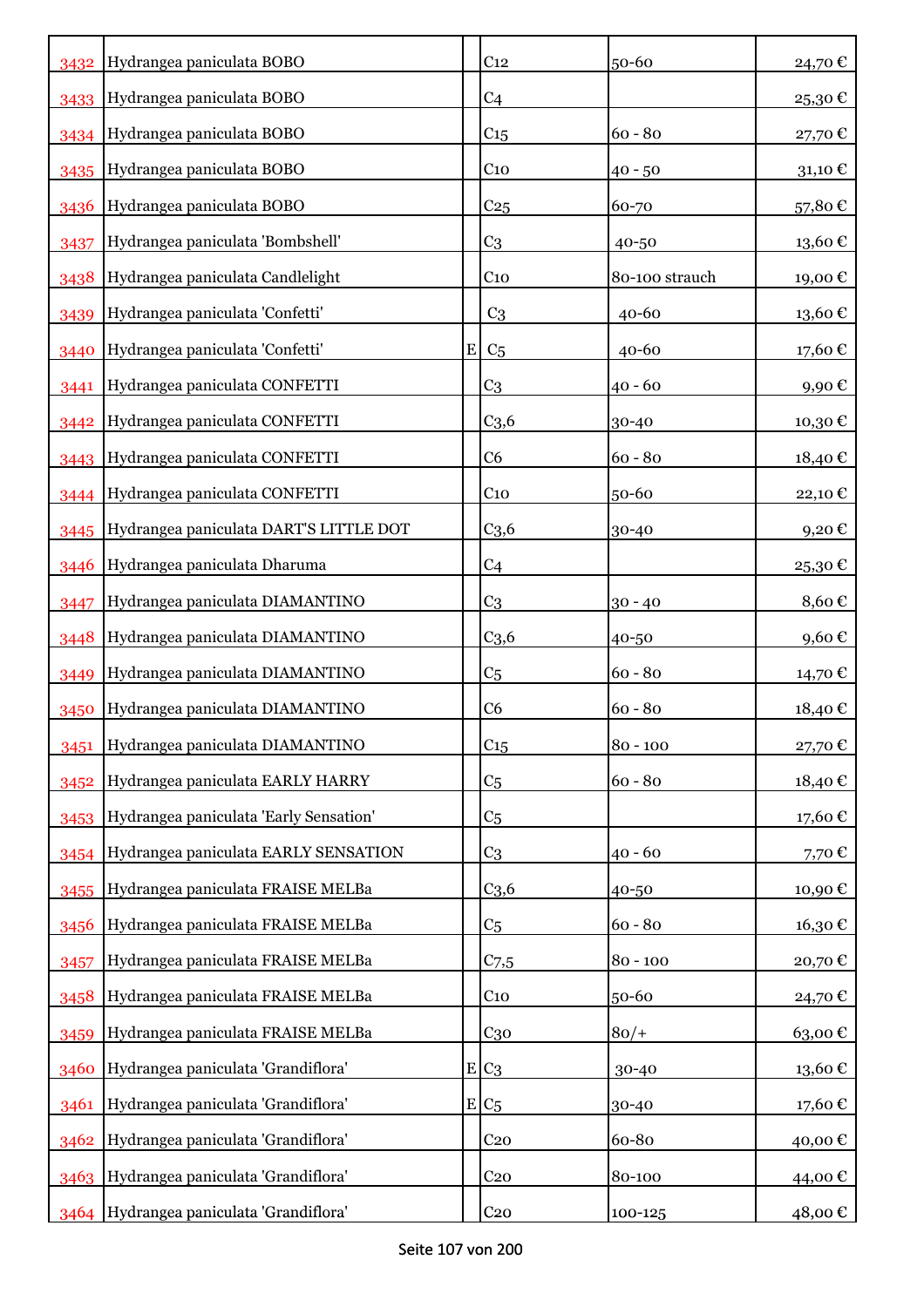| | | | | | |
|---|---|---|---|---|---|
| 3432 | Hydrangea paniculata BOBO | | C12 | 50-60 | 24,70 € |
| 3433 | Hydrangea paniculata BOBO | | C4 | | 25,30 € |
| 3434 | Hydrangea paniculata BOBO | | C15 | 60 - 80 | 27,70 € |
| 3435 | Hydrangea paniculata BOBO | | C10 | 40 - 50 | 31,10 € |
| 3436 | Hydrangea paniculata BOBO | | C25 | 60-70 | 57,80 € |
| 3437 | Hydrangea paniculata 'Bombshell' | | C3 | 40-50 | 13,60 € |
| 3438 | Hydrangea paniculata Candlelight | | C10 | 80-100 strauch | 19,00 € |
| 3439 | Hydrangea paniculata 'Confetti' | | C3 | 40-60 | 13,60 € |
| 3440 | Hydrangea paniculata 'Confetti' | E | C5 | 40-60 | 17,60 € |
| 3441 | Hydrangea paniculata CONFETTI | | C3 | 40 - 60 | 9,90 € |
| 3442 | Hydrangea paniculata CONFETTI | | C3,6 | 30-40 | 10,30 € |
| 3443 | Hydrangea paniculata CONFETTI | | C6 | 60 - 80 | 18,40 € |
| 3444 | Hydrangea paniculata CONFETTI | | C10 | 50-60 | 22,10 € |
| 3445 | Hydrangea paniculata DART'S LITTLE DOT | | C3,6 | 30-40 | 9,20 € |
| 3446 | Hydrangea paniculata Dharuma | | C4 | | 25,30 € |
| 3447 | Hydrangea paniculata DIAMANTINO | | C3 | 30 - 40 | 8,60 € |
| 3448 | Hydrangea paniculata DIAMANTINO | | C3,6 | 40-50 | 9,60 € |
| 3449 | Hydrangea paniculata DIAMANTINO | | C5 | 60 - 80 | 14,70 € |
| 3450 | Hydrangea paniculata DIAMANTINO | | C6 | 60 - 80 | 18,40 € |
| 3451 | Hydrangea paniculata DIAMANTINO | | C15 | 80 - 100 | 27,70 € |
| 3452 | Hydrangea paniculata EARLY HARRY | | C5 | 60 - 80 | 18,40 € |
| 3453 | Hydrangea paniculata 'Early Sensation' | | C5 | | 17,60 € |
| 3454 | Hydrangea paniculata EARLY SENSATION | | C3 | 40 - 60 | 7,70 € |
| 3455 | Hydrangea paniculata FRAISE MELBa | | C3,6 | 40-50 | 10,90 € |
| 3456 | Hydrangea paniculata FRAISE MELBa | | C5 | 60 - 80 | 16,30 € |
| 3457 | Hydrangea paniculata FRAISE MELBa | | C7,5 | 80 - 100 | 20,70 € |
| 3458 | Hydrangea paniculata FRAISE MELBa | | C10 | 50-60 | 24,70 € |
| 3459 | Hydrangea paniculata FRAISE MELBa | | C30 | 80/+ | 63,00 € |
| 3460 | Hydrangea paniculata 'Grandiflora' | E | C3 | 30-40 | 13,60 € |
| 3461 | Hydrangea paniculata 'Grandiflora' | E | C5 | 30-40 | 17,60 € |
| 3462 | Hydrangea paniculata 'Grandiflora' | | C20 | 60-80 | 40,00 € |
| 3463 | Hydrangea paniculata 'Grandiflora' | | C20 | 80-100 | 44,00 € |
| 3464 | Hydrangea paniculata 'Grandiflora' | | C20 | 100-125 | 48,00 € |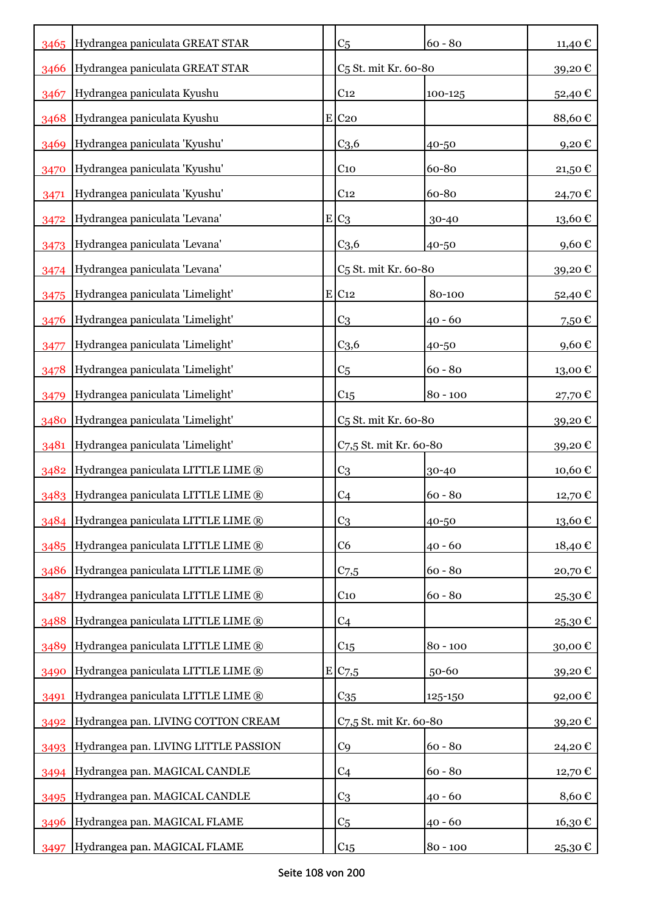| | | | | | |
|---|---|---|---|---|---|
| 3465 | Hydrangea paniculata GREAT STAR | | C5 | 60 - 80 | 11,40 € |
| 3466 | Hydrangea paniculata GREAT STAR | | C5 St. mit Kr. 60-80 | | 39,20 € |
| 3467 | Hydrangea paniculata Kyushu | | C12 | 100-125 | 52,40 € |
| 3468 | Hydrangea paniculata Kyushu | E | C20 | | 88,60 € |
| 3469 | Hydrangea paniculata 'Kyushu' | | C3,6 | 40-50 | 9,20 € |
| 3470 | Hydrangea paniculata 'Kyushu' | | C10 | 60-80 | 21,50 € |
| 3471 | Hydrangea paniculata 'Kyushu' | | C12 | 60-80 | 24,70 € |
| 3472 | Hydrangea paniculata 'Levana' | E | C3 | 30-40 | 13,60 € |
| 3473 | Hydrangea paniculata 'Levana' | | C3,6 | 40-50 | 9,60 € |
| 3474 | Hydrangea paniculata 'Levana' | | C5 St. mit Kr. 60-80 | | 39,20 € |
| 3475 | Hydrangea paniculata 'Limelight' | E | C12 | 80-100 | 52,40 € |
| 3476 | Hydrangea paniculata 'Limelight' | | C3 | 40 - 60 | 7,50 € |
| 3477 | Hydrangea paniculata 'Limelight' | | C3,6 | 40-50 | 9,60 € |
| 3478 | Hydrangea paniculata 'Limelight' | | C5 | 60 - 80 | 13,00 € |
| 3479 | Hydrangea paniculata 'Limelight' | | C15 | 80 - 100 | 27,70 € |
| 3480 | Hydrangea paniculata 'Limelight' | | C5 St. mit Kr. 60-80 | | 39,20 € |
| 3481 | Hydrangea paniculata 'Limelight' | | C7,5 St. mit Kr. 60-80 | | 39,20 € |
| 3482 | Hydrangea paniculata LITTLE LIME ® | | C3 | 30-40 | 10,60 € |
| 3483 | Hydrangea paniculata LITTLE LIME ® | | C4 | 60 - 80 | 12,70 € |
| 3484 | Hydrangea paniculata LITTLE LIME ® | | C3 | 40-50 | 13,60 € |
| 3485 | Hydrangea paniculata LITTLE LIME ® | | C6 | 40 - 60 | 18,40 € |
| 3486 | Hydrangea paniculata LITTLE LIME ® | | C7,5 | 60 - 80 | 20,70 € |
| 3487 | Hydrangea paniculata LITTLE LIME ® | | C10 | 60 - 80 | 25,30 € |
| 3488 | Hydrangea paniculata LITTLE LIME ® | | C4 | | 25,30 € |
| 3489 | Hydrangea paniculata LITTLE LIME ® | | C15 | 80 - 100 | 30,00 € |
| 3490 | Hydrangea paniculata LITTLE LIME ® | E | C7,5 | 50-60 | 39,20 € |
| 3491 | Hydrangea paniculata LITTLE LIME ® | | C35 | 125-150 | 92,00 € |
| 3492 | Hydrangea pan. LIVING COTTON CREAM | | C7,5 St. mit Kr. 60-80 | | 39,20 € |
| 3493 | Hydrangea pan. LIVING LITTLE PASSION | | C9 | 60 - 80 | 24,20 € |
| 3494 | Hydrangea pan. MAGICAL CANDLE | | C4 | 60 - 80 | 12,70 € |
| 3495 | Hydrangea pan. MAGICAL CANDLE | | C3 | 40 - 60 | 8,60 € |
| 3496 | Hydrangea pan. MAGICAL FLAME | | C5 | 40 - 60 | 16,30 € |
| 3497 | Hydrangea pan. MAGICAL FLAME | | C15 | 80 - 100 | 25,30 € |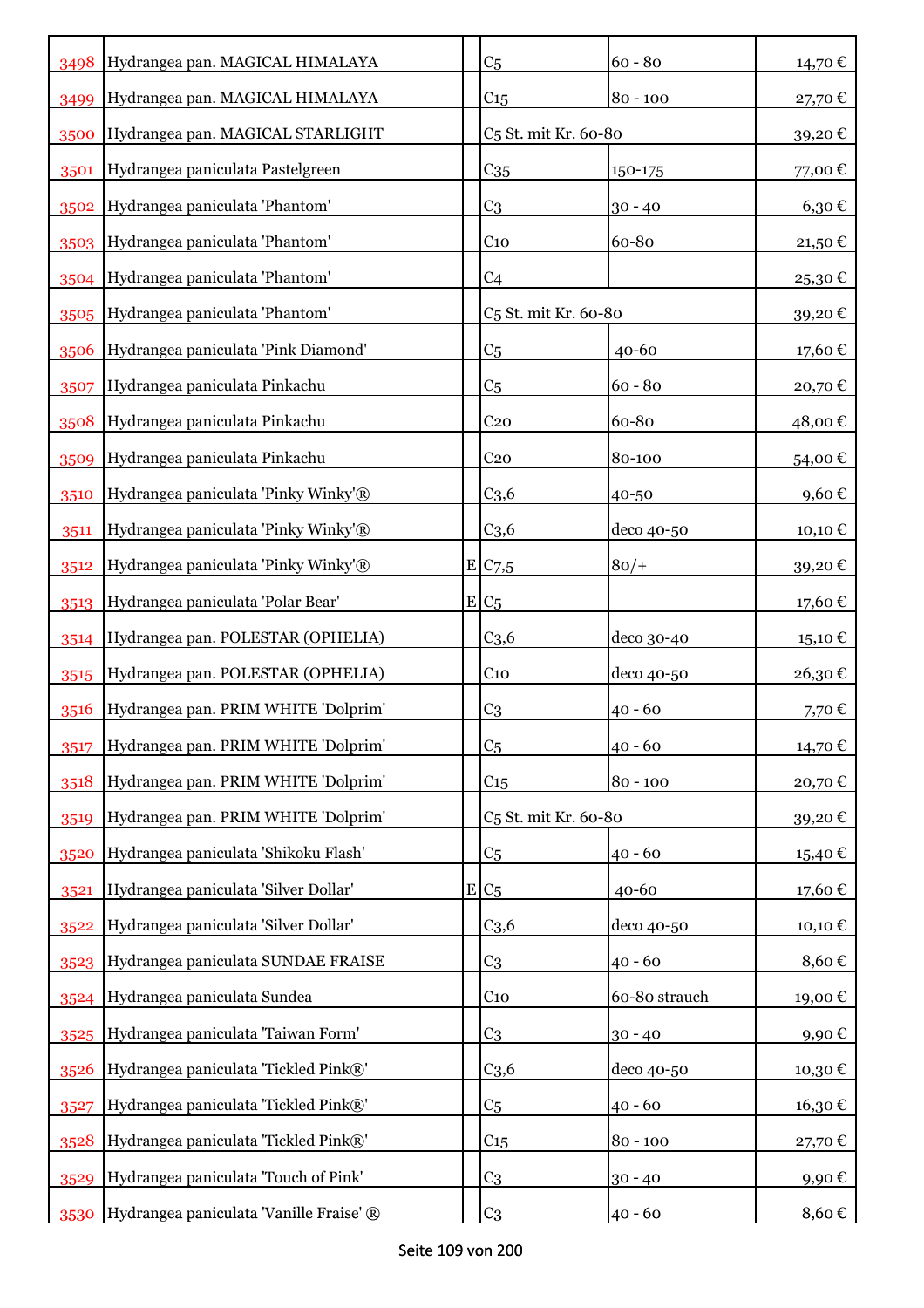| 3498 | Hydrangea pan. MAGICAL HIMALAYA | | C5 | 60 - 80 | 14,70 € |
|---|---|---|---|---|---|
| 3499 | Hydrangea pan. MAGICAL HIMALAYA | | C15 | 80 - 100 | 27,70 € |
| 3500 | Hydrangea pan. MAGICAL STARLIGHT | | C5 St. mit Kr. 60-80 | | 39,20 € |
| 3501 | Hydrangea paniculata Pastelgreen | | C35 | 150-175 | 77,00 € |
| 3502 | Hydrangea paniculata 'Phantom' | | C3 | 30 - 40 | 6,30 € |
| 3503 | Hydrangea paniculata 'Phantom' | | C10 | 60-80 | 21,50 € |
| 3504 | Hydrangea paniculata 'Phantom' | | C4 | | 25,30 € |
| 3505 | Hydrangea paniculata 'Phantom' | | C5 St. mit Kr. 60-80 | | 39,20 € |
| 3506 | Hydrangea paniculata 'Pink Diamond' | | C5 | 40-60 | 17,60 € |
| 3507 | Hydrangea paniculata Pinkachu | | C5 | 60 - 80 | 20,70 € |
| 3508 | Hydrangea paniculata Pinkachu | | C20 | 60-80 | 48,00 € |
| 3509 | Hydrangea paniculata Pinkachu | | C20 | 80-100 | 54,00 € |
| 3510 | Hydrangea paniculata 'Pinky Winky'® | | C3,6 | 40-50 | 9,60 € |
| 3511 | Hydrangea paniculata 'Pinky Winky'® | | C3,6 | deco 40-50 | 10,10 € |
| 3512 | Hydrangea paniculata 'Pinky Winky'® | E | C7,5 | 80/+ | 39,20 € |
| 3513 | Hydrangea paniculata 'Polar Bear' | E | C5 | | 17,60 € |
| 3514 | Hydrangea pan. POLESTAR (OPHELIA) | | C3,6 | deco 30-40 | 15,10 € |
| 3515 | Hydrangea pan. POLESTAR (OPHELIA) | | C10 | deco 40-50 | 26,30 € |
| 3516 | Hydrangea pan. PRIM WHITE 'Dolprim' | | C3 | 40 - 60 | 7,70 € |
| 3517 | Hydrangea pan. PRIM WHITE 'Dolprim' | | C5 | 40 - 60 | 14,70 € |
| 3518 | Hydrangea pan. PRIM WHITE 'Dolprim' | | C15 | 80 - 100 | 20,70 € |
| 3519 | Hydrangea pan. PRIM WHITE 'Dolprim' | | C5 St. mit Kr. 60-80 | | 39,20 € |
| 3520 | Hydrangea paniculata 'Shikoku Flash' | | C5 | 40 - 60 | 15,40 € |
| 3521 | Hydrangea paniculata 'Silver Dollar' | E | C5 | 40-60 | 17,60 € |
| 3522 | Hydrangea paniculata 'Silver Dollar' | | C3,6 | deco 40-50 | 10,10 € |
| 3523 | Hydrangea paniculata SUNDAE FRAISE | | C3 | 40 - 60 | 8,60 € |
| 3524 | Hydrangea paniculata Sundea | | C10 | 60-80 strauch | 19,00 € |
| 3525 | Hydrangea paniculata 'Taiwan Form' | | C3 | 30 - 40 | 9,90 € |
| 3526 | Hydrangea paniculata 'Tickled Pink®' | | C3,6 | deco 40-50 | 10,30 € |
| 3527 | Hydrangea paniculata 'Tickled Pink®' | | C5 | 40 - 60 | 16,30 € |
| 3528 | Hydrangea paniculata 'Tickled Pink®' | | C15 | 80 - 100 | 27,70 € |
| 3529 | Hydrangea paniculata 'Touch of Pink' | | C3 | 30 - 40 | 9,90 € |
| 3530 | Hydrangea paniculata 'Vanille Fraise' ® | | C3 | 40 - 60 | 8,60 € |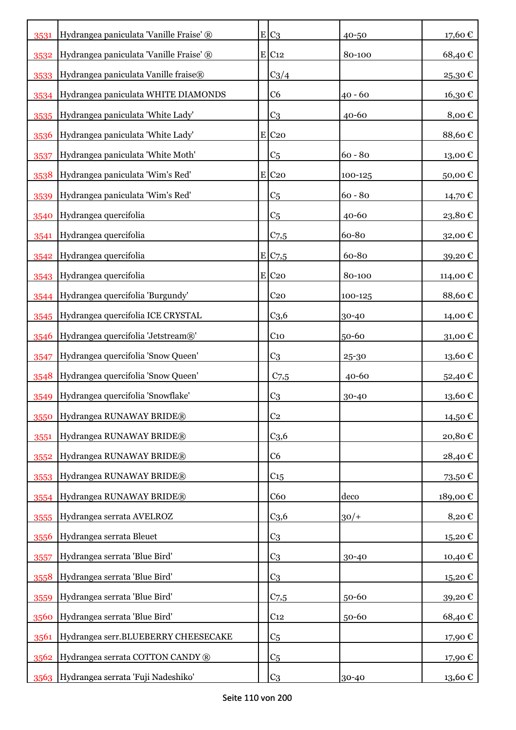| | | | | | |
|---|---|---|---|---|---|
| 3531 | Hydrangea paniculata 'Vanille Fraise' ® | E | C3 | 40-50 | 17,60 € |
| 3532 | Hydrangea paniculata 'Vanille Fraise' ® | E | C12 | 80-100 | 68,40 € |
| 3533 | Hydrangea paniculata Vanille fraise® | | C3/4 | | 25,30 € |
| 3534 | Hydrangea paniculata WHITE DIAMONDS | | C6 | 40 - 60 | 16,30 € |
| 3535 | Hydrangea paniculata 'White Lady' | | C3 | 40-60 | 8,00 € |
| 3536 | Hydrangea paniculata 'White Lady' | E | C20 | | 88,60 € |
| 3537 | Hydrangea paniculata 'White Moth' | | C5 | 60 - 80 | 13,00 € |
| 3538 | Hydrangea paniculata 'Wim's Red' | E | C20 | 100-125 | 50,00 € |
| 3539 | Hydrangea paniculata 'Wim's Red' | | C5 | 60 - 80 | 14,70 € |
| 3540 | Hydrangea quercifolia | | C5 | 40-60 | 23,80 € |
| 3541 | Hydrangea quercifolia | | C7,5 | 60-80 | 32,00 € |
| 3542 | Hydrangea quercifolia | E | C7,5 | 60-80 | 39,20 € |
| 3543 | Hydrangea quercifolia | E | C20 | 80-100 | 114,00 € |
| 3544 | Hydrangea quercifolia 'Burgundy' | | C20 | 100-125 | 88,60 € |
| 3545 | Hydrangea quercifolia ICE CRYSTAL | | C3,6 | 30-40 | 14,00 € |
| 3546 | Hydrangea quercifolia 'Jetstream®' | | C10 | 50-60 | 31,00 € |
| 3547 | Hydrangea quercifolia 'Snow Queen' | | C3 | 25-30 | 13,60 € |
| 3548 | Hydrangea quercifolia 'Snow Queen' | | C7,5 | 40-60 | 52,40 € |
| 3549 | Hydrangea quercifolia 'Snowflake' | | C3 | 30-40 | 13,60 € |
| 3550 | Hydrangea RUNAWAY BRIDE® | | C2 | | 14,50 € |
| 3551 | Hydrangea RUNAWAY BRIDE® | | C3,6 | | 20,80 € |
| 3552 | Hydrangea RUNAWAY BRIDE® | | C6 | | 28,40 € |
| 3553 | Hydrangea RUNAWAY BRIDE® | | C15 | | 73,50 € |
| 3554 | Hydrangea RUNAWAY BRIDE® | | C60 | deco | 189,00 € |
| 3555 | Hydrangea serrata AVELROZ | | C3,6 | 30/+ | 8,20 € |
| 3556 | Hydrangea serrata Bleuet | | C3 | | 15,20 € |
| 3557 | Hydrangea serrata 'Blue Bird' | | C3 | 30-40 | 10,40 € |
| 3558 | Hydrangea serrata 'Blue Bird' | | C3 | | 15,20 € |
| 3559 | Hydrangea serrata 'Blue Bird' | | C7,5 | 50-60 | 39,20 € |
| 3560 | Hydrangea serrata 'Blue Bird' | | C12 | 50-60 | 68,40 € |
| 3561 | Hydrangea serr.BLUEBERRY CHEESECAKE | | C5 | | 17,90 € |
| 3562 | Hydrangea serrata COTTON CANDY ® | | C5 | | 17,90 € |
| 3563 | Hydrangea serrata 'Fuji Nadeshiko' | | C3 | 30-40 | 13,60 € |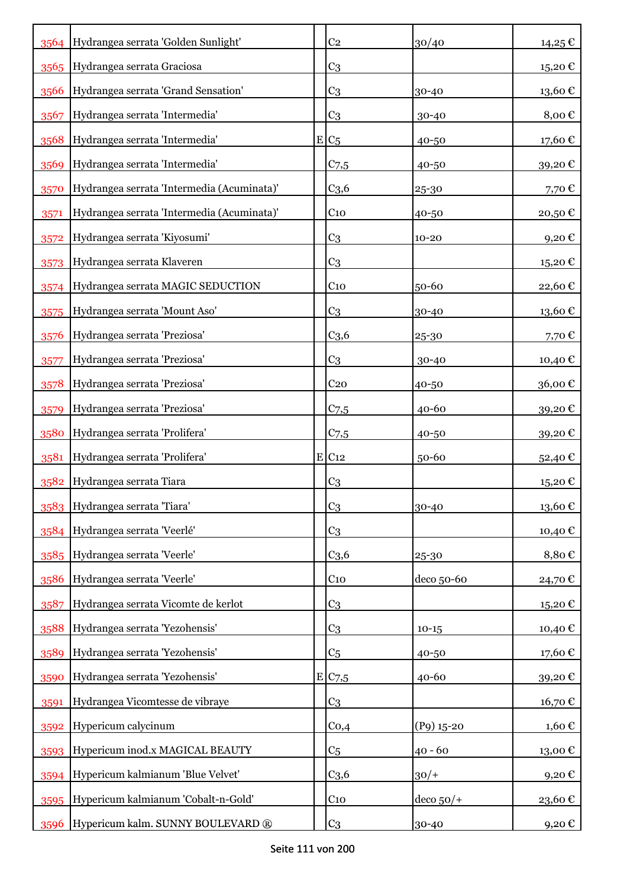| | | | | | |
|---|---|---|---|---|---|
| 3564 | Hydrangea serrata 'Golden Sunlight' | | C2 | 30/40 | 14,25 € |
| 3565 | Hydrangea serrata Graciosa | | C3 | | 15,20 € |
| 3566 | Hydrangea serrata 'Grand Sensation' | | C3 | 30-40 | 13,60 € |
| 3567 | Hydrangea serrata 'Intermedia' | | C3 | 30-40 | 8,00 € |
| 3568 | Hydrangea serrata 'Intermedia' | E | C5 | 40-50 | 17,60 € |
| 3569 | Hydrangea serrata 'Intermedia' | | C7,5 | 40-50 | 39,20 € |
| 3570 | Hydrangea serrata 'Intermedia (Acuminata)' | | C3,6 | 25-30 | 7,70 € |
| 3571 | Hydrangea serrata 'Intermedia (Acuminata)' | | C10 | 40-50 | 20,50 € |
| 3572 | Hydrangea serrata 'Kiyosumi' | | C3 | 10-20 | 9,20 € |
| 3573 | Hydrangea serrata Klaveren | | C3 | | 15,20 € |
| 3574 | Hydrangea serrata MAGIC SEDUCTION | | C10 | 50-60 | 22,60 € |
| 3575 | Hydrangea serrata 'Mount Aso' | | C3 | 30-40 | 13,60 € |
| 3576 | Hydrangea serrata 'Preziosa' | | C3,6 | 25-30 | 7,70 € |
| 3577 | Hydrangea serrata 'Preziosa' | | C3 | 30-40 | 10,40 € |
| 3578 | Hydrangea serrata 'Preziosa' | | C20 | 40-50 | 36,00 € |
| 3579 | Hydrangea serrata 'Preziosa' | | C7,5 | 40-60 | 39,20 € |
| 3580 | Hydrangea serrata 'Prolifera' | | C7,5 | 40-50 | 39,20 € |
| 3581 | Hydrangea serrata 'Prolifera' | E | C12 | 50-60 | 52,40 € |
| 3582 | Hydrangea serrata Tiara | | C3 | | 15,20 € |
| 3583 | Hydrangea serrata 'Tiara' | | C3 | 30-40 | 13,60 € |
| 3584 | Hydrangea serrata 'Veerlé' | | C3 | | 10,40 € |
| 3585 | Hydrangea serrata 'Veerle' | | C3,6 | 25-30 | 8,80 € |
| 3586 | Hydrangea serrata 'Veerle' | | C10 | deco 50-60 | 24,70 € |
| 3587 | Hydrangea serrata Vicomte de kerlot | | C3 | | 15,20 € |
| 3588 | Hydrangea serrata 'Yezohensis' | | C3 | 10-15 | 10,40 € |
| 3589 | Hydrangea serrata 'Yezohensis' | | C5 | 40-50 | 17,60 € |
| 3590 | Hydrangea serrata 'Yezohensis' | E | C7,5 | 40-60 | 39,20 € |
| 3591 | Hydrangea Vicomtesse de vibraye | | C3 | | 16,70 € |
| 3592 | Hypericum calycinum | | C0,4 | (P9) 15-20 | 1,60 € |
| 3593 | Hypericum inod.x MAGICAL BEAUTY | | C5 | 40 - 60 | 13,00 € |
| 3594 | Hypericum kalmianum 'Blue Velvet' | | C3,6 | 30/+ | 9,20 € |
| 3595 | Hypericum kalmianum 'Cobalt-n-Gold' | | C10 | deco 50/+ | 23,60 € |
| 3596 | Hypericum kalm. SUNNY BOULEVARD ® | | C3 | 30-40 | 9,20 € |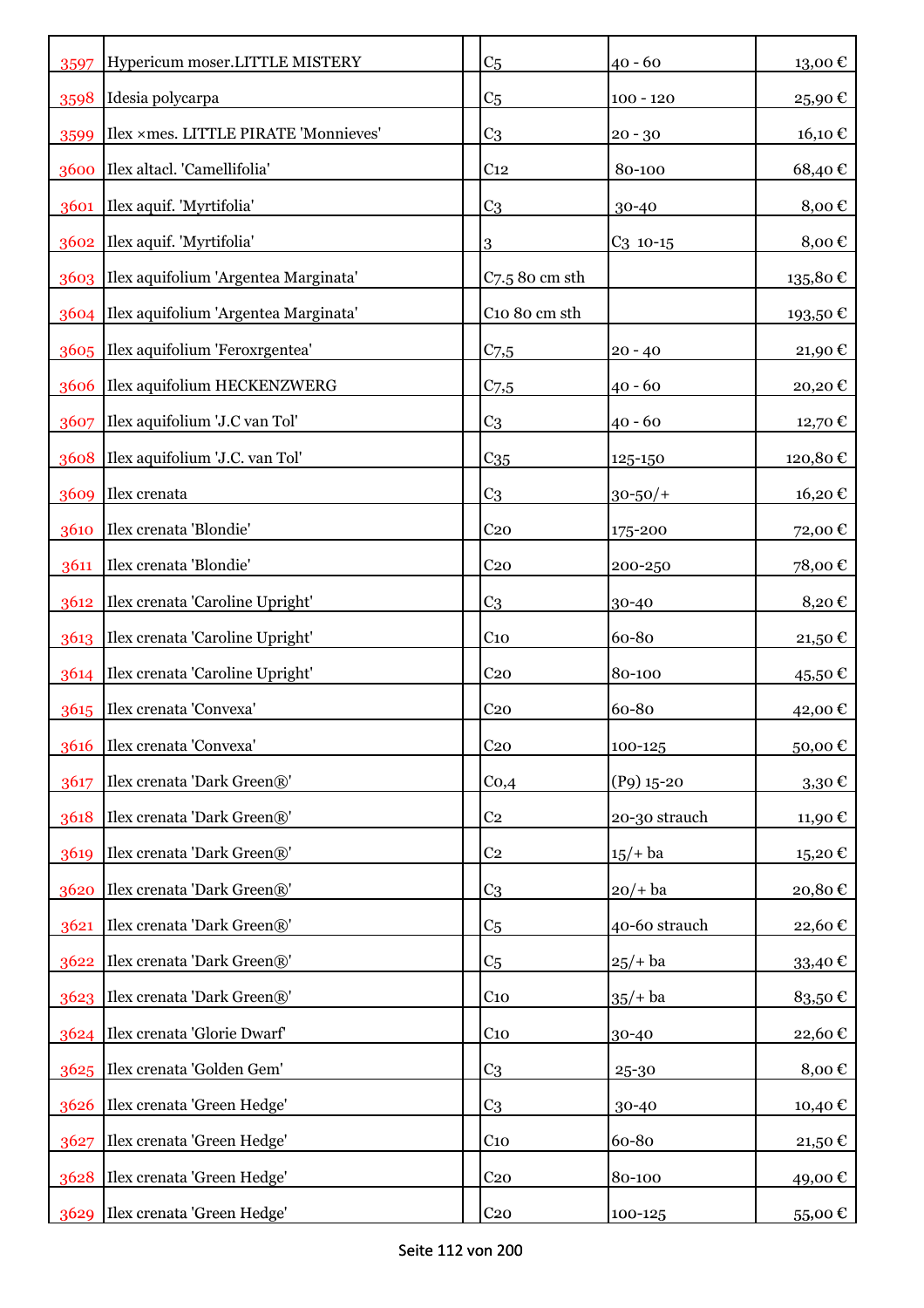| | | | | | |
|---|---|---|---|---|---|
| 3597 | Hypericum moser.LITTLE MISTERY | | C5 | 40 - 60 | 13,00 € |
| 3598 | Idesia polycarpa | | C5 | 100 - 120 | 25,90 € |
| 3599 | Ilex ×mes. LITTLE PIRATE 'Monnieves' | | C3 | 20 - 30 | 16,10 € |
| 3600 | Ilex altacl. 'Camellifolia' | | C12 | 80-100 | 68,40 € |
| 3601 | Ilex aquif. 'Myrtifolia' | | C3 | 30-40 | 8,00 € |
| 3602 | Ilex aquif. 'Myrtifolia' | | 3 | C3 10-15 | 8,00 € |
| 3603 | Ilex aquifolium 'Argentea Marginata' | | C7.5 80 cm sth | | 135,80 € |
| 3604 | Ilex aquifolium 'Argentea Marginata' | | C10 80 cm sth | | 193,50 € |
| 3605 | Ilex aquifolium 'Feroxrgentea' | | C7,5 | 20 - 40 | 21,90 € |
| 3606 | Ilex aquifolium HECKENZWERG | | C7,5 | 40 - 60 | 20,20 € |
| 3607 | Ilex aquifolium 'J.C van Tol' | | C3 | 40 - 60 | 12,70 € |
| 3608 | Ilex aquifolium 'J.C. van Tol' | | C35 | 125-150 | 120,80 € |
| 3609 | Ilex crenata | | C3 | 30-50/+ | 16,20 € |
| 3610 | Ilex crenata 'Blondie' | | C20 | 175-200 | 72,00 € |
| 3611 | Ilex crenata 'Blondie' | | C20 | 200-250 | 78,00 € |
| 3612 | Ilex crenata 'Caroline Upright' | | C3 | 30-40 | 8,20 € |
| 3613 | Ilex crenata 'Caroline Upright' | | C10 | 60-80 | 21,50 € |
| 3614 | Ilex crenata 'Caroline Upright' | | C20 | 80-100 | 45,50 € |
| 3615 | Ilex crenata 'Convexa' | | C20 | 60-80 | 42,00 € |
| 3616 | Ilex crenata 'Convexa' | | C20 | 100-125 | 50,00 € |
| 3617 | Ilex crenata 'Dark Green®' | | C0,4 | (P9) 15-20 | 3,30 € |
| 3618 | Ilex crenata 'Dark Green®' | | C2 | 20-30 strauch | 11,90 € |
| 3619 | Ilex crenata 'Dark Green®' | | C2 | 15/+ ba | 15,20 € |
| 3620 | Ilex crenata 'Dark Green®' | | C3 | 20/+ ba | 20,80 € |
| 3621 | Ilex crenata 'Dark Green®' | | C5 | 40-60 strauch | 22,60 € |
| 3622 | Ilex crenata 'Dark Green®' | | C5 | 25/+ ba | 33,40 € |
| 3623 | Ilex crenata 'Dark Green®' | | C10 | 35/+ ba | 83,50 € |
| 3624 | Ilex crenata 'Glorie Dwarf' | | C10 | 30-40 | 22,60 € |
| 3625 | Ilex crenata 'Golden Gem' | | C3 | 25-30 | 8,00 € |
| 3626 | Ilex crenata 'Green Hedge' | | C3 | 30-40 | 10,40 € |
| 3627 | Ilex crenata 'Green Hedge' | | C10 | 60-80 | 21,50 € |
| 3628 | Ilex crenata 'Green Hedge' | | C20 | 80-100 | 49,00 € |
| 3629 | Ilex crenata 'Green Hedge' | | C20 | 100-125 | 55,00 € |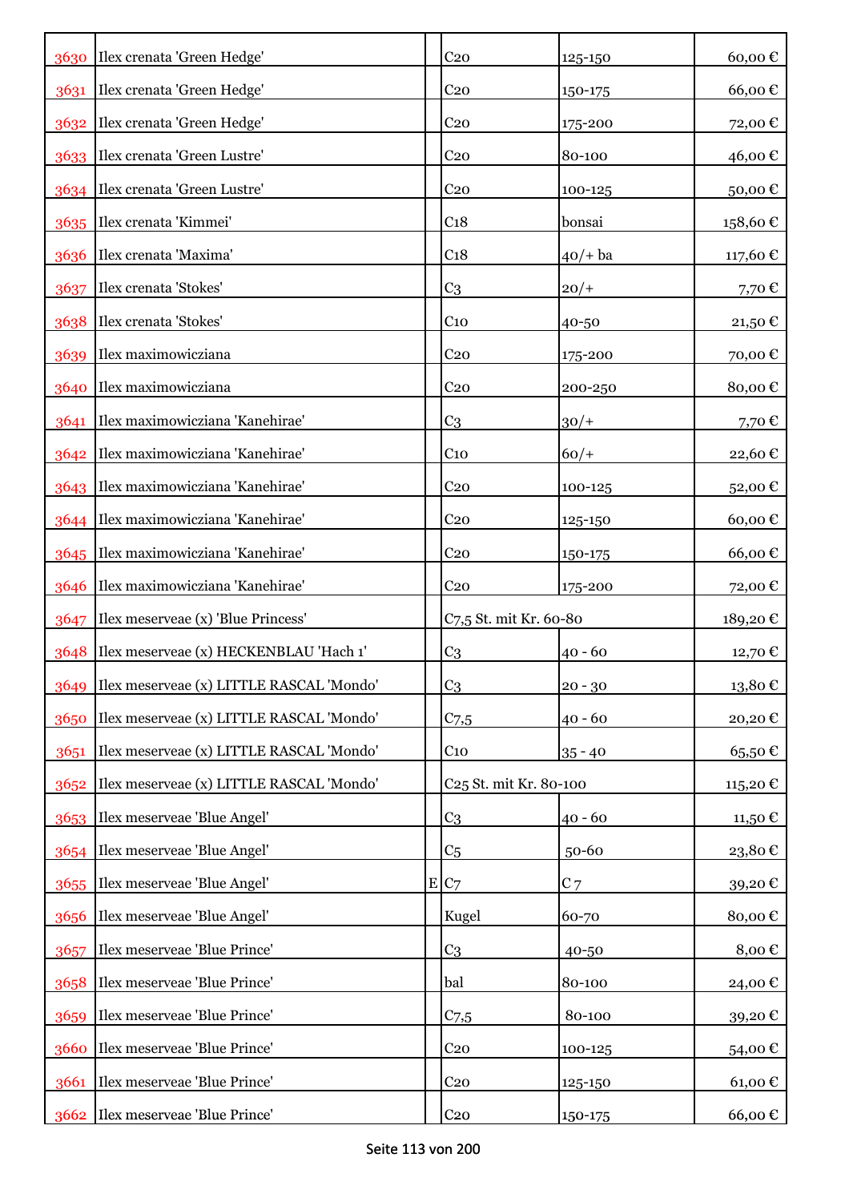| | | | | | |
|---|---|---|---|---|---|
| 3630 | Ilex crenata 'Green Hedge' | | C20 | 125-150 | 60,00 € |
| 3631 | Ilex crenata 'Green Hedge' | | C20 | 150-175 | 66,00 € |
| 3632 | Ilex crenata 'Green Hedge' | | C20 | 175-200 | 72,00 € |
| 3633 | Ilex crenata 'Green Lustre' | | C20 | 80-100 | 46,00 € |
| 3634 | Ilex crenata 'Green Lustre' | | C20 | 100-125 | 50,00 € |
| 3635 | Ilex crenata 'Kimmei' | | C18 | bonsai | 158,60 € |
| 3636 | Ilex crenata 'Maxima' | | C18 | 40/+ ba | 117,60 € |
| 3637 | Ilex crenata 'Stokes' | | C3 | 20/+ | 7,70 € |
| 3638 | Ilex crenata 'Stokes' | | C10 | 40-50 | 21,50 € |
| 3639 | Ilex maximowicziana | | C20 | 175-200 | 70,00 € |
| 3640 | Ilex maximowicziana | | C20 | 200-250 | 80,00 € |
| 3641 | Ilex maximowicziana 'Kanehirae' | | C3 | 30/+ | 7,70 € |
| 3642 | Ilex maximowicziana 'Kanehirae' | | C10 | 60/+ | 22,60 € |
| 3643 | Ilex maximowicziana 'Kanehirae' | | C20 | 100-125 | 52,00 € |
| 3644 | Ilex maximowicziana 'Kanehirae' | | C20 | 125-150 | 60,00 € |
| 3645 | Ilex maximowicziana 'Kanehirae' | | C20 | 150-175 | 66,00 € |
| 3646 | Ilex maximowicziana 'Kanehirae' | | C20 | 175-200 | 72,00 € |
| 3647 | Ilex meserveae (x) 'Blue Princess' | | C7,5 St. mit Kr. 60-80 | | 189,20 € |
| 3648 | Ilex meserveae (x) HECKENBLAU 'Hach 1' | | C3 | 40 - 60 | 12,70 € |
| 3649 | Ilex meserveae (x) LITTLE RASCAL 'Mondo' | | C3 | 20 - 30 | 13,80 € |
| 3650 | Ilex meserveae (x) LITTLE RASCAL 'Mondo' | | C7,5 | 40 - 60 | 20,20 € |
| 3651 | Ilex meserveae (x) LITTLE RASCAL 'Mondo' | | C10 | 35 - 40 | 65,50 € |
| 3652 | Ilex meserveae (x) LITTLE RASCAL 'Mondo' | | C25 St. mit Kr. 80-100 | | 115,20 € |
| 3653 | Ilex meserveae 'Blue Angel' | | C3 | 40 - 60 | 11,50 € |
| 3654 | Ilex meserveae 'Blue Angel' | | C5 | 50-60 | 23,80 € |
| 3655 | Ilex meserveae 'Blue Angel' | E | C7 | C 7 | 39,20 € |
| 3656 | Ilex meserveae 'Blue Angel' | | Kugel | 60-70 | 80,00 € |
| 3657 | Ilex meserveae 'Blue Prince' | | C3 | 40-50 | 8,00 € |
| 3658 | Ilex meserveae 'Blue Prince' | | bal | 80-100 | 24,00 € |
| 3659 | Ilex meserveae 'Blue Prince' | | C7,5 | 80-100 | 39,20 € |
| 3660 | Ilex meserveae 'Blue Prince' | | C20 | 100-125 | 54,00 € |
| 3661 | Ilex meserveae 'Blue Prince' | | C20 | 125-150 | 61,00 € |
| 3662 | Ilex meserveae 'Blue Prince' | | C20 | 150-175 | 66,00 € |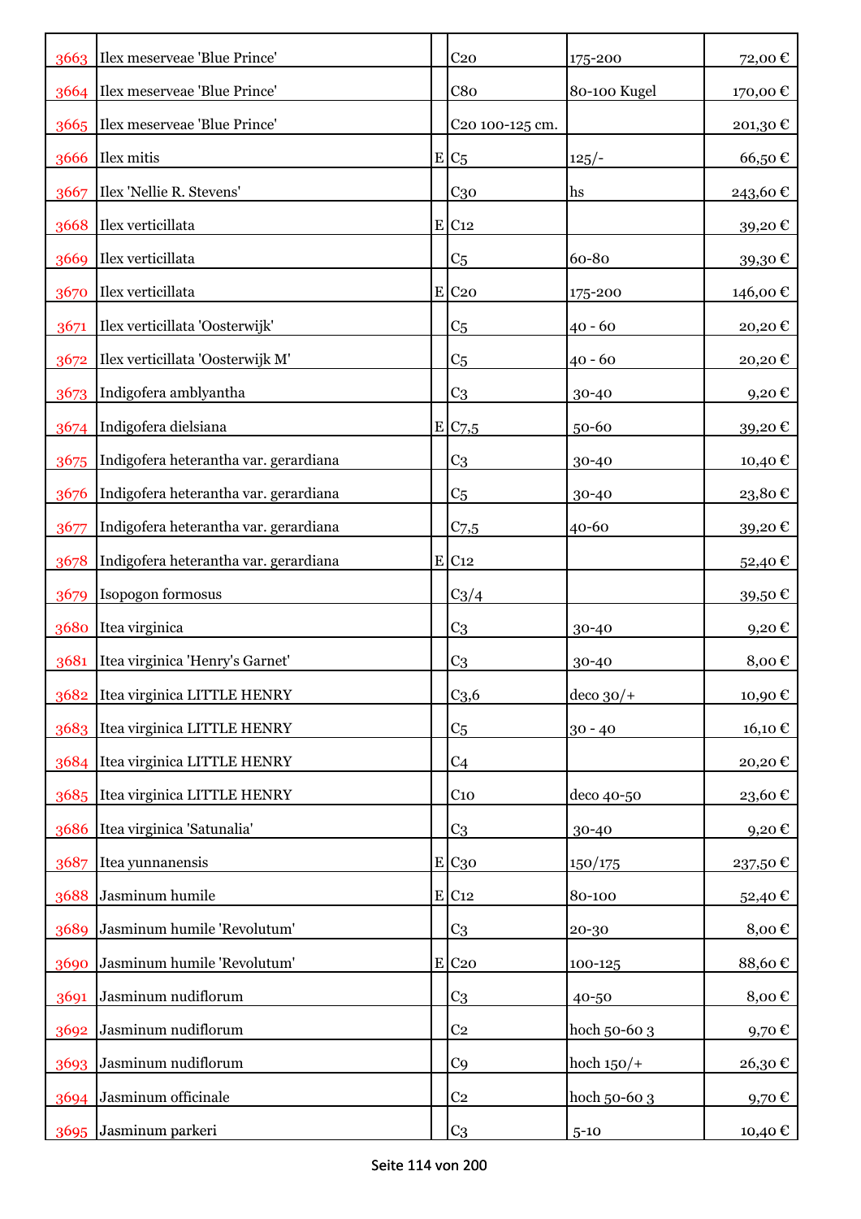| | | | | | |
|---|---|---|---|---|---|
| 3663 | Ilex meserveae 'Blue Prince' | | C20 | 175-200 | 72,00 € |
| 3664 | Ilex meserveae 'Blue Prince' | | C80 | 80-100 Kugel | 170,00 € |
| 3665 | Ilex meserveae 'Blue Prince' | | C20 100-125 cm. | | 201,30 € |
| 3666 | Ilex mitis | E | C5 | 125/- | 66,50 € |
| 3667 | Ilex 'Nellie R. Stevens' | | C30 | hs | 243,60 € |
| 3668 | Ilex verticillata | E | C12 | | 39,20 € |
| 3669 | Ilex verticillata | | C5 | 60-80 | 39,30 € |
| 3670 | Ilex verticillata | E | C20 | 175-200 | 146,00 € |
| 3671 | Ilex verticillata 'Oosterwijk' | | C5 | 40 - 60 | 20,20 € |
| 3672 | Ilex verticillata 'Oosterwijk M' | | C5 | 40 - 60 | 20,20 € |
| 3673 | Indigofera amblyantha | | C3 | 30-40 | 9,20 € |
| 3674 | Indigofera dielsiana | E | C7,5 | 50-60 | 39,20 € |
| 3675 | Indigofera heterantha var. gerardiana | | C3 | 30-40 | 10,40 € |
| 3676 | Indigofera heterantha var. gerardiana | | C5 | 30-40 | 23,80 € |
| 3677 | Indigofera heterantha var. gerardiana | | C7,5 | 40-60 | 39,20 € |
| 3678 | Indigofera heterantha var. gerardiana | E | C12 | | 52,40 € |
| 3679 | Isopogon formosus | | C3/4 | | 39,50 € |
| 3680 | Itea virginica | | C3 | 30-40 | 9,20 € |
| 3681 | Itea virginica 'Henry's Garnet' | | C3 | 30-40 | 8,00 € |
| 3682 | Itea virginica LITTLE HENRY | | C3,6 | deco 30/+ | 10,90 € |
| 3683 | Itea virginica LITTLE HENRY | | C5 | 30 - 40 | 16,10 € |
| 3684 | Itea virginica LITTLE HENRY | | C4 | | 20,20 € |
| 3685 | Itea virginica LITTLE HENRY | | C10 | deco 40-50 | 23,60 € |
| 3686 | Itea virginica 'Satunalia' | | C3 | 30-40 | 9,20 € |
| 3687 | Itea yunnanensis | E | C30 | 150/175 | 237,50 € |
| 3688 | Jasminum humile | E | C12 | 80-100 | 52,40 € |
| 3689 | Jasminum humile 'Revolutum' | | C3 | 20-30 | 8,00 € |
| 3690 | Jasminum humile 'Revolutum' | E | C20 | 100-125 | 88,60 € |
| 3691 | Jasminum nudiflorum | | C3 | 40-50 | 8,00 € |
| 3692 | Jasminum nudiflorum | | C2 | hoch 50-60 3 | 9,70 € |
| 3693 | Jasminum nudiflorum | | C9 | hoch 150/+ | 26,30 € |
| 3694 | Jasminum officinale | | C2 | hoch 50-60 3 | 9,70 € |
| 3695 | Jasminum parkeri | | C3 | 5-10 | 10,40 € |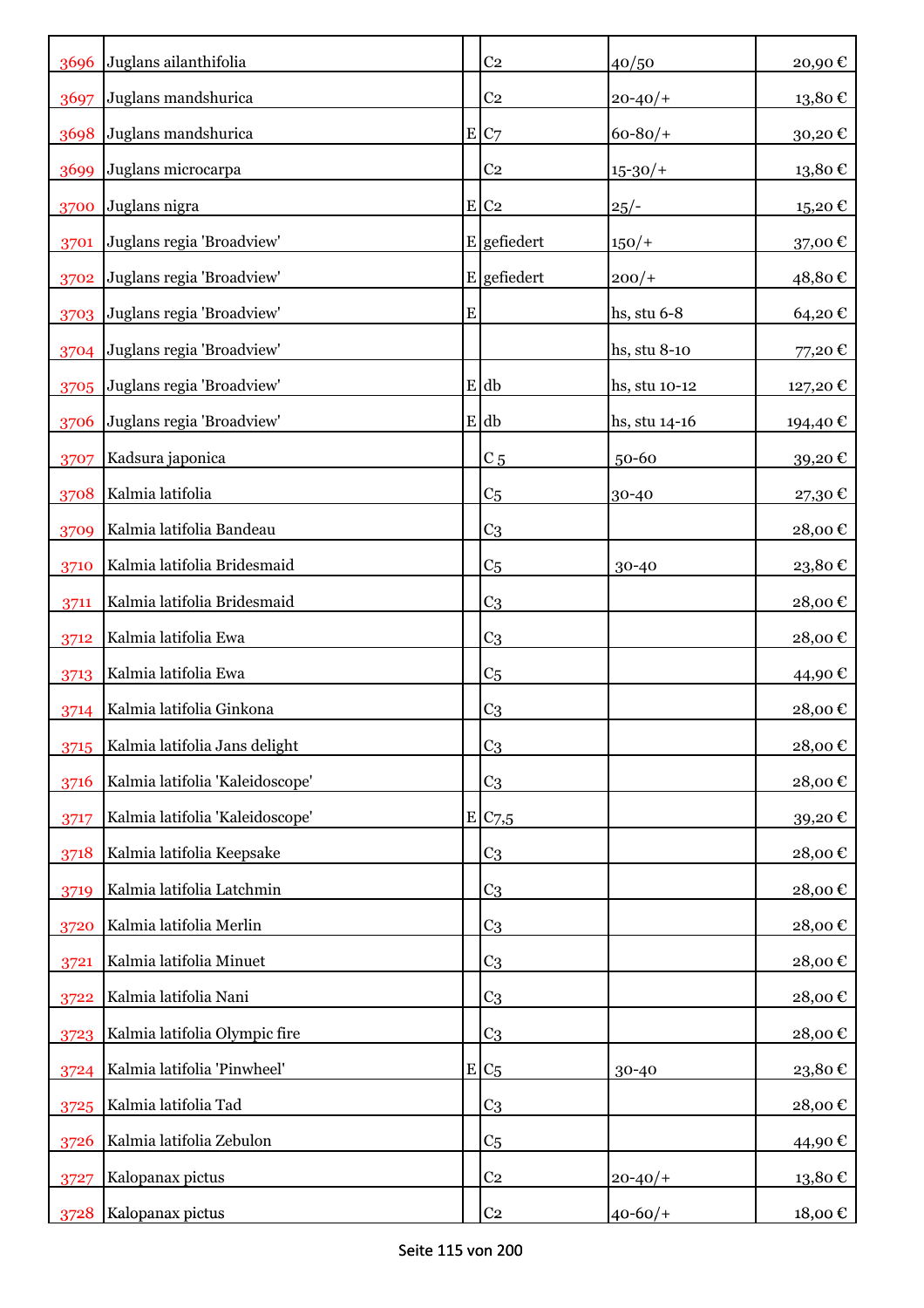| | | | | | |
|---|---|---|---|---|---|
| 3696 | Juglans ailanthifolia | | C2 | 40/50 | 20,90 € |
| 3697 | Juglans mandshurica | | C2 | 20-40/+ | 13,80 € |
| 3698 | Juglans mandshurica | E | C7 | 60-80/+ | 30,20 € |
| 3699 | Juglans microcarpa | | C2 | 15-30/+ | 13,80 € |
| 3700 | Juglans nigra | E | C2 | 25/- | 15,20 € |
| 3701 | Juglans regia 'Broadview' | E | gefiedert | 150/+ | 37,00 € |
| 3702 | Juglans regia 'Broadview' | E | gefiedert | 200/+ | 48,80 € |
| 3703 | Juglans regia 'Broadview' | E | | hs, stu 6-8 | 64,20 € |
| 3704 | Juglans regia 'Broadview' | | | hs, stu 8-10 | 77,20 € |
| 3705 | Juglans regia 'Broadview' | E | db | hs, stu 10-12 | 127,20 € |
| 3706 | Juglans regia 'Broadview' | E | db | hs, stu 14-16 | 194,40 € |
| 3707 | Kadsura japonica | | C 5 | 50-60 | 39,20 € |
| 3708 | Kalmia latifolia | | C5 | 30-40 | 27,30 € |
| 3709 | Kalmia latifolia Bandeau | | C3 | | 28,00 € |
| 3710 | Kalmia latifolia Bridesmaid | | C5 | 30-40 | 23,80 € |
| 3711 | Kalmia latifolia Bridesmaid | | C3 | | 28,00 € |
| 3712 | Kalmia latifolia Ewa | | C3 | | 28,00 € |
| 3713 | Kalmia latifolia Ewa | | C5 | | 44,90 € |
| 3714 | Kalmia latifolia Ginkona | | C3 | | 28,00 € |
| 3715 | Kalmia latifolia Jans delight | | C3 | | 28,00 € |
| 3716 | Kalmia latifolia 'Kaleidoscope' | | C3 | | 28,00 € |
| 3717 | Kalmia latifolia 'Kaleidoscope' | E | C7,5 | | 39,20 € |
| 3718 | Kalmia latifolia Keepsake | | C3 | | 28,00 € |
| 3719 | Kalmia latifolia Latchmin | | C3 | | 28,00 € |
| 3720 | Kalmia latifolia Merlin | | C3 | | 28,00 € |
| 3721 | Kalmia latifolia Minuet | | C3 | | 28,00 € |
| 3722 | Kalmia latifolia Nani | | C3 | | 28,00 € |
| 3723 | Kalmia latifolia Olympic fire | | C3 | | 28,00 € |
| 3724 | Kalmia latifolia 'Pinwheel' | E | C5 | 30-40 | 23,80 € |
| 3725 | Kalmia latifolia Tad | | C3 | | 28,00 € |
| 3726 | Kalmia latifolia Zebulon | | C5 | | 44,90 € |
| 3727 | Kalopanax pictus | | C2 | 20-40/+ | 13,80 € |
| 3728 | Kalopanax pictus | | C2 | 40-60/+ | 18,00 € |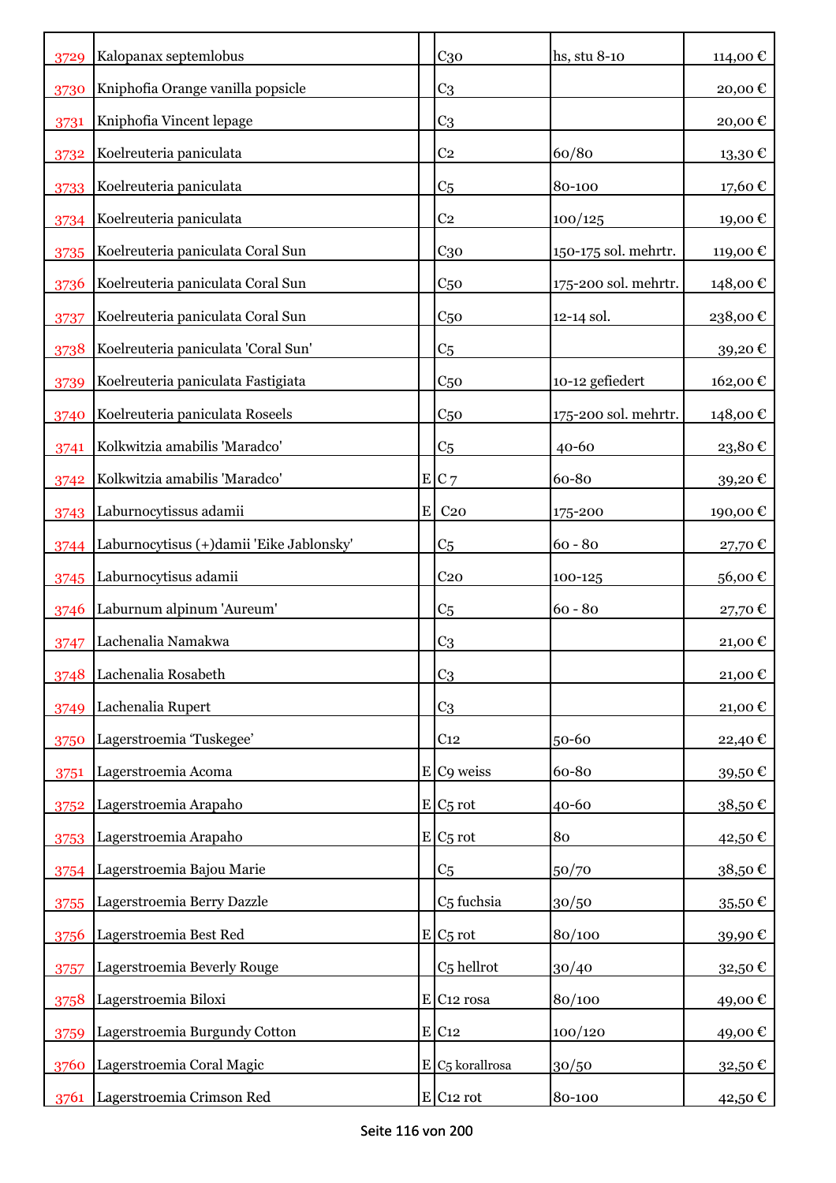| | | | | | |
|---|---|---|---|---|---|
| 3729 | Kalopanax septemlobus | | C30 | hs, stu 8-10 | 114,00 € |
| 3730 | Kniphofia Orange vanilla popsicle | | C3 | | 20,00 € |
| 3731 | Kniphofia Vincent lepage | | C3 | | 20,00 € |
| 3732 | Koelreuteria paniculata | | C2 | 60/80 | 13,30 € |
| 3733 | Koelreuteria paniculata | | C5 | 80-100 | 17,60 € |
| 3734 | Koelreuteria paniculata | | C2 | 100/125 | 19,00 € |
| 3735 | Koelreuteria paniculata Coral Sun | | C30 | 150-175 sol. mehrtr. | 119,00 € |
| 3736 | Koelreuteria paniculata Coral Sun | | C50 | 175-200 sol. mehrtr. | 148,00 € |
| 3737 | Koelreuteria paniculata Coral Sun | | C50 | 12-14 sol. | 238,00 € |
| 3738 | Koelreuteria paniculata 'Coral Sun' | | C5 | | 39,20 € |
| 3739 | Koelreuteria paniculata Fastigiata | | C50 | 10-12 gefiedert | 162,00 € |
| 3740 | Koelreuteria paniculata Roseels | | C50 | 175-200 sol. mehrtr. | 148,00 € |
| 3741 | Kolkwitzia amabilis 'Maradco' | | C5 | 40-60 | 23,80 € |
| 3742 | Kolkwitzia amabilis 'Maradco' | E | C 7 | 60-80 | 39,20 € |
| 3743 | Laburnocytissus adamii | E | C20 | 175-200 | 190,00 € |
| 3744 | Laburnocytisus (+)damii 'Eike Jablonsky' | | C5 | 60 - 80 | 27,70 € |
| 3745 | Laburnocytisus adamii | | C20 | 100-125 | 56,00 € |
| 3746 | Laburnum alpinum 'Aureum' | | C5 | 60 - 80 | 27,70 € |
| 3747 | Lachenalia Namakwa | | C3 | | 21,00 € |
| 3748 | Lachenalia Rosabeth | | C3 | | 21,00 € |
| 3749 | Lachenalia Rupert | | C3 | | 21,00 € |
| 3750 | Lagerstroemia 'Tuskegee' | | C12 | 50-60 | 22,40 € |
| 3751 | Lagerstroemia Acoma | E | C9 weiss | 60-80 | 39,50 € |
| 3752 | Lagerstroemia Arapaho | E | C5 rot | 40-60 | 38,50 € |
| 3753 | Lagerstroemia Arapaho | E | C5 rot | 80 | 42,50 € |
| 3754 | Lagerstroemia Bajou Marie | | C5 | 50/70 | 38,50 € |
| 3755 | Lagerstroemia Berry Dazzle | | C5 fuchsia | 30/50 | 35,50 € |
| 3756 | Lagerstroemia Best Red | E | C5 rot | 80/100 | 39,90 € |
| 3757 | Lagerstroemia Beverly Rouge | | C5 hellrot | 30/40 | 32,50 € |
| 3758 | Lagerstroemia Biloxi | E | C12 rosa | 80/100 | 49,00 € |
| 3759 | Lagerstroemia Burgundy Cotton | E | C12 | 100/120 | 49,00 € |
| 3760 | Lagerstroemia Coral Magic | E | C5 korallrosa | 30/50 | 32,50 € |
| 3761 | Lagerstroemia Crimson Red | E | C12 rot | 80-100 | 42,50 € |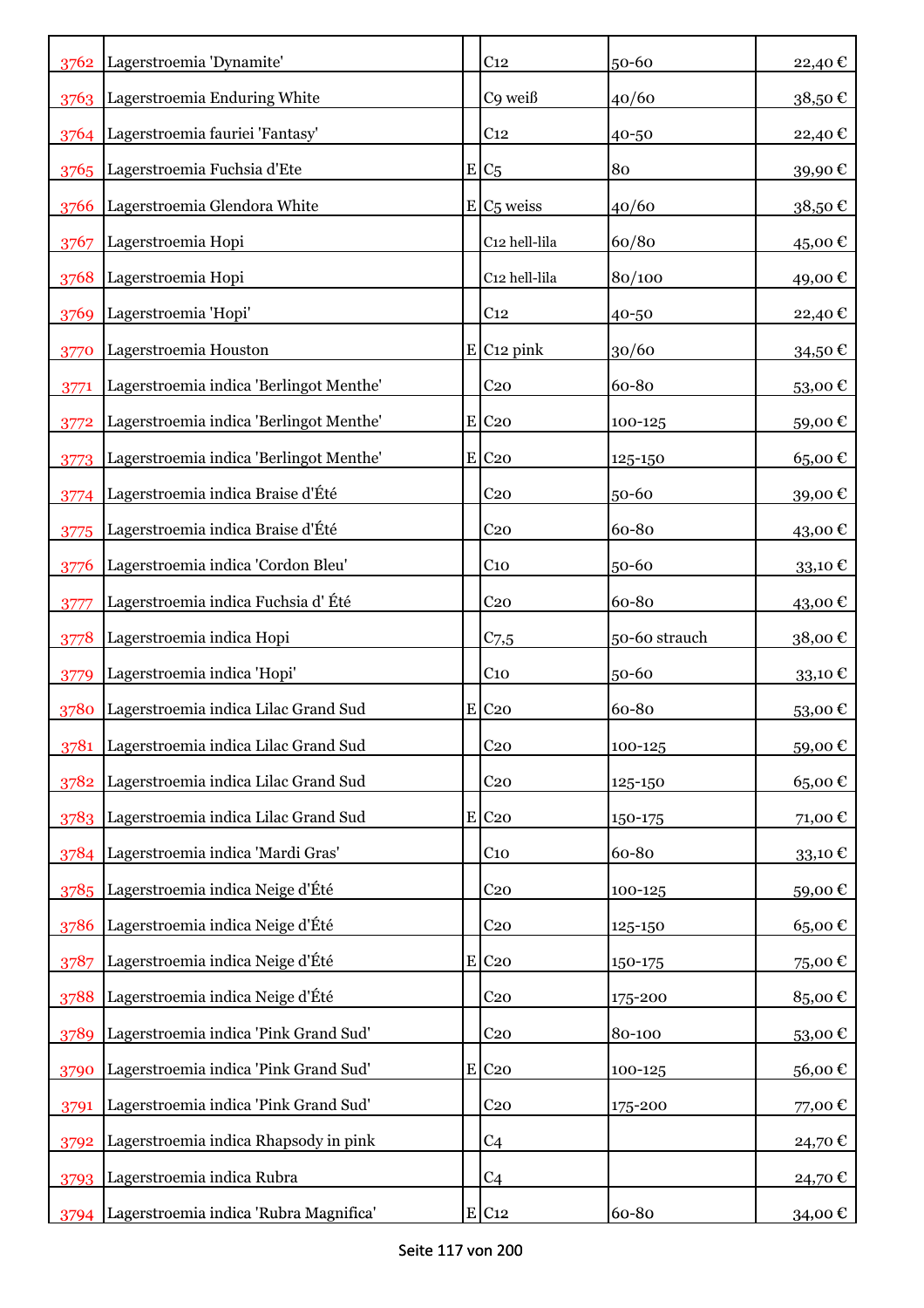| | | | | | |
|---|---|---|---|---|---|
| 3762 | Lagerstroemia 'Dynamite' | | C12 | 50-60 | 22,40 € |
| 3763 | Lagerstroemia Enduring White | | C9 weiß | 40/60 | 38,50 € |
| 3764 | Lagerstroemia fauriei 'Fantasy' | | C12 | 40-50 | 22,40 € |
| 3765 | Lagerstroemia Fuchsia d'Ete | E | C5 | 80 | 39,90 € |
| 3766 | Lagerstroemia Glendora White | E | C5 weiss | 40/60 | 38,50 € |
| 3767 | Lagerstroemia Hopi | | C12 hell-lila | 60/80 | 45,00 € |
| 3768 | Lagerstroemia Hopi | | C12 hell-lila | 80/100 | 49,00 € |
| 3769 | Lagerstroemia 'Hopi' | | C12 | 40-50 | 22,40 € |
| 3770 | Lagerstroemia Houston | E | C12 pink | 30/60 | 34,50 € |
| 3771 | Lagerstroemia indica 'Berlingot Menthe' | | C20 | 60-80 | 53,00 € |
| 3772 | Lagerstroemia indica 'Berlingot Menthe' | E | C20 | 100-125 | 59,00 € |
| 3773 | Lagerstroemia indica 'Berlingot Menthe' | E | C20 | 125-150 | 65,00 € |
| 3774 | Lagerstroemia indica Braise d'Été | | C20 | 50-60 | 39,00 € |
| 3775 | Lagerstroemia indica Braise d'Été | | C20 | 60-80 | 43,00 € |
| 3776 | Lagerstroemia indica 'Cordon Bleu' | | C10 | 50-60 | 33,10 € |
| 3777 | Lagerstroemia indica Fuchsia d' Été | | C20 | 60-80 | 43,00 € |
| 3778 | Lagerstroemia indica Hopi | | C7,5 | 50-60 strauch | 38,00 € |
| 3779 | Lagerstroemia indica 'Hopi' | | C10 | 50-60 | 33,10 € |
| 3780 | Lagerstroemia indica Lilac Grand Sud | E | C20 | 60-80 | 53,00 € |
| 3781 | Lagerstroemia indica Lilac Grand Sud | | C20 | 100-125 | 59,00 € |
| 3782 | Lagerstroemia indica Lilac Grand Sud | | C20 | 125-150 | 65,00 € |
| 3783 | Lagerstroemia indica Lilac Grand Sud | E | C20 | 150-175 | 71,00 € |
| 3784 | Lagerstroemia indica 'Mardi Gras' | | C10 | 60-80 | 33,10 € |
| 3785 | Lagerstroemia indica Neige d'Été | | C20 | 100-125 | 59,00 € |
| 3786 | Lagerstroemia indica Neige d'Été | | C20 | 125-150 | 65,00 € |
| 3787 | Lagerstroemia indica Neige d'Été | E | C20 | 150-175 | 75,00 € |
| 3788 | Lagerstroemia indica Neige d'Été | | C20 | 175-200 | 85,00 € |
| 3789 | Lagerstroemia indica 'Pink Grand Sud' | | C20 | 80-100 | 53,00 € |
| 3790 | Lagerstroemia indica 'Pink Grand Sud' | E | C20 | 100-125 | 56,00 € |
| 3791 | Lagerstroemia indica 'Pink Grand Sud' | | C20 | 175-200 | 77,00 € |
| 3792 | Lagerstroemia indica Rhapsody in pink | | C4 | | 24,70 € |
| 3793 | Lagerstroemia indica Rubra | | C4 | | 24,70 € |
| 3794 | Lagerstroemia indica 'Rubra Magnifica' | E | C12 | 60-80 | 34,00 € |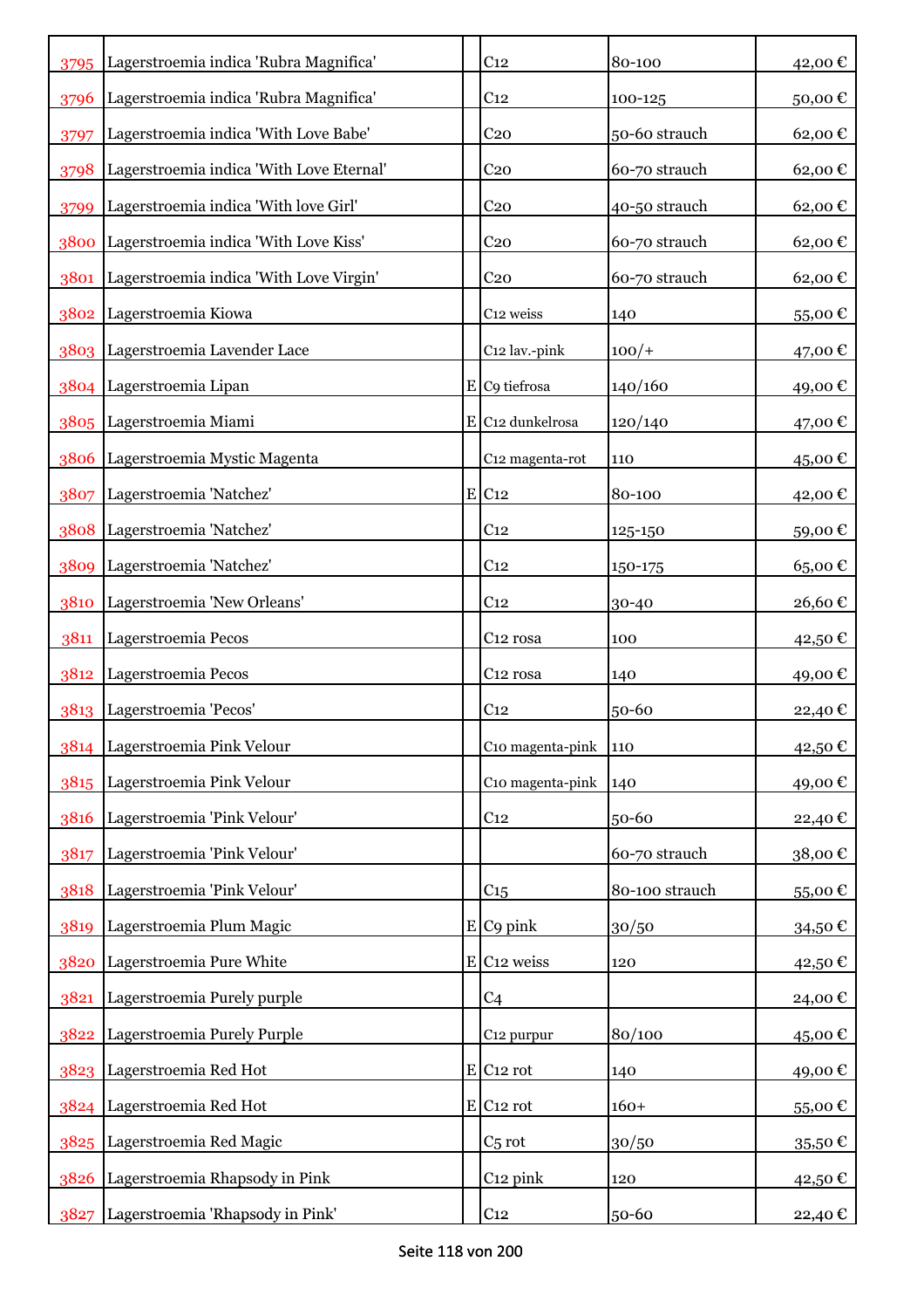| | | | | | |
|---|---|---|---|---|---|
| 3795 | Lagerstroemia indica 'Rubra Magnifica' | | C12 | 80-100 | 42,00 € |
| 3796 | Lagerstroemia indica 'Rubra Magnifica' | | C12 | 100-125 | 50,00 € |
| 3797 | Lagerstroemia indica 'With Love Babe' | | C20 | 50-60 strauch | 62,00 € |
| 3798 | Lagerstroemia indica 'With Love Eternal' | | C20 | 60-70 strauch | 62,00 € |
| 3799 | Lagerstroemia indica 'With love Girl' | | C20 | 40-50 strauch | 62,00 € |
| 3800 | Lagerstroemia indica 'With Love Kiss' | | C20 | 60-70 strauch | 62,00 € |
| 3801 | Lagerstroemia indica 'With Love Virgin' | | C20 | 60-70 strauch | 62,00 € |
| 3802 | Lagerstroemia Kiowa | | C12 weiss | 140 | 55,00 € |
| 3803 | Lagerstroemia Lavender Lace | | C12 lav.-pink | 100/+ | 47,00 € |
| 3804 | Lagerstroemia Lipan | E | C9 tiefrosa | 140/160 | 49,00 € |
| 3805 | Lagerstroemia Miami | E | C12 dunkelrosa | 120/140 | 47,00 € |
| 3806 | Lagerstroemia Mystic Magenta | | C12 magenta-rot | 110 | 45,00 € |
| 3807 | Lagerstroemia 'Natchez' | E | C12 | 80-100 | 42,00 € |
| 3808 | Lagerstroemia 'Natchez' | | C12 | 125-150 | 59,00 € |
| 3809 | Lagerstroemia 'Natchez' | | C12 | 150-175 | 65,00 € |
| 3810 | Lagerstroemia 'New Orleans' | | C12 | 30-40 | 26,60 € |
| 3811 | Lagerstroemia Pecos | | C12 rosa | 100 | 42,50 € |
| 3812 | Lagerstroemia Pecos | | C12 rosa | 140 | 49,00 € |
| 3813 | Lagerstroemia 'Pecos' | | C12 | 50-60 | 22,40 € |
| 3814 | Lagerstroemia Pink Velour | | C10 magenta-pink | 110 | 42,50 € |
| 3815 | Lagerstroemia Pink Velour | | C10 magenta-pink | 140 | 49,00 € |
| 3816 | Lagerstroemia 'Pink Velour' | | C12 | 50-60 | 22,40 € |
| 3817 | Lagerstroemia 'Pink Velour' | | | 60-70 strauch | 38,00 € |
| 3818 | Lagerstroemia 'Pink Velour' | | C15 | 80-100 strauch | 55,00 € |
| 3819 | Lagerstroemia Plum Magic | E | C9 pink | 30/50 | 34,50 € |
| 3820 | Lagerstroemia Pure White | E | C12 weiss | 120 | 42,50 € |
| 3821 | Lagerstroemia Purely purple | | C4 | | 24,00 € |
| 3822 | Lagerstroemia Purely Purple | | C12 purpur | 80/100 | 45,00 € |
| 3823 | Lagerstroemia Red Hot | E | C12 rot | 140 | 49,00 € |
| 3824 | Lagerstroemia Red Hot | E | C12 rot | 160+ | 55,00 € |
| 3825 | Lagerstroemia Red Magic | | C5 rot | 30/50 | 35,50 € |
| 3826 | Lagerstroemia Rhapsody in Pink | | C12 pink | 120 | 42,50 € |
| 3827 | Lagerstroemia 'Rhapsody in Pink' | | C12 | 50-60 | 22,40 € |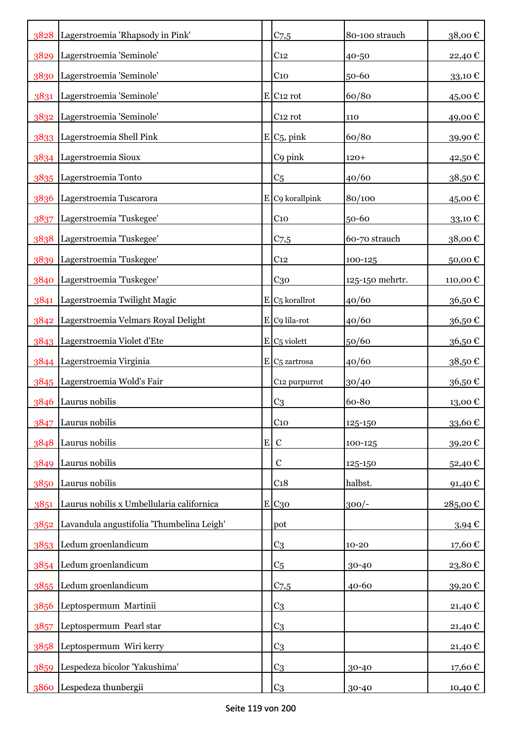| | | | | | |
|---|---|---|---|---|---|
| 3828 | Lagerstroemia 'Rhapsody in Pink' | | C7,5 | 80-100 strauch | 38,00 € |
| 3829 | Lagerstroemia 'Seminole' | | C12 | 40-50 | 22,40 € |
| 3830 | Lagerstroemia 'Seminole' | | C10 | 50-60 | 33,10 € |
| 3831 | Lagerstroemia 'Seminole' | E | C12 rot | 60/80 | 45,00 € |
| 3832 | Lagerstroemia 'Seminole' | | C12 rot | 110 | 49,00 € |
| 3833 | Lagerstroemia Shell Pink | E | C5, pink | 60/80 | 39,90 € |
| 3834 | Lagerstroemia Sioux | | C9 pink | 120+ | 42,50 € |
| 3835 | Lagerstroemia Tonto | | C5 | 40/60 | 38,50 € |
| 3836 | Lagerstroemia Tuscarora | E | C9 korallpink | 80/100 | 45,00 € |
| 3837 | Lagerstroemia 'Tuskegee' | | C10 | 50-60 | 33,10 € |
| 3838 | Lagerstroemia 'Tuskegee' | | C7,5 | 60-70 strauch | 38,00 € |
| 3839 | Lagerstroemia 'Tuskegee' | | C12 | 100-125 | 50,00 € |
| 3840 | Lagerstroemia 'Tuskegee' | | C30 | 125-150 mehrtr. | 110,00 € |
| 3841 | Lagerstroemia Twilight Magic | E | C5 korallrot | 40/60 | 36,50 € |
| 3842 | Lagerstroemia Velmars Royal Delight | E | C9 lila-rot | 40/60 | 36,50 € |
| 3843 | Lagerstroemia Violet d'Ete | E | C5 violett | 50/60 | 36,50 € |
| 3844 | Lagerstroemia Virginia | E | C5 zartrosa | 40/60 | 38,50 € |
| 3845 | Lagerstroemia Wold's Fair | | C12 purpurrot | 30/40 | 36,50 € |
| 3846 | Laurus nobilis | | C3 | 60-80 | 13,00 € |
| 3847 | Laurus nobilis | | C10 | 125-150 | 33,60 € |
| 3848 | Laurus nobilis | E | C | 100-125 | 39,20 € |
| 3849 | Laurus nobilis | | C | 125-150 | 52,40 € |
| 3850 | Laurus nobilis | | C18 | halbst. | 91,40 € |
| 3851 | Laurus nobilis x Umbellularia californica | E | C30 | 300/- | 285,00 € |
| 3852 | Lavandula angustifolia 'Thumbelina Leigh' | | pot | | 3,94 € |
| 3853 | Ledum groenlandicum | | C3 | 10-20 | 17,60 € |
| 3854 | Ledum groenlandicum | | C5 | 30-40 | 23,80 € |
| 3855 | Ledum groenlandicum | | C7,5 | 40-60 | 39,20 € |
| 3856 | Leptospermum Martinii | | C3 | | 21,40 € |
| 3857 | Leptospermum Pearl star | | C3 | | 21,40 € |
| 3858 | Leptospermum Wiri kerry | | C3 | | 21,40 € |
| 3859 | Lespedeza bicolor 'Yakushima' | | C3 | 30-40 | 17,60 € |
| 3860 | Lespedeza thunbergii | | C3 | 30-40 | 10,40 € |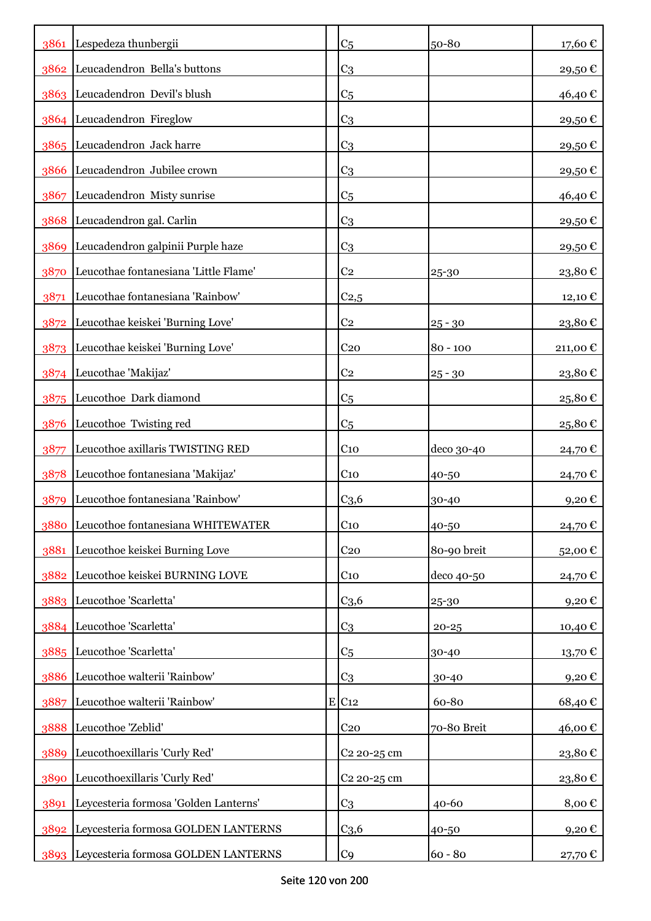| | | | | | |
|---|---|---|---|---|---|
| 3861 | Lespedeza thunbergii | | C5 | 50-80 | 17,60 € |
| 3862 | Leucadendron  Bella's buttons | | C3 | | 29,50 € |
| 3863 | Leucadendron  Devil's blush | | C5 | | 46,40 € |
| 3864 | Leucadendron  Fireglow | | C3 | | 29,50 € |
| 3865 | Leucadendron  Jack harre | | C3 | | 29,50 € |
| 3866 | Leucadendron  Jubilee crown | | C3 | | 29,50 € |
| 3867 | Leucadendron  Misty sunrise | | C5 | | 46,40 € |
| 3868 | Leucadendron gal. Carlin | | C3 | | 29,50 € |
| 3869 | Leucadendron galpinii Purple haze | | C3 | | 29,50 € |
| 3870 | Leucothae fontanesiana 'Little Flame' | | C2 | 25-30 | 23,80 € |
| 3871 | Leucothae fontanesiana 'Rainbow' | | C2,5 | | 12,10 € |
| 3872 | Leucothae keiskei 'Burning Love' | | C2 | 25 - 30 | 23,80 € |
| 3873 | Leucothae keiskei 'Burning Love' | | C20 | 80 - 100 | 211,00 € |
| 3874 | Leucothae 'Makijaz' | | C2 | 25 - 30 | 23,80 € |
| 3875 | Leucothoe  Dark diamond | | C5 | | 25,80 € |
| 3876 | Leucothoe  Twisting red | | C5 | | 25,80 € |
| 3877 | Leucothoe axillaris TWISTING RED | | C10 | deco 30-40 | 24,70 € |
| 3878 | Leucothoe fontanesiana 'Makijaz' | | C10 | 40-50 | 24,70 € |
| 3879 | Leucothoe fontanesiana 'Rainbow' | | C3,6 | 30-40 | 9,20 € |
| 3880 | Leucothoe fontanesiana WHITEWATER | | C10 | 40-50 | 24,70 € |
| 3881 | Leucothoe keiskei Burning Love | | C20 | 80-90 breit | 52,00 € |
| 3882 | Leucothoe keiskei BURNING LOVE | | C10 | deco 40-50 | 24,70 € |
| 3883 | Leucothoe 'Scarletta' | | C3,6 | 25-30 | 9,20 € |
| 3884 | Leucothoe 'Scarletta' | | C3 | 20-25 | 10,40 € |
| 3885 | Leucothoe 'Scarletta' | | C5 | 30-40 | 13,70 € |
| 3886 | Leucothoe walterii 'Rainbow' | | C3 | 30-40 | 9,20 € |
| 3887 | Leucothoe walterii 'Rainbow' | E | C12 | 60-80 | 68,40 € |
| 3888 | Leucothoe 'Zeblid' | | C20 | 70-80 Breit | 46,00 € |
| 3889 | Leucothoexillaris 'Curly Red' | | C2 20-25 cm | | 23,80 € |
| 3890 | Leucothoexillaris 'Curly Red' | | C2 20-25 cm | | 23,80 € |
| 3891 | Leycesteria formosa 'Golden Lanterns' | | C3 | 40-60 | 8,00 € |
| 3892 | Leycesteria formosa GOLDEN LANTERNS | | C3,6 | 40-50 | 9,20 € |
| 3893 | Leycesteria formosa GOLDEN LANTERNS | | C9 | 60 - 80 | 27,70 € |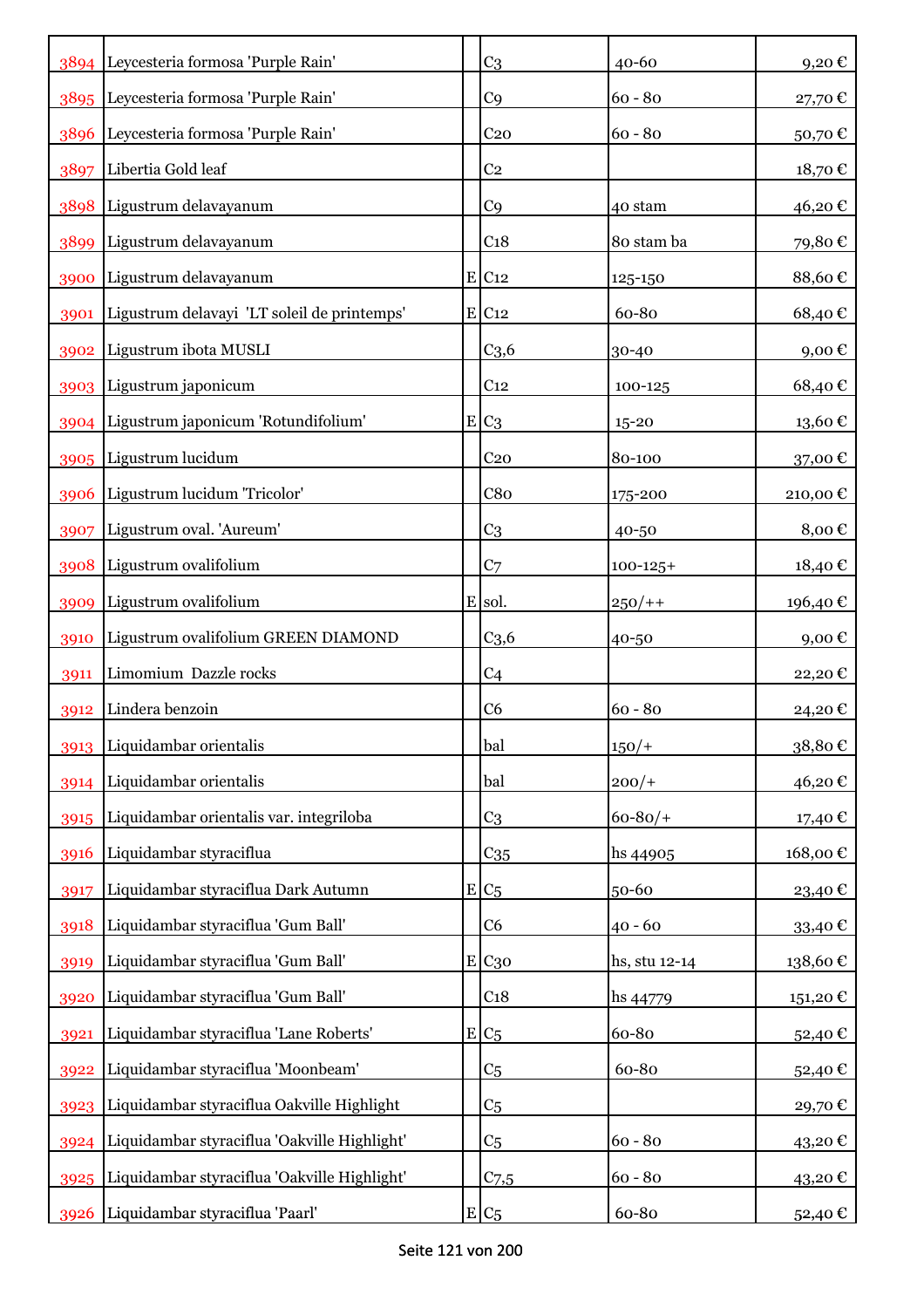| | | | | | |
|---|---|---|---|---|---|
| 3894 | Leycesteria formosa 'Purple Rain' | | C3 | 40-60 | 9,20 € |
| 3895 | Leycesteria formosa 'Purple Rain' | | C9 | 60 - 80 | 27,70 € |
| 3896 | Leycesteria formosa 'Purple Rain' | | C20 | 60 - 80 | 50,70 € |
| 3897 | Libertia Gold leaf | | C2 | | 18,70 € |
| 3898 | Ligustrum delavayanum | | C9 | 40 stam | 46,20 € |
| 3899 | Ligustrum delavayanum | | C18 | 80 stam ba | 79,80 € |
| 3900 | Ligustrum delavayanum | E | C12 | 125-150 | 88,60 € |
| 3901 | Ligustrum delavayi 'LT soleil de printemps' | E | C12 | 60-80 | 68,40 € |
| 3902 | Ligustrum ibota MUSLI | | C3,6 | 30-40 | 9,00 € |
| 3903 | Ligustrum japonicum | | C12 | 100-125 | 68,40 € |
| 3904 | Ligustrum japonicum 'Rotundifolium' | E | C3 | 15-20 | 13,60 € |
| 3905 | Ligustrum lucidum | | C20 | 80-100 | 37,00 € |
| 3906 | Ligustrum lucidum 'Tricolor' | | C80 | 175-200 | 210,00 € |
| 3907 | Ligustrum oval. 'Aureum' | | C3 | 40-50 | 8,00 € |
| 3908 | Ligustrum ovalifolium | | C7 | 100-125+ | 18,40 € |
| 3909 | Ligustrum ovalifolium | E | sol. | 250/++ | 196,40 € |
| 3910 | Ligustrum ovalifolium GREEN DIAMOND | | C3,6 | 40-50 | 9,00 € |
| 3911 | Limomium Dazzle rocks | | C4 | | 22,20 € |
| 3912 | Lindera benzoin | | C6 | 60 - 80 | 24,20 € |
| 3913 | Liquidambar orientalis | | bal | 150/+ | 38,80 € |
| 3914 | Liquidambar orientalis | | bal | 200/+ | 46,20 € |
| 3915 | Liquidambar orientalis var. integriloba | | C3 | 60-80/+ | 17,40 € |
| 3916 | Liquidambar styraciflua | | C35 | hs 44905 | 168,00 € |
| 3917 | Liquidambar styraciflua Dark Autumn | E | C5 | 50-60 | 23,40 € |
| 3918 | Liquidambar styraciflua 'Gum Ball' | | C6 | 40 - 60 | 33,40 € |
| 3919 | Liquidambar styraciflua 'Gum Ball' | E | C30 | hs, stu 12-14 | 138,60 € |
| 3920 | Liquidambar styraciflua 'Gum Ball' | | C18 | hs 44779 | 151,20 € |
| 3921 | Liquidambar styraciflua 'Lane Roberts' | E | C5 | 60-80 | 52,40 € |
| 3922 | Liquidambar styraciflua 'Moonbeam' | | C5 | 60-80 | 52,40 € |
| 3923 | Liquidambar styraciflua Oakville Highlight | | C5 | | 29,70 € |
| 3924 | Liquidambar styraciflua 'Oakville Highlight' | | C5 | 60 - 80 | 43,20 € |
| 3925 | Liquidambar styraciflua 'Oakville Highlight' | | C7,5 | 60 - 80 | 43,20 € |
| 3926 | Liquidambar styraciflua 'Paarl' | E | C5 | 60-80 | 52,40 € |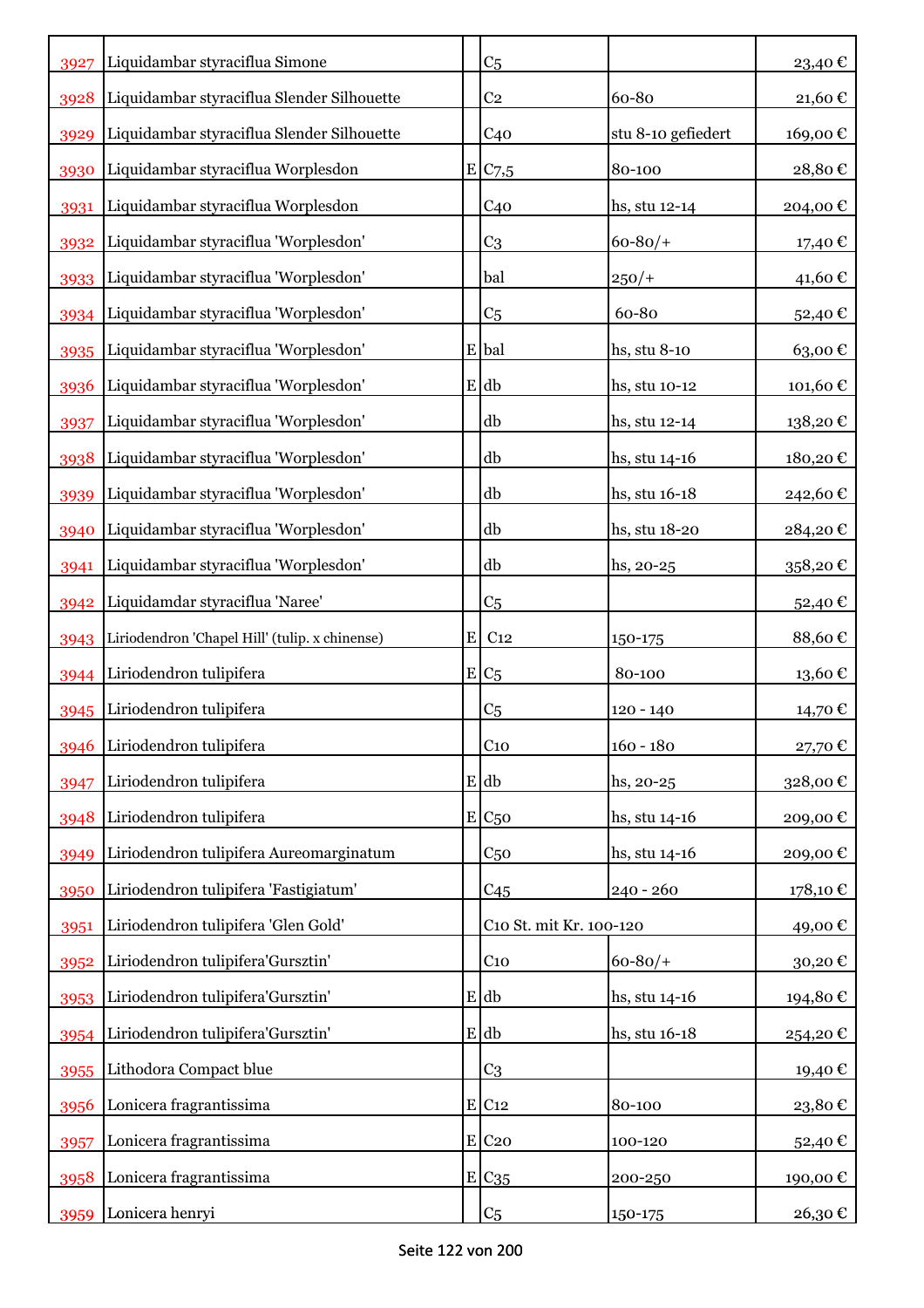| | | | | | |
|---|---|---|---|---|---|
| 3927 | Liquidambar styraciflua Simone | | C5 | | 23,40 € |
| 3928 | Liquidambar styraciflua Slender Silhouette | | C2 | 60-80 | 21,60 € |
| 3929 | Liquidambar styraciflua Slender Silhouette | | C40 | stu 8-10 gefiedert | 169,00 € |
| 3930 | Liquidambar styraciflua Worplesdon | E | C7,5 | 80-100 | 28,80 € |
| 3931 | Liquidambar styraciflua Worplesdon | | C40 | hs, stu 12-14 | 204,00 € |
| 3932 | Liquidambar styraciflua 'Worplesdon' | | C3 | 60-80/+ | 17,40 € |
| 3933 | Liquidambar styraciflua 'Worplesdon' | | bal | 250/+ | 41,60 € |
| 3934 | Liquidambar styraciflua 'Worplesdon' | | C5 | 60-80 | 52,40 € |
| 3935 | Liquidambar styraciflua 'Worplesdon' | E | bal | hs, stu 8-10 | 63,00 € |
| 3936 | Liquidambar styraciflua 'Worplesdon' | E | db | hs, stu 10-12 | 101,60 € |
| 3937 | Liquidambar styraciflua 'Worplesdon' | | db | hs, stu 12-14 | 138,20 € |
| 3938 | Liquidambar styraciflua 'Worplesdon' | | db | hs, stu 14-16 | 180,20 € |
| 3939 | Liquidambar styraciflua 'Worplesdon' | | db | hs, stu 16-18 | 242,60 € |
| 3940 | Liquidambar styraciflua 'Worplesdon' | | db | hs, stu 18-20 | 284,20 € |
| 3941 | Liquidambar styraciflua 'Worplesdon' | | db | hs, 20-25 | 358,20 € |
| 3942 | Liquidamdar styraciflua 'Naree' | | C5 | | 52,40 € |
| 3943 | Liriodendron 'Chapel Hill' (tulip. x chinense) | E | C12 | 150-175 | 88,60 € |
| 3944 | Liriodendron tulipifera | E | C5 | 80-100 | 13,60 € |
| 3945 | Liriodendron tulipifera | | C5 | 120 - 140 | 14,70 € |
| 3946 | Liriodendron tulipifera | | C10 | 160 - 180 | 27,70 € |
| 3947 | Liriodendron tulipifera | E | db | hs, 20-25 | 328,00 € |
| 3948 | Liriodendron tulipifera | E | C50 | hs, stu 14-16 | 209,00 € |
| 3949 | Liriodendron tulipifera Aureomarginatum | | C50 | hs, stu 14-16 | 209,00 € |
| 3950 | Liriodendron tulipifera 'Fastigiatum' | | C45 | 240 - 260 | 178,10 € |
| 3951 | Liriodendron tulipifera 'Glen Gold' | | C10 St. mit Kr. 100-120 | | 49,00 € |
| 3952 | Liriodendron tulipifera'Gursztin' | | C10 | 60-80/+ | 30,20 € |
| 3953 | Liriodendron tulipifera'Gursztin' | E | db | hs, stu 14-16 | 194,80 € |
| 3954 | Liriodendron tulipifera'Gursztin' | E | db | hs, stu 16-18 | 254,20 € |
| 3955 | Lithodora Compact blue | | C3 | | 19,40 € |
| 3956 | Lonicera fragrantissima | E | C12 | 80-100 | 23,80 € |
| 3957 | Lonicera fragrantissima | E | C20 | 100-120 | 52,40 € |
| 3958 | Lonicera fragrantissima | E | C35 | 200-250 | 190,00 € |
| 3959 | Lonicera henryi | | C5 | 150-175 | 26,30 € |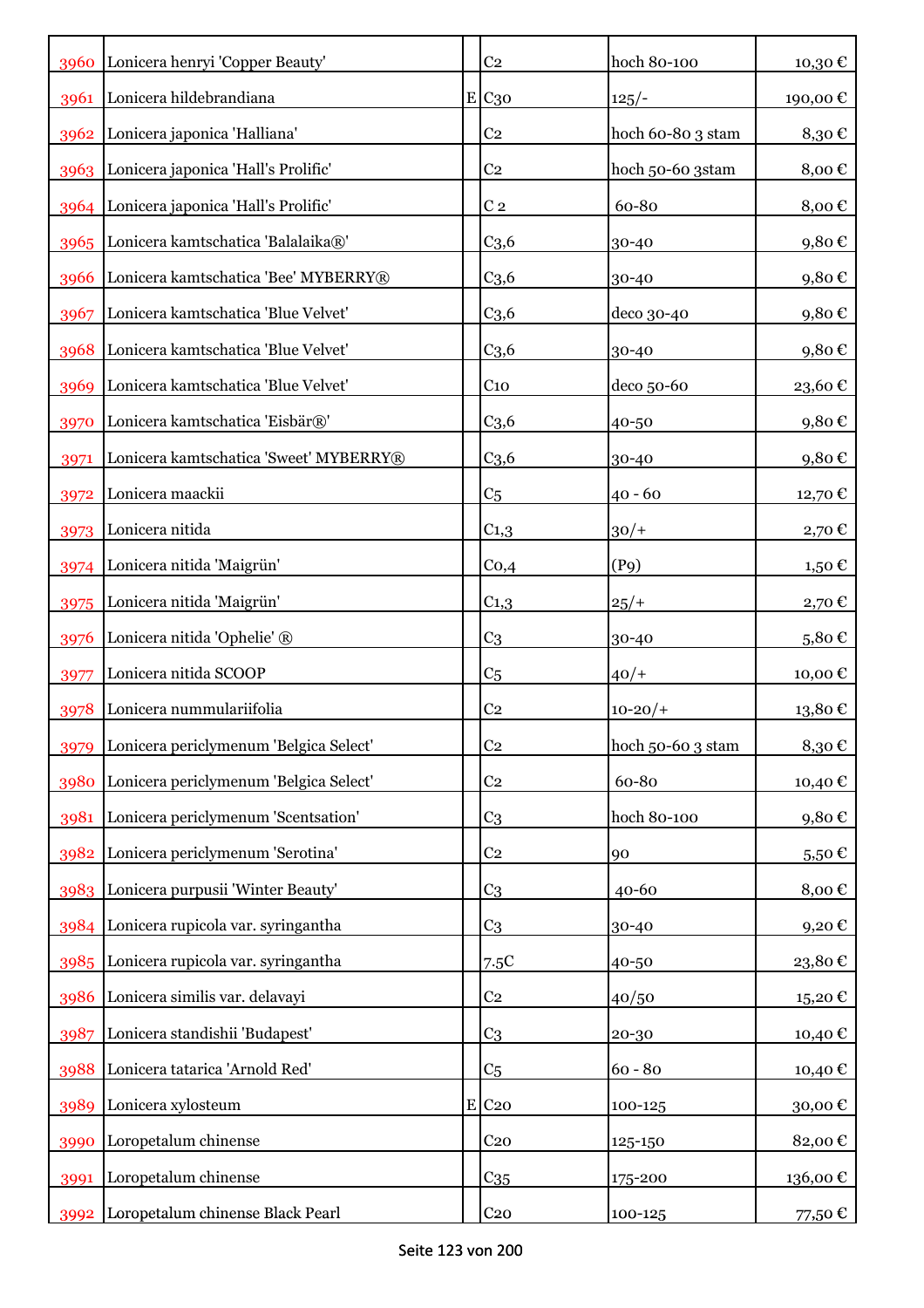| | | | | | |
|---|---|---|---|---|---|
| 3960 | Lonicera henryi 'Copper Beauty' | | C2 | hoch 80-100 | 10,30 € |
| 3961 | Lonicera hildebrandiana | E | C30 | 125/- | 190,00 € |
| 3962 | Lonicera japonica 'Halliana' | | C2 | hoch 60-80 3 stam | 8,30 € |
| 3963 | Lonicera japonica 'Hall's Prolific' | | C2 | hoch 50-60 3stam | 8,00 € |
| 3964 | Lonicera japonica 'Hall's Prolific' | | C 2 | 60-80 | 8,00 € |
| 3965 | Lonicera kamtschatica 'Balalaika®' | | C3,6 | 30-40 | 9,80 € |
| 3966 | Lonicera kamtschatica 'Bee' MYBERRY® | | C3,6 | 30-40 | 9,80 € |
| 3967 | Lonicera kamtschatica 'Blue Velvet' | | C3,6 | deco 30-40 | 9,80 € |
| 3968 | Lonicera kamtschatica 'Blue Velvet' | | C3,6 | 30-40 | 9,80 € |
| 3969 | Lonicera kamtschatica 'Blue Velvet' | | C10 | deco 50-60 | 23,60 € |
| 3970 | Lonicera kamtschatica 'Eisbär®' | | C3,6 | 40-50 | 9,80 € |
| 3971 | Lonicera kamtschatica 'Sweet' MYBERRY® | | C3,6 | 30-40 | 9,80 € |
| 3972 | Lonicera maackii | | C5 | 40 - 60 | 12,70 € |
| 3973 | Lonicera nitida | | C1,3 | 30/+ | 2,70 € |
| 3974 | Lonicera nitida 'Maigrün' | | C0,4 | (P9) | 1,50 € |
| 3975 | Lonicera nitida 'Maigrün' | | C1,3 | 25/+ | 2,70 € |
| 3976 | Lonicera nitida 'Ophelie' ® | | C3 | 30-40 | 5,80 € |
| 3977 | Lonicera nitida SCOOP | | C5 | 40/+ | 10,00 € |
| 3978 | Lonicera nummulariifolia | | C2 | 10-20/+ | 13,80 € |
| 3979 | Lonicera periclymenum 'Belgica Select' | | C2 | hoch 50-60 3 stam | 8,30 € |
| 3980 | Lonicera periclymenum 'Belgica Select' | | C2 | 60-80 | 10,40 € |
| 3981 | Lonicera periclymenum 'Scentsation' | | C3 | hoch 80-100 | 9,80 € |
| 3982 | Lonicera periclymenum 'Serotina' | | C2 | 90 | 5,50 € |
| 3983 | Lonicera purpusii 'Winter Beauty' | | C3 | 40-60 | 8,00 € |
| 3984 | Lonicera rupicola var. syringantha | | C3 | 30-40 | 9,20 € |
| 3985 | Lonicera rupicola var. syringantha | | 7.5C | 40-50 | 23,80 € |
| 3986 | Lonicera similis var. delavayi | | C2 | 40/50 | 15,20 € |
| 3987 | Lonicera standishii 'Budapest' | | C3 | 20-30 | 10,40 € |
| 3988 | Lonicera tatarica 'Arnold Red' | | C5 | 60 - 80 | 10,40 € |
| 3989 | Lonicera xylosteum | E | C20 | 100-125 | 30,00 € |
| 3990 | Loropetalum chinense | | C20 | 125-150 | 82,00 € |
| 3991 | Loropetalum chinense | | C35 | 175-200 | 136,00 € |
| 3992 | Loropetalum chinense Black Pearl | | C20 | 100-125 | 77,50 € |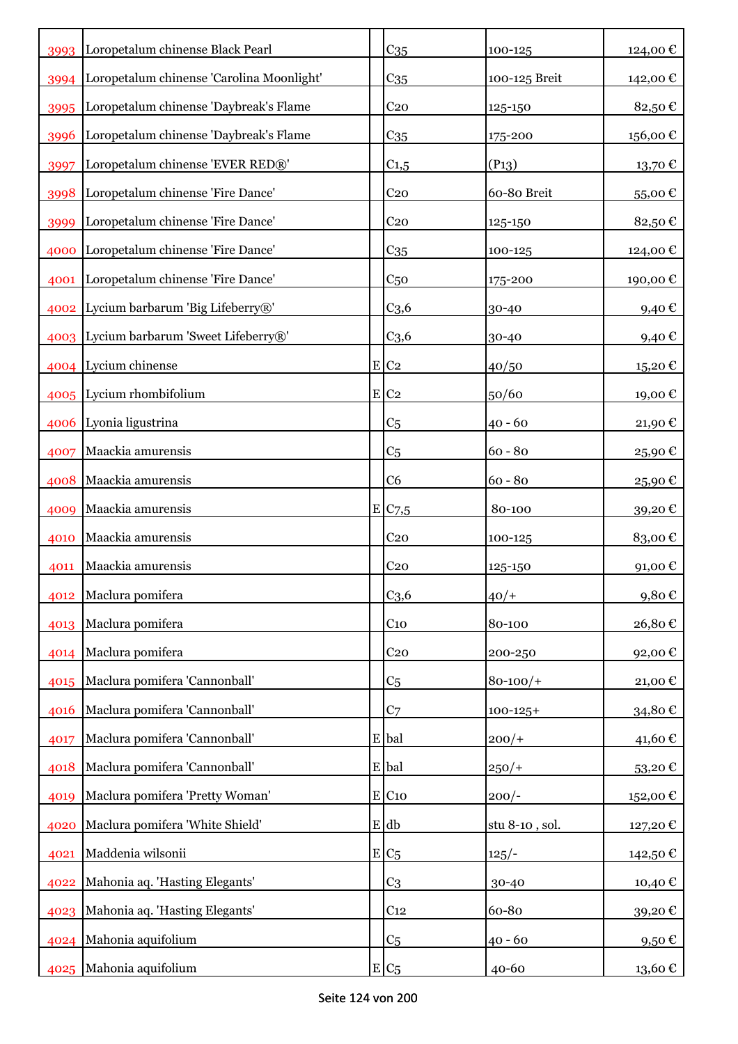| | | | | | |
|---|---|---|---|---|---|
| 3993 | Loropetalum chinense Black Pearl | | C35 | 100-125 | 124,00 € |
| 3994 | Loropetalum chinense 'Carolina Moonlight' | | C35 | 100-125 Breit | 142,00 € |
| 3995 | Loropetalum chinense 'Daybreak's Flame | | C20 | 125-150 | 82,50 € |
| 3996 | Loropetalum chinense 'Daybreak's Flame | | C35 | 175-200 | 156,00 € |
| 3997 | Loropetalum chinense 'EVER RED®' | | C1,5 | (P13) | 13,70 € |
| 3998 | Loropetalum chinense 'Fire Dance' | | C20 | 60-80 Breit | 55,00 € |
| 3999 | Loropetalum chinense 'Fire Dance' | | C20 | 125-150 | 82,50 € |
| 4000 | Loropetalum chinense 'Fire Dance' | | C35 | 100-125 | 124,00 € |
| 4001 | Loropetalum chinense 'Fire Dance' | | C50 | 175-200 | 190,00 € |
| 4002 | Lycium barbarum 'Big Lifeberry®' | | C3,6 | 30-40 | 9,40 € |
| 4003 | Lycium barbarum 'Sweet Lifeberry®' | | C3,6 | 30-40 | 9,40 € |
| 4004 | Lycium chinense | E | C2 | 40/50 | 15,20 € |
| 4005 | Lycium rhombifolium | E | C2 | 50/60 | 19,00 € |
| 4006 | Lyonia ligustrina | | C5 | 40 - 60 | 21,90 € |
| 4007 | Maackia amurensis | | C5 | 60 - 80 | 25,90 € |
| 4008 | Maackia amurensis | | C6 | 60 - 80 | 25,90 € |
| 4009 | Maackia amurensis | E | C7,5 | 80-100 | 39,20 € |
| 4010 | Maackia amurensis | | C20 | 100-125 | 83,00 € |
| 4011 | Maackia amurensis | | C20 | 125-150 | 91,00 € |
| 4012 | Maclura pomifera | | C3,6 | 40/+ | 9,80 € |
| 4013 | Maclura pomifera | | C10 | 80-100 | 26,80 € |
| 4014 | Maclura pomifera | | C20 | 200-250 | 92,00 € |
| 4015 | Maclura pomifera 'Cannonball' | | C5 | 80-100/+ | 21,00 € |
| 4016 | Maclura pomifera 'Cannonball' | | C7 | 100-125+ | 34,80 € |
| 4017 | Maclura pomifera 'Cannonball' | E | bal | 200/+ | 41,60 € |
| 4018 | Maclura pomifera 'Cannonball' | E | bal | 250/+ | 53,20 € |
| 4019 | Maclura pomifera 'Pretty Woman' | E | C10 | 200/- | 152,00 € |
| 4020 | Maclura pomifera 'White Shield' | E | db | stu 8-10 , sol. | 127,20 € |
| 4021 | Maddenia wilsonii | E | C5 | 125/- | 142,50 € |
| 4022 | Mahonia aq. 'Hasting Elegants' | | C3 | 30-40 | 10,40 € |
| 4023 | Mahonia aq. 'Hasting Elegants' | | C12 | 60-80 | 39,20 € |
| 4024 | Mahonia aquifolium | | C5 | 40 - 60 | 9,50 € |
| 4025 | Mahonia aquifolium | E | C5 | 40-60 | 13,60 € |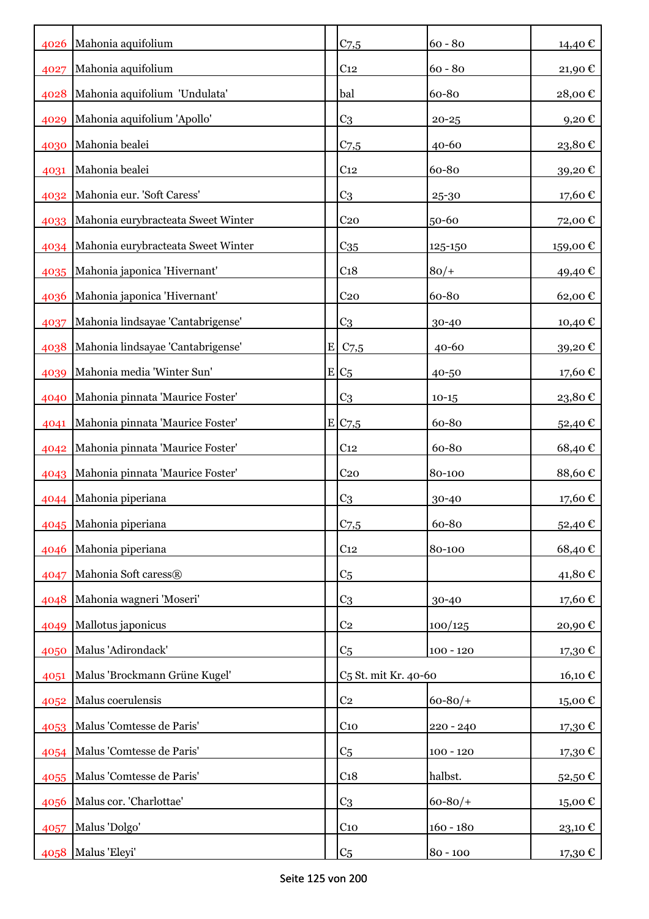| | | | | | |
|---|---|---|---|---|---|
| 4026 | Mahonia aquifolium | | C7,5 | 60 - 80 | 14,40 € |
| 4027 | Mahonia aquifolium | | C12 | 60 - 80 | 21,90 € |
| 4028 | Mahonia aquifolium 'Undulata' | | bal | 60-80 | 28,00 € |
| 4029 | Mahonia aquifolium 'Apollo' | | C3 | 20-25 | 9,20 € |
| 4030 | Mahonia bealei | | C7,5 | 40-60 | 23,80 € |
| 4031 | Mahonia bealei | | C12 | 60-80 | 39,20 € |
| 4032 | Mahonia eur. 'Soft Caress' | | C3 | 25-30 | 17,60 € |
| 4033 | Mahonia eurybracteata Sweet Winter | | C20 | 50-60 | 72,00 € |
| 4034 | Mahonia eurybracteata Sweet Winter | | C35 | 125-150 | 159,00 € |
| 4035 | Mahonia japonica 'Hivernant' | | C18 | 80/+ | 49,40 € |
| 4036 | Mahonia japonica 'Hivernant' | | C20 | 60-80 | 62,00 € |
| 4037 | Mahonia lindsayae 'Cantabrigense' | | C3 | 30-40 | 10,40 € |
| 4038 | Mahonia lindsayae 'Cantabrigense' | E | C7,5 | 40-60 | 39,20 € |
| 4039 | Mahonia media 'Winter Sun' | E | C5 | 40-50 | 17,60 € |
| 4040 | Mahonia pinnata 'Maurice Foster' | | C3 | 10-15 | 23,80 € |
| 4041 | Mahonia pinnata 'Maurice Foster' | E | C7,5 | 60-80 | 52,40 € |
| 4042 | Mahonia pinnata 'Maurice Foster' | | C12 | 60-80 | 68,40 € |
| 4043 | Mahonia pinnata 'Maurice Foster' | | C20 | 80-100 | 88,60 € |
| 4044 | Mahonia piperiana | | C3 | 30-40 | 17,60 € |
| 4045 | Mahonia piperiana | | C7,5 | 60-80 | 52,40 € |
| 4046 | Mahonia piperiana | | C12 | 80-100 | 68,40 € |
| 4047 | Mahonia Soft caress® | | C5 | | 41,80 € |
| 4048 | Mahonia wagneri 'Moseri' | | C3 | 30-40 | 17,60 € |
| 4049 | Mallotus japonicus | | C2 | 100/125 | 20,90 € |
| 4050 | Malus 'Adirondack' | | C5 | 100 - 120 | 17,30 € |
| 4051 | Malus 'Brockmann Grüne Kugel' | | C5 St. mit Kr. 40-60 | | 16,10 € |
| 4052 | Malus coerulensis | | C2 | 60-80/+ | 15,00 € |
| 4053 | Malus 'Comtesse de Paris' | | C10 | 220 - 240 | 17,30 € |
| 4054 | Malus 'Comtesse de Paris' | | C5 | 100 - 120 | 17,30 € |
| 4055 | Malus 'Comtesse de Paris' | | C18 | halbst. | 52,50 € |
| 4056 | Malus cor. 'Charlottae' | | C3 | 60-80/+ | 15,00 € |
| 4057 | Malus 'Dolgo' | | C10 | 160 - 180 | 23,10 € |
| 4058 | Malus 'Eleyi' | | C5 | 80 - 100 | 17,30 € |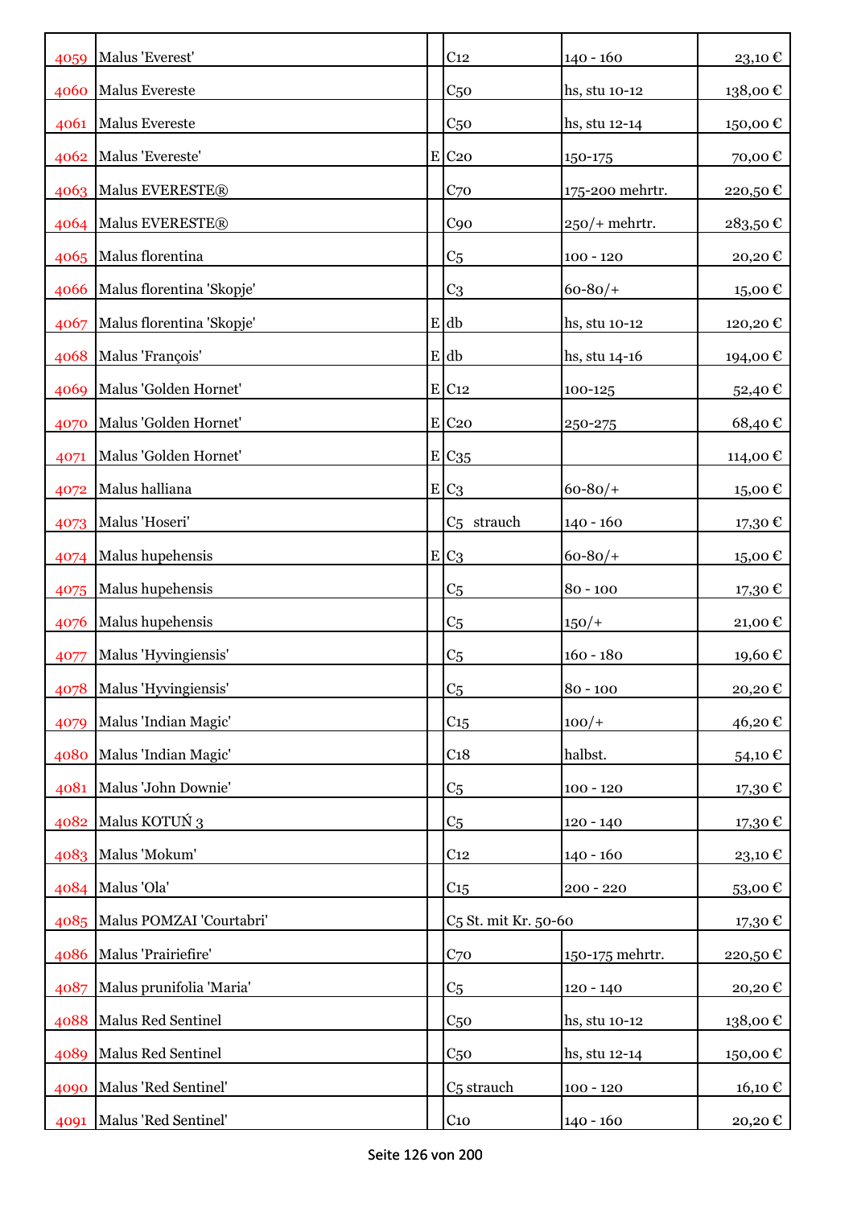| | | | | | |
|---|---|---|---|---|---|
| 4059 | Malus 'Everest' | | C12 | 140 - 160 | 23,10 € |
| 4060 | Malus Evereste | | C50 | hs, stu 10-12 | 138,00 € |
| 4061 | Malus Evereste | | C50 | hs, stu 12-14 | 150,00 € |
| 4062 | Malus 'Evereste' | E | C20 | 150-175 | 70,00 € |
| 4063 | Malus EVERESTE® | | C70 | 175-200 mehrtr. | 220,50 € |
| 4064 | Malus EVERESTE® | | C90 | 250/+ mehrtr. | 283,50 € |
| 4065 | Malus florentina | | C5 | 100 - 120 | 20,20 € |
| 4066 | Malus florentina 'Skopje' | | C3 | 60-80/+ | 15,00 € |
| 4067 | Malus florentina 'Skopje' | E | db | hs, stu 10-12 | 120,20 € |
| 4068 | Malus 'François' | E | db | hs, stu 14-16 | 194,00 € |
| 4069 | Malus 'Golden Hornet' | E | C12 | 100-125 | 52,40 € |
| 4070 | Malus 'Golden Hornet' | E | C20 | 250-275 | 68,40 € |
| 4071 | Malus 'Golden Hornet' | E | C35 | | 114,00 € |
| 4072 | Malus halliana | E | C3 | 60-80/+ | 15,00 € |
| 4073 | Malus 'Hoseri' | | C5 strauch | 140 - 160 | 17,30 € |
| 4074 | Malus hupehensis | E | C3 | 60-80/+ | 15,00 € |
| 4075 | Malus hupehensis | | C5 | 80 - 100 | 17,30 € |
| 4076 | Malus hupehensis | | C5 | 150/+ | 21,00 € |
| 4077 | Malus 'Hyvingiensis' | | C5 | 160 - 180 | 19,60 € |
| 4078 | Malus 'Hyvingiensis' | | C5 | 80 - 100 | 20,20 € |
| 4079 | Malus 'Indian Magic' | | C15 | 100/+ | 46,20 € |
| 4080 | Malus 'Indian Magic' | | C18 | halbst. | 54,10 € |
| 4081 | Malus 'John Downie' | | C5 | 100 - 120 | 17,30 € |
| 4082 | Malus KOTUŃ 3 | | C5 | 120 - 140 | 17,30 € |
| 4083 | Malus 'Mokum' | | C12 | 140 - 160 | 23,10 € |
| 4084 | Malus 'Ola' | | C15 | 200 - 220 | 53,00 € |
| 4085 | Malus POMZAI 'Courtabri' | | C5 St. mit Kr. 50-60 | | 17,30 € |
| 4086 | Malus 'Prairiefire' | | C70 | 150-175 mehrtr. | 220,50 € |
| 4087 | Malus prunifolia 'Maria' | | C5 | 120 - 140 | 20,20 € |
| 4088 | Malus Red Sentinel | | C50 | hs, stu 10-12 | 138,00 € |
| 4089 | Malus Red Sentinel | | C50 | hs, stu 12-14 | 150,00 € |
| 4090 | Malus 'Red Sentinel' | | C5 strauch | 100 - 120 | 16,10 € |
| 4091 | Malus 'Red Sentinel' | | C10 | 140 - 160 | 20,20 € |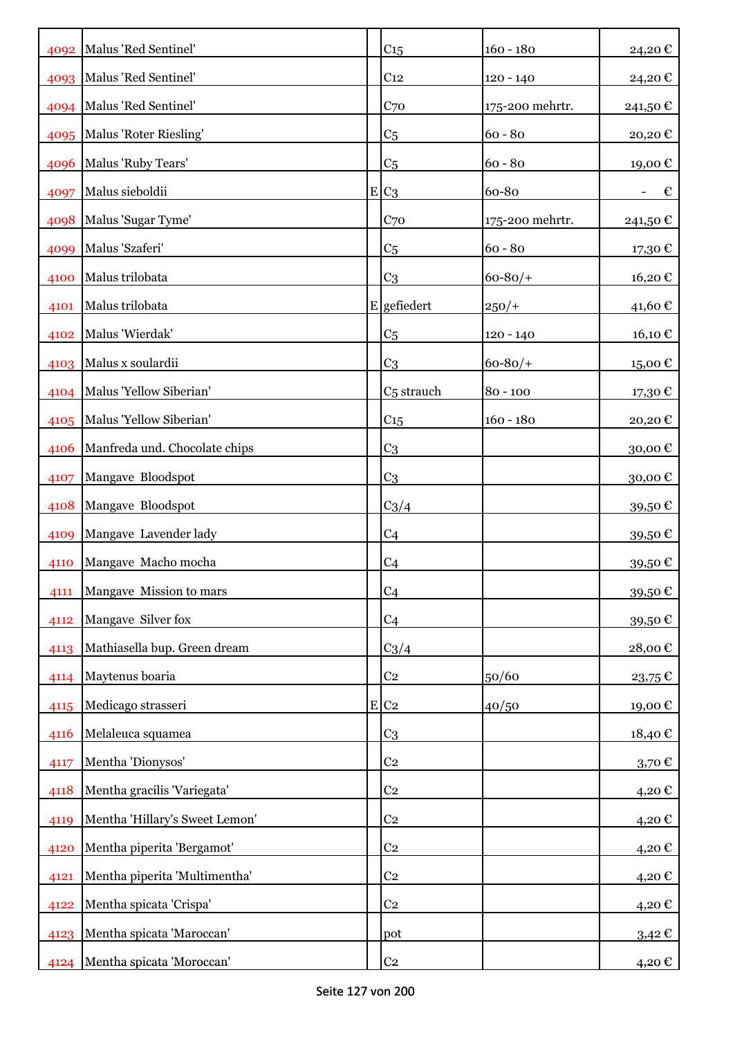| | | | | | |
|---|---|---|---|---|---|
| 4092 | Malus 'Red Sentinel' | | C15 | 160 - 180 | 24,20 € |
| 4093 | Malus 'Red Sentinel' | | C12 | 120 - 140 | 24,20 € |
| 4094 | Malus 'Red Sentinel' | | C70 | 175-200 mehrtr. | 241,50 € |
| 4095 | Malus 'Roter Riesling' | | C5 | 60 - 80 | 20,20 € |
| 4096 | Malus 'Ruby Tears' | | C5 | 60 - 80 | 19,00 € |
| 4097 | Malus sieboldii | E | C3 | 60-80 | - € |
| 4098 | Malus 'Sugar Tyme' | | C70 | 175-200 mehrtr. | 241,50 € |
| 4099 | Malus 'Szaferi' | | C5 | 60 - 80 | 17,30 € |
| 4100 | Malus trilobata | | C3 | 60-80/+ | 16,20 € |
| 4101 | Malus trilobata | E | gefiedert | 250/+ | 41,60 € |
| 4102 | Malus 'Wierdak' | | C5 | 120 - 140 | 16,10 € |
| 4103 | Malus x soulardii | | C3 | 60-80/+ | 15,00 € |
| 4104 | Malus 'Yellow Siberian' | | C5 strauch | 80 - 100 | 17,30 € |
| 4105 | Malus 'Yellow Siberian' | | C15 | 160 - 180 | 20,20 € |
| 4106 | Manfreda und. Chocolate chips | | C3 | | 30,00 € |
| 4107 | Mangave Bloodspot | | C3 | | 30,00 € |
| 4108 | Mangave Bloodspot | | C3/4 | | 39,50 € |
| 4109 | Mangave Lavender lady | | C4 | | 39,50 € |
| 4110 | Mangave Macho mocha | | C4 | | 39,50 € |
| 4111 | Mangave Mission to mars | | C4 | | 39,50 € |
| 4112 | Mangave Silver fox | | C4 | | 39,50 € |
| 4113 | Mathiasella bup. Green dream | | C3/4 | | 28,00 € |
| 4114 | Maytenus boaria | | C2 | 50/60 | 23,75 € |
| 4115 | Medicago strasseri | E | C2 | 40/50 | 19,00 € |
| 4116 | Melaleuca squamea | | C3 | | 18,40 € |
| 4117 | Mentha 'Dionysos' | | C2 | | 3,70 € |
| 4118 | Mentha gracilis 'Variegata' | | C2 | | 4,20 € |
| 4119 | Mentha 'Hillary's Sweet Lemon' | | C2 | | 4,20 € |
| 4120 | Mentha piperita 'Bergamot' | | C2 | | 4,20 € |
| 4121 | Mentha piperita 'Multimentha' | | C2 | | 4,20 € |
| 4122 | Mentha spicata 'Crispa' | | C2 | | 4,20 € |
| 4123 | Mentha spicata 'Maroccan' | | pot | | 3,42 € |
| 4124 | Mentha spicata 'Moroccan' | | C2 | | 4,20 € |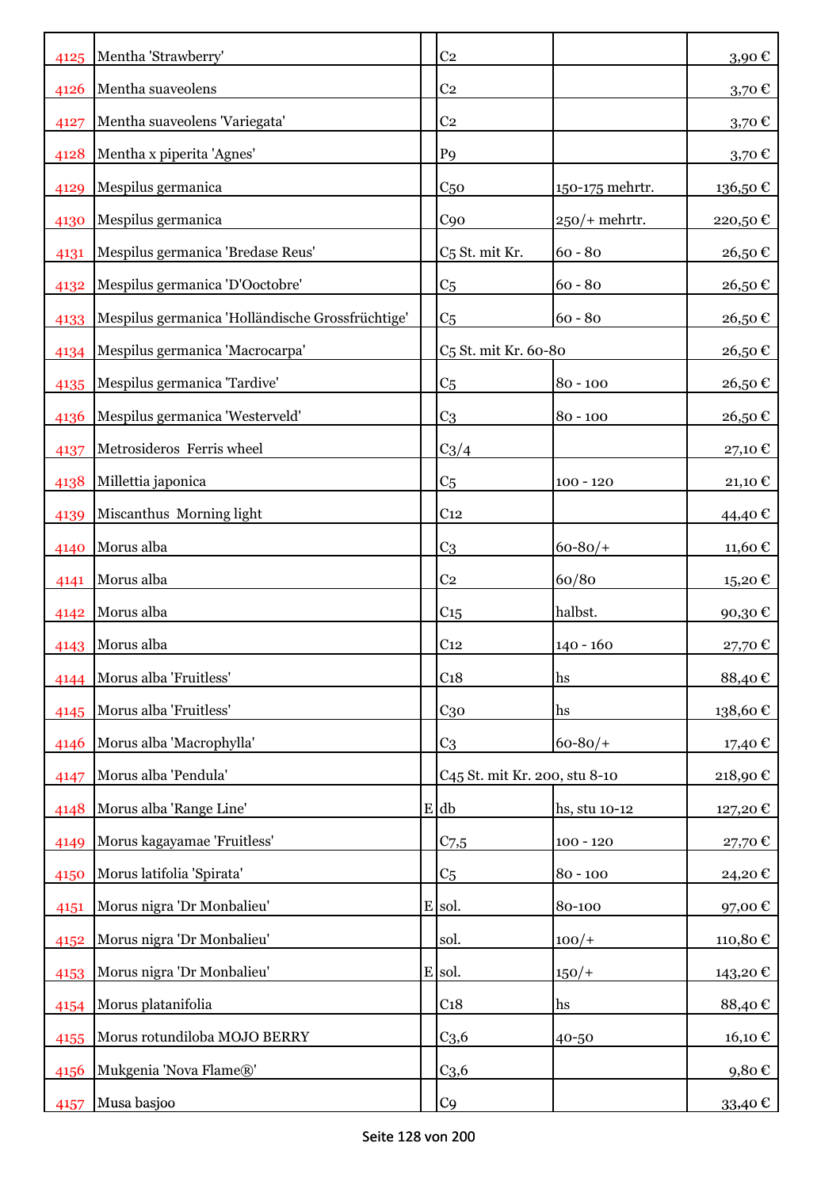| | | | | | |
|---|---|---|---|---|---|
| 4125 | Mentha 'Strawberry' | | C2 | | 3,90 € |
| 4126 | Mentha suaveolens | | C2 | | 3,70 € |
| 4127 | Mentha suaveolens 'Variegata' | | C2 | | 3,70 € |
| 4128 | Mentha x piperita 'Agnes' | | P9 | | 3,70 € |
| 4129 | Mespilus germanica | | C50 | 150-175 mehrtr. | 136,50 € |
| 4130 | Mespilus germanica | | C90 | 250/+ mehrtr. | 220,50 € |
| 4131 | Mespilus germanica 'Bredase Reus' | | C5 St. mit Kr. | 60 - 80 | 26,50 € |
| 4132 | Mespilus germanica 'D'Ooctobre' | | C5 | 60 - 80 | 26,50 € |
| 4133 | Mespilus germanica 'Holländische Grossfrüchtige' | | C5 | 60 - 80 | 26,50 € |
| 4134 | Mespilus germanica 'Macrocarpa' | | C5 St. mit Kr. 60-80 | | 26,50 € |
| 4135 | Mespilus germanica 'Tardive' | | C5 | 80 - 100 | 26,50 € |
| 4136 | Mespilus germanica 'Westerveld' | | C3 | 80 - 100 | 26,50 € |
| 4137 | Metrosideros  Ferris wheel | | C3/4 | | 27,10 € |
| 4138 | Millettia japonica | | C5 | 100 - 120 | 21,10 € |
| 4139 | Miscanthus  Morning light | | C12 | | 44,40 € |
| 4140 | Morus alba | | C3 | 60-80/+ | 11,60 € |
| 4141 | Morus alba | | C2 | 60/80 | 15,20 € |
| 4142 | Morus alba | | C15 | halbst. | 90,30 € |
| 4143 | Morus alba | | C12 | 140 - 160 | 27,70 € |
| 4144 | Morus alba 'Fruitless' | | C18 | hs | 88,40 € |
| 4145 | Morus alba 'Fruitless' | | C30 | hs | 138,60 € |
| 4146 | Morus alba 'Macrophylla' | | C3 | 60-80/+ | 17,40 € |
| 4147 | Morus alba 'Pendula' | | C45 St. mit Kr. 200, stu 8-10 | | 218,90 € |
| 4148 | Morus alba 'Range Line' | E | db | hs, stu 10-12 | 127,20 € |
| 4149 | Morus kagayamae 'Fruitless' | | C7,5 | 100 - 120 | 27,70 € |
| 4150 | Morus latifolia 'Spirata' | | C5 | 80 - 100 | 24,20 € |
| 4151 | Morus nigra 'Dr Monbalieu' | E | sol. | 80-100 | 97,00 € |
| 4152 | Morus nigra 'Dr Monbalieu' | | sol. | 100/+ | 110,80 € |
| 4153 | Morus nigra 'Dr Monbalieu' | E | sol. | 150/+ | 143,20 € |
| 4154 | Morus platanifolia | | C18 | hs | 88,40 € |
| 4155 | Morus rotundiloba MOJO BERRY | | C3,6 | 40-50 | 16,10 € |
| 4156 | Mukgenia 'Nova Flame®' | | C3,6 | | 9,80 € |
| 4157 | Musa basjoo | | C9 | | 33,40 € |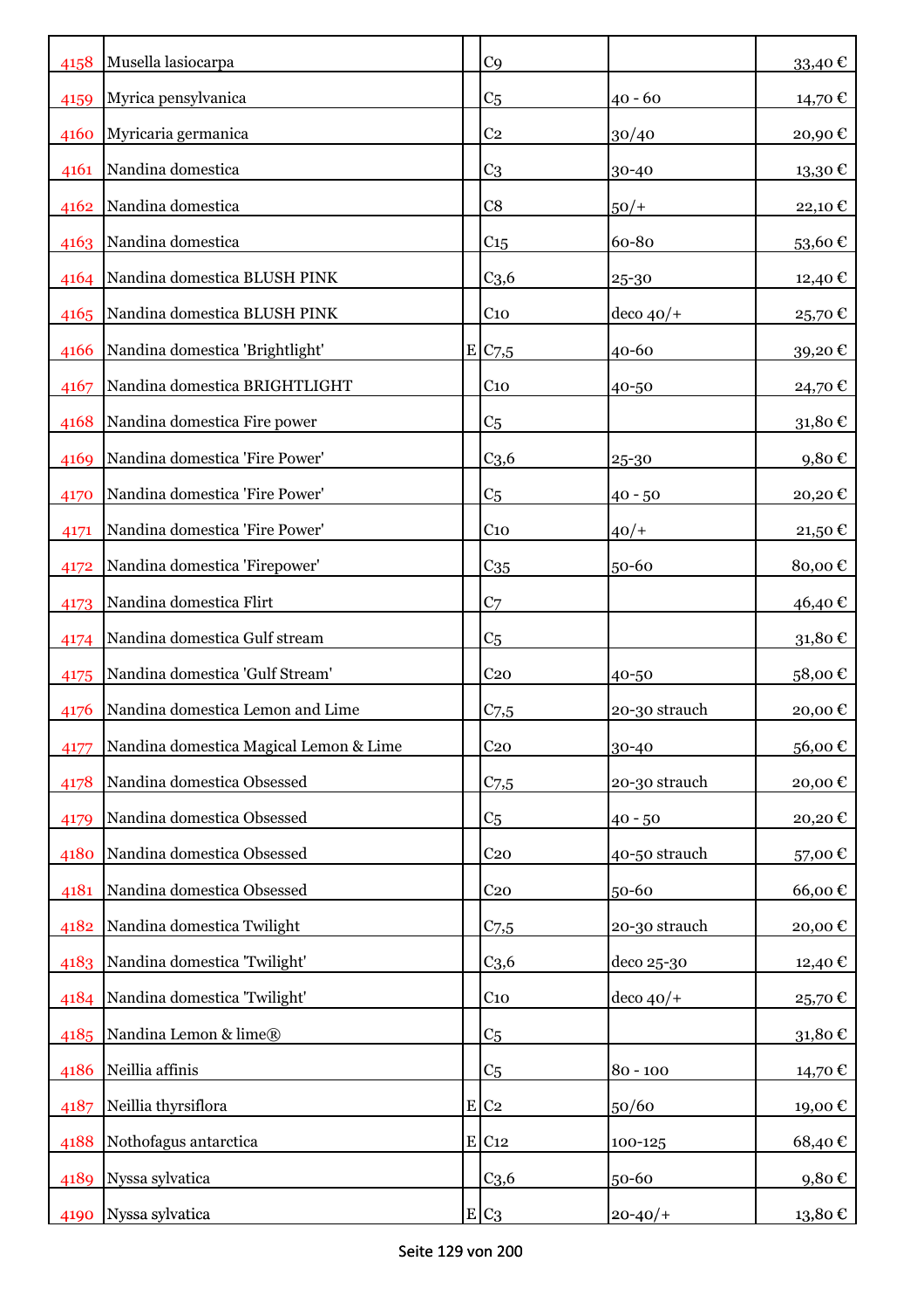| | | | | | |
|---|---|---|---|---|---|
| 4158 | Musella lasiocarpa | | C9 | | 33,40 € |
| 4159 | Myrica pensylvanica | | C5 | 40 - 60 | 14,70 € |
| 4160 | Myricaria germanica | | C2 | 30/40 | 20,90 € |
| 4161 | Nandina domestica | | C3 | 30-40 | 13,30 € |
| 4162 | Nandina domestica | | C8 | 50/+ | 22,10 € |
| 4163 | Nandina domestica | | C15 | 60-80 | 53,60 € |
| 4164 | Nandina domestica BLUSH PINK | | C3,6 | 25-30 | 12,40 € |
| 4165 | Nandina domestica BLUSH PINK | | C10 | deco 40/+ | 25,70 € |
| 4166 | Nandina domestica 'Brightlight' | E | C7,5 | 40-60 | 39,20 € |
| 4167 | Nandina domestica BRIGHTLIGHT | | C10 | 40-50 | 24,70 € |
| 4168 | Nandina domestica Fire power | | C5 | | 31,80 € |
| 4169 | Nandina domestica 'Fire Power' | | C3,6 | 25-30 | 9,80 € |
| 4170 | Nandina domestica 'Fire Power' | | C5 | 40 - 50 | 20,20 € |
| 4171 | Nandina domestica 'Fire Power' | | C10 | 40/+ | 21,50 € |
| 4172 | Nandina domestica 'Firepower' | | C35 | 50-60 | 80,00 € |
| 4173 | Nandina domestica Flirt | | C7 | | 46,40 € |
| 4174 | Nandina domestica Gulf stream | | C5 | | 31,80 € |
| 4175 | Nandina domestica 'Gulf Stream' | | C20 | 40-50 | 58,00 € |
| 4176 | Nandina domestica Lemon and Lime | | C7,5 | 20-30 strauch | 20,00 € |
| 4177 | Nandina domestica Magical Lemon & Lime | | C20 | 30-40 | 56,00 € |
| 4178 | Nandina domestica Obsessed | | C7,5 | 20-30 strauch | 20,00 € |
| 4179 | Nandina domestica Obsessed | | C5 | 40 - 50 | 20,20 € |
| 4180 | Nandina domestica Obsessed | | C20 | 40-50 strauch | 57,00 € |
| 4181 | Nandina domestica Obsessed | | C20 | 50-60 | 66,00 € |
| 4182 | Nandina domestica Twilight | | C7,5 | 20-30 strauch | 20,00 € |
| 4183 | Nandina domestica 'Twilight' | | C3,6 | deco 25-30 | 12,40 € |
| 4184 | Nandina domestica 'Twilight' | | C10 | deco 40/+ | 25,70 € |
| 4185 | Nandina Lemon & lime® | | C5 | | 31,80 € |
| 4186 | Neillia affinis | | C5 | 80 - 100 | 14,70 € |
| 4187 | Neillia thyrsiflora | E | C2 | 50/60 | 19,00 € |
| 4188 | Nothofagus antarctica | E | C12 | 100-125 | 68,40 € |
| 4189 | Nyssa sylvatica | | C3,6 | 50-60 | 9,80 € |
| 4190 | Nyssa sylvatica | E | C3 | 20-40/+ | 13,80 € |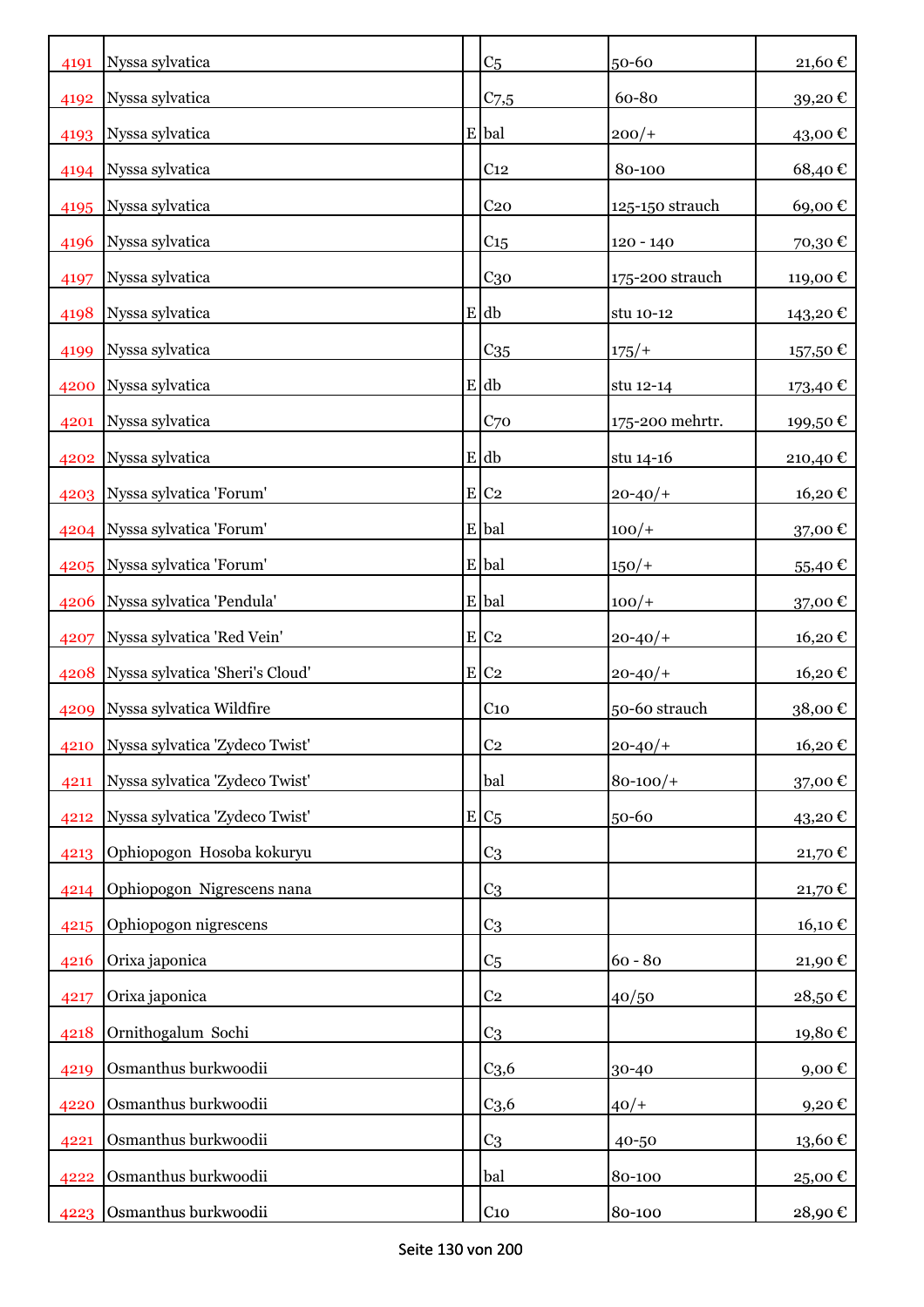| | | | | | |
|---|---|---|---|---|---|
| 4191 | Nyssa sylvatica | | C5 | 50-60 | 21,60 € |
| 4192 | Nyssa sylvatica | | C7,5 | 60-80 | 39,20 € |
| 4193 | Nyssa sylvatica | E | bal | 200/+ | 43,00 € |
| 4194 | Nyssa sylvatica | | C12 | 80-100 | 68,40 € |
| 4195 | Nyssa sylvatica | | C20 | 125-150 strauch | 69,00 € |
| 4196 | Nyssa sylvatica | | C15 | 120 - 140 | 70,30 € |
| 4197 | Nyssa sylvatica | | C30 | 175-200 strauch | 119,00 € |
| 4198 | Nyssa sylvatica | E | db | stu 10-12 | 143,20 € |
| 4199 | Nyssa sylvatica | | C35 | 175/+ | 157,50 € |
| 4200 | Nyssa sylvatica | E | db | stu 12-14 | 173,40 € |
| 4201 | Nyssa sylvatica | | C70 | 175-200 mehrtr. | 199,50 € |
| 4202 | Nyssa sylvatica | E | db | stu 14-16 | 210,40 € |
| 4203 | Nyssa sylvatica 'Forum' | E | C2 | 20-40/+ | 16,20 € |
| 4204 | Nyssa sylvatica 'Forum' | E | bal | 100/+ | 37,00 € |
| 4205 | Nyssa sylvatica 'Forum' | E | bal | 150/+ | 55,40 € |
| 4206 | Nyssa sylvatica 'Pendula' | E | bal | 100/+ | 37,00 € |
| 4207 | Nyssa sylvatica 'Red Vein' | E | C2 | 20-40/+ | 16,20 € |
| 4208 | Nyssa sylvatica 'Sheri's Cloud' | E | C2 | 20-40/+ | 16,20 € |
| 4209 | Nyssa sylvatica Wildfire | | C10 | 50-60 strauch | 38,00 € |
| 4210 | Nyssa sylvatica 'Zydeco Twist' | | C2 | 20-40/+ | 16,20 € |
| 4211 | Nyssa sylvatica 'Zydeco Twist' | | bal | 80-100/+ | 37,00 € |
| 4212 | Nyssa sylvatica 'Zydeco Twist' | E | C5 | 50-60 | 43,20 € |
| 4213 | Ophiopogon Hosoba kokuryu | | C3 | | 21,70 € |
| 4214 | Ophiopogon Nigrescens nana | | C3 | | 21,70 € |
| 4215 | Ophiopogon nigrescens | | C3 | | 16,10 € |
| 4216 | Orixa japonica | | C5 | 60 - 80 | 21,90 € |
| 4217 | Orixa japonica | | C2 | 40/50 | 28,50 € |
| 4218 | Ornithogalum Sochi | | C3 | | 19,80 € |
| 4219 | Osmanthus burkwoodii | | C3,6 | 30-40 | 9,00 € |
| 4220 | Osmanthus burkwoodii | | C3,6 | 40/+ | 9,20 € |
| 4221 | Osmanthus burkwoodii | | C3 | 40-50 | 13,60 € |
| 4222 | Osmanthus burkwoodii | | bal | 80-100 | 25,00 € |
| 4223 | Osmanthus burkwoodii | | C10 | 80-100 | 28,90 € |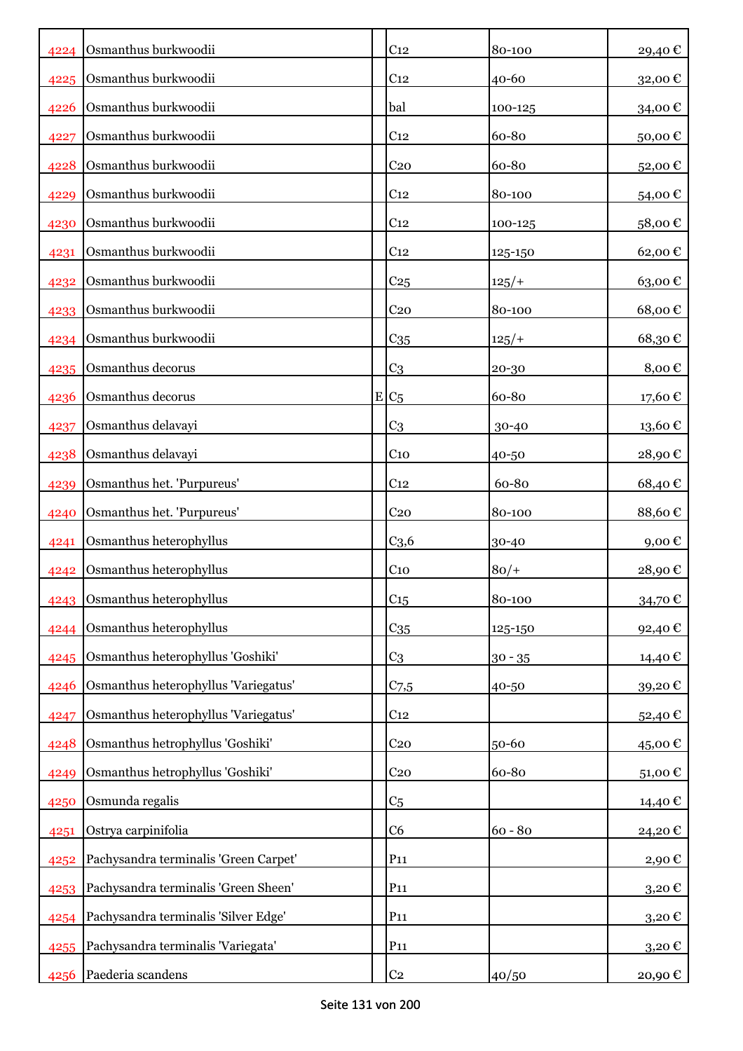| | | | | | |
|---|---|---|---|---|---|
| 4224 | Osmanthus burkwoodii | | C12 | 80-100 | 29,40 € |
| 4225 | Osmanthus burkwoodii | | C12 | 40-60 | 32,00 € |
| 4226 | Osmanthus burkwoodii | | bal | 100-125 | 34,00 € |
| 4227 | Osmanthus burkwoodii | | C12 | 60-80 | 50,00 € |
| 4228 | Osmanthus burkwoodii | | C20 | 60-80 | 52,00 € |
| 4229 | Osmanthus burkwoodii | | C12 | 80-100 | 54,00 € |
| 4230 | Osmanthus burkwoodii | | C12 | 100-125 | 58,00 € |
| 4231 | Osmanthus burkwoodii | | C12 | 125-150 | 62,00 € |
| 4232 | Osmanthus burkwoodii | | C25 | 125/+ | 63,00 € |
| 4233 | Osmanthus burkwoodii | | C20 | 80-100 | 68,00 € |
| 4234 | Osmanthus burkwoodii | | C35 | 125/+ | 68,30 € |
| 4235 | Osmanthus decorus | | C3 | 20-30 | 8,00 € |
| 4236 | Osmanthus decorus | E | C5 | 60-80 | 17,60 € |
| 4237 | Osmanthus delavayi | | C3 | 30-40 | 13,60 € |
| 4238 | Osmanthus delavayi | | C10 | 40-50 | 28,90 € |
| 4239 | Osmanthus het. 'Purpureus' | | C12 | 60-80 | 68,40 € |
| 4240 | Osmanthus het. 'Purpureus' | | C20 | 80-100 | 88,60 € |
| 4241 | Osmanthus heterophyllus | | C3,6 | 30-40 | 9,00 € |
| 4242 | Osmanthus heterophyllus | | C10 | 80/+ | 28,90 € |
| 4243 | Osmanthus heterophyllus | | C15 | 80-100 | 34,70 € |
| 4244 | Osmanthus heterophyllus | | C35 | 125-150 | 92,40 € |
| 4245 | Osmanthus heterophyllus 'Goshiki' | | C3 | 30 - 35 | 14,40 € |
| 4246 | Osmanthus heterophyllus 'Variegatus' | | C7,5 | 40-50 | 39,20 € |
| 4247 | Osmanthus heterophyllus 'Variegatus' | | C12 | | 52,40 € |
| 4248 | Osmanthus hetrophyllus 'Goshiki' | | C20 | 50-60 | 45,00 € |
| 4249 | Osmanthus hetrophyllus 'Goshiki' | | C20 | 60-80 | 51,00 € |
| 4250 | Osmunda regalis | | C5 | | 14,40 € |
| 4251 | Ostrya carpinifolia | | C6 | 60 - 80 | 24,20 € |
| 4252 | Pachysandra terminalis 'Green Carpet' | | P11 | | 2,90 € |
| 4253 | Pachysandra terminalis 'Green Sheen' | | P11 | | 3,20 € |
| 4254 | Pachysandra terminalis 'Silver Edge' | | P11 | | 3,20 € |
| 4255 | Pachysandra terminalis 'Variegata' | | P11 | | 3,20 € |
| 4256 | Paederia scandens | | C2 | 40/50 | 20,90 € |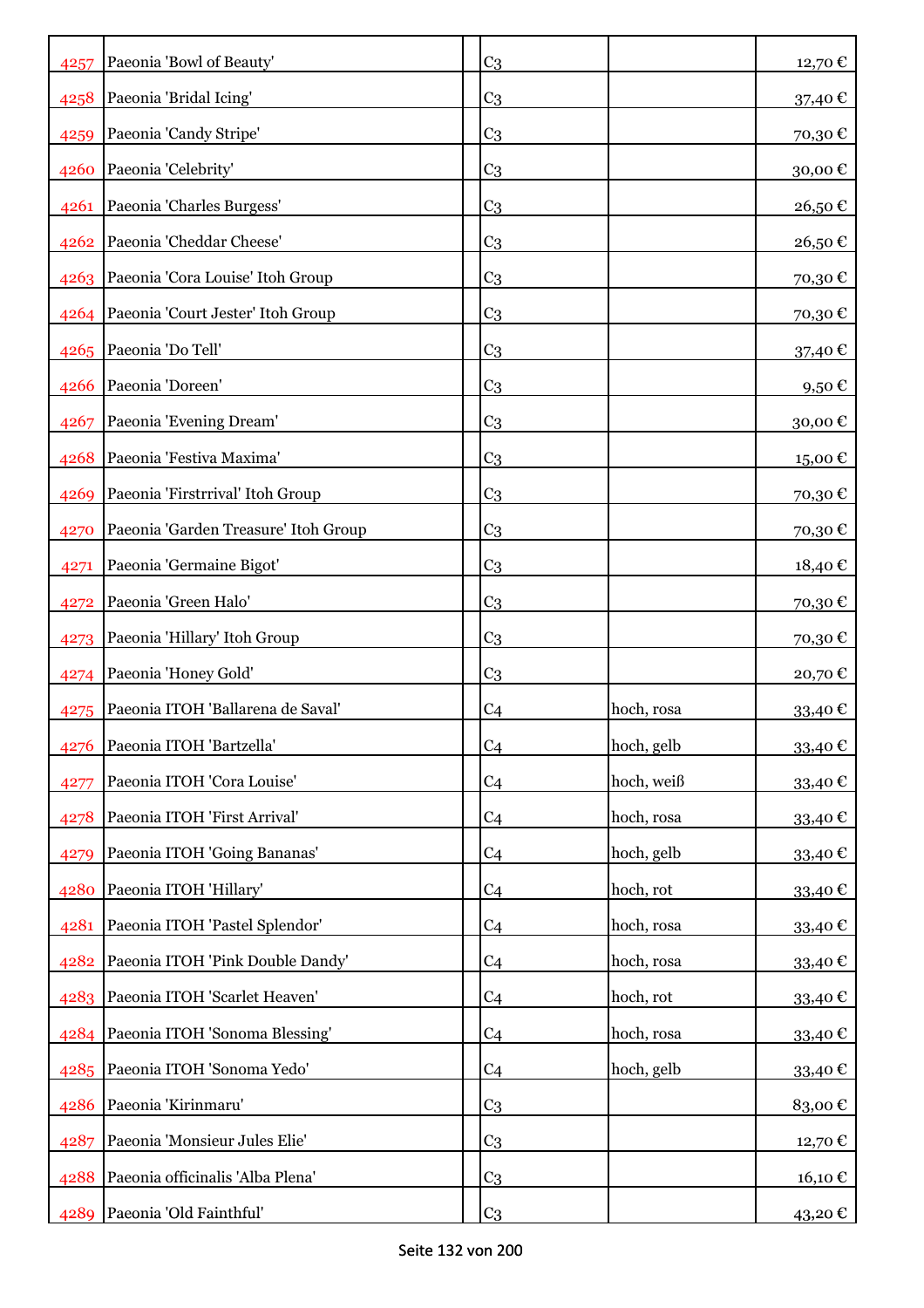| | | | | | |
|---|---|---|---|---|---|
| 4257 | Paeonia 'Bowl of Beauty' | | C3 | | 12,70 € |
| 4258 | Paeonia 'Bridal Icing' | | C3 | | 37,40 € |
| 4259 | Paeonia 'Candy Stripe' | | C3 | | 70,30 € |
| 4260 | Paeonia 'Celebrity' | | C3 | | 30,00 € |
| 4261 | Paeonia 'Charles Burgess' | | C3 | | 26,50 € |
| 4262 | Paeonia 'Cheddar Cheese' | | C3 | | 26,50 € |
| 4263 | Paeonia 'Cora Louise' Itoh Group | | C3 | | 70,30 € |
| 4264 | Paeonia 'Court Jester' Itoh Group | | C3 | | 70,30 € |
| 4265 | Paeonia 'Do Tell' | | C3 | | 37,40 € |
| 4266 | Paeonia 'Doreen' | | C3 | | 9,50 € |
| 4267 | Paeonia 'Evening Dream' | | C3 | | 30,00 € |
| 4268 | Paeonia 'Festiva Maxima' | | C3 | | 15,00 € |
| 4269 | Paeonia 'Firstrrival' Itoh Group | | C3 | | 70,30 € |
| 4270 | Paeonia 'Garden Treasure' Itoh Group | | C3 | | 70,30 € |
| 4271 | Paeonia 'Germaine Bigot' | | C3 | | 18,40 € |
| 4272 | Paeonia 'Green Halo' | | C3 | | 70,30 € |
| 4273 | Paeonia 'Hillary' Itoh Group | | C3 | | 70,30 € |
| 4274 | Paeonia 'Honey Gold' | | C3 | | 20,70 € |
| 4275 | Paeonia ITOH 'Ballarena de Saval' | | C4 | hoch, rosa | 33,40 € |
| 4276 | Paeonia ITOH 'Bartzella' | | C4 | hoch, gelb | 33,40 € |
| 4277 | Paeonia ITOH 'Cora Louise' | | C4 | hoch, weiß | 33,40 € |
| 4278 | Paeonia ITOH 'First Arrival' | | C4 | hoch, rosa | 33,40 € |
| 4279 | Paeonia ITOH 'Going Bananas' | | C4 | hoch, gelb | 33,40 € |
| 4280 | Paeonia ITOH 'Hillary' | | C4 | hoch, rot | 33,40 € |
| 4281 | Paeonia ITOH 'Pastel Splendor' | | C4 | hoch, rosa | 33,40 € |
| 4282 | Paeonia ITOH 'Pink Double Dandy' | | C4 | hoch, rosa | 33,40 € |
| 4283 | Paeonia ITOH 'Scarlet Heaven' | | C4 | hoch, rot | 33,40 € |
| 4284 | Paeonia ITOH 'Sonoma Blessing' | | C4 | hoch, rosa | 33,40 € |
| 4285 | Paeonia ITOH 'Sonoma Yedo' | | C4 | hoch, gelb | 33,40 € |
| 4286 | Paeonia 'Kirinmaru' | | C3 | | 83,00 € |
| 4287 | Paeonia 'Monsieur Jules Elie' | | C3 | | 12,70 € |
| 4288 | Paeonia officinalis 'Alba Plena' | | C3 | | 16,10 € |
| 4289 | Paeonia 'Old Faithful' | | C3 | | 43,20 € |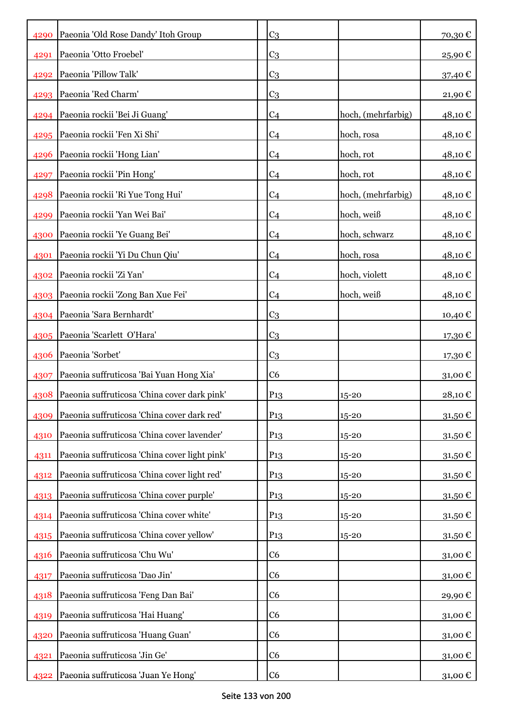| | | | | | |
|---|---|---|---|---|---|
| 4290 | Paeonia 'Old Rose Dandy' Itoh Group | | C3 | | 70,30 € |
| 4291 | Paeonia 'Otto Froebel' | | C3 | | 25,90 € |
| 4292 | Paeonia 'Pillow Talk' | | C3 | | 37,40 € |
| 4293 | Paeonia 'Red Charm' | | C3 | | 21,90 € |
| 4294 | Paeonia rockii 'Bei Ji Guang' | | C4 | hoch, (mehrfarbig) | 48,10 € |
| 4295 | Paeonia rockii 'Fen Xi Shi' | | C4 | hoch, rosa | 48,10 € |
| 4296 | Paeonia rockii 'Hong Lian' | | C4 | hoch, rot | 48,10 € |
| 4297 | Paeonia rockii 'Pin Hong' | | C4 | hoch, rot | 48,10 € |
| 4298 | Paeonia rockii 'Ri Yue Tong Hui' | | C4 | hoch, (mehrfarbig) | 48,10 € |
| 4299 | Paeonia rockii 'Yan Wei Bai' | | C4 | hoch, weiß | 48,10 € |
| 4300 | Paeonia rockii 'Ye Guang Bei' | | C4 | hoch, schwarz | 48,10 € |
| 4301 | Paeonia rockii 'Yi Du Chun Qiu' | | C4 | hoch, rosa | 48,10 € |
| 4302 | Paeonia rockii 'Zi Yan' | | C4 | hoch, violett | 48,10 € |
| 4303 | Paeonia rockii 'Zong Ban Xue Fei' | | C4 | hoch, weiß | 48,10 € |
| 4304 | Paeonia 'Sara Bernhardt' | | C3 | | 10,40 € |
| 4305 | Paeonia 'Scarlett O'Hara' | | C3 | | 17,30 € |
| 4306 | Paeonia 'Sorbet' | | C3 | | 17,30 € |
| 4307 | Paeonia suffruticosa 'Bai Yuan Hong Xia' | | C6 | | 31,00 € |
| 4308 | Paeonia suffruticosa 'China cover dark pink' | | P13 | 15-20 | 28,10 € |
| 4309 | Paeonia suffruticosa 'China cover dark red' | | P13 | 15-20 | 31,50 € |
| 4310 | Paeonia suffruticosa 'China cover lavender' | | P13 | 15-20 | 31,50 € |
| 4311 | Paeonia suffruticosa 'China cover light pink' | | P13 | 15-20 | 31,50 € |
| 4312 | Paeonia suffruticosa 'China cover light red' | | P13 | 15-20 | 31,50 € |
| 4313 | Paeonia suffruticosa 'China cover purple' | | P13 | 15-20 | 31,50 € |
| 4314 | Paeonia suffruticosa 'China cover white' | | P13 | 15-20 | 31,50 € |
| 4315 | Paeonia suffruticosa 'China cover yellow' | | P13 | 15-20 | 31,50 € |
| 4316 | Paeonia suffruticosa 'Chu Wu' | | C6 | | 31,00 € |
| 4317 | Paeonia suffruticosa 'Dao Jin' | | C6 | | 31,00 € |
| 4318 | Paeonia suffruticosa 'Feng Dan Bai' | | C6 | | 29,90 € |
| 4319 | Paeonia suffruticosa 'Hai Huang' | | C6 | | 31,00 € |
| 4320 | Paeonia suffruticosa 'Huang Guan' | | C6 | | 31,00 € |
| 4321 | Paeonia suffruticosa 'Jin Ge' | | C6 | | 31,00 € |
| 4322 | Paeonia suffruticosa 'Juan Ye Hong' | | C6 | | 31,00 € |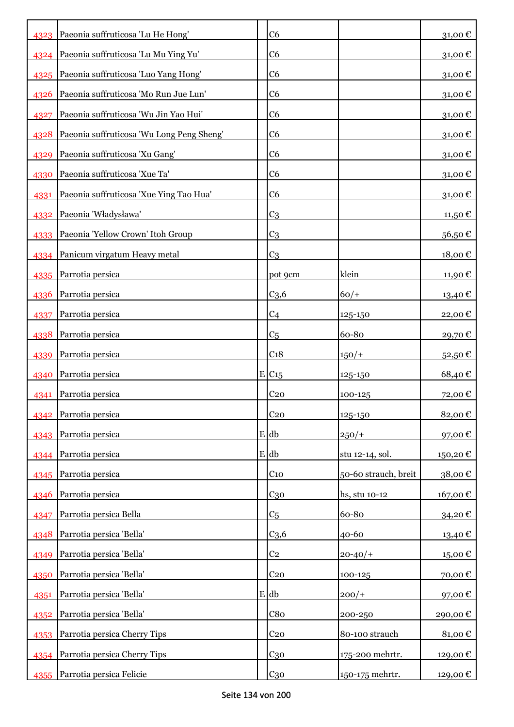| | | | | | |
|---|---|---|---|---|---|
| 4323 | Paeonia suffruticosa 'Lu He Hong' | | C6 | | 31,00 € |
| 4324 | Paeonia suffruticosa 'Lu Mu Ying Yu' | | C6 | | 31,00 € |
| 4325 | Paeonia suffruticosa 'Luo Yang Hong' | | C6 | | 31,00 € |
| 4326 | Paeonia suffruticosa 'Mo Run Jue Lun' | | C6 | | 31,00 € |
| 4327 | Paeonia suffruticosa 'Wu Jin Yao Hui' | | C6 | | 31,00 € |
| 4328 | Paeonia suffruticosa 'Wu Long Peng Sheng' | | C6 | | 31,00 € |
| 4329 | Paeonia suffruticosa 'Xu Gang' | | C6 | | 31,00 € |
| 4330 | Paeonia suffruticosa 'Xue Ta' | | C6 | | 31,00 € |
| 4331 | Paeonia suffruticosa 'Xue Ying Tao Hua' | | C6 | | 31,00 € |
| 4332 | Paeonia 'Władysława' | | C3 | | 11,50 € |
| 4333 | Paeonia 'Yellow Crown' Itoh Group | | C3 | | 56,50 € |
| 4334 | Panicum virgatum Heavy metal | | C3 | | 18,00 € |
| 4335 | Parrotia persica | | pot 9cm | klein | 11,90 € |
| 4336 | Parrotia persica | | C3,6 | 60/+ | 13,40 € |
| 4337 | Parrotia persica | | C4 | 125-150 | 22,00 € |
| 4338 | Parrotia persica | | C5 | 60-80 | 29,70 € |
| 4339 | Parrotia persica | | C18 | 150/+ | 52,50 € |
| 4340 | Parrotia persica | E | C15 | 125-150 | 68,40 € |
| 4341 | Parrotia persica | | C20 | 100-125 | 72,00 € |
| 4342 | Parrotia persica | | C20 | 125-150 | 82,00 € |
| 4343 | Parrotia persica | E | db | 250/+ | 97,00 € |
| 4344 | Parrotia persica | E | db | stu 12-14, sol. | 150,20 € |
| 4345 | Parrotia persica | | C10 | 50-60 strauch, breit | 38,00 € |
| 4346 | Parrotia persica | | C30 | hs, stu 10-12 | 167,00 € |
| 4347 | Parrotia persica Bella | | C5 | 60-80 | 34,20 € |
| 4348 | Parrotia persica 'Bella' | | C3,6 | 40-60 | 13,40 € |
| 4349 | Parrotia persica 'Bella' | | C2 | 20-40/+ | 15,00 € |
| 4350 | Parrotia persica 'Bella' | | C20 | 100-125 | 70,00 € |
| 4351 | Parrotia persica 'Bella' | E | db | 200/+ | 97,00 € |
| 4352 | Parrotia persica 'Bella' | | C80 | 200-250 | 290,00 € |
| 4353 | Parrotia persica Cherry Tips | | C20 | 80-100 strauch | 81,00 € |
| 4354 | Parrotia persica Cherry Tips | | C30 | 175-200 mehrtr. | 129,00 € |
| 4355 | Parrotia persica Felicie | | C30 | 150-175 mehrtr. | 129,00 € |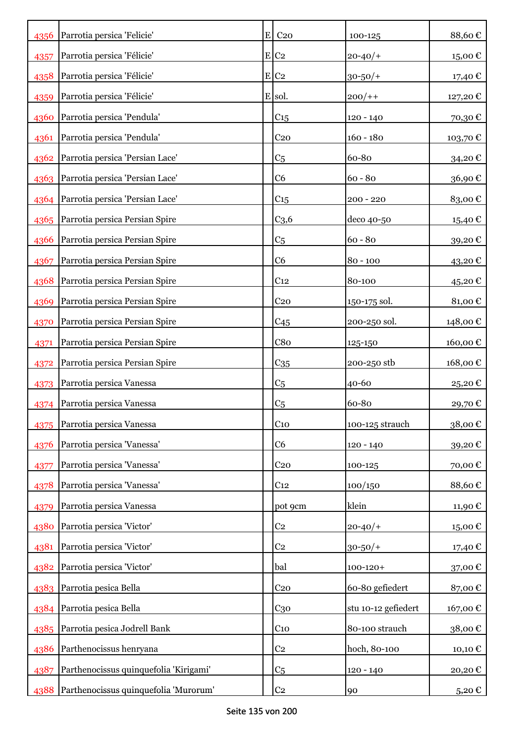| | | | | | |
|---|---|---|---|---|---|
| 4356 | Parrotia persica 'Felicie' | E | C20 | 100-125 | 88,60 € |
| 4357 | Parrotia persica 'Félicie' | E | C2 | 20-40/+ | 15,00 € |
| 4358 | Parrotia persica 'Félicie' | E | C2 | 30-50/+ | 17,40 € |
| 4359 | Parrotia persica 'Félicie' | E | sol. | 200/++ | 127,20 € |
| 4360 | Parrotia persica 'Pendula' | | C15 | 120 - 140 | 70,30 € |
| 4361 | Parrotia persica 'Pendula' | | C20 | 160 - 180 | 103,70 € |
| 4362 | Parrotia persica 'Persian Lace' | | C5 | 60-80 | 34,20 € |
| 4363 | Parrotia persica 'Persian Lace' | | C6 | 60 - 80 | 36,90 € |
| 4364 | Parrotia persica 'Persian Lace' | | C15 | 200 - 220 | 83,00 € |
| 4365 | Parrotia persica Persian Spire | | C3,6 | deco 40-50 | 15,40 € |
| 4366 | Parrotia persica Persian Spire | | C5 | 60 - 80 | 39,20 € |
| 4367 | Parrotia persica Persian Spire | | C6 | 80 - 100 | 43,20 € |
| 4368 | Parrotia persica Persian Spire | | C12 | 80-100 | 45,20 € |
| 4369 | Parrotia persica Persian Spire | | C20 | 150-175 sol. | 81,00 € |
| 4370 | Parrotia persica Persian Spire | | C45 | 200-250 sol. | 148,00 € |
| 4371 | Parrotia persica Persian Spire | | C80 | 125-150 | 160,00 € |
| 4372 | Parrotia persica Persian Spire | | C35 | 200-250 stb | 168,00 € |
| 4373 | Parrotia persica Vanessa | | C5 | 40-60 | 25,20 € |
| 4374 | Parrotia persica Vanessa | | C5 | 60-80 | 29,70 € |
| 4375 | Parrotia persica Vanessa | | C10 | 100-125 strauch | 38,00 € |
| 4376 | Parrotia persica 'Vanessa' | | C6 | 120 - 140 | 39,20 € |
| 4377 | Parrotia persica 'Vanessa' | | C20 | 100-125 | 70,00 € |
| 4378 | Parrotia persica 'Vanessa' | | C12 | 100/150 | 88,60 € |
| 4379 | Parrotia persica Vanessa | | pot 9cm | klein | 11,90 € |
| 4380 | Parrotia persica 'Victor' | | C2 | 20-40/+ | 15,00 € |
| 4381 | Parrotia persica 'Victor' | | C2 | 30-50/+ | 17,40 € |
| 4382 | Parrotia persica 'Victor' | | bal | 100-120+ | 37,00 € |
| 4383 | Parrotia pesica Bella | | C20 | 60-80 gefiedert | 87,00 € |
| 4384 | Parrotia pesica Bella | | C30 | stu 10-12 gefiedert | 167,00 € |
| 4385 | Parrotia pesica Jodrell Bank | | C10 | 80-100 strauch | 38,00 € |
| 4386 | Parthenocissus henryana | | C2 | hoch, 80-100 | 10,10 € |
| 4387 | Parthenocissus quinquefolia 'Kirigami' | | C5 | 120 - 140 | 20,20 € |
| 4388 | Parthenocissus quinquefolia 'Murorum' | | C2 | 90 | 5,20 € |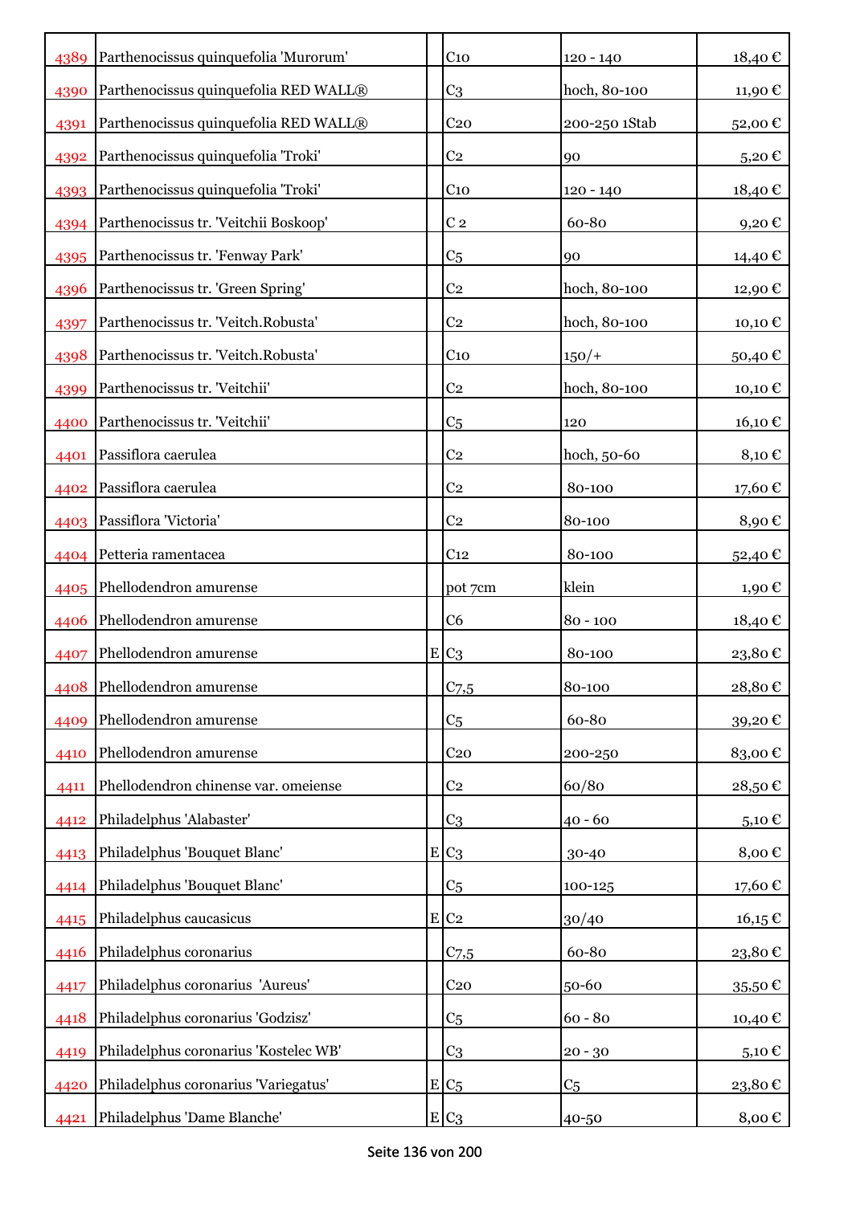| | | | | | |
|---|---|---|---|---|---|
| 4389 | Parthenocissus quinquefolia 'Murorum' | | C10 | 120 - 140 | 18,40 € |
| 4390 | Parthenocissus quinquefolia RED WALL® | | C3 | hoch, 80-100 | 11,90 € |
| 4391 | Parthenocissus quinquefolia RED WALL® | | C20 | 200-250 1Stab | 52,00 € |
| 4392 | Parthenocissus quinquefolia 'Troki' | | C2 | 90 | 5,20 € |
| 4393 | Parthenocissus quinquefolia 'Troki' | | C10 | 120 - 140 | 18,40 € |
| 4394 | Parthenocissus tr. 'Veitchii Boskoop' | | C 2 | 60-80 | 9,20 € |
| 4395 | Parthenocissus tr. 'Fenway Park' | | C5 | 90 | 14,40 € |
| 4396 | Parthenocissus tr. 'Green Spring' | | C2 | hoch, 80-100 | 12,90 € |
| 4397 | Parthenocissus tr. 'Veitch.Robusta' | | C2 | hoch, 80-100 | 10,10 € |
| 4398 | Parthenocissus tr. 'Veitch.Robusta' | | C10 | 150/+ | 50,40 € |
| 4399 | Parthenocissus tr. 'Veitchii' | | C2 | hoch, 80-100 | 10,10 € |
| 4400 | Parthenocissus tr. 'Veitchii' | | C5 | 120 | 16,10 € |
| 4401 | Passiflora caerulea | | C2 | hoch, 50-60 | 8,10 € |
| 4402 | Passiflora caerulea | | C2 | 80-100 | 17,60 € |
| 4403 | Passiflora 'Victoria' | | C2 | 80-100 | 8,90 € |
| 4404 | Petteria ramentacea | | C12 | 80-100 | 52,40 € |
| 4405 | Phellodendron amurense | | pot 7cm | klein | 1,90 € |
| 4406 | Phellodendron amurense | | C6 | 80 - 100 | 18,40 € |
| 4407 | Phellodendron amurense | E | C3 | 80-100 | 23,80 € |
| 4408 | Phellodendron amurense | | C7,5 | 80-100 | 28,80 € |
| 4409 | Phellodendron amurense | | C5 | 60-80 | 39,20 € |
| 4410 | Phellodendron amurense | | C20 | 200-250 | 83,00 € |
| 4411 | Phellodendron chinense var. omeiense | | C2 | 60/80 | 28,50 € |
| 4412 | Philadelphus 'Alabaster' | | C3 | 40 - 60 | 5,10 € |
| 4413 | Philadelphus 'Bouquet Blanc' | E | C3 | 30-40 | 8,00 € |
| 4414 | Philadelphus 'Bouquet Blanc' | | C5 | 100-125 | 17,60 € |
| 4415 | Philadelphus caucasicus | E | C2 | 30/40 | 16,15 € |
| 4416 | Philadelphus coronarius | | C7,5 | 60-80 | 23,80 € |
| 4417 | Philadelphus coronarius 'Aureus' | | C20 | 50-60 | 35,50 € |
| 4418 | Philadelphus coronarius 'Godzisz' | | C5 | 60 - 80 | 10,40 € |
| 4419 | Philadelphus coronarius 'Kostelec WB' | | C3 | 20 - 30 | 5,10 € |
| 4420 | Philadelphus coronarius 'Variegatus' | E | C5 | C5 | 23,80 € |
| 4421 | Philadelphus 'Dame Blanche' | E | C3 | 40-50 | 8,00 € |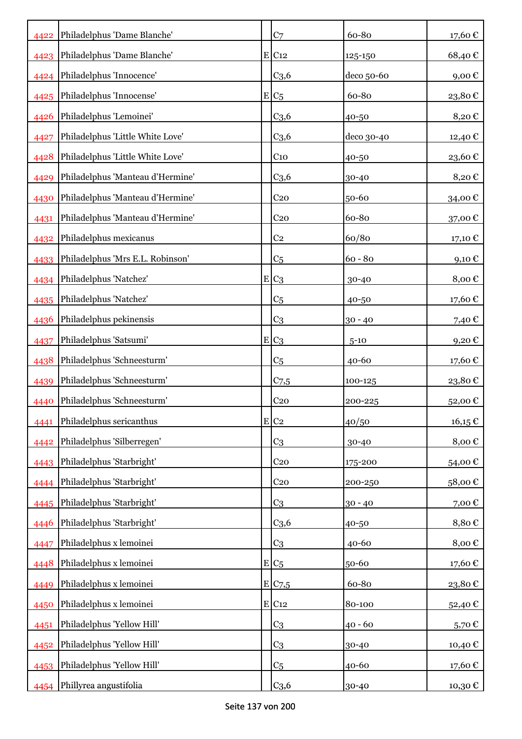| | | | | | |
|---|---|---|---|---|---|
| 4422 | Philadelphus 'Dame Blanche' | | C7 | 60-80 | 17,60 € |
| 4423 | Philadelphus 'Dame Blanche' | E | C12 | 125-150 | 68,40 € |
| 4424 | Philadelphus 'Innocence' | | C3,6 | deco 50-60 | 9,00 € |
| 4425 | Philadelphus 'Innocense' | E | C5 | 60-80 | 23,80 € |
| 4426 | Philadelphus 'Lemoinei' | | C3,6 | 40-50 | 8,20 € |
| 4427 | Philadelphus 'Little White Love' | | C3,6 | deco 30-40 | 12,40 € |
| 4428 | Philadelphus 'Little White Love' | | C10 | 40-50 | 23,60 € |
| 4429 | Philadelphus 'Manteau d'Hermine' | | C3,6 | 30-40 | 8,20 € |
| 4430 | Philadelphus 'Manteau d'Hermine' | | C20 | 50-60 | 34,00 € |
| 4431 | Philadelphus 'Manteau d'Hermine' | | C20 | 60-80 | 37,00 € |
| 4432 | Philadelphus mexicanus | | C2 | 60/80 | 17,10 € |
| 4433 | Philadelphus 'Mrs E.L. Robinson' | | C5 | 60 - 80 | 9,10 € |
| 4434 | Philadelphus 'Natchez' | E | C3 | 30-40 | 8,00 € |
| 4435 | Philadelphus 'Natchez' | | C5 | 40-50 | 17,60 € |
| 4436 | Philadelphus pekinensis | | C3 | 30 - 40 | 7,40 € |
| 4437 | Philadelphus 'Satsumi' | E | C3 | 5-10 | 9,20 € |
| 4438 | Philadelphus 'Schneesturm' | | C5 | 40-60 | 17,60 € |
| 4439 | Philadelphus 'Schneesturm' | | C7,5 | 100-125 | 23,80 € |
| 4440 | Philadelphus 'Schneesturm' | | C20 | 200-225 | 52,00 € |
| 4441 | Philadelphus sericanthus | E | C2 | 40/50 | 16,15 € |
| 4442 | Philadelphus 'Silberregen' | | C3 | 30-40 | 8,00 € |
| 4443 | Philadelphus 'Starbright' | | C20 | 175-200 | 54,00 € |
| 4444 | Philadelphus 'Starbright' | | C20 | 200-250 | 58,00 € |
| 4445 | Philadelphus 'Starbright' | | C3 | 30 - 40 | 7,00 € |
| 4446 | Philadelphus 'Starbright' | | C3,6 | 40-50 | 8,80 € |
| 4447 | Philadelphus x lemoinei | | C3 | 40-60 | 8,00 € |
| 4448 | Philadelphus x lemoinei | E | C5 | 50-60 | 17,60 € |
| 4449 | Philadelphus x lemoinei | E | C7,5 | 60-80 | 23,80 € |
| 4450 | Philadelphus x lemoinei | E | C12 | 80-100 | 52,40 € |
| 4451 | Philadelphus 'Yellow Hill' | | C3 | 40 - 60 | 5,70 € |
| 4452 | Philadelphus 'Yellow Hill' | | C3 | 30-40 | 10,40 € |
| 4453 | Philadelphus 'Yellow Hill' | | C5 | 40-60 | 17,60 € |
| 4454 | Phillyrea angustifolia | | C3,6 | 30-40 | 10,30 € |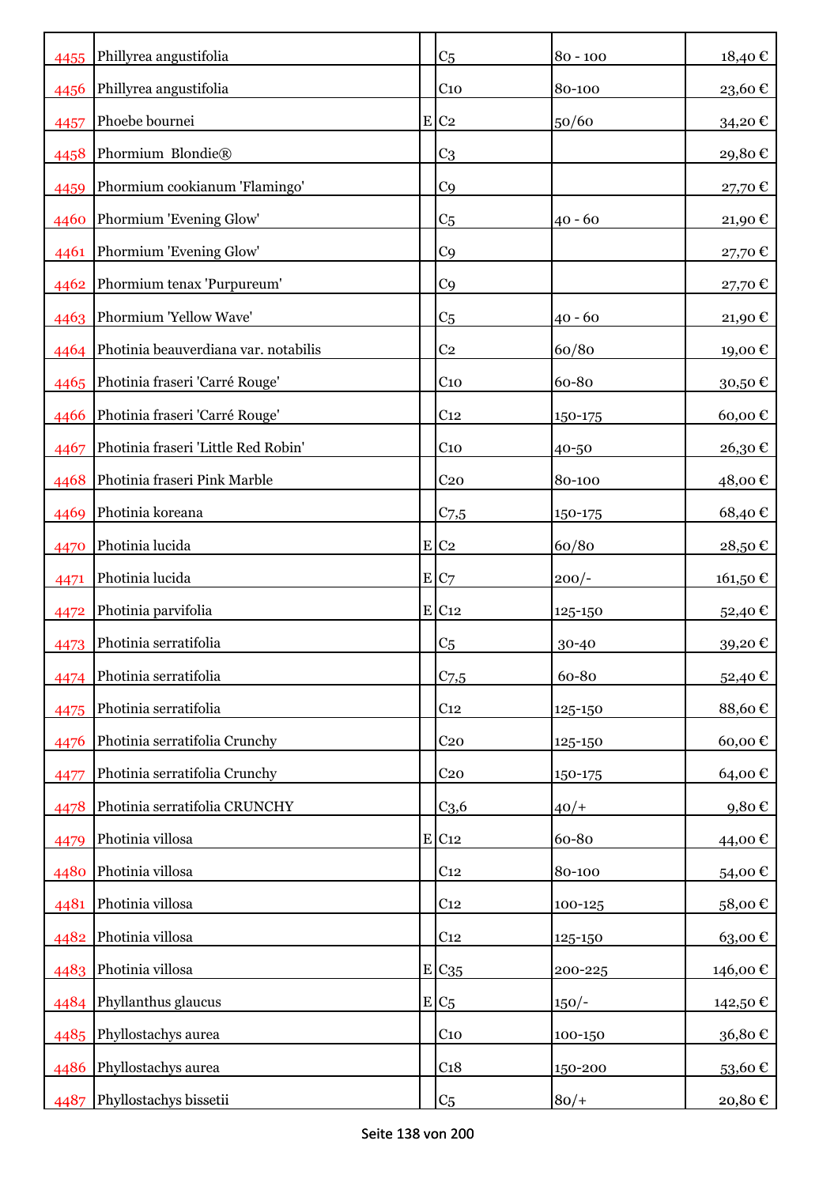| | | | | | |
|---|---|---|---|---|---|
| 4455 | Phillyrea angustifolia | | C5 | 80 - 100 | 18,40 € |
| 4456 | Phillyrea angustifolia | | C10 | 80-100 | 23,60 € |
| 4457 | Phoebe bournei | E | C2 | 50/60 | 34,20 € |
| 4458 | Phormium Blondie® | | C3 | | 29,80 € |
| 4459 | Phormium cookianum 'Flamingo' | | C9 | | 27,70 € |
| 4460 | Phormium 'Evening Glow' | | C5 | 40 - 60 | 21,90 € |
| 4461 | Phormium 'Evening Glow' | | C9 | | 27,70 € |
| 4462 | Phormium tenax 'Purpureum' | | C9 | | 27,70 € |
| 4463 | Phormium 'Yellow Wave' | | C5 | 40 - 60 | 21,90 € |
| 4464 | Photinia beauverdiana var. notabilis | | C2 | 60/80 | 19,00 € |
| 4465 | Photinia fraseri 'Carré Rouge' | | C10 | 60-80 | 30,50 € |
| 4466 | Photinia fraseri 'Carré Rouge' | | C12 | 150-175 | 60,00 € |
| 4467 | Photinia fraseri 'Little Red Robin' | | C10 | 40-50 | 26,30 € |
| 4468 | Photinia fraseri Pink Marble | | C20 | 80-100 | 48,00 € |
| 4469 | Photinia koreana | | C7,5 | 150-175 | 68,40 € |
| 4470 | Photinia lucida | E | C2 | 60/80 | 28,50 € |
| 4471 | Photinia lucida | E | C7 | 200/- | 161,50 € |
| 4472 | Photinia parvifolia | E | C12 | 125-150 | 52,40 € |
| 4473 | Photinia serratifolia | | C5 | 30-40 | 39,20 € |
| 4474 | Photinia serratifolia | | C7,5 | 60-80 | 52,40 € |
| 4475 | Photinia serratifolia | | C12 | 125-150 | 88,60 € |
| 4476 | Photinia serratifolia Crunchy | | C20 | 125-150 | 60,00 € |
| 4477 | Photinia serratifolia Crunchy | | C20 | 150-175 | 64,00 € |
| 4478 | Photinia serratifolia CRUNCHY | | C3,6 | 40/+ | 9,80 € |
| 4479 | Photinia villosa | E | C12 | 60-80 | 44,00 € |
| 4480 | Photinia villosa | | C12 | 80-100 | 54,00 € |
| 4481 | Photinia villosa | | C12 | 100-125 | 58,00 € |
| 4482 | Photinia villosa | | C12 | 125-150 | 63,00 € |
| 4483 | Photinia villosa | E | C35 | 200-225 | 146,00 € |
| 4484 | Phyllanthus glaucus | E | C5 | 150/- | 142,50 € |
| 4485 | Phyllostachys aurea | | C10 | 100-150 | 36,80 € |
| 4486 | Phyllostachys aurea | | C18 | 150-200 | 53,60 € |
| 4487 | Phyllostachys bissetii | | C5 | 80/+ | 20,80 € |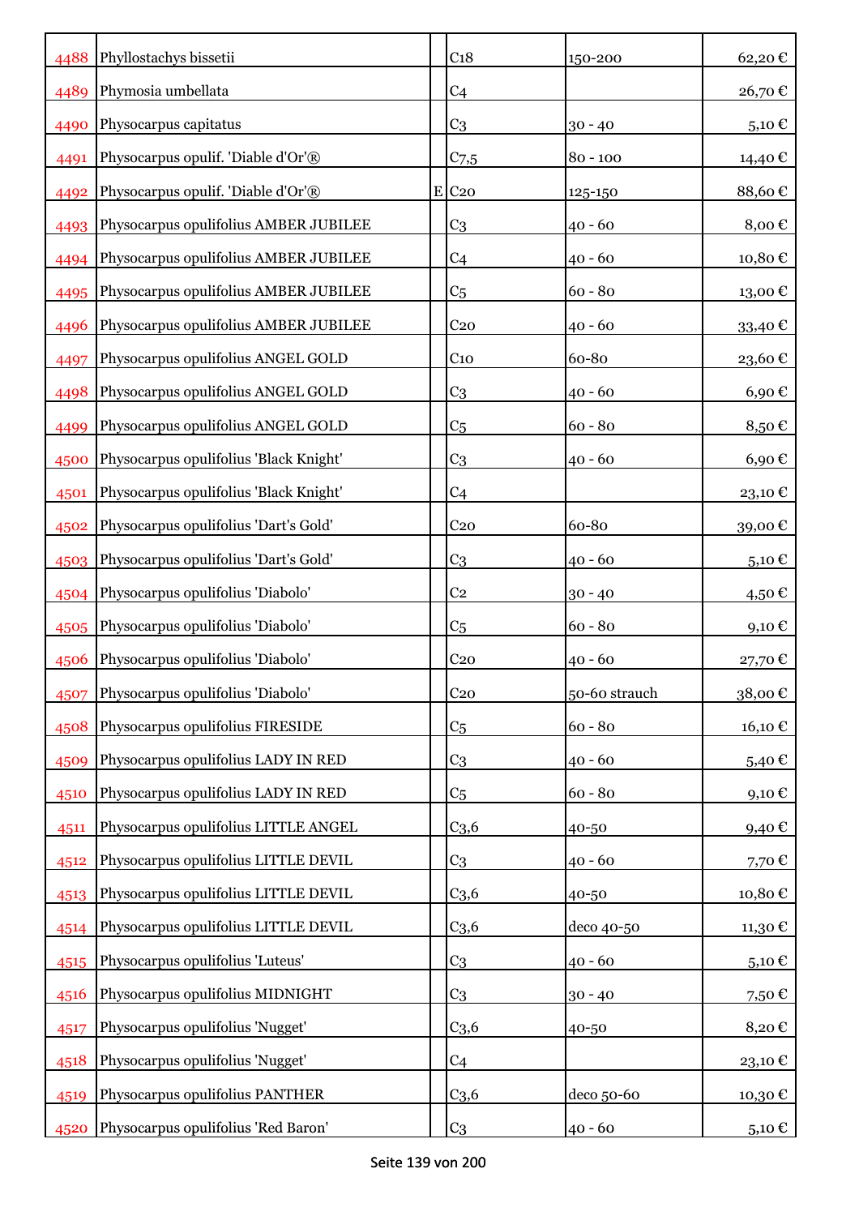| | | | | | |
|---|---|---|---|---|---|
| 4488 | Phyllostachys bissetii | | C18 | 150-200 | 62,20 € |
| 4489 | Phymosia umbellata | | C4 | | 26,70 € |
| 4490 | Physocarpus capitatus | | C3 | 30 - 40 | 5,10 € |
| 4491 | Physocarpus opulif. 'Diable d'Or'® | | C7,5 | 80 - 100 | 14,40 € |
| 4492 | Physocarpus opulif. 'Diable d'Or'® | E | C20 | 125-150 | 88,60 € |
| 4493 | Physocarpus opulifolius AMBER JUBILEE | | C3 | 40 - 60 | 8,00 € |
| 4494 | Physocarpus opulifolius AMBER JUBILEE | | C4 | 40 - 60 | 10,80 € |
| 4495 | Physocarpus opulifolius AMBER JUBILEE | | C5 | 60 - 80 | 13,00 € |
| 4496 | Physocarpus opulifolius AMBER JUBILEE | | C20 | 40 - 60 | 33,40 € |
| 4497 | Physocarpus opulifolius ANGEL GOLD | | C10 | 60-80 | 23,60 € |
| 4498 | Physocarpus opulifolius ANGEL GOLD | | C3 | 40 - 60 | 6,90 € |
| 4499 | Physocarpus opulifolius ANGEL GOLD | | C5 | 60 - 80 | 8,50 € |
| 4500 | Physocarpus opulifolius 'Black Knight' | | C3 | 40 - 60 | 6,90 € |
| 4501 | Physocarpus opulifolius 'Black Knight' | | C4 | | 23,10 € |
| 4502 | Physocarpus opulifolius 'Dart's Gold' | | C20 | 60-80 | 39,00 € |
| 4503 | Physocarpus opulifolius 'Dart's Gold' | | C3 | 40 - 60 | 5,10 € |
| 4504 | Physocarpus opulifolius 'Diabolo' | | C2 | 30 - 40 | 4,50 € |
| 4505 | Physocarpus opulifolius 'Diabolo' | | C5 | 60 - 80 | 9,10 € |
| 4506 | Physocarpus opulifolius 'Diabolo' | | C20 | 40 - 60 | 27,70 € |
| 4507 | Physocarpus opulifolius 'Diabolo' | | C20 | 50-60 strauch | 38,00 € |
| 4508 | Physocarpus opulifolius FIRESIDE | | C5 | 60 - 80 | 16,10 € |
| 4509 | Physocarpus opulifolius LADY IN RED | | C3 | 40 - 60 | 5,40 € |
| 4510 | Physocarpus opulifolius LADY IN RED | | C5 | 60 - 80 | 9,10 € |
| 4511 | Physocarpus opulifolius LITTLE ANGEL | | C3,6 | 40-50 | 9,40 € |
| 4512 | Physocarpus opulifolius LITTLE DEVIL | | C3 | 40 - 60 | 7,70 € |
| 4513 | Physocarpus opulifolius LITTLE DEVIL | | C3,6 | 40-50 | 10,80 € |
| 4514 | Physocarpus opulifolius LITTLE DEVIL | | C3,6 | deco 40-50 | 11,30 € |
| 4515 | Physocarpus opulifolius 'Luteus' | | C3 | 40 - 60 | 5,10 € |
| 4516 | Physocarpus opulifolius MIDNIGHT | | C3 | 30 - 40 | 7,50 € |
| 4517 | Physocarpus opulifolius 'Nugget' | | C3,6 | 40-50 | 8,20 € |
| 4518 | Physocarpus opulifolius 'Nugget' | | C4 | | 23,10 € |
| 4519 | Physocarpus opulifolius PANTHER | | C3,6 | deco 50-60 | 10,30 € |
| 4520 | Physocarpus opulifolius 'Red Baron' | | C3 | 40 - 60 | 5,10 € |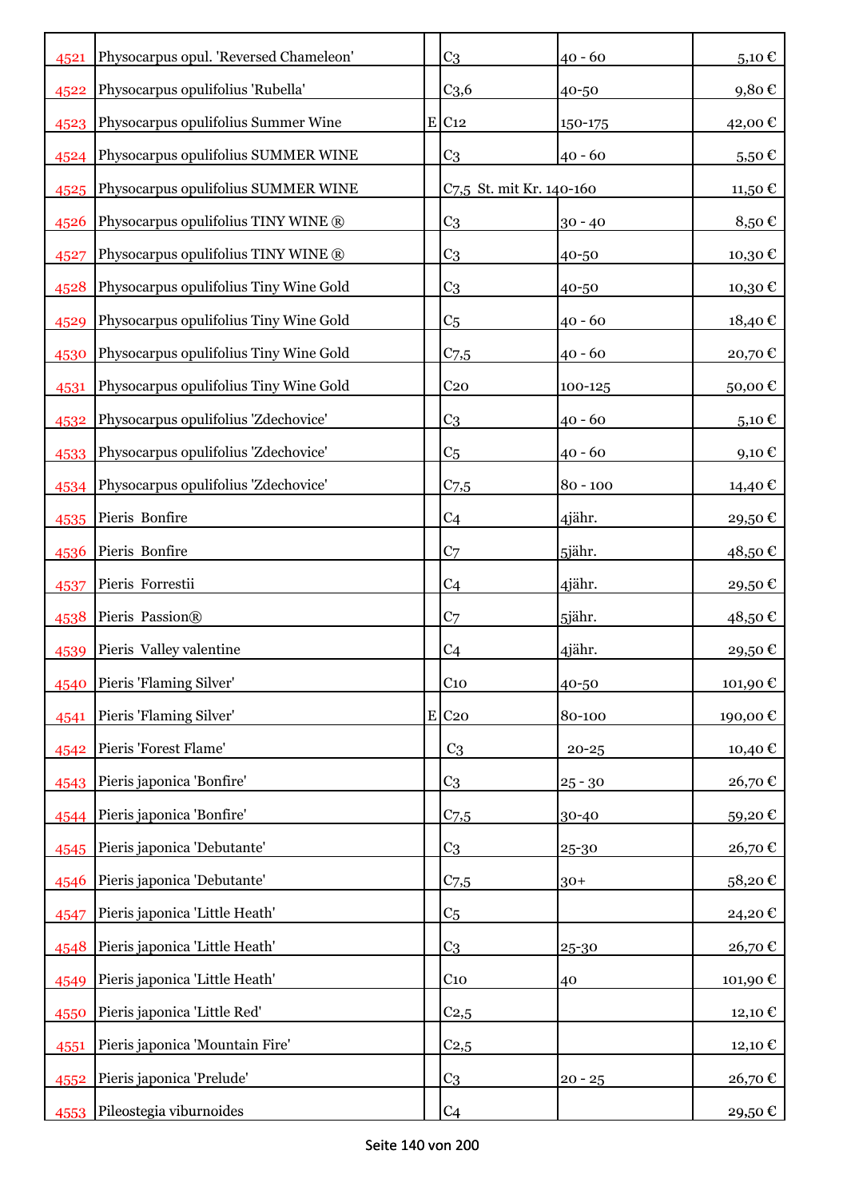| | | | | | |
|---|---|---|---|---|---|
| 4521 | Physocarpus opul. 'Reversed Chameleon' | | C3 | 40 - 60 | 5,10 € |
| 4522 | Physocarpus opulifolius 'Rubella' | | C3,6 | 40-50 | 9,80 € |
| 4523 | Physocarpus opulifolius Summer Wine | E | C12 | 150-175 | 42,00 € |
| 4524 | Physocarpus opulifolius SUMMER WINE | | C3 | 40 - 60 | 5,50 € |
| 4525 | Physocarpus opulifolius SUMMER WINE | | C7,5 St. mit Kr. 140-160 | | 11,50 € |
| 4526 | Physocarpus opulifolius TINY WINE ® | | C3 | 30 - 40 | 8,50 € |
| 4527 | Physocarpus opulifolius TINY WINE ® | | C3 | 40-50 | 10,30 € |
| 4528 | Physocarpus opulifolius Tiny Wine Gold | | C3 | 40-50 | 10,30 € |
| 4529 | Physocarpus opulifolius Tiny Wine Gold | | C5 | 40 - 60 | 18,40 € |
| 4530 | Physocarpus opulifolius Tiny Wine Gold | | C7,5 | 40 - 60 | 20,70 € |
| 4531 | Physocarpus opulifolius Tiny Wine Gold | | C20 | 100-125 | 50,00 € |
| 4532 | Physocarpus opulifolius 'Zdechovice' | | C3 | 40 - 60 | 5,10 € |
| 4533 | Physocarpus opulifolius 'Zdechovice' | | C5 | 40 - 60 | 9,10 € |
| 4534 | Physocarpus opulifolius 'Zdechovice' | | C7,5 | 80 - 100 | 14,40 € |
| 4535 | Pieris Bonfire | | C4 | 4jähr. | 29,50 € |
| 4536 | Pieris Bonfire | | C7 | 5jähr. | 48,50 € |
| 4537 | Pieris Forrestii | | C4 | 4jähr. | 29,50 € |
| 4538 | Pieris Passion® | | C7 | 5jähr. | 48,50 € |
| 4539 | Pieris Valley valentine | | C4 | 4jähr. | 29,50 € |
| 4540 | Pieris 'Flaming Silver' | | C10 | 40-50 | 101,90 € |
| 4541 | Pieris 'Flaming Silver' | E | C20 | 80-100 | 190,00 € |
| 4542 | Pieris 'Forest Flame' | | C3 | 20-25 | 10,40 € |
| 4543 | Pieris japonica 'Bonfire' | | C3 | 25 - 30 | 26,70 € |
| 4544 | Pieris japonica 'Bonfire' | | C7,5 | 30-40 | 59,20 € |
| 4545 | Pieris japonica 'Debutante' | | C3 | 25-30 | 26,70 € |
| 4546 | Pieris japonica 'Debutante' | | C7,5 | 30+ | 58,20 € |
| 4547 | Pieris japonica 'Little Heath' | | C5 | | 24,20 € |
| 4548 | Pieris japonica 'Little Heath' | | C3 | 25-30 | 26,70 € |
| 4549 | Pieris japonica 'Little Heath' | | C10 | 40 | 101,90 € |
| 4550 | Pieris japonica 'Little Red' | | C2,5 | | 12,10 € |
| 4551 | Pieris japonica 'Mountain Fire' | | C2,5 | | 12,10 € |
| 4552 | Pieris japonica 'Prelude' | | C3 | 20 - 25 | 26,70 € |
| 4553 | Pileostegia viburnoides | | C4 | | 29,50 € |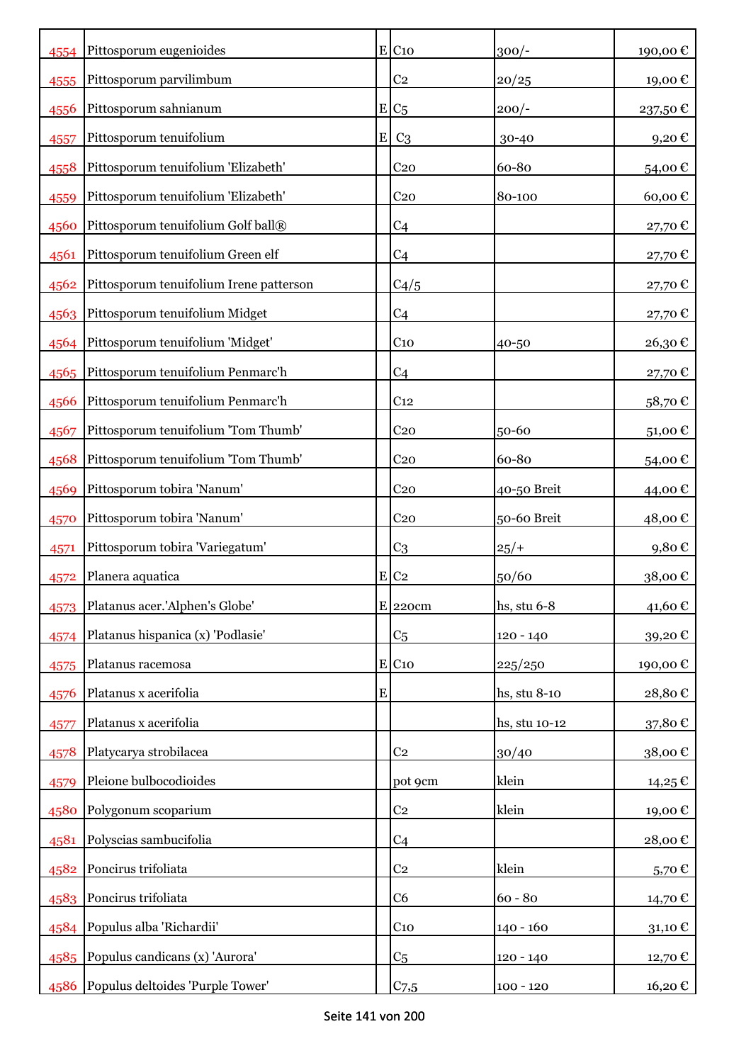| 4554 | Pittosporum eugenioides | E | C10 | 300/- | 190,00 € |
|---|---|---|---|---|---|
| 4555 | Pittosporum parvilimbum | | C2 | 20/25 | 19,00 € |
| 4556 | Pittosporum sahnianum | E | C5 | 200/- | 237,50 € |
| 4557 | Pittosporum tenuifolium | E | C3 | 30-40 | 9,20 € |
| 4558 | Pittosporum tenuifolium 'Elizabeth' | | C20 | 60-80 | 54,00 € |
| 4559 | Pittosporum tenuifolium 'Elizabeth' | | C20 | 80-100 | 60,00 € |
| 4560 | Pittosporum tenuifolium Golf ball® | | C4 | | 27,70 € |
| 4561 | Pittosporum tenuifolium Green elf | | C4 | | 27,70 € |
| 4562 | Pittosporum tenuifolium Irene patterson | | C4/5 | | 27,70 € |
| 4563 | Pittosporum tenuifolium Midget | | C4 | | 27,70 € |
| 4564 | Pittosporum tenuifolium 'Midget' | | C10 | 40-50 | 26,30 € |
| 4565 | Pittosporum tenuifolium Penmarc'h | | C4 | | 27,70 € |
| 4566 | Pittosporum tenuifolium Penmarc'h | | C12 | | 58,70 € |
| 4567 | Pittosporum tenuifolium 'Tom Thumb' | | C20 | 50-60 | 51,00 € |
| 4568 | Pittosporum tenuifolium 'Tom Thumb' | | C20 | 60-80 | 54,00 € |
| 4569 | Pittosporum tobira 'Nanum' | | C20 | 40-50 Breit | 44,00 € |
| 4570 | Pittosporum tobira 'Nanum' | | C20 | 50-60 Breit | 48,00 € |
| 4571 | Pittosporum tobira 'Variegatum' | | C3 | 25/+ | 9,80 € |
| 4572 | Planera aquatica | E | C2 | 50/60 | 38,00 € |
| 4573 | Platanus acer.'Alphen's Globe' | E | 220cm | hs, stu 6-8 | 41,60 € |
| 4574 | Platanus hispanica (x) 'Podlasie' | | C5 | 120 - 140 | 39,20 € |
| 4575 | Platanus racemosa | E | C10 | 225/250 | 190,00 € |
| 4576 | Platanus x acerifolia | E | | hs, stu 8-10 | 28,80 € |
| 4577 | Platanus x acerifolia | | | hs, stu 10-12 | 37,80 € |
| 4578 | Platycarya strobilacea | | C2 | 30/40 | 38,00 € |
| 4579 | Pleione bulbocodioides | | pot 9cm | klein | 14,25 € |
| 4580 | Polygonum scoparium | | C2 | klein | 19,00 € |
| 4581 | Polyscias sambucifolia | | C4 | | 28,00 € |
| 4582 | Poncirus trifoliata | | C2 | klein | 5,70 € |
| 4583 | Poncirus trifoliata | | C6 | 60 - 80 | 14,70 € |
| 4584 | Populus alba 'Richardii' | | C10 | 140 - 160 | 31,10 € |
| 4585 | Populus candicans (x) 'Aurora' | | C5 | 120 - 140 | 12,70 € |
| 4586 | Populus deltoides 'Purple Tower' | | C7,5 | 100 - 120 | 16,20 € |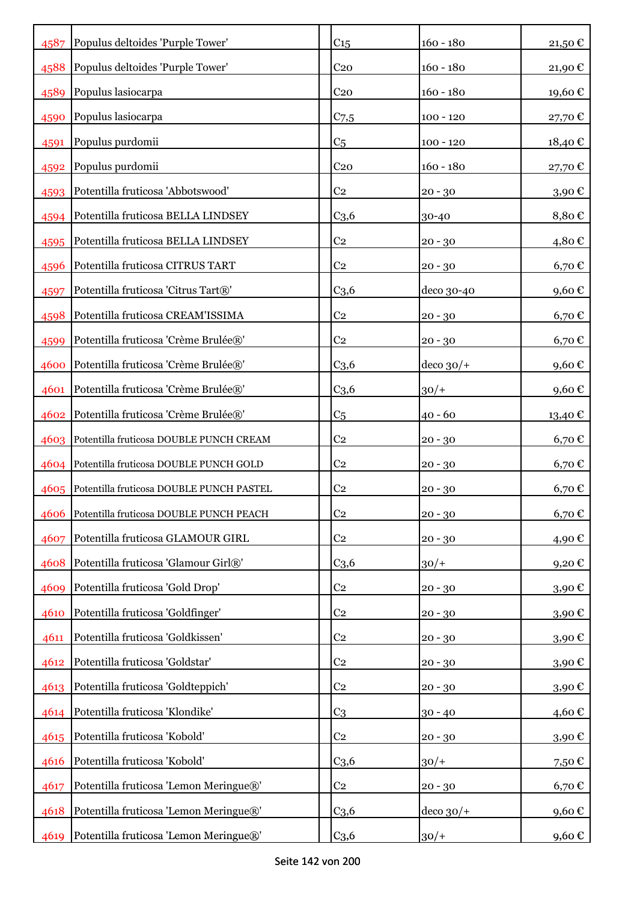| | | | | | |
|---|---|---|---|---|---|
| 4587 | Populus deltoides 'Purple Tower' | | C15 | 160 - 180 | 21,50 € |
| 4588 | Populus deltoides 'Purple Tower' | | C20 | 160 - 180 | 21,90 € |
| 4589 | Populus lasiocarpa | | C20 | 160 - 180 | 19,60 € |
| 4590 | Populus lasiocarpa | | C7,5 | 100 - 120 | 27,70 € |
| 4591 | Populus purdomii | | C5 | 100 - 120 | 18,40 € |
| 4592 | Populus purdomii | | C20 | 160 - 180 | 27,70 € |
| 4593 | Potentilla fruticosa 'Abbotswood' | | C2 | 20 - 30 | 3,90 € |
| 4594 | Potentilla fruticosa BELLA LINDSEY | | C3,6 | 30-40 | 8,80 € |
| 4595 | Potentilla fruticosa BELLA LINDSEY | | C2 | 20 - 30 | 4,80 € |
| 4596 | Potentilla fruticosa CITRUS TART | | C2 | 20 - 30 | 6,70 € |
| 4597 | Potentilla fruticosa 'Citrus Tart®' | | C3,6 | deco 30-40 | 9,60 € |
| 4598 | Potentilla fruticosa CREAM'ISSIMA | | C2 | 20 - 30 | 6,70 € |
| 4599 | Potentilla fruticosa 'Crème Brulée®' | | C2 | 20 - 30 | 6,70 € |
| 4600 | Potentilla fruticosa 'Crème Brulée®' | | C3,6 | deco 30/+ | 9,60 € |
| 4601 | Potentilla fruticosa 'Crème Brulée®' | | C3,6 | 30/+ | 9,60 € |
| 4602 | Potentilla fruticosa 'Crème Brulée®' | | C5 | 40 - 60 | 13,40 € |
| 4603 | Potentilla fruticosa DOUBLE PUNCH CREAM | | C2 | 20 - 30 | 6,70 € |
| 4604 | Potentilla fruticosa DOUBLE PUNCH GOLD | | C2 | 20 - 30 | 6,70 € |
| 4605 | Potentilla fruticosa DOUBLE PUNCH PASTEL | | C2 | 20 - 30 | 6,70 € |
| 4606 | Potentilla fruticosa DOUBLE PUNCH PEACH | | C2 | 20 - 30 | 6,70 € |
| 4607 | Potentilla fruticosa GLAMOUR GIRL | | C2 | 20 - 30 | 4,90 € |
| 4608 | Potentilla fruticosa 'Glamour Girl®' | | C3,6 | 30/+ | 9,20 € |
| 4609 | Potentilla fruticosa 'Gold Drop' | | C2 | 20 - 30 | 3,90 € |
| 4610 | Potentilla fruticosa 'Goldfinger' | | C2 | 20 - 30 | 3,90 € |
| 4611 | Potentilla fruticosa 'Goldkissen' | | C2 | 20 - 30 | 3,90 € |
| 4612 | Potentilla fruticosa 'Goldstar' | | C2 | 20 - 30 | 3,90 € |
| 4613 | Potentilla fruticosa 'Goldteppich' | | C2 | 20 - 30 | 3,90 € |
| 4614 | Potentilla fruticosa 'Klondike' | | C3 | 30 - 40 | 4,60 € |
| 4615 | Potentilla fruticosa 'Kobold' | | C2 | 20 - 30 | 3,90 € |
| 4616 | Potentilla fruticosa 'Kobold' | | C3,6 | 30/+ | 7,50 € |
| 4617 | Potentilla fruticosa 'Lemon Meringue®' | | C2 | 20 - 30 | 6,70 € |
| 4618 | Potentilla fruticosa 'Lemon Meringue®' | | C3,6 | deco 30/+ | 9,60 € |
| 4619 | Potentilla fruticosa 'Lemon Meringue®' | | C3,6 | 30/+ | 9,60 € |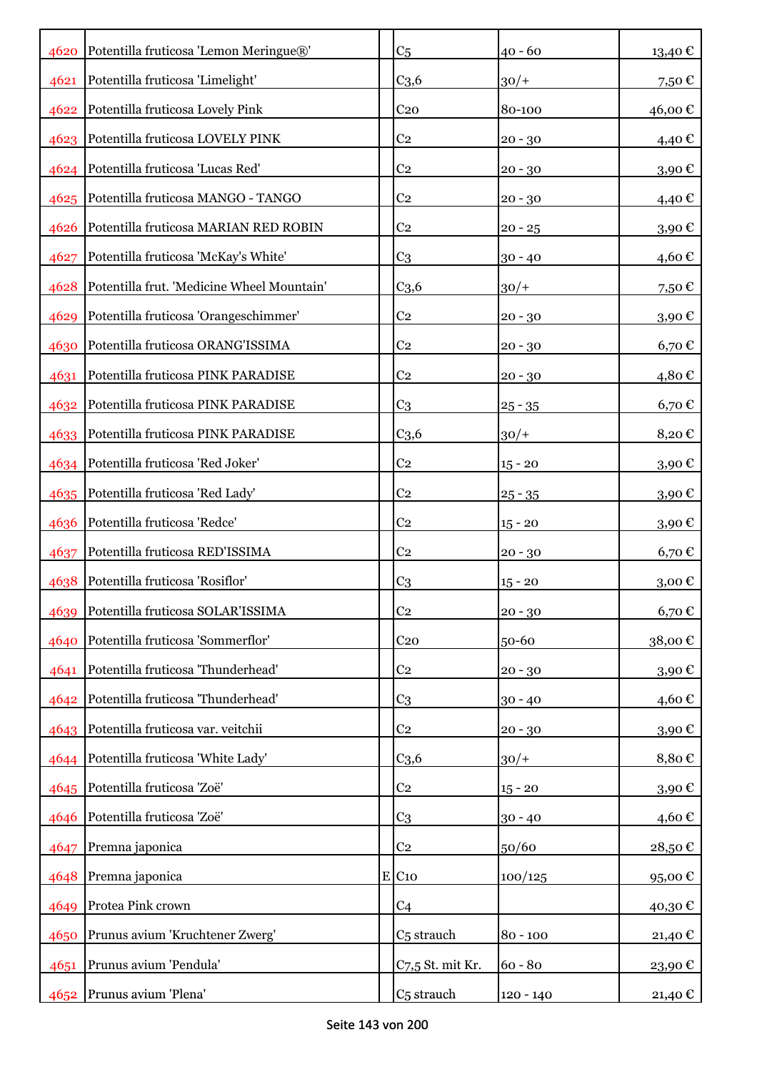| | | | | | |
|---|---|---|---|---|---|
| 4620 | Potentilla fruticosa 'Lemon Meringue®' | | C5 | 40 - 60 | 13,40 € |
| 4621 | Potentilla fruticosa 'Limelight' | | C3,6 | 30/+ | 7,50 € |
| 4622 | Potentilla fruticosa Lovely Pink | | C20 | 80-100 | 46,00 € |
| 4623 | Potentilla fruticosa LOVELY PINK | | C2 | 20 - 30 | 4,40 € |
| 4624 | Potentilla fruticosa 'Lucas Red' | | C2 | 20 - 30 | 3,90 € |
| 4625 | Potentilla fruticosa MANGO - TANGO | | C2 | 20 - 30 | 4,40 € |
| 4626 | Potentilla fruticosa MARIAN RED ROBIN | | C2 | 20 - 25 | 3,90 € |
| 4627 | Potentilla fruticosa 'McKay's White' | | C3 | 30 - 40 | 4,60 € |
| 4628 | Potentilla frut. 'Medicine Wheel Mountain' | | C3,6 | 30/+ | 7,50 € |
| 4629 | Potentilla fruticosa 'Orangeschimmer' | | C2 | 20 - 30 | 3,90 € |
| 4630 | Potentilla fruticosa ORANG'ISSIMA | | C2 | 20 - 30 | 6,70 € |
| 4631 | Potentilla fruticosa PINK PARADISE | | C2 | 20 - 30 | 4,80 € |
| 4632 | Potentilla fruticosa PINK PARADISE | | C3 | 25 - 35 | 6,70 € |
| 4633 | Potentilla fruticosa PINK PARADISE | | C3,6 | 30/+ | 8,20 € |
| 4634 | Potentilla fruticosa 'Red Joker' | | C2 | 15 - 20 | 3,90 € |
| 4635 | Potentilla fruticosa 'Red Lady' | | C2 | 25 - 35 | 3,90 € |
| 4636 | Potentilla fruticosa 'Redce' | | C2 | 15 - 20 | 3,90 € |
| 4637 | Potentilla fruticosa RED'ISSIMA | | C2 | 20 - 30 | 6,70 € |
| 4638 | Potentilla fruticosa 'Rosiflor' | | C3 | 15 - 20 | 3,00 € |
| 4639 | Potentilla fruticosa SOLAR'ISSIMA | | C2 | 20 - 30 | 6,70 € |
| 4640 | Potentilla fruticosa 'Sommerflor' | | C20 | 50-60 | 38,00 € |
| 4641 | Potentilla fruticosa 'Thunderhead' | | C2 | 20 - 30 | 3,90 € |
| 4642 | Potentilla fruticosa 'Thunderhead' | | C3 | 30 - 40 | 4,60 € |
| 4643 | Potentilla fruticosa var. veitchii | | C2 | 20 - 30 | 3,90 € |
| 4644 | Potentilla fruticosa 'White Lady' | | C3,6 | 30/+ | 8,80 € |
| 4645 | Potentilla fruticosa 'Zoë' | | C2 | 15 - 20 | 3,90 € |
| 4646 | Potentilla fruticosa 'Zoë' | | C3 | 30 - 40 | 4,60 € |
| 4647 | Premna japonica | | C2 | 50/60 | 28,50 € |
| 4648 | Premna japonica | E | C10 | 100/125 | 95,00 € |
| 4649 | Protea Pink crown | | C4 | | 40,30 € |
| 4650 | Prunus avium 'Kruchtener Zwerg' | | C5 strauch | 80 - 100 | 21,40 € |
| 4651 | Prunus avium 'Pendula' | | C7,5 St. mit Kr. | 60 - 80 | 23,90 € |
| 4652 | Prunus avium 'Plena' | | C5 strauch | 120 - 140 | 21,40 € |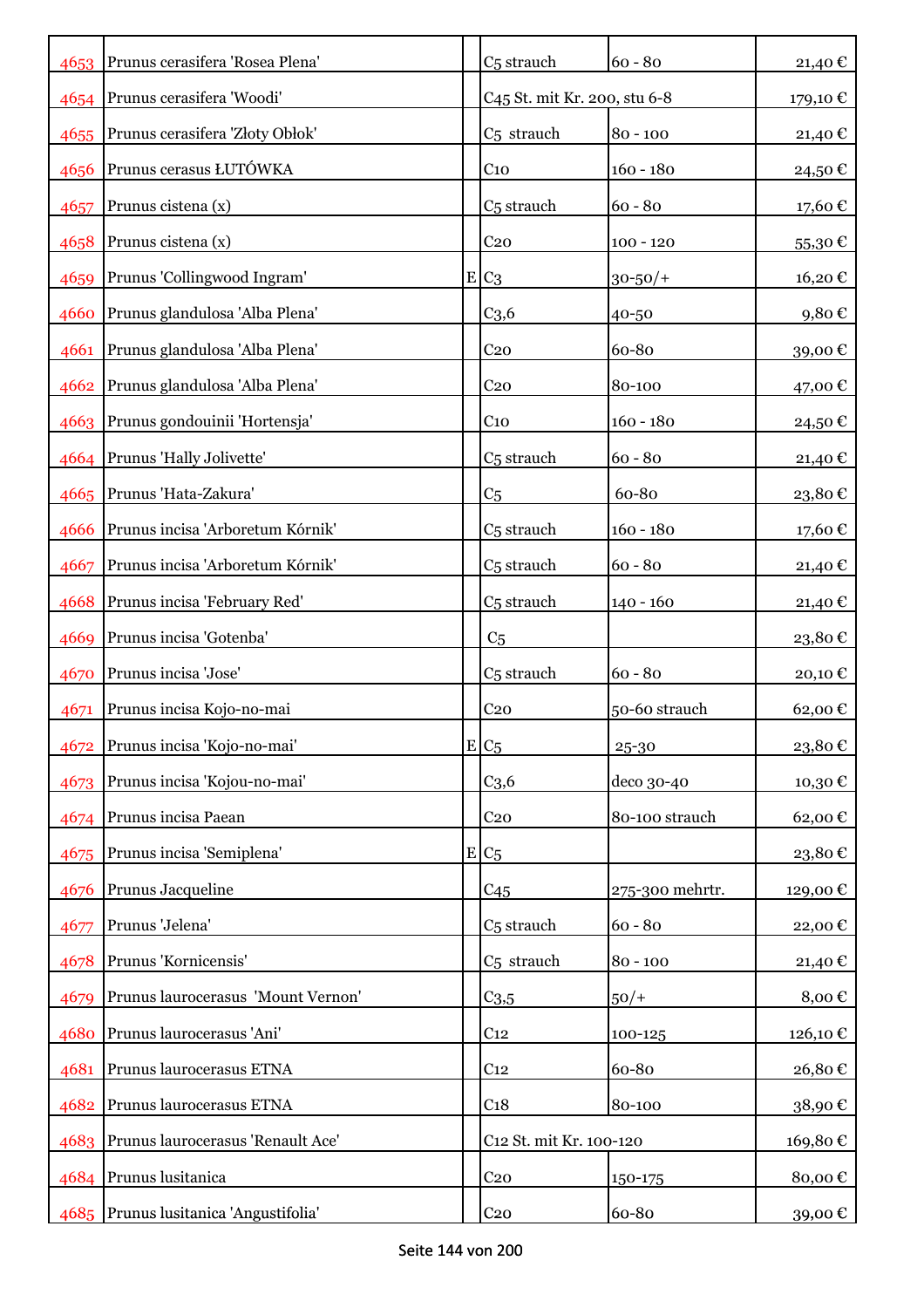| | | | | | |
|---|---|---|---|---|---|
| 4653 | Prunus cerasifera 'Rosea Plena' | | C5 strauch | 60 - 80 | 21,40 € |
| 4654 | Prunus cerasifera 'Woodi' | | C45 St. mit Kr. 200, stu 6-8 | | 179,10 € |
| 4655 | Prunus cerasifera 'Złoty Obłok' | | C5 strauch | 80 - 100 | 21,40 € |
| 4656 | Prunus cerasus ŁUTÓWKA | | C10 | 160 - 180 | 24,50 € |
| 4657 | Prunus cistena (x) | | C5 strauch | 60 - 80 | 17,60 € |
| 4658 | Prunus cistena (x) | | C20 | 100 - 120 | 55,30 € |
| 4659 | Prunus 'Collingwood Ingram' | E | C3 | 30-50/+ | 16,20 € |
| 4660 | Prunus glandulosa 'Alba Plena' | | C3,6 | 40-50 | 9,80 € |
| 4661 | Prunus glandulosa 'Alba Plena' | | C20 | 60-80 | 39,00 € |
| 4662 | Prunus glandulosa 'Alba Plena' | | C20 | 80-100 | 47,00 € |
| 4663 | Prunus gondouinii 'Hortensja' | | C10 | 160 - 180 | 24,50 € |
| 4664 | Prunus 'Hally Jolivette' | | C5 strauch | 60 - 80 | 21,40 € |
| 4665 | Prunus 'Hata-Zakura' | | C5 | 60-80 | 23,80 € |
| 4666 | Prunus incisa 'Arboretum Kórnik' | | C5 strauch | 160 - 180 | 17,60 € |
| 4667 | Prunus incisa 'Arboretum Kórnik' | | C5 strauch | 60 - 80 | 21,40 € |
| 4668 | Prunus incisa 'February Red' | | C5 strauch | 140 - 160 | 21,40 € |
| 4669 | Prunus incisa 'Gotenba' | | C5 | | 23,80 € |
| 4670 | Prunus incisa 'Jose' | | C5 strauch | 60 - 80 | 20,10 € |
| 4671 | Prunus incisa Kojo-no-mai | | C20 | 50-60 strauch | 62,00 € |
| 4672 | Prunus incisa 'Kojo-no-mai' | E | C5 | 25-30 | 23,80 € |
| 4673 | Prunus incisa 'Kojou-no-mai' | | C3,6 | deco 30-40 | 10,30 € |
| 4674 | Prunus incisa Paean | | C20 | 80-100 strauch | 62,00 € |
| 4675 | Prunus incisa 'Semiplena' | E | C5 | | 23,80 € |
| 4676 | Prunus Jacqueline | | C45 | 275-300 mehrtr. | 129,00 € |
| 4677 | Prunus 'Jelena' | | C5 strauch | 60 - 80 | 22,00 € |
| 4678 | Prunus 'Kornicensis' | | C5 strauch | 80 - 100 | 21,40 € |
| 4679 | Prunus laurocerasus 'Mount Vernon' | | C3,5 | 50/+ | 8,00 € |
| 4680 | Prunus laurocerasus 'Ani' | | C12 | 100-125 | 126,10 € |
| 4681 | Prunus laurocerasus ETNA | | C12 | 60-80 | 26,80 € |
| 4682 | Prunus laurocerasus ETNA | | C18 | 80-100 | 38,90 € |
| 4683 | Prunus laurocerasus 'Renault Ace' | | C12 St. mit Kr. 100-120 | | 169,80 € |
| 4684 | Prunus lusitanica | | C20 | 150-175 | 80,00 € |
| 4685 | Prunus lusitanica 'Angustifolia' | | C20 | 60-80 | 39,00 € |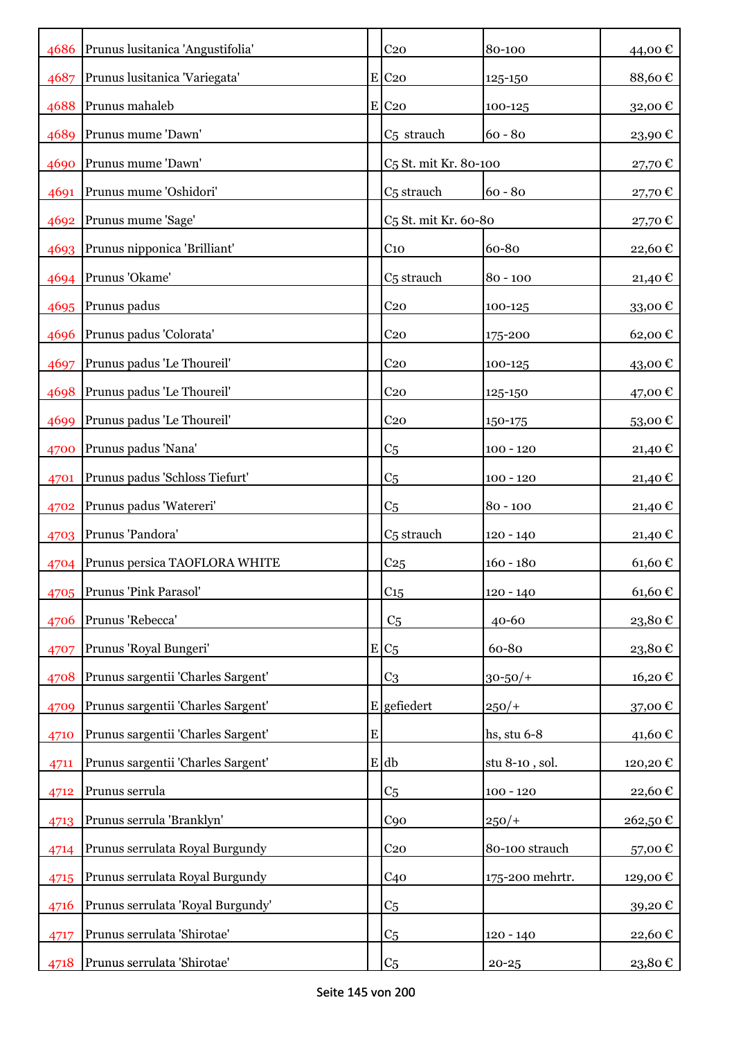| | | | | | |
|---|---|---|---|---|---|
| 4686 | Prunus lusitanica 'Angustifolia' | | C20 | 80-100 | 44,00 € |
| 4687 | Prunus lusitanica 'Variegata' | E | C20 | 125-150 | 88,60 € |
| 4688 | Prunus mahaleb | E | C20 | 100-125 | 32,00 € |
| 4689 | Prunus mume 'Dawn' | | C5 strauch | 60 - 80 | 23,90 € |
| 4690 | Prunus mume 'Dawn' | | C5 St. mit Kr. 80-100 | | 27,70 € |
| 4691 | Prunus mume 'Oshidori' | | C5 strauch | 60 - 80 | 27,70 € |
| 4692 | Prunus mume 'Sage' | | C5 St. mit Kr. 60-80 | | 27,70 € |
| 4693 | Prunus nipponica 'Brilliant' | | C10 | 60-80 | 22,60 € |
| 4694 | Prunus 'Okame' | | C5 strauch | 80 - 100 | 21,40 € |
| 4695 | Prunus padus | | C20 | 100-125 | 33,00 € |
| 4696 | Prunus padus 'Colorata' | | C20 | 175-200 | 62,00 € |
| 4697 | Prunus padus 'Le Thoureil' | | C20 | 100-125 | 43,00 € |
| 4698 | Prunus padus 'Le Thoureil' | | C20 | 125-150 | 47,00 € |
| 4699 | Prunus padus 'Le Thoureil' | | C20 | 150-175 | 53,00 € |
| 4700 | Prunus padus 'Nana' | | C5 | 100 - 120 | 21,40 € |
| 4701 | Prunus padus 'Schloss Tiefurt' | | C5 | 100 - 120 | 21,40 € |
| 4702 | Prunus padus 'Watereri' | | C5 | 80 - 100 | 21,40 € |
| 4703 | Prunus 'Pandora' | | C5 strauch | 120 - 140 | 21,40 € |
| 4704 | Prunus persica TAOFLORA WHITE | | C25 | 160 - 180 | 61,60 € |
| 4705 | Prunus 'Pink Parasol' | | C15 | 120 - 140 | 61,60 € |
| 4706 | Prunus 'Rebecca' | | C5 | 40-60 | 23,80 € |
| 4707 | Prunus 'Royal Bungeri' | E | C5 | 60-80 | 23,80 € |
| 4708 | Prunus sargentii 'Charles Sargent' | | C3 | 30-50/+ | 16,20 € |
| 4709 | Prunus sargentii 'Charles Sargent' | E | gefiedert | 250/+ | 37,00 € |
| 4710 | Prunus sargentii 'Charles Sargent' | E | | hs, stu 6-8 | 41,60 € |
| 4711 | Prunus sargentii 'Charles Sargent' | E | db | stu 8-10 , sol. | 120,20 € |
| 4712 | Prunus serrula | | C5 | 100 - 120 | 22,60 € |
| 4713 | Prunus serrula 'Branklyn' | | C90 | 250/+ | 262,50 € |
| 4714 | Prunus serrulata Royal Burgundy | | C20 | 80-100 strauch | 57,00 € |
| 4715 | Prunus serrulata Royal Burgundy | | C40 | 175-200 mehrtr. | 129,00 € |
| 4716 | Prunus serrulata 'Royal Burgundy' | | C5 | | 39,20 € |
| 4717 | Prunus serrulata 'Shirotae' | | C5 | 120 - 140 | 22,60 € |
| 4718 | Prunus serrulata 'Shirotae' | | C5 | 20-25 | 23,80 € |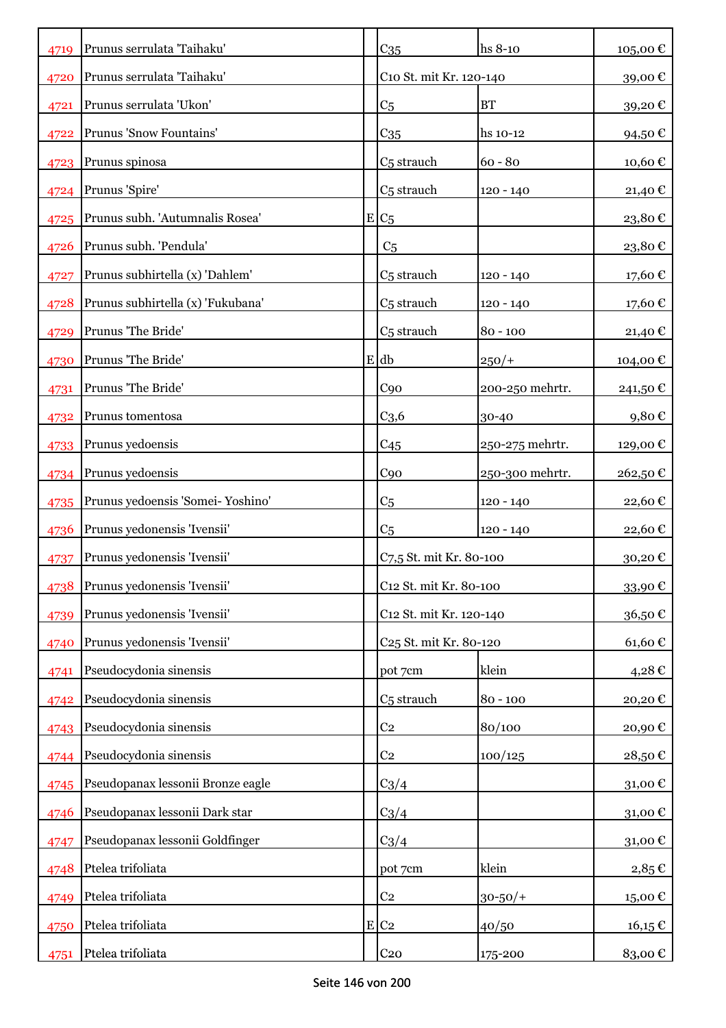| | | | | | |
|---|---|---|---|---|---|
| 4719 | Prunus serrulata 'Taihaku' | | C35 | hs 8-10 | 105,00 € |
| 4720 | Prunus serrulata 'Taihaku' | | C10 St. mit Kr. 120-140 | | 39,00 € |
| 4721 | Prunus serrulata 'Ukon' | | C5 | BT | 39,20 € |
| 4722 | Prunus 'Snow Fountains' | | C35 | hs 10-12 | 94,50 € |
| 4723 | Prunus spinosa | | C5 strauch | 60 - 80 | 10,60 € |
| 4724 | Prunus 'Spire' | | C5 strauch | 120 - 140 | 21,40 € |
| 4725 | Prunus subh. 'Autumnalis Rosea' | E | C5 | | 23,80 € |
| 4726 | Prunus subh. 'Pendula' | | C5 | | 23,80 € |
| 4727 | Prunus subhirtella (x) 'Dahlem' | | C5 strauch | 120 - 140 | 17,60 € |
| 4728 | Prunus subhirtella (x) 'Fukubana' | | C5 strauch | 120 - 140 | 17,60 € |
| 4729 | Prunus 'The Bride' | | C5 strauch | 80 - 100 | 21,40 € |
| 4730 | Prunus 'The Bride' | E | db | 250/+ | 104,00 € |
| 4731 | Prunus 'The Bride' | | C90 | 200-250 mehrtr. | 241,50 € |
| 4732 | Prunus tomentosa | | C3,6 | 30-40 | 9,80 € |
| 4733 | Prunus yedoensis | | C45 | 250-275 mehrtr. | 129,00 € |
| 4734 | Prunus yedoensis | | C90 | 250-300 mehrtr. | 262,50 € |
| 4735 | Prunus yedoensis 'Somei- Yoshino' | | C5 | 120 - 140 | 22,60 € |
| 4736 | Prunus yedonensis 'Ivensii' | | C5 | 120 - 140 | 22,60 € |
| 4737 | Prunus yedonensis 'Ivensii' | | C7,5 St. mit Kr. 80-100 | | 30,20 € |
| 4738 | Prunus yedonensis 'Ivensii' | | C12 St. mit Kr. 80-100 | | 33,90 € |
| 4739 | Prunus yedonensis 'Ivensii' | | C12 St. mit Kr. 120-140 | | 36,50 € |
| 4740 | Prunus yedonensis 'Ivensii' | | C25 St. mit Kr. 80-120 | | 61,60 € |
| 4741 | Pseudocydonia sinensis | | pot 7cm | klein | 4,28 € |
| 4742 | Pseudocydonia sinensis | | C5 strauch | 80 - 100 | 20,20 € |
| 4743 | Pseudocydonia sinensis | | C2 | 80/100 | 20,90 € |
| 4744 | Pseudocydonia sinensis | | C2 | 100/125 | 28,50 € |
| 4745 | Pseudopanax lessonii Bronze eagle | | C3/4 | | 31,00 € |
| 4746 | Pseudopanax lessonii Dark star | | C3/4 | | 31,00 € |
| 4747 | Pseudopanax lessonii Goldfinger | | C3/4 | | 31,00 € |
| 4748 | Ptelea trifoliata | | pot 7cm | klein | 2,85 € |
| 4749 | Ptelea trifoliata | | C2 | 30-50/+ | 15,00 € |
| 4750 | Ptelea trifoliata | E | C2 | 40/50 | 16,15 € |
| 4751 | Ptelea trifoliata | | C20 | 175-200 | 83,00 € |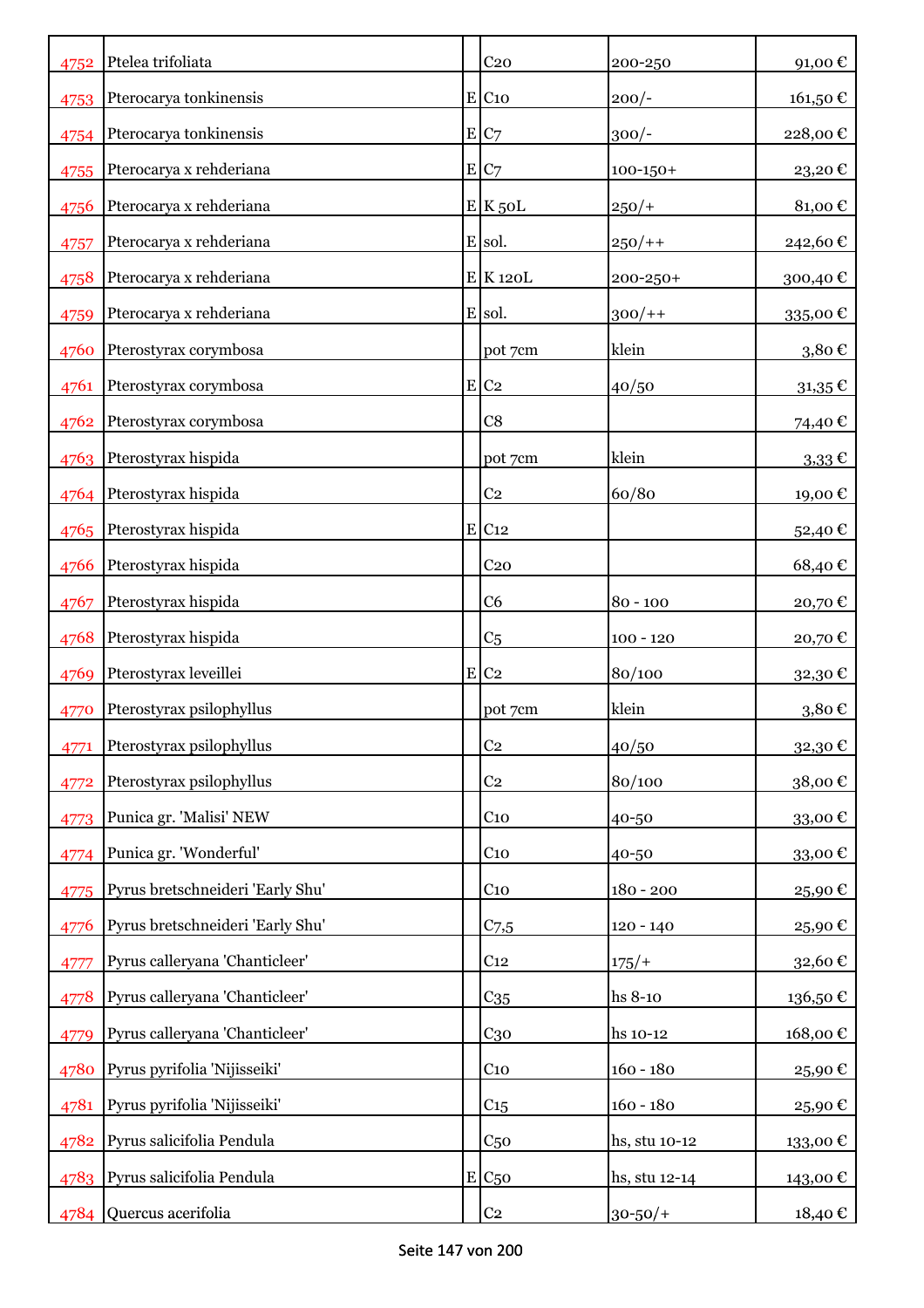| | | | | | |
|---|---|---|---|---|---|
| 4752 | Ptelea trifoliata | | C20 | 200-250 | 91,00 € |
| 4753 | Pterocarya tonkinensis | E | C10 | 200/- | 161,50 € |
| 4754 | Pterocarya tonkinensis | E | C7 | 300/- | 228,00 € |
| 4755 | Pterocarya x rehderiana | E | C7 | 100-150+ | 23,20 € |
| 4756 | Pterocarya x rehderiana | E | K 50L | 250/+ | 81,00 € |
| 4757 | Pterocarya x rehderiana | E | sol. | 250/++ | 242,60 € |
| 4758 | Pterocarya x rehderiana | E | K 120L | 200-250+ | 300,40 € |
| 4759 | Pterocarya x rehderiana | E | sol. | 300/++ | 335,00 € |
| 4760 | Pterostyrax corymbosa | | pot 7cm | klein | 3,80 € |
| 4761 | Pterostyrax corymbosa | E | C2 | 40/50 | 31,35 € |
| 4762 | Pterostyrax corymbosa | | C8 | | 74,40 € |
| 4763 | Pterostyrax hispida | | pot 7cm | klein | 3,33 € |
| 4764 | Pterostyrax hispida | | C2 | 60/80 | 19,00 € |
| 4765 | Pterostyrax hispida | E | C12 | | 52,40 € |
| 4766 | Pterostyrax hispida | | C20 | | 68,40 € |
| 4767 | Pterostyrax hispida | | C6 | 80 - 100 | 20,70 € |
| 4768 | Pterostyrax hispida | | C5 | 100 - 120 | 20,70 € |
| 4769 | Pterostyrax leveillei | E | C2 | 80/100 | 32,30 € |
| 4770 | Pterostyrax psilophyllus | | pot 7cm | klein | 3,80 € |
| 4771 | Pterostyrax psilophyllus | | C2 | 40/50 | 32,30 € |
| 4772 | Pterostyrax psilophyllus | | C2 | 80/100 | 38,00 € |
| 4773 | Punica gr. 'Malisi' NEW | | C10 | 40-50 | 33,00 € |
| 4774 | Punica gr. 'Wonderful' | | C10 | 40-50 | 33,00 € |
| 4775 | Pyrus bretschneideri 'Early Shu' | | C10 | 180 - 200 | 25,90 € |
| 4776 | Pyrus bretschneideri 'Early Shu' | | C7,5 | 120 - 140 | 25,90 € |
| 4777 | Pyrus calleryana 'Chanticleer' | | C12 | 175/+ | 32,60 € |
| 4778 | Pyrus calleryana 'Chanticleer' | | C35 | hs 8-10 | 136,50 € |
| 4779 | Pyrus calleryana 'Chanticleer' | | C30 | hs 10-12 | 168,00 € |
| 4780 | Pyrus pyrifolia 'Nijisseiki' | | C10 | 160 - 180 | 25,90 € |
| 4781 | Pyrus pyrifolia 'Nijisseiki' | | C15 | 160 - 180 | 25,90 € |
| 4782 | Pyrus salicifolia Pendula | | C50 | hs, stu 10-12 | 133,00 € |
| 4783 | Pyrus salicifolia Pendula | E | C50 | hs, stu 12-14 | 143,00 € |
| 4784 | Quercus acerifolia | | C2 | 30-50/+ | 18,40 € |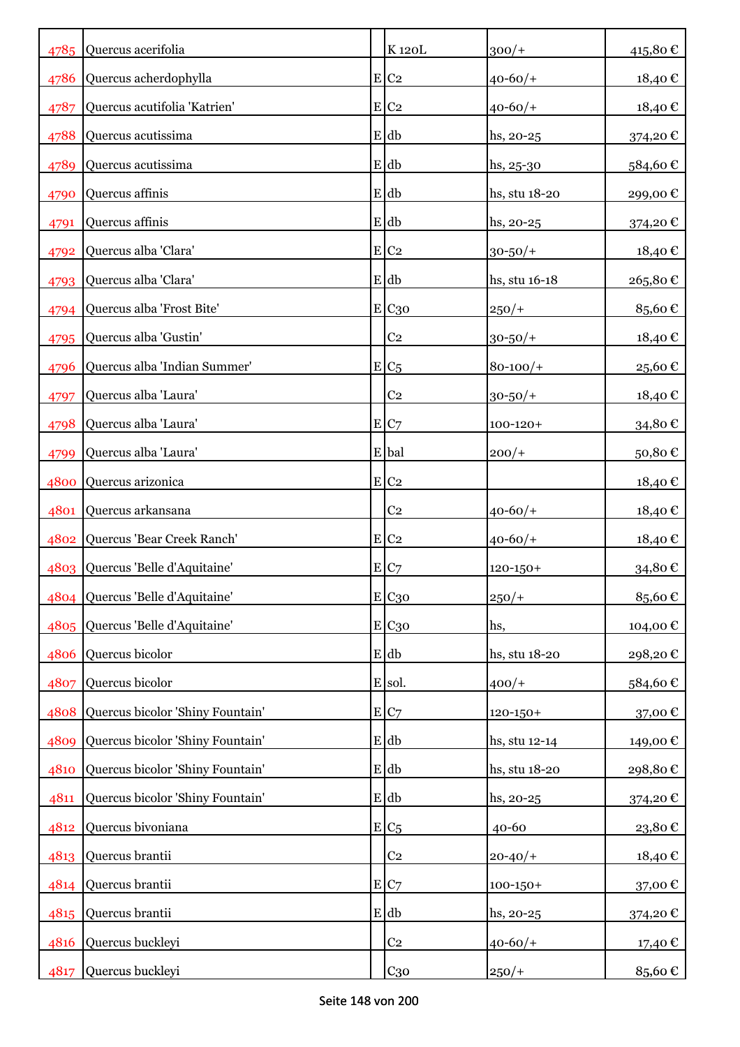| | | | | | |
|---|---|---|---|---|---|
| 4785 | Quercus acerifolia | | K 120L | 300/+ | 415,80 € |
| 4786 | Quercus acherdophylla | E | C2 | 40-60/+ | 18,40 € |
| 4787 | Quercus acutifolia 'Katrien' | E | C2 | 40-60/+ | 18,40 € |
| 4788 | Quercus acutissima | E | db | hs, 20-25 | 374,20 € |
| 4789 | Quercus acutissima | E | db | hs, 25-30 | 584,60 € |
| 4790 | Quercus affinis | E | db | hs, stu 18-20 | 299,00 € |
| 4791 | Quercus affinis | E | db | hs, 20-25 | 374,20 € |
| 4792 | Quercus alba 'Clara' | E | C2 | 30-50/+ | 18,40 € |
| 4793 | Quercus alba 'Clara' | E | db | hs, stu 16-18 | 265,80 € |
| 4794 | Quercus alba 'Frost Bite' | E | C30 | 250/+ | 85,60 € |
| 4795 | Quercus alba 'Gustin' | | C2 | 30-50/+ | 18,40 € |
| 4796 | Quercus alba 'Indian Summer' | E | C5 | 80-100/+ | 25,60 € |
| 4797 | Quercus alba 'Laura' | | C2 | 30-50/+ | 18,40 € |
| 4798 | Quercus alba 'Laura' | E | C7 | 100-120+ | 34,80 € |
| 4799 | Quercus alba 'Laura' | E | bal | 200/+ | 50,80 € |
| 4800 | Quercus arizonica | E | C2 | | 18,40 € |
| 4801 | Quercus arkansana | | C2 | 40-60/+ | 18,40 € |
| 4802 | Quercus 'Bear Creek Ranch' | E | C2 | 40-60/+ | 18,40 € |
| 4803 | Quercus 'Belle d'Aquitaine' | E | C7 | 120-150+ | 34,80 € |
| 4804 | Quercus 'Belle d'Aquitaine' | E | C30 | 250/+ | 85,60 € |
| 4805 | Quercus 'Belle d'Aquitaine' | E | C30 | hs, | 104,00 € |
| 4806 | Quercus bicolor | E | db | hs, stu 18-20 | 298,20 € |
| 4807 | Quercus bicolor | E | sol. | 400/+ | 584,60 € |
| 4808 | Quercus bicolor 'Shiny Fountain' | E | C7 | 120-150+ | 37,00 € |
| 4809 | Quercus bicolor 'Shiny Fountain' | E | db | hs, stu 12-14 | 149,00 € |
| 4810 | Quercus bicolor 'Shiny Fountain' | E | db | hs, stu 18-20 | 298,80 € |
| 4811 | Quercus bicolor 'Shiny Fountain' | E | db | hs, 20-25 | 374,20 € |
| 4812 | Quercus bivoniana | E | C5 | 40-60 | 23,80 € |
| 4813 | Quercus brantii | | C2 | 20-40/+ | 18,40 € |
| 4814 | Quercus brantii | E | C7 | 100-150+ | 37,00 € |
| 4815 | Quercus brantii | E | db | hs, 20-25 | 374,20 € |
| 4816 | Quercus buckleyi | | C2 | 40-60/+ | 17,40 € |
| 4817 | Quercus buckleyi | | C30 | 250/+ | 85,60 € |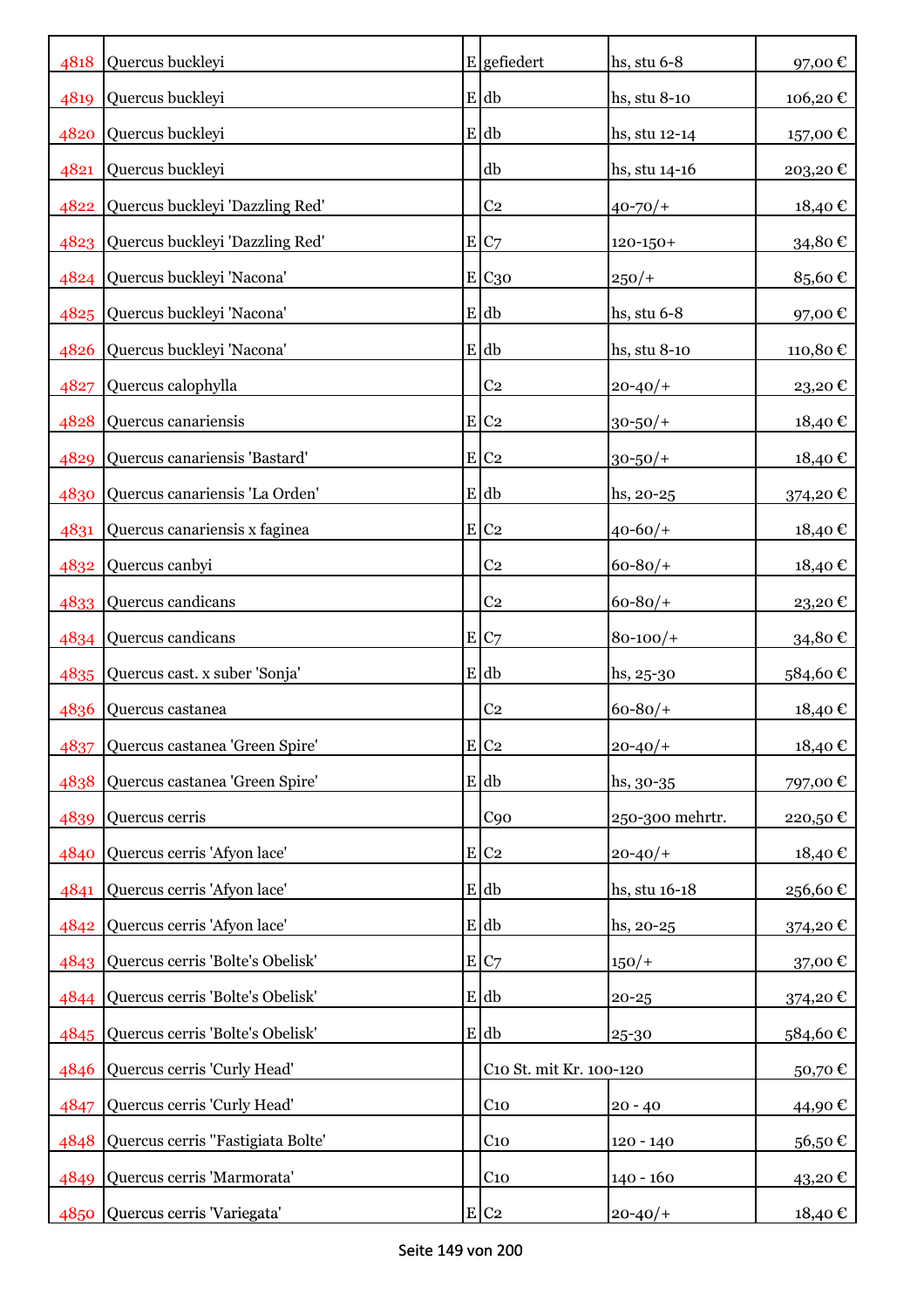| | | | | | |
|---|---|---|---|---|---|
| 4818 | Quercus buckleyi | E | gefiedert | hs, stu 6-8 | 97,00 € |
| 4819 | Quercus buckleyi | E | db | hs, stu 8-10 | 106,20 € |
| 4820 | Quercus buckleyi | E | db | hs, stu 12-14 | 157,00 € |
| 4821 | Quercus buckleyi | | db | hs, stu 14-16 | 203,20 € |
| 4822 | Quercus buckleyi 'Dazzling Red' | | C2 | 40-70/+ | 18,40 € |
| 4823 | Quercus buckleyi 'Dazzling Red' | E | C7 | 120-150+ | 34,80 € |
| 4824 | Quercus buckleyi 'Nacona' | E | C30 | 250/+ | 85,60 € |
| 4825 | Quercus buckleyi 'Nacona' | E | db | hs, stu 6-8 | 97,00 € |
| 4826 | Quercus buckleyi 'Nacona' | E | db | hs, stu 8-10 | 110,80 € |
| 4827 | Quercus calophylla | | C2 | 20-40/+ | 23,20 € |
| 4828 | Quercus canariensis | E | C2 | 30-50/+ | 18,40 € |
| 4829 | Quercus canariensis 'Bastard' | E | C2 | 30-50/+ | 18,40 € |
| 4830 | Quercus canariensis 'La Orden' | E | db | hs, 20-25 | 374,20 € |
| 4831 | Quercus canariensis x faginea | E | C2 | 40-60/+ | 18,40 € |
| 4832 | Quercus canbyi | | C2 | 60-80/+ | 18,40 € |
| 4833 | Quercus candicans | | C2 | 60-80/+ | 23,20 € |
| 4834 | Quercus candicans | E | C7 | 80-100/+ | 34,80 € |
| 4835 | Quercus cast. x suber 'Sonja' | E | db | hs, 25-30 | 584,60 € |
| 4836 | Quercus castanea | | C2 | 60-80/+ | 18,40 € |
| 4837 | Quercus castanea 'Green Spire' | E | C2 | 20-40/+ | 18,40 € |
| 4838 | Quercus castanea 'Green Spire' | E | db | hs, 30-35 | 797,00 € |
| 4839 | Quercus cerris | | C90 | 250-300 mehrtr. | 220,50 € |
| 4840 | Quercus cerris 'Afyon lace' | E | C2 | 20-40/+ | 18,40 € |
| 4841 | Quercus cerris 'Afyon lace' | E | db | hs, stu 16-18 | 256,60 € |
| 4842 | Quercus cerris 'Afyon lace' | E | db | hs, 20-25 | 374,20 € |
| 4843 | Quercus cerris 'Bolte's Obelisk' | E | C7 | 150/+ | 37,00 € |
| 4844 | Quercus cerris 'Bolte's Obelisk' | E | db | 20-25 | 374,20 € |
| 4845 | Quercus cerris 'Bolte's Obelisk' | E | db | 25-30 | 584,60 € |
| 4846 | Quercus cerris 'Curly Head' | | C10 St. mit Kr. 100-120 | | 50,70 € |
| 4847 | Quercus cerris 'Curly Head' | | C10 | 20 - 40 | 44,90 € |
| 4848 | Quercus cerris ''Fastigiata Bolte' | | C10 | 120 - 140 | 56,50 € |
| 4849 | Quercus cerris 'Marmorata' | | C10 | 140 - 160 | 43,20 € |
| 4850 | Quercus cerris 'Variegata' | E | C2 | 20-40/+ | 18,40 € |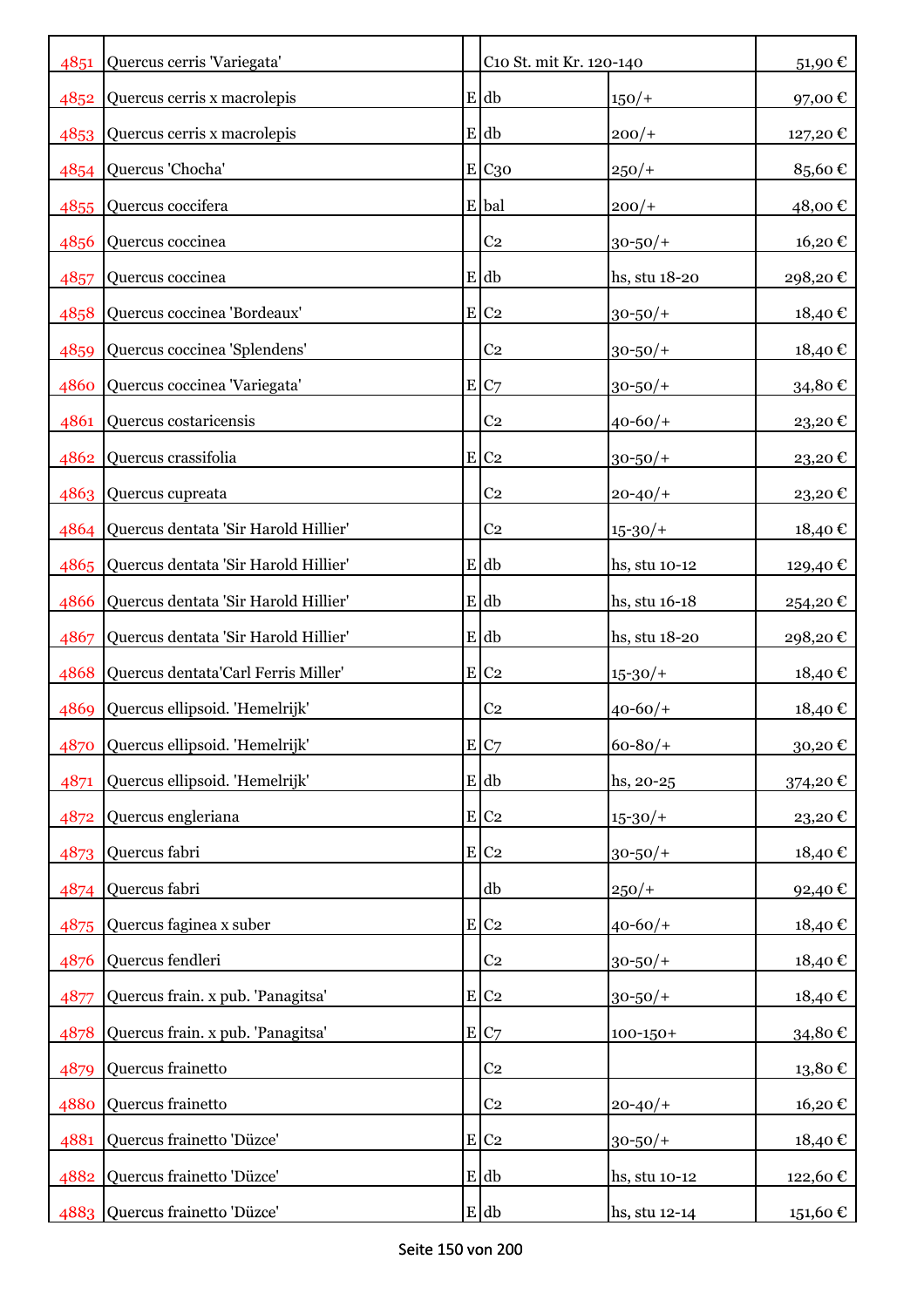| | | | | | |
|---|---|---|---|---|---|
| 4851 | Quercus cerris 'Variegata' | | C10 St. mit Kr. 120-140 | | 51,90 € |
| 4852 | Quercus cerris x macrolepis | E | db | 150/+ | 97,00 € |
| 4853 | Quercus cerris x macrolepis | E | db | 200/+ | 127,20 € |
| 4854 | Quercus 'Chocha' | E | C30 | 250/+ | 85,60 € |
| 4855 | Quercus coccifera | E | bal | 200/+ | 48,00 € |
| 4856 | Quercus coccinea | | C2 | 30-50/+ | 16,20 € |
| 4857 | Quercus coccinea | E | db | hs, stu 18-20 | 298,20 € |
| 4858 | Quercus coccinea 'Bordeaux' | E | C2 | 30-50/+ | 18,40 € |
| 4859 | Quercus coccinea 'Splendens' | | C2 | 30-50/+ | 18,40 € |
| 4860 | Quercus coccinea 'Variegata' | E | C7 | 30-50/+ | 34,80 € |
| 4861 | Quercus costaricensis | | C2 | 40-60/+ | 23,20 € |
| 4862 | Quercus crassifolia | E | C2 | 30-50/+ | 23,20 € |
| 4863 | Quercus cupreata | | C2 | 20-40/+ | 23,20 € |
| 4864 | Quercus dentata 'Sir Harold Hillier' | | C2 | 15-30/+ | 18,40 € |
| 4865 | Quercus dentata 'Sir Harold Hillier' | E | db | hs, stu 10-12 | 129,40 € |
| 4866 | Quercus dentata 'Sir Harold Hillier' | E | db | hs, stu 16-18 | 254,20 € |
| 4867 | Quercus dentata 'Sir Harold Hillier' | E | db | hs, stu 18-20 | 298,20 € |
| 4868 | Quercus dentata'Carl Ferris Miller' | E | C2 | 15-30/+ | 18,40 € |
| 4869 | Quercus ellipsoid. 'Hemelrijk' | | C2 | 40-60/+ | 18,40 € |
| 4870 | Quercus ellipsoid. 'Hemelrijk' | E | C7 | 60-80/+ | 30,20 € |
| 4871 | Quercus ellipsoid. 'Hemelrijk' | E | db | hs, 20-25 | 374,20 € |
| 4872 | Quercus engleriana | E | C2 | 15-30/+ | 23,20 € |
| 4873 | Quercus fabri | E | C2 | 30-50/+ | 18,40 € |
| 4874 | Quercus fabri | | db | 250/+ | 92,40 € |
| 4875 | Quercus faginea x suber | E | C2 | 40-60/+ | 18,40 € |
| 4876 | Quercus fendleri | | C2 | 30-50/+ | 18,40 € |
| 4877 | Quercus frain. x pub. 'Panagitsa' | E | C2 | 30-50/+ | 18,40 € |
| 4878 | Quercus frain. x pub. 'Panagitsa' | E | C7 | 100-150+ | 34,80 € |
| 4879 | Quercus frainetto | | C2 | | 13,80 € |
| 4880 | Quercus frainetto | | C2 | 20-40/+ | 16,20 € |
| 4881 | Quercus frainetto 'Düzce' | E | C2 | 30-50/+ | 18,40 € |
| 4882 | Quercus frainetto 'Düzce' | E | db | hs, stu 10-12 | 122,60 € |
| 4883 | Quercus frainetto 'Düzce' | E | db | hs, stu 12-14 | 151,60 € |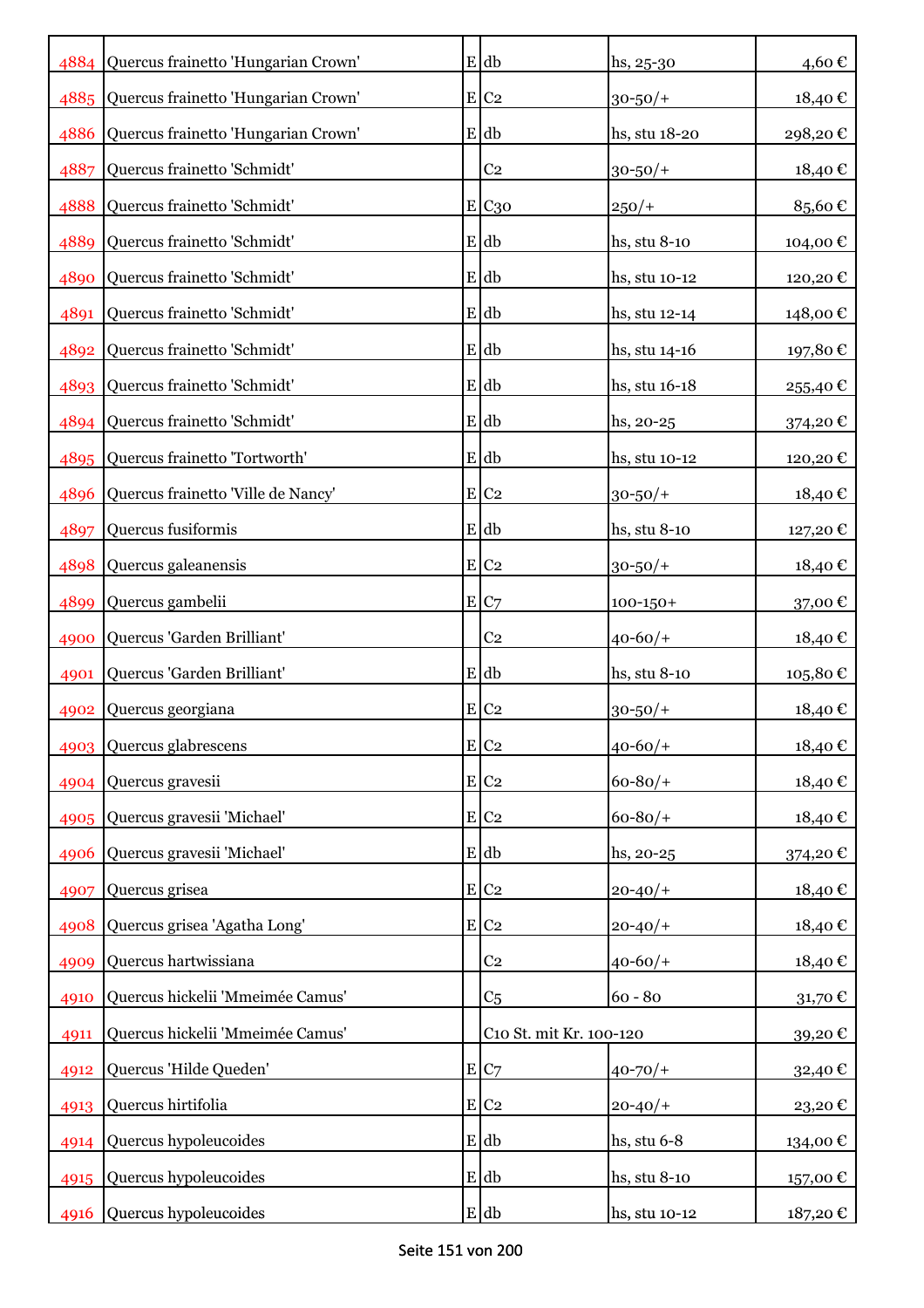| | | | | | |
|---|---|---|---|---|---|
| 4884 | Quercus frainetto 'Hungarian Crown' | E | db | hs, 25-30 | 4,60 € |
| 4885 | Quercus frainetto 'Hungarian Crown' | E | C2 | 30-50/+ | 18,40 € |
| 4886 | Quercus frainetto 'Hungarian Crown' | E | db | hs, stu 18-20 | 298,20 € |
| 4887 | Quercus frainetto 'Schmidt' | | C2 | 30-50/+ | 18,40 € |
| 4888 | Quercus frainetto 'Schmidt' | E | C30 | 250/+ | 85,60 € |
| 4889 | Quercus frainetto 'Schmidt' | E | db | hs, stu 8-10 | 104,00 € |
| 4890 | Quercus frainetto 'Schmidt' | E | db | hs, stu 10-12 | 120,20 € |
| 4891 | Quercus frainetto 'Schmidt' | E | db | hs, stu 12-14 | 148,00 € |
| 4892 | Quercus frainetto 'Schmidt' | E | db | hs, stu 14-16 | 197,80 € |
| 4893 | Quercus frainetto 'Schmidt' | E | db | hs, stu 16-18 | 255,40 € |
| 4894 | Quercus frainetto 'Schmidt' | E | db | hs, 20-25 | 374,20 € |
| 4895 | Quercus frainetto 'Tortworth' | E | db | hs, stu 10-12 | 120,20 € |
| 4896 | Quercus frainetto 'Ville de Nancy' | E | C2 | 30-50/+ | 18,40 € |
| 4897 | Quercus fusiformis | E | db | hs, stu 8-10 | 127,20 € |
| 4898 | Quercus galeanensis | E | C2 | 30-50/+ | 18,40 € |
| 4899 | Quercus gambelii | E | C7 | 100-150+ | 37,00 € |
| 4900 | Quercus 'Garden Brilliant' | | C2 | 40-60/+ | 18,40 € |
| 4901 | Quercus 'Garden Brilliant' | E | db | hs, stu 8-10 | 105,80 € |
| 4902 | Quercus georgiana | E | C2 | 30-50/+ | 18,40 € |
| 4903 | Quercus glabrescens | E | C2 | 40-60/+ | 18,40 € |
| 4904 | Quercus gravesii | E | C2 | 60-80/+ | 18,40 € |
| 4905 | Quercus gravesii 'Michael' | E | C2 | 60-80/+ | 18,40 € |
| 4906 | Quercus gravesii 'Michael' | E | db | hs, 20-25 | 374,20 € |
| 4907 | Quercus grisea | E | C2 | 20-40/+ | 18,40 € |
| 4908 | Quercus grisea 'Agatha Long' | E | C2 | 20-40/+ | 18,40 € |
| 4909 | Quercus hartwissiana | | C2 | 40-60/+ | 18,40 € |
| 4910 | Quercus hickelii 'Mmeimée Camus' | | C5 | 60 - 80 | 31,70 € |
| 4911 | Quercus hickelii 'Mmeimée Camus' | | C10 St. mit Kr. 100-120 | | 39,20 € |
| 4912 | Quercus 'Hilde Queden' | E | C7 | 40-70/+ | 32,40 € |
| 4913 | Quercus hirtifolia | E | C2 | 20-40/+ | 23,20 € |
| 4914 | Quercus hypoleucoides | E | db | hs, stu 6-8 | 134,00 € |
| 4915 | Quercus hypoleucoides | E | db | hs, stu 8-10 | 157,00 € |
| 4916 | Quercus hypoleucoides | E | db | hs, stu 10-12 | 187,20 € |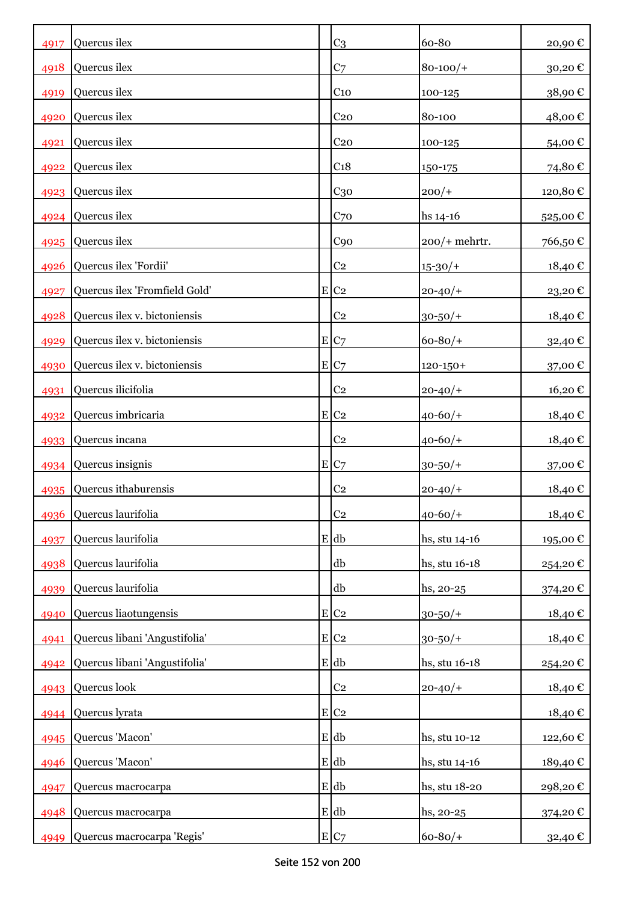| | | | | | |
|---|---|---|---|---|---|
| 4917 | Quercus ilex | | C3 | 60-80 | 20,90 € |
| 4918 | Quercus ilex | | C7 | 80-100/+ | 30,20 € |
| 4919 | Quercus ilex | | C10 | 100-125 | 38,90 € |
| 4920 | Quercus ilex | | C20 | 80-100 | 48,00 € |
| 4921 | Quercus ilex | | C20 | 100-125 | 54,00 € |
| 4922 | Quercus ilex | | C18 | 150-175 | 74,80 € |
| 4923 | Quercus ilex | | C30 | 200/+ | 120,80 € |
| 4924 | Quercus ilex | | C70 | hs 14-16 | 525,00 € |
| 4925 | Quercus ilex | | C90 | 200/+ mehrtr. | 766,50 € |
| 4926 | Quercus ilex 'Fordii' | | C2 | 15-30/+ | 18,40 € |
| 4927 | Quercus ilex 'Fromfield Gold' | E | C2 | 20-40/+ | 23,20 € |
| 4928 | Quercus ilex v. bictoniensis | | C2 | 30-50/+ | 18,40 € |
| 4929 | Quercus ilex v. bictoniensis | E | C7 | 60-80/+ | 32,40 € |
| 4930 | Quercus ilex v. bictoniensis | E | C7 | 120-150+ | 37,00 € |
| 4931 | Quercus ilicifolia | | C2 | 20-40/+ | 16,20 € |
| 4932 | Quercus imbricaria | E | C2 | 40-60/+ | 18,40 € |
| 4933 | Quercus incana | | C2 | 40-60/+ | 18,40 € |
| 4934 | Quercus insignis | E | C7 | 30-50/+ | 37,00 € |
| 4935 | Quercus ithaburensis | | C2 | 20-40/+ | 18,40 € |
| 4936 | Quercus laurifolia | | C2 | 40-60/+ | 18,40 € |
| 4937 | Quercus laurifolia | E | db | hs, stu 14-16 | 195,00 € |
| 4938 | Quercus laurifolia | | db | hs, stu 16-18 | 254,20 € |
| 4939 | Quercus laurifolia | | db | hs, 20-25 | 374,20 € |
| 4940 | Quercus liaotungensis | E | C2 | 30-50/+ | 18,40 € |
| 4941 | Quercus libani 'Angustifolia' | E | C2 | 30-50/+ | 18,40 € |
| 4942 | Quercus libani 'Angustifolia' | E | db | hs, stu 16-18 | 254,20 € |
| 4943 | Quercus look | | C2 | 20-40/+ | 18,40 € |
| 4944 | Quercus lyrata | E | C2 | | 18,40 € |
| 4945 | Quercus 'Macon' | E | db | hs, stu 10-12 | 122,60 € |
| 4946 | Quercus 'Macon' | E | db | hs, stu 14-16 | 189,40 € |
| 4947 | Quercus macrocarpa | E | db | hs, stu 18-20 | 298,20 € |
| 4948 | Quercus macrocarpa | E | db | hs, 20-25 | 374,20 € |
| 4949 | Quercus macrocarpa 'Regis' | E | C7 | 60-80/+ | 32,40 € |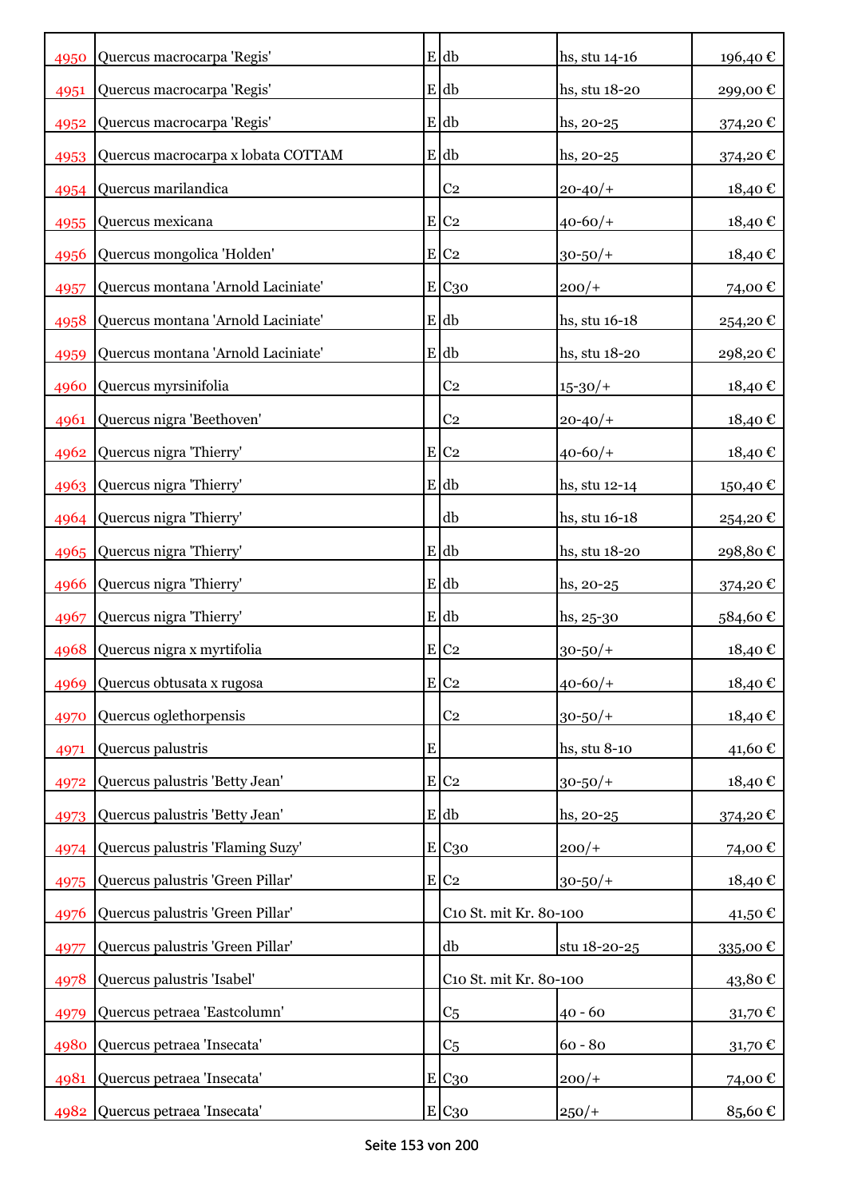| | | | | | |
|---|---|---|---|---|---|
| 4950 | Quercus macrocarpa 'Regis' | E | db | hs, stu 14-16 | 196,40 € |
| 4951 | Quercus macrocarpa 'Regis' | E | db | hs, stu 18-20 | 299,00 € |
| 4952 | Quercus macrocarpa 'Regis' | E | db | hs, 20-25 | 374,20 € |
| 4953 | Quercus macrocarpa x lobata COTTAM | E | db | hs, 20-25 | 374,20 € |
| 4954 | Quercus marilandica | | C2 | 20-40/+ | 18,40 € |
| 4955 | Quercus mexicana | E | C2 | 40-60/+ | 18,40 € |
| 4956 | Quercus mongolica 'Holden' | E | C2 | 30-50/+ | 18,40 € |
| 4957 | Quercus montana 'Arnold Laciniate' | E | C30 | 200/+ | 74,00 € |
| 4958 | Quercus montana 'Arnold Laciniate' | E | db | hs, stu 16-18 | 254,20 € |
| 4959 | Quercus montana 'Arnold Laciniate' | E | db | hs, stu 18-20 | 298,20 € |
| 4960 | Quercus myrsinifolia | | C2 | 15-30/+ | 18,40 € |
| 4961 | Quercus nigra 'Beethoven' | | C2 | 20-40/+ | 18,40 € |
| 4962 | Quercus nigra 'Thierry' | E | C2 | 40-60/+ | 18,40 € |
| 4963 | Quercus nigra 'Thierry' | E | db | hs, stu 12-14 | 150,40 € |
| 4964 | Quercus nigra 'Thierry' | | db | hs, stu 16-18 | 254,20 € |
| 4965 | Quercus nigra 'Thierry' | E | db | hs, stu 18-20 | 298,80 € |
| 4966 | Quercus nigra 'Thierry' | E | db | hs, 20-25 | 374,20 € |
| 4967 | Quercus nigra 'Thierry' | E | db | hs, 25-30 | 584,60 € |
| 4968 | Quercus nigra x myrtifolia | E | C2 | 30-50/+ | 18,40 € |
| 4969 | Quercus obtusata x rugosa | E | C2 | 40-60/+ | 18,40 € |
| 4970 | Quercus oglethorpensis | | C2 | 30-50/+ | 18,40 € |
| 4971 | Quercus palustris | E | | hs, stu 8-10 | 41,60 € |
| 4972 | Quercus palustris 'Betty Jean' | E | C2 | 30-50/+ | 18,40 € |
| 4973 | Quercus palustris 'Betty Jean' | E | db | hs, 20-25 | 374,20 € |
| 4974 | Quercus palustris 'Flaming Suzy' | E | C30 | 200/+ | 74,00 € |
| 4975 | Quercus palustris 'Green Pillar' | E | C2 | 30-50/+ | 18,40 € |
| 4976 | Quercus palustris 'Green Pillar' | | C10 St. mit Kr. 80-100 | | 41,50 € |
| 4977 | Quercus palustris 'Green Pillar' | | db | stu 18-20-25 | 335,00 € |
| 4978 | Quercus palustris 'Isabel' | | C10 St. mit Kr. 80-100 | | 43,80 € |
| 4979 | Quercus petraea 'Eastcolumn' | | C5 | 40 - 60 | 31,70 € |
| 4980 | Quercus petraea 'Insecata' | | C5 | 60 - 80 | 31,70 € |
| 4981 | Quercus petraea 'Insecata' | E | C30 | 200/+ | 74,00 € |
| 4982 | Quercus petraea 'Insecata' | E | C30 | 250/+ | 85,60 € |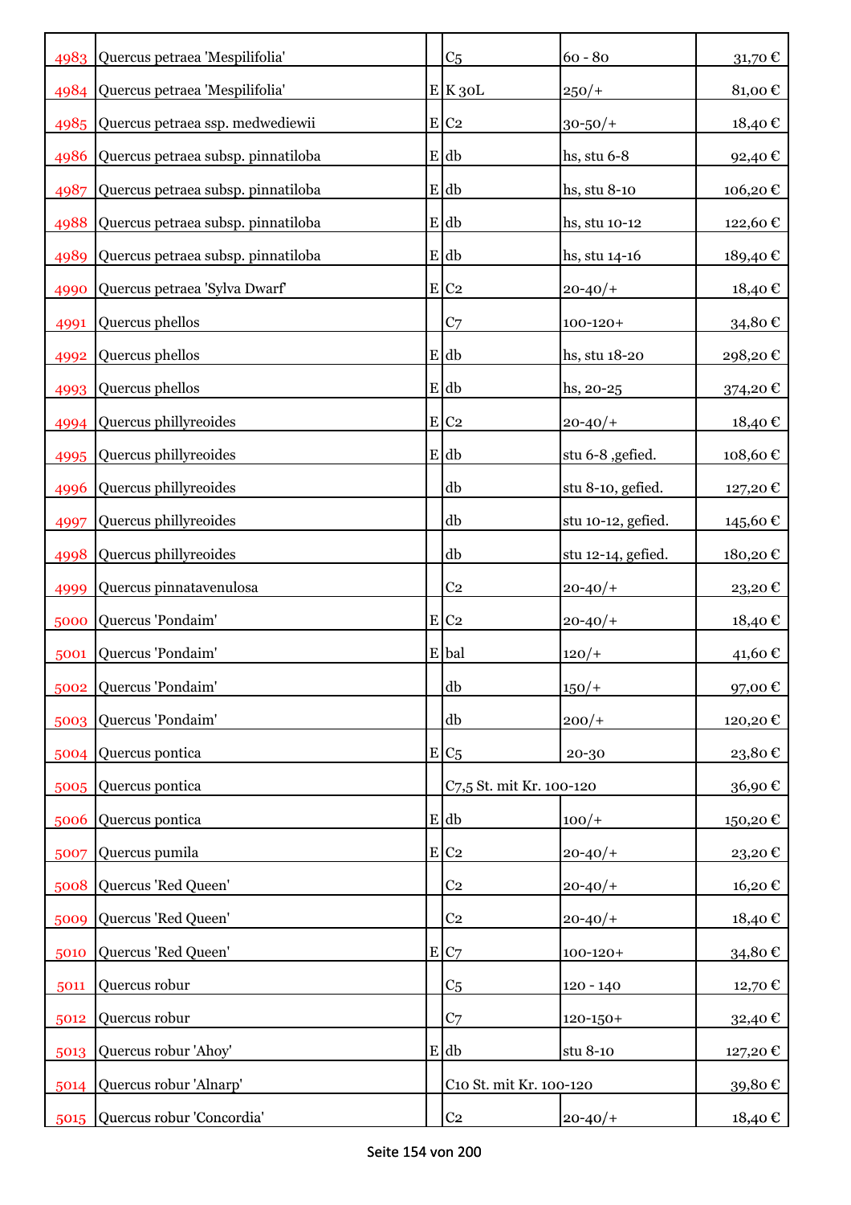| | | | | | |
|---|---|---|---|---|---|
| 4983 | Quercus petraea 'Mespilifolia' | | C5 | 60 - 80 | 31,70 € |
| 4984 | Quercus petraea 'Mespilifolia' | E | K 30L | 250/+ | 81,00 € |
| 4985 | Quercus petraea ssp. medwediewii | E | C2 | 30-50/+ | 18,40 € |
| 4986 | Quercus petraea subsp. pinnatiloba | E | db | hs, stu 6-8 | 92,40 € |
| 4987 | Quercus petraea subsp. pinnatiloba | E | db | hs, stu 8-10 | 106,20 € |
| 4988 | Quercus petraea subsp. pinnatiloba | E | db | hs, stu 10-12 | 122,60 € |
| 4989 | Quercus petraea subsp. pinnatiloba | E | db | hs, stu 14-16 | 189,40 € |
| 4990 | Quercus petraea 'Sylva Dwarf' | E | C2 | 20-40/+ | 18,40 € |
| 4991 | Quercus phellos | | C7 | 100-120+ | 34,80 € |
| 4992 | Quercus phellos | E | db | hs, stu 18-20 | 298,20 € |
| 4993 | Quercus phellos | E | db | hs, 20-25 | 374,20 € |
| 4994 | Quercus phillyreoides | E | C2 | 20-40/+ | 18,40 € |
| 4995 | Quercus phillyreoides | E | db | stu 6-8 ,gefied. | 108,60 € |
| 4996 | Quercus phillyreoides | | db | stu 8-10, gefied. | 127,20 € |
| 4997 | Quercus phillyreoides | | db | stu 10-12, gefied. | 145,60 € |
| 4998 | Quercus phillyreoides | | db | stu 12-14, gefied. | 180,20 € |
| 4999 | Quercus pinnatavenulosa | | C2 | 20-40/+ | 23,20 € |
| 5000 | Quercus 'Pondaim' | E | C2 | 20-40/+ | 18,40 € |
| 5001 | Quercus 'Pondaim' | E | bal | 120/+ | 41,60 € |
| 5002 | Quercus 'Pondaim' | | db | 150/+ | 97,00 € |
| 5003 | Quercus 'Pondaim' | | db | 200/+ | 120,20 € |
| 5004 | Quercus pontica | E | C5 | 20-30 | 23,80 € |
| 5005 | Quercus pontica | | C7,5 St. mit Kr. 100-120 | | 36,90 € |
| 5006 | Quercus pontica | E | db | 100/+ | 150,20 € |
| 5007 | Quercus pumila | E | C2 | 20-40/+ | 23,20 € |
| 5008 | Quercus 'Red Queen' | | C2 | 20-40/+ | 16,20 € |
| 5009 | Quercus 'Red Queen' | | C2 | 20-40/+ | 18,40 € |
| 5010 | Quercus 'Red Queen' | E | C7 | 100-120+ | 34,80 € |
| 5011 | Quercus robur | | C5 | 120 - 140 | 12,70 € |
| 5012 | Quercus robur | | C7 | 120-150+ | 32,40 € |
| 5013 | Quercus robur 'Ahoy' | E | db | stu 8-10 | 127,20 € |
| 5014 | Quercus robur 'Alnarp' | | C10 St. mit Kr. 100-120 | | 39,80 € |
| 5015 | Quercus robur 'Concordia' | | C2 | 20-40/+ | 18,40 € |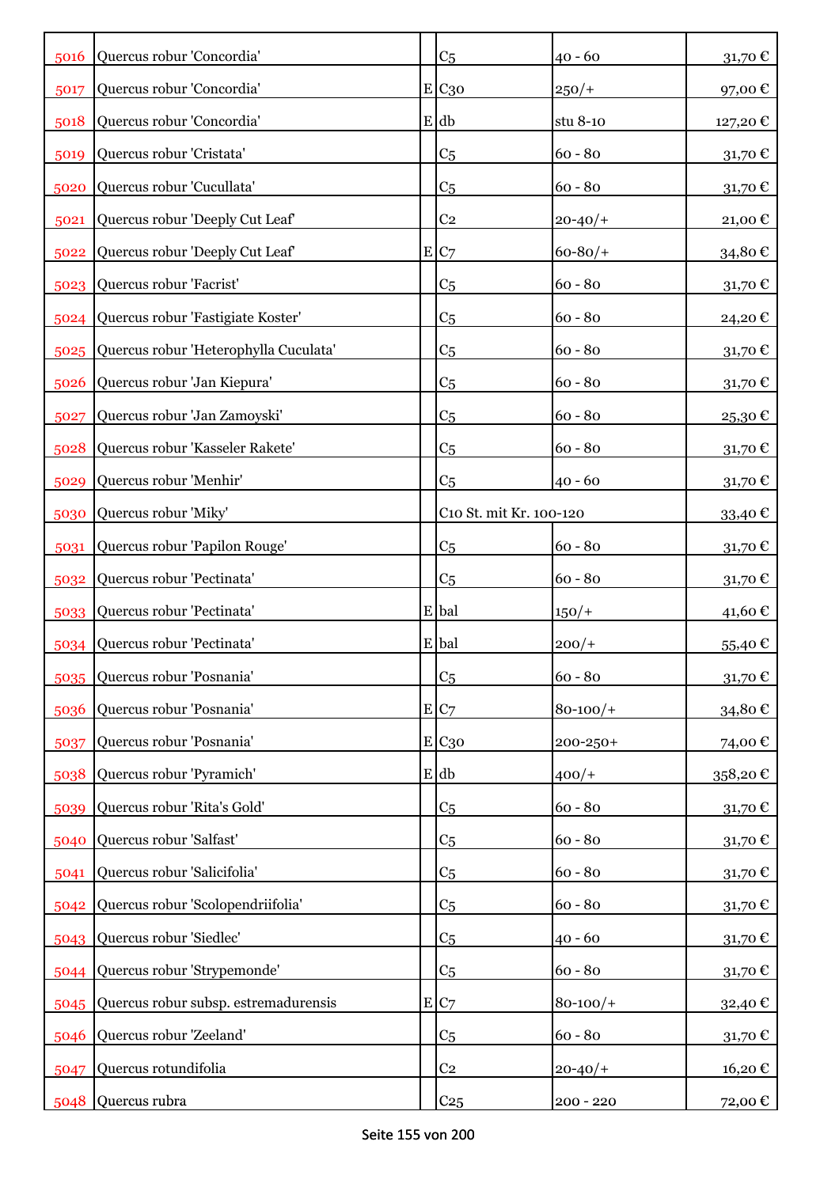| | | | | | |
|---|---|---|---|---|---|
| 5016 | Quercus robur 'Concordia' | | C5 | 40 - 60 | 31,70 € |
| 5017 | Quercus robur 'Concordia' | E | C30 | 250/+ | 97,00 € |
| 5018 | Quercus robur 'Concordia' | E | db | stu 8-10 | 127,20 € |
| 5019 | Quercus robur 'Cristata' | | C5 | 60 - 80 | 31,70 € |
| 5020 | Quercus robur 'Cucullata' | | C5 | 60 - 80 | 31,70 € |
| 5021 | Quercus robur 'Deeply Cut Leaf' | | C2 | 20-40/+ | 21,00 € |
| 5022 | Quercus robur 'Deeply Cut Leaf' | E | C7 | 60-80/+ | 34,80 € |
| 5023 | Quercus robur 'Facrist' | | C5 | 60 - 80 | 31,70 € |
| 5024 | Quercus robur 'Fastigiate Koster' | | C5 | 60 - 80 | 24,20 € |
| 5025 | Quercus robur 'Heterophylla Cuculata' | | C5 | 60 - 80 | 31,70 € |
| 5026 | Quercus robur 'Jan Kiepura' | | C5 | 60 - 80 | 31,70 € |
| 5027 | Quercus robur 'Jan Zamoyski' | | C5 | 60 - 80 | 25,30 € |
| 5028 | Quercus robur 'Kasseler Rakete' | | C5 | 60 - 80 | 31,70 € |
| 5029 | Quercus robur 'Menhir' | | C5 | 40 - 60 | 31,70 € |
| 5030 | Quercus robur 'Miky' | | C10 St. mit Kr. 100-120 | | 33,40 € |
| 5031 | Quercus robur 'Papilon Rouge' | | C5 | 60 - 80 | 31,70 € |
| 5032 | Quercus robur 'Pectinata' | | C5 | 60 - 80 | 31,70 € |
| 5033 | Quercus robur 'Pectinata' | E | bal | 150/+ | 41,60 € |
| 5034 | Quercus robur 'Pectinata' | E | bal | 200/+ | 55,40 € |
| 5035 | Quercus robur 'Posnania' | | C5 | 60 - 80 | 31,70 € |
| 5036 | Quercus robur 'Posnania' | E | C7 | 80-100/+ | 34,80 € |
| 5037 | Quercus robur 'Posnania' | E | C30 | 200-250+ | 74,00 € |
| 5038 | Quercus robur 'Pyramich' | E | db | 400/+ | 358,20 € |
| 5039 | Quercus robur 'Rita's Gold' | | C5 | 60 - 80 | 31,70 € |
| 5040 | Quercus robur 'Salfast' | | C5 | 60 - 80 | 31,70 € |
| 5041 | Quercus robur 'Salicifolia' | | C5 | 60 - 80 | 31,70 € |
| 5042 | Quercus robur 'Scolopendriifolia' | | C5 | 60 - 80 | 31,70 € |
| 5043 | Quercus robur 'Siedlec' | | C5 | 40 - 60 | 31,70 € |
| 5044 | Quercus robur 'Strypemonde' | | C5 | 60 - 80 | 31,70 € |
| 5045 | Quercus robur subsp. estremadurensis | E | C7 | 80-100/+ | 32,40 € |
| 5046 | Quercus robur 'Zeeland' | | C5 | 60 - 80 | 31,70 € |
| 5047 | Quercus rotundifolia | | C2 | 20-40/+ | 16,20 € |
| 5048 | Quercus rubra | | C25 | 200 - 220 | 72,00 € |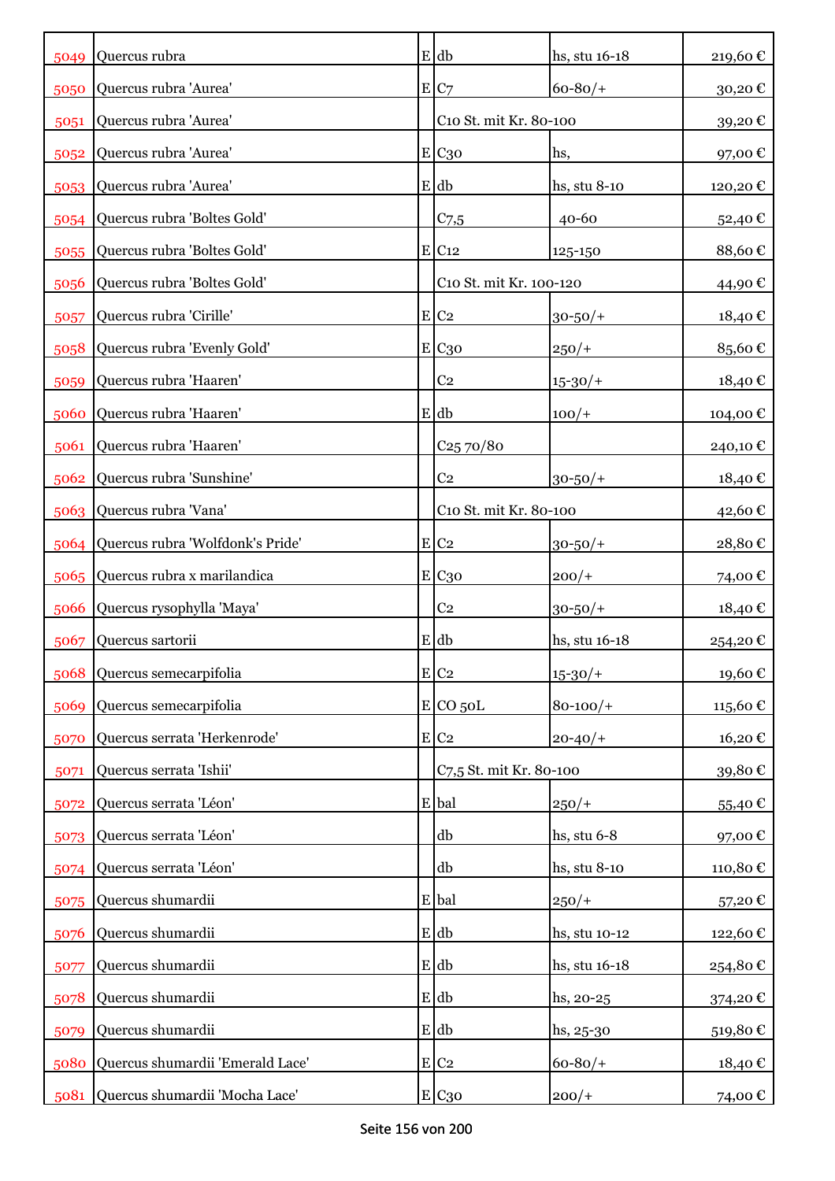| | | | | | |
|---|---|---|---|---|---|
| 5049 | Quercus rubra | E | db | hs, stu 16-18 | 219,60 € |
| 5050 | Quercus rubra 'Aurea' | E | C7 | 60-80/+ | 30,20 € |
| 5051 | Quercus rubra 'Aurea' | | C10 St. mit Kr. 80-100 | | 39,20 € |
| 5052 | Quercus rubra 'Aurea' | E | C30 | hs, | 97,00 € |
| 5053 | Quercus rubra 'Aurea' | E | db | hs, stu 8-10 | 120,20 € |
| 5054 | Quercus rubra 'Boltes Gold' | | C7,5 | 40-60 | 52,40 € |
| 5055 | Quercus rubra 'Boltes Gold' | E | C12 | 125-150 | 88,60 € |
| 5056 | Quercus rubra 'Boltes Gold' | | C10 St. mit Kr. 100-120 | | 44,90 € |
| 5057 | Quercus rubra 'Cirille' | E | C2 | 30-50/+ | 18,40 € |
| 5058 | Quercus rubra 'Evenly Gold' | E | C30 | 250/+ | 85,60 € |
| 5059 | Quercus rubra 'Haaren' | | C2 | 15-30/+ | 18,40 € |
| 5060 | Quercus rubra 'Haaren' | E | db | 100/+ | 104,00 € |
| 5061 | Quercus rubra 'Haaren' | | C25 70/80 | | 240,10 € |
| 5062 | Quercus rubra 'Sunshine' | | C2 | 30-50/+ | 18,40 € |
| 5063 | Quercus rubra 'Vana' | | C10 St. mit Kr. 80-100 | | 42,60 € |
| 5064 | Quercus rubra 'Wolfdonk's Pride' | E | C2 | 30-50/+ | 28,80 € |
| 5065 | Quercus rubra x marilandica | E | C30 | 200/+ | 74,00 € |
| 5066 | Quercus rysophylla 'Maya' | | C2 | 30-50/+ | 18,40 € |
| 5067 | Quercus sartorii | E | db | hs, stu 16-18 | 254,20 € |
| 5068 | Quercus semecarpifolia | E | C2 | 15-30/+ | 19,60 € |
| 5069 | Quercus semecarpifolia | E | CO 50L | 80-100/+ | 115,60 € |
| 5070 | Quercus serrata 'Herkenrode' | E | C2 | 20-40/+ | 16,20 € |
| 5071 | Quercus serrata 'Ishii' | | C7,5 St. mit Kr. 80-100 | | 39,80 € |
| 5072 | Quercus serrata 'Léon' | E | bal | 250/+ | 55,40 € |
| 5073 | Quercus serrata 'Léon' | | db | hs, stu 6-8 | 97,00 € |
| 5074 | Quercus serrata 'Léon' | | db | hs, stu 8-10 | 110,80 € |
| 5075 | Quercus shumardii | E | bal | 250/+ | 57,20 € |
| 5076 | Quercus shumardii | E | db | hs, stu 10-12 | 122,60 € |
| 5077 | Quercus shumardii | E | db | hs, stu 16-18 | 254,80 € |
| 5078 | Quercus shumardii | E | db | hs, 20-25 | 374,20 € |
| 5079 | Quercus shumardii | E | db | hs, 25-30 | 519,80 € |
| 5080 | Quercus shumardii 'Emerald Lace' | E | C2 | 60-80/+ | 18,40 € |
| 5081 | Quercus shumardii 'Mocha Lace' | E | C30 | 200/+ | 74,00 € |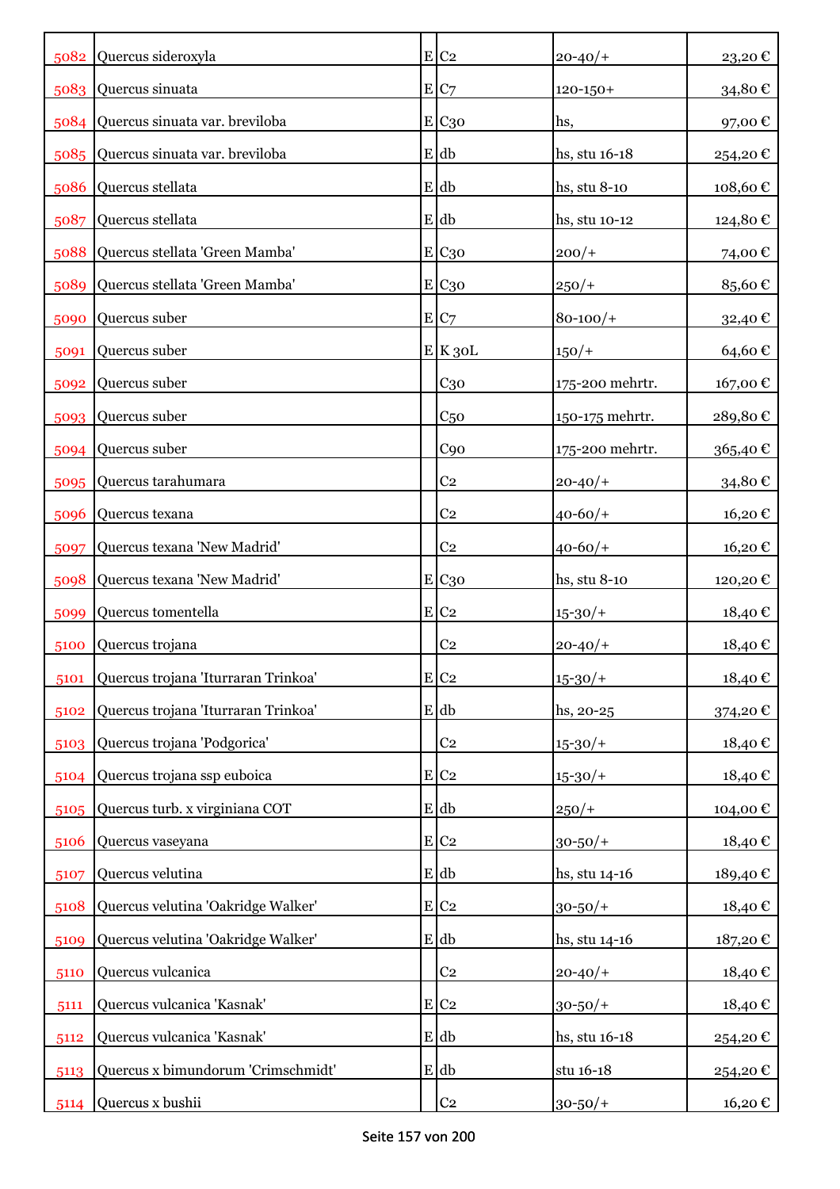| | | | | | |
|---|---|---|---|---|---|
| 5082 | Quercus sideroxyla | E | C2 | 20-40/+ | 23,20 € |
| 5083 | Quercus sinuata | E | C7 | 120-150+ | 34,80 € |
| 5084 | Quercus sinuata var. breviloba | E | C30 | hs, | 97,00 € |
| 5085 | Quercus sinuata var. breviloba | E | db | hs, stu 16-18 | 254,20 € |
| 5086 | Quercus stellata | E | db | hs, stu 8-10 | 108,60 € |
| 5087 | Quercus stellata | E | db | hs, stu 10-12 | 124,80 € |
| 5088 | Quercus stellata 'Green Mamba' | E | C30 | 200/+ | 74,00 € |
| 5089 | Quercus stellata 'Green Mamba' | E | C30 | 250/+ | 85,60 € |
| 5090 | Quercus suber | E | C7 | 80-100/+ | 32,40 € |
| 5091 | Quercus suber | E | K 30L | 150/+ | 64,60 € |
| 5092 | Quercus suber | | C30 | 175-200 mehrtr. | 167,00 € |
| 5093 | Quercus suber | | C50 | 150-175 mehrtr. | 289,80 € |
| 5094 | Quercus suber | | C90 | 175-200 mehrtr. | 365,40 € |
| 5095 | Quercus tarahumara | | C2 | 20-40/+ | 34,80 € |
| 5096 | Quercus texana | | C2 | 40-60/+ | 16,20 € |
| 5097 | Quercus texana 'New Madrid' | | C2 | 40-60/+ | 16,20 € |
| 5098 | Quercus texana 'New Madrid' | E | C30 | hs, stu 8-10 | 120,20 € |
| 5099 | Quercus tomentella | E | C2 | 15-30/+ | 18,40 € |
| 5100 | Quercus trojana | | C2 | 20-40/+ | 18,40 € |
| 5101 | Quercus trojana 'Iturraran Trinkoa' | E | C2 | 15-30/+ | 18,40 € |
| 5102 | Quercus trojana 'Iturraran Trinkoa' | E | db | hs, 20-25 | 374,20 € |
| 5103 | Quercus trojana 'Podgorica' | | C2 | 15-30/+ | 18,40 € |
| 5104 | Quercus trojana ssp euboica | E | C2 | 15-30/+ | 18,40 € |
| 5105 | Quercus turb. x virginiana COT | E | db | 250/+ | 104,00 € |
| 5106 | Quercus vaseyana | E | C2 | 30-50/+ | 18,40 € |
| 5107 | Quercus velutina | E | db | hs, stu 14-16 | 189,40 € |
| 5108 | Quercus velutina 'Oakridge Walker' | E | C2 | 30-50/+ | 18,40 € |
| 5109 | Quercus velutina 'Oakridge Walker' | E | db | hs, stu 14-16 | 187,20 € |
| 5110 | Quercus vulcanica | | C2 | 20-40/+ | 18,40 € |
| 5111 | Quercus vulcanica 'Kasnak' | E | C2 | 30-50/+ | 18,40 € |
| 5112 | Quercus vulcanica 'Kasnak' | E | db | hs, stu 16-18 | 254,20 € |
| 5113 | Quercus x bimundorum 'Crimschmidt' | E | db | stu 16-18 | 254,20 € |
| 5114 | Quercus x bushii | | C2 | 30-50/+ | 16,20 € |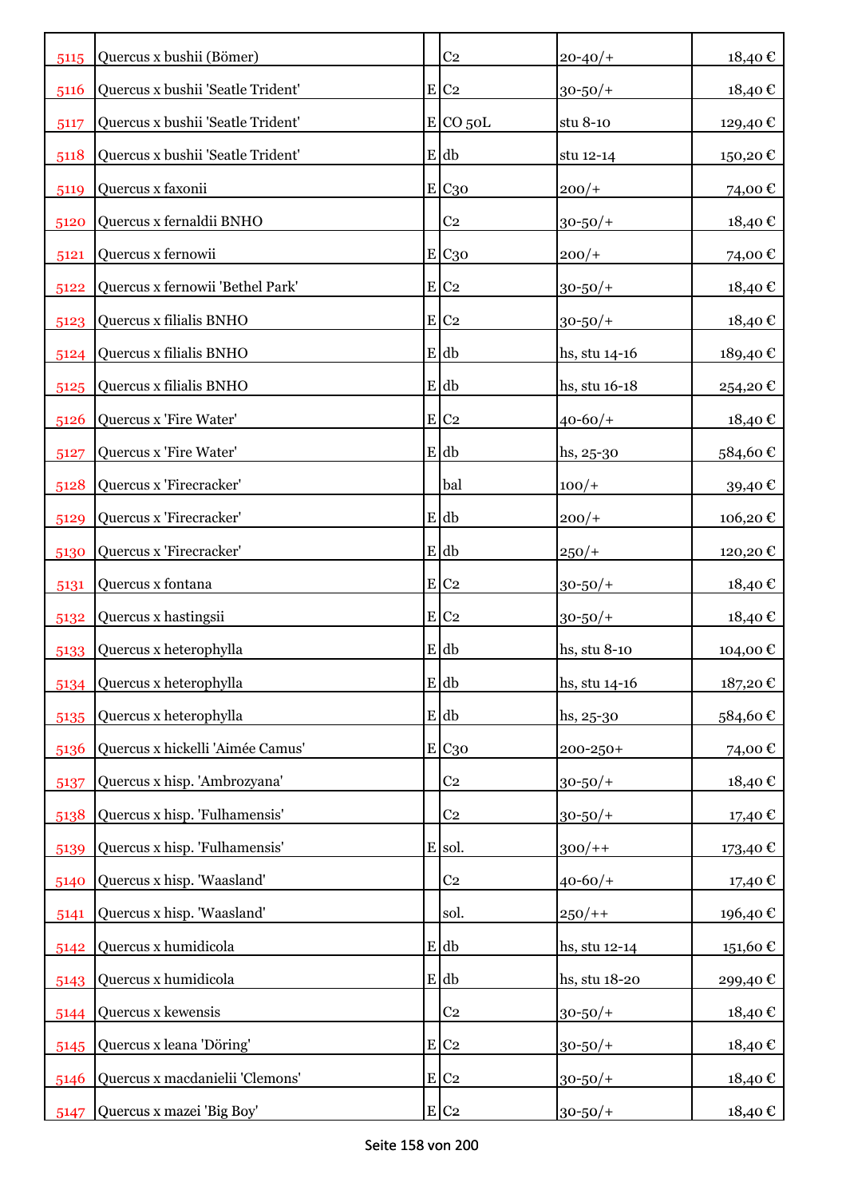| | | | | | |
|---|---|---|---|---|---|
| 5115 | Quercus x bushii (Bömer) | | C2 | 20-40/+ | 18,40 € |
| 5116 | Quercus x bushii 'Seatle Trident' | E | C2 | 30-50/+ | 18,40 € |
| 5117 | Quercus x bushii 'Seatle Trident' | E | CO 50L | stu 8-10 | 129,40 € |
| 5118 | Quercus x bushii 'Seatle Trident' | E | db | stu 12-14 | 150,20 € |
| 5119 | Quercus x faxonii | E | C30 | 200/+ | 74,00 € |
| 5120 | Quercus x fernaldii BNHO | | C2 | 30-50/+ | 18,40 € |
| 5121 | Quercus x fernowii | E | C30 | 200/+ | 74,00 € |
| 5122 | Quercus x fernowii 'Bethel Park' | E | C2 | 30-50/+ | 18,40 € |
| 5123 | Quercus x filialis BNHO | E | C2 | 30-50/+ | 18,40 € |
| 5124 | Quercus x filialis BNHO | E | db | hs, stu 14-16 | 189,40 € |
| 5125 | Quercus x filialis BNHO | E | db | hs, stu 16-18 | 254,20 € |
| 5126 | Quercus x 'Fire Water' | E | C2 | 40-60/+ | 18,40 € |
| 5127 | Quercus x 'Fire Water' | E | db | hs, 25-30 | 584,60 € |
| 5128 | Quercus x 'Firecracker' | | bal | 100/+ | 39,40 € |
| 5129 | Quercus x 'Firecracker' | E | db | 200/+ | 106,20 € |
| 5130 | Quercus x 'Firecracker' | E | db | 250/+ | 120,20 € |
| 5131 | Quercus x fontana | E | C2 | 30-50/+ | 18,40 € |
| 5132 | Quercus x hastingsii | E | C2 | 30-50/+ | 18,40 € |
| 5133 | Quercus x heterophylla | E | db | hs, stu 8-10 | 104,00 € |
| 5134 | Quercus x heterophylla | E | db | hs, stu 14-16 | 187,20 € |
| 5135 | Quercus x heterophylla | E | db | hs, 25-30 | 584,60 € |
| 5136 | Quercus x hickelli 'Aimée Camus' | E | C30 | 200-250+ | 74,00 € |
| 5137 | Quercus x hisp. 'Ambrozyana' | | C2 | 30-50/+ | 18,40 € |
| 5138 | Quercus x hisp. 'Fulhamensis' | | C2 | 30-50/+ | 17,40 € |
| 5139 | Quercus x hisp. 'Fulhamensis' | E | sol. | 300/++ | 173,40 € |
| 5140 | Quercus x hisp. 'Waasland' | | C2 | 40-60/+ | 17,40 € |
| 5141 | Quercus x hisp. 'Waasland' | | sol. | 250/++ | 196,40 € |
| 5142 | Quercus x humidicola | E | db | hs, stu 12-14 | 151,60 € |
| 5143 | Quercus x humidicola | E | db | hs, stu 18-20 | 299,40 € |
| 5144 | Quercus x kewensis | | C2 | 30-50/+ | 18,40 € |
| 5145 | Quercus x leana 'Döring' | E | C2 | 30-50/+ | 18,40 € |
| 5146 | Quercus x macdanielii 'Clemons' | E | C2 | 30-50/+ | 18,40 € |
| 5147 | Quercus x mazei 'Big Boy' | E | C2 | 30-50/+ | 18,40 € |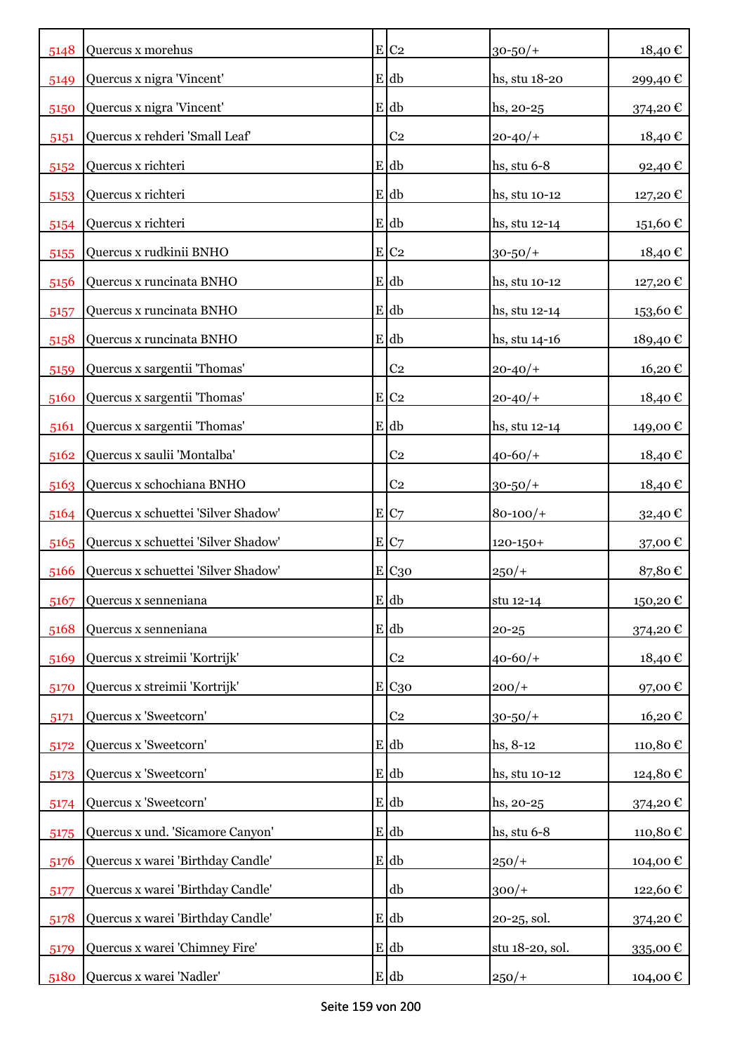| | | | | | |
|---|---|---|---|---|---|
| 5148 | Quercus x morehus | E | C2 | 30-50/+ | 18,40 € |
| 5149 | Quercus x nigra 'Vincent' | E | db | hs, stu 18-20 | 299,40 € |
| 5150 | Quercus x nigra 'Vincent' | E | db | hs, 20-25 | 374,20 € |
| 5151 | Quercus x rehderi 'Small Leaf' | | C2 | 20-40/+ | 18,40 € |
| 5152 | Quercus x richteri | E | db | hs, stu 6-8 | 92,40 € |
| 5153 | Quercus x richteri | E | db | hs, stu 10-12 | 127,20 € |
| 5154 | Quercus x richteri | E | db | hs, stu 12-14 | 151,60 € |
| 5155 | Quercus x rudkinii BNHO | E | C2 | 30-50/+ | 18,40 € |
| 5156 | Quercus x runcinata BNHO | E | db | hs, stu 10-12 | 127,20 € |
| 5157 | Quercus x runcinata BNHO | E | db | hs, stu 12-14 | 153,60 € |
| 5158 | Quercus x runcinata BNHO | E | db | hs, stu 14-16 | 189,40 € |
| 5159 | Quercus x sargentii 'Thomas' | | C2 | 20-40/+ | 16,20 € |
| 5160 | Quercus x sargentii 'Thomas' | E | C2 | 20-40/+ | 18,40 € |
| 5161 | Quercus x sargentii 'Thomas' | E | db | hs, stu 12-14 | 149,00 € |
| 5162 | Quercus x saulii 'Montalba' | | C2 | 40-60/+ | 18,40 € |
| 5163 | Quercus x schochiana BNHO | | C2 | 30-50/+ | 18,40 € |
| 5164 | Quercus x schuettei 'Silver Shadow' | E | C7 | 80-100/+ | 32,40 € |
| 5165 | Quercus x schuettei 'Silver Shadow' | E | C7 | 120-150+ | 37,00 € |
| 5166 | Quercus x schuettei 'Silver Shadow' | E | C30 | 250/+ | 87,80 € |
| 5167 | Quercus x senneniana | E | db | stu 12-14 | 150,20 € |
| 5168 | Quercus x senneniana | E | db | 20-25 | 374,20 € |
| 5169 | Quercus x streimii 'Kortrijk' | | C2 | 40-60/+ | 18,40 € |
| 5170 | Quercus x streimii 'Kortrijk' | E | C30 | 200/+ | 97,00 € |
| 5171 | Quercus x 'Sweetcorn' | | C2 | 30-50/+ | 16,20 € |
| 5172 | Quercus x 'Sweetcorn' | E | db | hs, 8-12 | 110,80 € |
| 5173 | Quercus x 'Sweetcorn' | E | db | hs, stu 10-12 | 124,80 € |
| 5174 | Quercus x 'Sweetcorn' | E | db | hs, 20-25 | 374,20 € |
| 5175 | Quercus x und. 'Sicamore Canyon' | E | db | hs, stu 6-8 | 110,80 € |
| 5176 | Quercus x warei 'Birthday Candle' | E | db | 250/+ | 104,00 € |
| 5177 | Quercus x warei 'Birthday Candle' | | db | 300/+ | 122,60 € |
| 5178 | Quercus x warei 'Birthday Candle' | E | db | 20-25, sol. | 374,20 € |
| 5179 | Quercus x warei 'Chimney Fire' | E | db | stu 18-20, sol. | 335,00 € |
| 5180 | Quercus x warei 'Nadler' | E | db | 250/+ | 104,00 € |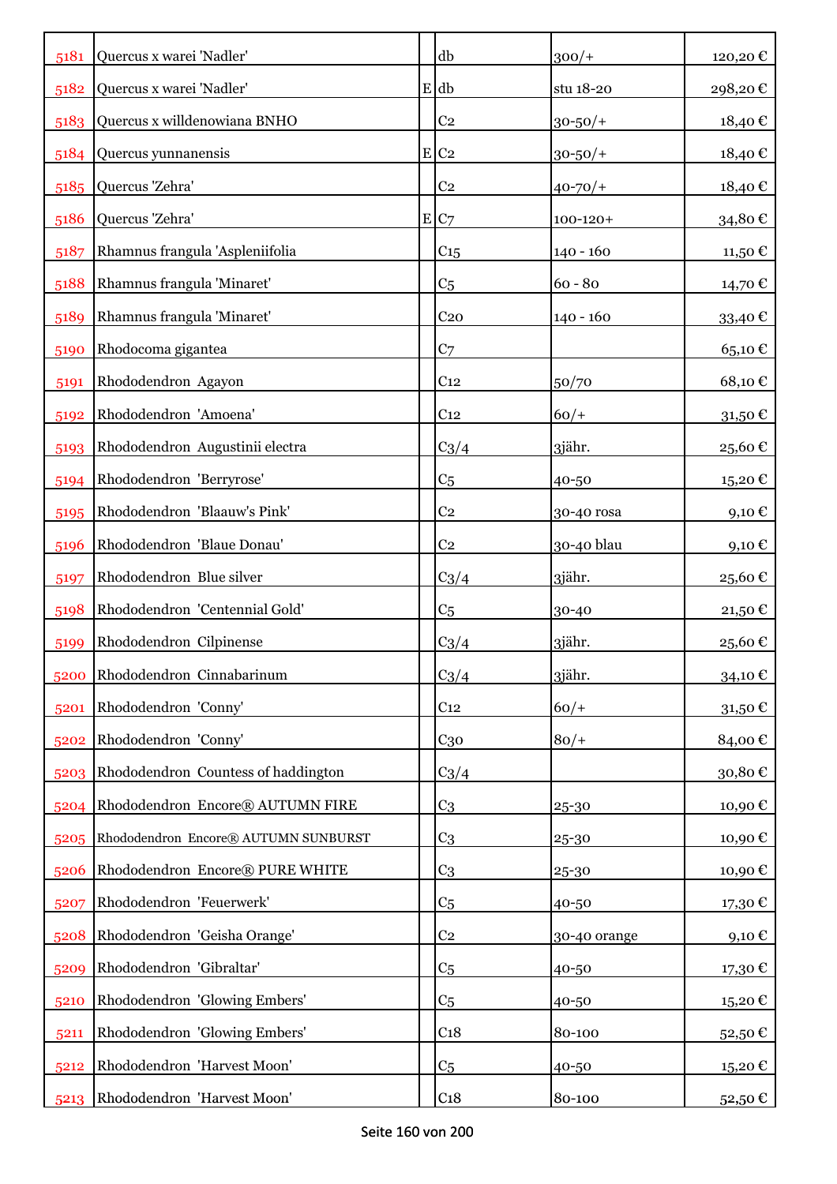| | | | | | |
|---|---|---|---|---|---|
| 5181 | Quercus x warei 'Nadler' | | db | 300/+ | 120,20 € |
| 5182 | Quercus x warei 'Nadler' | E | db | stu 18-20 | 298,20 € |
| 5183 | Quercus x willdenowiana BNHO | | C2 | 30-50/+ | 18,40 € |
| 5184 | Quercus yunnanensis | E | C2 | 30-50/+ | 18,40 € |
| 5185 | Quercus 'Zehra' | | C2 | 40-70/+ | 18,40 € |
| 5186 | Quercus 'Zehra' | E | C7 | 100-120+ | 34,80 € |
| 5187 | Rhamnus frangula 'Aspleniifolia | | C15 | 140 - 160 | 11,50 € |
| 5188 | Rhamnus frangula 'Minaret' | | C5 | 60 - 80 | 14,70 € |
| 5189 | Rhamnus frangula 'Minaret' | | C20 | 140 - 160 | 33,40 € |
| 5190 | Rhodocoma gigantea | | C7 | | 65,10 € |
| 5191 | Rhododendron Agayon | | C12 | 50/70 | 68,10 € |
| 5192 | Rhododendron 'Amoena' | | C12 | 60/+ | 31,50 € |
| 5193 | Rhododendron Augustinii electra | | C3/4 | 3jähr. | 25,60 € |
| 5194 | Rhododendron 'Berryrose' | | C5 | 40-50 | 15,20 € |
| 5195 | Rhododendron 'Blaauw's Pink' | | C2 | 30-40 rosa | 9,10 € |
| 5196 | Rhododendron 'Blaue Donau' | | C2 | 30-40 blau | 9,10 € |
| 5197 | Rhododendron Blue silver | | C3/4 | 3jähr. | 25,60 € |
| 5198 | Rhododendron 'Centennial Gold' | | C5 | 30-40 | 21,50 € |
| 5199 | Rhododendron Cilpinense | | C3/4 | 3jähr. | 25,60 € |
| 5200 | Rhododendron Cinnabarinum | | C3/4 | 3jähr. | 34,10 € |
| 5201 | Rhododendron 'Conny' | | C12 | 60/+ | 31,50 € |
| 5202 | Rhododendron 'Conny' | | C30 | 80/+ | 84,00 € |
| 5203 | Rhododendron Countess of haddington | | C3/4 | | 30,80 € |
| 5204 | Rhododendron Encore® AUTUMN FIRE | | C3 | 25-30 | 10,90 € |
| 5205 | Rhododendron Encore® AUTUMN SUNBURST | | C3 | 25-30 | 10,90 € |
| 5206 | Rhododendron Encore® PURE WHITE | | C3 | 25-30 | 10,90 € |
| 5207 | Rhododendron 'Feuerwerk' | | C5 | 40-50 | 17,30 € |
| 5208 | Rhododendron 'Geisha Orange' | | C2 | 30-40 orange | 9,10 € |
| 5209 | Rhododendron 'Gibraltar' | | C5 | 40-50 | 17,30 € |
| 5210 | Rhododendron 'Glowing Embers' | | C5 | 40-50 | 15,20 € |
| 5211 | Rhododendron 'Glowing Embers' | | C18 | 80-100 | 52,50 € |
| 5212 | Rhododendron 'Harvest Moon' | | C5 | 40-50 | 15,20 € |
| 5213 | Rhododendron 'Harvest Moon' | | C18 | 80-100 | 52,50 € |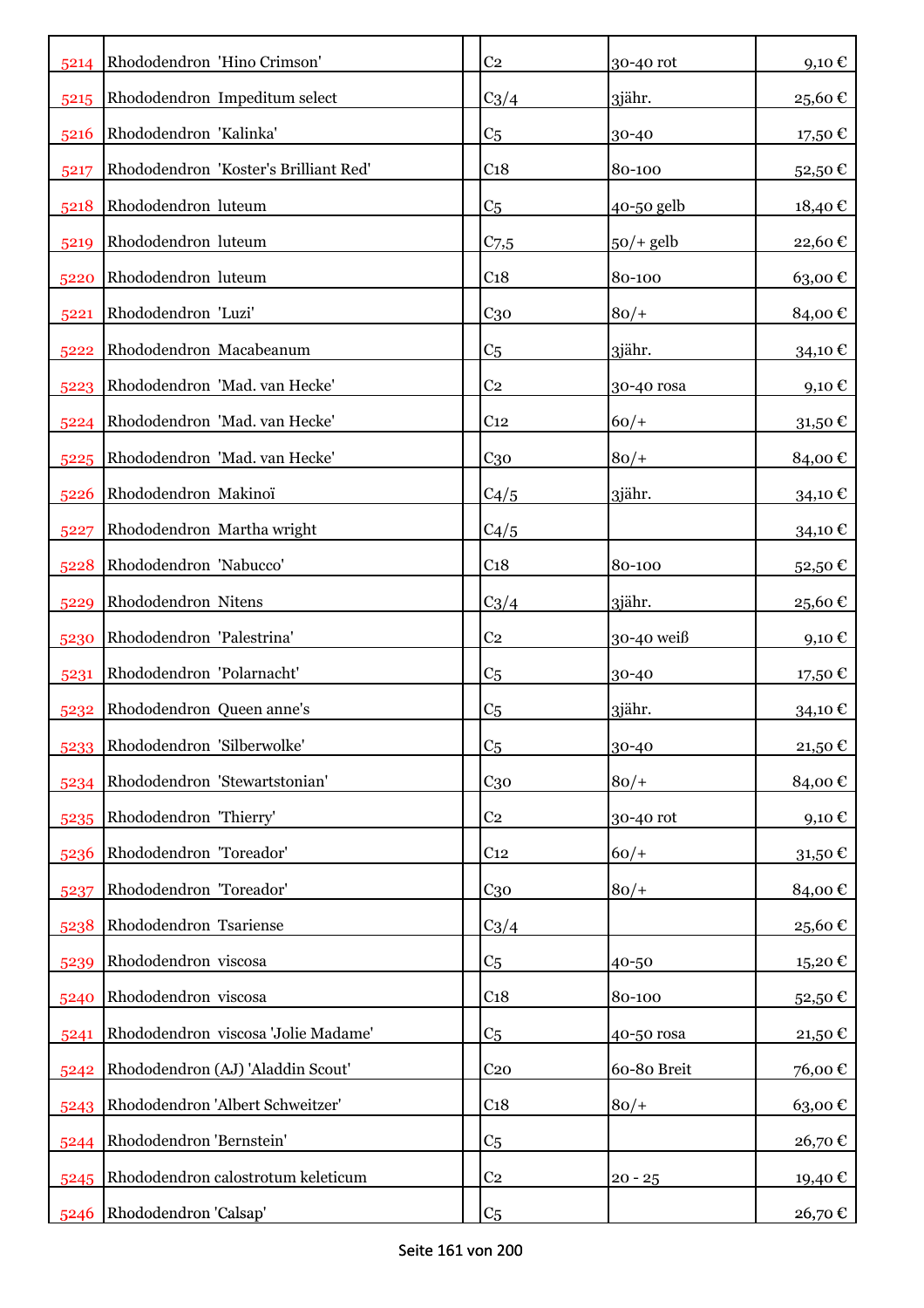| | | | | | |
|---|---|---|---|---|---|
| 5214 | Rhododendron 'Hino Crimson' | | C2 | 30-40 rot | 9,10 € |
| 5215 | Rhododendron Impeditum select | | C3/4 | 3jähr. | 25,60 € |
| 5216 | Rhododendron 'Kalinka' | | C5 | 30-40 | 17,50 € |
| 5217 | Rhododendron 'Koster's Brilliant Red' | | C18 | 80-100 | 52,50 € |
| 5218 | Rhododendron luteum | | C5 | 40-50 gelb | 18,40 € |
| 5219 | Rhododendron luteum | | C7,5 | 50/+ gelb | 22,60 € |
| 5220 | Rhododendron luteum | | C18 | 80-100 | 63,00 € |
| 5221 | Rhododendron 'Luzi' | | C30 | 80/+ | 84,00 € |
| 5222 | Rhododendron Macabeanum | | C5 | 3jähr. | 34,10 € |
| 5223 | Rhododendron 'Mad. van Hecke' | | C2 | 30-40 rosa | 9,10 € |
| 5224 | Rhododendron 'Mad. van Hecke' | | C12 | 60/+ | 31,50 € |
| 5225 | Rhododendron 'Mad. van Hecke' | | C30 | 80/+ | 84,00 € |
| 5226 | Rhododendron Makinoï | | C4/5 | 3jähr. | 34,10 € |
| 5227 | Rhododendron Martha wright | | C4/5 | | 34,10 € |
| 5228 | Rhododendron 'Nabucco' | | C18 | 80-100 | 52,50 € |
| 5229 | Rhododendron Nitens | | C3/4 | 3jähr. | 25,60 € |
| 5230 | Rhododendron 'Palestrina' | | C2 | 30-40 weiß | 9,10 € |
| 5231 | Rhododendron 'Polarnacht' | | C5 | 30-40 | 17,50 € |
| 5232 | Rhododendron Queen anne's | | C5 | 3jähr. | 34,10 € |
| 5233 | Rhododendron 'Silberwolke' | | C5 | 30-40 | 21,50 € |
| 5234 | Rhododendron 'Stewartstonian' | | C30 | 80/+ | 84,00 € |
| 5235 | Rhododendron 'Thierry' | | C2 | 30-40 rot | 9,10 € |
| 5236 | Rhododendron 'Toreador' | | C12 | 60/+ | 31,50 € |
| 5237 | Rhododendron 'Toreador' | | C30 | 80/+ | 84,00 € |
| 5238 | Rhododendron Tsariense | | C3/4 | | 25,60 € |
| 5239 | Rhododendron viscosa | | C5 | 40-50 | 15,20 € |
| 5240 | Rhododendron viscosa | | C18 | 80-100 | 52,50 € |
| 5241 | Rhododendron viscosa 'Jolie Madame' | | C5 | 40-50 rosa | 21,50 € |
| 5242 | Rhododendron (AJ) 'Aladdin Scout' | | C20 | 60-80 Breit | 76,00 € |
| 5243 | Rhododendron 'Albert Schweitzer' | | C18 | 80/+ | 63,00 € |
| 5244 | Rhododendron 'Bernstein' | | C5 | | 26,70 € |
| 5245 | Rhododendron calostrotum keleticum | | C2 | 20 - 25 | 19,40 € |
| 5246 | Rhododendron 'Calsap' | | C5 | | 26,70 € |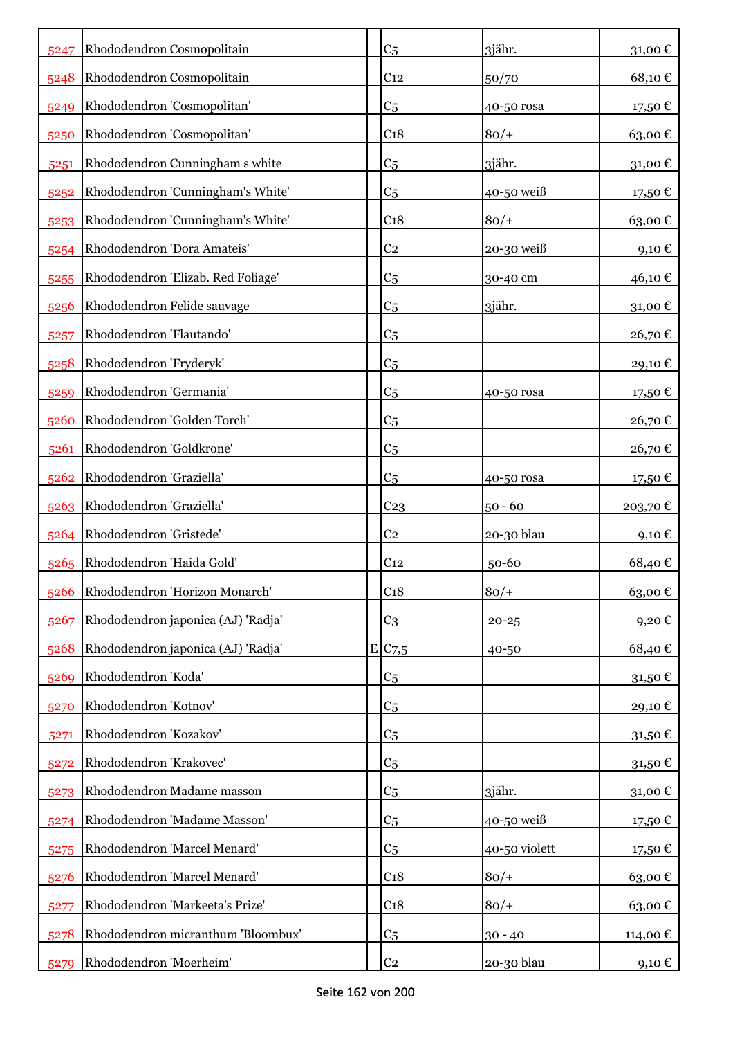| | | | | | |
|---|---|---|---|---|---|
| 5247 | Rhododendron Cosmopolitain | | C5 | 3jähr. | 31,00 € |
| 5248 | Rhododendron Cosmopolitain | | C12 | 50/70 | 68,10 € |
| 5249 | Rhododendron 'Cosmopolitan' | | C5 | 40-50 rosa | 17,50 € |
| 5250 | Rhododendron 'Cosmopolitan' | | C18 | 80/+ | 63,00 € |
| 5251 | Rhododendron Cunningham s white | | C5 | 3jähr. | 31,00 € |
| 5252 | Rhododendron 'Cunningham's White' | | C5 | 40-50 weiß | 17,50 € |
| 5253 | Rhododendron 'Cunningham's White' | | C18 | 80/+ | 63,00 € |
| 5254 | Rhododendron 'Dora Amateis' | | C2 | 20-30 weiß | 9,10 € |
| 5255 | Rhododendron 'Elizab. Red Foliage' | | C5 | 30-40 cm | 46,10 € |
| 5256 | Rhododendron Felide sauvage | | C5 | 3jähr. | 31,00 € |
| 5257 | Rhododendron 'Flautando' | | C5 | | 26,70 € |
| 5258 | Rhododendron 'Fryderyk' | | C5 | | 29,10 € |
| 5259 | Rhododendron 'Germania' | | C5 | 40-50 rosa | 17,50 € |
| 5260 | Rhododendron 'Golden Torch' | | C5 | | 26,70 € |
| 5261 | Rhododendron 'Goldkrone' | | C5 | | 26,70 € |
| 5262 | Rhododendron 'Graziella' | | C5 | 40-50 rosa | 17,50 € |
| 5263 | Rhododendron 'Graziella' | | C23 | 50 - 60 | 203,70 € |
| 5264 | Rhododendron 'Gristede' | | C2 | 20-30 blau | 9,10 € |
| 5265 | Rhododendron 'Haida Gold' | | C12 | 50-60 | 68,40 € |
| 5266 | Rhododendron 'Horizon Monarch' | | C18 | 80/+ | 63,00 € |
| 5267 | Rhododendron japonica (AJ) 'Radja' | | C3 | 20-25 | 9,20 € |
| 5268 | Rhododendron japonica (AJ) 'Radja' | E | C7,5 | 40-50 | 68,40 € |
| 5269 | Rhododendron 'Koda' | | C5 | | 31,50 € |
| 5270 | Rhododendron 'Kotnov' | | C5 | | 29,10 € |
| 5271 | Rhododendron 'Kozakov' | | C5 | | 31,50 € |
| 5272 | Rhododendron 'Krakovec' | | C5 | | 31,50 € |
| 5273 | Rhododendron Madame masson | | C5 | 3jähr. | 31,00 € |
| 5274 | Rhododendron 'Madame Masson' | | C5 | 40-50 weiß | 17,50 € |
| 5275 | Rhododendron 'Marcel Menard' | | C5 | 40-50 violett | 17,50 € |
| 5276 | Rhododendron 'Marcel Menard' | | C18 | 80/+ | 63,00 € |
| 5277 | Rhododendron 'Markeeta's Prize' | | C18 | 80/+ | 63,00 € |
| 5278 | Rhododendron micranthum 'Bloombux' | | C5 | 30 - 40 | 114,00 € |
| 5279 | Rhododendron 'Moerheim' | | C2 | 20-30 blau | 9,10 € |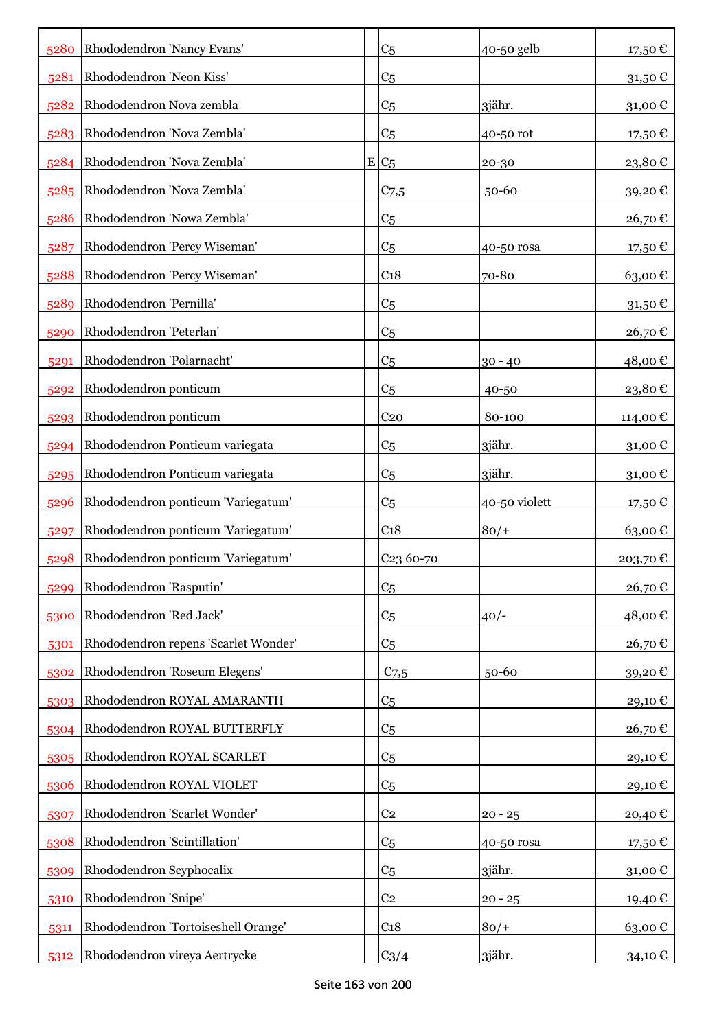| | | | | | |
|---|---|---|---|---|---|
| 5280 | Rhododendron 'Nancy Evans' | | C5 | 40-50 gelb | 17,50 € |
| 5281 | Rhododendron 'Neon Kiss' | | C5 | | 31,50 € |
| 5282 | Rhododendron Nova zembla | | C5 | 3jähr. | 31,00 € |
| 5283 | Rhododendron 'Nova Zembla' | | C5 | 40-50 rot | 17,50 € |
| 5284 | Rhododendron 'Nova Zembla' | E | C5 | 20-30 | 23,80 € |
| 5285 | Rhododendron 'Nova Zembla' | | C7,5 | 50-60 | 39,20 € |
| 5286 | Rhododendron 'Nowa Zembla' | | C5 | | 26,70 € |
| 5287 | Rhododendron 'Percy Wiseman' | | C5 | 40-50 rosa | 17,50 € |
| 5288 | Rhododendron 'Percy Wiseman' | | C18 | 70-80 | 63,00 € |
| 5289 | Rhododendron 'Pernilla' | | C5 | | 31,50 € |
| 5290 | Rhododendron 'Peterlan' | | C5 | | 26,70 € |
| 5291 | Rhododendron 'Polarnacht' | | C5 | 30 - 40 | 48,00 € |
| 5292 | Rhododendron ponticum | | C5 | 40-50 | 23,80 € |
| 5293 | Rhododendron ponticum | | C20 | 80-100 | 114,00 € |
| 5294 | Rhododendron Ponticum variegata | | C5 | 3jähr. | 31,00 € |
| 5295 | Rhododendron Ponticum variegata | | C5 | 3jähr. | 31,00 € |
| 5296 | Rhododendron ponticum 'Variegatum' | | C5 | 40-50 violett | 17,50 € |
| 5297 | Rhododendron ponticum 'Variegatum' | | C18 | 80/+ | 63,00 € |
| 5298 | Rhododendron ponticum 'Variegatum' | | C23 60-70 | | 203,70 € |
| 5299 | Rhododendron 'Rasputin' | | C5 | | 26,70 € |
| 5300 | Rhododendron 'Red Jack' | | C5 | 40/- | 48,00 € |
| 5301 | Rhododendron repens 'Scarlet Wonder' | | C5 | | 26,70 € |
| 5302 | Rhododendron 'Roseum Elegens' | | C7,5 | 50-60 | 39,20 € |
| 5303 | Rhododendron ROYAL AMARANTH | | C5 | | 29,10 € |
| 5304 | Rhododendron ROYAL BUTTERFLY | | C5 | | 26,70 € |
| 5305 | Rhododendron ROYAL SCARLET | | C5 | | 29,10 € |
| 5306 | Rhododendron ROYAL VIOLET | | C5 | | 29,10 € |
| 5307 | Rhododendron 'Scarlet Wonder' | | C2 | 20 - 25 | 20,40 € |
| 5308 | Rhododendron 'Scintillation' | | C5 | 40-50 rosa | 17,50 € |
| 5309 | Rhododendron Scyphocalix | | C5 | 3jähr. | 31,00 € |
| 5310 | Rhododendron 'Snipe' | | C2 | 20 - 25 | 19,40 € |
| 5311 | Rhododendron 'Tortoiseshell Orange' | | C18 | 80/+ | 63,00 € |
| 5312 | Rhododendron vireya Aertrycke | | C3/4 | 3jähr. | 34,10 € |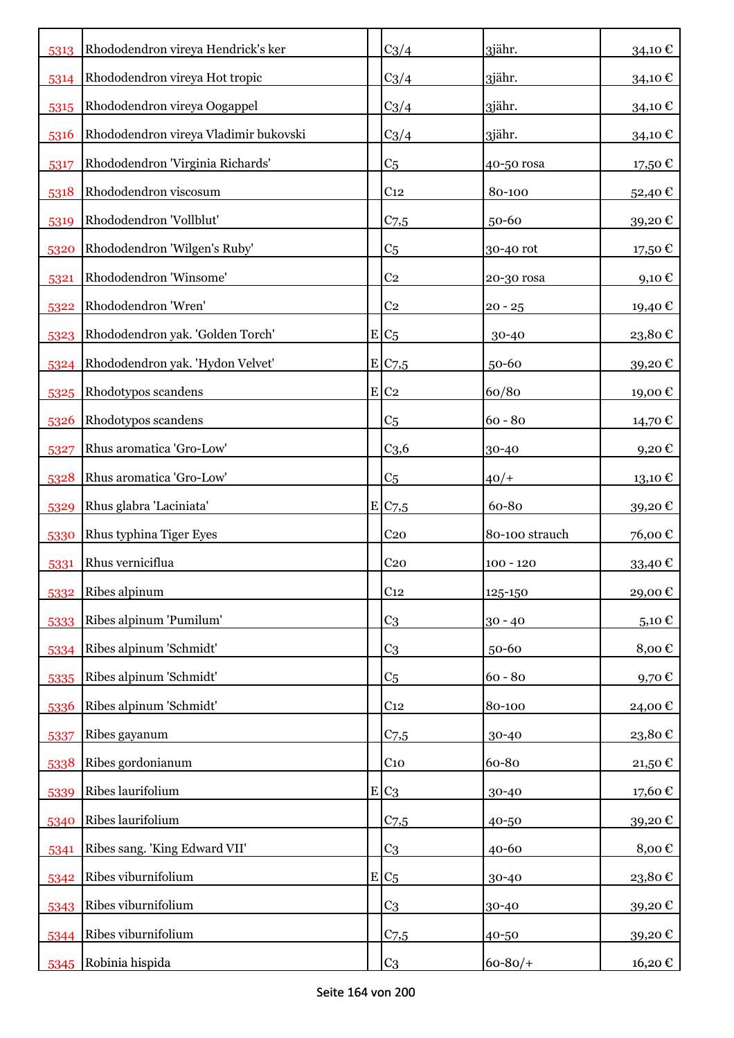| | | | | | |
|---|---|---|---|---|---|
| 5313 | Rhododendron vireya Hendrick's ker | | C3/4 | 3jähr. | 34,10 € |
| 5314 | Rhododendron vireya Hot tropic | | C3/4 | 3jähr. | 34,10 € |
| 5315 | Rhododendron vireya Oogappel | | C3/4 | 3jähr. | 34,10 € |
| 5316 | Rhododendron vireya Vladimir bukovski | | C3/4 | 3jähr. | 34,10 € |
| 5317 | Rhododendron 'Virginia Richards' | | C5 | 40-50 rosa | 17,50 € |
| 5318 | Rhododendron viscosum | | C12 | 80-100 | 52,40 € |
| 5319 | Rhododendron 'Vollblut' | | C7,5 | 50-60 | 39,20 € |
| 5320 | Rhododendron 'Wilgen's Ruby' | | C5 | 30-40 rot | 17,50 € |
| 5321 | Rhododendron 'Winsome' | | C2 | 20-30 rosa | 9,10 € |
| 5322 | Rhododendron 'Wren' | | C2 | 20 - 25 | 19,40 € |
| 5323 | Rhododendron yak. 'Golden Torch' | E | C5 | 30-40 | 23,80 € |
| 5324 | Rhododendron yak. 'Hydon Velvet' | E | C7,5 | 50-60 | 39,20 € |
| 5325 | Rhodotypos scandens | E | C2 | 60/80 | 19,00 € |
| 5326 | Rhodotypos scandens | | C5 | 60 - 80 | 14,70 € |
| 5327 | Rhus aromatica 'Gro-Low' | | C3,6 | 30-40 | 9,20 € |
| 5328 | Rhus aromatica 'Gro-Low' | | C5 | 40/+ | 13,10 € |
| 5329 | Rhus glabra 'Laciniata' | E | C7,5 | 60-80 | 39,20 € |
| 5330 | Rhus typhina Tiger Eyes | | C20 | 80-100 strauch | 76,00 € |
| 5331 | Rhus verniciflua | | C20 | 100 - 120 | 33,40 € |
| 5332 | Ribes alpinum | | C12 | 125-150 | 29,00 € |
| 5333 | Ribes alpinum 'Pumilum' | | C3 | 30 - 40 | 5,10 € |
| 5334 | Ribes alpinum 'Schmidt' | | C3 | 50-60 | 8,00 € |
| 5335 | Ribes alpinum 'Schmidt' | | C5 | 60 - 80 | 9,70 € |
| 5336 | Ribes alpinum 'Schmidt' | | C12 | 80-100 | 24,00 € |
| 5337 | Ribes gayanum | | C7,5 | 30-40 | 23,80 € |
| 5338 | Ribes gordonianum | | C10 | 60-80 | 21,50 € |
| 5339 | Ribes laurifolium | E | C3 | 30-40 | 17,60 € |
| 5340 | Ribes laurifolium | | C7,5 | 40-50 | 39,20 € |
| 5341 | Ribes sang. 'King Edward VII' | | C3 | 40-60 | 8,00 € |
| 5342 | Ribes viburnifolium | E | C5 | 30-40 | 23,80 € |
| 5343 | Ribes viburnifolium | | C3 | 30-40 | 39,20 € |
| 5344 | Ribes viburnifolium | | C7,5 | 40-50 | 39,20 € |
| 5345 | Robinia hispida | | C3 | 60-80/+ | 16,20 € |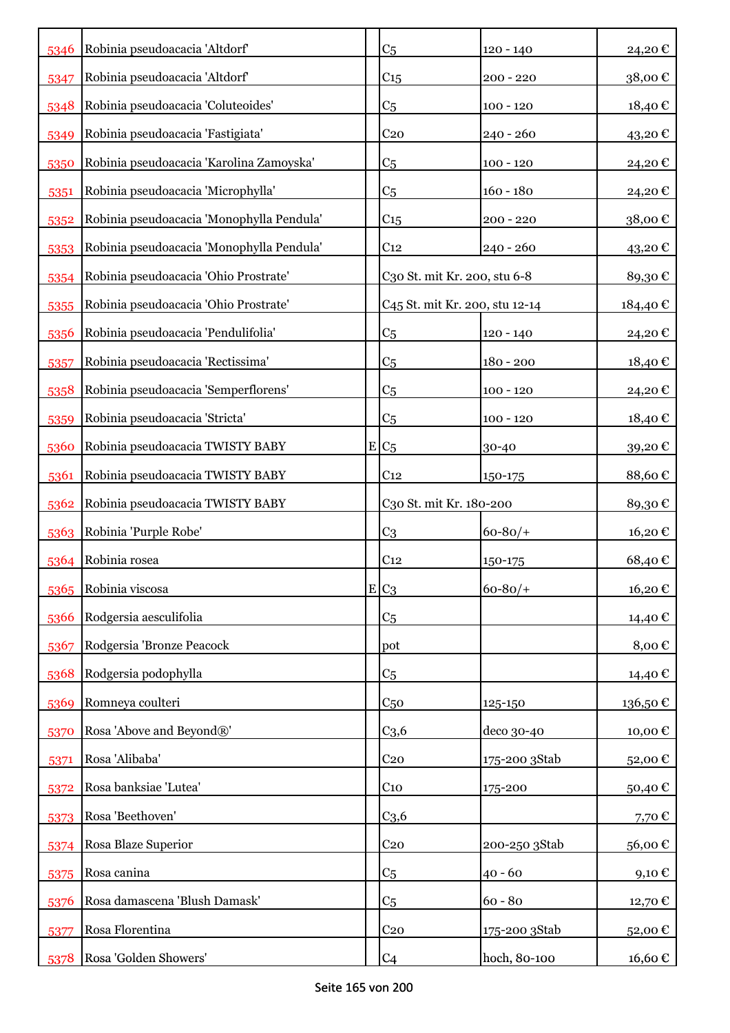| | | | | | |
|---|---|---|---|---|---|
| 5346 | Robinia pseudoacacia 'Altdorf' | | C5 | 120 - 140 | 24,20 € |
| 5347 | Robinia pseudoacacia 'Altdorf' | | C15 | 200 - 220 | 38,00 € |
| 5348 | Robinia pseudoacacia 'Coluteoides' | | C5 | 100 - 120 | 18,40 € |
| 5349 | Robinia pseudoacacia 'Fastigiata' | | C20 | 240 - 260 | 43,20 € |
| 5350 | Robinia pseudoacacia 'Karolina Zamoyska' | | C5 | 100 - 120 | 24,20 € |
| 5351 | Robinia pseudoacacia 'Microphylla' | | C5 | 160 - 180 | 24,20 € |
| 5352 | Robinia pseudoacacia 'Monophylla Pendula' | | C15 | 200 - 220 | 38,00 € |
| 5353 | Robinia pseudoacacia 'Monophylla Pendula' | | C12 | 240 - 260 | 43,20 € |
| 5354 | Robinia pseudoacacia 'Ohio Prostrate' | | C30 St. mit Kr. 200, stu 6-8 | | 89,30 € |
| 5355 | Robinia pseudoacacia 'Ohio Prostrate' | | C45 St. mit Kr. 200, stu 12-14 | | 184,40 € |
| 5356 | Robinia pseudoacacia 'Pendulifolia' | | C5 | 120 - 140 | 24,20 € |
| 5357 | Robinia pseudoacacia 'Rectissima' | | C5 | 180 - 200 | 18,40 € |
| 5358 | Robinia pseudoacacia 'Semperflorens' | | C5 | 100 - 120 | 24,20 € |
| 5359 | Robinia pseudoacacia 'Stricta' | | C5 | 100 - 120 | 18,40 € |
| 5360 | Robinia pseudoacacia TWISTY BABY | E | C5 | 30-40 | 39,20 € |
| 5361 | Robinia pseudoacacia TWISTY BABY | | C12 | 150-175 | 88,60 € |
| 5362 | Robinia pseudoacacia TWISTY BABY | | C30 St. mit Kr. 180-200 | | 89,30 € |
| 5363 | Robinia 'Purple Robe' | | C3 | 60-80/+ | 16,20 € |
| 5364 | Robinia rosea | | C12 | 150-175 | 68,40 € |
| 5365 | Robinia viscosa | E | C3 | 60-80/+ | 16,20 € |
| 5366 | Rodgersia aesculifolia | | C5 | | 14,40 € |
| 5367 | Rodgersia 'Bronze Peacock | | pot | | 8,00 € |
| 5368 | Rodgersia podophylla | | C5 | | 14,40 € |
| 5369 | Romneya coulteri | | C50 | 125-150 | 136,50 € |
| 5370 | Rosa 'Above and Beyond®' | | C3,6 | deco 30-40 | 10,00 € |
| 5371 | Rosa 'Alibaba' | | C20 | 175-200 3Stab | 52,00 € |
| 5372 | Rosa banksiae 'Lutea' | | C10 | 175-200 | 50,40 € |
| 5373 | Rosa 'Beethoven' | | C3,6 | | 7,70 € |
| 5374 | Rosa Blaze Superior | | C20 | 200-250 3Stab | 56,00 € |
| 5375 | Rosa canina | | C5 | 40 - 60 | 9,10 € |
| 5376 | Rosa damascena 'Blush Damask' | | C5 | 60 - 80 | 12,70 € |
| 5377 | Rosa Florentina | | C20 | 175-200 3Stab | 52,00 € |
| 5378 | Rosa 'Golden Showers' | | C4 | hoch, 80-100 | 16,60 € |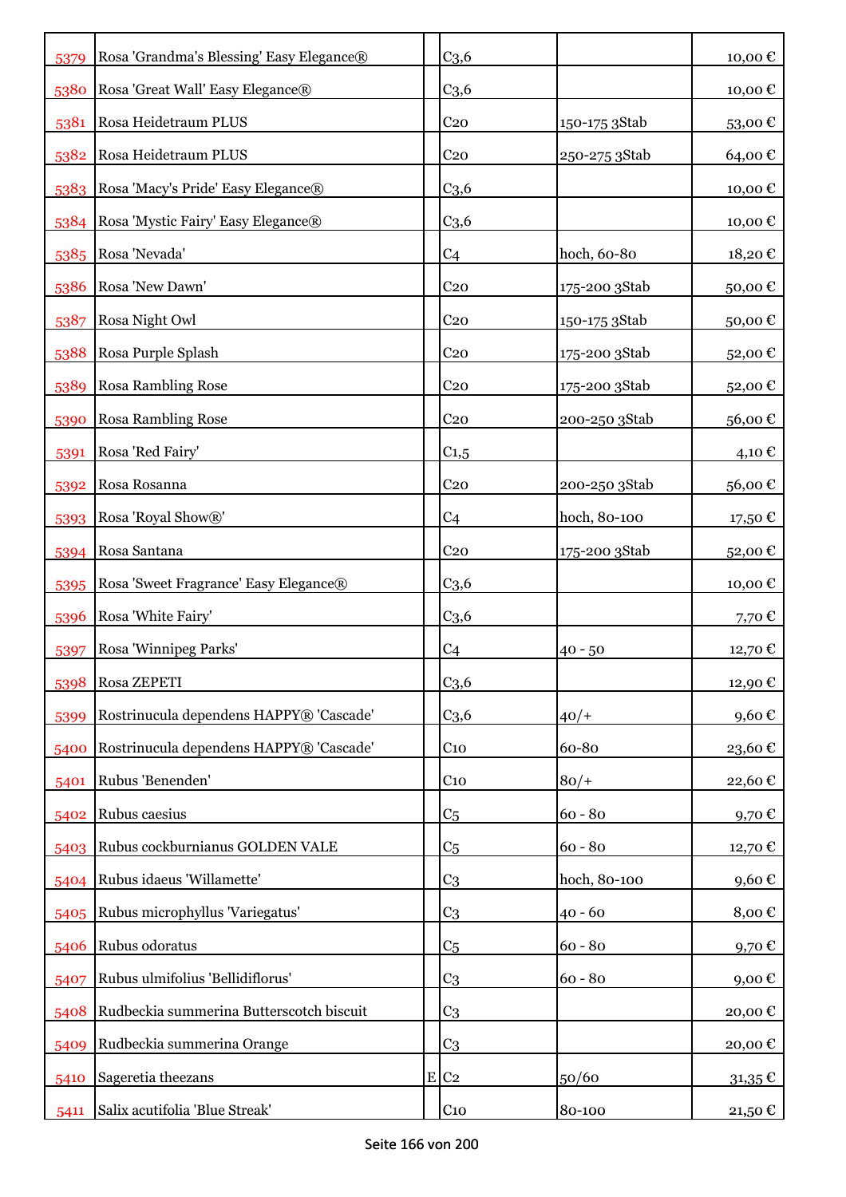| | | | | | |
|---|---|---|---|---|---|
| 5379 | Rosa 'Grandma's Blessing' Easy Elegance® | | C3,6 | | 10,00 € |
| 5380 | Rosa 'Great Wall' Easy Elegance® | | C3,6 | | 10,00 € |
| 5381 | Rosa Heidetraum PLUS | | C20 | 150-175 3Stab | 53,00 € |
| 5382 | Rosa Heidetraum PLUS | | C20 | 250-275 3Stab | 64,00 € |
| 5383 | Rosa 'Macy's Pride' Easy Elegance® | | C3,6 | | 10,00 € |
| 5384 | Rosa 'Mystic Fairy' Easy Elegance® | | C3,6 | | 10,00 € |
| 5385 | Rosa 'Nevada' | | C4 | hoch, 60-80 | 18,20 € |
| 5386 | Rosa 'New Dawn' | | C20 | 175-200 3Stab | 50,00 € |
| 5387 | Rosa Night Owl | | C20 | 150-175 3Stab | 50,00 € |
| 5388 | Rosa Purple Splash | | C20 | 175-200 3Stab | 52,00 € |
| 5389 | Rosa Rambling Rose | | C20 | 175-200 3Stab | 52,00 € |
| 5390 | Rosa Rambling Rose | | C20 | 200-250 3Stab | 56,00 € |
| 5391 | Rosa 'Red Fairy' | | C1,5 | | 4,10 € |
| 5392 | Rosa Rosanna | | C20 | 200-250 3Stab | 56,00 € |
| 5393 | Rosa 'Royal Show®' | | C4 | hoch, 80-100 | 17,50 € |
| 5394 | Rosa Santana | | C20 | 175-200 3Stab | 52,00 € |
| 5395 | Rosa 'Sweet Fragrance' Easy Elegance® | | C3,6 | | 10,00 € |
| 5396 | Rosa 'White Fairy' | | C3,6 | | 7,70 € |
| 5397 | Rosa 'Winnipeg Parks' | | C4 | 40 - 50 | 12,70 € |
| 5398 | Rosa ZEPETI | | C3,6 | | 12,90 € |
| 5399 | Rostrinucula dependens HAPPY® 'Cascade' | | C3,6 | 40/+ | 9,60 € |
| 5400 | Rostrinucula dependens HAPPY® 'Cascade' | | C10 | 60-80 | 23,60 € |
| 5401 | Rubus 'Benenden' | | C10 | 80/+ | 22,60 € |
| 5402 | Rubus caesius | | C5 | 60 - 80 | 9,70 € |
| 5403 | Rubus cockburnianus GOLDEN VALE | | C5 | 60 - 80 | 12,70 € |
| 5404 | Rubus idaeus 'Willamette' | | C3 | hoch, 80-100 | 9,60 € |
| 5405 | Rubus microphyllus 'Variegatus' | | C3 | 40 - 60 | 8,00 € |
| 5406 | Rubus odoratus | | C5 | 60 - 80 | 9,70 € |
| 5407 | Rubus ulmifolius 'Bellidiflorus' | | C3 | 60 - 80 | 9,00 € |
| 5408 | Rudbeckia summerina Butterscotch biscuit | | C3 | | 20,00 € |
| 5409 | Rudbeckia summerina Orange | | C3 | | 20,00 € |
| 5410 | Sageretia theezans | E | C2 | 50/60 | 31,35 € |
| 5411 | Salix acutifolia 'Blue Streak' | | C10 | 80-100 | 21,50 € |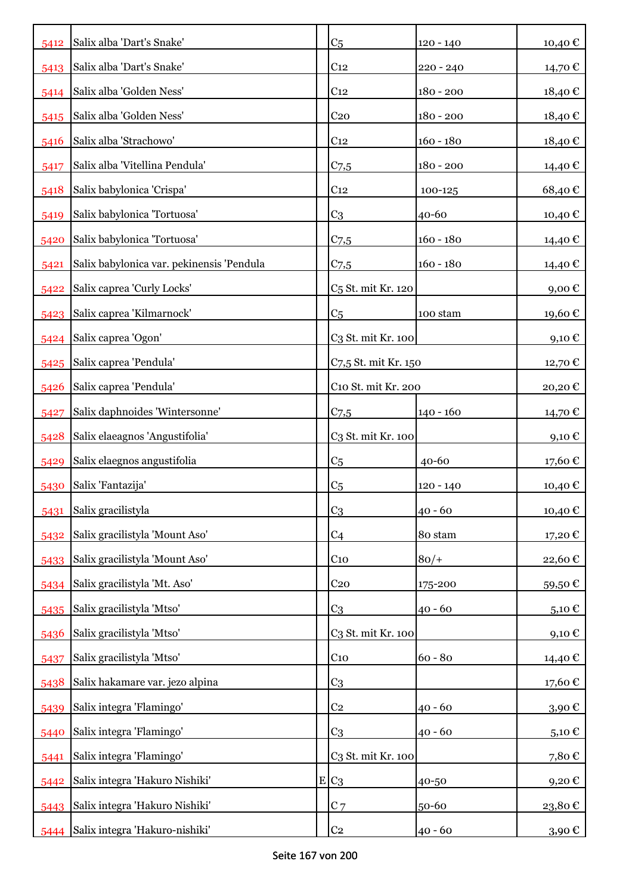| | | | | | |
|---|---|---|---|---|---|
| 5412 | Salix alba 'Dart's Snake' | | C5 | 120 - 140 | 10,40 € |
| 5413 | Salix alba 'Dart's Snake' | | C12 | 220 - 240 | 14,70 € |
| 5414 | Salix alba 'Golden Ness' | | C12 | 180 - 200 | 18,40 € |
| 5415 | Salix alba 'Golden Ness' | | C20 | 180 - 200 | 18,40 € |
| 5416 | Salix alba 'Strachowo' | | C12 | 160 - 180 | 18,40 € |
| 5417 | Salix alba 'Vitellina Pendula' | | C7,5 | 180 - 200 | 14,40 € |
| 5418 | Salix babylonica 'Crispa' | | C12 | 100-125 | 68,40 € |
| 5419 | Salix babylonica 'Tortuosa' | | C3 | 40-60 | 10,40 € |
| 5420 | Salix babylonica 'Tortuosa' | | C7,5 | 160 - 180 | 14,40 € |
| 5421 | Salix babylonica var. pekinensis 'Pendula | | C7,5 | 160 - 180 | 14,40 € |
| 5422 | Salix caprea 'Curly Locks' | | C5 St. mit Kr. 120 | | 9,00 € |
| 5423 | Salix caprea 'Kilmarnock' | | C5 | 100 stam | 19,60 € |
| 5424 | Salix caprea 'Ogon' | | C3 St. mit Kr. 100 | | 9,10 € |
| 5425 | Salix caprea 'Pendula' | | C7,5 St. mit Kr. 150 | | 12,70 € |
| 5426 | Salix caprea 'Pendula' | | C10 St. mit Kr. 200 | | 20,20 € |
| 5427 | Salix daphnoides 'Wintersonne' | | C7,5 | 140 - 160 | 14,70 € |
| 5428 | Salix elaeagnos 'Angustifolia' | | C3 St. mit Kr. 100 | | 9,10 € |
| 5429 | Salix elaegnos angustifolia | | C5 | 40-60 | 17,60 € |
| 5430 | Salix 'Fantazija' | | C5 | 120 - 140 | 10,40 € |
| 5431 | Salix gracilistyla | | C3 | 40 - 60 | 10,40 € |
| 5432 | Salix gracilistyla 'Mount Aso' | | C4 | 80 stam | 17,20 € |
| 5433 | Salix gracilistyla 'Mount Aso' | | C10 | 80/+ | 22,60 € |
| 5434 | Salix gracilistyla 'Mt. Aso' | | C20 | 175-200 | 59,50 € |
| 5435 | Salix gracilistyla 'Mtso' | | C3 | 40 - 60 | 5,10 € |
| 5436 | Salix gracilistyla 'Mtso' | | C3 St. mit Kr. 100 | | 9,10 € |
| 5437 | Salix gracilistyla 'Mtso' | | C10 | 60 - 80 | 14,40 € |
| 5438 | Salix hakamare var. jezo alpina | | C3 | | 17,60 € |
| 5439 | Salix integra 'Flamingo' | | C2 | 40 - 60 | 3,90 € |
| 5440 | Salix integra 'Flamingo' | | C3 | 40 - 60 | 5,10 € |
| 5441 | Salix integra 'Flamingo' | | C3 St. mit Kr. 100 | | 7,80 € |
| 5442 | Salix integra 'Hakuro Nishiki' | E | C3 | 40-50 | 9,20 € |
| 5443 | Salix integra 'Hakuro Nishiki' | | C 7 | 50-60 | 23,80 € |
| 5444 | Salix integra 'Hakuro-nishiki' | | C2 | 40 - 60 | 3,90 € |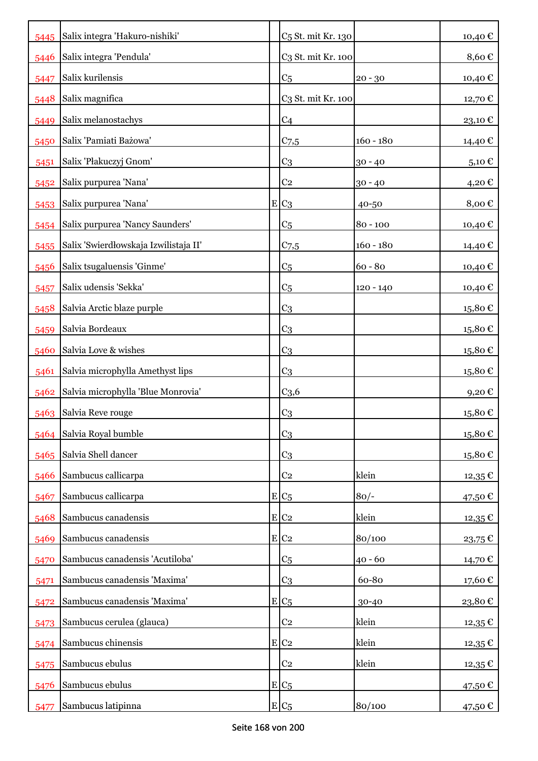| | | | | | |
|---|---|---|---|---|---|
| 5445 | Salix integra 'Hakuro-nishiki' | | C5 St. mit Kr. 130 | | 10,40 € |
| 5446 | Salix integra 'Pendula' | | C3 St. mit Kr. 100 | | 8,60 € |
| 5447 | Salix kurilensis | | C5 | 20 - 30 | 10,40 € |
| 5448 | Salix magnifica | | C3 St. mit Kr. 100 | | 12,70 € |
| 5449 | Salix melanostachys | | C4 | | 23,10 € |
| 5450 | Salix 'Pamiati Bażowa' | | C7,5 | 160 - 180 | 14,40 € |
| 5451 | Salix 'Płakuczyj Gnom' | | C3 | 30 - 40 | 5,10 € |
| 5452 | Salix purpurea 'Nana' | | C2 | 30 - 40 | 4,20 € |
| 5453 | Salix purpurea 'Nana' | E | C3 | 40-50 | 8,00 € |
| 5454 | Salix purpurea 'Nancy Saunders' | | C5 | 80 - 100 | 10,40 € |
| 5455 | Salix 'Swierdłowskaja Izwilistaja II' | | C7,5 | 160 - 180 | 14,40 € |
| 5456 | Salix tsugaluensis 'Ginme' | | C5 | 60 - 80 | 10,40 € |
| 5457 | Salix udensis 'Sekka' | | C5 | 120 - 140 | 10,40 € |
| 5458 | Salvia Arctic blaze purple | | C3 | | 15,80 € |
| 5459 | Salvia Bordeaux | | C3 | | 15,80 € |
| 5460 | Salvia Love & wishes | | C3 | | 15,80 € |
| 5461 | Salvia microphylla Amethyst lips | | C3 | | 15,80 € |
| 5462 | Salvia microphylla 'Blue Monrovia' | | C3,6 | | 9,20 € |
| 5463 | Salvia Reve rouge | | C3 | | 15,80 € |
| 5464 | Salvia Royal bumble | | C3 | | 15,80 € |
| 5465 | Salvia Shell dancer | | C3 | | 15,80 € |
| 5466 | Sambucus callicarpa | | C2 | klein | 12,35 € |
| 5467 | Sambucus callicarpa | E | C5 | 80/- | 47,50 € |
| 5468 | Sambucus canadensis | E | C2 | klein | 12,35 € |
| 5469 | Sambucus canadensis | E | C2 | 80/100 | 23,75 € |
| 5470 | Sambucus canadensis 'Acutiloba' | | C5 | 40 - 60 | 14,70 € |
| 5471 | Sambucus canadensis 'Maxima' | | C3 | 60-80 | 17,60 € |
| 5472 | Sambucus canadensis 'Maxima' | E | C5 | 30-40 | 23,80 € |
| 5473 | Sambucus cerulea (glauca) | | C2 | klein | 12,35 € |
| 5474 | Sambucus chinensis | E | C2 | klein | 12,35 € |
| 5475 | Sambucus ebulus | | C2 | klein | 12,35 € |
| 5476 | Sambucus ebulus | E | C5 | | 47,50 € |
| 5477 | Sambucus latipinna | E | C5 | 80/100 | 47,50 € |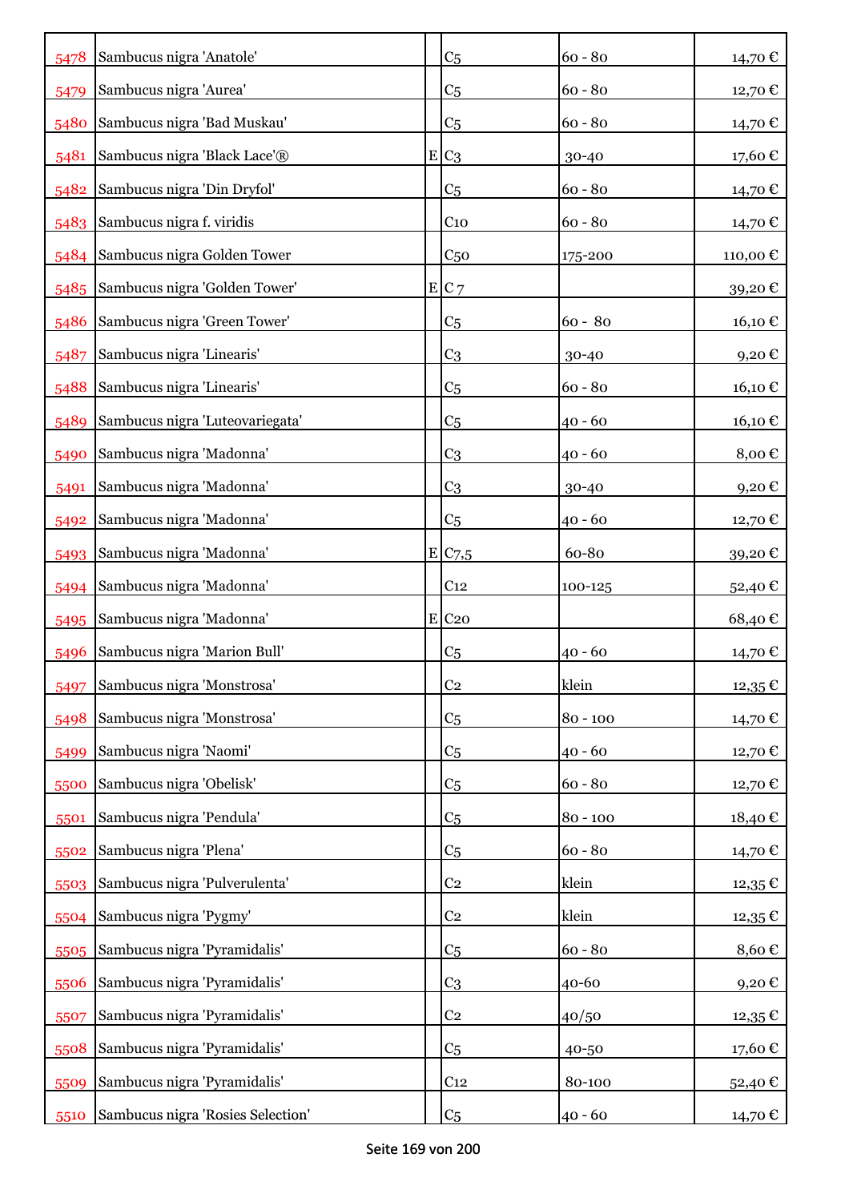| | | | | | |
|---|---|---|---|---|---|
| 5478 | Sambucus nigra 'Anatole' | | C5 | 60 - 80 | 14,70 € |
| 5479 | Sambucus nigra 'Aurea' | | C5 | 60 - 80 | 12,70 € |
| 5480 | Sambucus nigra 'Bad Muskau' | | C5 | 60 - 80 | 14,70 € |
| 5481 | Sambucus nigra 'Black Lace'® | E | C3 | 30-40 | 17,60 € |
| 5482 | Sambucus nigra 'Din Dryfol' | | C5 | 60 - 80 | 14,70 € |
| 5483 | Sambucus nigra f. viridis | | C10 | 60 - 80 | 14,70 € |
| 5484 | Sambucus nigra Golden Tower | | C50 | 175-200 | 110,00 € |
| 5485 | Sambucus nigra 'Golden Tower' | E | C 7 | | 39,20 € |
| 5486 | Sambucus nigra 'Green Tower' | | C5 | 60 - 80 | 16,10 € |
| 5487 | Sambucus nigra 'Linearis' | | C3 | 30-40 | 9,20 € |
| 5488 | Sambucus nigra 'Linearis' | | C5 | 60 - 80 | 16,10 € |
| 5489 | Sambucus nigra 'Luteovariegata' | | C5 | 40 - 60 | 16,10 € |
| 5490 | Sambucus nigra 'Madonna' | | C3 | 40 - 60 | 8,00 € |
| 5491 | Sambucus nigra 'Madonna' | | C3 | 30-40 | 9,20 € |
| 5492 | Sambucus nigra 'Madonna' | | C5 | 40 - 60 | 12,70 € |
| 5493 | Sambucus nigra 'Madonna' | E | C7,5 | 60-80 | 39,20 € |
| 5494 | Sambucus nigra 'Madonna' | | C12 | 100-125 | 52,40 € |
| 5495 | Sambucus nigra 'Madonna' | E | C20 | | 68,40 € |
| 5496 | Sambucus nigra 'Marion Bull' | | C5 | 40 - 60 | 14,70 € |
| 5497 | Sambucus nigra 'Monstrosa' | | C2 | klein | 12,35 € |
| 5498 | Sambucus nigra 'Monstrosa' | | C5 | 80 - 100 | 14,70 € |
| 5499 | Sambucus nigra 'Naomi' | | C5 | 40 - 60 | 12,70 € |
| 5500 | Sambucus nigra 'Obelisk' | | C5 | 60 - 80 | 12,70 € |
| 5501 | Sambucus nigra 'Pendula' | | C5 | 80 - 100 | 18,40 € |
| 5502 | Sambucus nigra 'Plena' | | C5 | 60 - 80 | 14,70 € |
| 5503 | Sambucus nigra 'Pulverulenta' | | C2 | klein | 12,35 € |
| 5504 | Sambucus nigra 'Pygmy' | | C2 | klein | 12,35 € |
| 5505 | Sambucus nigra 'Pyramidalis' | | C5 | 60 - 80 | 8,60 € |
| 5506 | Sambucus nigra 'Pyramidalis' | | C3 | 40-60 | 9,20 € |
| 5507 | Sambucus nigra 'Pyramidalis' | | C2 | 40/50 | 12,35 € |
| 5508 | Sambucus nigra 'Pyramidalis' | | C5 | 40-50 | 17,60 € |
| 5509 | Sambucus nigra 'Pyramidalis' | | C12 | 80-100 | 52,40 € |
| 5510 | Sambucus nigra 'Rosies Selection' | | C5 | 40 - 60 | 14,70 € |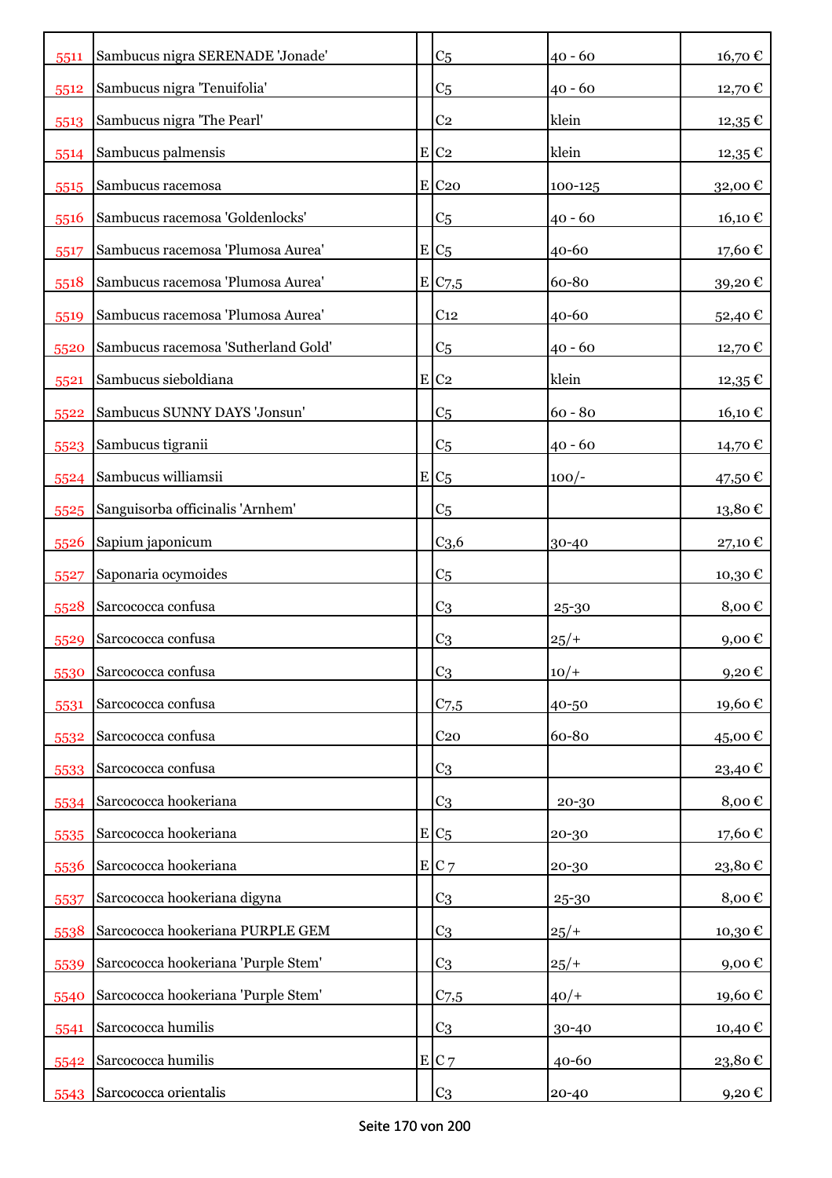| | | | | | |
|---|---|---|---|---|---|
| 5511 | Sambucus nigra SERENADE 'Jonade' | | C5 | 40 - 60 | 16,70 € |
| 5512 | Sambucus nigra 'Tenuifolia' | | C5 | 40 - 60 | 12,70 € |
| 5513 | Sambucus nigra 'The Pearl' | | C2 | klein | 12,35 € |
| 5514 | Sambucus palmensis | E | C2 | klein | 12,35 € |
| 5515 | Sambucus racemosa | E | C20 | 100-125 | 32,00 € |
| 5516 | Sambucus racemosa 'Goldenlocks' | | C5 | 40 - 60 | 16,10 € |
| 5517 | Sambucus racemosa 'Plumosa Aurea' | E | C5 | 40-60 | 17,60 € |
| 5518 | Sambucus racemosa 'Plumosa Aurea' | E | C7,5 | 60-80 | 39,20 € |
| 5519 | Sambucus racemosa 'Plumosa Aurea' | | C12 | 40-60 | 52,40 € |
| 5520 | Sambucus racemosa 'Sutherland Gold' | | C5 | 40 - 60 | 12,70 € |
| 5521 | Sambucus sieboldiana | E | C2 | klein | 12,35 € |
| 5522 | Sambucus SUNNY DAYS 'Jonsun' | | C5 | 60 - 80 | 16,10 € |
| 5523 | Sambucus tigranii | | C5 | 40 - 60 | 14,70 € |
| 5524 | Sambucus williamsii | E | C5 | 100/- | 47,50 € |
| 5525 | Sanguisorba officinalis 'Arnhem' | | C5 | | 13,80 € |
| 5526 | Sapium japonicum | | C3,6 | 30-40 | 27,10 € |
| 5527 | Saponaria ocymoides | | C5 | | 10,30 € |
| 5528 | Sarcococca confusa | | C3 | 25-30 | 8,00 € |
| 5529 | Sarcococca confusa | | C3 | 25/+ | 9,00 € |
| 5530 | Sarcococca confusa | | C3 | 10/+ | 9,20 € |
| 5531 | Sarcococca confusa | | C7,5 | 40-50 | 19,60 € |
| 5532 | Sarcococca confusa | | C20 | 60-80 | 45,00 € |
| 5533 | Sarcococca confusa | | C3 | | 23,40 € |
| 5534 | Sarcococca hookeriana | | C3 | 20-30 | 8,00 € |
| 5535 | Sarcococca hookeriana | E | C5 | 20-30 | 17,60 € |
| 5536 | Sarcococca hookeriana | E | C 7 | 20-30 | 23,80 € |
| 5537 | Sarcococca hookeriana digyna | | C3 | 25-30 | 8,00 € |
| 5538 | Sarcococca hookeriana PURPLE GEM | | C3 | 25/+ | 10,30 € |
| 5539 | Sarcococca hookeriana 'Purple Stem' | | C3 | 25/+ | 9,00 € |
| 5540 | Sarcococca hookeriana 'Purple Stem' | | C7,5 | 40/+ | 19,60 € |
| 5541 | Sarcococca humilis | | C3 | 30-40 | 10,40 € |
| 5542 | Sarcococca humilis | E | C 7 | 40-60 | 23,80 € |
| 5543 | Sarcococca orientalis | | C3 | 20-40 | 9,20 € |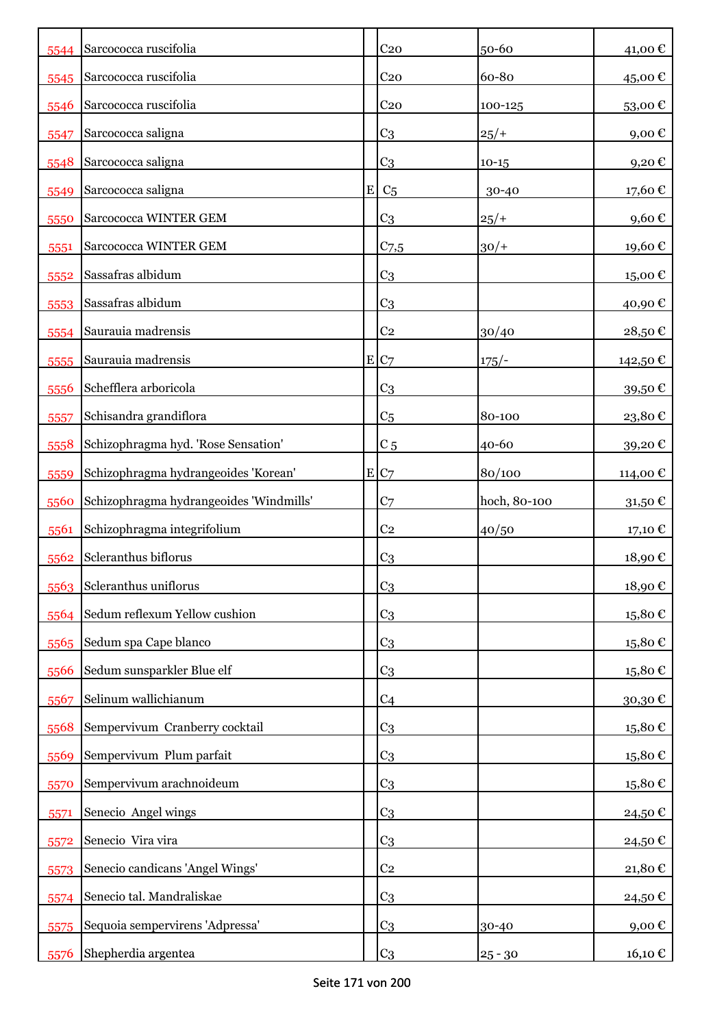| | | | | | |
|---|---|---|---|---|---|
| 5544 | Sarcococca ruscifolia | | C20 | 50-60 | 41,00 € |
| 5545 | Sarcococca ruscifolia | | C20 | 60-80 | 45,00 € |
| 5546 | Sarcococca ruscifolia | | C20 | 100-125 | 53,00 € |
| 5547 | Sarcococca saligna | | C3 | 25/+ | 9,00 € |
| 5548 | Sarcococca saligna | | C3 | 10-15 | 9,20 € |
| 5549 | Sarcococca saligna | E | C5 | 30-40 | 17,60 € |
| 5550 | Sarcococca WINTER GEM | | C3 | 25/+ | 9,60 € |
| 5551 | Sarcococca WINTER GEM | | C7,5 | 30/+ | 19,60 € |
| 5552 | Sassafras albidum | | C3 | | 15,00 € |
| 5553 | Sassafras albidum | | C3 | | 40,90 € |
| 5554 | Saurauia madrensis | | C2 | 30/40 | 28,50 € |
| 5555 | Saurauia madrensis | E | C7 | 175/- | 142,50 € |
| 5556 | Schefflera arboricola | | C3 | | 39,50 € |
| 5557 | Schisandra grandiflora | | C5 | 80-100 | 23,80 € |
| 5558 | Schizophragma hyd. 'Rose Sensation' | | C 5 | 40-60 | 39,20 € |
| 5559 | Schizophragma hydrangeoides 'Korean' | E | C7 | 80/100 | 114,00 € |
| 5560 | Schizophragma hydrangeoides 'Windmills' | | C7 | hoch, 80-100 | 31,50 € |
| 5561 | Schizophragma integrifolium | | C2 | 40/50 | 17,10 € |
| 5562 | Scleranthus biflorus | | C3 | | 18,90 € |
| 5563 | Scleranthus uniflorus | | C3 | | 18,90 € |
| 5564 | Sedum reflexum Yellow cushion | | C3 | | 15,80 € |
| 5565 | Sedum spa Cape blanco | | C3 | | 15,80 € |
| 5566 | Sedum sunsparkler Blue elf | | C3 | | 15,80 € |
| 5567 | Selinum wallichianum | | C4 | | 30,30 € |
| 5568 | Sempervivum Cranberry cocktail | | C3 | | 15,80 € |
| 5569 | Sempervivum Plum parfait | | C3 | | 15,80 € |
| 5570 | Sempervivum arachnoideum | | C3 | | 15,80 € |
| 5571 | Senecio Angel wings | | C3 | | 24,50 € |
| 5572 | Senecio Vira vira | | C3 | | 24,50 € |
| 5573 | Senecio candicans 'Angel Wings' | | C2 | | 21,80 € |
| 5574 | Senecio tal. Mandraliskae | | C3 | | 24,50 € |
| 5575 | Sequoia sempervirens 'Adpressa' | | C3 | 30-40 | 9,00 € |
| 5576 | Shepherdia argentea | | C3 | 25 - 30 | 16,10 € |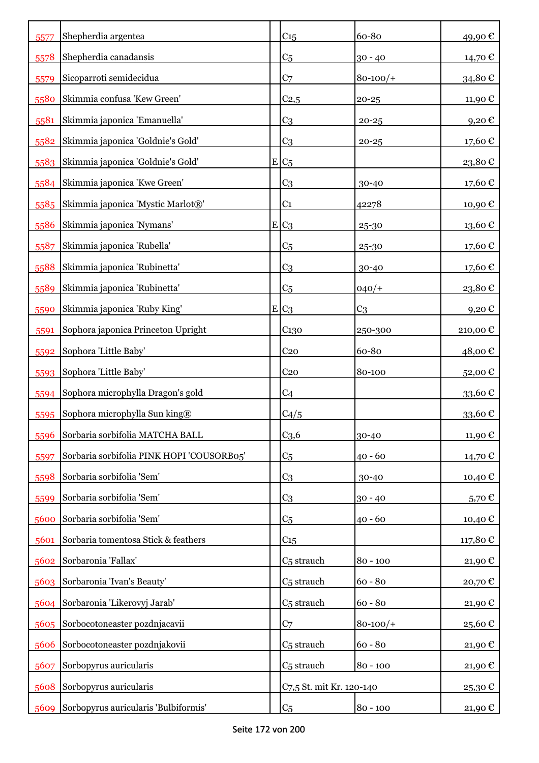| | | | | | |
|---|---|---|---|---|---|
| 5577 | Shepherdia argentea | | C15 | 60-80 | 49,90 € |
| 5578 | Shepherdia canadansis | | C5 | 30 - 40 | 14,70 € |
| 5579 | Sicoparroti semidecidua | | C7 | 80-100/+ | 34,80 € |
| 5580 | Skimmia confusa 'Kew Green' | | C2,5 | 20-25 | 11,90 € |
| 5581 | Skimmia japonica 'Emanuella' | | C3 | 20-25 | 9,20 € |
| 5582 | Skimmia japonica 'Goldnie's Gold' | | C3 | 20-25 | 17,60 € |
| 5583 | Skimmia japonica 'Goldnie's Gold' | E | C5 | | 23,80 € |
| 5584 | Skimmia japonica 'Kwe Green' | | C3 | 30-40 | 17,60 € |
| 5585 | Skimmia japonica 'Mystic Marlot®' | | C1 | 42278 | 10,90 € |
| 5586 | Skimmia japonica 'Nymans' | E | C3 | 25-30 | 13,60 € |
| 5587 | Skimmia japonica 'Rubella' | | C5 | 25-30 | 17,60 € |
| 5588 | Skimmia japonica 'Rubinetta' | | C3 | 30-40 | 17,60 € |
| 5589 | Skimmia japonica 'Rubinetta' | | C5 | 040/+ | 23,80 € |
| 5590 | Skimmia japonica 'Ruby King' | E | C3 | C3 | 9,20 € |
| 5591 | Sophora japonica Princeton Upright | | C130 | 250-300 | 210,00 € |
| 5592 | Sophora 'Little Baby' | | C20 | 60-80 | 48,00 € |
| 5593 | Sophora 'Little Baby' | | C20 | 80-100 | 52,00 € |
| 5594 | Sophora microphylla Dragon's gold | | C4 | | 33,60 € |
| 5595 | Sophora microphylla Sun king® | | C4/5 | | 33,60 € |
| 5596 | Sorbaria sorbifolia MATCHA BALL | | C3,6 | 30-40 | 11,90 € |
| 5597 | Sorbaria sorbifolia PINK HOPI 'COUSORB05' | | C5 | 40 - 60 | 14,70 € |
| 5598 | Sorbaria sorbifolia 'Sem' | | C3 | 30-40 | 10,40 € |
| 5599 | Sorbaria sorbifolia 'Sem' | | C3 | 30 - 40 | 5,70 € |
| 5600 | Sorbaria sorbifolia 'Sem' | | C5 | 40 - 60 | 10,40 € |
| 5601 | Sorbaria tomentosa Stick & feathers | | C15 | | 117,80 € |
| 5602 | Sorbaronia 'Fallax' | | C5 strauch | 80 - 100 | 21,90 € |
| 5603 | Sorbaronia 'Ivan's Beauty' | | C5 strauch | 60 - 80 | 20,70 € |
| 5604 | Sorbaronia 'Likerovyj Jarab' | | C5 strauch | 60 - 80 | 21,90 € |
| 5605 | Sorbocotoneaster pozdnjacavii | | C7 | 80-100/+ | 25,60 € |
| 5606 | Sorbocotoneaster pozdnjakovii | | C5 strauch | 60 - 80 | 21,90 € |
| 5607 | Sorbopyrus auricularis | | C5 strauch | 80 - 100 | 21,90 € |
| 5608 | Sorbopyrus auricularis | | C7,5 St. mit Kr. 120-140 | | 25,30 € |
| 5609 | Sorbopyrus auricularis 'Bulbiformis' | | C5 | 80 - 100 | 21,90 € |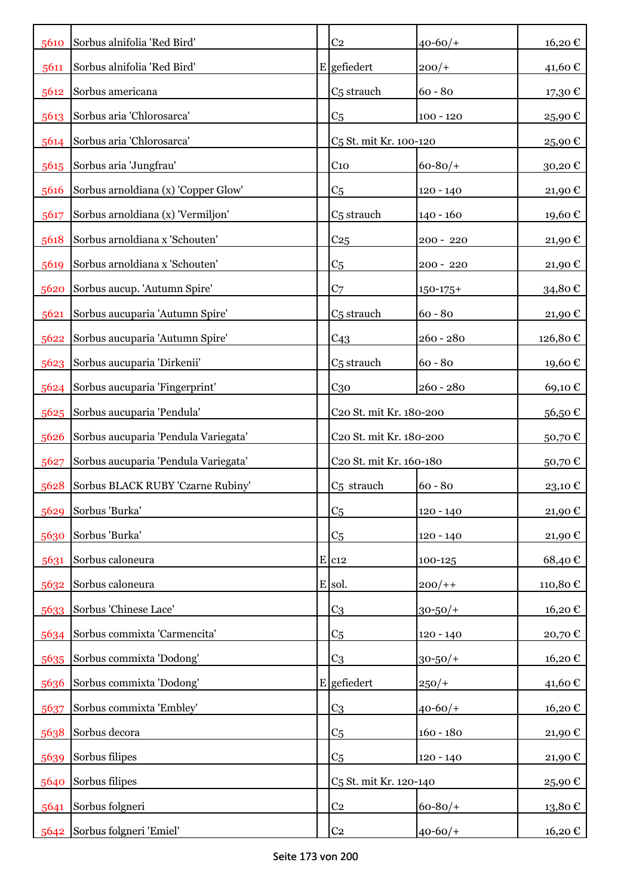| | | | | | |
|---|---|---|---|---|---|
| 5610 | Sorbus alnifolia 'Red Bird' | | C2 | 40-60/+ | 16,20 € |
| 5611 | Sorbus alnifolia 'Red Bird' | E | gefiedert | 200/+ | 41,60 € |
| 5612 | Sorbus americana | | C5 strauch | 60 - 80 | 17,30 € |
| 5613 | Sorbus aria 'Chlorosarca' | | C5 | 100 - 120 | 25,90 € |
| 5614 | Sorbus aria 'Chlorosarca' | | C5 St. mit Kr. 100-120 | | 25,90 € |
| 5615 | Sorbus aria 'Jungfrau' | | C10 | 60-80/+ | 30,20 € |
| 5616 | Sorbus arnoldiana (x) 'Copper Glow' | | C5 | 120 - 140 | 21,90 € |
| 5617 | Sorbus arnoldiana (x) 'Vermiljon' | | C5 strauch | 140 - 160 | 19,60 € |
| 5618 | Sorbus arnoldiana x 'Schouten' | | C25 | 200 - 220 | 21,90 € |
| 5619 | Sorbus arnoldiana x 'Schouten' | | C5 | 200 - 220 | 21,90 € |
| 5620 | Sorbus aucup. 'Autumn Spire' | | C7 | 150-175+ | 34,80 € |
| 5621 | Sorbus aucuparia 'Autumn Spire' | | C5 strauch | 60 - 80 | 21,90 € |
| 5622 | Sorbus aucuparia 'Autumn Spire' | | C43 | 260 - 280 | 126,80 € |
| 5623 | Sorbus aucuparia 'Dirkenii' | | C5 strauch | 60 - 80 | 19,60 € |
| 5624 | Sorbus aucuparia 'Fingerprint' | | C30 | 260 - 280 | 69,10 € |
| 5625 | Sorbus aucuparia 'Pendula' | | C20 St. mit Kr. 180-200 | | 56,50 € |
| 5626 | Sorbus aucuparia 'Pendula Variegata' | | C20 St. mit Kr. 180-200 | | 50,70 € |
| 5627 | Sorbus aucuparia 'Pendula Variegata' | | C20 St. mit Kr. 160-180 | | 50,70 € |
| 5628 | Sorbus BLACK RUBY 'Czarne Rubiny' | | C5 strauch | 60 - 80 | 23,10 € |
| 5629 | Sorbus 'Burka' | | C5 | 120 - 140 | 21,90 € |
| 5630 | Sorbus 'Burka' | | C5 | 120 - 140 | 21,90 € |
| 5631 | Sorbus caloneura | E | c12 | 100-125 | 68,40 € |
| 5632 | Sorbus caloneura | E | sol. | 200/++ | 110,80 € |
| 5633 | Sorbus 'Chinese Lace' | | C3 | 30-50/+ | 16,20 € |
| 5634 | Sorbus commixta 'Carmencita' | | C5 | 120 - 140 | 20,70 € |
| 5635 | Sorbus commixta 'Dodong' | | C3 | 30-50/+ | 16,20 € |
| 5636 | Sorbus commixta 'Dodong' | E | gefiedert | 250/+ | 41,60 € |
| 5637 | Sorbus commixta 'Embley' | | C3 | 40-60/+ | 16,20 € |
| 5638 | Sorbus decora | | C5 | 160 - 180 | 21,90 € |
| 5639 | Sorbus filipes | | C5 | 120 - 140 | 21,90 € |
| 5640 | Sorbus filipes | | C5 St. mit Kr. 120-140 | | 25,90 € |
| 5641 | Sorbus folgneri | | C2 | 60-80/+ | 13,80 € |
| 5642 | Sorbus folgneri 'Emiel' | | C2 | 40-60/+ | 16,20 € |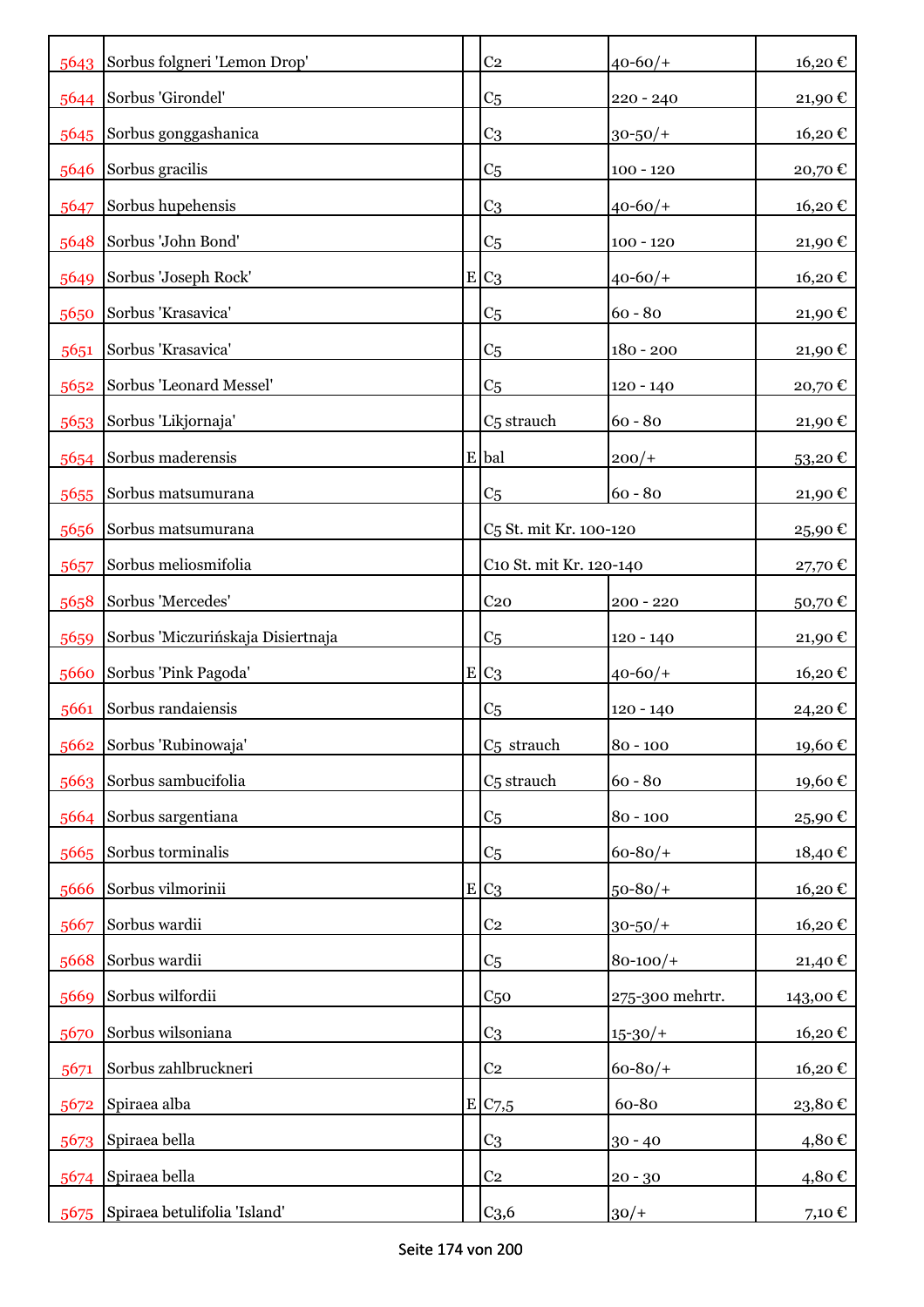| | | | | | |
|---|---|---|---|---|---|
| 5643 | Sorbus folgneri 'Lemon Drop' | | C2 | 40-60/+ | 16,20 € |
| 5644 | Sorbus 'Girondel' | | C5 | 220 - 240 | 21,90 € |
| 5645 | Sorbus gonggashanica | | C3 | 30-50/+ | 16,20 € |
| 5646 | Sorbus gracilis | | C5 | 100 - 120 | 20,70 € |
| 5647 | Sorbus hupehensis | | C3 | 40-60/+ | 16,20 € |
| 5648 | Sorbus 'John Bond' | | C5 | 100 - 120 | 21,90 € |
| 5649 | Sorbus 'Joseph Rock' | E | C3 | 40-60/+ | 16,20 € |
| 5650 | Sorbus 'Krasavica' | | C5 | 60 - 80 | 21,90 € |
| 5651 | Sorbus 'Krasavica' | | C5 | 180 - 200 | 21,90 € |
| 5652 | Sorbus 'Leonard Messel' | | C5 | 120 - 140 | 20,70 € |
| 5653 | Sorbus 'Likjornaja' | | C5 strauch | 60 - 80 | 21,90 € |
| 5654 | Sorbus maderensis | E | bal | 200/+ | 53,20 € |
| 5655 | Sorbus matsumurana | | C5 | 60 - 80 | 21,90 € |
| 5656 | Sorbus matsumurana | | C5 St. mit Kr. 100-120 | | 25,90 € |
| 5657 | Sorbus meliosmifolia | | C10 St. mit Kr. 120-140 | | 27,70 € |
| 5658 | Sorbus 'Mercedes' | | C20 | 200 - 220 | 50,70 € |
| 5659 | Sorbus 'Miczurińskaja Disiertnaja | | C5 | 120 - 140 | 21,90 € |
| 5660 | Sorbus 'Pink Pagoda' | E | C3 | 40-60/+ | 16,20 € |
| 5661 | Sorbus randaiensis | | C5 | 120 - 140 | 24,20 € |
| 5662 | Sorbus 'Rubinowaja' | | C5 strauch | 80 - 100 | 19,60 € |
| 5663 | Sorbus sambucifolia | | C5 strauch | 60 - 80 | 19,60 € |
| 5664 | Sorbus sargentiana | | C5 | 80 - 100 | 25,90 € |
| 5665 | Sorbus torminalis | | C5 | 60-80/+ | 18,40 € |
| 5666 | Sorbus vilmorinii | E | C3 | 50-80/+ | 16,20 € |
| 5667 | Sorbus wardii | | C2 | 30-50/+ | 16,20 € |
| 5668 | Sorbus wardii | | C5 | 80-100/+ | 21,40 € |
| 5669 | Sorbus wilfordii | | C50 | 275-300 mehrtr. | 143,00 € |
| 5670 | Sorbus wilsoniana | | C3 | 15-30/+ | 16,20 € |
| 5671 | Sorbus zahlbruckneri | | C2 | 60-80/+ | 16,20 € |
| 5672 | Spiraea alba | E | C7,5 | 60-80 | 23,80 € |
| 5673 | Spiraea bella | | C3 | 30 - 40 | 4,80 € |
| 5674 | Spiraea bella | | C2 | 20 - 30 | 4,80 € |
| 5675 | Spiraea betulifolia 'Island' | | C3,6 | 30/+ | 7,10 € |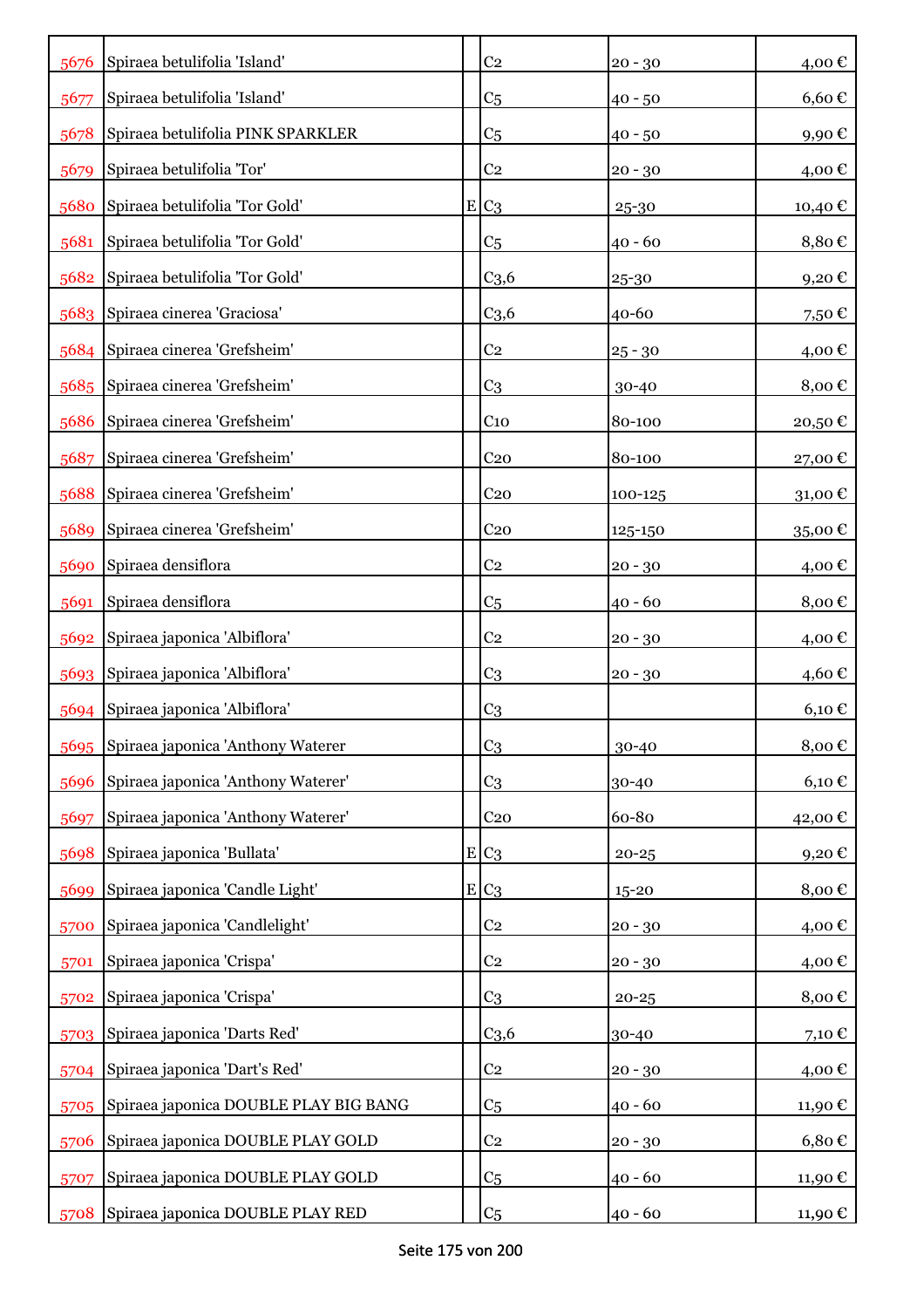| | | | | | |
|---|---|---|---|---|---|
| 5676 | Spiraea betulifolia 'Island' | | C2 | 20 - 30 | 4,00 € |
| 5677 | Spiraea betulifolia 'Island' | | C5 | 40 - 50 | 6,60 € |
| 5678 | Spiraea betulifolia PINK SPARKLER | | C5 | 40 - 50 | 9,90 € |
| 5679 | Spiraea betulifolia 'Tor' | | C2 | 20 - 30 | 4,00 € |
| 5680 | Spiraea betulifolia 'Tor Gold' | E | C3 | 25-30 | 10,40 € |
| 5681 | Spiraea betulifolia 'Tor Gold' | | C5 | 40 - 60 | 8,80 € |
| 5682 | Spiraea betulifolia 'Tor Gold' | | C3,6 | 25-30 | 9,20 € |
| 5683 | Spiraea cinerea 'Graciosa' | | C3,6 | 40-60 | 7,50 € |
| 5684 | Spiraea cinerea 'Grefsheim' | | C2 | 25 - 30 | 4,00 € |
| 5685 | Spiraea cinerea 'Grefsheim' | | C3 | 30-40 | 8,00 € |
| 5686 | Spiraea cinerea 'Grefsheim' | | C10 | 80-100 | 20,50 € |
| 5687 | Spiraea cinerea 'Grefsheim' | | C20 | 80-100 | 27,00 € |
| 5688 | Spiraea cinerea 'Grefsheim' | | C20 | 100-125 | 31,00 € |
| 5689 | Spiraea cinerea 'Grefsheim' | | C20 | 125-150 | 35,00 € |
| 5690 | Spiraea densiflora | | C2 | 20 - 30 | 4,00 € |
| 5691 | Spiraea densiflora | | C5 | 40 - 60 | 8,00 € |
| 5692 | Spiraea japonica 'Albiflora' | | C2 | 20 - 30 | 4,00 € |
| 5693 | Spiraea japonica 'Albiflora' | | C3 | 20 - 30 | 4,60 € |
| 5694 | Spiraea japonica 'Albiflora' | | C3 | | 6,10 € |
| 5695 | Spiraea japonica 'Anthony Waterer | | C3 | 30-40 | 8,00 € |
| 5696 | Spiraea japonica 'Anthony Waterer' | | C3 | 30-40 | 6,10 € |
| 5697 | Spiraea japonica 'Anthony Waterer' | | C20 | 60-80 | 42,00 € |
| 5698 | Spiraea japonica 'Bullata' | E | C3 | 20-25 | 9,20 € |
| 5699 | Spiraea japonica 'Candle Light' | E | C3 | 15-20 | 8,00 € |
| 5700 | Spiraea japonica 'Candlelight' | | C2 | 20 - 30 | 4,00 € |
| 5701 | Spiraea japonica 'Crispa' | | C2 | 20 - 30 | 4,00 € |
| 5702 | Spiraea japonica 'Crispa' | | C3 | 20-25 | 8,00 € |
| 5703 | Spiraea japonica 'Darts Red' | | C3,6 | 30-40 | 7,10 € |
| 5704 | Spiraea japonica 'Dart's Red' | | C2 | 20 - 30 | 4,00 € |
| 5705 | Spiraea japonica DOUBLE PLAY BIG BANG | | C5 | 40 - 60 | 11,90 € |
| 5706 | Spiraea japonica DOUBLE PLAY GOLD | | C2 | 20 - 30 | 6,80 € |
| 5707 | Spiraea japonica DOUBLE PLAY GOLD | | C5 | 40 - 60 | 11,90 € |
| 5708 | Spiraea japonica DOUBLE PLAY RED | | C5 | 40 - 60 | 11,90 € |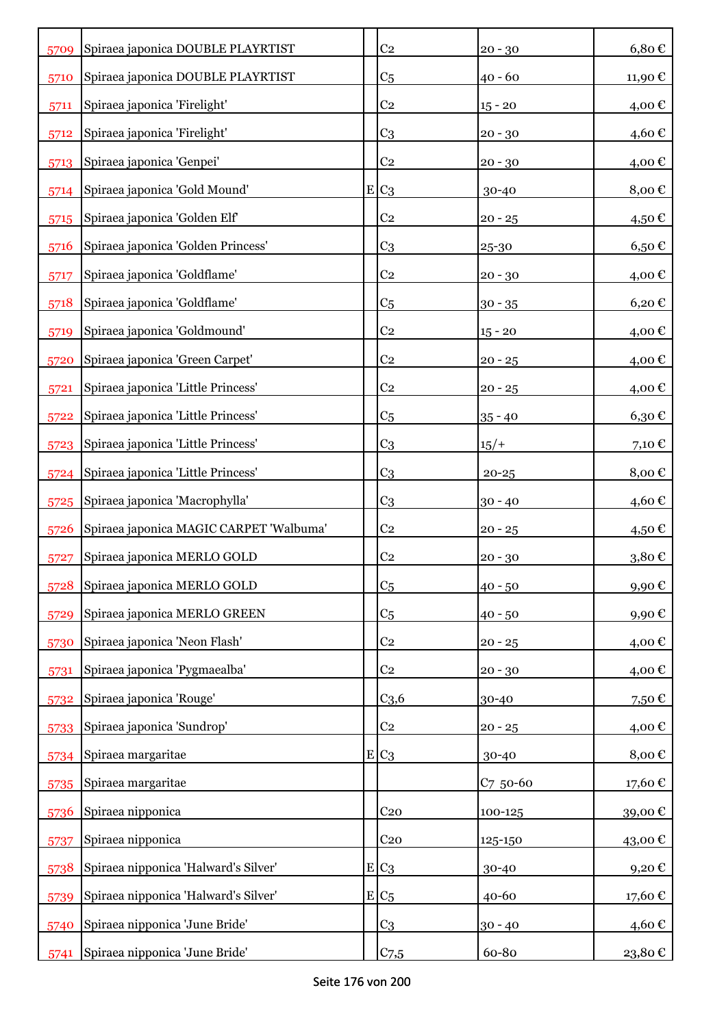| 5709 | Spiraea japonica DOUBLE PLAYRTIST | | C2 | 20 - 30 | 6,80 € |
|---|---|---|---|---|---|
| 5710 | Spiraea japonica DOUBLE PLAYRTIST | | C5 | 40 - 60 | 11,90 € |
| 5711 | Spiraea japonica 'Firelight' | | C2 | 15 - 20 | 4,00 € |
| 5712 | Spiraea japonica 'Firelight' | | C3 | 20 - 30 | 4,60 € |
| 5713 | Spiraea japonica 'Genpei' | | C2 | 20 - 30 | 4,00 € |
| 5714 | Spiraea japonica 'Gold Mound' | E | C3 | 30-40 | 8,00 € |
| 5715 | Spiraea japonica 'Golden Elf' | | C2 | 20 - 25 | 4,50 € |
| 5716 | Spiraea japonica 'Golden Princess' | | C3 | 25-30 | 6,50 € |
| 5717 | Spiraea japonica 'Goldflame' | | C2 | 20 - 30 | 4,00 € |
| 5718 | Spiraea japonica 'Goldflame' | | C5 | 30 - 35 | 6,20 € |
| 5719 | Spiraea japonica 'Goldmound' | | C2 | 15 - 20 | 4,00 € |
| 5720 | Spiraea japonica 'Green Carpet' | | C2 | 20 - 25 | 4,00 € |
| 5721 | Spiraea japonica 'Little Princess' | | C2 | 20 - 25 | 4,00 € |
| 5722 | Spiraea japonica 'Little Princess' | | C5 | 35 - 40 | 6,30 € |
| 5723 | Spiraea japonica 'Little Princess' | | C3 | 15/+ | 7,10 € |
| 5724 | Spiraea japonica 'Little Princess' | | C3 | 20-25 | 8,00 € |
| 5725 | Spiraea japonica 'Macrophylla' | | C3 | 30 - 40 | 4,60 € |
| 5726 | Spiraea japonica MAGIC CARPET 'Walbuma' | | C2 | 20 - 25 | 4,50 € |
| 5727 | Spiraea japonica MERLO GOLD | | C2 | 20 - 30 | 3,80 € |
| 5728 | Spiraea japonica MERLO GOLD | | C5 | 40 - 50 | 9,90 € |
| 5729 | Spiraea japonica MERLO GREEN | | C5 | 40 - 50 | 9,90 € |
| 5730 | Spiraea japonica 'Neon Flash' | | C2 | 20 - 25 | 4,00 € |
| 5731 | Spiraea japonica 'Pygmaealba' | | C2 | 20 - 30 | 4,00 € |
| 5732 | Spiraea japonica 'Rouge' | | C3,6 | 30-40 | 7,50 € |
| 5733 | Spiraea japonica 'Sundrop' | | C2 | 20 - 25 | 4,00 € |
| 5734 | Spiraea margaritae | E | C3 | 30-40 | 8,00 € |
| 5735 | Spiraea margaritae | | | C7 50-60 | 17,60 € |
| 5736 | Spiraea nipponica | | C20 | 100-125 | 39,00 € |
| 5737 | Spiraea nipponica | | C20 | 125-150 | 43,00 € |
| 5738 | Spiraea nipponica 'Halward's Silver' | E | C3 | 30-40 | 9,20 € |
| 5739 | Spiraea nipponica 'Halward's Silver' | E | C5 | 40-60 | 17,60 € |
| 5740 | Spiraea nipponica 'June Bride' | | C3 | 30 - 40 | 4,60 € |
| 5741 | Spiraea nipponica 'June Bride' | | C7,5 | 60-80 | 23,80 € |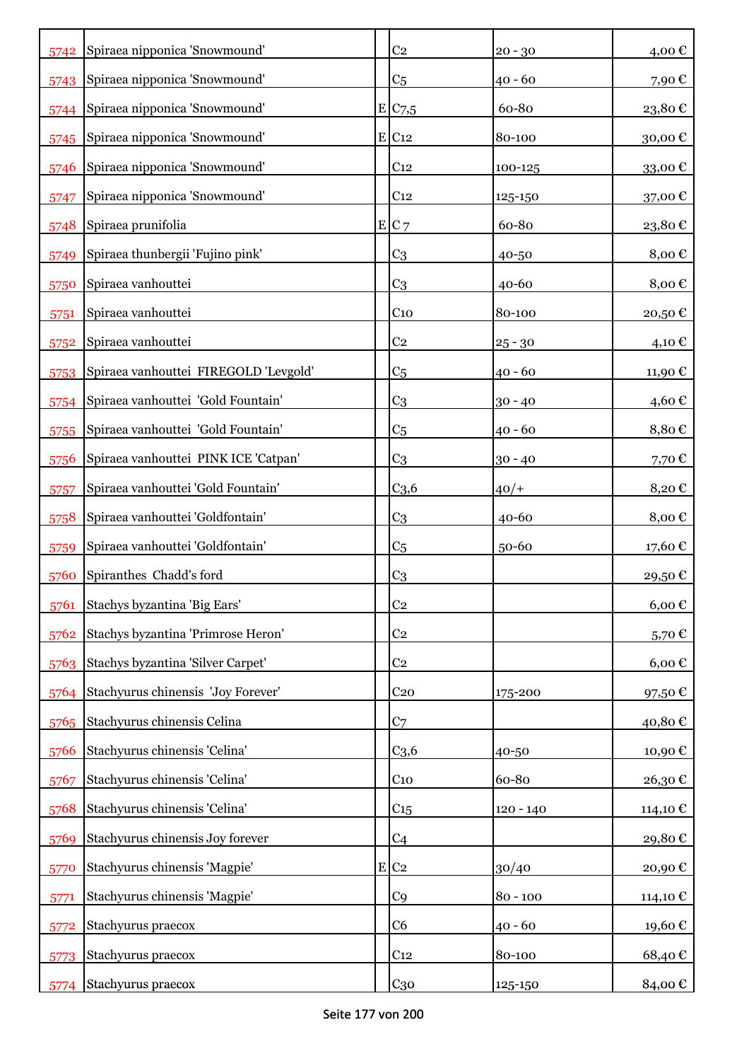| | | | | | |
|---|---|---|---|---|---|
| 5742 | Spiraea nipponica 'Snowmound' | | C2 | 20 - 30 | 4,00 € |
| 5743 | Spiraea nipponica 'Snowmound' | | C5 | 40 - 60 | 7,90 € |
| 5744 | Spiraea nipponica 'Snowmound' | E | C7,5 | 60-80 | 23,80 € |
| 5745 | Spiraea nipponica 'Snowmound' | E | C12 | 80-100 | 30,00 € |
| 5746 | Spiraea nipponica 'Snowmound' | | C12 | 100-125 | 33,00 € |
| 5747 | Spiraea nipponica 'Snowmound' | | C12 | 125-150 | 37,00 € |
| 5748 | Spiraea prunifolia | E | C 7 | 60-80 | 23,80 € |
| 5749 | Spiraea thunbergii 'Fujino pink' | | C3 | 40-50 | 8,00 € |
| 5750 | Spiraea vanhouttei | | C3 | 40-60 | 8,00 € |
| 5751 | Spiraea vanhouttei | | C10 | 80-100 | 20,50 € |
| 5752 | Spiraea vanhouttei | | C2 | 25 - 30 | 4,10 € |
| 5753 | Spiraea vanhouttei FIREGOLD 'Levgold' | | C5 | 40 - 60 | 11,90 € |
| 5754 | Spiraea vanhouttei 'Gold Fountain' | | C3 | 30 - 40 | 4,60 € |
| 5755 | Spiraea vanhouttei 'Gold Fountain' | | C5 | 40 - 60 | 8,80 € |
| 5756 | Spiraea vanhouttei PINK ICE 'Catpan' | | C3 | 30 - 40 | 7,70 € |
| 5757 | Spiraea vanhouttei 'Gold Fountain' | | C3,6 | 40/+ | 8,20 € |
| 5758 | Spiraea vanhouttei 'Goldfontain' | | C3 | 40-60 | 8,00 € |
| 5759 | Spiraea vanhouttei 'Goldfontain' | | C5 | 50-60 | 17,60 € |
| 5760 | Spiranthes Chadd's ford | | C3 | | 29,50 € |
| 5761 | Stachys byzantina 'Big Ears' | | C2 | | 6,00 € |
| 5762 | Stachys byzantina 'Primrose Heron' | | C2 | | 5,70 € |
| 5763 | Stachys byzantina 'Silver Carpet' | | C2 | | 6,00 € |
| 5764 | Stachyurus chinensis 'Joy Forever' | | C20 | 175-200 | 97,50 € |
| 5765 | Stachyurus chinensis Celina | | C7 | | 40,80 € |
| 5766 | Stachyurus chinensis 'Celina' | | C3,6 | 40-50 | 10,90 € |
| 5767 | Stachyurus chinensis 'Celina' | | C10 | 60-80 | 26,30 € |
| 5768 | Stachyurus chinensis 'Celina' | | C15 | 120 - 140 | 114,10 € |
| 5769 | Stachyurus chinensis Joy forever | | C4 | | 29,80 € |
| 5770 | Stachyurus chinensis 'Magpie' | E | C2 | 30/40 | 20,90 € |
| 5771 | Stachyurus chinensis 'Magpie' | | C9 | 80 - 100 | 114,10 € |
| 5772 | Stachyurus praecox | | C6 | 40 - 60 | 19,60 € |
| 5773 | Stachyurus praecox | | C12 | 80-100 | 68,40 € |
| 5774 | Stachyurus praecox | | C30 | 125-150 | 84,00 € |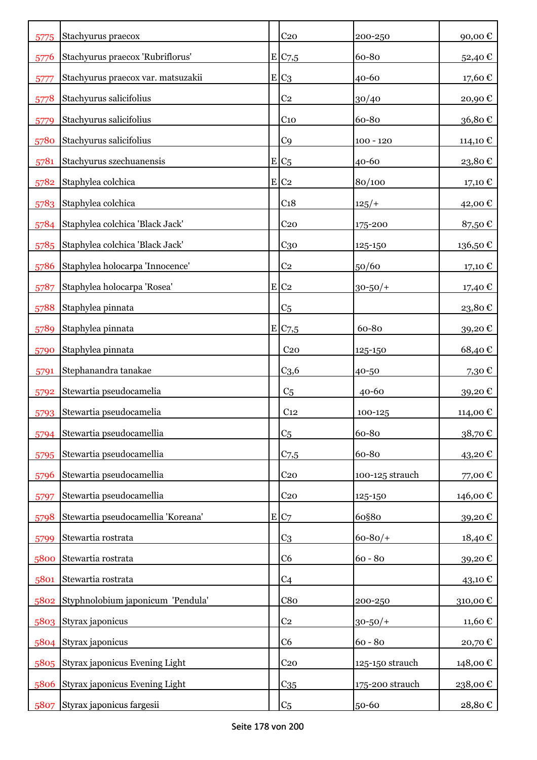| | | | | | |
|---|---|---|---|---|---|
| 5775 | Stachyurus praecox | | C20 | 200-250 | 90,00 € |
| 5776 | Stachyurus praecox 'Rubriflorus' | E | C7,5 | 60-80 | 52,40 € |
| 5777 | Stachyurus praecox var. matsuzakii | E | C3 | 40-60 | 17,60 € |
| 5778 | Stachyurus salicifolius | | C2 | 30/40 | 20,90 € |
| 5779 | Stachyurus salicifolius | | C10 | 60-80 | 36,80 € |
| 5780 | Stachyurus salicifolius | | C9 | 100 - 120 | 114,10 € |
| 5781 | Stachyurus szechuanensis | E | C5 | 40-60 | 23,80 € |
| 5782 | Staphylea colchica | E | C2 | 80/100 | 17,10 € |
| 5783 | Staphylea colchica | | C18 | 125/+ | 42,00 € |
| 5784 | Staphylea colchica 'Black Jack' | | C20 | 175-200 | 87,50 € |
| 5785 | Staphylea colchica 'Black Jack' | | C30 | 125-150 | 136,50 € |
| 5786 | Staphylea holocarpa 'Innocence' | | C2 | 50/60 | 17,10 € |
| 5787 | Staphylea holocarpa 'Rosea' | E | C2 | 30-50/+ | 17,40 € |
| 5788 | Staphylea pinnata | | C5 | | 23,80 € |
| 5789 | Staphylea pinnata | E | C7,5 | 60-80 | 39,20 € |
| 5790 | Staphylea pinnata | | C20 | 125-150 | 68,40 € |
| 5791 | Stephanandra tanakae | | C3,6 | 40-50 | 7,30 € |
| 5792 | Stewartia pseudocamelia | | C5 | 40-60 | 39,20 € |
| 5793 | Stewartia pseudocamelia | | C12 | 100-125 | 114,00 € |
| 5794 | Stewartia pseudocamellia | | C5 | 60-80 | 38,70 € |
| 5795 | Stewartia pseudocamellia | | C7,5 | 60-80 | 43,20 € |
| 5796 | Stewartia pseudocamellia | | C20 | 100-125 strauch | 77,00 € |
| 5797 | Stewartia pseudocamellia | | C20 | 125-150 | 146,00 € |
| 5798 | Stewartia pseudocamellia 'Koreana' | E | C7 | 60§80 | 39,20 € |
| 5799 | Stewartia rostrata | | C3 | 60-80/+ | 18,40 € |
| 5800 | Stewartia rostrata | | C6 | 60 - 80 | 39,20 € |
| 5801 | Stewartia rostrata | | C4 | | 43,10 € |
| 5802 | Styphnolobium japonicum 'Pendula' | | C80 | 200-250 | 310,00 € |
| 5803 | Styrax japonicus | | C2 | 30-50/+ | 11,60 € |
| 5804 | Styrax japonicus | | C6 | 60 - 80 | 20,70 € |
| 5805 | Styrax japonicus Evening Light | | C20 | 125-150 strauch | 148,00 € |
| 5806 | Styrax japonicus Evening Light | | C35 | 175-200 strauch | 238,00 € |
| 5807 | Styrax japonicus fargesii | | C5 | 50-60 | 28,80 € |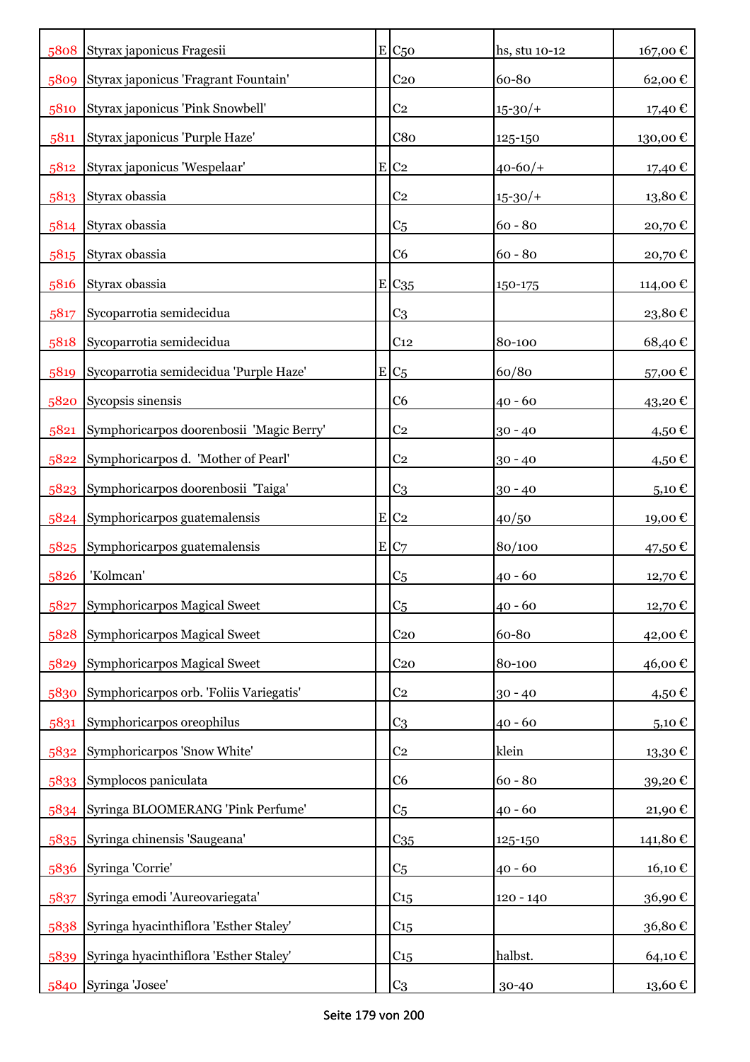| | | | | | |
|---|---|---|---|---|---|
| 5808 | Styrax japonicus Fragesii | E | C50 | hs, stu 10-12 | 167,00 € |
| 5809 | Styrax japonicus 'Fragrant Fountain' | | C20 | 60-80 | 62,00 € |
| 5810 | Styrax japonicus 'Pink Snowbell' | | C2 | 15-30/+ | 17,40 € |
| 5811 | Styrax japonicus 'Purple Haze' | | C80 | 125-150 | 130,00 € |
| 5812 | Styrax japonicus 'Wespelaar' | E | C2 | 40-60/+ | 17,40 € |
| 5813 | Styrax obassia | | C2 | 15-30/+ | 13,80 € |
| 5814 | Styrax obassia | | C5 | 60 - 80 | 20,70 € |
| 5815 | Styrax obassia | | C6 | 60 - 80 | 20,70 € |
| 5816 | Styrax obassia | E | C35 | 150-175 | 114,00 € |
| 5817 | Sycoparrotia semidecidua | | C3 | | 23,80 € |
| 5818 | Sycoparrotia semidecidua | | C12 | 80-100 | 68,40 € |
| 5819 | Sycoparrotia semidecidua 'Purple Haze' | E | C5 | 60/80 | 57,00 € |
| 5820 | Sycopsis sinensis | | C6 | 40 - 60 | 43,20 € |
| 5821 | Symphoricarpos doorenbosii 'Magic Berry' | | C2 | 30 - 40 | 4,50 € |
| 5822 | Symphoricarpos d. 'Mother of Pearl' | | C2 | 30 - 40 | 4,50 € |
| 5823 | Symphoricarpos doorenbosii 'Taiga' | | C3 | 30 - 40 | 5,10 € |
| 5824 | Symphoricarpos guatemalensis | E | C2 | 40/50 | 19,00 € |
| 5825 | Symphoricarpos guatemalensis | E | C7 | 80/100 | 47,50 € |
| 5826 | 'Kolmcan' | | C5 | 40 - 60 | 12,70 € |
| 5827 | Symphoricarpos Magical Sweet | | C5 | 40 - 60 | 12,70 € |
| 5828 | Symphoricarpos Magical Sweet | | C20 | 60-80 | 42,00 € |
| 5829 | Symphoricarpos Magical Sweet | | C20 | 80-100 | 46,00 € |
| 5830 | Symphoricarpos orb. 'Foliis Variegatis' | | C2 | 30 - 40 | 4,50 € |
| 5831 | Symphoricarpos oreophilus | | C3 | 40 - 60 | 5,10 € |
| 5832 | Symphoricarpos 'Snow White' | | C2 | klein | 13,30 € |
| 5833 | Symplocos paniculata | | C6 | 60 - 80 | 39,20 € |
| 5834 | Syringa BLOOMERANG 'Pink Perfume' | | C5 | 40 - 60 | 21,90 € |
| 5835 | Syringa chinensis 'Saugeana' | | C35 | 125-150 | 141,80 € |
| 5836 | Syringa 'Corrie' | | C5 | 40 - 60 | 16,10 € |
| 5837 | Syringa emodi 'Aureovariegata' | | C15 | 120 - 140 | 36,90 € |
| 5838 | Syringa hyacinthiflora 'Esther Staley' | | C15 | | 36,80 € |
| 5839 | Syringa hyacinthiflora 'Esther Staley' | | C15 | halbst. | 64,10 € |
| 5840 | Syringa 'Josee' | | C3 | 30-40 | 13,60 € |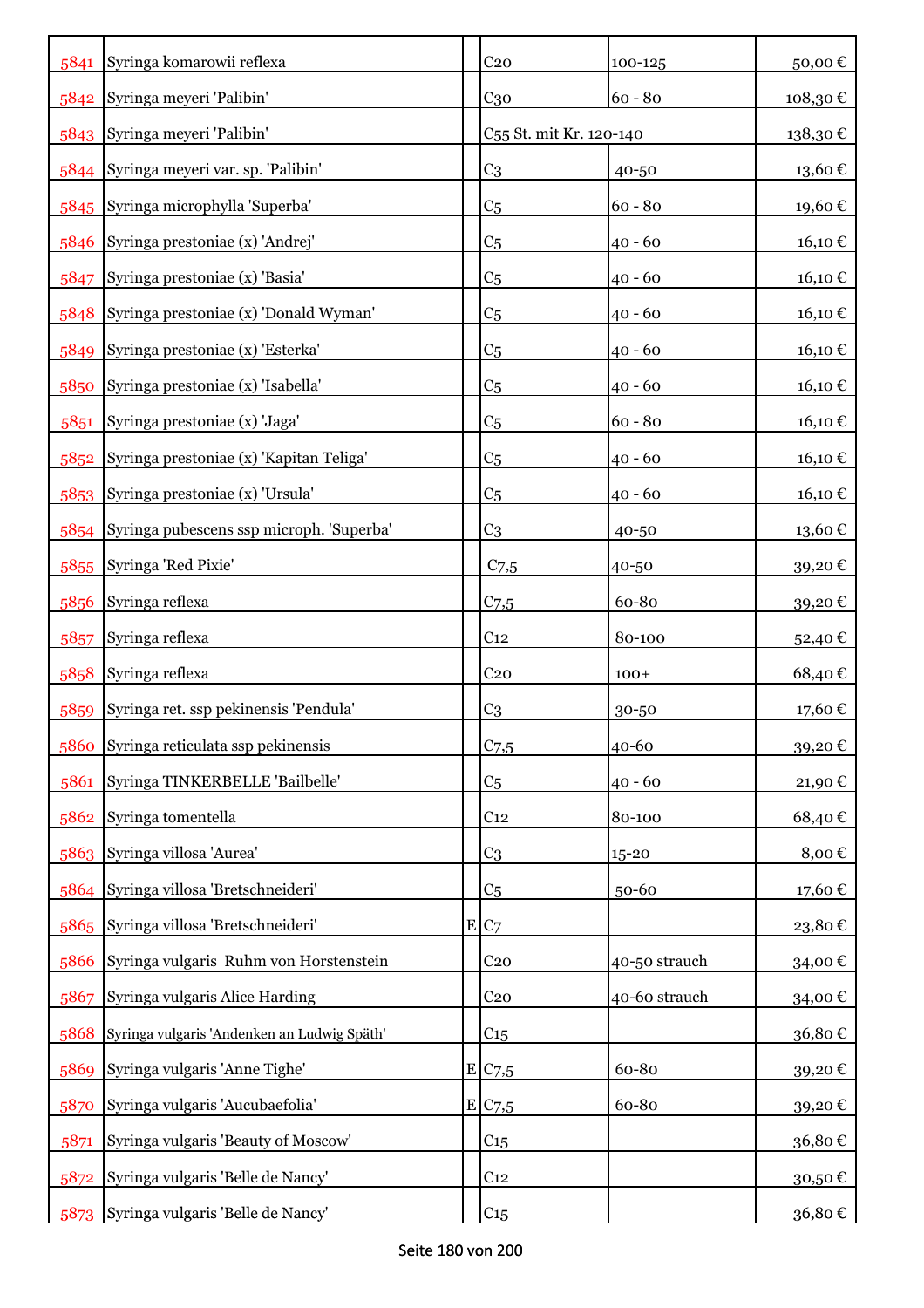| | | | | | |
|---|---|---|---|---|---|
| 5841 | Syringa komarowii reflexa | | C20 | 100-125 | 50,00 € |
| 5842 | Syringa meyeri 'Palibin' | | C30 | 60 - 80 | 108,30 € |
| 5843 | Syringa meyeri 'Palibin' | | C55 St. mit Kr. 120-140 | | 138,30 € |
| 5844 | Syringa meyeri var. sp. 'Palibin' | | C3 | 40-50 | 13,60 € |
| 5845 | Syringa microphylla 'Superba' | | C5 | 60 - 80 | 19,60 € |
| 5846 | Syringa prestoniae (x) 'Andrej' | | C5 | 40 - 60 | 16,10 € |
| 5847 | Syringa prestoniae (x) 'Basia' | | C5 | 40 - 60 | 16,10 € |
| 5848 | Syringa prestoniae (x) 'Donald Wyman' | | C5 | 40 - 60 | 16,10 € |
| 5849 | Syringa prestoniae (x) 'Esterka' | | C5 | 40 - 60 | 16,10 € |
| 5850 | Syringa prestoniae (x) 'Isabella' | | C5 | 40 - 60 | 16,10 € |
| 5851 | Syringa prestoniae (x) 'Jaga' | | C5 | 60 - 80 | 16,10 € |
| 5852 | Syringa prestoniae (x) 'Kapitan Teliga' | | C5 | 40 - 60 | 16,10 € |
| 5853 | Syringa prestoniae (x) 'Ursula' | | C5 | 40 - 60 | 16,10 € |
| 5854 | Syringa pubescens ssp microph. 'Superba' | | C3 | 40-50 | 13,60 € |
| 5855 | Syringa 'Red Pixie' | | C7,5 | 40-50 | 39,20 € |
| 5856 | Syringa reflexa | | C7,5 | 60-80 | 39,20 € |
| 5857 | Syringa reflexa | | C12 | 80-100 | 52,40 € |
| 5858 | Syringa reflexa | | C20 | 100+ | 68,40 € |
| 5859 | Syringa ret. ssp pekinensis 'Pendula' | | C3 | 30-50 | 17,60 € |
| 5860 | Syringa reticulata ssp pekinensis | | C7,5 | 40-60 | 39,20 € |
| 5861 | Syringa TINKERBELLE 'Bailbelle' | | C5 | 40 - 60 | 21,90 € |
| 5862 | Syringa tomentella | | C12 | 80-100 | 68,40 € |
| 5863 | Syringa villosa 'Aurea' | | C3 | 15-20 | 8,00 € |
| 5864 | Syringa villosa 'Bretschneideri' | | C5 | 50-60 | 17,60 € |
| 5865 | Syringa villosa 'Bretschneideri' | E | C7 | | 23,80 € |
| 5866 | Syringa vulgaris Ruhm von Horstenstein | | C20 | 40-50 strauch | 34,00 € |
| 5867 | Syringa vulgaris Alice Harding | | C20 | 40-60 strauch | 34,00 € |
| 5868 | Syringa vulgaris 'Andenken an Ludwig Späth' | | C15 | | 36,80 € |
| 5869 | Syringa vulgaris 'Anne Tighe' | E | C7,5 | 60-80 | 39,20 € |
| 5870 | Syringa vulgaris 'Aucubaefolia' | E | C7,5 | 60-80 | 39,20 € |
| 5871 | Syringa vulgaris 'Beauty of Moscow' | | C15 | | 36,80 € |
| 5872 | Syringa vulgaris 'Belle de Nancy' | | C12 | | 30,50 € |
| 5873 | Syringa vulgaris 'Belle de Nancy' | | C15 | | 36,80 € |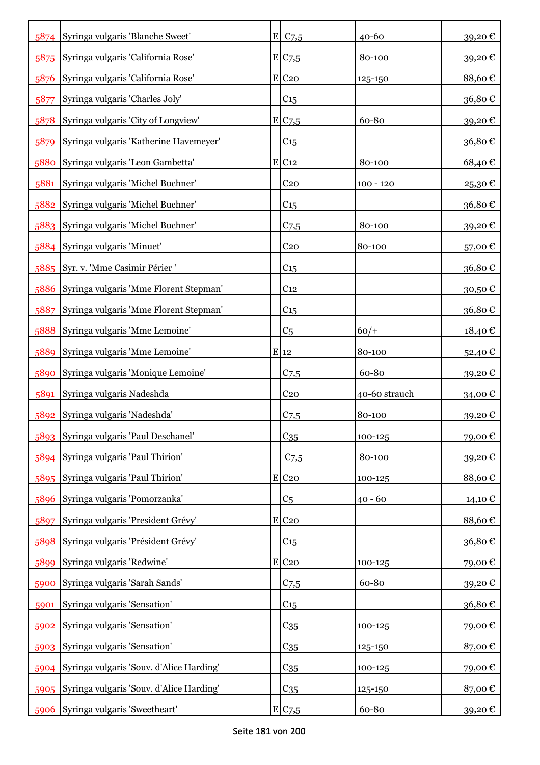| | | | | | |
|---|---|---|---|---|---|
| 5874 | Syringa vulgaris 'Blanche Sweet' | E | C7,5 | 40-60 | 39,20 € |
| 5875 | Syringa vulgaris 'California Rose' | E | C7,5 | 80-100 | 39,20 € |
| 5876 | Syringa vulgaris 'California Rose' | E | C20 | 125-150 | 88,60 € |
| 5877 | Syringa vulgaris 'Charles Joly' | | C15 | | 36,80 € |
| 5878 | Syringa vulgaris 'City of Longview' | E | C7,5 | 60-80 | 39,20 € |
| 5879 | Syringa vulgaris 'Katherine Havemeyer' | | C15 | | 36,80 € |
| 5880 | Syringa vulgaris 'Leon Gambetta' | E | C12 | 80-100 | 68,40 € |
| 5881 | Syringa vulgaris 'Michel Buchner' | | C20 | 100 - 120 | 25,30 € |
| 5882 | Syringa vulgaris 'Michel Buchner' | | C15 | | 36,80 € |
| 5883 | Syringa vulgaris 'Michel Buchner' | | C7,5 | 80-100 | 39,20 € |
| 5884 | Syringa vulgaris 'Minuet' | | C20 | 80-100 | 57,00 € |
| 5885 | Syr. v. 'Mme Casimir Périer ' | | C15 | | 36,80 € |
| 5886 | Syringa vulgaris 'Mme Florent Stepman' | | C12 | | 30,50 € |
| 5887 | Syringa vulgaris 'Mme Florent Stepman' | | C15 | | 36,80 € |
| 5888 | Syringa vulgaris 'Mme Lemoine' | | C5 | 60/+ | 18,40 € |
| 5889 | Syringa vulgaris 'Mme Lemoine' | E | 12 | 80-100 | 52,40 € |
| 5890 | Syringa vulgaris 'Monique Lemoine' | | C7,5 | 60-80 | 39,20 € |
| 5891 | Syringa vulgaris Nadeshda | | C20 | 40-60 strauch | 34,00 € |
| 5892 | Syringa vulgaris 'Nadeshda' | | C7,5 | 80-100 | 39,20 € |
| 5893 | Syringa vulgaris 'Paul Deschanel' | | C35 | 100-125 | 79,00 € |
| 5894 | Syringa vulgaris 'Paul Thirion' | | C7,5 | 80-100 | 39,20 € |
| 5895 | Syringa vulgaris 'Paul Thirion' | E | C20 | 100-125 | 88,60 € |
| 5896 | Syringa vulgaris 'Pomorzanka' | | C5 | 40 - 60 | 14,10 € |
| 5897 | Syringa vulgaris 'President Grévy' | E | C20 | | 88,60 € |
| 5898 | Syringa vulgaris 'Président Grévy' | | C15 | | 36,80 € |
| 5899 | Syringa vulgaris 'Redwine' | E | C20 | 100-125 | 79,00 € |
| 5900 | Syringa vulgaris 'Sarah Sands' | | C7,5 | 60-80 | 39,20 € |
| 5901 | Syringa vulgaris 'Sensation' | | C15 | | 36,80 € |
| 5902 | Syringa vulgaris 'Sensation' | | C35 | 100-125 | 79,00 € |
| 5903 | Syringa vulgaris 'Sensation' | | C35 | 125-150 | 87,00 € |
| 5904 | Syringa vulgaris 'Souv. d'Alice Harding' | | C35 | 100-125 | 79,00 € |
| 5905 | Syringa vulgaris 'Souv. d'Alice Harding' | | C35 | 125-150 | 87,00 € |
| 5906 | Syringa vulgaris 'Sweetheart' | E | C7,5 | 60-80 | 39,20 € |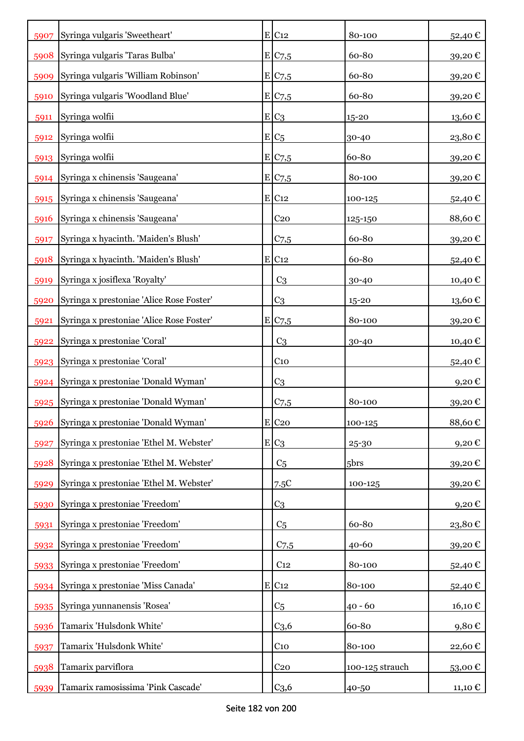| | | | | | |
|---|---|---|---|---|---|
| 5907 | Syringa vulgaris 'Sweetheart' | E | C12 | 80-100 | 52,40 € |
| 5908 | Syringa vulgaris 'Taras Bulba' | E | C7,5 | 60-80 | 39,20 € |
| 5909 | Syringa vulgaris 'William Robinson' | E | C7,5 | 60-80 | 39,20 € |
| 5910 | Syringa vulgaris 'Woodland Blue' | E | C7,5 | 60-80 | 39,20 € |
| 5911 | Syringa wolfii | E | C3 | 15-20 | 13,60 € |
| 5912 | Syringa wolfii | E | C5 | 30-40 | 23,80 € |
| 5913 | Syringa wolfii | E | C7,5 | 60-80 | 39,20 € |
| 5914 | Syringa x chinensis 'Saugeana' | E | C7,5 | 80-100 | 39,20 € |
| 5915 | Syringa x chinensis 'Saugeana' | E | C12 | 100-125 | 52,40 € |
| 5916 | Syringa x chinensis 'Saugeana' | | C20 | 125-150 | 88,60 € |
| 5917 | Syringa x hyacinth. 'Maiden's Blush' | | C7,5 | 60-80 | 39,20 € |
| 5918 | Syringa x hyacinth. 'Maiden's Blush' | E | C12 | 60-80 | 52,40 € |
| 5919 | Syringa x josiflexa 'Royalty' | | C3 | 30-40 | 10,40 € |
| 5920 | Syringa x prestoniae 'Alice Rose Foster' | | C3 | 15-20 | 13,60 € |
| 5921 | Syringa x prestoniae 'Alice Rose Foster' | E | C7,5 | 80-100 | 39,20 € |
| 5922 | Syringa x prestoniae 'Coral' | | C3 | 30-40 | 10,40 € |
| 5923 | Syringa x prestoniae 'Coral' | | C10 | | 52,40 € |
| 5924 | Syringa x prestoniae 'Donald Wyman' | | C3 | | 9,20 € |
| 5925 | Syringa x prestoniae 'Donald Wyman' | | C7,5 | 80-100 | 39,20 € |
| 5926 | Syringa x prestoniae 'Donald Wyman' | E | C20 | 100-125 | 88,60 € |
| 5927 | Syringa x prestoniae 'Ethel M. Webster' | E | C3 | 25-30 | 9,20 € |
| 5928 | Syringa x prestoniae 'Ethel M. Webster' | | C5 | 5brs | 39,20 € |
| 5929 | Syringa x prestoniae 'Ethel M. Webster' | | 7.5C | 100-125 | 39,20 € |
| 5930 | Syringa x prestoniae 'Freedom' | | C3 | | 9,20 € |
| 5931 | Syringa x prestoniae 'Freedom' | | C5 | 60-80 | 23,80 € |
| 5932 | Syringa x prestoniae 'Freedom' | | C7,5 | 40-60 | 39,20 € |
| 5933 | Syringa x prestoniae 'Freedom' | | C12 | 80-100 | 52,40 € |
| 5934 | Syringa x prestoniae 'Miss Canada' | E | C12 | 80-100 | 52,40 € |
| 5935 | Syringa yunnanensis 'Rosea' | | C5 | 40 - 60 | 16,10 € |
| 5936 | Tamarix 'Hulsdonk White' | | C3,6 | 60-80 | 9,80 € |
| 5937 | Tamarix 'Hulsdonk White' | | C10 | 80-100 | 22,60 € |
| 5938 | Tamarix parviflora | | C20 | 100-125 strauch | 53,00 € |
| 5939 | Tamarix ramosissima 'Pink Cascade' | | C3,6 | 40-50 | 11,10 € |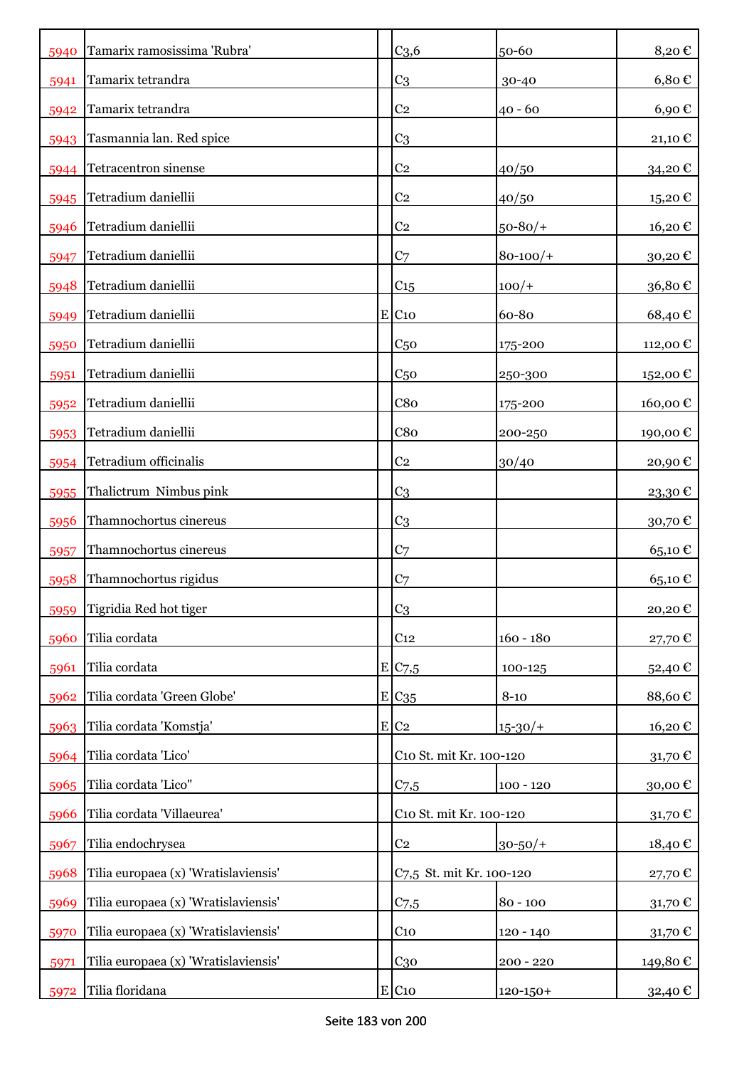| | | | | | |
|---|---|---|---|---|---|
| 5940 | Tamarix ramosissima 'Rubra' | | C3,6 | 50-60 | 8,20 € |
| 5941 | Tamarix tetrandra | | C3 | 30-40 | 6,80 € |
| 5942 | Tamarix tetrandra | | C2 | 40 - 60 | 6,90 € |
| 5943 | Tasmannia lan. Red spice | | C3 | | 21,10 € |
| 5944 | Tetracentron sinense | | C2 | 40/50 | 34,20 € |
| 5945 | Tetradium daniellii | | C2 | 40/50 | 15,20 € |
| 5946 | Tetradium daniellii | | C2 | 50-80/+ | 16,20 € |
| 5947 | Tetradium daniellii | | C7 | 80-100/+ | 30,20 € |
| 5948 | Tetradium daniellii | | C15 | 100/+ | 36,80 € |
| 5949 | Tetradium daniellii | E | C10 | 60-80 | 68,40 € |
| 5950 | Tetradium daniellii | | C50 | 175-200 | 112,00 € |
| 5951 | Tetradium daniellii | | C50 | 250-300 | 152,00 € |
| 5952 | Tetradium daniellii | | C80 | 175-200 | 160,00 € |
| 5953 | Tetradium daniellii | | C80 | 200-250 | 190,00 € |
| 5954 | Tetradium officinalis | | C2 | 30/40 | 20,90 € |
| 5955 | Thalictrum Nimbus pink | | C3 | | 23,30 € |
| 5956 | Thamnochortus cinereus | | C3 | | 30,70 € |
| 5957 | Thamnochortus cinereus | | C7 | | 65,10 € |
| 5958 | Thamnochortus rigidus | | C7 | | 65,10 € |
| 5959 | Tigridia Red hot tiger | | C3 | | 20,20 € |
| 5960 | Tilia cordata | | C12 | 160 - 180 | 27,70 € |
| 5961 | Tilia cordata | E | C7,5 | 100-125 | 52,40 € |
| 5962 | Tilia cordata 'Green Globe' | E | C35 | 8-10 | 88,60 € |
| 5963 | Tilia cordata 'Komstja' | E | C2 | 15-30/+ | 16,20 € |
| 5964 | Tilia cordata 'Lico' | | C10 St. mit Kr. 100-120 | | 31,70 € |
| 5965 | Tilia cordata 'Lico" | | C7,5 | 100 - 120 | 30,00 € |
| 5966 | Tilia cordata 'Villaeurea' | | C10 St. mit Kr. 100-120 | | 31,70 € |
| 5967 | Tilia endochrysea | | C2 | 30-50/+ | 18,40 € |
| 5968 | Tilia europaea (x) 'Wratislaviensis' | | C7,5 St. mit Kr. 100-120 | | 27,70 € |
| 5969 | Tilia europaea (x) 'Wratislaviensis' | | C7,5 | 80 - 100 | 31,70 € |
| 5970 | Tilia europaea (x) 'Wratislaviensis' | | C10 | 120 - 140 | 31,70 € |
| 5971 | Tilia europaea (x) 'Wratislaviensis' | | C30 | 200 - 220 | 149,80 € |
| 5972 | Tilia floridana | E | C10 | 120-150+ | 32,40 € |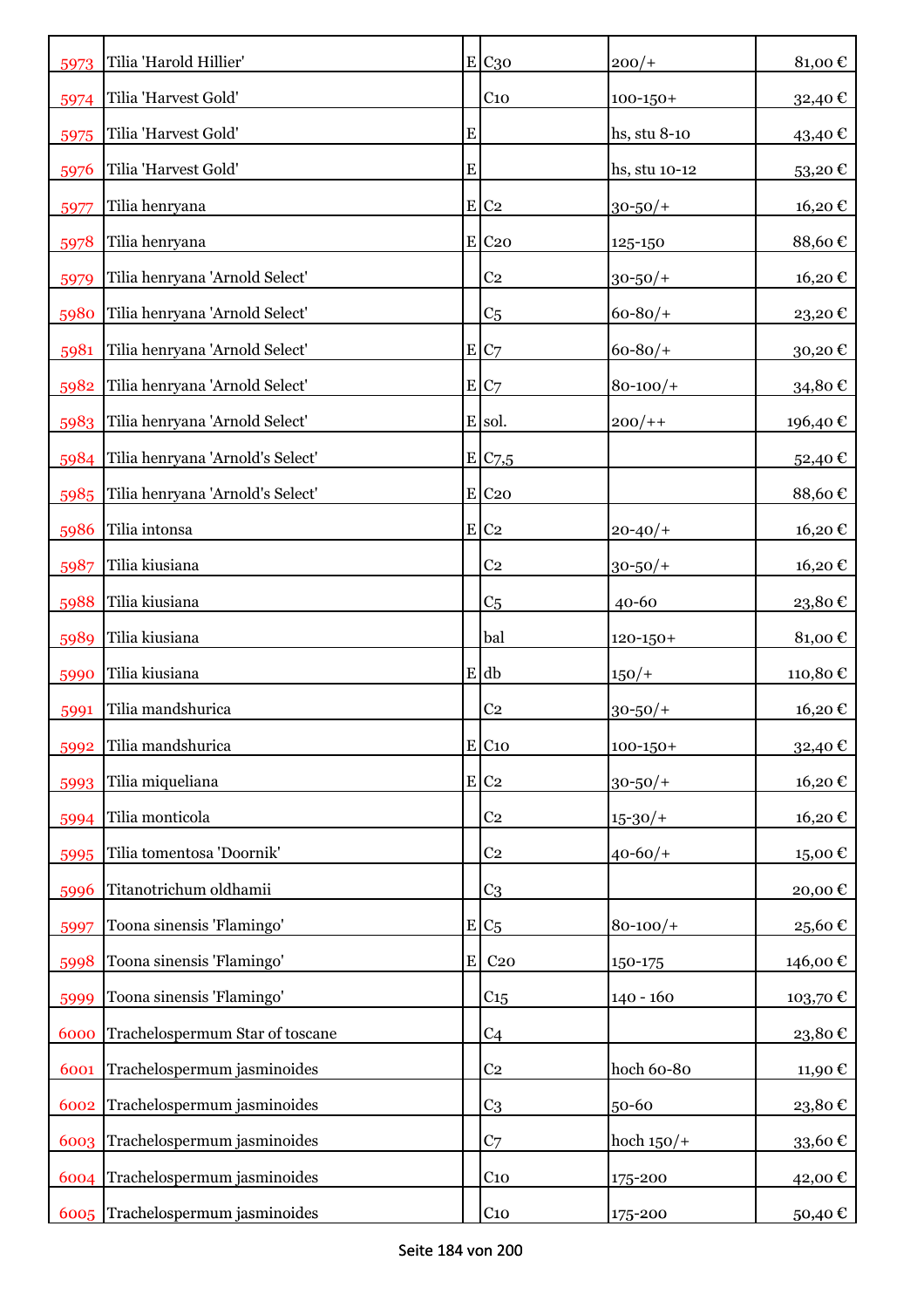| | | | | | |
|---|---|---|---|---|---|
| 5973 | Tilia 'Harold Hillier' | E | C30 | 200/+ | 81,00 € |
| 5974 | Tilia 'Harvest Gold' | | C10 | 100-150+ | 32,40 € |
| 5975 | Tilia 'Harvest Gold' | E | | hs, stu 8-10 | 43,40 € |
| 5976 | Tilia 'Harvest Gold' | E | | hs, stu 10-12 | 53,20 € |
| 5977 | Tilia henryana | E | C2 | 30-50/+ | 16,20 € |
| 5978 | Tilia henryana | E | C20 | 125-150 | 88,60 € |
| 5979 | Tilia henryana 'Arnold Select' | | C2 | 30-50/+ | 16,20 € |
| 5980 | Tilia henryana 'Arnold Select' | | C5 | 60-80/+ | 23,20 € |
| 5981 | Tilia henryana 'Arnold Select' | E | C7 | 60-80/+ | 30,20 € |
| 5982 | Tilia henryana 'Arnold Select' | E | C7 | 80-100/+ | 34,80 € |
| 5983 | Tilia henryana 'Arnold Select' | E | sol. | 200/++ | 196,40 € |
| 5984 | Tilia henryana 'Arnold's Select' | E | C7,5 | | 52,40 € |
| 5985 | Tilia henryana 'Arnold's Select' | E | C20 | | 88,60 € |
| 5986 | Tilia intonsa | E | C2 | 20-40/+ | 16,20 € |
| 5987 | Tilia kiusiana | | C2 | 30-50/+ | 16,20 € |
| 5988 | Tilia kiusiana | | C5 | 40-60 | 23,80 € |
| 5989 | Tilia kiusiana | | bal | 120-150+ | 81,00 € |
| 5990 | Tilia kiusiana | E | db | 150/+ | 110,80 € |
| 5991 | Tilia mandshurica | | C2 | 30-50/+ | 16,20 € |
| 5992 | Tilia mandshurica | E | C10 | 100-150+ | 32,40 € |
| 5993 | Tilia miqueliana | E | C2 | 30-50/+ | 16,20 € |
| 5994 | Tilia monticola | | C2 | 15-30/+ | 16,20 € |
| 5995 | Tilia tomentosa 'Doornik' | | C2 | 40-60/+ | 15,00 € |
| 5996 | Titanotrichum oldhamii | | C3 | | 20,00 € |
| 5997 | Toona sinensis 'Flamingo' | E | C5 | 80-100/+ | 25,60 € |
| 5998 | Toona sinensis 'Flamingo' | E | C20 | 150-175 | 146,00 € |
| 5999 | Toona sinensis 'Flamingo' | | C15 | 140 - 160 | 103,70 € |
| 6000 | Trachelospermum Star of toscane | | C4 | | 23,80 € |
| 6001 | Trachelospermum jasminoides | | C2 | hoch 60-80 | 11,90 € |
| 6002 | Trachelospermum jasminoides | | C3 | 50-60 | 23,80 € |
| 6003 | Trachelospermum jasminoides | | C7 | hoch 150/+ | 33,60 € |
| 6004 | Trachelospermum jasminoides | | C10 | 175-200 | 42,00 € |
| 6005 | Trachelospermum jasminoides | | C10 | 175-200 | 50,40 € |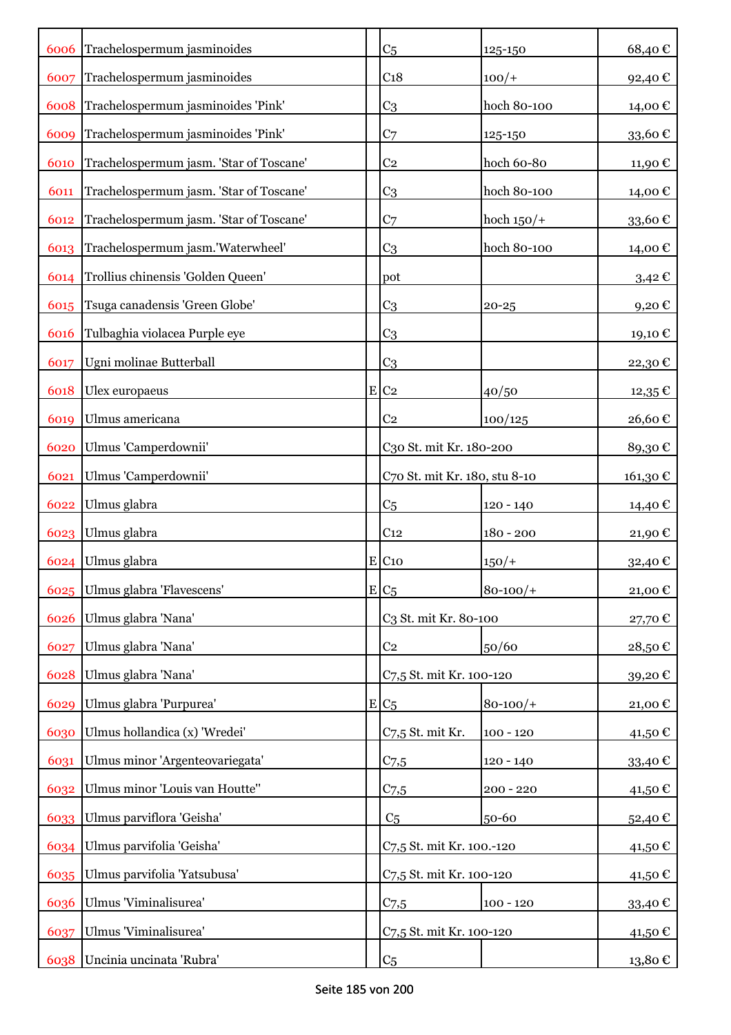| | | | | | |
|---|---|---|---|---|---|
| 6006 | Trachelospermum jasminoides | | C5 | 125-150 | 68,40 € |
| 6007 | Trachelospermum jasminoides | | C18 | 100/+ | 92,40 € |
| 6008 | Trachelospermum jasminoides 'Pink' | | C3 | hoch 80-100 | 14,00 € |
| 6009 | Trachelospermum jasminoides 'Pink' | | C7 | 125-150 | 33,60 € |
| 6010 | Trachelospermum jasm. 'Star of Toscane' | | C2 | hoch 60-80 | 11,90 € |
| 6011 | Trachelospermum jasm. 'Star of Toscane' | | C3 | hoch 80-100 | 14,00 € |
| 6012 | Trachelospermum jasm. 'Star of Toscane' | | C7 | hoch 150/+ | 33,60 € |
| 6013 | Trachelospermum jasm.'Waterwheel' | | C3 | hoch 80-100 | 14,00 € |
| 6014 | Trollius chinensis 'Golden Queen' | | pot | | 3,42 € |
| 6015 | Tsuga canadensis 'Green Globe' | | C3 | 20-25 | 9,20 € |
| 6016 | Tulbaghia violacea Purple eye | | C3 | | 19,10 € |
| 6017 | Ugni molinae Butterball | | C3 | | 22,30 € |
| 6018 | Ulex europaeus | E | C2 | 40/50 | 12,35 € |
| 6019 | Ulmus americana | | C2 | 100/125 | 26,60 € |
| 6020 | Ulmus 'Camperdownii' | | C30 St. mit Kr. 180-200 | | 89,30 € |
| 6021 | Ulmus 'Camperdownii' | | C70 St. mit Kr. 180, stu 8-10 | | 161,30 € |
| 6022 | Ulmus glabra | | C5 | 120 - 140 | 14,40 € |
| 6023 | Ulmus glabra | | C12 | 180 - 200 | 21,90 € |
| 6024 | Ulmus glabra | E | C10 | 150/+ | 32,40 € |
| 6025 | Ulmus glabra 'Flavescens' | E | C5 | 80-100/+ | 21,00 € |
| 6026 | Ulmus glabra 'Nana' | | C3 St. mit Kr. 80-100 | | 27,70 € |
| 6027 | Ulmus glabra 'Nana' | | C2 | 50/60 | 28,50 € |
| 6028 | Ulmus glabra 'Nana' | | C7,5 St. mit Kr. 100-120 | | 39,20 € |
| 6029 | Ulmus glabra 'Purpurea' | E | C5 | 80-100/+ | 21,00 € |
| 6030 | Ulmus hollandica (x) 'Wredei' | | C7,5 St. mit Kr. | 100 - 120 | 41,50 € |
| 6031 | Ulmus minor 'Argenteovariegata' | | C7,5 | 120 - 140 | 33,40 € |
| 6032 | Ulmus minor 'Louis van Houtte'' | | C7,5 | 200 - 220 | 41,50 € |
| 6033 | Ulmus parviflora 'Geisha' | | C5 | 50-60 | 52,40 € |
| 6034 | Ulmus parvifolia 'Geisha' | | C7,5 St. mit Kr. 100.-120 | | 41,50 € |
| 6035 | Ulmus parvifolia 'Yatsubusa' | | C7,5 St. mit Kr. 100-120 | | 41,50 € |
| 6036 | Ulmus 'Viminalisurea' | | C7,5 | 100 - 120 | 33,40 € |
| 6037 | Ulmus 'Viminalisurea' | | C7,5 St. mit Kr. 100-120 | | 41,50 € |
| 6038 | Uncinia uncinata 'Rubra' | | C5 | | 13,80 € |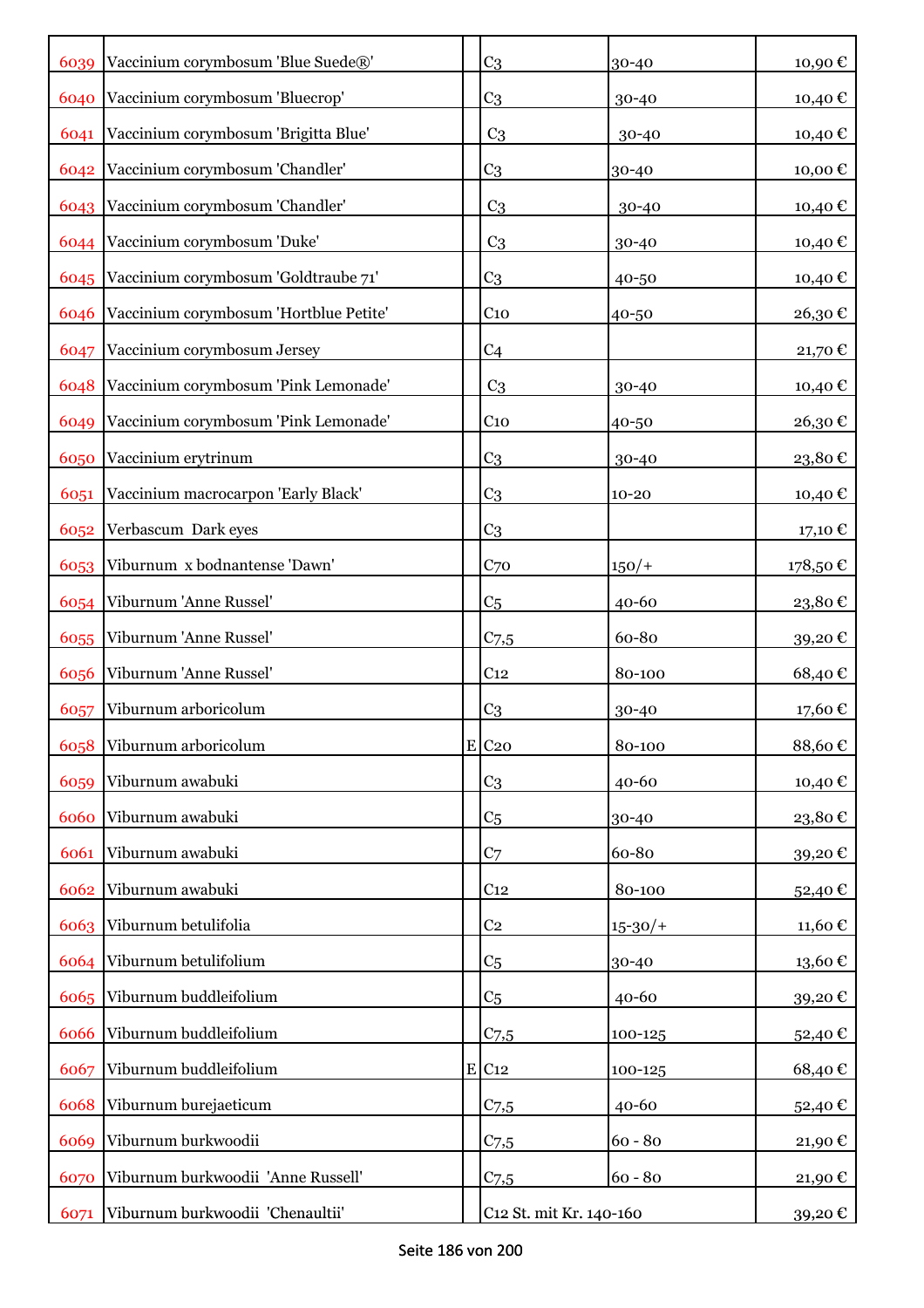| | | | | | |
|---|---|---|---|---|---|
| 6039 | Vaccinium corymbosum 'Blue Suede®' | | C3 | 30-40 | 10,90 € |
| 6040 | Vaccinium corymbosum 'Bluecrop' | | C3 | 30-40 | 10,40 € |
| 6041 | Vaccinium corymbosum 'Brigitta Blue' | | C3 | 30-40 | 10,40 € |
| 6042 | Vaccinium corymbosum 'Chandler' | | C3 | 30-40 | 10,00 € |
| 6043 | Vaccinium corymbosum 'Chandler' | | C3 | 30-40 | 10,40 € |
| 6044 | Vaccinium corymbosum 'Duke' | | C3 | 30-40 | 10,40 € |
| 6045 | Vaccinium corymbosum 'Goldtraube 71' | | C3 | 40-50 | 10,40 € |
| 6046 | Vaccinium corymbosum 'Hortblue Petite' | | C10 | 40-50 | 26,30 € |
| 6047 | Vaccinium corymbosum Jersey | | C4 | | 21,70 € |
| 6048 | Vaccinium corymbosum 'Pink Lemonade' | | C3 | 30-40 | 10,40 € |
| 6049 | Vaccinium corymbosum 'Pink Lemonade' | | C10 | 40-50 | 26,30 € |
| 6050 | Vaccinium erytrinum | | C3 | 30-40 | 23,80 € |
| 6051 | Vaccinium macrocarpon 'Early Black' | | C3 | 10-20 | 10,40 € |
| 6052 | Verbascum Dark eyes | | C3 | | 17,10 € |
| 6053 | Viburnum x bodnantense 'Dawn' | | C70 | 150/+ | 178,50 € |
| 6054 | Viburnum 'Anne Russel' | | C5 | 40-60 | 23,80 € |
| 6055 | Viburnum 'Anne Russel' | | C7,5 | 60-80 | 39,20 € |
| 6056 | Viburnum 'Anne Russel' | | C12 | 80-100 | 68,40 € |
| 6057 | Viburnum arboricolum | | C3 | 30-40 | 17,60 € |
| 6058 | Viburnum arboricolum | E | C20 | 80-100 | 88,60 € |
| 6059 | Viburnum awabuki | | C3 | 40-60 | 10,40 € |
| 6060 | Viburnum awabuki | | C5 | 30-40 | 23,80 € |
| 6061 | Viburnum awabuki | | C7 | 60-80 | 39,20 € |
| 6062 | Viburnum awabuki | | C12 | 80-100 | 52,40 € |
| 6063 | Viburnum betulifolia | | C2 | 15-30/+ | 11,60 € |
| 6064 | Viburnum betulifolium | | C5 | 30-40 | 13,60 € |
| 6065 | Viburnum buddleifolium | | C5 | 40-60 | 39,20 € |
| 6066 | Viburnum buddleifolium | | C7,5 | 100-125 | 52,40 € |
| 6067 | Viburnum buddleifolium | E | C12 | 100-125 | 68,40 € |
| 6068 | Viburnum burejaeticum | | C7,5 | 40-60 | 52,40 € |
| 6069 | Viburnum burkwoodii | | C7,5 | 60 - 80 | 21,90 € |
| 6070 | Viburnum burkwoodii 'Anne Russell' | | C7,5 | 60 - 80 | 21,90 € |
| 6071 | Viburnum burkwoodii 'Chenaultii' | | C12 St. mit Kr. 140-160 | | 39,20 € |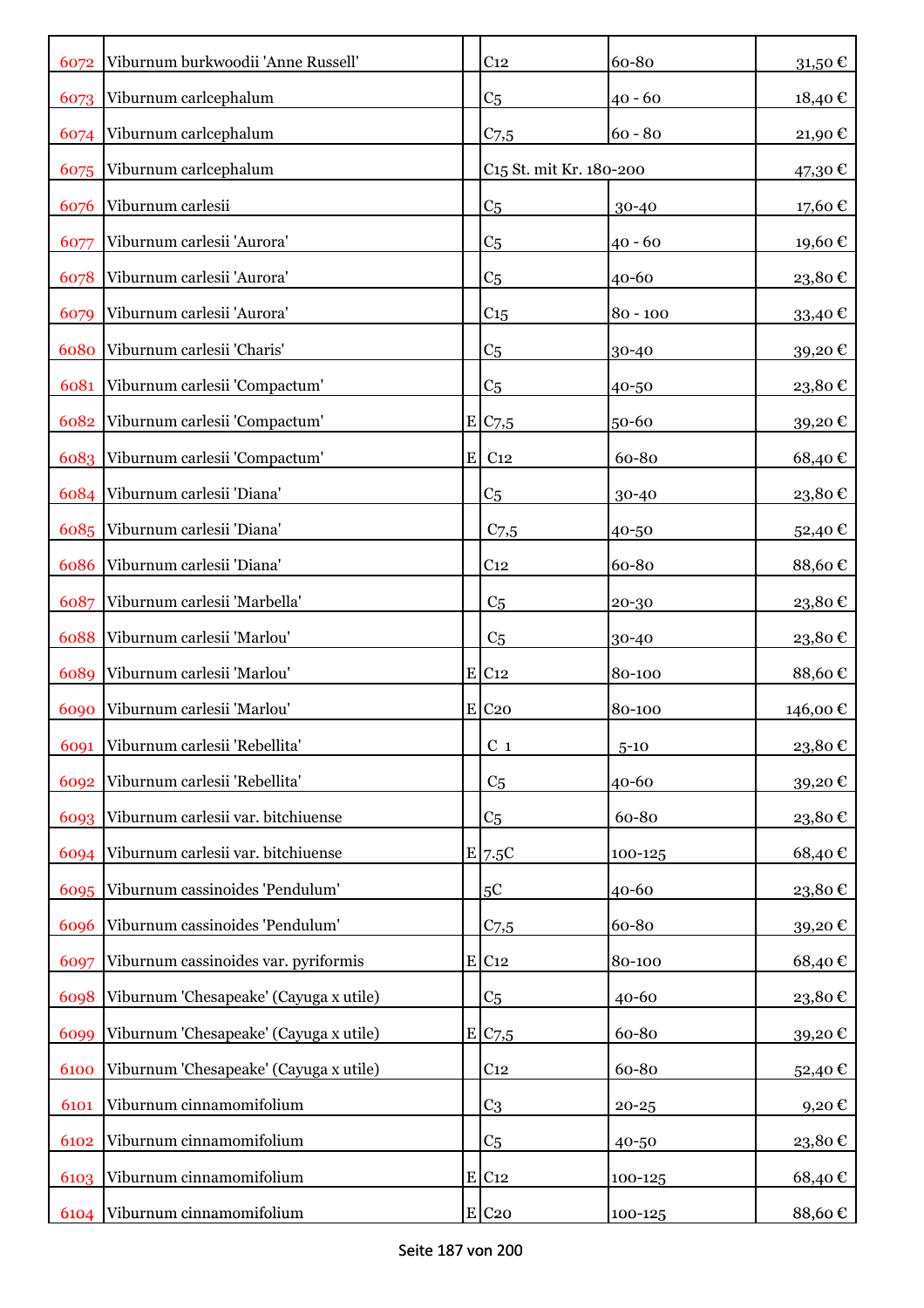| | | | | | |
|---|---|---|---|---|---|
| 6072 | Viburnum burkwoodii 'Anne Russell' | | C12 | 60-80 | 31,50 € |
| 6073 | Viburnum carlcephalum | | C5 | 40 - 60 | 18,40 € |
| 6074 | Viburnum carlcephalum | | C7,5 | 60 - 80 | 21,90 € |
| 6075 | Viburnum carlcephalum | | C15 St. mit Kr. 180-200 | | 47,30 € |
| 6076 | Viburnum carlesii | | C5 | 30-40 | 17,60 € |
| 6077 | Viburnum carlesii 'Aurora' | | C5 | 40 - 60 | 19,60 € |
| 6078 | Viburnum carlesii 'Aurora' | | C5 | 40-60 | 23,80 € |
| 6079 | Viburnum carlesii 'Aurora' | | C15 | 80 - 100 | 33,40 € |
| 6080 | Viburnum carlesii 'Charis' | | C5 | 30-40 | 39,20 € |
| 6081 | Viburnum carlesii 'Compactum' | | C5 | 40-50 | 23,80 € |
| 6082 | Viburnum carlesii 'Compactum' | E | C7,5 | 50-60 | 39,20 € |
| 6083 | Viburnum carlesii 'Compactum' | E | C12 | 60-80 | 68,40 € |
| 6084 | Viburnum carlesii 'Diana' | | C5 | 30-40 | 23,80 € |
| 6085 | Viburnum carlesii 'Diana' | | C7,5 | 40-50 | 52,40 € |
| 6086 | Viburnum carlesii 'Diana' | | C12 | 60-80 | 88,60 € |
| 6087 | Viburnum carlesii 'Marbella' | | C5 | 20-30 | 23,80 € |
| 6088 | Viburnum carlesii 'Marlou' | | C5 | 30-40 | 23,80 € |
| 6089 | Viburnum carlesii 'Marlou' | E | C12 | 80-100 | 88,60 € |
| 6090 | Viburnum carlesii 'Marlou' | E | C20 | 80-100 | 146,00 € |
| 6091 | Viburnum carlesii 'Rebellita' | | C 1 | 5-10 | 23,80 € |
| 6092 | Viburnum carlesii 'Rebellita' | | C5 | 40-60 | 39,20 € |
| 6093 | Viburnum carlesii var. bitchiuense | | C5 | 60-80 | 23,80 € |
| 6094 | Viburnum carlesii var. bitchiuense | E | 7.5C | 100-125 | 68,40 € |
| 6095 | Viburnum cassinoides 'Pendulum' | | 5C | 40-60 | 23,80 € |
| 6096 | Viburnum cassinoides 'Pendulum' | | C7,5 | 60-80 | 39,20 € |
| 6097 | Viburnum cassinoides var. pyriformis | E | C12 | 80-100 | 68,40 € |
| 6098 | Viburnum 'Chesapeake' (Cayuga x utile) | | C5 | 40-60 | 23,80 € |
| 6099 | Viburnum 'Chesapeake' (Cayuga x utile) | E | C7,5 | 60-80 | 39,20 € |
| 6100 | Viburnum 'Chesapeake' (Cayuga x utile) | | C12 | 60-80 | 52,40 € |
| 6101 | Viburnum cinnamomifolium | | C3 | 20-25 | 9,20 € |
| 6102 | Viburnum cinnamomifolium | | C5 | 40-50 | 23,80 € |
| 6103 | Viburnum cinnamomifolium | E | C12 | 100-125 | 68,40 € |
| 6104 | Viburnum cinnamomifolium | E | C20 | 100-125 | 88,60 € |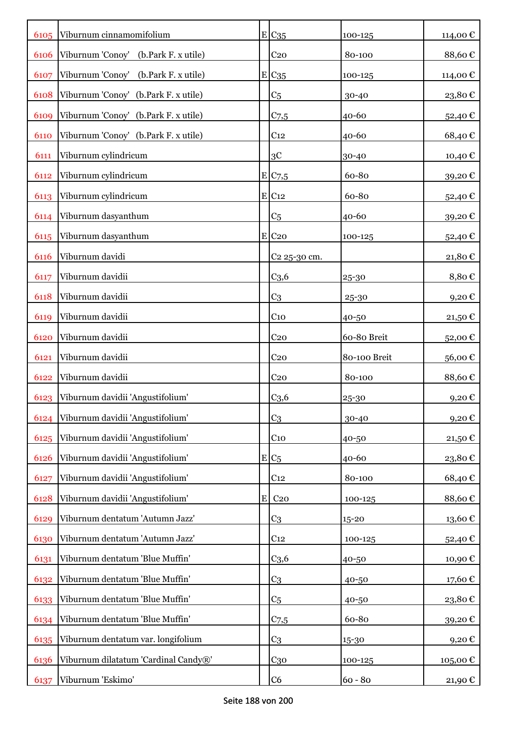| | | | | | |
|---|---|---|---|---|---|
| 6105 | Viburnum cinnamomifolium | E | C35 | 100-125 | 114,00 € |
| 6106 | Viburnum 'Conoy' (b.Park F. x utile) | | C20 | 80-100 | 88,60 € |
| 6107 | Viburnum 'Conoy' (b.Park F. x utile) | E | C35 | 100-125 | 114,00 € |
| 6108 | Viburnum 'Conoy' (b.Park F. x utile) | | C5 | 30-40 | 23,80 € |
| 6109 | Viburnum 'Conoy' (b.Park F. x utile) | | C7,5 | 40-60 | 52,40 € |
| 6110 | Viburnum 'Conoy' (b.Park F. x utile) | | C12 | 40-60 | 68,40 € |
| 6111 | Viburnum cylindricum | | 3C | 30-40 | 10,40 € |
| 6112 | Viburnum cylindricum | E | C7,5 | 60-80 | 39,20 € |
| 6113 | Viburnum cylindricum | E | C12 | 60-80 | 52,40 € |
| 6114 | Viburnum dasyanthum | | C5 | 40-60 | 39,20 € |
| 6115 | Viburnum dasyanthum | E | C20 | 100-125 | 52,40 € |
| 6116 | Viburnum davidi | | C2 25-30 cm. | | 21,80 € |
| 6117 | Viburnum davidii | | C3,6 | 25-30 | 8,80 € |
| 6118 | Viburnum davidii | | C3 | 25-30 | 9,20 € |
| 6119 | Viburnum davidii | | C10 | 40-50 | 21,50 € |
| 6120 | Viburnum davidii | | C20 | 60-80 Breit | 52,00 € |
| 6121 | Viburnum davidii | | C20 | 80-100 Breit | 56,00 € |
| 6122 | Viburnum davidii | | C20 | 80-100 | 88,60 € |
| 6123 | Viburnum davidii 'Angustifolium' | | C3,6 | 25-30 | 9,20 € |
| 6124 | Viburnum davidii 'Angustifolium' | | C3 | 30-40 | 9,20 € |
| 6125 | Viburnum davidii 'Angustifolium' | | C10 | 40-50 | 21,50 € |
| 6126 | Viburnum davidii 'Angustifolium' | E | C5 | 40-60 | 23,80 € |
| 6127 | Viburnum davidii 'Angustifolium' | | C12 | 80-100 | 68,40 € |
| 6128 | Viburnum davidii 'Angustifolium' | E | C20 | 100-125 | 88,60 € |
| 6129 | Viburnum dentatum 'Autumn Jazz' | | C3 | 15-20 | 13,60 € |
| 6130 | Viburnum dentatum 'Autumn Jazz' | | C12 | 100-125 | 52,40 € |
| 6131 | Viburnum dentatum 'Blue Muffin' | | C3,6 | 40-50 | 10,90 € |
| 6132 | Viburnum dentatum 'Blue Muffin' | | C3 | 40-50 | 17,60 € |
| 6133 | Viburnum dentatum 'Blue Muffin' | | C5 | 40-50 | 23,80 € |
| 6134 | Viburnum dentatum 'Blue Muffin' | | C7,5 | 60-80 | 39,20 € |
| 6135 | Viburnum dentatum var. longifolium | | C3 | 15-30 | 9,20 € |
| 6136 | Viburnum dilatatum 'Cardinal Candy®' | | C30 | 100-125 | 105,00 € |
| 6137 | Viburnum 'Eskimo' | | C6 | 60 - 80 | 21,90 € |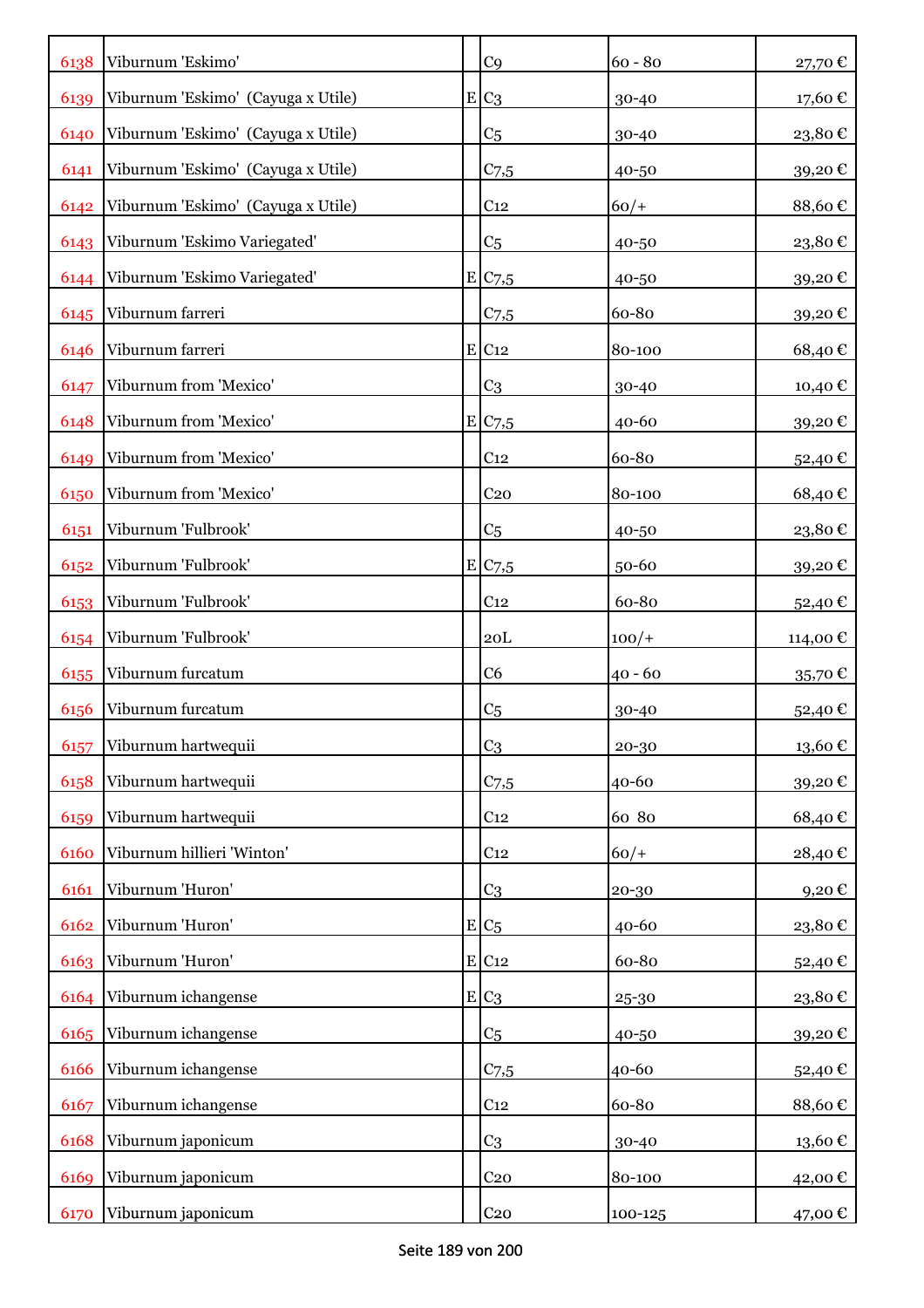| | | | | | |
|---|---|---|---|---|---|
| 6138 | Viburnum 'Eskimo' | | C9 | 60 - 80 | 27,70 € |
| 6139 | Viburnum 'Eskimo' (Cayuga x Utile) | E | C3 | 30-40 | 17,60 € |
| 6140 | Viburnum 'Eskimo' (Cayuga x Utile) | | C5 | 30-40 | 23,80 € |
| 6141 | Viburnum 'Eskimo' (Cayuga x Utile) | | C7,5 | 40-50 | 39,20 € |
| 6142 | Viburnum 'Eskimo' (Cayuga x Utile) | | C12 | 60/+ | 88,60 € |
| 6143 | Viburnum 'Eskimo Variegated' | | C5 | 40-50 | 23,80 € |
| 6144 | Viburnum 'Eskimo Variegated' | E | C7,5 | 40-50 | 39,20 € |
| 6145 | Viburnum farreri | | C7,5 | 60-80 | 39,20 € |
| 6146 | Viburnum farreri | E | C12 | 80-100 | 68,40 € |
| 6147 | Viburnum from 'Mexico' | | C3 | 30-40 | 10,40 € |
| 6148 | Viburnum from 'Mexico' | E | C7,5 | 40-60 | 39,20 € |
| 6149 | Viburnum from 'Mexico' | | C12 | 60-80 | 52,40 € |
| 6150 | Viburnum from 'Mexico' | | C20 | 80-100 | 68,40 € |
| 6151 | Viburnum 'Fulbrook' | | C5 | 40-50 | 23,80 € |
| 6152 | Viburnum 'Fulbrook' | E | C7,5 | 50-60 | 39,20 € |
| 6153 | Viburnum 'Fulbrook' | | C12 | 60-80 | 52,40 € |
| 6154 | Viburnum 'Fulbrook' | | 20L | 100/+ | 114,00 € |
| 6155 | Viburnum furcatum | | C6 | 40 - 60 | 35,70 € |
| 6156 | Viburnum furcatum | | C5 | 30-40 | 52,40 € |
| 6157 | Viburnum hartwequii | | C3 | 20-30 | 13,60 € |
| 6158 | Viburnum hartwequii | | C7,5 | 40-60 | 39,20 € |
| 6159 | Viburnum hartwequii | | C12 | 60 80 | 68,40 € |
| 6160 | Viburnum hillieri 'Winton' | | C12 | 60/+ | 28,40 € |
| 6161 | Viburnum 'Huron' | | C3 | 20-30 | 9,20 € |
| 6162 | Viburnum 'Huron' | E | C5 | 40-60 | 23,80 € |
| 6163 | Viburnum 'Huron' | E | C12 | 60-80 | 52,40 € |
| 6164 | Viburnum ichangense | E | C3 | 25-30 | 23,80 € |
| 6165 | Viburnum ichangense | | C5 | 40-50 | 39,20 € |
| 6166 | Viburnum ichangense | | C7,5 | 40-60 | 52,40 € |
| 6167 | Viburnum ichangense | | C12 | 60-80 | 88,60 € |
| 6168 | Viburnum japonicum | | C3 | 30-40 | 13,60 € |
| 6169 | Viburnum japonicum | | C20 | 80-100 | 42,00 € |
| 6170 | Viburnum japonicum | | C20 | 100-125 | 47,00 € |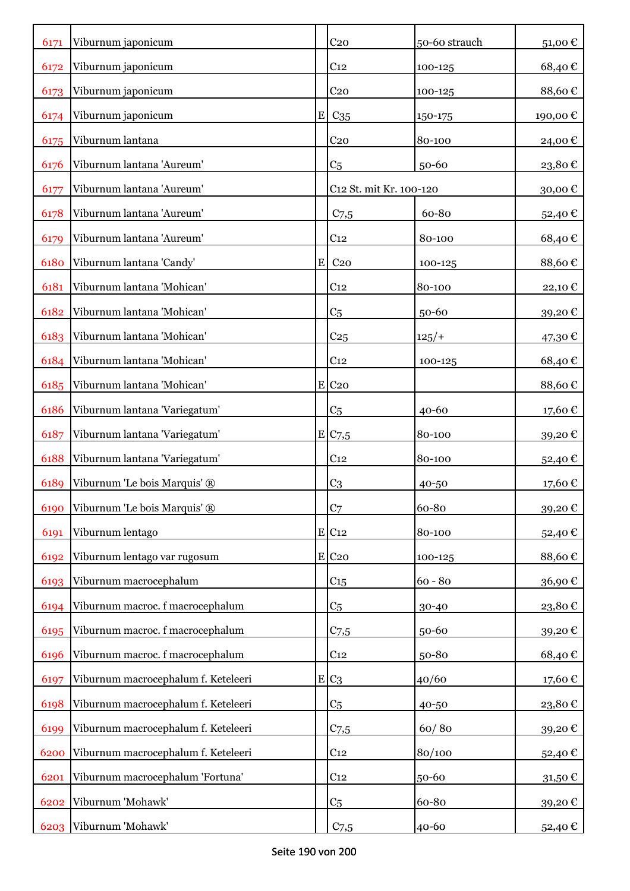| | | | | | |
|---|---|---|---|---|---|
| 6171 | Viburnum japonicum | | C20 | 50-60 strauch | 51,00 € |
| 6172 | Viburnum japonicum | | C12 | 100-125 | 68,40 € |
| 6173 | Viburnum japonicum | | C20 | 100-125 | 88,60 € |
| 6174 | Viburnum japonicum | E | C35 | 150-175 | 190,00 € |
| 6175 | Viburnum lantana | | C20 | 80-100 | 24,00 € |
| 6176 | Viburnum lantana 'Aureum' | | C5 | 50-60 | 23,80 € |
| 6177 | Viburnum lantana 'Aureum' | | C12 St. mit Kr. 100-120 | | 30,00 € |
| 6178 | Viburnum lantana 'Aureum' | | C7,5 | 60-80 | 52,40 € |
| 6179 | Viburnum lantana 'Aureum' | | C12 | 80-100 | 68,40 € |
| 6180 | Viburnum lantana 'Candy' | E | C20 | 100-125 | 88,60 € |
| 6181 | Viburnum lantana 'Mohican' | | C12 | 80-100 | 22,10 € |
| 6182 | Viburnum lantana 'Mohican' | | C5 | 50-60 | 39,20 € |
| 6183 | Viburnum lantana 'Mohican' | | C25 | 125/+ | 47,30 € |
| 6184 | Viburnum lantana 'Mohican' | | C12 | 100-125 | 68,40 € |
| 6185 | Viburnum lantana 'Mohican' | E | C20 | | 88,60 € |
| 6186 | Viburnum lantana 'Variegatum' | | C5 | 40-60 | 17,60 € |
| 6187 | Viburnum lantana 'Variegatum' | E | C7,5 | 80-100 | 39,20 € |
| 6188 | Viburnum lantana 'Variegatum' | | C12 | 80-100 | 52,40 € |
| 6189 | Viburnum 'Le bois Marquis' ® | | C3 | 40-50 | 17,60 € |
| 6190 | Viburnum 'Le bois Marquis' ® | | C7 | 60-80 | 39,20 € |
| 6191 | Viburnum lentago | E | C12 | 80-100 | 52,40 € |
| 6192 | Viburnum lentago var rugosum | E | C20 | 100-125 | 88,60 € |
| 6193 | Viburnum macrocephalum | | C15 | 60 - 80 | 36,90 € |
| 6194 | Viburnum macroc. f macrocephalum | | C5 | 30-40 | 23,80 € |
| 6195 | Viburnum macroc. f macrocephalum | | C7,5 | 50-60 | 39,20 € |
| 6196 | Viburnum macroc. f macrocephalum | | C12 | 50-80 | 68,40 € |
| 6197 | Viburnum macrocephalum f. Keteleeri | E | C3 | 40/60 | 17,60 € |
| 6198 | Viburnum macrocephalum f. Keteleeri | | C5 | 40-50 | 23,80 € |
| 6199 | Viburnum macrocephalum f. Keteleeri | | C7,5 | 60/ 80 | 39,20 € |
| 6200 | Viburnum macrocephalum f. Keteleeri | | C12 | 80/100 | 52,40 € |
| 6201 | Viburnum macrocephalum 'Fortuna' | | C12 | 50-60 | 31,50 € |
| 6202 | Viburnum 'Mohawk' | | C5 | 60-80 | 39,20 € |
| 6203 | Viburnum 'Mohawk' | | C7,5 | 40-60 | 52,40 € |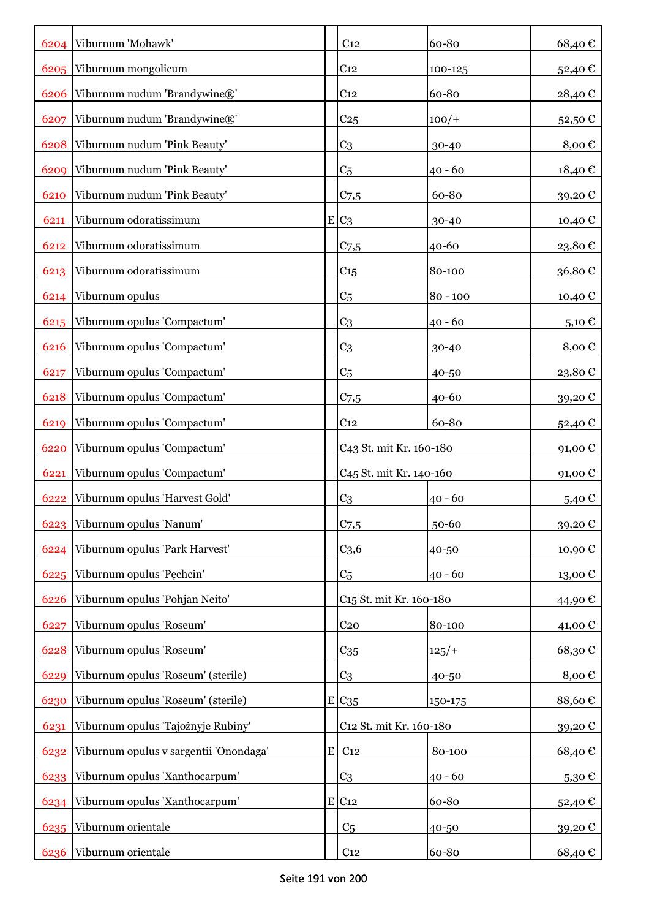| | | | | | |
|---|---|---|---|---|---|
| 6204 | Viburnum 'Mohawk' | | C12 | 60-80 | 68,40 € |
| 6205 | Viburnum mongolicum | | C12 | 100-125 | 52,40 € |
| 6206 | Viburnum nudum 'Brandywine®' | | C12 | 60-80 | 28,40 € |
| 6207 | Viburnum nudum 'Brandywine®' | | C25 | 100/+ | 52,50 € |
| 6208 | Viburnum nudum 'Pink Beauty' | | C3 | 30-40 | 8,00 € |
| 6209 | Viburnum nudum 'Pink Beauty' | | C5 | 40 - 60 | 18,40 € |
| 6210 | Viburnum nudum 'Pink Beauty' | | C7,5 | 60-80 | 39,20 € |
| 6211 | Viburnum odoratissimum | E | C3 | 30-40 | 10,40 € |
| 6212 | Viburnum odoratissimum | | C7,5 | 40-60 | 23,80 € |
| 6213 | Viburnum odoratissimum | | C15 | 80-100 | 36,80 € |
| 6214 | Viburnum opulus | | C5 | 80 - 100 | 10,40 € |
| 6215 | Viburnum opulus 'Compactum' | | C3 | 40 - 60 | 5,10 € |
| 6216 | Viburnum opulus 'Compactum' | | C3 | 30-40 | 8,00 € |
| 6217 | Viburnum opulus 'Compactum' | | C5 | 40-50 | 23,80 € |
| 6218 | Viburnum opulus 'Compactum' | | C7,5 | 40-60 | 39,20 € |
| 6219 | Viburnum opulus 'Compactum' | | C12 | 60-80 | 52,40 € |
| 6220 | Viburnum opulus 'Compactum' | | C43 St. mit Kr. 160-180 | | 91,00 € |
| 6221 | Viburnum opulus 'Compactum' | | C45 St. mit Kr. 140-160 | | 91,00 € |
| 6222 | Viburnum opulus 'Harvest Gold' | | C3 | 40 - 60 | 5,40 € |
| 6223 | Viburnum opulus 'Nanum' | | C7,5 | 50-60 | 39,20 € |
| 6224 | Viburnum opulus 'Park Harvest' | | C3,6 | 40-50 | 10,90 € |
| 6225 | Viburnum opulus 'Pęchcin' | | C5 | 40 - 60 | 13,00 € |
| 6226 | Viburnum opulus 'Pohjan Neito' | | C15 St. mit Kr. 160-180 | | 44,90 € |
| 6227 | Viburnum opulus 'Roseum' | | C20 | 80-100 | 41,00 € |
| 6228 | Viburnum opulus 'Roseum' | | C35 | 125/+ | 68,30 € |
| 6229 | Viburnum opulus 'Roseum' (sterile) | | C3 | 40-50 | 8,00 € |
| 6230 | Viburnum opulus 'Roseum' (sterile) | E | C35 | 150-175 | 88,60 € |
| 6231 | Viburnum opulus 'Tajożnyje Rubiny' | | C12 St. mit Kr. 160-180 | | 39,20 € |
| 6232 | Viburnum opulus v sargentii 'Onondaga' | E | C12 | 80-100 | 68,40 € |
| 6233 | Viburnum opulus 'Xanthocarpum' | | C3 | 40 - 60 | 5,30 € |
| 6234 | Viburnum opulus 'Xanthocarpum' | E | C12 | 60-80 | 52,40 € |
| 6235 | Viburnum orientale | | C5 | 40-50 | 39,20 € |
| 6236 | Viburnum orientale | | C12 | 60-80 | 68,40 € |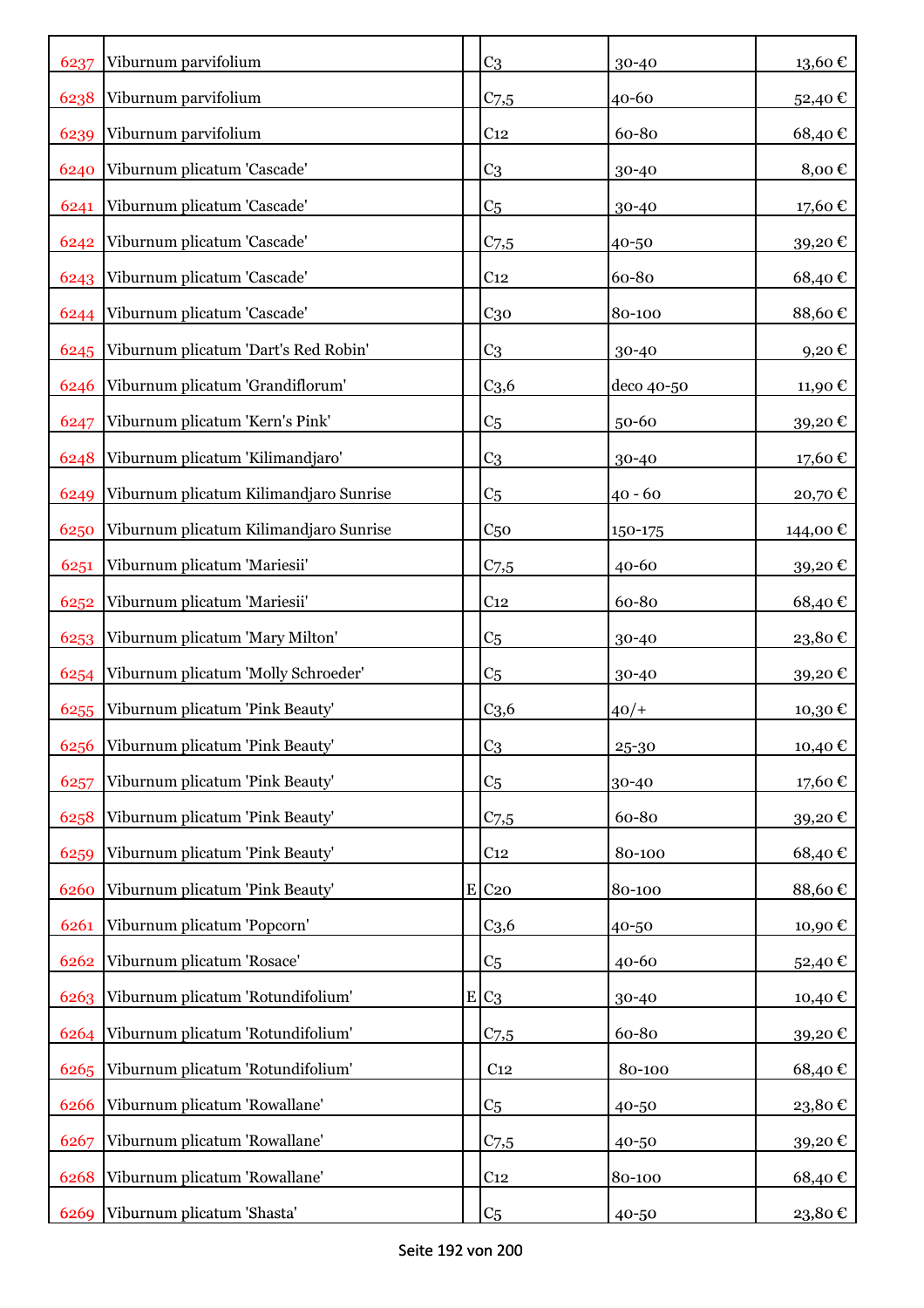| | | | | | |
|---|---|---|---|---|---|
| 6237 | Viburnum parvifolium | | C3 | 30-40 | 13,60 € |
| 6238 | Viburnum parvifolium | | C7,5 | 40-60 | 52,40 € |
| 6239 | Viburnum parvifolium | | C12 | 60-80 | 68,40 € |
| 6240 | Viburnum plicatum 'Cascade' | | C3 | 30-40 | 8,00 € |
| 6241 | Viburnum plicatum 'Cascade' | | C5 | 30-40 | 17,60 € |
| 6242 | Viburnum plicatum 'Cascade' | | C7,5 | 40-50 | 39,20 € |
| 6243 | Viburnum plicatum 'Cascade' | | C12 | 60-80 | 68,40 € |
| 6244 | Viburnum plicatum 'Cascade' | | C30 | 80-100 | 88,60 € |
| 6245 | Viburnum plicatum 'Dart's Red Robin' | | C3 | 30-40 | 9,20 € |
| 6246 | Viburnum plicatum 'Grandiflorum' | | C3,6 | deco 40-50 | 11,90 € |
| 6247 | Viburnum plicatum 'Kern's Pink' | | C5 | 50-60 | 39,20 € |
| 6248 | Viburnum plicatum 'Kilimandjaro' | | C3 | 30-40 | 17,60 € |
| 6249 | Viburnum plicatum Kilimandjaro Sunrise | | C5 | 40 - 60 | 20,70 € |
| 6250 | Viburnum plicatum Kilimandjaro Sunrise | | C50 | 150-175 | 144,00 € |
| 6251 | Viburnum plicatum 'Mariesii' | | C7,5 | 40-60 | 39,20 € |
| 6252 | Viburnum plicatum 'Mariesii' | | C12 | 60-80 | 68,40 € |
| 6253 | Viburnum plicatum 'Mary Milton' | | C5 | 30-40 | 23,80 € |
| 6254 | Viburnum plicatum 'Molly Schroeder' | | C5 | 30-40 | 39,20 € |
| 6255 | Viburnum plicatum 'Pink Beauty' | | C3,6 | 40/+ | 10,30 € |
| 6256 | Viburnum plicatum 'Pink Beauty' | | C3 | 25-30 | 10,40 € |
| 6257 | Viburnum plicatum 'Pink Beauty' | | C5 | 30-40 | 17,60 € |
| 6258 | Viburnum plicatum 'Pink Beauty' | | C7,5 | 60-80 | 39,20 € |
| 6259 | Viburnum plicatum 'Pink Beauty' | | C12 | 80-100 | 68,40 € |
| 6260 | Viburnum plicatum 'Pink Beauty' | E | C20 | 80-100 | 88,60 € |
| 6261 | Viburnum plicatum 'Popcorn' | | C3,6 | 40-50 | 10,90 € |
| 6262 | Viburnum plicatum 'Rosace' | | C5 | 40-60 | 52,40 € |
| 6263 | Viburnum plicatum 'Rotundifolium' | E | C3 | 30-40 | 10,40 € |
| 6264 | Viburnum plicatum 'Rotundifolium' | | C7,5 | 60-80 | 39,20 € |
| 6265 | Viburnum plicatum 'Rotundifolium' | | C12 | 80-100 | 68,40 € |
| 6266 | Viburnum plicatum 'Rowallane' | | C5 | 40-50 | 23,80 € |
| 6267 | Viburnum plicatum 'Rowallane' | | C7,5 | 40-50 | 39,20 € |
| 6268 | Viburnum plicatum 'Rowallane' | | C12 | 80-100 | 68,40 € |
| 6269 | Viburnum plicatum 'Shasta' | | C5 | 40-50 | 23,80 € |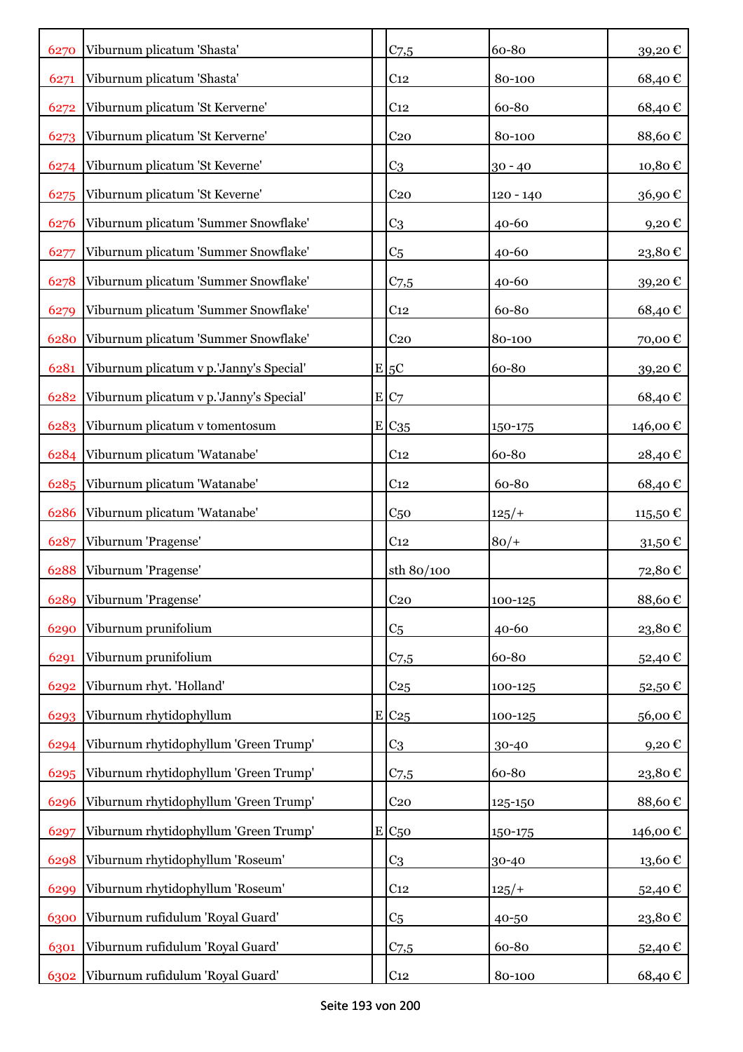| | | | | | |
|---|---|---|---|---|---|
| 6270 | Viburnum plicatum 'Shasta' | | C7,5 | 60-80 | 39,20 € |
| 6271 | Viburnum plicatum 'Shasta' | | C12 | 80-100 | 68,40 € |
| 6272 | Viburnum plicatum 'St Kerverne' | | C12 | 60-80 | 68,40 € |
| 6273 | Viburnum plicatum 'St Kerverne' | | C20 | 80-100 | 88,60 € |
| 6274 | Viburnum plicatum 'St Keverne' | | C3 | 30 - 40 | 10,80 € |
| 6275 | Viburnum plicatum 'St Keverne' | | C20 | 120 - 140 | 36,90 € |
| 6276 | Viburnum plicatum 'Summer Snowflake' | | C3 | 40-60 | 9,20 € |
| 6277 | Viburnum plicatum 'Summer Snowflake' | | C5 | 40-60 | 23,80 € |
| 6278 | Viburnum plicatum 'Summer Snowflake' | | C7,5 | 40-60 | 39,20 € |
| 6279 | Viburnum plicatum 'Summer Snowflake' | | C12 | 60-80 | 68,40 € |
| 6280 | Viburnum plicatum 'Summer Snowflake' | | C20 | 80-100 | 70,00 € |
| 6281 | Viburnum plicatum v p.'Janny's Special' | E | 5C | 60-80 | 39,20 € |
| 6282 | Viburnum plicatum v p.'Janny's Special' | E | C7 | | 68,40 € |
| 6283 | Viburnum plicatum v tomentosum | E | C35 | 150-175 | 146,00 € |
| 6284 | Viburnum plicatum 'Watanabe' | | C12 | 60-80 | 28,40 € |
| 6285 | Viburnum plicatum 'Watanabe' | | C12 | 60-80 | 68,40 € |
| 6286 | Viburnum plicatum 'Watanabe' | | C50 | 125/+ | 115,50 € |
| 6287 | Viburnum 'Pragense' | | C12 | 80/+ | 31,50 € |
| 6288 | Viburnum 'Pragense' | | sth 80/100 | | 72,80 € |
| 6289 | Viburnum 'Pragense' | | C20 | 100-125 | 88,60 € |
| 6290 | Viburnum prunifolium | | C5 | 40-60 | 23,80 € |
| 6291 | Viburnum prunifolium | | C7,5 | 60-80 | 52,40 € |
| 6292 | Viburnum rhyt. 'Holland' | | C25 | 100-125 | 52,50 € |
| 6293 | Viburnum rhytidophyllum | E | C25 | 100-125 | 56,00 € |
| 6294 | Viburnum rhytidophyllum 'Green Trump' | | C3 | 30-40 | 9,20 € |
| 6295 | Viburnum rhytidophyllum 'Green Trump' | | C7,5 | 60-80 | 23,80 € |
| 6296 | Viburnum rhytidophyllum 'Green Trump' | | C20 | 125-150 | 88,60 € |
| 6297 | Viburnum rhytidophyllum 'Green Trump' | E | C50 | 150-175 | 146,00 € |
| 6298 | Viburnum rhytidophyllum 'Roseum' | | C3 | 30-40 | 13,60 € |
| 6299 | Viburnum rhytidophyllum 'Roseum' | | C12 | 125/+ | 52,40 € |
| 6300 | Viburnum rufidulum 'Royal Guard' | | C5 | 40-50 | 23,80 € |
| 6301 | Viburnum rufidulum 'Royal Guard' | | C7,5 | 60-80 | 52,40 € |
| 6302 | Viburnum rufidulum 'Royal Guard' | | C12 | 80-100 | 68,40 € |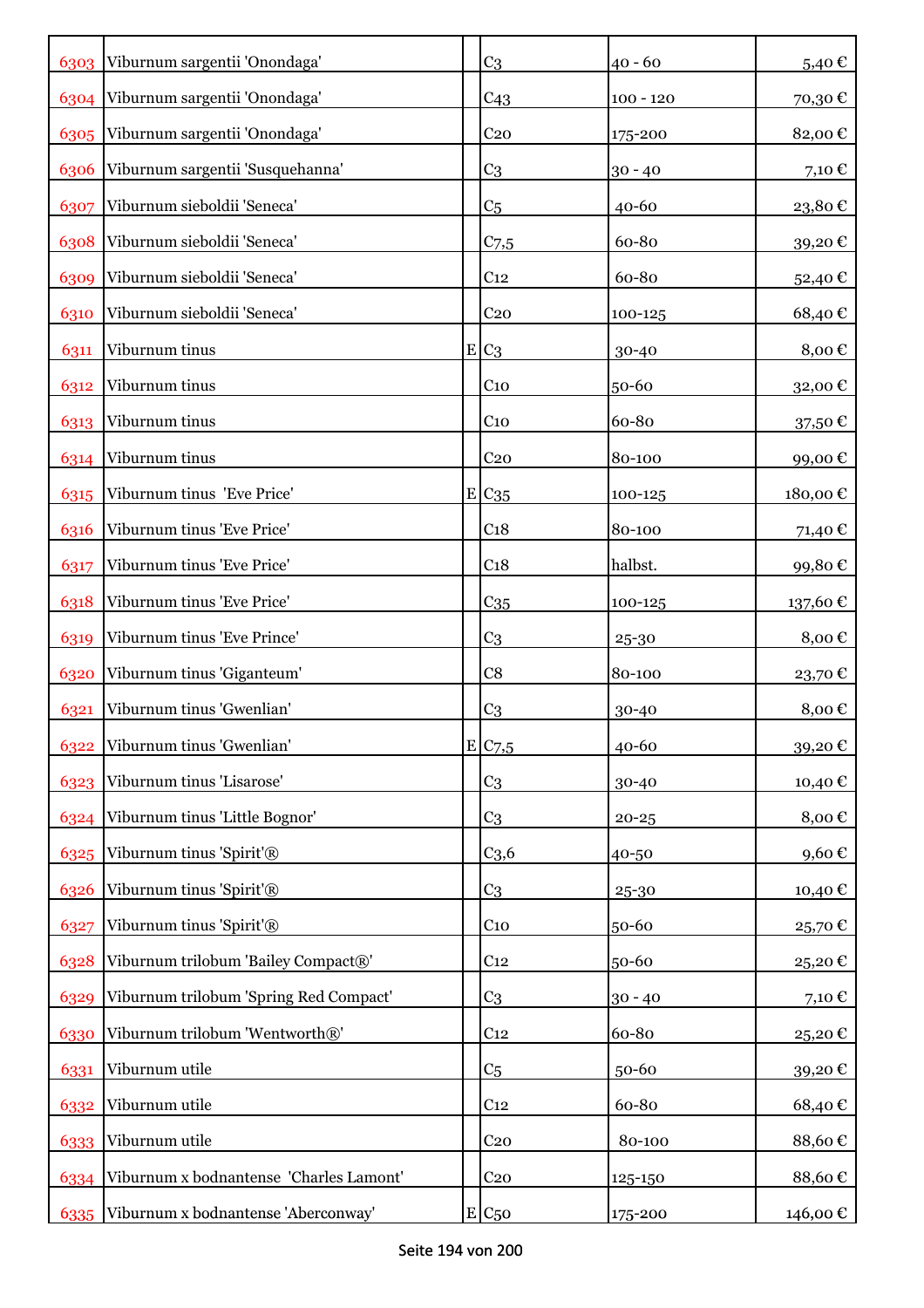| | | | | | |
|---|---|---|---|---|---|
| 6303 | Viburnum sargentii 'Onondaga' | | C3 | 40 - 60 | 5,40 € |
| 6304 | Viburnum sargentii 'Onondaga' | | C43 | 100 - 120 | 70,30 € |
| 6305 | Viburnum sargentii 'Onondaga' | | C20 | 175-200 | 82,00 € |
| 6306 | Viburnum sargentii 'Susquehanna' | | C3 | 30 - 40 | 7,10 € |
| 6307 | Viburnum sieboldii 'Seneca' | | C5 | 40-60 | 23,80 € |
| 6308 | Viburnum sieboldii 'Seneca' | | C7,5 | 60-80 | 39,20 € |
| 6309 | Viburnum sieboldii 'Seneca' | | C12 | 60-80 | 52,40 € |
| 6310 | Viburnum sieboldii 'Seneca' | | C20 | 100-125 | 68,40 € |
| 6311 | Viburnum tinus | E | C3 | 30-40 | 8,00 € |
| 6312 | Viburnum tinus | | C10 | 50-60 | 32,00 € |
| 6313 | Viburnum tinus | | C10 | 60-80 | 37,50 € |
| 6314 | Viburnum tinus | | C20 | 80-100 | 99,00 € |
| 6315 | Viburnum tinus 'Eve Price' | E | C35 | 100-125 | 180,00 € |
| 6316 | Viburnum tinus 'Eve Price' | | C18 | 80-100 | 71,40 € |
| 6317 | Viburnum tinus 'Eve Price' | | C18 | halbst. | 99,80 € |
| 6318 | Viburnum tinus 'Eve Price' | | C35 | 100-125 | 137,60 € |
| 6319 | Viburnum tinus 'Eve Prince' | | C3 | 25-30 | 8,00 € |
| 6320 | Viburnum tinus 'Giganteum' | | C8 | 80-100 | 23,70 € |
| 6321 | Viburnum tinus 'Gwenlian' | | C3 | 30-40 | 8,00 € |
| 6322 | Viburnum tinus 'Gwenlian' | E | C7,5 | 40-60 | 39,20 € |
| 6323 | Viburnum tinus 'Lisarose' | | C3 | 30-40 | 10,40 € |
| 6324 | Viburnum tinus 'Little Bognor' | | C3 | 20-25 | 8,00 € |
| 6325 | Viburnum tinus 'Spirit'® | | C3,6 | 40-50 | 9,60 € |
| 6326 | Viburnum tinus 'Spirit'® | | C3 | 25-30 | 10,40 € |
| 6327 | Viburnum tinus 'Spirit'® | | C10 | 50-60 | 25,70 € |
| 6328 | Viburnum trilobum 'Bailey Compact®' | | C12 | 50-60 | 25,20 € |
| 6329 | Viburnum trilobum 'Spring Red Compact' | | C3 | 30 - 40 | 7,10 € |
| 6330 | Viburnum trilobum 'Wentworth®' | | C12 | 60-80 | 25,20 € |
| 6331 | Viburnum utile | | C5 | 50-60 | 39,20 € |
| 6332 | Viburnum utile | | C12 | 60-80 | 68,40 € |
| 6333 | Viburnum utile | | C20 | 80-100 | 88,60 € |
| 6334 | Viburnum x bodnantense 'Charles Lamont' | | C20 | 125-150 | 88,60 € |
| 6335 | Viburnum x bodnantense 'Aberconway' | E | C50 | 175-200 | 146,00 € |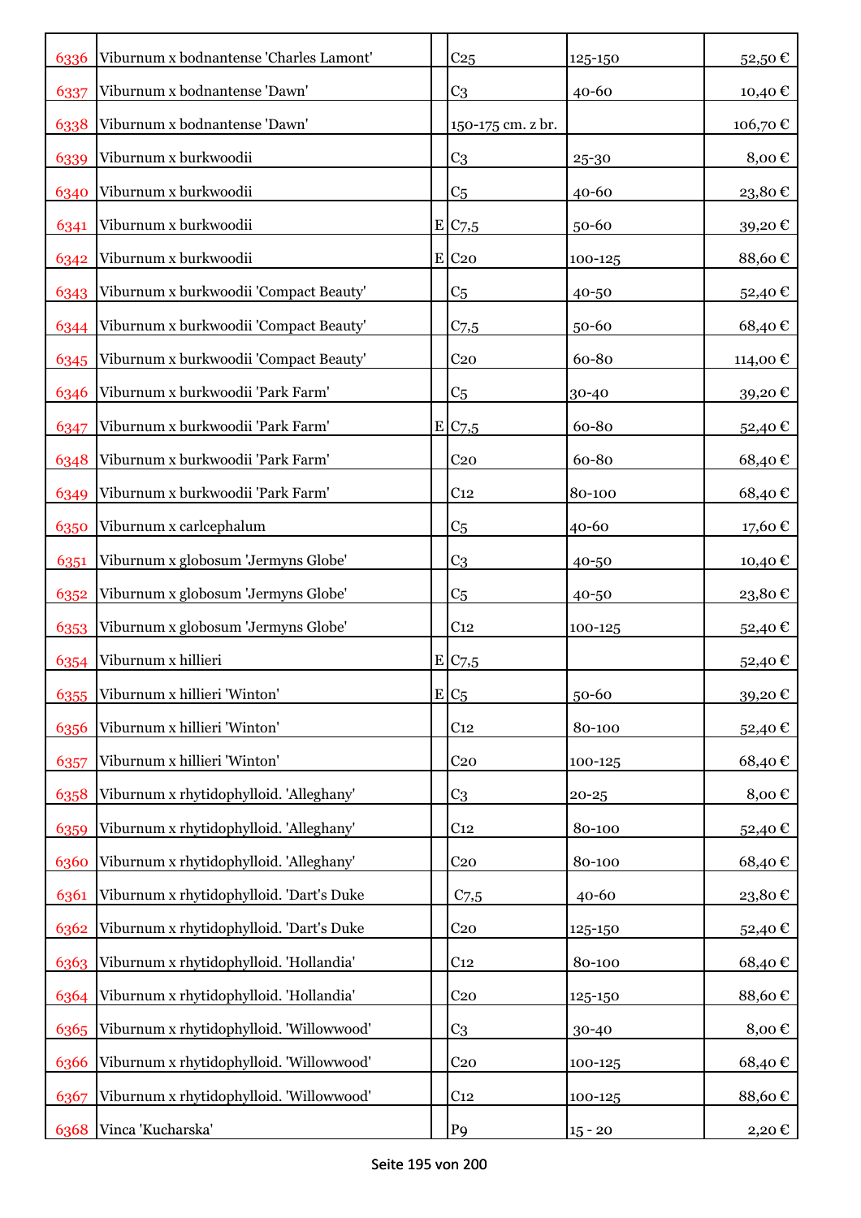| | | | | | |
|---|---|---|---|---|---|
| 6336 | Viburnum x bodnantense 'Charles Lamont' | | C25 | 125-150 | 52,50 € |
| 6337 | Viburnum x bodnantense 'Dawn' | | C3 | 40-60 | 10,40 € |
| 6338 | Viburnum x bodnantense 'Dawn' | | 150-175 cm. z br. | | 106,70 € |
| 6339 | Viburnum x burkwoodii | | C3 | 25-30 | 8,00 € |
| 6340 | Viburnum x burkwoodii | | C5 | 40-60 | 23,80 € |
| 6341 | Viburnum x burkwoodii | E | C7,5 | 50-60 | 39,20 € |
| 6342 | Viburnum x burkwoodii | E | C20 | 100-125 | 88,60 € |
| 6343 | Viburnum x burkwoodii 'Compact Beauty' | | C5 | 40-50 | 52,40 € |
| 6344 | Viburnum x burkwoodii 'Compact Beauty' | | C7,5 | 50-60 | 68,40 € |
| 6345 | Viburnum x burkwoodii 'Compact Beauty' | | C20 | 60-80 | 114,00 € |
| 6346 | Viburnum x burkwoodii 'Park Farm' | | C5 | 30-40 | 39,20 € |
| 6347 | Viburnum x burkwoodii 'Park Farm' | E | C7,5 | 60-80 | 52,40 € |
| 6348 | Viburnum x burkwoodii 'Park Farm' | | C20 | 60-80 | 68,40 € |
| 6349 | Viburnum x burkwoodii 'Park Farm' | | C12 | 80-100 | 68,40 € |
| 6350 | Viburnum x carlcephalum | | C5 | 40-60 | 17,60 € |
| 6351 | Viburnum x globosum 'Jermyns Globe' | | C3 | 40-50 | 10,40 € |
| 6352 | Viburnum x globosum 'Jermyns Globe' | | C5 | 40-50 | 23,80 € |
| 6353 | Viburnum x globosum 'Jermyns Globe' | | C12 | 100-125 | 52,40 € |
| 6354 | Viburnum x hillieri | E | C7,5 | | 52,40 € |
| 6355 | Viburnum x hillieri 'Winton' | E | C5 | 50-60 | 39,20 € |
| 6356 | Viburnum x hillieri 'Winton' | | C12 | 80-100 | 52,40 € |
| 6357 | Viburnum x hillieri 'Winton' | | C20 | 100-125 | 68,40 € |
| 6358 | Viburnum x rhytidophylloid. 'Alleghany' | | C3 | 20-25 | 8,00 € |
| 6359 | Viburnum x rhytidophylloid. 'Alleghany' | | C12 | 80-100 | 52,40 € |
| 6360 | Viburnum x rhytidophylloid. 'Alleghany' | | C20 | 80-100 | 68,40 € |
| 6361 | Viburnum x rhytidophylloid. 'Dart's Duke | | C7,5 | 40-60 | 23,80 € |
| 6362 | Viburnum x rhytidophylloid. 'Dart's Duke | | C20 | 125-150 | 52,40 € |
| 6363 | Viburnum x rhytidophylloid. 'Hollandia' | | C12 | 80-100 | 68,40 € |
| 6364 | Viburnum x rhytidophylloid. 'Hollandia' | | C20 | 125-150 | 88,60 € |
| 6365 | Viburnum x rhytidophylloid. 'Willowwood' | | C3 | 30-40 | 8,00 € |
| 6366 | Viburnum x rhytidophylloid. 'Willowwood' | | C20 | 100-125 | 68,40 € |
| 6367 | Viburnum x rhytidophylloid. 'Willowwood' | | C12 | 100-125 | 88,60 € |
| 6368 | Vinca 'Kucharska' | | P9 | 15 - 20 | 2,20 € |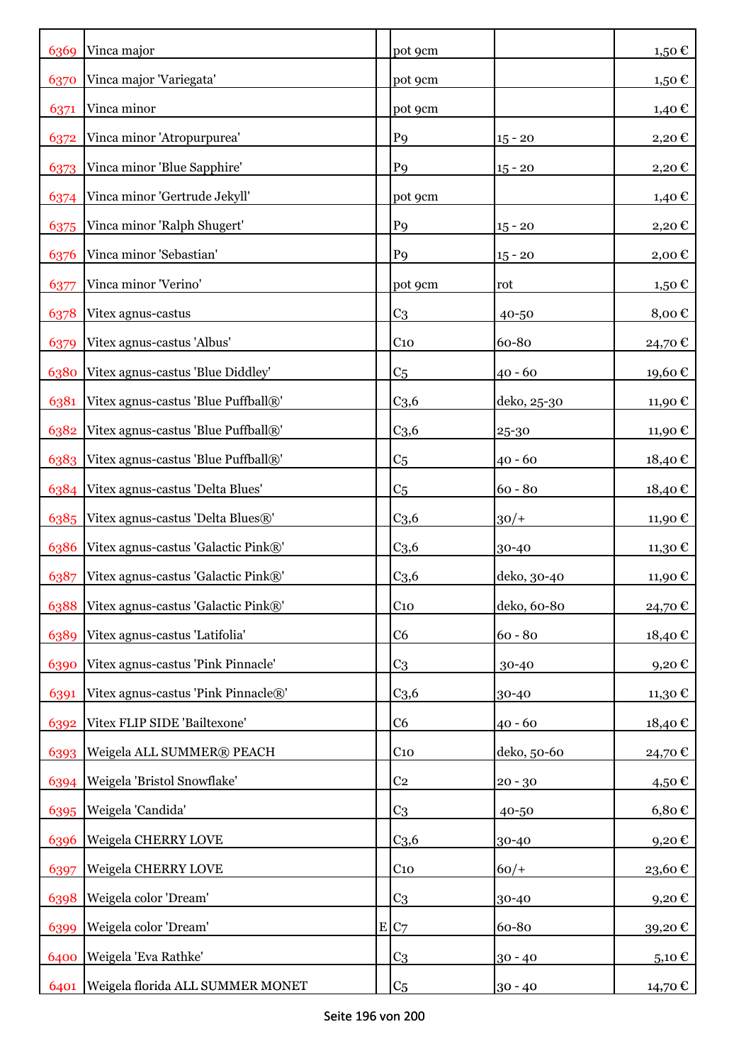| | | | | | |
|---|---|---|---|---|---|
| 6369 | Vinca major | | pot 9cm | | 1,50 € |
| 6370 | Vinca major 'Variegata' | | pot 9cm | | 1,50 € |
| 6371 | Vinca minor | | pot 9cm | | 1,40 € |
| 6372 | Vinca minor 'Atropurpurea' | | P9 | 15 - 20 | 2,20 € |
| 6373 | Vinca minor 'Blue Sapphire' | | P9 | 15 - 20 | 2,20 € |
| 6374 | Vinca minor 'Gertrude Jekyll' | | pot 9cm | | 1,40 € |
| 6375 | Vinca minor 'Ralph Shugert' | | P9 | 15 - 20 | 2,20 € |
| 6376 | Vinca minor 'Sebastian' | | P9 | 15 - 20 | 2,00 € |
| 6377 | Vinca minor 'Verino' | | pot 9cm | rot | 1,50 € |
| 6378 | Vitex agnus-castus | | C3 | 40-50 | 8,00 € |
| 6379 | Vitex agnus-castus 'Albus' | | C10 | 60-80 | 24,70 € |
| 6380 | Vitex agnus-castus 'Blue Diddley' | | C5 | 40 - 60 | 19,60 € |
| 6381 | Vitex agnus-castus 'Blue Puffball®' | | C3,6 | deko, 25-30 | 11,90 € |
| 6382 | Vitex agnus-castus 'Blue Puffball®' | | C3,6 | 25-30 | 11,90 € |
| 6383 | Vitex agnus-castus 'Blue Puffball®' | | C5 | 40 - 60 | 18,40 € |
| 6384 | Vitex agnus-castus 'Delta Blues' | | C5 | 60 - 80 | 18,40 € |
| 6385 | Vitex agnus-castus 'Delta Blues®' | | C3,6 | 30/+ | 11,90 € |
| 6386 | Vitex agnus-castus 'Galactic Pink®' | | C3,6 | 30-40 | 11,30 € |
| 6387 | Vitex agnus-castus 'Galactic Pink®' | | C3,6 | deko, 30-40 | 11,90 € |
| 6388 | Vitex agnus-castus 'Galactic Pink®' | | C10 | deko, 60-80 | 24,70 € |
| 6389 | Vitex agnus-castus 'Latifolia' | | C6 | 60 - 80 | 18,40 € |
| 6390 | Vitex agnus-castus 'Pink Pinnacle' | | C3 | 30-40 | 9,20 € |
| 6391 | Vitex agnus-castus 'Pink Pinnacle®' | | C3,6 | 30-40 | 11,30 € |
| 6392 | Vitex FLIP SIDE 'Bailtexone' | | C6 | 40 - 60 | 18,40 € |
| 6393 | Weigela ALL SUMMER® PEACH | | C10 | deko, 50-60 | 24,70 € |
| 6394 | Weigela 'Bristol Snowflake' | | C2 | 20 - 30 | 4,50 € |
| 6395 | Weigela 'Candida' | | C3 | 40-50 | 6,80 € |
| 6396 | Weigela CHERRY LOVE | | C3,6 | 30-40 | 9,20 € |
| 6397 | Weigela CHERRY LOVE | | C10 | 60/+ | 23,60 € |
| 6398 | Weigela color 'Dream' | | C3 | 30-40 | 9,20 € |
| 6399 | Weigela color 'Dream' | E | C7 | 60-80 | 39,20 € |
| 6400 | Weigela 'Eva Rathke' | | C3 | 30 - 40 | 5,10 € |
| 6401 | Weigela florida ALL SUMMER MONET | | C5 | 30 - 40 | 14,70 € |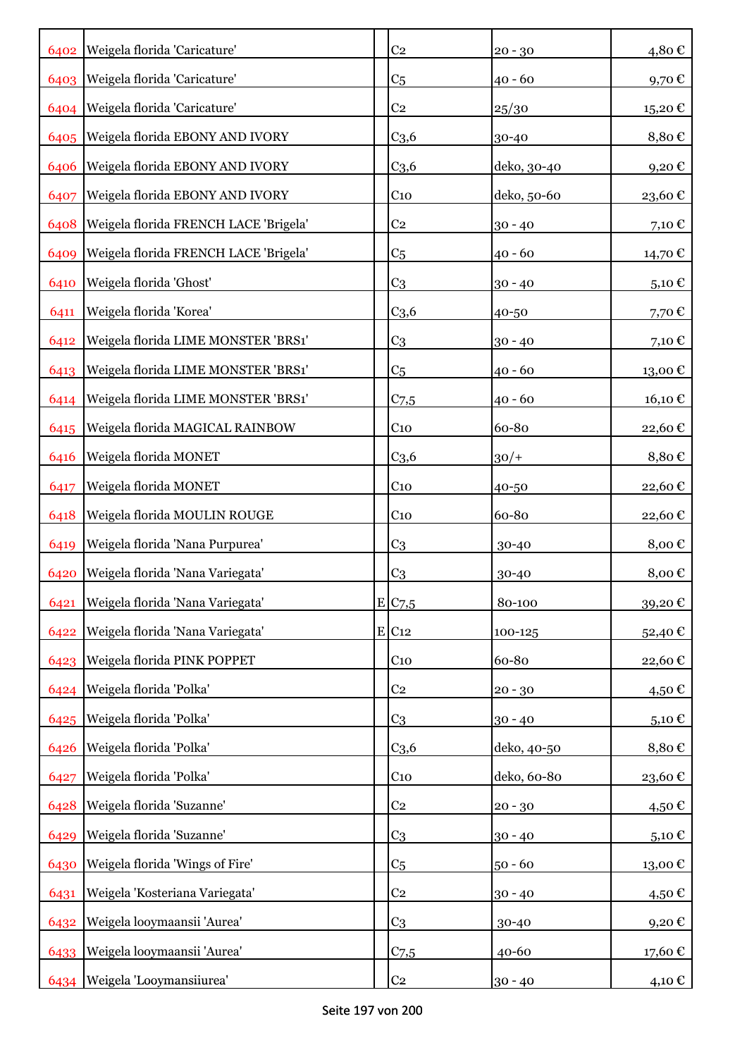| | | | | | |
|---|---|---|---|---|---|
| 6402 | Weigela florida 'Caricature' | | C2 | 20 - 30 | 4,80 € |
| 6403 | Weigela florida 'Caricature' | | C5 | 40 - 60 | 9,70 € |
| 6404 | Weigela florida 'Caricature' | | C2 | 25/30 | 15,20 € |
| 6405 | Weigela florida EBONY AND IVORY | | C3,6 | 30-40 | 8,80 € |
| 6406 | Weigela florida EBONY AND IVORY | | C3,6 | deko, 30-40 | 9,20 € |
| 6407 | Weigela florida EBONY AND IVORY | | C10 | deko, 50-60 | 23,60 € |
| 6408 | Weigela florida FRENCH LACE 'Brigela' | | C2 | 30 - 40 | 7,10 € |
| 6409 | Weigela florida FRENCH LACE 'Brigela' | | C5 | 40 - 60 | 14,70 € |
| 6410 | Weigela florida 'Ghost' | | C3 | 30 - 40 | 5,10 € |
| 6411 | Weigela florida 'Korea' | | C3,6 | 40-50 | 7,70 € |
| 6412 | Weigela florida LIME MONSTER 'BRS1' | | C3 | 30 - 40 | 7,10 € |
| 6413 | Weigela florida LIME MONSTER 'BRS1' | | C5 | 40 - 60 | 13,00 € |
| 6414 | Weigela florida LIME MONSTER 'BRS1' | | C7,5 | 40 - 60 | 16,10 € |
| 6415 | Weigela florida MAGICAL RAINBOW | | C10 | 60-80 | 22,60 € |
| 6416 | Weigela florida MONET | | C3,6 | 30/+ | 8,80 € |
| 6417 | Weigela florida MONET | | C10 | 40-50 | 22,60 € |
| 6418 | Weigela florida MOULIN ROUGE | | C10 | 60-80 | 22,60 € |
| 6419 | Weigela florida 'Nana Purpurea' | | C3 | 30-40 | 8,00 € |
| 6420 | Weigela florida 'Nana Variegata' | | C3 | 30-40 | 8,00 € |
| 6421 | Weigela florida 'Nana Variegata' | E | C7,5 | 80-100 | 39,20 € |
| 6422 | Weigela florida 'Nana Variegata' | E | C12 | 100-125 | 52,40 € |
| 6423 | Weigela florida PINK POPPET | | C10 | 60-80 | 22,60 € |
| 6424 | Weigela florida 'Polka' | | C2 | 20 - 30 | 4,50 € |
| 6425 | Weigela florida 'Polka' | | C3 | 30 - 40 | 5,10 € |
| 6426 | Weigela florida 'Polka' | | C3,6 | deko, 40-50 | 8,80 € |
| 6427 | Weigela florida 'Polka' | | C10 | deko, 60-80 | 23,60 € |
| 6428 | Weigela florida 'Suzanne' | | C2 | 20 - 30 | 4,50 € |
| 6429 | Weigela florida 'Suzanne' | | C3 | 30 - 40 | 5,10 € |
| 6430 | Weigela florida 'Wings of Fire' | | C5 | 50 - 60 | 13,00 € |
| 6431 | Weigela 'Kosteriana Variegata' | | C2 | 30 - 40 | 4,50 € |
| 6432 | Weigela looymaansii 'Aurea' | | C3 | 30-40 | 9,20 € |
| 6433 | Weigela looymaansii 'Aurea' | | C7,5 | 40-60 | 17,60 € |
| 6434 | Weigela 'Looymansiiurea' | | C2 | 30 - 40 | 4,10 € |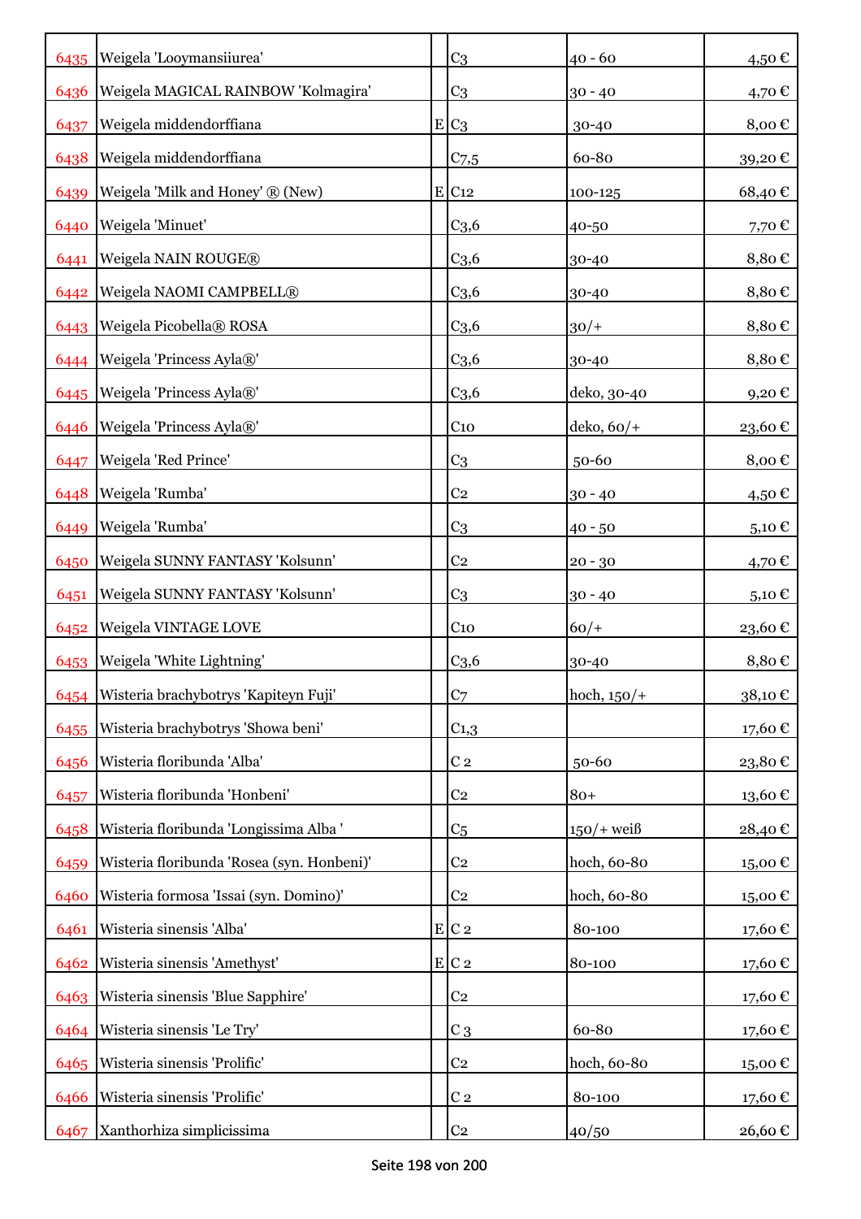| | | | | | |
|---|---|---|---|---|---|
| 6435 | Weigela 'Looymansiiurea' | | C3 | 40 - 60 | 4,50 € |
| 6436 | Weigela MAGICAL RAINBOW 'Kolmagira' | | C3 | 30 - 40 | 4,70 € |
| 6437 | Weigela middendorffiana | E | C3 | 30-40 | 8,00 € |
| 6438 | Weigela middendorffiana | | C7,5 | 60-80 | 39,20 € |
| 6439 | Weigela 'Milk and Honey' ® (New) | E | C12 | 100-125 | 68,40 € |
| 6440 | Weigela 'Minuet' | | C3,6 | 40-50 | 7,70 € |
| 6441 | Weigela NAIN ROUGE® | | C3,6 | 30-40 | 8,80 € |
| 6442 | Weigela NAOMI CAMPBELL® | | C3,6 | 30-40 | 8,80 € |
| 6443 | Weigela Picobella® ROSA | | C3,6 | 30/+ | 8,80 € |
| 6444 | Weigela 'Princess Ayla®' | | C3,6 | 30-40 | 8,80 € |
| 6445 | Weigela 'Princess Ayla®' | | C3,6 | deko, 30-40 | 9,20 € |
| 6446 | Weigela 'Princess Ayla®' | | C10 | deko, 60/+ | 23,60 € |
| 6447 | Weigela 'Red Prince' | | C3 | 50-60 | 8,00 € |
| 6448 | Weigela 'Rumba' | | C2 | 30 - 40 | 4,50 € |
| 6449 | Weigela 'Rumba' | | C3 | 40 - 50 | 5,10 € |
| 6450 | Weigela SUNNY FANTASY 'Kolsunn' | | C2 | 20 - 30 | 4,70 € |
| 6451 | Weigela SUNNY FANTASY 'Kolsunn' | | C3 | 30 - 40 | 5,10 € |
| 6452 | Weigela VINTAGE LOVE | | C10 | 60/+ | 23,60 € |
| 6453 | Weigela 'White Lightning' | | C3,6 | 30-40 | 8,80 € |
| 6454 | Wisteria brachybotrys 'Kapiteyn Fuji' | | C7 | hoch, 150/+ | 38,10 € |
| 6455 | Wisteria brachybotrys 'Showa beni' | | C1,3 | | 17,60 € |
| 6456 | Wisteria floribunda 'Alba' | | C 2 | 50-60 | 23,80 € |
| 6457 | Wisteria floribunda 'Honbeni' | | C2 | 80+ | 13,60 € |
| 6458 | Wisteria floribunda 'Longissima Alba ' | | C5 | 150/+ weiß | 28,40 € |
| 6459 | Wisteria floribunda 'Rosea (syn. Honbeni)' | | C2 | hoch, 60-80 | 15,00 € |
| 6460 | Wisteria formosa 'Issai (syn. Domino)' | | C2 | hoch, 60-80 | 15,00 € |
| 6461 | Wisteria sinensis 'Alba' | E | C 2 | 80-100 | 17,60 € |
| 6462 | Wisteria sinensis 'Amethyst' | E | C 2 | 80-100 | 17,60 € |
| 6463 | Wisteria sinensis 'Blue Sapphire' | | C2 | | 17,60 € |
| 6464 | Wisteria sinensis 'Le Try' | | C 3 | 60-80 | 17,60 € |
| 6465 | Wisteria sinensis 'Prolific' | | C2 | hoch, 60-80 | 15,00 € |
| 6466 | Wisteria sinensis 'Prolific' | | C 2 | 80-100 | 17,60 € |
| 6467 | Xanthorhiza simplicissima | | C2 | 40/50 | 26,60 € |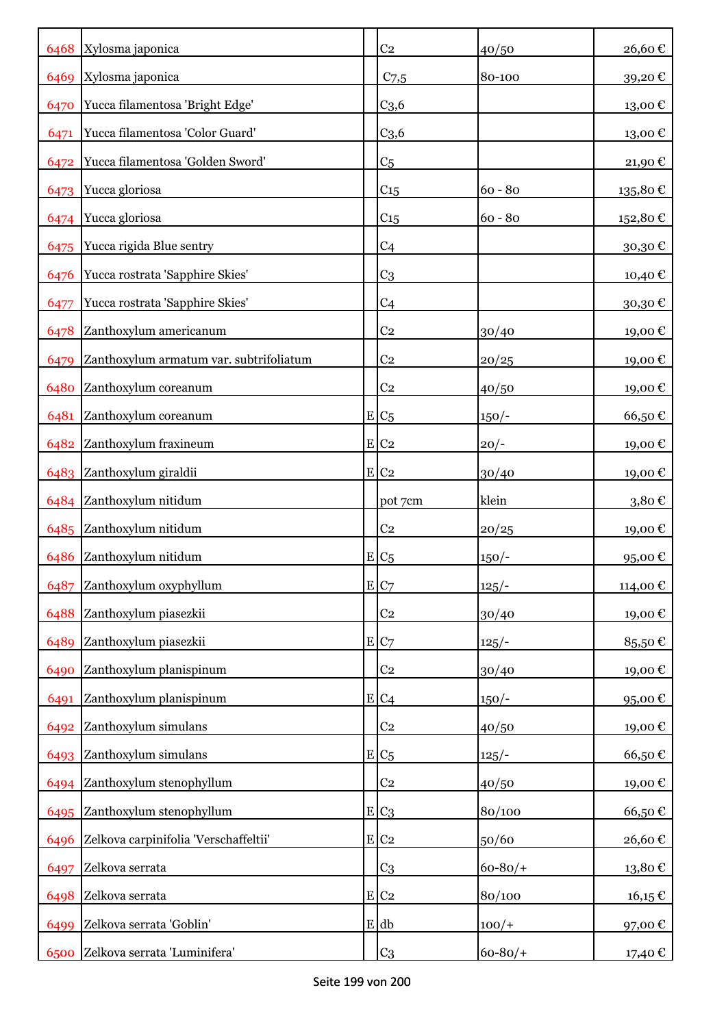| | | | | | |
|---|---|---|---|---|---|
| 6468 | Xylosma japonica | | C2 | 40/50 | 26,60 € |
| 6469 | Xylosma japonica | | C7,5 | 80-100 | 39,20 € |
| 6470 | Yucca filamentosa 'Bright Edge' | | C3,6 | | 13,00 € |
| 6471 | Yucca filamentosa 'Color Guard' | | C3,6 | | 13,00 € |
| 6472 | Yucca filamentosa 'Golden Sword' | | C5 | | 21,90 € |
| 6473 | Yucca gloriosa | | C15 | 60 - 80 | 135,80 € |
| 6474 | Yucca gloriosa | | C15 | 60 - 80 | 152,80 € |
| 6475 | Yucca rigida Blue sentry | | C4 | | 30,30 € |
| 6476 | Yucca rostrata 'Sapphire Skies' | | C3 | | 10,40 € |
| 6477 | Yucca rostrata 'Sapphire Skies' | | C4 | | 30,30 € |
| 6478 | Zanthoxylum americanum | | C2 | 30/40 | 19,00 € |
| 6479 | Zanthoxylum armatum var. subtrifoliatum | | C2 | 20/25 | 19,00 € |
| 6480 | Zanthoxylum coreanum | | C2 | 40/50 | 19,00 € |
| 6481 | Zanthoxylum coreanum | E | C5 | 150/- | 66,50 € |
| 6482 | Zanthoxylum fraxineum | E | C2 | 20/- | 19,00 € |
| 6483 | Zanthoxylum giraldii | E | C2 | 30/40 | 19,00 € |
| 6484 | Zanthoxylum nitidum | | pot 7cm | klein | 3,80 € |
| 6485 | Zanthoxylum nitidum | | C2 | 20/25 | 19,00 € |
| 6486 | Zanthoxylum nitidum | E | C5 | 150/- | 95,00 € |
| 6487 | Zanthoxylum oxyphyllum | E | C7 | 125/- | 114,00 € |
| 6488 | Zanthoxylum piasezkii | | C2 | 30/40 | 19,00 € |
| 6489 | Zanthoxylum piasezkii | E | C7 | 125/- | 85,50 € |
| 6490 | Zanthoxylum planispinum | | C2 | 30/40 | 19,00 € |
| 6491 | Zanthoxylum planispinum | E | C4 | 150/- | 95,00 € |
| 6492 | Zanthoxylum simulans | | C2 | 40/50 | 19,00 € |
| 6493 | Zanthoxylum simulans | E | C5 | 125/- | 66,50 € |
| 6494 | Zanthoxylum stenophyllum | | C2 | 40/50 | 19,00 € |
| 6495 | Zanthoxylum stenophyllum | E | C3 | 80/100 | 66,50 € |
| 6496 | Zelkova carpinifolia 'Verschaffeltii' | E | C2 | 50/60 | 26,60 € |
| 6497 | Zelkova serrata | | C3 | 60-80/+ | 13,80 € |
| 6498 | Zelkova serrata | E | C2 | 80/100 | 16,15 € |
| 6499 | Zelkova serrata 'Goblin' | E | db | 100/+ | 97,00 € |
| 6500 | Zelkova serrata 'Luminifera' | | C3 | 60-80/+ | 17,40 € |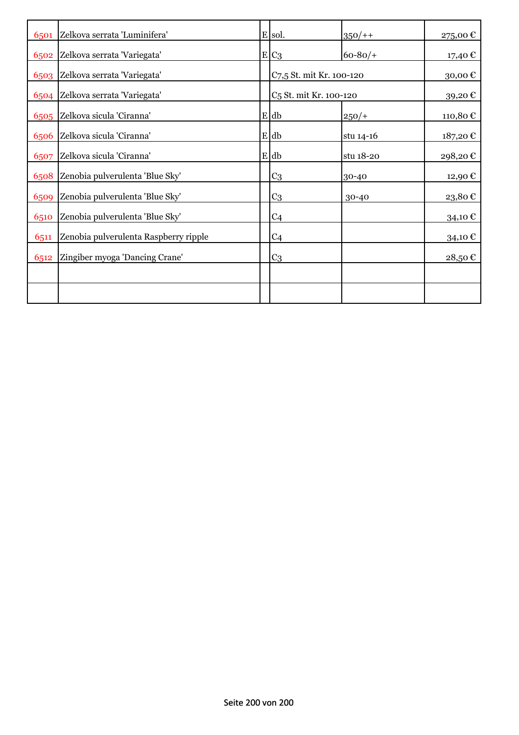| | | | | | |
|---|---|---|---|---|---|
| 6501 | Zelkova serrata 'Luminifera' | E | sol. | 350/++ | 275,00 € |
| 6502 | Zelkova serrata 'Variegata' | E | C3 | 60-80/+ | 17,40 € |
| 6503 | Zelkova serrata 'Variegata' | | C7,5 St. mit Kr. 100-120 | | 30,00 € |
| 6504 | Zelkova serrata 'Variegata' | | C5 St. mit Kr. 100-120 | | 39,20 € |
| 6505 | Zelkova sicula 'Ciranna' | E | db | 250/+ | 110,80 € |
| 6506 | Zelkova sicula 'Ciranna' | E | db | stu 14-16 | 187,20 € |
| 6507 | Zelkova sicula 'Ciranna' | E | db | stu 18-20 | 298,20 € |
| 6508 | Zenobia pulverulenta 'Blue Sky' | | C3 | 30-40 | 12,90 € |
| 6509 | Zenobia pulverulenta 'Blue Sky' | | C3 | 30-40 | 23,80 € |
| 6510 | Zenobia pulverulenta 'Blue Sky' | | C4 | | 34,10 € |
| 6511 | Zenobia pulverulenta Raspberry ripple | | C4 | | 34,10 € |
| 6512 | Zingiber myoga 'Dancing Crane' | | C3 | | 28,50 € |
| | | | | | |
| | | | | | |